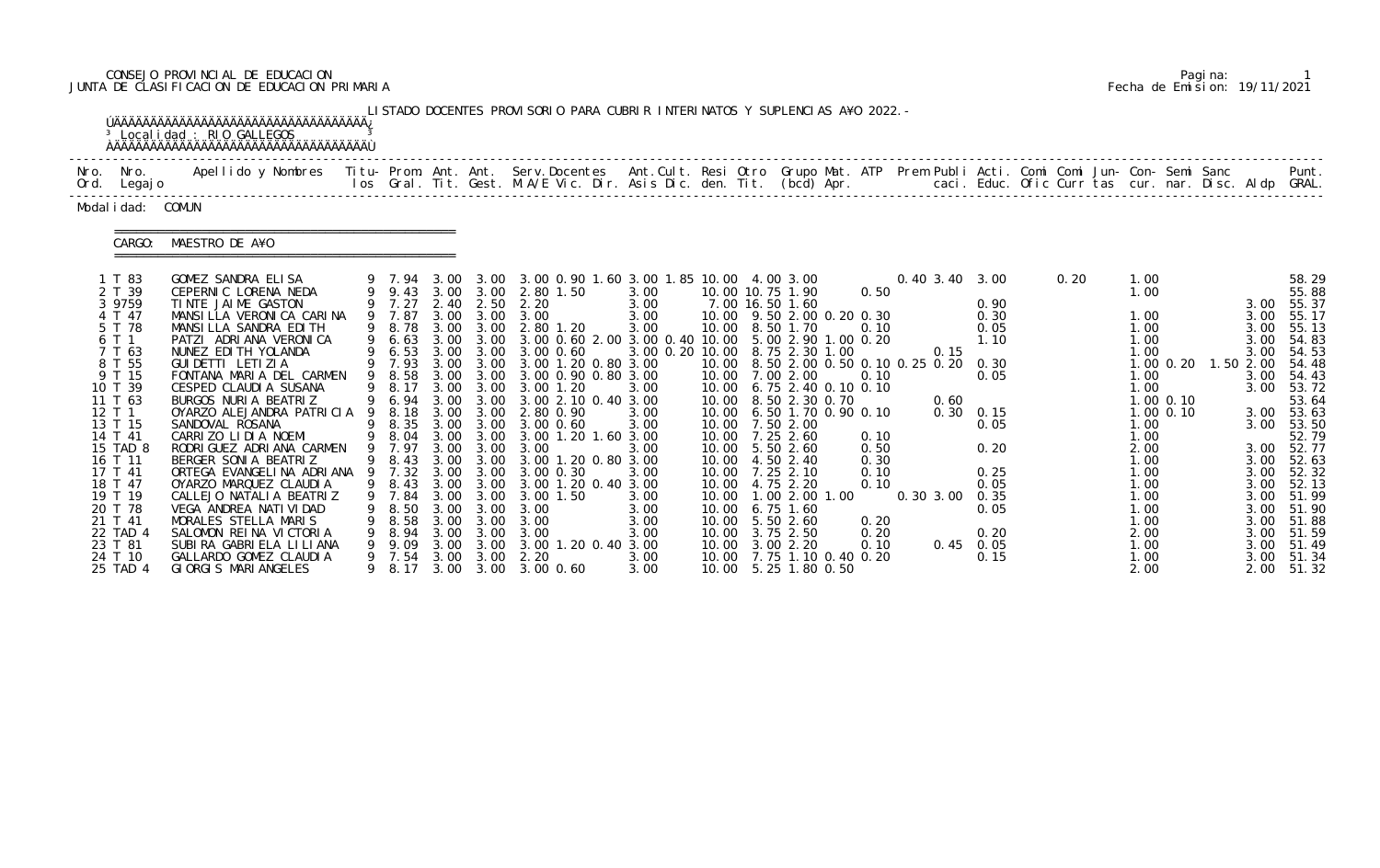CONSEJO PROVINCIAL DE EDUCACION
JUNTA DE CLASIFICACION DE EDUCACION PRIMARIA

Fecha de Emision: 19/11/2021

LISTADO DOCENTES PROVISORIO PARA CUBRIR INTERINATOS Y SUPLENCIAS A¥O 2022.-

Localidad : RIO GALLEGOS

Modalidad: COMUN

CARGO: MAESTRO DE A¥O

| Nro. Ord. | Nro. Legajo | Apellido y Nombres | Titu-los | Prom. Gral. | Ant. Tit. | Ant. Gest. | Serv.Docentes M.A/E Vic. Dir. | Ant.Cult. Asis Dic. | Resi den. | Otro Tit. | Grupo Mat. (bcd) | ATP Apr. | Prem | Publi caci. | Acti. Educ. | Comi Ofic | Comi Curr | Jun-tas | Con-cur. | Semi nar. | Sanc Disc. | Aldp | Punt. GRAL. |
|---|---|---|---|---|---|---|---|---|---|---|---|---|---|---|---|---|---|---|---|---|---|---|---|
| 1 | T 83 | GOMEZ SANDRA ELISA | 9 | 7.94 | 3.00 | 3.00 | 3.00 0.90 1.60 | 3.00 1.85 | 10.00 | 4.00 | 3.00 | | 0.40 | 3.40 | 3.00 | | 0.20 | | 1.00 | | | | 58.29 |
| 2 | T 39 | CEPERNIC LORENA NEDA | 9 | 9.43 | 3.00 | 3.00 | 2.80 1.50 | 3.00 | | 10.00 | 10.75 1.90 | 0.50 | | | | | | | 1.00 | | | | 55.88 |
| 3 | 9759 | TINTE JAIME GASTON | 9 | 7.27 | 2.40 | 2.50 | 2.20 | 3.00 | | 7.00 | 16.50 1.60 | | | | 0.90 | | | | | | | 3.00 | 55.37 |
| 4 | T 47 | MANSILLA VERONICA CARINA | 9 | 7.87 | 3.00 | 3.00 | 3.00 | 3.00 | 10.00 | 9.50 | 2.00 0.20 | 0.30 | | | 0.30 | | | | 1.00 | | | 3.00 | 55.17 |
| 5 | T 78 | MANSILLA SANDRA EDITH | 9 | 8.78 | 3.00 | 3.00 | 2.80 1.20 | 3.00 | 10.00 | 8.50 | 1.70 | 0.10 | | | 0.05 | | | | 1.00 | | | 3.00 | 55.13 |
| 6 | T 1 | PATZI ADRIANA VERONICA | 9 | 6.63 | 3.00 | 3.00 | 3.00 0.60 2.00 | 3.00 0.40 | 10.00 | 5.00 | 2.90 1.00 | 0.20 | | | 1.10 | | | | 1.00 | | | 3.00 | 54.83 |
| 7 | T 63 | NUNEZ EDITH YOLANDA | 9 | 6.53 | 3.00 | 3.00 | 3.00 0.60 | 3.00 0.20 | 10.00 | 8.75 | 2.30 1.00 | | | 0.15 | | | | | 1.00 | | | 3.00 | 54.53 |
| 8 | T 55 | GUIDETTI LETIZIA | 9 | 7.93 | 3.00 | 3.00 | 3.00 1.20 0.80 | 3.00 | 10.00 | 8.50 | 2.00 0.50 | 0.10 | 0.25 | 0.20 | 0.30 | | | | 1.00 | 0.20 | 1.50 | 2.00 | 54.48 |
| 9 | T 15 | FONTANA MARIA DEL CARMEN | 9 | 8.58 | 3.00 | 3.00 | 3.00 0.90 0.80 | 3.00 | 10.00 | 7.00 | 2.00 | 0.10 | | | 0.05 | | | | 1.00 | | | 3.00 | 54.43 |
| 10 | T 39 | CESPED CLAUDIA SUSANA | 9 | 8.17 | 3.00 | 3.00 | 3.00 1.20 | 3.00 | 10.00 | 6.75 | 2.40 0.10 | 0.10 | | | | | | | 1.00 | | | 3.00 | 53.72 |
| 11 | T 63 | BURGOS NURIA BEATRIZ | 9 | 6.94 | 3.00 | 3.00 | 3.00 2.10 0.40 | 3.00 | 10.00 | 8.50 | 2.30 0.70 | | | 0.60 | | | | | 1.00 | 0.10 | | | 53.64 |
| 12 | T 1 | OYARZO ALEJANDRA PATRICIA | 9 | 8.18 | 3.00 | 3.00 | 2.80 0.90 | 3.00 | 10.00 | 6.50 | 1.70 0.90 | 0.10 | | 0.30 | 0.15 | | | | 1.00 | 0.10 | | 3.00 | 53.63 |
| 13 | T 15 | SANDOVAL ROSANA | 9 | 8.35 | 3.00 | 3.00 | 3.00 0.60 | 3.00 | 10.00 | 7.50 | 2.00 | | | | 0.05 | | | | 1.00 | | | 3.00 | 53.50 |
| 14 | T 41 | CARRIZO LIDIA NOEMI | 9 | 8.04 | 3.00 | 3.00 | 3.00 1.20 1.60 | 3.00 | 10.00 | 7.25 | 2.60 | 0.10 | | | | | | | 1.00 | | | | 52.79 |
| 15 | TAD 8 | RODRIGUEZ ADRIANA CARMEN | 9 | 7.97 | 3.00 | 3.00 | 3.00 | 3.00 | 10.00 | 5.50 | 2.60 | 0.50 | | | 0.20 | | | | 2.00 | | | 3.00 | 52.77 |
| 16 | T 11 | BERGER SONIA BEATRIZ | 9 | 8.43 | 3.00 | 3.00 | 3.00 1.20 0.80 | 3.00 | 10.00 | 4.50 | 2.40 | 0.30 | | | | | | | 1.00 | | | 3.00 | 52.63 |
| 17 | T 41 | ORTEGA EVANGELINA ADRIANA | 9 | 7.32 | 3.00 | 3.00 | 3.00 0.30 | 3.00 | 10.00 | 7.25 | 2.10 | 0.10 | | | 0.25 | | | | 1.00 | | | 3.00 | 52.32 |
| 18 | T 47 | OYARZO MARQUEZ CLAUDIA | 9 | 8.43 | 3.00 | 3.00 | 3.00 1.20 0.40 | 3.00 | 10.00 | 4.75 | 2.20 | 0.10 | | | 0.05 | | | | 1.00 | | | 3.00 | 52.13 |
| 19 | T 19 | CALLEJO NATALIA BEATRIZ | 9 | 7.84 | 3.00 | 3.00 | 3.00 1.50 | 3.00 | 10.00 | 1.00 | 2.00 1.00 | | 0.30 | 3.00 | 0.35 | | | | 1.00 | | | 3.00 | 51.99 |
| 20 | T 78 | VEGA ANDREA NATIVIDAD | 9 | 8.50 | 3.00 | 3.00 | 3.00 | 3.00 | 10.00 | 6.75 | 1.60 | | | | 0.05 | | | | 1.00 | | | 3.00 | 51.90 |
| 21 | T 41 | MORALES STELLA MARIS | 9 | 8.58 | 3.00 | 3.00 | 3.00 | 3.00 | 10.00 | 5.50 | 2.60 | 0.20 | | | | | | | 1.00 | | | 3.00 | 51.88 |
| 22 | TAD 4 | SALOMON REINA VICTORIA | 9 | 8.94 | 3.00 | 3.00 | 3.00 | 3.00 | 10.00 | 3.75 | 2.50 | 0.20 | | | 0.20 | | | | 2.00 | | | 3.00 | 51.59 |
| 23 | T 81 | SUBIRA GABRIELA LILIANA | 9 | 9.09 | 3.00 | 3.00 | 3.00 1.20 0.40 | 3.00 | 10.00 | 3.00 | 2.20 | 0.10 | | 0.45 | 0.05 | | | | 1.00 | | | 3.00 | 51.49 |
| 24 | T 10 | GALLARDO GOMEZ CLAUDIA | 9 | 7.54 | 3.00 | 3.00 | 2.20 | 3.00 | 10.00 | 7.75 | 1.10 0.40 | 0.20 | | | 0.15 | | | | 1.00 | | | 3.00 | 51.34 |
| 25 | TAD 4 | GIORGIS MARIANGELES | 9 | 8.17 | 3.00 | 3.00 | 3.00 0.60 | 3.00 | 10.00 | 5.25 | 1.80 0.50 | | | | | | | | 2.00 | | | 2.00 | 51.32 |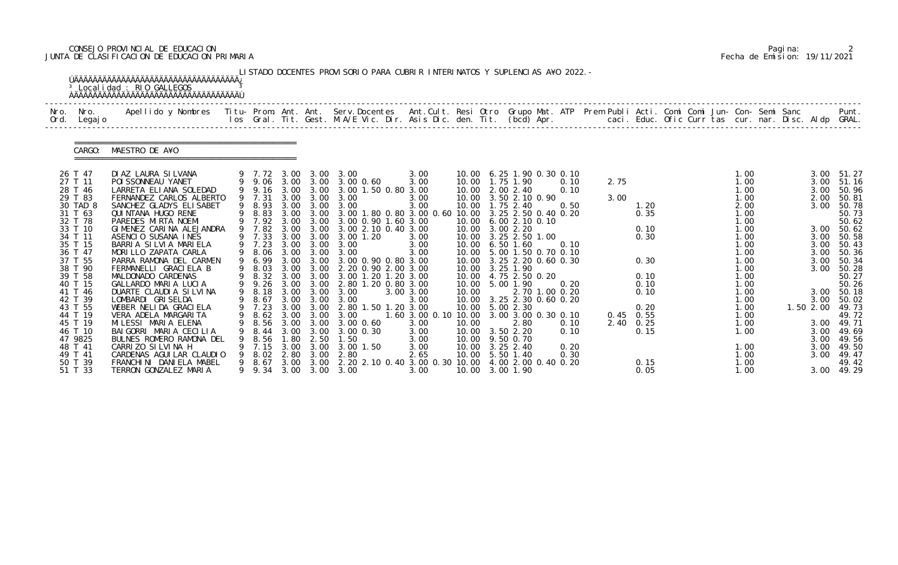CONSEJO PROVINCIAL DE EDUCACION
JUNTA DE CLASIFICACION DE EDUCACION PRIMARIA

Pagina: 2
Fecha de Emision: 19/11/2021

LISTADO DOCENTES PROVISORIO PARA CUBRIR INTERINATOS Y SUPLENCIAS A¥O 2022.-

Localidad : RIO GALLEGOS

CARGO: MAESTRO DE A¥O

| Nro. Ord. | Nro. Legajo | Apellido y Nombres | Titu-los | Prom. Gral. | Ant. Tit. | Ant. Gest. | Serv.Docentes M.A/E Vic. Dir. | Ant.Cult. Asis Dic. | Resi den. | Otro Tit. | Grupo Mat. (bcd) | ATP Apr. | Prem | Publi caci. | Acti. Educ. | Comi Ofic | Comi Curr | Jun-tas | Con-cur. | Semi nar. | Sanc Disc. | Aldp | Punt. GRAL. |
|---|---|---|---|---|---|---|---|---|---|---|---|---|---|---|---|---|---|---|---|---|---|---|---|
| 26 | T 47 | DIAZ LAURA SILVANA | 9 | 7.72 | 3.00 | 3.00 | 3.00 | 3.00 | 10.00 | | 6.25 1.90 0.30 | 0.10 | | | | | | | 1.00 | | | 3.00 | 51.27 |
| 27 | T 11 | POISSONNEAU YANET | 9 | 9.06 | 3.00 | 3.00 | 3.00 0.60 | 3.00 | 10.00 | | 1.75 1.90 | 0.10 | | 2.75 | | | | | 1.00 | | | 3.00 | 51.16 |
| 28 | T 46 | LARRETA ELIANA SOLEDAD | 9 | 9.16 | 3.00 | 3.00 | 3.00 1.50 0.80 | 3.00 | 10.00 | | 2.00 2.40 | 0.10 | | | | | | | 1.00 | | | 3.00 | 50.96 |
| 29 | T 83 | FERNANDEZ CARLOS ALBERTO | 9 | 7.31 | 3.00 | 3.00 | 3.00 | 3.00 | 10.00 | | 3.50 2.10 0.90 | | | 3.00 | | | | | 1.00 | | | 2.00 | 50.81 |
| 30 | TAD 8 | SANCHEZ GLADYS ELISABET | 9 | 8.93 | 3.00 | 3.00 | 3.00 | 3.00 | 10.00 | | 1.75 2.40 | 0.50 | | | 1.20 | | | | 2.00 | | | 3.00 | 50.78 |
| 31 | T 63 | QUINTANA HUGO RENE | 9 | 8.83 | 3.00 | 3.00 | 3.00 1.80 0.80 | 3.00 0.60 | 10.00 | | 3.25 2.50 0.40 | 0.20 | | | 0.35 | | | | 1.00 | | | | 50.73 |
| 32 | T 78 | PAREDES MIRTA NOEMI | 9 | 7.92 | 3.00 | 3.00 | 3.00 0.90 1.60 | 3.00 | 10.00 | | 6.00 2.10 0.10 | | | | | | | | 1.00 | | | | 50.62 |
| 33 | T 10 | GIMENEZ CARINA ALEJANDRA | 9 | 7.82 | 3.00 | 3.00 | 3.00 2.10 0.40 | 3.00 | 10.00 | | 3.00 2.20 | | | | 0.10 | | | | 1.00 | | | 3.00 | 50.62 |
| 34 | T 11 | ASENCIO SUSANA INES | 9 | 7.33 | 3.00 | 3.00 | 3.00 1.20 | 3.00 | 10.00 | | 3.25 2.50 1.00 | | | | 0.30 | | | | 1.00 | | | 3.00 | 50.58 |
| 35 | T 15 | BARRIA SILVIA MARIELA | 9 | 7.23 | 3.00 | 3.00 | 3.00 | 3.00 | 10.00 | | 6.50 1.60 | 0.10 | | | | | | | 1.00 | | | 3.00 | 50.43 |
| 36 | T 47 | MORILLO ZAPATA CARLA | 9 | 8.06 | 3.00 | 3.00 | 3.00 | 3.00 | 10.00 | | 5.00 1.50 0.70 | 0.10 | | | | | | | 1.00 | | | 3.00 | 50.36 |
| 37 | T 55 | PARRA RAMONA DEL CARMEN | 9 | 6.99 | 3.00 | 3.00 | 3.00 0.90 0.80 | 3.00 | 10.00 | | 3.25 2.20 0.60 | 0.30 | | | 0.30 | | | | 1.00 | | | 3.00 | 50.34 |
| 38 | T 90 | FERMANELLI GRACIELA B | 9 | 8.03 | 3.00 | 3.00 | 2.20 0.90 2.00 | 3.00 | 10.00 | | 3.25 1.90 | | | | | | | | 1.00 | | | 3.00 | 50.28 |
| 39 | T 58 | MALDONADO CARDENAS | 9 | 8.32 | 3.00 | 3.00 | 3.00 1.20 1.20 | 3.00 | 10.00 | | 4.75 2.50 0.20 | | | | 0.10 | | | | 1.00 | | | | 50.27 |
| 40 | T 15 | GALLARDO MARIA LUCIA | 9 | 9.26 | 3.00 | 3.00 | 2.80 1.20 0.80 | 3.00 | 10.00 | | 5.00 1.90 | 0.20 | | | 0.10 | | | | 1.00 | | | | 50.26 |
| 41 | T 46 | DUARTE CLAUDIA SILVINA | 9 | 8.18 | 3.00 | 3.00 | 3.00 | 3.00 3.00 | 10.00 | | 2.70 1.00 | 0.20 | | | 0.10 | | | | 1.00 | | | 3.00 | 50.18 |
| 42 | T 39 | LOMBARDI GRISELDA | 9 | 8.67 | 3.00 | 3.00 | 3.00 | 3.00 | 10.00 | | 3.25 2.30 0.60 | 0.20 | | | | | | | 1.00 | | | 3.00 | 50.02 |
| 43 | T 55 | WEBER NELIDA GRACIELA | 9 | 7.23 | 3.00 | 3.00 | 2.80 1.50 1.20 | 3.00 | 10.00 | | 5.00 2.30 | | | | 0.20 | | | | 1.00 | | 1.50 | 2.00 | 49.73 |
| 44 | T 19 | VERA ADELA MARGARITA | 9 | 8.62 | 3.00 | 3.00 | 3.00 | 1.60 3.00 0.10 | 10.00 | | 3.00 3.00 0.30 | 0.10 | | 0.45 | 0.55 | | | | 1.00 | | | | 49.72 |
| 45 | T 19 | MILESSI MARIA ELENA | 9 | 8.56 | 3.00 | 3.00 | 3.00 0.60 | 3.00 | 10.00 | | 2.80 | 0.10 | | 2.40 | 0.25 | | | | 1.00 | | | 3.00 | 49.71 |
| 46 | T 10 | BAIGORRI MARIA CECILIA | 9 | 8.44 | 3.00 | 3.00 | 3.00 0.30 | 3.00 | 10.00 | | 3.50 2.20 | 0.10 | | | 0.15 | | | | 1.00 | | | 3.00 | 49.69 |
| 47 | 9825 | BULNES ROMERO RAMONA DEL | 9 | 8.56 | 1.80 | 2.50 | 1.50 | 3.00 | 10.00 | | 9.50 0.70 | | | | | | | | | | | 3.00 | 49.56 |
| 48 | T 41 | CARRIZO SILVINA H | 9 | 7.15 | 3.00 | 3.00 | 3.00 1.50 | 3.00 | 10.00 | | 3.25 2.40 | 0.20 | | | | | | | 1.00 | | | 3.00 | 49.50 |
| 49 | T 41 | CARDENAS AGUILAR CLAUDIO | 9 | 8.02 | 2.80 | 3.00 | 2.80 | 2.65 | 10.00 | | 5.50 1.40 | 0.30 | | | | | | | 1.00 | | | 3.00 | 49.47 |
| 50 | T 39 | FRANCHINI DANIELA MABEL | 9 | 8.67 | 3.00 | 3.00 | 2.20 2.10 0.40 | 3.00 0.30 | 10.00 | | 4.00 2.00 0.40 | 0.20 | | | 0.15 | | | | 1.00 | | | | 49.42 |
| 51 | T 33 | TERRON GONZALEZ MARIA | 9 | 9.34 | 3.00 | 3.00 | 3.00 | 3.00 | 10.00 | | 3.00 1.90 | | | | 0.05 | | | | 1.00 | | | 3.00 | 49.29 |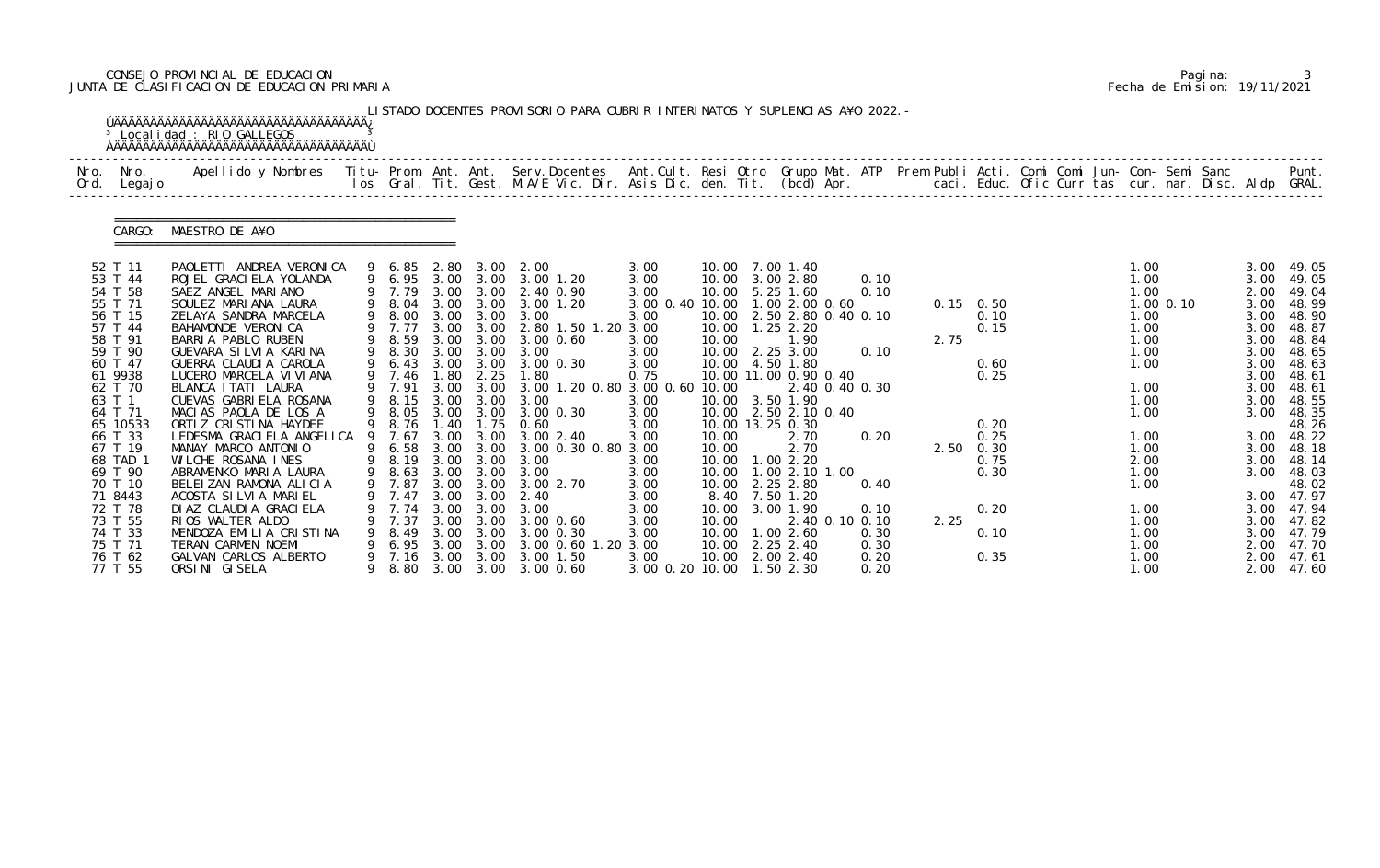CONSEJO PROVINCIAL DE EDUCACION
JUNTA DE CLASIFICACION DE EDUCACION PRIMARIA

LISTADO DOCENTES PROVISORIO PARA CUBRIR INTERINATOS Y SUPLENCIAS A¥O 2022.-

Localidad : RIO GALLEGOS

CARGO: MAESTRO DE A¥O

| Nro. Ord. | Nro. Legajo | Apellido y Nombres | Titu- los | Prom. Gral. | Ant. Tit. | Ant. Gest. | Serv.Docentes M.A/E Vic. Dir. | Ant.Cult. Asis Dic. | Resi den. | Otro Tit. | Grupo Mat. (bcd) | ATP Apr. | Prem Publi caci. | Acti. Educ. | Comi Ofic | Comi Curr | Jun- tas | Con- cur. | Semi nar. | Sanc Disc. | Aldp | Punt. GRAL. |
|---|---|---|---|---|---|---|---|---|---|---|---|---|---|---|---|---|---|---|---|---|---|---|
| 52 | T 11 | PAOLETTI ANDREA VERONICA | 9 | 6.85 | 2.80 | 3.00 | 2.00 | 3.00 | 10.00 | 7.00 | 1.40 | | | | | | | 1.00 | | | 3.00 | 49.05 |
| 53 | T 44 | ROJEL GRACIELA YOLANDA | 9 | 6.95 | 3.00 | 3.00 | 3.00 1.20 | 3.00 | 10.00 | 3.00 | 2.80 | 0.10 | | | | | | 1.00 | | | 3.00 | 49.05 |
| 54 | T 58 | SAEZ ANGEL MARIANO | 9 | 7.79 | 3.00 | 3.00 | 2.40 0.90 | 3.00 | 10.00 | 5.25 | 1.60 | 0.10 | | | | | | 1.00 | | | 2.00 | 49.04 |
| 55 | T 71 | SOULEZ MARIANA LAURA | 9 | 8.04 | 3.00 | 3.00 | 3.00 1.20 | 3.00 0.40 | 10.00 | 1.00 | 2.00 0.60 | | 0.15 | 0.50 | | | | 1.00 | 0.10 | | 3.00 | 48.99 |
| 56 | T 15 | ZELAYA SANDRA MARCELA | 9 | 8.00 | 3.00 | 3.00 | 3.00 | 3.00 | 10.00 | 2.50 | 2.80 0.40 | 0.10 | | 0.10 | | | | 1.00 | | | 3.00 | 48.90 |
| 57 | T 44 | BAHAMONDE VERONICA | 9 | 7.77 | 3.00 | 3.00 | 2.80 1.50 1.20 | 3.00 | 10.00 | 1.25 | 2.20 | | | 0.15 | | | | 1.00 | | | 3.00 | 48.87 |
| 58 | T 91 | BARRIA PABLO RUBEN | 9 | 8.59 | 3.00 | 3.00 | 3.00 0.60 | 3.00 | 10.00 | | 1.90 | | 2.75 | | | | | 1.00 | | | 3.00 | 48.84 |
| 59 | T 90 | GUEVARA SILVIA KARINA | 9 | 8.30 | 3.00 | 3.00 | 3.00 | 3.00 | 10.00 | 2.25 | 3.00 | 0.10 | | | | | | 1.00 | | | 3.00 | 48.65 |
| 60 | T 47 | GUERRA CLAUDIA CAROLA | 9 | 6.43 | 3.00 | 3.00 | 3.00 0.30 | 3.00 | 10.00 | 4.50 | 1.80 | | | 0.60 | | | | 1.00 | | | 3.00 | 48.63 |
| 61 | 9938 | LUCERO MARCELA VIVIANA | 9 | 7.46 | 1.80 | 2.25 | 1.80 | 0.75 | 10.00 | 11.00 | 0.90 0.40 | | | 0.25 | | | | | | | 3.00 | 48.61 |
| 62 | T 70 | BLANCA ITATI LAURA | 9 | 7.91 | 3.00 | 3.00 | 3.00 1.20 0.80 | 3.00 0.60 | 10.00 | | 2.40 0.40 0.30 | | | | | | | 1.00 | | | 3.00 | 48.61 |
| 63 | T 1 | CUEVAS GABRIELA ROSANA | 9 | 8.15 | 3.00 | 3.00 | 3.00 | 3.00 | 10.00 | 3.50 | 1.90 | | | | | | | 1.00 | | | 3.00 | 48.55 |
| 64 | T 71 | MACIAS PAOLA DE LOS A | 9 | 8.05 | 3.00 | 3.00 | 3.00 0.30 | 3.00 | 10.00 | 2.50 | 2.10 0.40 | | | | | | | 1.00 | | | 3.00 | 48.35 |
| 65 | 10533 | ORTIZ CRISTINA HAYDEE | 9 | 8.76 | 1.40 | 1.75 | 0.60 | 3.00 | 10.00 | 13.25 | 0.30 | | | 0.20 | | | | | | | | 48.26 |
| 66 | T 33 | LEDESMA GRACIELA ANGELICA | 9 | 7.67 | 3.00 | 3.00 | 3.00 2.40 | 3.00 | 10.00 | | 2.70 | 0.20 | | 0.25 | | | | 1.00 | | | 3.00 | 48.22 |
| 67 | T 19 | MANAY MARCO ANTONIO | 9 | 6.58 | 3.00 | 3.00 | 3.00 0.30 0.80 | 3.00 | 10.00 | | 2.70 | | 2.50 | 0.30 | | | | 1.00 | | | 3.00 | 48.18 |
| 68 | TAD 1 | WILCHE ROSANA INES | 9 | 8.19 | 3.00 | 3.00 | 3.00 | 3.00 | 10.00 | 1.00 | 2.20 | | | 0.75 | | | | 2.00 | | | 3.00 | 48.14 |
| 69 | T 90 | ABRAMENKO MARIA LAURA | 9 | 8.63 | 3.00 | 3.00 | 3.00 | 3.00 | 10.00 | 1.00 | 2.10 1.00 | | | 0.30 | | | | 1.00 | | | 3.00 | 48.03 |
| 70 | T 10 | BELEIZAN RAMONA ALICIA | 9 | 7.87 | 3.00 | 3.00 | 3.00 2.70 | 3.00 | 10.00 | 2.25 | 2.80 | 0.40 | | | | | | 1.00 | | | | 48.02 |
| 71 | 8443 | ACOSTA SILVIA MARIEL | 9 | 7.47 | 3.00 | 3.00 | 2.40 | 3.00 | 8.40 | 7.50 | 1.20 | | | | | | | | | | 3.00 | 47.97 |
| 72 | T 78 | DIAZ CLAUDIA GRACIELA | 9 | 7.74 | 3.00 | 3.00 | 3.00 | 3.00 | 10.00 | 3.00 | 1.90 | 0.10 | | 0.20 | | | | 1.00 | | | 3.00 | 47.94 |
| 73 | T 55 | RIOS WALTER ALDO | 9 | 7.37 | 3.00 | 3.00 | 3.00 0.60 | 3.00 | 10.00 | | 2.40 0.10 | 0.10 | 2.25 | | | | | 1.00 | | | 3.00 | 47.82 |
| 74 | T 33 | MENDOZA EMILIA CRISTINA | 9 | 8.49 | 3.00 | 3.00 | 3.00 0.30 | 3.00 | 10.00 | 1.00 | 2.60 | 0.30 | | 0.10 | | | | 1.00 | | | 3.00 | 47.79 |
| 75 | T 71 | TERAN CARMEN NOEMI | 9 | 6.95 | 3.00 | 3.00 | 3.00 0.60 1.20 | 3.00 | 10.00 | 2.25 | 2.40 | 0.30 | | | | | | 1.00 | | | 2.00 | 47.70 |
| 76 | T 62 | GALVAN CARLOS ALBERTO | 9 | 7.16 | 3.00 | 3.00 | 3.00 1.50 | 3.00 | 10.00 | 2.00 | 2.40 | 0.20 | | 0.35 | | | | 1.00 | | | 2.00 | 47.61 |
| 77 | T 55 | ORSINI GISELA | 9 | 8.80 | 3.00 | 3.00 | 3.00 0.60 | 3.00 0.20 | 10.00 | 1.50 | 2.30 | 0.20 | | | | | | 1.00 | | | 2.00 | 47.60 |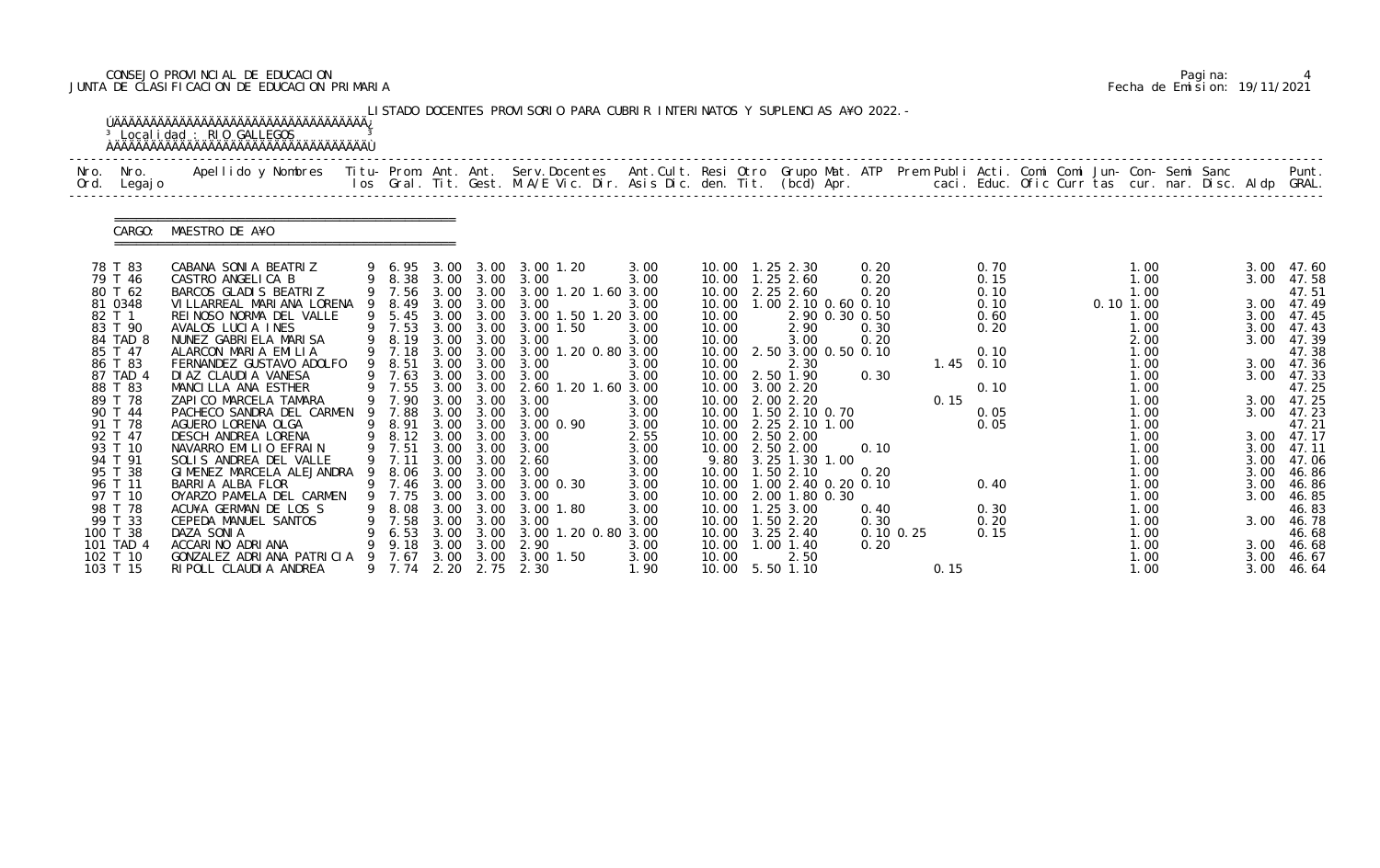CONSEJO PROVINCIAL DE EDUCACION
JUNTA DE CLASIFICACION DE EDUCACION PRIMARIA

Pagina: 4
Fecha de Emision: 19/11/2021

LISTADO DOCENTES PROVISORIO PARA CUBRIR INTERINATOS Y SUPLENCIAS A¥O 2022.-

Localidad : RIO GALLEGOS

CARGO: MAESTRO DE A¥O

| Nro. Ord. | Nro. Legajo | Apellido y Nombres | Titu- los | Prom. Gral. | Ant. Tit. | Ant. Gest. | Serv.Docentes M.A/E Vic. Dir. | Ant.Cult. Asis Dic. | Resi den. | Otro Tit. | Grupo Mat. (bcd) | ATP Apr. | Prem Publi caci. | Acti. Educ. | Comi Ofic | Comi Curr | Jun- tas | Con- cur. | Semi nar. | Sanc Disc. | Aldp | Punt. GRAL. |
|---|---|---|---|---|---|---|---|---|---|---|---|---|---|---|---|---|---|---|---|---|---|---|
| 78 | T 83 | CABANA SONIA BEATRIZ | 9 | 6.95 | 3.00 | 3.00 | 3.00 1.20 | 3.00 | 10.00 | 1.25 | 2.30 | 0.20 | | 0.70 | | | | 1.00 | | | 3.00 | 47.60 |
| 79 | T 46 | CASTRO ANGELICA B | 9 | 8.38 | 3.00 | 3.00 | 3.00 | 3.00 | 10.00 | 1.25 | 2.60 | 0.20 | | 0.15 | | | | 1.00 | | | 3.00 | 47.58 |
| 80 | T 62 | BARCOS GLADIS BEATRIZ | 9 | 7.56 | 3.00 | 3.00 | 3.00 1.20 1.60 | 3.00 | 10.00 | 2.25 | 2.60 | 0.20 | | 0.10 | | | | 1.00 | | | | 47.51 |
| 81 | 0348 | VILLARREAL MARIANA LORENA | 9 | 8.49 | 3.00 | 3.00 | 3.00 | 3.00 | 10.00 | 1.00 | 2.10 0.60 | 0.10 | | 0.10 | | | 0.10 | 1.00 | | | 3.00 | 47.49 |
| 82 | T 1 | REINOSO NORMA DEL VALLE | 9 | 5.45 | 3.00 | 3.00 | 3.00 1.50 1.20 | 3.00 | 10.00 | | 2.90 0.30 | 0.50 | | 0.60 | | | | 1.00 | | | 3.00 | 47.45 |
| 83 | T 90 | AVALOS LUCIA INES | 9 | 7.53 | 3.00 | 3.00 | 3.00 1.50 | 3.00 | 10.00 | | 2.90 | 0.30 | | 0.20 | | | | 1.00 | | | 3.00 | 47.43 |
| 84 | TAD 8 | NUNEZ GABRIELA MARISA | 9 | 8.19 | 3.00 | 3.00 | 3.00 | 3.00 | 10.00 | | 3.00 | 0.20 | | | | | | 2.00 | | | 3.00 | 47.39 |
| 85 | T 47 | ALARCON MARIA EMILIA | 9 | 7.18 | 3.00 | 3.00 | 3.00 1.20 0.80 | 3.00 | 10.00 | 2.50 | 3.00 0.50 | 0.10 | | 0.10 | | | | 1.00 | | | | 47.38 |
| 86 | T 83 | FERNANDEZ GUSTAVO ADOLFO | 9 | 8.51 | 3.00 | 3.00 | 3.00 | 3.00 | 10.00 | | 2.30 | | 1.45 | 0.10 | | | | 1.00 | | | 3.00 | 47.36 |
| 87 | TAD 4 | DIAZ CLAUDIA VANESA | 9 | 7.63 | 3.00 | 3.00 | 3.00 | 3.00 | 10.00 | 2.50 | 1.90 | 0.30 | | | | | | 1.00 | | | 3.00 | 47.33 |
| 88 | T 83 | MANCILLA ANA ESTHER | 9 | 7.55 | 3.00 | 3.00 | 2.60 1.20 1.60 | 3.00 | 10.00 | 3.00 | 2.20 | | | 0.10 | | | | 1.00 | | | | 47.25 |
| 89 | T 78 | ZAPICO MARCELA TAMARA | 9 | 7.90 | 3.00 | 3.00 | 3.00 | 3.00 | 10.00 | 2.00 | 2.20 | | 0.15 | | | | | 1.00 | | | 3.00 | 47.25 |
| 90 | T 44 | PACHECO SANDRA DEL CARMEN | 9 | 7.88 | 3.00 | 3.00 | 3.00 | 3.00 | 10.00 | 1.50 | 2.10 0.70 | | | 0.05 | | | | 1.00 | | | 3.00 | 47.23 |
| 91 | T 78 | AGUERO LORENA OLGA | 9 | 8.91 | 3.00 | 3.00 | 3.00 0.90 | 3.00 | 10.00 | 2.25 | 2.10 1.00 | | | 0.05 | | | | 1.00 | | | | 47.21 |
| 92 | T 47 | DESCH ANDREA LORENA | 9 | 8.12 | 3.00 | 3.00 | 3.00 | 2.55 | 10.00 | 2.50 | 2.00 | | | | | | | 1.00 | | | 3.00 | 47.17 |
| 93 | T 10 | NAVARRO EMILIO EFRAIN | 9 | 7.51 | 3.00 | 3.00 | 3.00 | 3.00 | 10.00 | 2.50 | 2.00 | 0.10 | | | | | | 1.00 | | | 3.00 | 47.11 |
| 94 | T 91 | SOLIS ANDREA DEL VALLE | 9 | 7.11 | 3.00 | 3.00 | 2.60 | 3.00 | 9.80 | 3.25 | 1.30 1.00 | | | | | | | 1.00 | | | 3.00 | 47.06 |
| 95 | T 38 | GIMENEZ MARCELA ALEJANDRA | 9 | 8.06 | 3.00 | 3.00 | 3.00 | 3.00 | 10.00 | 1.50 | 2.10 | 0.20 | | | | | | 1.00 | | | 3.00 | 46.86 |
| 96 | T 11 | BARRIA ALBA FLOR | 9 | 7.46 | 3.00 | 3.00 | 3.00 0.30 | 3.00 | 10.00 | 1.00 | 2.40 0.20 | 0.10 | | 0.40 | | | | 1.00 | | | 3.00 | 46.86 |
| 97 | T 10 | OYARZO PAMELA DEL CARMEN | 9 | 7.75 | 3.00 | 3.00 | 3.00 | 3.00 | 10.00 | 2.00 | 1.80 0.30 | | | | | | | 1.00 | | | 3.00 | 46.85 |
| 98 | T 78 | ACU¥A GERMAN DE LOS S | 9 | 8.08 | 3.00 | 3.00 | 3.00 1.80 | 3.00 | 10.00 | 1.25 | 3.00 | 0.40 | | 0.30 | | | | 1.00 | | | | 46.83 |
| 99 | T 33 | CEPEDA MANUEL SANTOS | 9 | 7.58 | 3.00 | 3.00 | 3.00 | 3.00 | 10.00 | 1.50 | 2.20 | 0.30 | | 0.20 | | | | 1.00 | | | 3.00 | 46.78 |
| 100 | T 38 | DAZA SONIA | 9 | 6.53 | 3.00 | 3.00 | 3.00 1.20 0.80 | 3.00 | 10.00 | 3.25 | 2.40 | 0.10 0.25 | | 0.15 | | | | 1.00 | | | | 46.68 |
| 101 | TAD 4 | ACCARINO ADRIANA | 9 | 9.18 | 3.00 | 3.00 | 2.90 | 3.00 | 10.00 | 1.00 | 1.40 | 0.20 | | | | | | 1.00 | | | 3.00 | 46.68 |
| 102 | T 10 | GONZALEZ ADRIANA PATRICIA | 9 | 7.67 | 3.00 | 3.00 | 3.00 1.50 | 3.00 | 10.00 | | 2.50 | | | | | | | 1.00 | | | 3.00 | 46.67 |
| 103 | T 15 | RIPOLL CLAUDIA ANDREA | 9 | 7.74 | 2.20 | 2.75 | 2.30 | 1.90 | 10.00 | 5.50 | 1.10 | | 0.15 | | | | | 1.00 | | | 3.00 | 46.64 |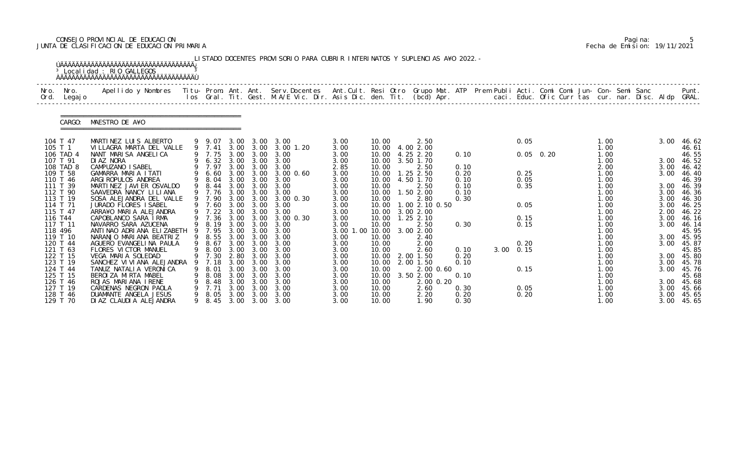CONSEJO PROVINCIAL DE EDUCACION
JUNTA DE CLASIFICACION DE EDUCACION PRIMARIA

Pagina: 5
Fecha de Emision: 19/11/2021

LISTADO DOCENTES PROVISORIO PARA CUBRIR INTERINATOS Y SUPLENCIAS A¥O 2022.-

Localidad : RIO GALLEGOS

CARGO: MAESTRO DE A¥O

| Nro. Ord. | Nro. Legajo | Apellido y Nombres | Titu-los | Prom. Gral. | Ant. Tit. | Ant. Gest. | Serv.Docentes M.A/E Vic. Dir. | Ant.Cult. Asis Dic. | Resi den. | Otro Tit. | Grupo Mat. (bcd) | ATP Apr. | Prem Publi caci. | Acti. Educ. | Comi Ofic | Comi Curr | Jun- tas | Con- cur. | Semi nar. | Sanc Disc. | Aldp | Punt. GRAL. |
|---|---|---|---|---|---|---|---|---|---|---|---|---|---|---|---|---|---|---|---|---|---|---|
| 104 | T 47 | MARTINEZ LUIS ALBERTO | 9 | 9.07 | 3.00 | 3.00 | 3.00 | 3.00 | 10.00 | | 2.50 | | | 0.05 | | | | 1.00 | | | 3.00 | 46.62 |
| 105 | T 1 | VILLAGRA MARTA DEL VALLE | 9 | 7.41 | 3.00 | 3.00 | 3.00 1.20 | 3.00 | 10.00 | 4.00 | 2.00 | | | | | | | 1.00 | | | | 46.61 |
| 106 | TAD 4 | NANT MARISA ANGELICA | 9 | 7.75 | 3.00 | 3.00 | 3.00 | 3.00 | 10.00 | 4.25 | 2.20 | 0.10 | | 0.05 | 0.20 | | | 1.00 | | | | 46.55 |
| 107 | T 91 | DIAZ NORA | 9 | 6.32 | 3.00 | 3.00 | 3.00 | 3.00 | 10.00 | 3.50 | 1.70 | | | | | | | 1.00 | | | 3.00 | 46.52 |
| 108 | TAD 8 | CAMPUZANO ISABEL | 9 | 7.97 | 3.00 | 3.00 | 3.00 | 2.85 | 10.00 | | 2.50 | 0.10 | | | | | | 2.00 | | | 3.00 | 46.42 |
| 109 | T 58 | GAMARRA MARIA ITATI | 9 | 6.60 | 3.00 | 3.00 | 3.00 0.60 | 3.00 | 10.00 | 1.25 | 2.50 | 0.20 | | 0.25 | | | | 1.00 | | | 3.00 | 46.40 |
| 110 | T 46 | ARGIROPULOS ANDREA | 9 | 8.04 | 3.00 | 3.00 | 3.00 | 3.00 | 10.00 | 4.50 | 1.70 | 0.10 | | 0.05 | | | | 1.00 | | | | 46.39 |
| 111 | T 39 | MARTINEZ JAVIER OSVALDO | 9 | 8.44 | 3.00 | 3.00 | 3.00 | 3.00 | 10.00 | | 2.50 | 0.10 | | 0.35 | | | | 1.00 | | | 3.00 | 46.39 |
| 112 | T 90 | SAAVEDRA NANCY LILIANA | 9 | 7.76 | 3.00 | 3.00 | 3.00 | 3.00 | 10.00 | 1.50 | 2.00 | 0.10 | | | | | | 1.00 | | | 3.00 | 46.36 |
| 113 | T 19 | SOSA ALEJANDRA DEL VALLE | 9 | 7.90 | 3.00 | 3.00 | 3.00 0.30 | 3.00 | 10.00 | | 2.80 | 0.30 | | | | | | 1.00 | | | 3.00 | 46.30 |
| 114 | T 71 | JURADO FLORES ISABEL | 9 | 7.60 | 3.00 | 3.00 | 3.00 | 3.00 | 10.00 | 1.00 | 2.10 0.50 | | | 0.05 | | | | 1.00 | | | 3.00 | 46.25 |
| 115 | T 47 | ARRA¥O MARIA ALEJANDRA | 9 | 7.22 | 3.00 | 3.00 | 3.00 | 3.00 | 10.00 | 3.00 | 2.00 | | | | | | | 1.00 | | | 2.00 | 46.22 |
| 116 | T44 | CAPOBLANCO SARA IRMA | 9 | 7.36 | 3.00 | 3.00 | 3.00 0.30 | 3.00 | 10.00 | 1.25 | 2.10 | | | 0.15 | | | | 1.00 | | | 3.00 | 46.16 |
| 117 | T 11 | NAVARRO SARA AZUCENA | 9 | 8.19 | 3.00 | 3.00 | 3.00 | 3.00 | 10.00 | | 2.50 | 0.30 | | 0.15 | | | | 1.00 | | | 3.00 | 46.14 |
| 118 | 496 | ANTINAO ADRIANA ELIZABETH | 9 | 7.95 | 3.00 | 3.00 | 3.00 | 3.00 1.00 | 10.00 | 3.00 | 2.00 | | | | | | | 1.00 | | | | 45.95 |
| 119 | T 10 | NARANJO MARIANA BEATRIZ | 9 | 8.55 | 3.00 | 3.00 | 3.00 | 3.00 | 10.00 | | 2.40 | | | | | | | 1.00 | | | 3.00 | 45.95 |
| 120 | T 44 | AGUERO EVANGELINA PAULA | 9 | 8.67 | 3.00 | 3.00 | 3.00 | 3.00 | 10.00 | | 2.00 | | | 0.20 | | | | 1.00 | | | 3.00 | 45.87 |
| 121 | T 63 | FLORES VICTOR MANUEL | 9 | 8.00 | 3.00 | 3.00 | 3.00 | 3.00 | 10.00 | | 2.60 | 0.10 | 3.00 | 0.15 | | | | 1.00 | | | | 45.85 |
| 122 | T 15 | VEGA MARIA SOLEDAD | 9 | 7.30 | 2.80 | 3.00 | 3.00 | 3.00 | 10.00 | 2.00 | 1.50 | 0.20 | | | | | | 1.00 | | | 3.00 | 45.80 |
| 123 | T 19 | SANCHEZ VIVIANA ALEJANDRA | 9 | 7.18 | 3.00 | 3.00 | 3.00 | 3.00 | 10.00 | 2.00 | 1.50 | 0.10 | | | | | | 1.00 | | | 3.00 | 45.78 |
| 124 | T 44 | TANUZ NATALIA VERONICA | 9 | 8.01 | 3.00 | 3.00 | 3.00 | 3.00 | 10.00 | | 2.00 0.60 | | | 0.15 | | | | 1.00 | | | 3.00 | 45.76 |
| 125 | T 15 | BEROIZA MIRTA MABEL | 9 | 8.08 | 3.00 | 3.00 | 3.00 | 3.00 | 10.00 | 3.50 | 2.00 | 0.10 | | | | | | 1.00 | | | | 45.68 |
| 126 | T 46 | ROJAS MARIANA IRENE | 9 | 8.48 | 3.00 | 3.00 | 3.00 | 3.00 | 10.00 | | 2.00 0.20 | | | | | | | 1.00 | | | 3.00 | 45.68 |
| 127 | T 19 | CARDENAS NEGRON PAOLA | 9 | 7.71 | 3.00 | 3.00 | 3.00 | 3.00 | 10.00 | | 2.60 | 0.30 | | 0.05 | | | | 1.00 | | | 3.00 | 45.66 |
| 128 | T 46 | DUAMANTE ANGELA JESUS | 9 | 8.05 | 3.00 | 3.00 | 3.00 | 3.00 | 10.00 | | 2.20 | 0.20 | | 0.20 | | | | 1.00 | | | 3.00 | 45.65 |
| 129 | T 70 | DIAZ CLAUDIA ALEJANDRA | 9 | 8.45 | 3.00 | 3.00 | 3.00 | 3.00 | 10.00 | | 1.90 | 0.30 | | | | | | 1.00 | | | 3.00 | 45.65 |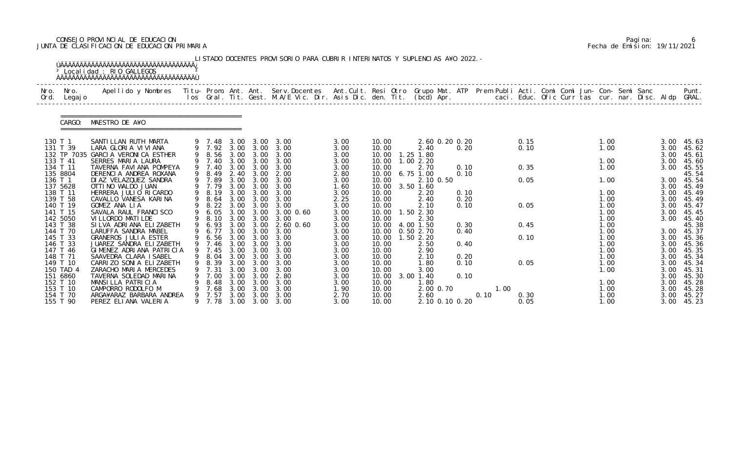CONSEJO PROVINCIAL DE EDUCACION
JUNTA DE CLASIFICACION DE EDUCACION PRIMARIA

Pagina: 6
Fecha de Emision: 19/11/2021

LISTADO DOCENTES PROVISORIO PARA CUBRIR INTERINATOS Y SUPLENCIAS A¥O 2022.-

Localidad : RIO GALLEGOS

CARGO: MAESTRO DE A¥O

| Nro. Ord. | Nro. Legajo | Apellido y Nombres | Titu- los | Prom. Gral. | Ant. Tit. | Ant. Gest. | Serv. Docentes M.A/E Vic. Dir. | Ant. Cult. Asis Dic. | Resi den. | Otro Tit. | Grupo Mat. (bcd) Apr. | ATP | Prem Publi caci. | Acti. Educ. | Comi Ofic | Comi Jun- Curr tas | Con- cur. | Semi nar. | Sanc Disc. | Aldp | Punt. GRAL. |
|---|---|---|---|---|---|---|---|---|---|---|---|---|---|---|---|---|---|---|---|---|---|
| 130 | T 1 | SANTILLAN RUTH MARTA | 9 | 7.48 | 3.00 | 3.00 | 3.00 | 3.00 | 10.00 | | 2.60 0.20 0.20 | | | 0.15 | | | 1.00 | | | 3.00 | 45.63 |
| 131 | T 39 | LARA GLORIA VIVIANA | 9 | 7.92 | 3.00 | 3.00 | 3.00 | 3.00 | 10.00 | | 2.40 0.20 | | | 0.10 | | | 1.00 | | | 3.00 | 45.62 |
| 132 | TP 7035 | GARCIA VERONICA ESTHER | 9 | 8.56 | 3.00 | 3.00 | 3.00 | 3.00 | 10.00 | 1.25 | 1.80 | | | | | | | | | 3.00 | 45.61 |
| 133 | T 41 | SERRES MARIA LAURA | 9 | 7.40 | 3.00 | 3.00 | 3.00 | 3.00 | 10.00 | 1.00 | 2.20 | | | | | | 1.00 | | | 3.00 | 45.60 |
| 134 | T 11 | TAVERNA FAVIANA POMPEYA | 9 | 7.40 | 3.00 | 3.00 | 3.00 | 3.00 | 10.00 | | 2.70 0.10 | | | 0.35 | | | 1.00 | | | 3.00 | 45.55 |
| 135 | 8804 | DERENCIA ANDREA ROXANA | 9 | 8.49 | 2.40 | 3.00 | 2.00 | 2.80 | 10.00 | 6.75 | 1.00 0.10 | | | | | | | | | | 45.54 |
| 136 | T 1 | DIAZ VELAZQUEZ SANDRA | 9 | 7.89 | 3.00 | 3.00 | 3.00 | 3.00 | 10.00 | | 2.10 0.50 | | | 0.05 | | | 1.00 | | | 3.00 | 45.54 |
| 137 | 5628 | OTTINO WALDO JUAN | 9 | 7.79 | 3.00 | 3.00 | 3.00 | 1.60 | 10.00 | 3.50 | 1.60 | | | | | | | | | 3.00 | 45.49 |
| 138 | T 11 | HERRERA JULIO RICARDO | 9 | 8.19 | 3.00 | 3.00 | 3.00 | 3.00 | 10.00 | | 2.20 0.10 | | | | | | 1.00 | | | 3.00 | 45.49 |
| 139 | T 58 | CAVALLO VANESA KARINA | 9 | 8.64 | 3.00 | 3.00 | 3.00 | 2.25 | 10.00 | | 2.40 0.20 | | | | | | 1.00 | | | 3.00 | 45.49 |
| 140 | T 19 | GOMEZ ANA LIA | 9 | 8.22 | 3.00 | 3.00 | 3.00 | 3.00 | 10.00 | | 2.10 0.10 | | | 0.05 | | | 1.00 | | | 3.00 | 45.47 |
| 141 | T 15 | SAVALA RAUL FRANCISCO | 9 | 6.05 | 3.00 | 3.00 | 3.00 0.60 | 3.00 | 10.00 | 1.50 | 2.30 | | | | | | 1.00 | | | 3.00 | 45.45 |
| 142 | 5050 | VILLORDO MATILDE | 9 | 8.10 | 3.00 | 3.00 | 3.00 | 3.00 | 10.00 | | 2.30 | | | | | | 1.00 | | | 3.00 | 45.40 |
| 143 | T 38 | SILVA ADRIANA ELIZABETH | 9 | 6.93 | 3.00 | 3.00 | 2.60 0.60 | 3.00 | 10.00 | 4.00 | 1.50 0.30 | | | 0.45 | | | 1.00 | | | | 45.38 |
| 144 | T 70 | LARUFFA SANDRA MABEL | 9 | 6.77 | 3.00 | 3.00 | 3.00 | 3.00 | 10.00 | 0.50 | 2.70 0.40 | | | | | | 1.00 | | | 3.00 | 45.37 |
| 145 | T 33 | GRANEROS JULIA ESTER | 9 | 6.56 | 3.00 | 3.00 | 3.00 | 3.00 | 10.00 | 1.50 | 2.20 | | | 0.10 | | | 1.00 | | | 3.00 | 45.36 |
| 146 | T 33 | JUAREZ SANDRA ELIZABETH | 9 | 7.46 | 3.00 | 3.00 | 3.00 | 3.00 | 10.00 | | 2.50 0.40 | | | | | | 1.00 | | | 3.00 | 45.36 |
| 147 | T 46 | GIMENEZ ADRIANA PATRICIA | 9 | 7.45 | 3.00 | 3.00 | 3.00 | 3.00 | 10.00 | | 2.90 | | | | | | 1.00 | | | 3.00 | 45.35 |
| 148 | T 71 | SAAVEDRA CLARA ISABEL | 9 | 8.04 | 3.00 | 3.00 | 3.00 | 3.00 | 10.00 | | 2.10 0.20 | | | | | | 1.00 | | | 3.00 | 45.34 |
| 149 | T 10 | CARRIZO SONIA ELIZABETH | 9 | 8.39 | 3.00 | 3.00 | 3.00 | 3.00 | 10.00 | | 1.80 0.10 | | | 0.05 | | | 1.00 | | | 3.00 | 45.34 |
| 150 | TAD 4 | ZARACHO MARIA MERCEDES | 9 | 7.31 | 3.00 | 3.00 | 3.00 | 3.00 | 10.00 | | 3.00 | | | | | | 1.00 | | | 3.00 | 45.31 |
| 151 | 6860 | TAVERNA SOLEDAD MARINA | 9 | 7.00 | 3.00 | 3.00 | 2.80 | 3.00 | 10.00 | 3.00 | 1.40 0.10 | | | | | | | | | 3.00 | 45.30 |
| 152 | T 10 | MANSILLA PATRICIA | 9 | 8.48 | 3.00 | 3.00 | 3.00 | 3.00 | 10.00 | | 1.80 | | | | | | 1.00 | | | 3.00 | 45.28 |
| 153 | T 10 | CAMPORRO RODOLFO M | 9 | 7.68 | 3.00 | 3.00 | 3.00 | 1.90 | 10.00 | | 2.00 0.70 | | 1.00 | | | | 1.00 | | | 3.00 | 45.28 |
| 154 | T 70 | ARGA¥ARAZ BARBARA ANDREA | 9 | 7.57 | 3.00 | 3.00 | 3.00 | 2.70 | 10.00 | | 2.60 | 0.10 | | 0.30 | | | 1.00 | | | 3.00 | 45.27 |
| 155 | T 90 | PEREZ ELIANA VALERIA | 9 | 7.78 | 3.00 | 3.00 | 3.00 | 3.00 | 10.00 | | 2.10 0.10 0.20 | | | 0.05 | | | 1.00 | | | 3.00 | 45.23 |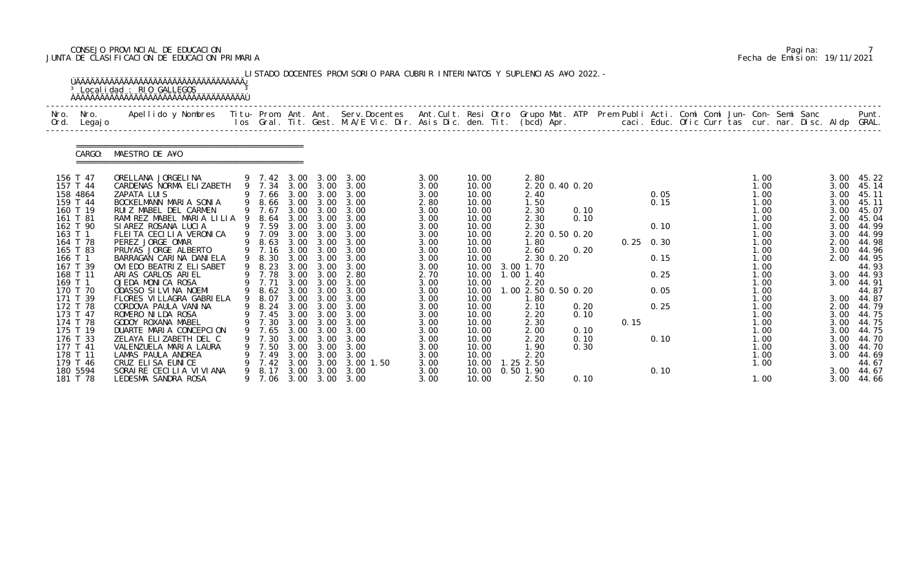CONSEJO PROVINCIAL DE EDUCACION
JUNTA DE CLASIFICACION DE EDUCACION PRIMARIA

Pagina: 7
Fecha de Emision: 19/11/2021

LISTADO DOCENTES PROVISORIO PARA CUBRIR INTERINATOS Y SUPLENCIAS A¥O 2022.-

Localidad : RIO GALLEGOS

CARGO: MAESTRO DE A¥O

| Nro. Ord. | Nro. Legajo | Apellido y Nombres | Titu-los | Prom. Gral. | Ant. Tit. | Ant. Gest. | Serv.Docentes M.A/E Vic. Dir. | Ant.Cult. Asis Dic. | Resi den. | Otro Tit. | Grupo Mat. (bcd) | ATP Apr. | Prem caci. | Publi Educ. | Acti. Ofic | Comi Curr | Comi tas | Jun- cur. | Con- nar. | Semi Disc. | Sanc Aldp | Punt. GRAL. |
|---|---|---|---|---|---|---|---|---|---|---|---|---|---|---|---|---|---|---|---|---|---|---|
| 156 | T 47 | ORELLANA JORGELINA | 9 | 7.42 | 3.00 | 3.00 | 3.00 | 3.00 | 10.00 | | 2.80 | | | | | | | 1.00 | | | 3.00 | 45.22 |
| 157 | T 44 | CARDENAS NORMA ELIZABETH | 9 | 7.34 | 3.00 | 3.00 | 3.00 | 3.00 | 10.00 | | 2.20 0.40 | 0.20 | | | | | | 1.00 | | | 3.00 | 45.14 |
| 158 | 4864 | ZAPATA LUIS | 9 | 7.66 | 3.00 | 3.00 | 3.00 | 3.00 | 10.00 | | 2.40 | | | 0.05 | | | | 1.00 | | | 3.00 | 45.11 |
| 159 | T 44 | BOCKELMANN MARIA SONIA | 9 | 8.66 | 3.00 | 3.00 | 3.00 | 2.80 | 10.00 | | 1.50 | | | 0.15 | | | | 1.00 | | | 3.00 | 45.11 |
| 160 | T 19 | RUIZ MABEL DEL CARMEN | 9 | 7.67 | 3.00 | 3.00 | 3.00 | 3.00 | 10.00 | | 2.30 | 0.10 | | | | | | 1.00 | | | 3.00 | 45.07 |
| 161 | T 81 | RAMIREZ MABEL MARIA LILIA | 9 | 8.64 | 3.00 | 3.00 | 3.00 | 3.00 | 10.00 | | 2.30 | 0.10 | | | | | | 1.00 | | | 2.00 | 45.04 |
| 162 | T 90 | SIAREZ ROSANA LUCIA | 9 | 7.59 | 3.00 | 3.00 | 3.00 | 3.00 | 10.00 | | 2.30 | | | 0.10 | | | | 1.00 | | | 3.00 | 44.99 |
| 163 | T 1 | FLEITA CECILIA VERONICA | 9 | 7.09 | 3.00 | 3.00 | 3.00 | 3.00 | 10.00 | | 2.20 0.50 | 0.20 | | | | | | 1.00 | | | 3.00 | 44.99 |
| 164 | T 78 | PEREZ JORGE OMAR | 9 | 8.63 | 3.00 | 3.00 | 3.00 | 3.00 | 10.00 | | 1.80 | | 0.25 | 0.30 | | | | 1.00 | | | 2.00 | 44.98 |
| 165 | T 83 | PRUYAS JORGE ALBERTO | 9 | 7.16 | 3.00 | 3.00 | 3.00 | 3.00 | 10.00 | | 2.60 | 0.20 | | | | | | 1.00 | | | 3.00 | 44.96 |
| 166 | T 1 | BARRAGAN CARINA DANIELA | 9 | 8.30 | 3.00 | 3.00 | 3.00 | 3.00 | 10.00 | | 2.30 0.20 | | | 0.15 | | | | 1.00 | | | 2.00 | 44.95 |
| 167 | T 39 | OVIEDO BEATRIZ ELISABET | 9 | 8.23 | 3.00 | 3.00 | 3.00 | 3.00 | 10.00 | 3.00 | 1.70 | | | | | | | 1.00 | | | | 44.93 |
| 168 | T 11 | ARIAS CARLOS ARIEL | 9 | 7.78 | 3.00 | 3.00 | 2.80 | 2.70 | 10.00 | 1.00 | 1.40 | | | 0.25 | | | | 1.00 | | | 3.00 | 44.93 |
| 169 | T 1 | OJEDA MONICA ROSA | 9 | 7.71 | 3.00 | 3.00 | 3.00 | 3.00 | 10.00 | | 2.20 | | | | | | | 1.00 | | | 3.00 | 44.91 |
| 170 | T 70 | ODASSO SILVINA NOEMI | 9 | 8.62 | 3.00 | 3.00 | 3.00 | 3.00 | 10.00 | 1.00 | 2.50 0.50 | 0.20 | | 0.05 | | | | 1.00 | | | | 44.87 |
| 171 | T 39 | FLORES VILLAGRA GABRIELA | 9 | 8.07 | 3.00 | 3.00 | 3.00 | 3.00 | 10.00 | | 1.80 | | | | | | | 1.00 | | | 3.00 | 44.87 |
| 172 | T 78 | CORDOVA PAULA VANINA | 9 | 8.24 | 3.00 | 3.00 | 3.00 | 3.00 | 10.00 | | 2.10 | 0.20 | | 0.25 | | | | 1.00 | | | 2.00 | 44.79 |
| 173 | T 47 | ROMERO NILDA ROSA | 9 | 7.45 | 3.00 | 3.00 | 3.00 | 3.00 | 10.00 | | 2.20 | 0.10 | | | | | | 1.00 | | | 3.00 | 44.75 |
| 174 | T 78 | GODOY ROXANA MABEL | 9 | 7.30 | 3.00 | 3.00 | 3.00 | 3.00 | 10.00 | | 2.30 | | 0.15 | | | | | 1.00 | | | 3.00 | 44.75 |
| 175 | T 19 | DUARTE MARIA CONCEPCION | 9 | 7.65 | 3.00 | 3.00 | 3.00 | 3.00 | 10.00 | | 2.00 | 0.10 | | | | | | 1.00 | | | 3.00 | 44.75 |
| 176 | T 33 | ZELAYA ELIZABETH DEL C | 9 | 7.30 | 3.00 | 3.00 | 3.00 | 3.00 | 10.00 | | 2.20 | 0.10 | | 0.10 | | | | 1.00 | | | 3.00 | 44.70 |
| 177 | T 41 | VALENZUELA MARIA LAURA | 9 | 7.50 | 3.00 | 3.00 | 3.00 | 3.00 | 10.00 | | 1.90 | 0.30 | | | | | | 1.00 | | | 3.00 | 44.70 |
| 178 | T 11 | LAMAS PAULA ANDREA | 9 | 7.49 | 3.00 | 3.00 | 3.00 | 3.00 | 10.00 | | 2.20 | | | | | | | 1.00 | | | 3.00 | 44.69 |
| 179 | T 46 | CRUZ ELISA EUNICE | 9 | 7.42 | 3.00 | 3.00 | 3.00 1.50 | 3.00 | 10.00 | 1.25 | 2.50 | | | | | | | 1.00 | | | | 44.67 |
| 180 | 5594 | SORAIRE CECILIA VIVIANA | 9 | 8.17 | 3.00 | 3.00 | 3.00 | 3.00 | 10.00 | 0.50 | 1.90 | | | 0.10 | | | | | | | 3.00 | 44.67 |
| 181 | T 78 | LEDESMA SANDRA ROSA | 9 | 7.06 | 3.00 | 3.00 | 3.00 | 3.00 | 10.00 | | 2.50 | 0.10 | | | | | | 1.00 | | | 3.00 | 44.66 |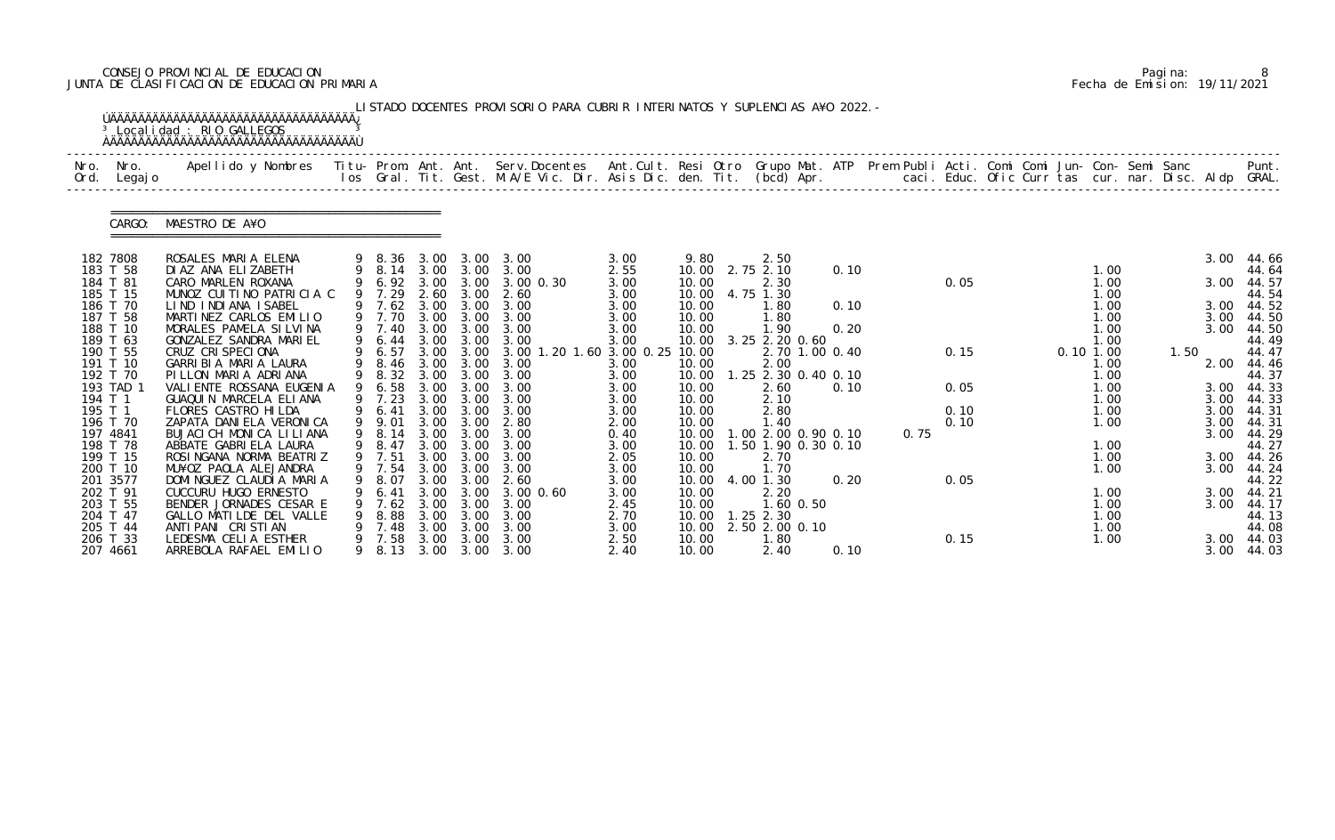CONSEJO PROVINCIAL DE EDUCACION
JUNTA DE CLASIFICACION DE EDUCACION PRIMARIA

Pagina: 8
Fecha de Emision: 19/11/2021

LISTADO DOCENTES PROVISORIO PARA CUBRIR INTERINATOS Y SUPLENCIAS A¥O 2022.-

Localidad : RIO GALLEGOS

CARGO: MAESTRO DE A¥O

| Nro. Ord. | Nro. Legajo | Apellido y Nombres | Titu-los | Prom. Gral. | Ant. Tit. | Ant. Gest. | Serv. Docentes M.A/E Vic. Dir. | Ant. Cult. Asis Dic. | Resi den. | Otro Tit. | Grupo Mat. (bcd) Apr. | ATP | Prem Publi caci. | Acti. Educ. | Comi Ofic | Comi Curr | Jun-tas | Con-cur. | Semi nar. | Sanc Disc. | Aldp | Punt. GRAL. |
|---|---|---|---|---|---|---|---|---|---|---|---|---|---|---|---|---|---|---|---|---|---|---|
| 182 | 7808 | ROSALES MARIA ELENA | 9 | 8.36 | 3.00 | 3.00 | 3.00 | 3.00 | 9.80 | | 2.50 | | | | | | | | | | 3.00 | 44.66 |
| 183 | T 58 | DIAZ ANA ELIZABETH | 9 | 8.14 | 3.00 | 3.00 | 3.00 | 2.55 | 10.00 | 2.75 | 2.10 | 0.10 | | | | | | 1.00 | | | | 44.64 |
| 184 | T 81 | CARO MARLEN ROXANA | 9 | 6.92 | 3.00 | 3.00 | 3.00 0.30 | 3.00 | 10.00 | | 2.30 | | | 0.05 | | | | 1.00 | | | 3.00 | 44.57 |
| 185 | T 15 | MUNOZ CUITINO PATRICIA C | 9 | 7.29 | 2.60 | 3.00 | 2.60 | 3.00 | 10.00 | 4.75 | 1.30 | | | | | | | 1.00 | | | | 44.54 |
| 186 | T 70 | LIND INDIANA ISABEL | 9 | 7.62 | 3.00 | 3.00 | 3.00 | 3.00 | 10.00 | | 1.80 | 0.10 | | | | | | 1.00 | | | 3.00 | 44.52 |
| 187 | T 58 | MARTINEZ CARLOS EMILIO | 9 | 7.70 | 3.00 | 3.00 | 3.00 | 3.00 | 10.00 | | 1.80 | | | | | | | 1.00 | | | 3.00 | 44.50 |
| 188 | T 10 | MORALES PAMELA SILVINA | 9 | 7.40 | 3.00 | 3.00 | 3.00 | 3.00 | 10.00 | | 1.90 | 0.20 | | | | | | 1.00 | | | 3.00 | 44.50 |
| 189 | T 63 | GONZALEZ SANDRA MARIEL | 9 | 6.44 | 3.00 | 3.00 | 3.00 | 3.00 | 10.00 | 3.25 | 2.20 0.60 | | | | | | | 1.00 | | | | 44.49 |
| 190 | T 55 | CRUZ CRISPECIONA | 9 | 6.57 | 3.00 | 3.00 | 3.00 1.20 1.60 | 3.00 0.25 | 10.00 | | 2.70 1.00 0.40 | | | 0.15 | | | 0.10 | 1.00 | | 1.50 | | 44.47 |
| 191 | T 10 | GARRIBIA MARIA LAURA | 9 | 8.46 | 3.00 | 3.00 | 3.00 | 3.00 | 10.00 | | 2.00 | | | | | | | 1.00 | | | 2.00 | 44.46 |
| 192 | T 70 | PILLON MARIA ADRIANA | 9 | 8.32 | 3.00 | 3.00 | 3.00 | 3.00 | 10.00 | 1.25 | 2.30 0.40 0.10 | | | | | | | 1.00 | | | | 44.37 |
| 193 | TAD 1 | VALIENTE ROSSANA EUGENIA | 9 | 6.58 | 3.00 | 3.00 | 3.00 | 3.00 | 10.00 | | 2.60 | 0.10 | | 0.05 | | | | 1.00 | | | 3.00 | 44.33 |
| 194 | T 1 | GUAQUIN MARCELA ELIANA | 9 | 7.23 | 3.00 | 3.00 | 3.00 | 3.00 | 10.00 | | 2.10 | | | | | | | 1.00 | | | 3.00 | 44.33 |
| 195 | T 1 | FLORES CASTRO HILDA | 9 | 6.41 | 3.00 | 3.00 | 3.00 | 3.00 | 10.00 | | 2.80 | | | 0.10 | | | | 1.00 | | | 3.00 | 44.31 |
| 196 | T 70 | ZAPATA DANIELA VERONICA | 9 | 9.01 | 3.00 | 3.00 | 2.80 | 2.00 | 10.00 | | 1.40 | | | 0.10 | | | | 1.00 | | | 3.00 | 44.31 |
| 197 | 4841 | BUJACICH MONICA LILIANA | 9 | 8.14 | 3.00 | 3.00 | 3.00 | 0.40 | 10.00 | 1.00 | 2.00 0.90 0.10 | | 0.75 | | | | | | | | 3.00 | 44.29 |
| 198 | T 78 | ABBATE GABRIELA LAURA | 9 | 8.47 | 3.00 | 3.00 | 3.00 | 3.00 | 10.00 | 1.50 | 1.90 0.30 0.10 | | | | | | | 1.00 | | | | 44.27 |
| 199 | T 15 | ROSINGANA NORMA BEATRIZ | 9 | 7.51 | 3.00 | 3.00 | 3.00 | 2.05 | 10.00 | | 2.70 | | | | | | | 1.00 | | | 3.00 | 44.26 |
| 200 | T 10 | MU¥OZ PAOLA ALEJANDRA | 9 | 7.54 | 3.00 | 3.00 | 3.00 | 3.00 | 10.00 | | 1.70 | | | | | | | 1.00 | | | 3.00 | 44.24 |
| 201 | 3577 | DOMINGUEZ CLAUDIA MARIA | 9 | 8.07 | 3.00 | 3.00 | 2.60 | 3.00 | 10.00 | 4.00 | 1.30 | 0.20 | | 0.05 | | | | | | | | 44.22 |
| 202 | T 91 | CUCCURU HUGO ERNESTO | 9 | 6.41 | 3.00 | 3.00 | 3.00 0.60 | 3.00 | 10.00 | | 2.20 | | | | | | | 1.00 | | | 3.00 | 44.21 |
| 203 | T 55 | BENDER JORNADES CESAR E | 9 | 7.62 | 3.00 | 3.00 | 3.00 | 2.45 | 10.00 | | 1.60 0.50 | | | | | | | 1.00 | | | 3.00 | 44.17 |
| 204 | T 47 | GALLO MATILDE DEL VALLE | 9 | 8.88 | 3.00 | 3.00 | 3.00 | 2.70 | 10.00 | 1.25 | 2.30 | | | | | | | 1.00 | | | | 44.13 |
| 205 | T 44 | ANTIPANI CRISTIAN | 9 | 7.48 | 3.00 | 3.00 | 3.00 | 3.00 | 10.00 | 2.50 | 2.00 0.10 | | | | | | | 1.00 | | | | 44.08 |
| 206 | T 33 | LEDESMA CELIA ESTHER | 9 | 7.58 | 3.00 | 3.00 | 3.00 | 2.50 | 10.00 | | 1.80 | | | 0.15 | | | | 1.00 | | | 3.00 | 44.03 |
| 207 | 4661 | ARREBOLA RAFAEL EMILIO | 9 | 8.13 | 3.00 | 3.00 | 3.00 | 2.40 | 10.00 | | 2.40 | 0.10 | | | | | | | | | 3.00 | 44.03 |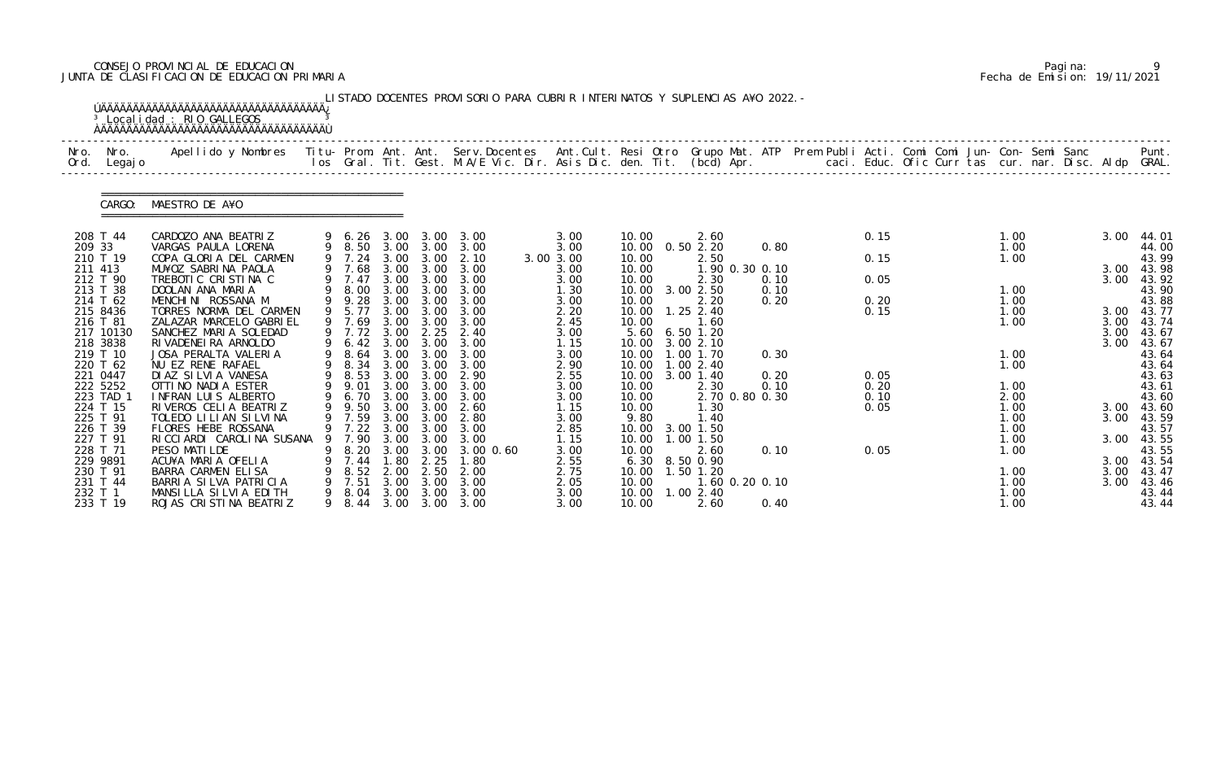CONSEJO PROVINCIAL DE EDUCACION
JUNTA DE CLASIFICACION DE EDUCACION PRIMARIA

Fecha de Emision: 19/11/2021

LISTADO DOCENTES PROVISORIO PARA CUBRIR INTERINATOS Y SUPLENCIAS A¥O 2022.-

Localidad : RIO GALLEGOS

CARGO: MAESTRO DE A¥O

| Nro. Ord. | Nro. Legajo | Apellido y Nombres | Titu-los | Prom. Gral. | Ant. Tit. | Ant. Gest. | Serv.Docentes M.A/E Vic. Dir. | Ant.Cult. Asis Dic. | Resi den. | Otro Tit. | Grupo Mat. (bcd) | ATP Apr. | Prem Publi caci. | Acti. Educ. | Comi Ofic | Comi Curr | Jun-tas | Con-cur. | Semi nar. | Sanc Disc. | Aldp | Punt. GRAL. |
|---|---|---|---|---|---|---|---|---|---|---|---|---|---|---|---|---|---|---|---|---|---|---|
| 208 | T 44 | CARDOZO ANA BEATRIZ | 9 | 6.26 | 3.00 | 3.00 | 3.00 | 3.00 | 10.00 | | 2.60 | | | 0.15 | | | | 1.00 | | | 3.00 | 44.01 |
| 209 | 33 | VARGAS PAULA LORENA | 9 | 8.50 | 3.00 | 3.00 | 3.00 | 3.00 | 10.00 | 0.50 | 2.20 | 0.80 | | | | | | 1.00 | | | | 44.00 |
| 210 | T 19 | COPA GLORIA DEL CARMEN | 9 | 7.24 | 3.00 | 3.00 | 2.10 | 3.00 3.00 | 10.00 | | 2.50 | | | 0.15 | | | | 1.00 | | | | 43.99 |
| 211 | 413 | MU¥OZ SABRINA PAOLA | 9 | 7.68 | 3.00 | 3.00 | 3.00 | 3.00 | 10.00 | | 1.90 | 0.30 0.10 | | | | | | | | | 3.00 | 43.98 |
| 212 | T 90 | TREBOTIC CRISTINA C | 9 | 7.47 | 3.00 | 3.00 | 3.00 | 3.00 | 10.00 | | 2.30 | 0.10 | | 0.05 | | | | | | | 3.00 | 43.92 |
| 213 | T 38 | DOOLAN ANA MARIA | 9 | 8.00 | 3.00 | 3.00 | 3.00 | 1.30 | 10.00 | 3.00 | 2.50 | 0.10 | | | | | | 1.00 | | | | 43.90 |
| 214 | T 62 | MENCHINI ROSSANA M | 9 | 9.28 | 3.00 | 3.00 | 3.00 | 3.00 | 10.00 | | 2.20 | 0.20 | | 0.20 | | | | 1.00 | | | | 43.88 |
| 215 | 8436 | TORRES NORMA DEL CARMEN | 9 | 5.77 | 3.00 | 3.00 | 3.00 | 2.20 | 10.00 | 1.25 | 2.40 | | | 0.15 | | | | 1.00 | | | 3.00 | 43.77 |
| 216 | T 81 | ZALAZAR MARCELO GABRIEL | 9 | 7.69 | 3.00 | 3.00 | 3.00 | 2.45 | 10.00 | | 1.60 | | | | | | | 1.00 | | | 3.00 | 43.74 |
| 217 | 10130 | SANCHEZ MARIA SOLEDAD | 9 | 7.72 | 3.00 | 2.25 | 2.40 | 3.00 | 5.60 | 6.50 | 1.20 | | | | | | | | | | 3.00 | 43.67 |
| 218 | 3838 | RIVADENEIRA ARNOLDO | 9 | 6.42 | 3.00 | 3.00 | 3.00 | 1.15 | 10.00 | 3.00 | 2.10 | | | | | | | | | | 3.00 | 43.67 |
| 219 | T 10 | JOSA PERALTA VALERIA | 9 | 8.64 | 3.00 | 3.00 | 3.00 | 3.00 | 10.00 | 1.00 | 1.70 | 0.30 | | | | | | 1.00 | | | | 43.64 |
| 220 | T 62 | NU EZ RENE RAFAEL | 9 | 8.34 | 3.00 | 3.00 | 3.00 | 2.90 | 10.00 | 1.00 | 2.40 | | | | | | | 1.00 | | | | 43.64 |
| 221 | 0447 | DIAZ SILVIA VANESA | 9 | 8.53 | 3.00 | 3.00 | 2.90 | 2.55 | 10.00 | 3.00 | 1.40 | 0.20 | | 0.05 | | | | | | | | 43.63 |
| 222 | 5252 | OTTINO NADIA ESTER | 9 | 9.01 | 3.00 | 3.00 | 3.00 | 3.00 | 10.00 | | 2.30 | 0.10 | | 0.20 | | | | 1.00 | | | | 43.61 |
| 223 | TAD 1 | INFRAN LUIS ALBERTO | 9 | 6.70 | 3.00 | 3.00 | 3.00 | 3.00 | 10.00 | | 2.70 | 0.80 0.30 | | 0.10 | | | | 2.00 | | | | 43.60 |
| 224 | T 15 | RIVEROS CELIA BEATRIZ | 9 | 9.50 | 3.00 | 3.00 | 2.60 | 1.15 | 10.00 | | 1.30 | | | 0.05 | | | | 1.00 | | | 3.00 | 43.60 |
| 225 | T 91 | TOLEDO LILIAN SILVINA | 9 | 7.59 | 3.00 | 3.00 | 2.80 | 3.00 | 9.80 | | 1.40 | | | | | | | 1.00 | | | 3.00 | 43.59 |
| 226 | T 39 | FLORES HEBE ROSSANA | 9 | 7.22 | 3.00 | 3.00 | 3.00 | 2.85 | 10.00 | 3.00 | 1.50 | | | | | | | 1.00 | | | | 43.57 |
| 227 | T 91 | RICCIARDI CAROLINA SUSANA | 9 | 7.90 | 3.00 | 3.00 | 3.00 | 1.15 | 10.00 | 1.00 | 1.50 | | | | | | | 1.00 | | | 3.00 | 43.55 |
| 228 | T 71 | PESO MATILDE | 9 | 8.20 | 3.00 | 3.00 | 3.00 0.60 | 3.00 | 10.00 | | 2.60 | 0.10 | | 0.05 | | | | 1.00 | | | | 43.55 |
| 229 | 9891 | ACU¥A MARIA OFELIA | 9 | 7.44 | 1.80 | 2.25 | 1.80 | 2.55 | 6.30 | 8.50 | 0.90 | | | | | | | | | | 3.00 | 43.54 |
| 230 | T 91 | BARRA CARMEN ELISA | 9 | 8.52 | 2.00 | 2.50 | 2.00 | 2.75 | 10.00 | 1.50 | 1.20 | | | | | | | 1.00 | | | 3.00 | 43.47 |
| 231 | T 44 | BARRIA SILVA PATRICIA | 9 | 7.51 | 3.00 | 3.00 | 3.00 | 2.05 | 10.00 | | 1.60 | 0.20 0.10 | | | | | | 1.00 | | | 3.00 | 43.46 |
| 232 | T 1 | MANSILLA SILVIA EDITH | 9 | 8.04 | 3.00 | 3.00 | 3.00 | 3.00 | 10.00 | 1.00 | 2.40 | | | | | | | 1.00 | | | | 43.44 |
| 233 | T 19 | ROJAS CRISTINA BEATRIZ | 9 | 8.44 | 3.00 | 3.00 | 3.00 | 3.00 | 10.00 | | 2.60 | 0.40 | | | | | | 1.00 | | | | 43.44 |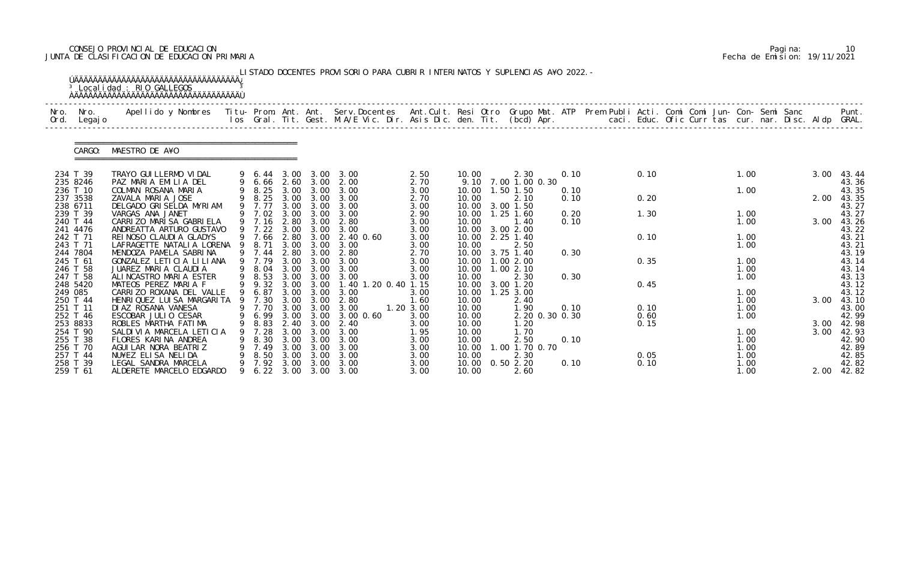CONSEJO PROVINCIAL DE EDUCACION
JUNTA DE CLASIFICACION DE EDUCACION PRIMARIA

Pagina: 10
Fecha de Emision: 19/11/2021

LISTADO DOCENTES PROVISORIO PARA CUBRIR INTERINATOS Y SUPLENCIAS A¥O 2022.-

Localidad : RIO GALLEGOS

CARGO: MAESTRO DE A¥O

| Nro. Ord. | Nro. Legajo | Apellido y Nombres | Titu- los | Prom. Gral. | Ant. Tit. | Ant. Gest. | Serv.Docentes M.A/E Vic. Dir. | Ant.Cult. Asis Dic. | Resi den. | Otro Tit. | Grupo Mat. (bcd) | ATP Apr. | Prem Publi caci. | Acti. Educ. | Comi Ofic | Comi Curr | Jun- tas | Con- cur. | Semi nar. | Sanc Disc. | Aldp | Punt. GRAL. |
|---|---|---|---|---|---|---|---|---|---|---|---|---|---|---|---|---|---|---|---|---|---|---|
| 234 | T 39 | TRAYO GUILLERMO VIDAL | 9 | 6.44 | 3.00 | 3.00 | 3.00 | 2.50 | 10.00 | | 2.30 | 0.10 | | 0.10 | | | | 1.00 | | | 3.00 | 43.44 |
| 235 | 8246 | PAZ MARIA EMILIA DEL | 9 | 6.66 | 2.60 | 3.00 | 2.00 | 2.70 | 9.10 | 7.00 | 1.00 0.30 | | | | | | | | | | | 43.36 |
| 236 | T 10 | COLMAN ROSANA MARIA | 9 | 8.25 | 3.00 | 3.00 | 3.00 | 3.00 | 10.00 | 1.50 | 1.50 | 0.10 | | | | | | 1.00 | | | | 43.35 |
| 237 | 3538 | ZAVALA MARIA JOSE | 9 | 8.25 | 3.00 | 3.00 | 3.00 | 2.70 | 10.00 | | 2.10 | 0.10 | | 0.20 | | | | | | | 2.00 | 43.35 |
| 238 | 6711 | DELGADO GRISELDA MYRIAM | 9 | 7.77 | 3.00 | 3.00 | 3.00 | 3.00 | 10.00 | 3.00 | 1.50 | | | | | | | | | | | 43.27 |
| 239 | T 39 | VARGAS ANA JANET | 9 | 7.02 | 3.00 | 3.00 | 3.00 | 2.90 | 10.00 | 1.25 | 1.60 | 0.20 | | 1.30 | | | | 1.00 | | | | 43.27 |
| 240 | T 44 | CARRIZO MARISA GABRIELA | 9 | 7.16 | 2.80 | 3.00 | 2.80 | 3.00 | 10.00 | | 1.40 | 0.10 | | | | | | 1.00 | | | 3.00 | 43.26 |
| 241 | 4476 | ANDREATTA ARTURO GUSTAVO | 9 | 7.22 | 3.00 | 3.00 | 3.00 | 3.00 | 10.00 | 3.00 | 2.00 | | | | | | | | | | | 43.22 |
| 242 | T 71 | REINOSO CLAUDIA GLADYS | 9 | 7.66 | 2.80 | 3.00 | 2.40 0.60 | 3.00 | 10.00 | 2.25 | 1.40 | | | 0.10 | | | | 1.00 | | | | 43.21 |
| 243 | T 71 | LAFRAGETTE NATALIA LORENA | 9 | 8.71 | 3.00 | 3.00 | 3.00 | 3.00 | 10.00 | | 2.50 | | | | | | | 1.00 | | | | 43.21 |
| 244 | 7804 | MENDOZA PAMELA SABRINA | 9 | 7.44 | 2.80 | 3.00 | 2.80 | 2.70 | 10.00 | 3.75 | 1.40 | 0.30 | | | | | | | | | | 43.19 |
| 245 | T 61 | GONZALEZ LETICIA LILIANA | 9 | 7.79 | 3.00 | 3.00 | 3.00 | 3.00 | 10.00 | 1.00 | 2.00 | | | 0.35 | | | | 1.00 | | | | 43.14 |
| 246 | T 58 | JUAREZ MARIA CLAUDIA | 9 | 8.04 | 3.00 | 3.00 | 3.00 | 3.00 | 10.00 | 1.00 | 2.10 | | | | | | | 1.00 | | | | 43.14 |
| 247 | T 58 | ALINCASTRO MARIA ESTER | 9 | 8.53 | 3.00 | 3.00 | 3.00 | 3.00 | 10.00 | | 2.30 | 0.30 | | | | | | 1.00 | | | | 43.13 |
| 248 | 5420 | MATEOS PEREZ MARIA F | 9 | 9.32 | 3.00 | 3.00 | 1.40 1.20 0.40 | 1.15 | 10.00 | 3.00 | 1.20 | | | 0.45 | | | | | | | | 43.12 |
| 249 | 085 | CARRIZO ROXANA DEL VALLE | 9 | 6.87 | 3.00 | 3.00 | 3.00 | 3.00 | 10.00 | 1.25 | 3.00 | | | | | | | 1.00 | | | | 43.12 |
| 250 | T 44 | HENRIQUEZ LUISA MARGARITA | 9 | 7.30 | 3.00 | 3.00 | 2.80 | 1.60 | 10.00 | | 2.40 | | | | | | | 1.00 | | | 3.00 | 43.10 |
| 251 | T 11 | DIAZ ROSANA VANESA | 9 | 7.70 | 3.00 | 3.00 | 3.00 | 1.20 3.00 | 10.00 | | 1.90 | 0.10 | | 0.10 | | | | 1.00 | | | | 43.00 |
| 252 | T 46 | ESCOBAR JULIO CESAR | 9 | 6.99 | 3.00 | 3.00 | 3.00 0.60 | 3.00 | 10.00 | | 2.20 0.30 0.30 | | | 0.60 | | | | 1.00 | | | | 42.99 |
| 253 | 8833 | ROBLES MARTHA FATIMA | 9 | 8.83 | 2.40 | 3.00 | 2.40 | 3.00 | 10.00 | | 1.20 | | | 0.15 | | | | | | | 3.00 | 42.98 |
| 254 | T 90 | SALDIVIA MARCELA LETICIA | 9 | 7.28 | 3.00 | 3.00 | 3.00 | 1.95 | 10.00 | | 1.70 | | | | | | | 1.00 | | | 3.00 | 42.93 |
| 255 | T 38 | FLORES KARINA ANDREA | 9 | 8.30 | 3.00 | 3.00 | 3.00 | 3.00 | 10.00 | | 2.50 | 0.10 | | | | | | 1.00 | | | | 42.90 |
| 256 | T 70 | AGUILAR NORA BEATRIZ | 9 | 7.49 | 3.00 | 3.00 | 3.00 | 3.00 | 10.00 | 1.00 | 1.70 0.70 | | | | | | | 1.00 | | | | 42.89 |
| 257 | T 44 | NU¥EZ ELISA NELIDA | 9 | 8.50 | 3.00 | 3.00 | 3.00 | 3.00 | 10.00 | | 2.30 | | | 0.05 | | | | 1.00 | | | | 42.85 |
| 258 | T 39 | LEGAL SANDRA MARCELA | 9 | 7.92 | 3.00 | 3.00 | 3.00 | 3.00 | 10.00 | 0.50 | 2.20 | 0.10 | | 0.10 | | | | 1.00 | | | | 42.82 |
| 259 | T 61 | ALDERETE MARCELO EDGARDO | 9 | 6.22 | 3.00 | 3.00 | 3.00 | 3.00 | 10.00 | | 2.60 | | | | | | | 1.00 | | | 2.00 | 42.82 |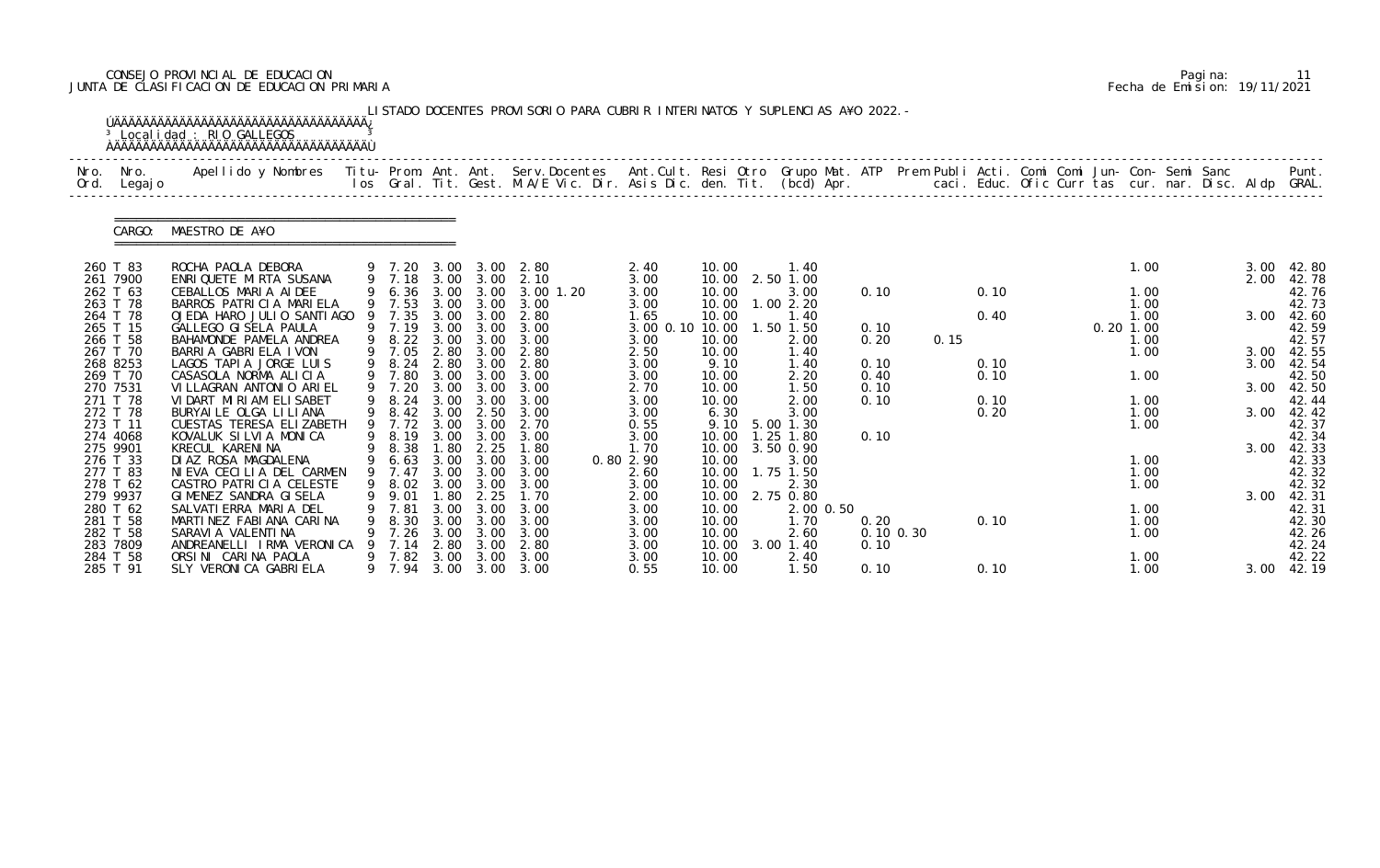CONSEJO PROVINCIAL DE EDUCACION
JUNTA DE CLASIFICACION DE EDUCACION PRIMARIA

Pagina: 11
Fecha de Emision: 19/11/2021

LISTADO DOCENTES PROVISORIO PARA CUBRIR INTERINATOS Y SUPLENCIAS A¥O 2022.-

Localidad : RIO GALLEGOS

CARGO: MAESTRO DE A¥O

| Nro. Ord. | Nro. Legajo | Apellido y Nombres | Titu- los | Prom. Gral. | Ant. Tit. | Ant. Gest. | Serv.Docentes M.A/E Vic. Dir. | Ant.Cult. Asis Dic. | Resi den. | Otro Tit. | Grupo Mat. (bcd) Apr. | ATP | Prem Publi caci. | Acti. Educ. | Comi Ofic | Comi Curr | Jun- tas | Con- cur. | Semi nar. | Sanc Disc. | Aldp | Punt. GRAL. |
|---|---|---|---|---|---|---|---|---|---|---|---|---|---|---|---|---|---|---|---|---|---|---|
| 260 | T 83 | ROCHA PAOLA DEBORA | 9 | 7.20 | 3.00 | 3.00 | 2.80 | 2.40 | 10.00 | | 1.40 | | | | | | | 1.00 | | | 3.00 | 42.80 |
| 261 | 7900 | ENRIQUETE MIRTA SUSANA | 9 | 7.18 | 3.00 | 3.00 | 2.10 | 3.00 | 10.00 | 2.50 | 1.00 | | | | | | | | | | 2.00 | 42.78 |
| 262 | T 63 | CEBALLOS MARIA AIDEE | 9 | 6.36 | 3.00 | 3.00 | 3.00 1.20 | 3.00 | 10.00 | | 3.00 | 0.10 | | 0.10 | | | | 1.00 | | | | 42.76 |
| 263 | T 78 | BARROS PATRICIA MARIELA | 9 | 7.53 | 3.00 | 3.00 | 3.00 | 3.00 | 10.00 | 1.00 | 2.20 | | | | | | | 1.00 | | | | 42.73 |
| 264 | T 78 | OJEDA HARO JULIO SANTIAGO | 9 | 7.35 | 3.00 | 3.00 | 2.80 | 1.65 | 10.00 | | 1.40 | | | 0.40 | | | | 1.00 | | | 3.00 | 42.60 |
| 265 | T 15 | GALLEGO GISELA PAULA | 9 | 7.19 | 3.00 | 3.00 | 3.00 | 3.00 0.10 | 10.00 | 1.50 | 1.50 | 0.10 | | | | | 0.20 | 1.00 | | | | 42.59 |
| 266 | T 58 | BAHAMONDE PAMELA ANDREA | 9 | 8.22 | 3.00 | 3.00 | 3.00 | 3.00 | 10.00 | | 2.00 | 0.20 | 0.15 | | | | | 1.00 | | | | 42.57 |
| 267 | T 70 | BARRIA GABRIELA IVON | 9 | 7.05 | 2.80 | 3.00 | 2.80 | 2.50 | 10.00 | | 1.40 | | | | | | | 1.00 | | | 3.00 | 42.55 |
| 268 | 8253 | LAGOS TAPIA JORGE LUIS | 9 | 8.24 | 2.80 | 3.00 | 2.80 | 3.00 | 9.10 | | 1.40 | 0.10 | | 0.10 | | | | | | | 3.00 | 42.54 |
| 269 | T 70 | CASASOLA NORMA ALICIA | 9 | 7.80 | 3.00 | 3.00 | 3.00 | 3.00 | 10.00 | | 2.20 | 0.40 | | 0.10 | | | | 1.00 | | | | 42.50 |
| 270 | 7531 | VILLAGRAN ANTONIO ARIEL | 9 | 7.20 | 3.00 | 3.00 | 3.00 | 2.70 | 10.00 | | 1.50 | 0.10 | | | | | | | | | 3.00 | 42.50 |
| 271 | T 78 | VIDART MIRIAM ELISABET | 9 | 8.24 | 3.00 | 3.00 | 3.00 | 3.00 | 10.00 | | 2.00 | 0.10 | | 0.10 | | | | 1.00 | | | | 42.44 |
| 272 | T 78 | BURYAILE OLGA LILIANA | 9 | 8.42 | 3.00 | 2.50 | 3.00 | 3.00 | 6.30 | | 3.00 | | | 0.20 | | | | 1.00 | | | 3.00 | 42.42 |
| 273 | T 11 | CUESTAS TERESA ELIZABETH | 9 | 7.72 | 3.00 | 3.00 | 2.70 | 0.55 | 9.10 | 5.00 | 1.30 | | | | | | | 1.00 | | | | 42.37 |
| 274 | 4068 | KOVALUK SILVIA MONICA | 9 | 8.19 | 3.00 | 3.00 | 3.00 | 3.00 | 10.00 | 1.25 | 1.80 | 0.10 | | | | | | | | | | 42.34 |
| 275 | 9901 | KRECUL KARENINA | 9 | 8.38 | 1.80 | 2.25 | 1.80 | 1.70 | 10.00 | 3.50 | 0.90 | | | | | | | | | | 3.00 | 42.33 |
| 276 | T 33 | DIAZ ROSA MAGDALENA | 9 | 6.63 | 3.00 | 3.00 | 3.00 | 0.80 2.90 | 10.00 | | 3.00 | | | | | | | 1.00 | | | | 42.33 |
| 277 | T 83 | NIEVA CECILIA DEL CARMEN | 9 | 7.47 | 3.00 | 3.00 | 3.00 | 2.60 | 10.00 | 1.75 | 1.50 | | | | | | | 1.00 | | | | 42.32 |
| 278 | T 62 | CASTRO PATRICIA CELESTE | 9 | 8.02 | 3.00 | 3.00 | 3.00 | 3.00 | 10.00 | | 2.30 | | | | | | | 1.00 | | | | 42.32 |
| 279 | 9937 | GIMENEZ SANDRA GISELA | 9 | 9.01 | 1.80 | 2.25 | 1.70 | 2.00 | 10.00 | 2.75 | 0.80 | | | | | | | | | | 3.00 | 42.31 |
| 280 | T 62 | SALVATIERRA MARIA DEL | 9 | 7.81 | 3.00 | 3.00 | 3.00 | 3.00 | 10.00 | | 2.00 0.50 | | | | | | | 1.00 | | | | 42.31 |
| 281 | T 58 | MARTINEZ FABIANA CARINA | 9 | 8.30 | 3.00 | 3.00 | 3.00 | 3.00 | 10.00 | | 1.70 | 0.20 | | 0.10 | | | | 1.00 | | | | 42.30 |
| 282 | T 58 | SARAVIA VALENTINA | 9 | 7.26 | 3.00 | 3.00 | 3.00 | 3.00 | 10.00 | | 2.60 | 0.10 0.30 | | | | | | 1.00 | | | | 42.26 |
| 283 | 7809 | ANDREANELLI IRMA VERONICA | 9 | 7.14 | 2.80 | 3.00 | 2.80 | 3.00 | 10.00 | 3.00 | 1.40 | 0.10 | | | | | | | | | | 42.24 |
| 284 | T 58 | ORSINI CARINA PAOLA | 9 | 7.82 | 3.00 | 3.00 | 3.00 | 3.00 | 10.00 | | 2.40 | | | | | | | 1.00 | | | | 42.22 |
| 285 | T 91 | SLY VERONICA GABRIELA | 9 | 7.94 | 3.00 | 3.00 | 3.00 | 0.55 | 10.00 | | 1.50 | 0.10 | | 0.10 | | | | 1.00 | | | 3.00 | 42.19 |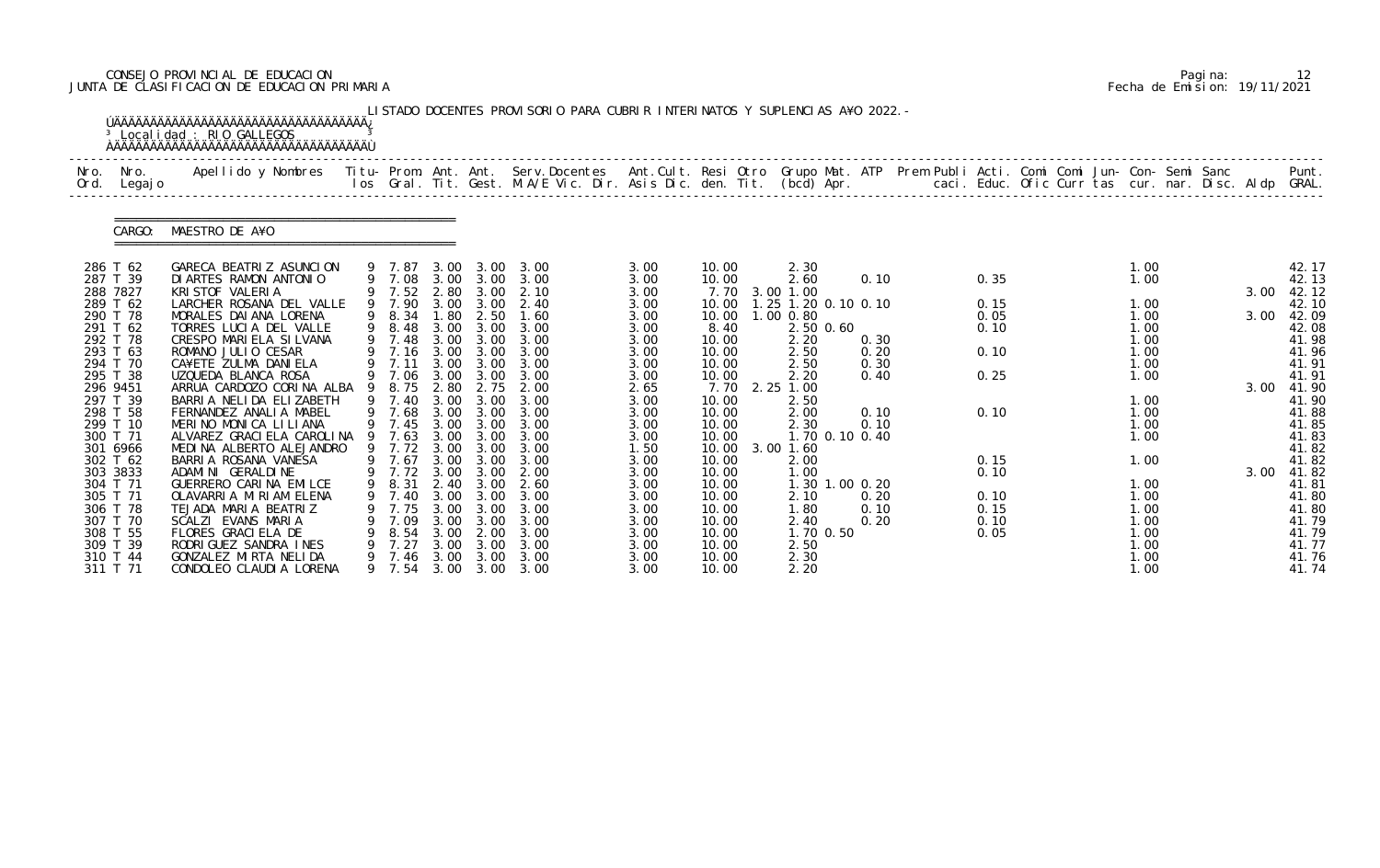CONSEJO PROVINCIAL DE EDUCACION
JUNTA DE CLASIFICACION DE EDUCACION PRIMARIA

Pagina: 12
Fecha de Emision: 19/11/2021

LISTADO DOCENTES PROVISORIO PARA CUBRIR INTERINATOS Y SUPLENCIAS A¥O 2022.-

Localidad : RIO GALLEGOS

CARGO: MAESTRO DE A¥O

| Nro. Ord. | Nro. Legajo | Apellido y Nombres | Titu- los | Prom. Gral. | Ant. Tit. | Ant. Gest. | Serv.Docentes M.A/E Vic. Dir. | Ant.Cult. Asis Dic. | Resi den. | Otro Tit. | Grupo Mat. (bcd) | ATP Apr. | Prem Publi caci. | Acti. Educ. | Comi Ofic | Comi Curr | Jun- tas | Con- cur. | Semi nar. | Sanc Disc. | Aldp | Punt. GRAL. |
|---|---|---|---|---|---|---|---|---|---|---|---|---|---|---|---|---|---|---|---|---|---|---|
| 286 | T 62 | GARECA BEATRIZ ASUNCION | 9 | 7.87 | 3.00 | 3.00 | 3.00 | 3.00 | 10.00 | | 2.30 | | | | | | | 1.00 | | | | 42.17 |
| 287 | T 39 | DIARTES RAMON ANTONIO | 9 | 7.08 | 3.00 | 3.00 | 3.00 | 3.00 | 10.00 | | 2.60 | 0.10 | | 0.35 | | | | 1.00 | | | | 42.13 |
| 288 | 7827 | KRISTOF VALERIA | 9 | 7.52 | 2.80 | 3.00 | 2.10 | 3.00 | 7.70 | 3.00 | 1.00 | | | | | | | | | | 3.00 | 42.12 |
| 289 | T 62 | LARCHER ROSANA DEL VALLE | 9 | 7.90 | 3.00 | 3.00 | 2.40 | 3.00 | 10.00 | 1.25 | 1.20 0.10 | 0.10 | | 0.15 | | | | 1.00 | | | | 42.10 |
| 290 | T 78 | MORALES DAIANA LORENA | 9 | 8.34 | 1.80 | 2.50 | 1.60 | 3.00 | 10.00 | 1.00 | 0.80 | | | 0.05 | | | | 1.00 | | | 3.00 | 42.09 |
| 291 | T 62 | TORRES LUCIA DEL VALLE | 9 | 8.48 | 3.00 | 3.00 | 3.00 | 3.00 | 8.40 | | 2.50 0.60 | | | 0.10 | | | | 1.00 | | | | 42.08 |
| 292 | T 78 | CRESPO MARIELA SILVANA | 9 | 7.48 | 3.00 | 3.00 | 3.00 | 3.00 | 10.00 | | 2.20 | 0.30 | | | | | | 1.00 | | | | 41.98 |
| 293 | T 63 | ROMANO JULIO CESAR | 9 | 7.16 | 3.00 | 3.00 | 3.00 | 3.00 | 10.00 | | 2.50 | 0.20 | | 0.10 | | | | 1.00 | | | | 41.96 |
| 294 | T 70 | CA¥ETE ZULMA DANIELA | 9 | 7.11 | 3.00 | 3.00 | 3.00 | 3.00 | 10.00 | | 2.50 | 0.30 | | | | | | 1.00 | | | | 41.91 |
| 295 | T 38 | UZQUEDA BLANCA ROSA | 9 | 7.06 | 3.00 | 3.00 | 3.00 | 3.00 | 10.00 | | 2.20 | 0.40 | | 0.25 | | | | 1.00 | | | | 41.91 |
| 296 | 9451 | ARRUA CARDOZO CORINA ALBA | 9 | 8.75 | 2.80 | 2.75 | 2.00 | 2.65 | 7.70 | 2.25 | 1.00 | | | | | | | | | | 3.00 | 41.90 |
| 297 | T 39 | BARRIA NELIDA ELIZABETH | 9 | 7.40 | 3.00 | 3.00 | 3.00 | 3.00 | 10.00 | | 2.50 | | | | | | | 1.00 | | | | 41.90 |
| 298 | T 58 | FERNANDEZ ANALIA MABEL | 9 | 7.68 | 3.00 | 3.00 | 3.00 | 3.00 | 10.00 | | 2.00 | 0.10 | | 0.10 | | | | 1.00 | | | | 41.88 |
| 299 | T 10 | MERINO MONICA LILIANA | 9 | 7.45 | 3.00 | 3.00 | 3.00 | 3.00 | 10.00 | | 2.30 | 0.10 | | | | | | 1.00 | | | | 41.85 |
| 300 | T 71 | ALVAREZ GRACIELA CAROLINA | 9 | 7.63 | 3.00 | 3.00 | 3.00 | 3.00 | 10.00 | | 1.70 0.10 | 0.40 | | | | | | 1.00 | | | | 41.83 |
| 301 | 6966 | MEDINA ALBERTO ALEJANDRO | 9 | 7.72 | 3.00 | 3.00 | 3.00 | 1.50 | 10.00 | 3.00 | 1.60 | | | | | | | | | | | 41.82 |
| 302 | T 62 | BARRIA ROSANA VANESA | 9 | 7.67 | 3.00 | 3.00 | 3.00 | 3.00 | 10.00 | | 2.00 | | | 0.15 | | | | 1.00 | | | | 41.82 |
| 303 | 3833 | ADAMINI GERALDINE | 9 | 7.72 | 3.00 | 3.00 | 2.00 | 3.00 | 10.00 | | 1.00 | | | 0.10 | | | | | | | 3.00 | 41.82 |
| 304 | T 71 | GUERRERO CARINA EMILCE | 9 | 8.31 | 2.40 | 3.00 | 2.60 | 3.00 | 10.00 | | 1.30 1.00 | 0.20 | | | | | | 1.00 | | | | 41.81 |
| 305 | T 71 | OLAVARRIA MIRIAM ELENA | 9 | 7.40 | 3.00 | 3.00 | 3.00 | 3.00 | 10.00 | | 2.10 | 0.20 | | 0.10 | | | | 1.00 | | | | 41.80 |
| 306 | T 78 | TEJADA MARIA BEATRIZ | 9 | 7.75 | 3.00 | 3.00 | 3.00 | 3.00 | 10.00 | | 1.80 | 0.10 | | 0.15 | | | | 1.00 | | | | 41.80 |
| 307 | T 70 | SCALZI EVANS MARIA | 9 | 7.09 | 3.00 | 3.00 | 3.00 | 3.00 | 10.00 | | 2.40 | 0.20 | | 0.10 | | | | 1.00 | | | | 41.79 |
| 308 | T 55 | FLORES GRACIELA DE | 9 | 8.54 | 3.00 | 2.00 | 3.00 | 3.00 | 10.00 | | 1.70 0.50 | | | 0.05 | | | | 1.00 | | | | 41.79 |
| 309 | T 39 | RODRIGUEZ SANDRA INES | 9 | 7.27 | 3.00 | 3.00 | 3.00 | 3.00 | 10.00 | | 2.50 | | | | | | | 1.00 | | | | 41.77 |
| 310 | T 44 | GONZALEZ MIRTA NELIDA | 9 | 7.46 | 3.00 | 3.00 | 3.00 | 3.00 | 10.00 | | 2.30 | | | | | | | 1.00 | | | | 41.76 |
| 311 | T 71 | CONDOLEO CLAUDIA LORENA | 9 | 7.54 | 3.00 | 3.00 | 3.00 | 3.00 | 10.00 | | 2.20 | | | | | | | 1.00 | | | | 41.74 |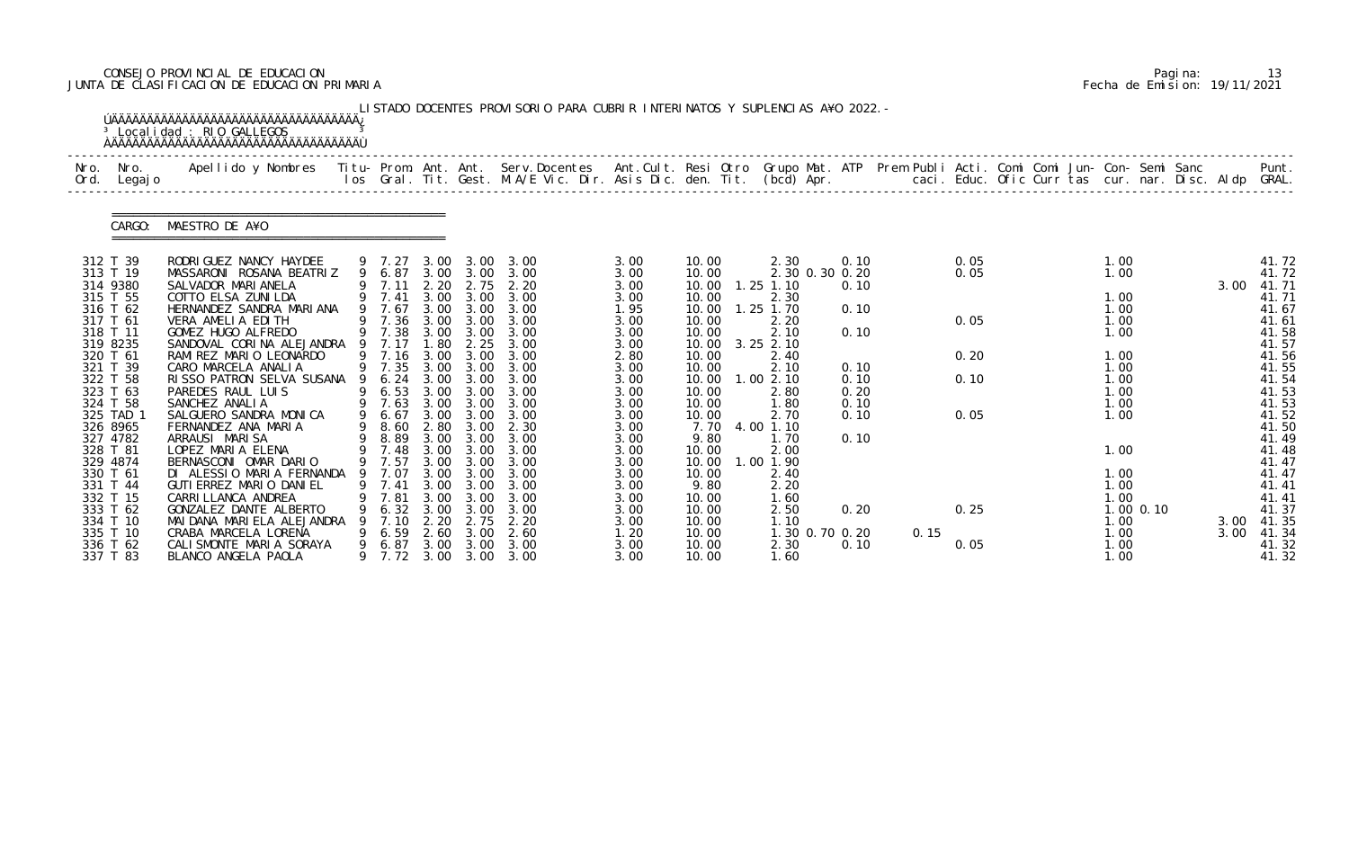CONSEJO PROVINCIAL DE EDUCACION
JUNTA DE CLASIFICACION DE EDUCACION PRIMARIA

Fecha de Emision: 19/11/2021

LISTADO DOCENTES PROVISORIO PARA CUBRIR INTERINATOS Y SUPLENCIAS A¥O 2022.-

Localidad : RIO GALLEGOS

CARGO: MAESTRO DE A¥O

| Nro. Ord. | Nro. Legajo | Apellido y Nombres | Titu- los | Prom. Gral. | Ant. Tit. | Ant. Gest. | Serv. Docentes M.A/E Vic. Dir. | Ant. Cult. Asis Dic. | Resi den. | Otro Tit. | Grupo Mat. (bcd) | ATP Apr. | Prem Publi caci. | Acti. Educ. | Comi Ofic | Comi Curr | Jun- tas | Con- cur. | Semi nar. | Sanc Disc. | Aldp | Punt. GRAL. |
|---|---|---|---|---|---|---|---|---|---|---|---|---|---|---|---|---|---|---|---|---|---|---|
| 312 | T 39 | RODRIGUEZ NANCY HAYDEE | 9 | 7.27 | 3.00 | 3.00 | 3.00 | 3.00 | 10.00 | | 2.30 | 0.10 | | 0.05 | | | | 1.00 | | | | 41.72 |
| 313 | T 19 | MASSARONI ROSANA BEATRIZ | 9 | 6.87 | 3.00 | 3.00 | 3.00 | 3.00 | 10.00 | | 2.30 0.30 | 0.20 | | 0.05 | | | | 1.00 | | | | 41.72 |
| 314 | 9380 | SALVADOR MARIANELA | 9 | 7.11 | 2.20 | 2.75 | 2.20 | 3.00 | 10.00 | 1.25 | 1.10 | 0.10 | | | | | | | | | 3.00 | 41.71 |
| 315 | T 55 | COTTO ELSA ZUNILDA | 9 | 7.41 | 3.00 | 3.00 | 3.00 | 3.00 | 10.00 | | 2.30 | | | | | | | 1.00 | | | | 41.71 |
| 316 | T 62 | HERNANDEZ SANDRA MARIANA | 9 | 7.67 | 3.00 | 3.00 | 3.00 | 1.95 | 10.00 | 1.25 | 1.70 | 0.10 | | | | | | 1.00 | | | | 41.67 |
| 317 | T 61 | VERA AMELIA EDITH | 9 | 7.36 | 3.00 | 3.00 | 3.00 | 3.00 | 10.00 | | 2.20 | | | 0.05 | | | | 1.00 | | | | 41.61 |
| 318 | T 11 | GOMEZ HUGO ALFREDO | 9 | 7.38 | 3.00 | 3.00 | 3.00 | 3.00 | 10.00 | | 2.10 | 0.10 | | | | | | 1.00 | | | | 41.58 |
| 319 | 8235 | SANDOVAL CORINA ALEJANDRA | 9 | 7.17 | 1.80 | 2.25 | 3.00 | 3.00 | 10.00 | 3.25 | 2.10 | | | | | | | | | | | 41.57 |
| 320 | T 61 | RAMIREZ MARIO LEONARDO | 9 | 7.16 | 3.00 | 3.00 | 3.00 | 2.80 | 10.00 | | 2.40 | | | 0.20 | | | | 1.00 | | | | 41.56 |
| 321 | T 39 | CARO MARCELA ANALIA | 9 | 7.35 | 3.00 | 3.00 | 3.00 | 3.00 | 10.00 | | 2.10 | 0.10 | | | | | | 1.00 | | | | 41.55 |
| 322 | T 58 | RISSO PATRON SELVA SUSANA | 9 | 6.24 | 3.00 | 3.00 | 3.00 | 3.00 | 10.00 | 1.00 | 2.10 | 0.10 | | 0.10 | | | | 1.00 | | | | 41.54 |
| 323 | T 63 | PAREDES RAUL LUIS | 9 | 6.53 | 3.00 | 3.00 | 3.00 | 3.00 | 10.00 | | 2.80 | 0.20 | | | | | | 1.00 | | | | 41.53 |
| 324 | T 58 | SANCHEZ ANALIA | 9 | 7.63 | 3.00 | 3.00 | 3.00 | 3.00 | 10.00 | | 1.80 | 0.10 | | | | | | 1.00 | | | | 41.53 |
| 325 | TAD 1 | SALGUERO SANDRA MONICA | 9 | 6.67 | 3.00 | 3.00 | 3.00 | 3.00 | 10.00 | | 2.70 | 0.10 | | 0.05 | | | | 1.00 | | | | 41.52 |
| 326 | 8965 | FERNANDEZ ANA MARIA | 9 | 8.60 | 2.80 | 3.00 | 2.30 | 3.00 | 7.70 | 4.00 | 1.10 | | | | | | | | | | | 41.50 |
| 327 | 4782 | ARRAUSI MARISA | 9 | 8.89 | 3.00 | 3.00 | 3.00 | 3.00 | 9.80 | | 1.70 | 0.10 | | | | | | | | | | 41.49 |
| 328 | T 81 | LOPEZ MARIA ELENA | 9 | 7.48 | 3.00 | 3.00 | 3.00 | 3.00 | 10.00 | | 2.00 | | | | | | | 1.00 | | | | 41.48 |
| 329 | 4874 | BERNASCONI OMAR DARIO | 9 | 7.57 | 3.00 | 3.00 | 3.00 | 3.00 | 10.00 | 1.00 | 1.90 | | | | | | | | | | | 41.47 |
| 330 | T 61 | DI ALESSIO MARIA FERNANDA | 9 | 7.07 | 3.00 | 3.00 | 3.00 | 3.00 | 10.00 | | 2.40 | | | | | | | 1.00 | | | | 41.47 |
| 331 | T 44 | GUTIERREZ MARIO DANIEL | 9 | 7.41 | 3.00 | 3.00 | 3.00 | 3.00 | 9.80 | | 2.20 | | | | | | | 1.00 | | | | 41.41 |
| 332 | T 15 | CARRILLANCA ANDREA | 9 | 7.81 | 3.00 | 3.00 | 3.00 | 3.00 | 10.00 | | 1.60 | | | | | | | 1.00 | | | | 41.41 |
| 333 | T 62 | GONZALEZ DANTE ALBERTO | 9 | 6.32 | 3.00 | 3.00 | 3.00 | 3.00 | 10.00 | | 2.50 | 0.20 | | 0.25 | | | | 1.00 | 0.10 | | | 41.37 |
| 334 | T 10 | MAIDANA MARIELA ALEJANDRA | 9 | 7.10 | 2.20 | 2.75 | 2.20 | 3.00 | 10.00 | | 1.10 | | | | | | | 1.00 | | | 3.00 | 41.35 |
| 335 | T 10 | CRABA MARCELA LORENA | 9 | 6.59 | 2.60 | 3.00 | 2.60 | 1.20 | 10.00 | | 1.30 0.70 | 0.20 | 0.15 | | | | | 1.00 | | | 3.00 | 41.34 |
| 336 | T 62 | CALISMONTE MARIA SORAYA | 9 | 6.87 | 3.00 | 3.00 | 3.00 | 3.00 | 10.00 | | 2.30 | 0.10 | | 0.05 | | | | 1.00 | | | | 41.32 |
| 337 | T 83 | BLANCO ANGELA PAOLA | 9 | 7.72 | 3.00 | 3.00 | 3.00 | 3.00 | 10.00 | | 1.60 | | | | | | | 1.00 | | | | 41.32 |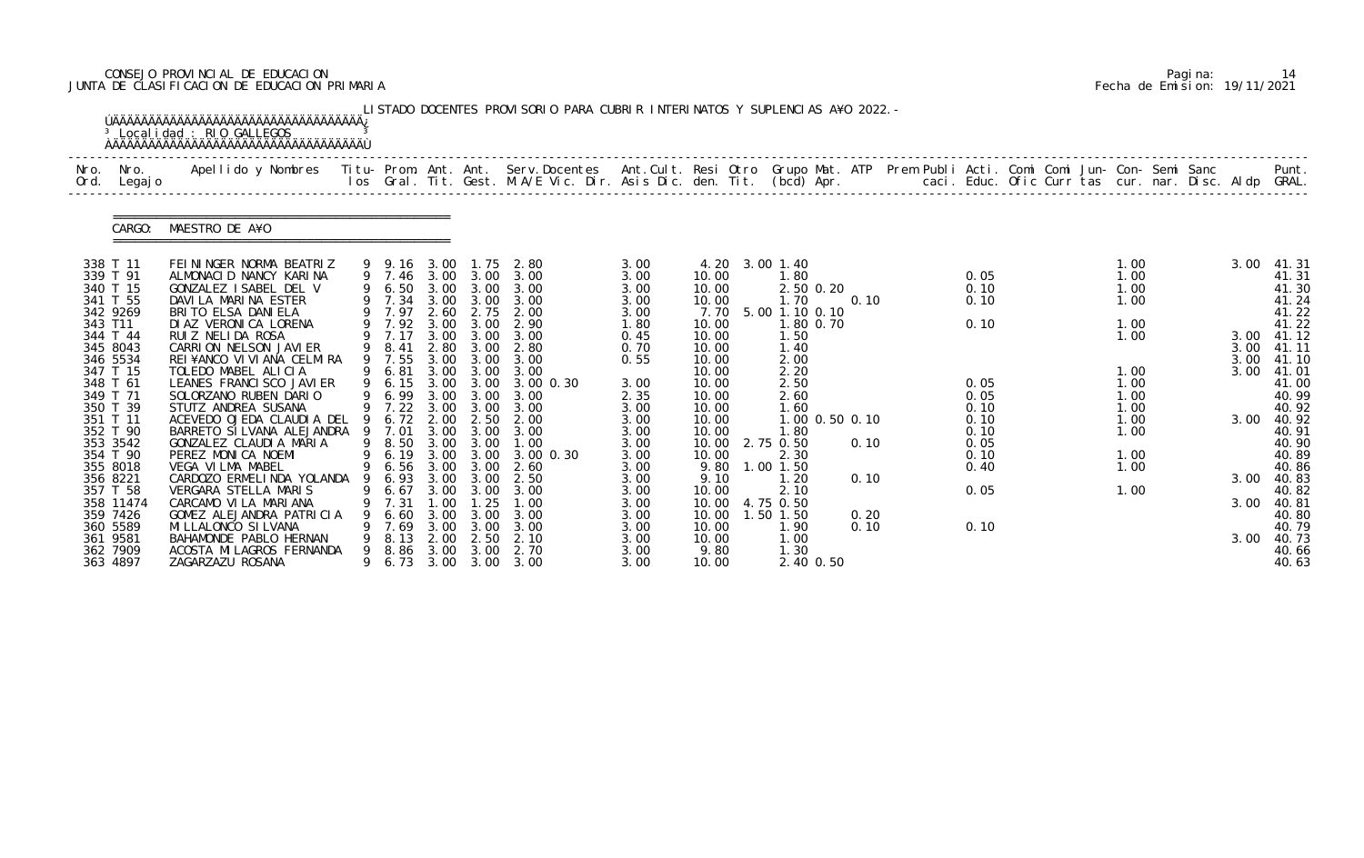CONSEJO PROVINCIAL DE EDUCACION
JUNTA DE CLASIFICACION DE EDUCACION PRIMARIA

Fecha de Emision: 19/11/2021

LISTADO DOCENTES PROVISORIO PARA CUBRIR INTERINATOS Y SUPLENCIAS A¥O 2022.-

Localidad : RIO GALLEGOS

CARGO: MAESTRO DE A¥O

| Nro. Ord. | Nro. Legajo | Apellido y Nombres | Titu- los | Prom. Gral. | Ant. Tit. | Ant. Gest. | Serv.Docentes M.A/E Vic. Dir. | Ant.Cult. Asis Dic. | Resi den. | Otro Tit. | Grupo Mat. (bcd) | ATP Apr. | Prem Publi caci. | Acti. Educ. | Comi Ofic | Comi Curr | Jun- tas | Con- cur. | Semi nar. | Sanc Disc. | Aldp | Punt. GRAL. |
|---|---|---|---|---|---|---|---|---|---|---|---|---|---|---|---|---|---|---|---|---|---|---|
| 338 | T 11 | FEININGER NORMA BEATRIZ | 9 | 9.16 | 3.00 | 1.75 | 2.80 | 3.00 | 4.20 | 3.00 | 1.40 | | | | | | | 1.00 | | | 3.00 | 41.31 |
| 339 | T 91 | ALMONACID NANCY KARINA | 9 | 7.46 | 3.00 | 3.00 | 3.00 | 3.00 | 10.00 | | 1.80 | | | 0.05 | | | | 1.00 | | | | 41.31 |
| 340 | T 15 | GONZALEZ ISABEL DEL V | 9 | 6.50 | 3.00 | 3.00 | 3.00 | 3.00 | 10.00 | | 2.50 0.20 | | | 0.10 | | | | 1.00 | | | | 41.30 |
| 341 | T 55 | DAVILA MARINA ESTER | 9 | 7.34 | 3.00 | 3.00 | 3.00 | 3.00 | 10.00 | | 1.70 | 0.10 | | 0.10 | | | | 1.00 | | | | 41.24 |
| 342 | 9269 | BRITO ELSA DANIELA | 9 | 7.97 | 2.60 | 2.75 | 2.00 | 3.00 | 7.70 | 5.00 | 1.10 0.10 | | | | | | | | | | | 41.22 |
| 343 | T11 | DIAZ VERONICA LORENA | 9 | 7.92 | 3.00 | 3.00 | 2.90 | 1.80 | 10.00 | | 1.80 0.70 | | | 0.10 | | | | 1.00 | | | | 41.22 |
| 344 | T 44 | RUIZ NELIDA ROSA | 9 | 7.17 | 3.00 | 3.00 | 3.00 | 0.45 | 10.00 | | 1.50 | | | | | | | 1.00 | | | 3.00 | 41.12 |
| 345 | 8043 | CARRION NELSON JAVIER | 9 | 8.41 | 2.80 | 3.00 | 2.80 | 0.70 | 10.00 | | 1.40 | | | | | | | | | | 3.00 | 41.11 |
| 346 | 5534 | REI¥ANCO VIVIANA CELMIRA | 9 | 7.55 | 3.00 | 3.00 | 3.00 | 0.55 | 10.00 | | 2.00 | | | | | | | | | | 3.00 | 41.10 |
| 347 | T 15 | TOLEDO MABEL ALICIA | 9 | 6.81 | 3.00 | 3.00 | 3.00 | | 10.00 | | 2.20 | | | | | | | 1.00 | | | 3.00 | 41.01 |
| 348 | T 61 | LEANES FRANCISCO JAVIER | 9 | 6.15 | 3.00 | 3.00 | 3.00 0.30 | 3.00 | 10.00 | | 2.50 | | | 0.05 | | | | 1.00 | | | | 41.00 |
| 349 | T 71 | SOLORZANO RUBEN DARIO | 9 | 6.99 | 3.00 | 3.00 | 3.00 | 2.35 | 10.00 | | 2.60 | | | 0.05 | | | | 1.00 | | | | 40.99 |
| 350 | T 39 | STUTZ ANDREA SUSANA | 9 | 7.22 | 3.00 | 3.00 | 3.00 | 3.00 | 10.00 | | 1.60 | | | 0.10 | | | | 1.00 | | | | 40.92 |
| 351 | T 11 | ACEVEDO OJEDA CLAUDIA DEL | 9 | 6.72 | 2.00 | 2.50 | 2.00 | 3.00 | 10.00 | | 1.00 0.50 0.10 | | | 0.10 | | | | 1.00 | | | 3.00 | 40.92 |
| 352 | T 90 | BARRETO SILVANA ALEJANDRA | 9 | 7.01 | 3.00 | 3.00 | 3.00 | 3.00 | 10.00 | | 1.80 | | | 0.10 | | | | 1.00 | | | | 40.91 |
| 353 | 3542 | GONZALEZ CLAUDIA MARIA | 9 | 8.50 | 3.00 | 3.00 | 1.00 | 3.00 | 10.00 | 2.75 | 0.50 | 0.10 | | 0.05 | | | | | | | | 40.90 |
| 354 | T 90 | PEREZ MONICA NOEMI | 9 | 6.19 | 3.00 | 3.00 | 3.00 0.30 | 3.00 | 10.00 | | 2.30 | | | 0.10 | | | | 1.00 | | | | 40.89 |
| 355 | 8018 | VEGA VILMA MABEL | 9 | 6.56 | 3.00 | 3.00 | 2.60 | 3.00 | 9.80 | 1.00 | 1.50 | | | 0.40 | | | | 1.00 | | | | 40.86 |
| 356 | 8221 | CARDOZO ERMELINDA YOLANDA | 9 | 6.93 | 3.00 | 3.00 | 2.50 | 3.00 | 9.10 | | 1.20 | 0.10 | | | | | | | | | 3.00 | 40.83 |
| 357 | T 58 | VERGARA STELLA MARIS | 9 | 6.67 | 3.00 | 3.00 | 3.00 | 3.00 | 10.00 | | 2.10 | | | 0.05 | | | | 1.00 | | | | 40.82 |
| 358 | 11474 | CARCAMO VILA MARIANA | 9 | 7.31 | 1.00 | 1.25 | 1.00 | 3.00 | 10.00 | 4.75 | 0.50 | | | | | | | | | | 3.00 | 40.81 |
| 359 | 7426 | GOMEZ ALEJANDRA PATRICIA | 9 | 6.60 | 3.00 | 3.00 | 3.00 | 3.00 | 10.00 | 1.50 | 1.50 | 0.20 | | | | | | | | | | 40.80 |
| 360 | 5589 | MILLALONCO SILVANA | 9 | 7.69 | 3.00 | 3.00 | 3.00 | 3.00 | 10.00 | | 1.90 | 0.10 | | 0.10 | | | | | | | | 40.79 |
| 361 | 9581 | BAHAMONDE PABLO HERNAN | 9 | 8.13 | 2.00 | 2.50 | 2.10 | 3.00 | 10.00 | | 1.00 | | | | | | | | | | 3.00 | 40.73 |
| 362 | 7909 | ACOSTA MILAGROS FERNANDA | 9 | 8.86 | 3.00 | 3.00 | 2.70 | 3.00 | 9.80 | | 1.30 | | | | | | | | | | | 40.66 |
| 363 | 4897 | ZAGARZAZU ROSANA | 9 | 6.73 | 3.00 | 3.00 | 3.00 | 3.00 | 10.00 | | 2.40 0.50 | | | | | | | | | | | 40.63 |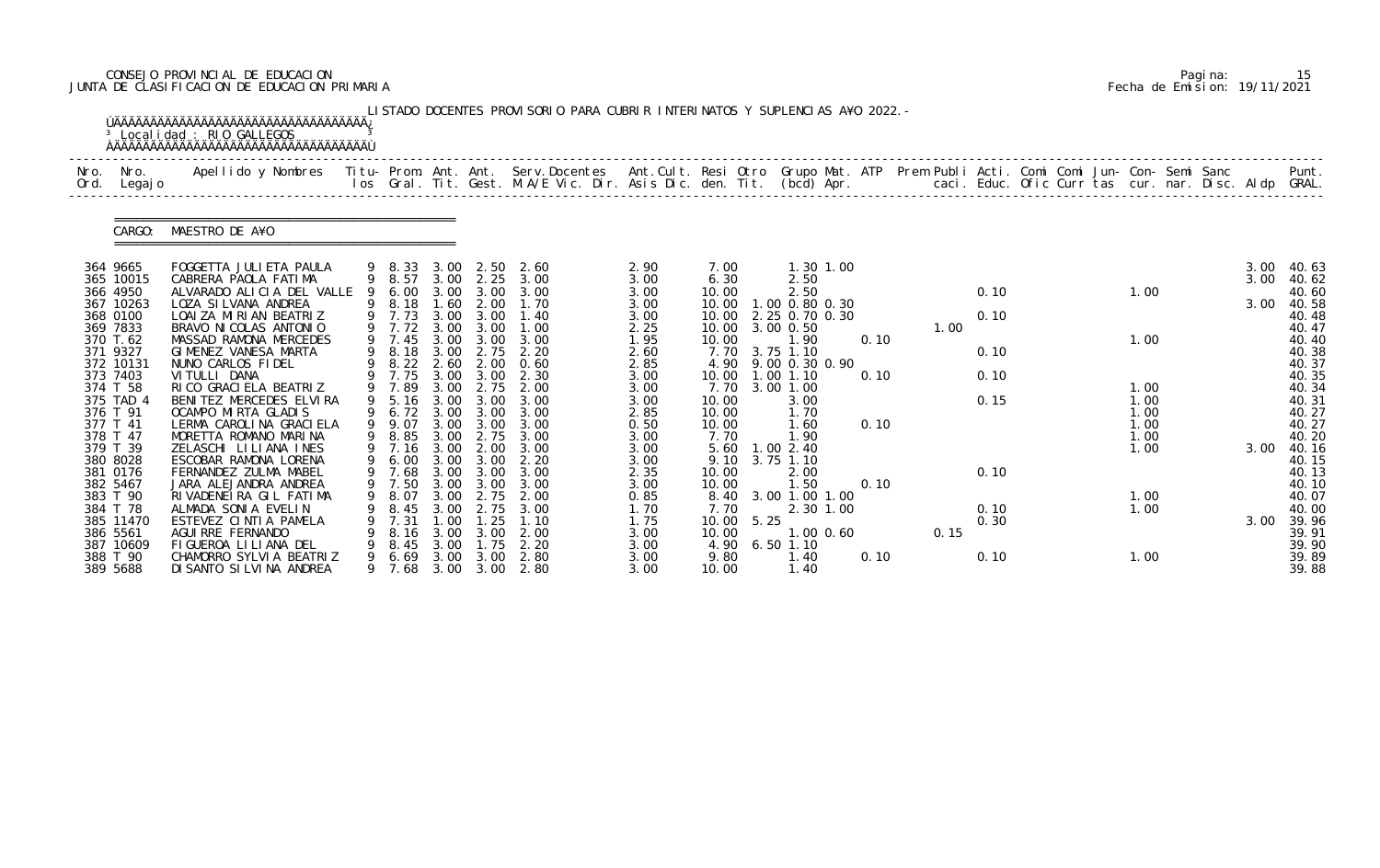CONSEJO PROVINCIAL DE EDUCACION
JUNTA DE CLASIFICACION DE EDUCACION PRIMARIA

Pagina: 15
Fecha de Emision: 19/11/2021

LISTADO DOCENTES PROVISORIO PARA CUBRIR INTERINATOS Y SUPLENCIAS A¥O 2022.-

Localidad : RIO GALLEGOS

CARGO: MAESTRO DE A¥O

| Nro. Ord. | Nro. Legajo | Apellido y Nombres | Titu- los | Prom. Gral. | Ant. Tit. | Ant. Gest. | Serv.Docentes M.A/E Vic. Dir. | Ant.Cult. Asis Dic. | Resi den. | Otro Tit. | Grupo Mat. (bcd) | ATP Apr. | Prem Publi caci. | Acti. Educ. | Comi Ofic | Comi Curr | Jun- tas | Con- cur. | Semi nar. | Sanc Disc. | Aldp | Punt. GRAL. |
|---|---|---|---|---|---|---|---|---|---|---|---|---|---|---|---|---|---|---|---|---|---|---|
| 364 | 9665 | FOGGETTA JULIETA PAULA | 9 | 8.33 | 3.00 | 2.50 | 2.60 | 2.90 | 7.00 | | 1.30 1.00 | | | | | | | | | | 3.00 | 40.63 |
| 365 | 10015 | CABRERA PAOLA FATIMA | 9 | 8.57 | 3.00 | 2.25 | 3.00 | 3.00 | 6.30 | | 2.50 | | | | | | | | | | 3.00 | 40.62 |
| 366 | 4950 | ALVARADO ALICIA DEL VALLE | 9 | 6.00 | 3.00 | 3.00 | 3.00 | 3.00 | 10.00 | | 2.50 | | | 0.10 | | | | 1.00 | | | | 40.60 |
| 367 | 10263 | LOZA SILVANA ANDREA | 9 | 8.18 | 1.60 | 2.00 | 1.70 | 3.00 | 10.00 | 1.00 | 0.80 0.30 | | | | | | | | | | 3.00 | 40.58 |
| 368 | 0100 | LOAIZA MIRIAN BEATRIZ | 9 | 7.73 | 3.00 | 3.00 | 1.40 | 3.00 | 10.00 | 2.25 | 0.70 0.30 | | | 0.10 | | | | | | | | 40.48 |
| 369 | 7833 | BRAVO NICOLAS ANTONIO | 9 | 7.72 | 3.00 | 3.00 | 1.00 | 2.25 | 10.00 | 3.00 | 0.50 | | 1.00 | | | | | | | | | 40.47 |
| 370 | T.62 | MASSAD RAMONA MERCEDES | 9 | 7.45 | 3.00 | 3.00 | 3.00 | 1.95 | 10.00 | | 1.90 | 0.10 | | | | | | 1.00 | | | | 40.40 |
| 371 | 9327 | GIMENEZ VANESA MARTA | 9 | 8.18 | 3.00 | 2.75 | 2.20 | 2.60 | 7.70 | 3.75 | 1.10 | | | 0.10 | | | | | | | | 40.38 |
| 372 | 10131 | NUNO CARLOS FIDEL | 9 | 8.22 | 2.60 | 2.00 | 0.60 | 2.85 | 4.90 | 9.00 | 0.30 0.90 | | | | | | | | | | | 40.37 |
| 373 | 7403 | VITULLI DANA | 9 | 7.75 | 3.00 | 3.00 | 2.30 | 3.00 | 10.00 | 1.00 | 1.10 | 0.10 | | 0.10 | | | | | | | | 40.35 |
| 374 | T 58 | RICO GRACIELA BEATRIZ | 9 | 7.89 | 3.00 | 2.75 | 2.00 | 3.00 | 7.70 | 3.00 | 1.00 | | | | | | | 1.00 | | | | 40.34 |
| 375 | TAD 4 | BENITEZ MERCEDES ELVIRA | 9 | 5.16 | 3.00 | 3.00 | 3.00 | 3.00 | 10.00 | | 3.00 | | | 0.15 | | | | 1.00 | | | | 40.31 |
| 376 | T 91 | OCAMPO MIRTA GLADIS | 9 | 6.72 | 3.00 | 3.00 | 3.00 | 2.85 | 10.00 | | 1.70 | | | | | | | 1.00 | | | | 40.27 |
| 377 | T 41 | LERMA CAROLINA GRACIELA | 9 | 9.07 | 3.00 | 3.00 | 3.00 | 0.50 | 10.00 | | 1.60 | 0.10 | | | | | | 1.00 | | | | 40.27 |
| 378 | T 47 | MORETTA ROMANO MARINA | 9 | 8.85 | 3.00 | 2.75 | 3.00 | 3.00 | 7.70 | | 1.90 | | | | | | | 1.00 | | | | 40.20 |
| 379 | T 39 | ZELASCHI LILIANA INES | 9 | 7.16 | 3.00 | 2.00 | 3.00 | 3.00 | 5.60 | 1.00 | 2.40 | | | | | | | 1.00 | | | 3.00 | 40.16 |
| 380 | 8028 | ESCOBAR RAMONA LORENA | 9 | 6.00 | 3.00 | 3.00 | 2.20 | 3.00 | 9.10 | 3.75 | 1.10 | | | | | | | | | | | 40.15 |
| 381 | 0176 | FERNANDEZ ZULMA MABEL | 9 | 7.68 | 3.00 | 3.00 | 3.00 | 2.35 | 10.00 | | 2.00 | | | 0.10 | | | | | | | | 40.13 |
| 382 | 5467 | JARA ALEJANDRA ANDREA | 9 | 7.50 | 3.00 | 3.00 | 3.00 | 3.00 | 10.00 | | 1.50 | 0.10 | | | | | | | | | | 40.10 |
| 383 | T 90 | RIVADENEIRA GIL FATIMA | 9 | 8.07 | 3.00 | 2.75 | 2.00 | 0.85 | 8.40 | 3.00 | 1.00 1.00 | | | | | | | 1.00 | | | | 40.07 |
| 384 | T 78 | ALMADA SONIA EVELIN | 9 | 8.45 | 3.00 | 2.75 | 3.00 | 1.70 | 7.70 | | 2.30 1.00 | | | 0.10 | | | | 1.00 | | | | 40.00 |
| 385 | 11470 | ESTEVEZ CINTIA PAMELA | 9 | 7.31 | 1.00 | 1.25 | 1.10 | 1.75 | 10.00 | 5.25 | | | | 0.30 | | | | | | | 3.00 | 39.96 |
| 386 | 5561 | AGUIRRE FERNANDO | 9 | 8.16 | 3.00 | 3.00 | 2.00 | 3.00 | 10.00 | | 1.00 0.60 | | 0.15 | | | | | | | | | 39.91 |
| 387 | 10609 | FIGUEROA LILIANA DEL | 9 | 8.45 | 3.00 | 1.75 | 2.20 | 3.00 | 4.90 | 6.50 | 1.10 | | | | | | | | | | | 39.90 |
| 388 | T 90 | CHAMORRO SYLVIA BEATRIZ | 9 | 6.69 | 3.00 | 3.00 | 2.80 | 3.00 | 9.80 | | 1.40 | 0.10 | | 0.10 | | | | 1.00 | | | | 39.89 |
| 389 | 5688 | DI SANTO SILVINA ANDREA | 9 | 7.68 | 3.00 | 3.00 | 2.80 | 3.00 | 10.00 | | 1.40 | | | | | | | | | | | 39.88 |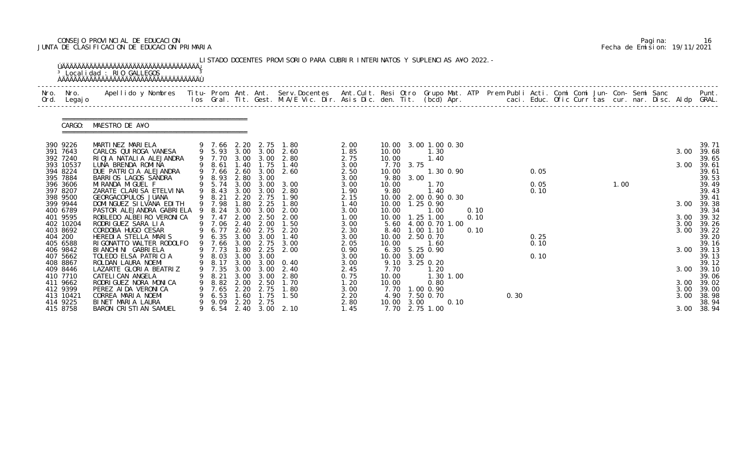CONSEJO PROVINCIAL DE EDUCACION
JUNTA DE CLASIFICACION DE EDUCACION PRIMARIA

Pagina: 16
Fecha de Emision: 19/11/2021

LISTADO DOCENTES PROVISORIO PARA CUBRIR INTERINATOS Y SUPLENCIAS A¥O 2022.-

Localidad : RIO GALLEGOS

CARGO: MAESTRO DE A¥O

| Nro. Ord. | Nro. Legajo | Apellido y Nombres | Titu- los | Prom. Gral. | Ant. Tit. | Ant. Gest. | Serv.Docentes M.A/E Vic. Dir. | Ant.Cult. Asis Dic. | Resi den. | Otro Tit. | Grupo Mat. (bcd) | ATP Apr. | Prem Publi caci. | Acti. Educ. | Comi Ofic | Comi Curr | Jun- tas | Con- cur. | Semi nar. | Sanc Disc. | Aldp | Punt. GRAL. |
|---|---|---|---|---|---|---|---|---|---|---|---|---|---|---|---|---|---|---|---|---|---|---|
| 390 | 9226 | MARTINEZ MARIELA | 9 | 7.66 | 2.20 | 2.75 | 1.80 | 2.00 | 10.00 | | 3.00 1.00 0.30 | | | | | | | | | | | 39.71 |
| 391 | 7643 | CARLOS QUIROGA VANESA | 9 | 5.93 | 3.00 | 3.00 | 2.60 | 1.85 | 10.00 | | 1.30 | | | | | | | | | | 3.00 | 39.68 |
| 392 | 7240 | RIOJA NATALIA ALEJANDRA | 9 | 7.70 | 3.00 | 3.00 | 2.80 | 2.75 | 10.00 | | 1.40 | | | | | | | | | | | 39.65 |
| 393 | 10537 | LUNA BRENDA ROMINA | 9 | 8.61 | 1.40 | 1.75 | 1.40 | 3.00 | 7.70 | 3.75 | | | | | | | | | | | 3.00 | 39.61 |
| 394 | 8224 | DUE PATRICIA ALEJANDRA | 9 | 7.66 | 2.60 | 3.00 | 2.60 | 2.50 | 10.00 | | 1.30 0.90 | | | 0.05 | | | | | | | | 39.61 |
| 395 | 7884 | BARRIOS LAGOS SANDRA | 9 | 8.93 | 2.80 | 3.00 | | 3.00 | 9.80 | 3.00 | | | | | | | | | | | | 39.53 |
| 396 | 3606 | MIRANDA MIGUEL F | 9 | 5.74 | 3.00 | 3.00 | 3.00 | 3.00 | 10.00 | | 1.70 | | | 0.05 | | | 1.00 | | | | | 39.49 |
| 397 | 8207 | ZARATE CLARISA ETELVINA | 9 | 8.43 | 3.00 | 3.00 | 2.80 | 1.90 | 9.80 | | 1.40 | | | 0.10 | | | | | | | | 39.43 |
| 398 | 9500 | GEORGACOPULOS JUANA | 9 | 8.21 | 2.20 | 2.75 | 1.90 | 2.15 | 10.00 | | 2.00 0.90 0.30 | | | | | | | | | | | 39.41 |
| 399 | 9944 | DOMINGUEZ SILVANA EDITH | 9 | 7.98 | 1.80 | 2.25 | 1.80 | 1.40 | 10.00 | | 1.25 0.90 | | | | | | | | | | 3.00 | 39.38 |
| 400 | 6789 | PASTOR ALEJANDRA GABRIELA | 9 | 8.24 | 3.00 | 3.00 | 2.00 | 3.00 | 10.00 | | 1.00 | 0.10 | | | | | | | | | | 39.34 |
| 401 | 9595 | ROBLEDO ALBEIRO VERONICA | 9 | 7.47 | 2.00 | 2.50 | 2.00 | 1.00 | 10.00 | | 1.25 1.00 | 0.10 | | | | | | | | | 3.00 | 39.32 |
| 402 | 10204 | RODRIGUEZ SARA LIA | 9 | 7.06 | 2.40 | 2.00 | 1.50 | 3.00 | 5.60 | | 4.00 0.70 1.00 | | | | | | | | | | 3.00 | 39.26 |
| 403 | 8692 | CORDOBA HUGO CESAR | 9 | 6.77 | 2.60 | 2.75 | 2.20 | 2.30 | 8.40 | | 1.00 1.10 | 0.10 | | | | | | | | | 3.00 | 39.22 |
| 404 | 200 | HEREDIA STELLA MARIS | 9 | 6.35 | 3.00 | 3.00 | 1.40 | 3.00 | 10.00 | | 2.50 0.70 | | | 0.25 | | | | | | | | 39.20 |
| 405 | 6588 | RIGONATTO WALTER RODOLFO | 9 | 7.66 | 3.00 | 2.75 | 3.00 | 2.05 | 10.00 | | 1.60 | | | 0.10 | | | | | | | | 39.16 |
| 406 | 9842 | BIANCHINI GABRIELA | 9 | 7.73 | 1.80 | 2.25 | 2.00 | 0.90 | 6.30 | | 5.25 0.90 | | | | | | | | | | 3.00 | 39.13 |
| 407 | 5662 | TOLEDO ELSA PATRICIA | 9 | 8.03 | 3.00 | 3.00 | | 3.00 | 10.00 | 3.00 | | | | 0.10 | | | | | | | | 39.13 |
| 408 | 8867 | ROLDAN LAURA NOEMI | 9 | 8.17 | 3.00 | 3.00 | 0.40 | 3.00 | 9.10 | | 3.25 0.20 | | | | | | | | | | | 39.12 |
| 409 | 8446 | LAZARTE GLORIA BEATRIZ | 9 | 7.35 | 3.00 | 3.00 | 2.40 | 2.45 | 7.70 | | 1.20 | | | | | | | | | | 3.00 | 39.10 |
| 410 | 7710 | CATELICAN ANGELA | 9 | 8.21 | 3.00 | 3.00 | 2.80 | 0.75 | 10.00 | | 1.30 1.00 | | | | | | | | | | | 39.06 |
| 411 | 9662 | RODRIGUEZ NORA MONICA | 9 | 8.82 | 2.00 | 2.50 | 1.70 | 1.20 | 10.00 | | 0.80 | | | | | | | | | | 3.00 | 39.02 |
| 412 | 9399 | PEREZ AIDA VERONICA | 9 | 7.65 | 2.20 | 2.75 | 1.80 | 3.00 | 7.70 | | 1.00 0.90 | | | | | | | | | | 3.00 | 39.00 |
| 413 | 10421 | CORREA MARIA NOEMI | 9 | 6.53 | 1.60 | 1.75 | 1.50 | 2.20 | 4.90 | | 7.50 0.70 | | 0.30 | | | | | | | | 3.00 | 38.98 |
| 414 | 9225 | BINET MARIA LAURA | 9 | 9.09 | 2.20 | 2.75 | | 2.80 | 10.00 | 3.00 | 0.10 | | | | | | | | | | | 38.94 |
| 415 | 8758 | BARON CRISTIAN SAMUEL | 9 | 6.54 | 2.40 | 3.00 | 2.10 | 1.45 | 7.70 | | 2.75 1.00 | | | | | | | | | | 3.00 | 38.94 |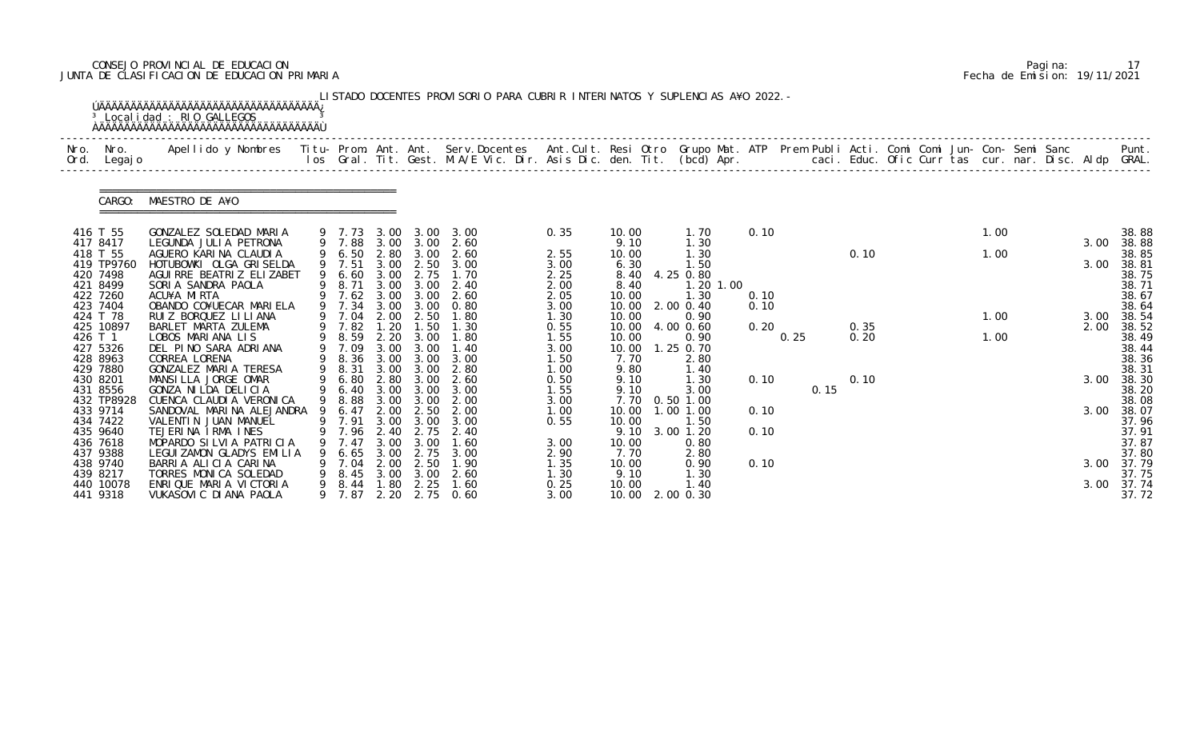CONSEJO PROVINCIAL DE EDUCACION
JUNTA DE CLASIFICACION DE EDUCACION PRIMARIA

Pagina: 17
Fecha de Emision: 19/11/2021

LISTADO DOCENTES PROVISORIO PARA CUBRIR INTERINATOS Y SUPLENCIAS A¥O 2022.-

Localidad : RIO GALLEGOS

CARGO: MAESTRO DE A¥O

| Nro. Ord. | Nro. Legajo | Apellido y Nombres | Titu-los | Prom. Gral. | Ant. Tit. | Ant. Gest. | Serv.Docentes M.A/E Vic. Dir. | Ant.Cult. Asis Dic. | Resi den. | Otro Tit. | Grupo Mat. (bcd) | ATP Apr. | Prem caci. | Publi Educ. | Acti. Ofic | Comi Curr | Comi tas | Jun- cur. | Con- nar. | Semi Disc. | Sanc | Aldp | Punt. GRAL. |
|---|---|---|---|---|---|---|---|---|---|---|---|---|---|---|---|---|---|---|---|---|---|---|---|
| 416 | T 55 | GONZALEZ SOLEDAD MARIA | 9 | 7.73 | 3.00 | 3.00 | 3.00 | 0.35 | 10.00 | | 1.70 | | 0.10 | | | | | | 1.00 | | | | 38.88 |
| 417 | 8417 | LEGUNDA JULIA PETRONA | 9 | 7.88 | 3.00 | 3.00 | 2.60 | | 9.10 | | 1.30 | | | | | | | | | | | 3.00 | 38.88 |
| 418 | T 55 | AGUERO KARINA CLAUDIA | 9 | 6.50 | 2.80 | 3.00 | 2.60 | 2.55 | 10.00 | | 1.30 | | | | | 0.10 | | | 1.00 | | | | 38.85 |
| 419 | TP9760 | HOTUBOWKI OLGA GRISELDA | 9 | 7.51 | 3.00 | 2.50 | 3.00 | 3.00 | 6.30 | | 1.50 | | | | | | | | | | | 3.00 | 38.81 |
| 420 | 7498 | AGUIRRE BEATRIZ ELIZABET | 9 | 6.60 | 3.00 | 2.75 | 1.70 | 2.25 | 8.40 | 4.25 | 0.80 | | | | | | | | | | | | 38.75 |
| 421 | 8499 | SORIA SANDRA PAOLA | 9 | 8.71 | 3.00 | 3.00 | 2.40 | 2.00 | 8.40 | | 1.20 | 1.00 | | | | | | | | | | | 38.71 |
| 422 | 7260 | ACU¥A MIRTA | 9 | 7.62 | 3.00 | 3.00 | 2.60 | 2.05 | 10.00 | | 1.30 | | 0.10 | | | | | | | | | | 38.67 |
| 423 | 7404 | OBANDO CO¥UECAR MARIELA | 9 | 7.34 | 3.00 | 3.00 | 0.80 | 3.00 | 10.00 | 2.00 | 0.40 | | 0.10 | | | | | | | | | | 38.64 |
| 424 | T 78 | RUIZ BORQUEZ LILIANA | 9 | 7.04 | 2.00 | 2.50 | 1.80 | 1.30 | 10.00 | | 0.90 | | | | | | | | 1.00 | | | 3.00 | 38.54 |
| 425 | 10897 | BARLET MARTA ZULEMA | 9 | 7.82 | 1.20 | 1.50 | 1.30 | 0.55 | 10.00 | 4.00 | 0.60 | | 0.20 | | | 0.35 | | | | | | 2.00 | 38.52 |
| 426 | T 1 | LOBOS MARIANA LIS | 9 | 8.59 | 2.20 | 3.00 | 1.80 | 1.55 | 10.00 | | 0.90 | | | 0.25 | | 0.20 | | | 1.00 | | | | 38.49 |
| 427 | 5326 | DEL PINO SARA ADRIANA | 9 | 7.09 | 3.00 | 3.00 | 1.40 | 3.00 | 10.00 | 1.25 | 0.70 | | | | | | | | | | | | 38.44 |
| 428 | 8963 | CORREA LORENA | 9 | 8.36 | 3.00 | 3.00 | 3.00 | 1.50 | 7.70 | | 2.80 | | | | | | | | | | | | 38.36 |
| 429 | 7880 | GONZALEZ MARIA TERESA | 9 | 8.31 | 3.00 | 3.00 | 2.80 | 1.00 | 9.80 | | 1.40 | | | | | | | | | | | | 38.31 |
| 430 | 8201 | MANSILLA JORGE OMAR | 9 | 6.80 | 2.80 | 3.00 | 2.60 | 0.50 | 9.10 | | 1.30 | | 0.10 | | | 0.10 | | | | | | 3.00 | 38.30 |
| 431 | 8556 | GONZA NILDA DELICIA | 9 | 6.40 | 3.00 | 3.00 | 3.00 | 1.55 | 9.10 | | 3.00 | | | | 0.15 | | | | | | | | 38.20 |
| 432 | TP8928 | CUENCA CLAUDIA VERONICA | 9 | 8.88 | 3.00 | 3.00 | 2.00 | 3.00 | 7.70 | 0.50 | 1.00 | | | | | | | | | | | | 38.08 |
| 433 | 9714 | SANDOVAL MARINA ALEJANDRA | 9 | 6.47 | 2.00 | 2.50 | 2.00 | 1.00 | 10.00 | 1.00 | 1.00 | | 0.10 | | | | | | | | | 3.00 | 38.07 |
| 434 | 7422 | VALENTIN JUAN MANUEL | 9 | 7.91 | 3.00 | 3.00 | 3.00 | 0.55 | 10.00 | | 1.50 | | | | | | | | | | | | 37.96 |
| 435 | 9640 | TEJERINA IRMA INES | 9 | 7.96 | 2.40 | 2.75 | 2.40 | | 9.10 | 3.00 | 1.20 | | 0.10 | | | | | | | | | | 37.91 |
| 436 | 7618 | MOPARDO SILVIA PATRICIA | 9 | 7.47 | 3.00 | 3.00 | 1.60 | 3.00 | 10.00 | | 0.80 | | | | | | | | | | | | 37.87 |
| 437 | 9388 | LEGUIZAMON GLADYS EMILIA | 9 | 6.65 | 3.00 | 2.75 | 3.00 | 2.90 | 7.70 | | 2.80 | | | | | | | | | | | | 37.80 |
| 438 | 9740 | BARRIA ALICIA CARINA | 9 | 7.04 | 2.00 | 2.50 | 1.90 | 1.35 | 10.00 | | 0.90 | | 0.10 | | | | | | | | | 3.00 | 37.79 |
| 439 | 8217 | TORRES MONICA SOLEDAD | 9 | 8.45 | 3.00 | 3.00 | 2.60 | 1.30 | 9.10 | | 1.30 | | | | | | | | | | | | 37.75 |
| 440 | 10078 | ENRIQUE MARIA VICTORIA | 9 | 8.44 | 1.80 | 2.25 | 1.60 | 0.25 | 10.00 | | 1.40 | | | | | | | | | | | 3.00 | 37.74 |
| 441 | 9318 | VUKASOVIC DIANA PAOLA | 9 | 7.87 | 2.20 | 2.75 | 0.60 | 3.00 | 10.00 | 2.00 | 0.30 | | | | | | | | | | | | 37.72 |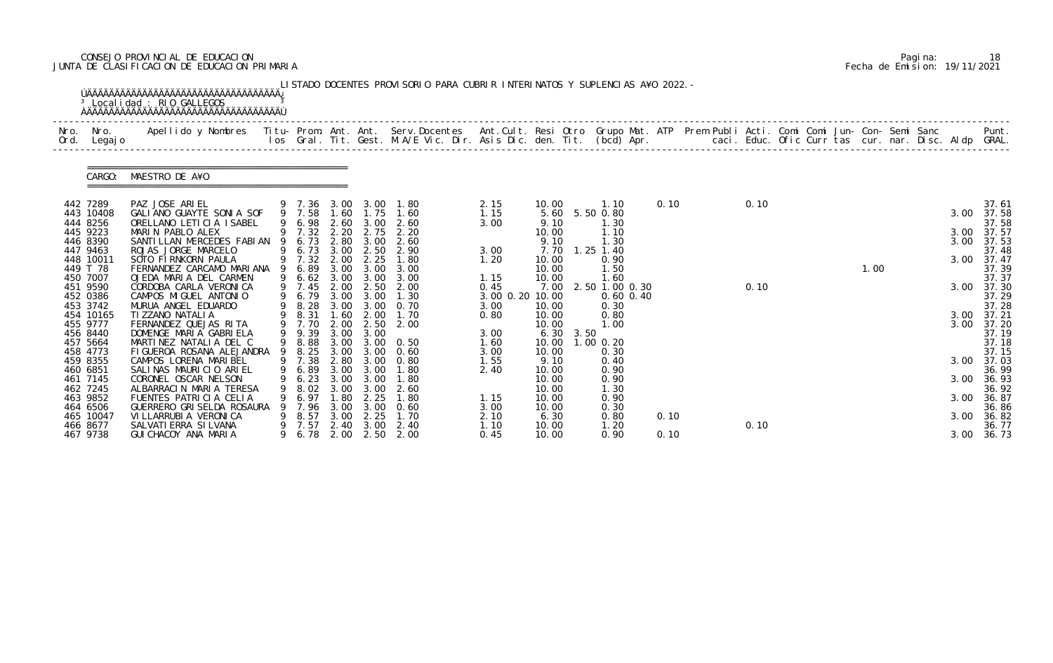CONSEJO PROVINCIAL DE EDUCACION
JUNTA DE CLASIFICACION DE EDUCACION PRIMARIA

Fecha de Emision: 19/11/2021

LISTADO DOCENTES PROVISORIO PARA CUBRIR INTERINATOS Y SUPLENCIAS A¥O 2022.-

Localidad : RIO GALLEGOS

CARGO: MAESTRO DE A¥O

| Nro. Ord. | Nro. Legajo | Apellido y Nombres | Titu- los | Prom. Gral. | Ant. Tit. | Ant. Gest. | Serv. Docentes M.A/E Vic. Dir. | Ant. Cult. Asis Dic. | Resi den. | Otro Tit. | Grupo Mat. (bcd) | ATP Apr. | Prem Publi caci. | Acti. Educ. | Comi Ofic | Comi Curr | Jun- tas | Con- cur. | Semi nar. | Sanc Disc. | Aldp | Punt. GRAL. |
|---|---|---|---|---|---|---|---|---|---|---|---|---|---|---|---|---|---|---|---|---|---|---|
| 442 | 7289 | PAZ JOSE ARIEL | 9 | 7.36 | 3.00 | 3.00 | 1.80 | 2.15 | 10.00 | | 1.10 | 0.10 | | 0.10 | | | | | | | | 37.61 |
| 443 | 10408 | GALIANO GUAYTE SONIA SOF | 9 | 7.58 | 1.60 | 1.75 | 1.60 | 1.15 | 5.60 | 5.50 | 0.80 | | | | | | | | | | 3.00 | 37.58 |
| 444 | 8256 | ORELLANO LETICIA ISABEL | 9 | 6.98 | 2.60 | 3.00 | 2.60 | 3.00 | 9.10 | | 1.30 | | | | | | | | | | | 37.58 |
| 445 | 9223 | MARIN PABLO ALEX | 9 | 7.32 | 2.20 | 2.75 | 2.20 | | 10.00 | | 1.10 | | | | | | | | | | 3.00 | 37.57 |
| 446 | 8390 | SANTILLAN MERCEDES FABIAN | 9 | 6.73 | 2.80 | 3.00 | 2.60 | | 9.10 | | 1.30 | | | | | | | | | | 3.00 | 37.53 |
| 447 | 9463 | ROJAS JORGE MARCELO | 9 | 6.73 | 3.00 | 2.50 | 2.90 | 3.00 | 7.70 | 1.25 | 1.40 | | | | | | | | | | | 37.48 |
| 448 | 10011 | SOTO FIRNKORN PAULA | 9 | 7.32 | 2.00 | 2.25 | 1.80 | 1.20 | 10.00 | | 0.90 | | | | | | | | | | 3.00 | 37.47 |
| 449 | T 78 | FERNANDEZ CARCAMO MARIANA | 9 | 6.89 | 3.00 | 3.00 | 3.00 | | 10.00 | | 1.50 | | | | | | | 1.00 | | | | 37.39 |
| 450 | 7007 | OJEDA MARIA DEL CARMEN | 9 | 6.62 | 3.00 | 3.00 | 3.00 | 1.15 | 10.00 | | 1.60 | | | | | | | | | | | 37.37 |
| 451 | 9590 | CORDOBA CARLA VERONICA | 9 | 7.45 | 2.00 | 2.50 | 2.00 | 0.45 | 7.00 | 2.50 | 1.00 0.30 | | | 0.10 | | | | | | | 3.00 | 37.30 |
| 452 | 0386 | CAMPOS MIGUEL ANTONIO | 9 | 6.79 | 3.00 | 3.00 | 1.30 | 3.00 0.20 | 10.00 | | 0.60 0.40 | | | | | | | | | | | 37.29 |
| 453 | 3742 | MURUA ANGEL EDUARDO | 9 | 8.28 | 3.00 | 3.00 | 0.70 | 3.00 | 10.00 | | 0.30 | | | | | | | | | | | 37.28 |
| 454 | 10165 | TIZZANO NATALIA | 9 | 8.31 | 1.60 | 2.00 | 1.70 | 0.80 | 10.00 | | 0.80 | | | | | | | | | | 3.00 | 37.21 |
| 455 | 9777 | FERNANDEZ QUEJAS RITA | 9 | 7.70 | 2.00 | 2.50 | 2.00 | | 10.00 | | 1.00 | | | | | | | | | | 3.00 | 37.20 |
| 456 | 8440 | DOMENGE MARIA GABRIELA | 9 | 9.39 | 3.00 | 3.00 | | 3.00 | 6.30 | 3.50 | | | | | | | | | | | | 37.19 |
| 457 | 5664 | MARTINEZ NATALIA DEL C | 9 | 8.88 | 3.00 | 3.00 | 0.50 | 1.60 | 10.00 | 1.00 | 0.20 | | | | | | | | | | | 37.18 |
| 458 | 4773 | FIGUEROA ROSANA ALEJANDRA | 9 | 8.25 | 3.00 | 3.00 | 0.60 | 3.00 | 10.00 | | 0.30 | | | | | | | | | | | 37.15 |
| 459 | 8355 | CAMPOS LORENA MARIBEL | 9 | 7.38 | 2.80 | 3.00 | 0.80 | 1.55 | 9.10 | | 0.40 | | | | | | | | | | 3.00 | 37.03 |
| 460 | 6851 | SALINAS MAURICIO ARIEL | 9 | 6.89 | 3.00 | 3.00 | 1.80 | 2.40 | 10.00 | | 0.90 | | | | | | | | | | | 36.99 |
| 461 | 7145 | CORONEL OSCAR NELSON | 9 | 6.23 | 3.00 | 3.00 | 1.80 | | 10.00 | | 0.90 | | | | | | | | | | 3.00 | 36.93 |
| 462 | 7245 | ALBARRACIN MARIA TERESA | 9 | 8.02 | 3.00 | 3.00 | 2.60 | | 10.00 | | 1.30 | | | | | | | | | | | 36.92 |
| 463 | 9852 | FUENTES PATRICIA CELIA | 9 | 6.97 | 1.80 | 2.25 | 1.80 | 1.15 | 10.00 | | 0.90 | | | | | | | | | | 3.00 | 36.87 |
| 464 | 6506 | GUERRERO GRISELDA ROSAURA | 9 | 7.96 | 3.00 | 3.00 | 0.60 | 3.00 | 10.00 | | 0.30 | | | | | | | | | | | 36.86 |
| 465 | 10047 | VILLARRUBIA VERONICA | 9 | 8.57 | 3.00 | 2.25 | 1.70 | 2.10 | 6.30 | | 0.80 | 0.10 | | | | | | | | | 3.00 | 36.82 |
| 466 | 8677 | SALVATIERRA SILVANA | 9 | 7.57 | 2.40 | 3.00 | 2.40 | 1.10 | 10.00 | | 1.20 | | | 0.10 | | | | | | | | 36.77 |
| 467 | 9738 | GUICHACOY ANA MARIA | 9 | 6.78 | 2.00 | 2.50 | 2.00 | 0.45 | 10.00 | | 0.90 | 0.10 | | | | | | | | | 3.00 | 36.73 |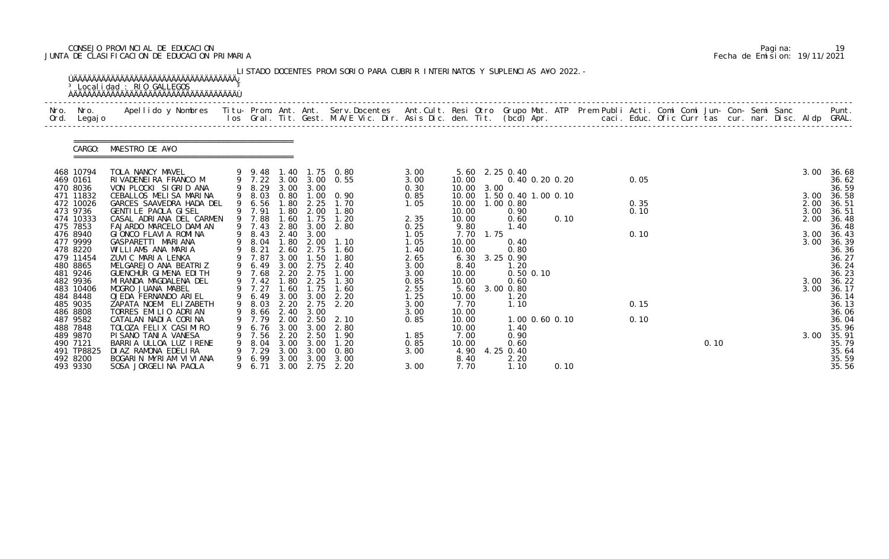CONSEJO PROVINCIAL DE EDUCACION
JUNTA DE CLASIFICACION DE EDUCACION PRIMARIA

Pagina: 19
Fecha de Emision: 19/11/2021

LISTADO DOCENTES PROVISORIO PARA CUBRIR INTERINATOS Y SUPLENCIAS A¥O 2022.-

Localidad : RIO GALLEGOS

CARGO: MAESTRO DE A¥O

| Nro. Ord. | Nro. Legajo | Apellido y Nombres | Titu-los | Prom. Gral. | Ant. Tit. | Ant. Gest. | Serv.Docentes M.A/E Vic. Dir. | Ant.Cult. Asis Dic. | Resi den. | Otro Tit. | Grupo Mat. (bcd) | ATP Apr. | Prem Publi caci. | Acti. Educ. | Comi Ofic | Comi Curr | Jun- tas | Con- cur. | Semi nar. | Sanc Disc. | Aldp | Punt. GRAL. |
|---|---|---|---|---|---|---|---|---|---|---|---|---|---|---|---|---|---|---|---|---|---|---|
| 468 | 10794 | TOLA NANCY MAVEL | 9 | 9.48 | 1.40 | 1.75 | 0.80 | 3.00 | 5.60 | 2.25 | 0.40 | | | | | | | | | | 3.00 | 36.68 |
| 469 | 0161 | RIVADENEIRA FRANCO M | 9 | 7.22 | 3.00 | 3.00 | 0.55 | 3.00 | 10.00 | | 0.40 0.20 0.20 | | | 0.05 | | | | | | | | 36.62 |
| 470 | 8036 | VON PLOCKI SIGRID ANA | 9 | 8.29 | 3.00 | 3.00 | | 0.30 | 10.00 | 3.00 | | | | | | | | | | | | 36.59 |
| 471 | 11832 | CEBALLOS MELISA MARINA | 9 | 8.03 | 0.80 | 1.00 | 0.90 | 0.85 | 10.00 | 1.50 | 0.40 1.00 0.10 | | | | | | | | | | 3.00 | 36.58 |
| 472 | 10026 | GARCES SAAVEDRA HADA DEL | 9 | 6.56 | 1.80 | 2.25 | 1.70 | 1.05 | 10.00 | 1.00 | 0.80 | | | 0.35 | | | | | | | 2.00 | 36.51 |
| 473 | 9736 | GENTILE PAOLA GISEL | 9 | 7.91 | 1.80 | 2.00 | 1.80 | | 10.00 | | 0.90 | | | 0.10 | | | | | | | 3.00 | 36.51 |
| 474 | 10333 | CASAL ADRIANA DEL CARMEN | 9 | 7.88 | 1.60 | 1.75 | 1.20 | 2.35 | 10.00 | | 0.60 | 0.10 | | | | | | | | | 2.00 | 36.48 |
| 475 | 7853 | FAJARDO MARCELO DAMIAN | 9 | 7.43 | 2.80 | 3.00 | 2.80 | 0.25 | 9.80 | | 1.40 | | | | | | | | | | | 36.48 |
| 476 | 8940 | GIONCO FLAVIA ROMINA | 9 | 8.43 | 2.40 | 3.00 | | 1.05 | 7.70 | 1.75 | | | | 0.10 | | | | | | | 3.00 | 36.43 |
| 477 | 9999 | GASPARETTI MARIANA | 9 | 8.04 | 1.80 | 2.00 | 1.10 | 1.05 | 10.00 | | 0.40 | | | | | | | | | | 3.00 | 36.39 |
| 478 | 8220 | WILLIAMS ANA MARIA | 9 | 8.21 | 2.60 | 2.75 | 1.60 | 1.40 | 10.00 | | 0.80 | | | | | | | | | | | 36.36 |
| 479 | 11454 | ZUVIC MARIA LENKA | 9 | 7.87 | 3.00 | 1.50 | 1.80 | 2.65 | 6.30 | 3.25 | 0.90 | | | | | | | | | | | 36.27 |
| 480 | 8865 | MELGAREJO ANA BEATRIZ | 9 | 6.49 | 3.00 | 2.75 | 2.40 | 3.00 | 8.40 | | 1.20 | | | | | | | | | | | 36.24 |
| 481 | 9246 | GUENCHUR GIMENA EDITH | 9 | 7.68 | 2.20 | 2.75 | 1.00 | 3.00 | 10.00 | | 0.50 0.10 | | | | | | | | | | | 36.23 |
| 482 | 9936 | MIRANDA MAGDALENA DEL | 9 | 7.42 | 1.80 | 2.25 | 1.30 | 0.85 | 10.00 | | 0.60 | | | | | | | | | | 3.00 | 36.22 |
| 483 | 10406 | MOGRO JUANA MABEL | 9 | 7.27 | 1.60 | 1.75 | 1.60 | 2.55 | 5.60 | 3.00 | 0.80 | | | | | | | | | | 3.00 | 36.17 |
| 484 | 8448 | OJEDA FERNANDO ARIEL | 9 | 6.49 | 3.00 | 3.00 | 2.20 | 1.25 | 10.00 | | 1.20 | | | | | | | | | | | 36.14 |
| 485 | 9035 | ZAPATA NOEMI ELIZABETH | 9 | 8.03 | 2.20 | 2.75 | 2.20 | 3.00 | 7.70 | | 1.10 | | | 0.15 | | | | | | | | 36.13 |
| 486 | 8808 | TORRES EMILIO ADRIAN | 9 | 8.66 | 2.40 | 3.00 | | 3.00 | 10.00 | | | | | | | | | | | | | 36.06 |
| 487 | 9582 | CATALAN NADIA CORINA | 9 | 7.79 | 2.00 | 2.50 | 2.10 | 0.85 | 10.00 | | 1.00 0.60 0.10 | | | 0.10 | | | | | | | | 36.04 |
| 488 | 7848 | TOLOZA FELIX CASIMIRO | 9 | 6.76 | 3.00 | 3.00 | 2.80 | | 10.00 | | 1.40 | | | | | | | | | | | 35.96 |
| 489 | 9870 | PISANO TANIA VANESA | 9 | 7.56 | 2.20 | 2.50 | 1.90 | 1.85 | 7.00 | | 0.90 | | | | | | | | | | 3.00 | 35.91 |
| 490 | 7121 | BARRIA ULLOA LUZ IRENE | 9 | 8.04 | 3.00 | 3.00 | 1.20 | 0.85 | 10.00 | | 0.60 | | | | | 0.10 | | | | | | 35.79 |
| 491 | TP8825 | DIAZ RAMONA EDELIRA | 9 | 7.29 | 3.00 | 3.00 | 0.80 | 3.00 | 4.90 | 4.25 | 0.40 | | | | | | | | | | | 35.64 |
| 492 | 8200 | BOGARIN MYRIAM VIVIANA | 9 | 6.99 | 3.00 | 3.00 | 3.00 | | 8.40 | | 2.20 | | | | | | | | | | | 35.59 |
| 493 | 9330 | SOSA JORGELINA PAOLA | 9 | 6.71 | 3.00 | 2.75 | 2.20 | 3.00 | 7.70 | | 1.10 | 0.10 | | | | | | | | | | 35.56 |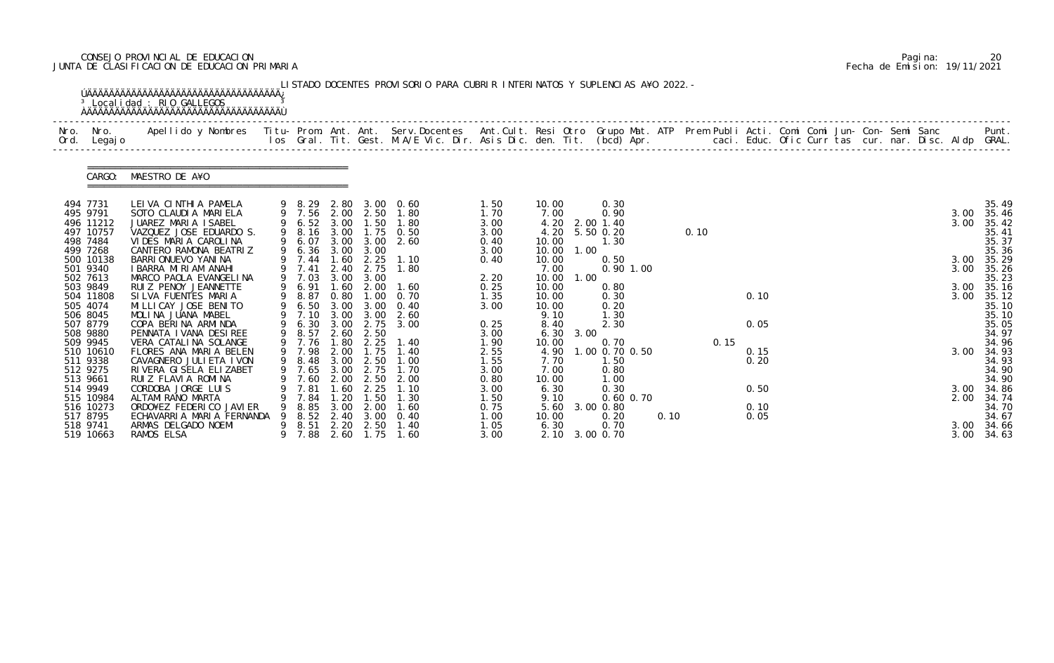CONSEJO PROVINCIAL DE EDUCACION
JUNTA DE CLASIFICACION DE EDUCACION PRIMARIA

Pagina: 20
Fecha de Emision: 19/11/2021

LISTADO DOCENTES PROVISORIO PARA CUBRIR INTERINATOS Y SUPLENCIAS A¥O 2022.-

Localidad : RIO GALLEGOS

CARGO: MAESTRO DE A¥O

| Nro. Ord. | Nro. Legajo | Apellido y Nombres | Titu- los | Prom. Gral. | Ant. Tit. | Ant. Gest. | Serv. Docentes M.A/E Vic. Dir. | Ant. Cult. Asis | Resi Dic. | Otro den. | Grupo Mat. Tit. (bcd) | ATP Apr. | Prem Publi caci. | Acti. Educ. | Comi Ofic | Comi Curr | Jun- tas | Con- cur. | Semi nar. | Sanc Disc. | Aldp | Punt. GRAL. |
|---|---|---|---|---|---|---|---|---|---|---|---|---|---|---|---|---|---|---|---|---|---|---|
| 494 | 7731 | LEIVA CINTHIA PAMELA | 9 | 8.29 | 2.80 | 3.00 | 0.60 | 1.50 | 10.00 | | 0.30 | | | | | | | | | | | 35.49 |
| 495 | 9791 | SOTO CLAUDIA MARIELA | 9 | 7.56 | 2.00 | 2.50 | 1.80 | 1.70 | 7.00 | | 0.90 | | | | | | | | | | 3.00 | 35.46 |
| 496 | 11212 | JUAREZ MARIA ISABEL | 9 | 6.52 | 3.00 | 1.50 | 1.80 | 3.00 | 4.20 | 2.00 | 1.40 | | | | | | | | | | 3.00 | 35.42 |
| 497 | 10757 | VAZQUEZ JOSE EDUARDO S. | 9 | 8.16 | 3.00 | 1.75 | 0.50 | 3.00 | 4.20 | 5.50 | 0.20 | | 0.10 | | | | | | | | | 35.41 |
| 498 | 7484 | VIDES MARIA CAROLINA | 9 | 6.07 | 3.00 | 3.00 | 2.60 | 0.40 | 10.00 | | 1.30 | | | | | | | | | | | 35.37 |
| 499 | 7268 | CANTERO RAMONA BEATRIZ | 9 | 6.36 | 3.00 | 3.00 | | 3.00 | 10.00 | 1.00 | | | | | | | | | | | | 35.36 |
| 500 | 10138 | BARRIONUEVO YANINA | 9 | 7.44 | 1.60 | 2.25 | 1.10 | 0.40 | 10.00 | | 0.50 | | | | | | | | | | 3.00 | 35.29 |
| 501 | 9340 | IBARRA MIRIAM ANAHI | 9 | 7.41 | 2.40 | 2.75 | 1.80 | | 7.00 | | 0.90 | 1.00 | | | | | | | | | 3.00 | 35.26 |
| 502 | 7613 | MARCO PAOLA EVANGELINA | 9 | 7.03 | 3.00 | 3.00 | | 2.20 | 10.00 | 1.00 | | | | | | | | | | | | 35.23 |
| 503 | 9849 | RUIZ PENOY JEANNETTE | 9 | 6.91 | 1.60 | 2.00 | 1.60 | 0.25 | 10.00 | | 0.80 | | | | | | | | | | 3.00 | 35.16 |
| 504 | 11808 | SILVA FUENTES MARIA | 9 | 8.87 | 0.80 | 1.00 | 0.70 | 1.35 | 10.00 | | 0.30 | | | 0.10 | | | | | | | 3.00 | 35.12 |
| 505 | 4074 | MILLICAY JOSE BENITO | 9 | 6.50 | 3.00 | 3.00 | 0.40 | 3.00 | 10.00 | | 0.20 | | | | | | | | | | | 35.10 |
| 506 | 8045 | MOLINA JUANA MABEL | 9 | 7.10 | 3.00 | 3.00 | 2.60 | | 9.10 | | 1.30 | | | | | | | | | | | 35.10 |
| 507 | 8779 | COPA BERINA ARMINDA | 9 | 6.30 | 3.00 | 2.75 | 3.00 | 0.25 | 8.40 | | 2.30 | | | 0.05 | | | | | | | | 35.05 |
| 508 | 9880 | PENNATA IVANA DESIREE | 9 | 8.57 | 2.60 | 2.50 | | 3.00 | 6.30 | 3.00 | | | | | | | | | | | | 34.97 |
| 509 | 9945 | VERA CATALINA SOLANGE | 9 | 7.76 | 1.80 | 2.25 | 1.40 | 1.90 | 10.00 | | 0.70 | | 0.15 | | | | | | | | | 34.96 |
| 510 | 10610 | FLORES ANA MARIA BELEN | 9 | 7.98 | 2.00 | 1.75 | 1.40 | 2.55 | 4.90 | 1.00 | 0.70 | 0.50 | | 0.15 | | | | | | | 3.00 | 34.93 |
| 511 | 9338 | CAVAGNERO JULIETA IVON | 9 | 8.48 | 3.00 | 2.50 | 1.00 | 1.55 | 7.70 | | 1.50 | | | 0.20 | | | | | | | | 34.93 |
| 512 | 9275 | RIVERA GISELA ELIZABET | 9 | 7.65 | 3.00 | 2.75 | 1.70 | 3.00 | 7.00 | | 0.80 | | | | | | | | | | | 34.90 |
| 513 | 9661 | RUIZ FLAVIA ROMINA | 9 | 7.60 | 2.00 | 2.50 | 2.00 | 0.80 | 10.00 | | 1.00 | | | | | | | | | | | 34.90 |
| 514 | 9949 | CORDOBA JORGE LUIS | 9 | 7.81 | 1.60 | 2.25 | 1.10 | 3.00 | 6.30 | | 0.30 | | | 0.50 | | | | | | | 3.00 | 34.86 |
| 515 | 10984 | ALTAMIRANO MARTA | 9 | 7.84 | 1.20 | 1.50 | 1.30 | 1.50 | 9.10 | | 0.60 | 0.70 | | | | | | | | | 2.00 | 34.74 |
| 516 | 10273 | ORDO¥EZ FEDERICO JAVIER | 9 | 8.85 | 3.00 | 2.00 | 1.60 | 0.75 | 5.60 | 3.00 | 0.80 | | | 0.10 | | | | | | | | 34.70 |
| 517 | 8795 | ECHAVARRIA MARIA FERNANDA | 9 | 8.52 | 2.40 | 3.00 | 0.40 | 1.00 | 10.00 | | 0.20 | 0.10 | | 0.05 | | | | | | | | 34.67 |
| 518 | 9741 | ARMAS DELGADO NOEMI | 9 | 8.51 | 2.20 | 2.50 | 1.40 | 1.05 | 6.30 | | 0.70 | | | | | | | | | | 3.00 | 34.66 |
| 519 | 10663 | RAMOS ELSA | 9 | 7.88 | 2.60 | 1.75 | 1.60 | 3.00 | 2.10 | 3.00 | 0.70 | | | | | | | | | | 3.00 | 34.63 |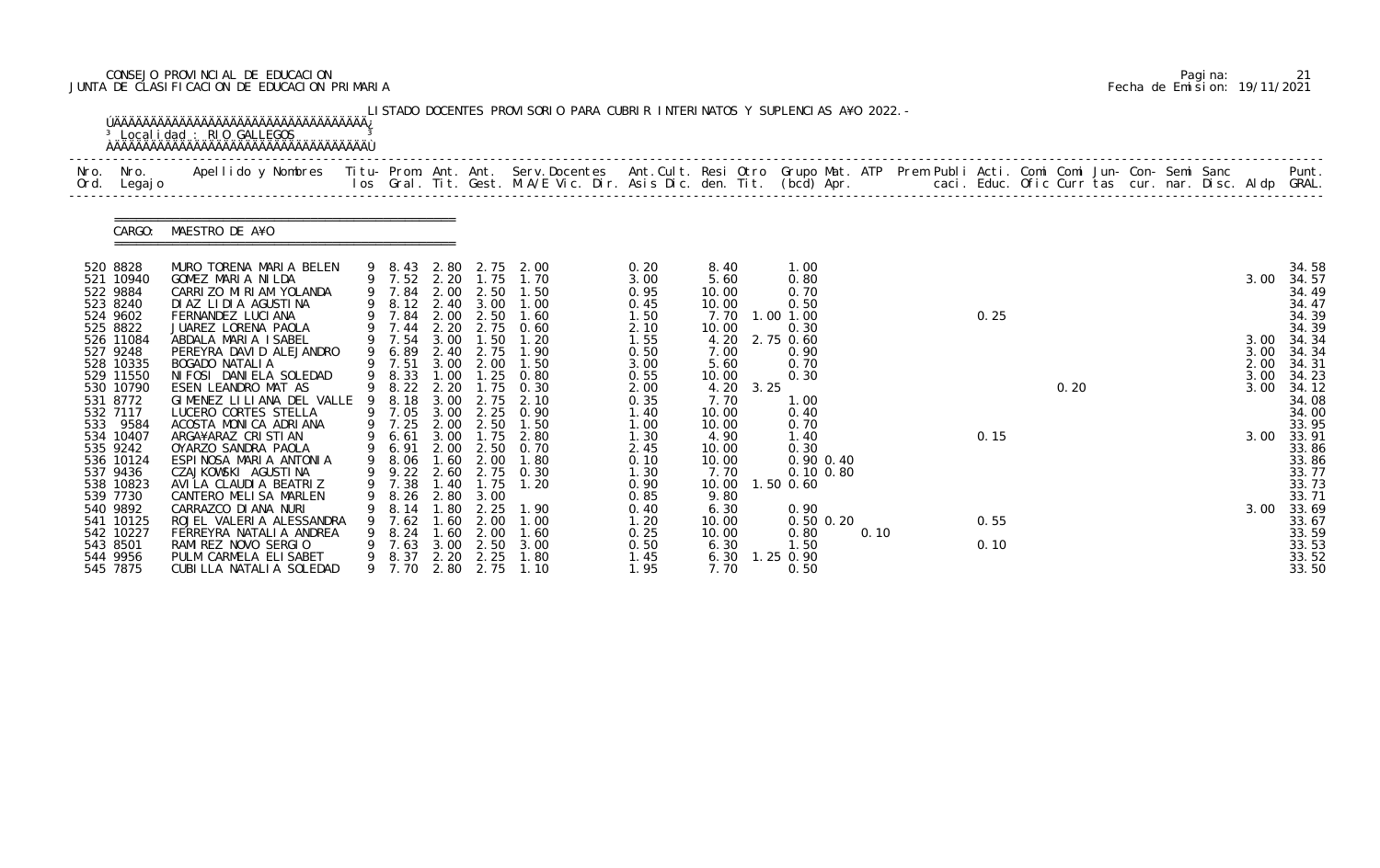CONSEJO PROVINCIAL DE EDUCACION
JUNTA DE CLASIFICACION DE EDUCACION PRIMARIA

Fecha de Emision: 19/11/2021

LISTADO DOCENTES PROVISORIO PARA CUBRIR INTERINATOS Y SUPLENCIAS A¥O 2022.-

Localidad : RIO GALLEGOS

CARGO: MAESTRO DE A¥O

| Nro. Ord. | Nro. Legajo | Apellido y Nombres | Titu-los | Prom. Gral. | Ant. Tit. | Ant. Gest. | Serv.Docentes M.A/E Vic. Dir. | Ant.Cult. Asis Dic. | Resi den. | Otro Tit. | Grupo Mat. (bcd) | ATP Apr. | Prem Publi caci. | Acti. Educ. | Comi Ofic | Comi Curr | Jun- tas | Con- cur. | Semi nar. | Sanc Disc. | Aldp | Punt. GRAL. |
|---|---|---|---|---|---|---|---|---|---|---|---|---|---|---|---|---|---|---|---|---|---|---|
| 520 | 8828 | MURO TORENA MARIA BELEN | 9 | 8.43 | 2.80 | 2.75 | 2.00 | 0.20 | 8.40 | | 1.00 | | | | | | | | | | | 34.58 |
| 521 | 10940 | GOMEZ MARIA NILDA | 9 | 7.52 | 2.20 | 1.75 | 1.70 | 3.00 | 5.60 | | 0.80 | | | | | | | | | | 3.00 | 34.57 |
| 522 | 9884 | CARRIZO MIRIAM YOLANDA | 9 | 7.84 | 2.00 | 2.50 | 1.50 | 0.95 | 10.00 | | 0.70 | | | | | | | | | | | 34.49 |
| 523 | 8240 | DIAZ LIDIA AGUSTINA | 9 | 8.12 | 2.40 | 3.00 | 1.00 | 0.45 | 10.00 | | 0.50 | | | | | | | | | | | 34.47 |
| 524 | 9602 | FERNANDEZ LUCIANA | 9 | 7.84 | 2.00 | 2.50 | 1.60 | 1.50 | 7.70 | 1.00 | 1.00 | | | 0.25 | | | | | | | | 34.39 |
| 525 | 8822 | JUAREZ LORENA PAOLA | 9 | 7.44 | 2.20 | 2.75 | 0.60 | 2.10 | 10.00 | | 0.30 | | | | | | | | | | | 34.39 |
| 526 | 11084 | ABDALA MARIA ISABEL | 9 | 7.54 | 3.00 | 1.50 | 1.20 | 1.55 | 4.20 | 2.75 | 0.60 | | | | | | | | | | 3.00 | 34.34 |
| 527 | 9248 | PEREYRA DAVID ALEJANDRO | 9 | 6.89 | 2.40 | 2.75 | 1.90 | 0.50 | 7.00 | | 0.90 | | | | | | | | | | 3.00 | 34.34 |
| 528 | 10335 | BOGADO NATALIA | 9 | 7.51 | 3.00 | 2.00 | 1.50 | 3.00 | 5.60 | | 0.70 | | | | | | | | | | 2.00 | 34.31 |
| 529 | 11550 | NIFOSI DANIELA SOLEDAD | 9 | 8.33 | 1.00 | 1.25 | 0.80 | 0.55 | 10.00 | | 0.30 | | | | | | | | | | 3.00 | 34.23 |
| 530 | 10790 | ESEN LEANDRO MATIAS | 9 | 8.22 | 2.20 | 1.75 | 0.30 | 2.00 | 4.20 | 3.25 | | | | | | 0.20 | | | | | 3.00 | 34.12 |
| 531 | 8772 | GIMENEZ LILIANA DEL VALLE | 9 | 8.18 | 3.00 | 2.75 | 2.10 | 0.35 | 7.70 | | 1.00 | | | | | | | | | | | 34.08 |
| 532 | 7117 | LUCERO CORTES STELLA | 9 | 7.05 | 3.00 | 2.25 | 0.90 | 1.40 | 10.00 | | 0.40 | | | | | | | | | | | 34.00 |
| 533 | 9584 | ACOSTA MONICA ADRIANA | 9 | 7.25 | 2.00 | 2.50 | 1.50 | 1.00 | 10.00 | | 0.70 | | | | | | | | | | | 33.95 |
| 534 | 10407 | ARGA¥ARAZ CRISTIAN | 9 | 6.61 | 3.00 | 1.75 | 2.80 | 1.30 | 4.90 | | 1.40 | | | 0.15 | | | | | | | 3.00 | 33.91 |
| 535 | 9242 | OYARZO SANDRA PAOLA | 9 | 6.91 | 2.00 | 2.50 | 0.70 | 2.45 | 10.00 | | 0.30 | | | | | | | | | | | 33.86 |
| 536 | 10124 | ESPINOSA MARIA ANTONIA | 9 | 8.06 | 1.60 | 2.00 | 1.80 | 0.10 | 10.00 | | 0.90 | 0.40 | | | | | | | | | | 33.86 |
| 537 | 9436 | CZAJKOWSKI AGUSTINA | 9 | 9.22 | 2.60 | 2.75 | 0.30 | 1.30 | 7.70 | | 0.10 | 0.80 | | | | | | | | | | 33.77 |
| 538 | 10823 | AVILA CLAUDIA BEATRIZ | 9 | 7.38 | 1.40 | 1.75 | 1.20 | 0.90 | 10.00 | 1.50 | 0.60 | | | | | | | | | | | 33.73 |
| 539 | 7730 | CANTERO MELISA MARLEN | 9 | 8.26 | 2.80 | 3.00 | | 0.85 | 9.80 | | | | | | | | | | | | | 33.71 |
| 540 | 9892 | CARRAZCO DIANA NURI | 9 | 8.14 | 1.80 | 2.25 | 1.90 | 0.40 | 6.30 | | 0.90 | | | | | | | | | | 3.00 | 33.69 |
| 541 | 10125 | ROJEL VALERIA ALESSANDRA | 9 | 7.62 | 1.60 | 2.00 | 1.00 | 1.20 | 10.00 | | 0.50 | 0.20 | | 0.55 | | | | | | | | 33.67 |
| 542 | 10227 | FERREYRA NATALIA ANDREA | 9 | 8.24 | 1.60 | 2.00 | 1.60 | 0.25 | 10.00 | | 0.80 | 0.10 | | | | | | | | | | 33.59 |
| 543 | 8501 | RAMIREZ NOVO SERGIO | 9 | 7.63 | 3.00 | 2.50 | 3.00 | 0.50 | 6.30 | | 1.50 | | | 0.10 | | | | | | | | 33.53 |
| 544 | 9956 | PULM CARMELA ELISABET | 9 | 8.37 | 2.20 | 2.25 | 1.80 | 1.45 | 6.30 | 1.25 | 0.90 | | | | | | | | | | | 33.52 |
| 545 | 7875 | CUBILLA NATALIA SOLEDAD | 9 | 7.70 | 2.80 | 2.75 | 1.10 | 1.95 | 7.70 | | 0.50 | | | | | | | | | | | 33.50 |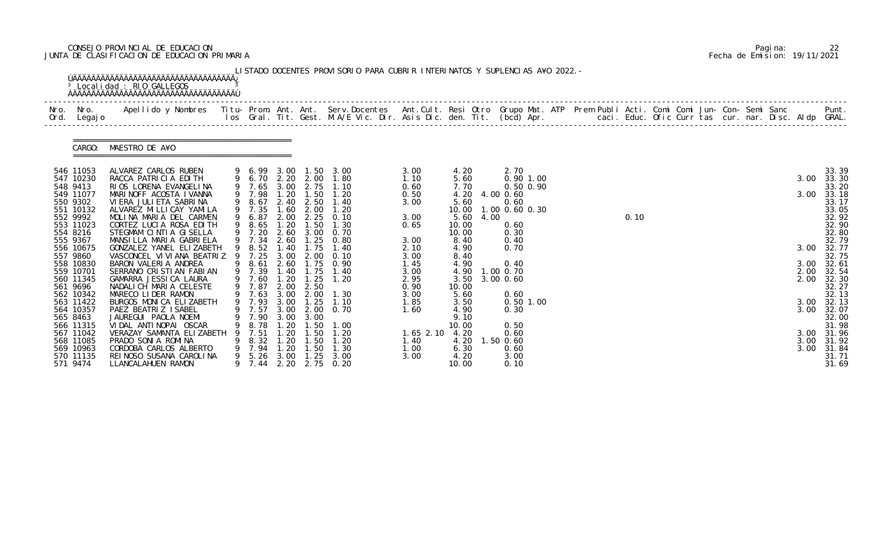CONSEJO PROVINCIAL DE EDUCACION
JUNTA DE CLASIFICACION DE EDUCACION PRIMARIA

Pagina: 22
Fecha de Emision: 19/11/2021

LISTADO DOCENTES PROVISORIO PARA CUBRIR INTERINATOS Y SUPLENCIAS A¥O 2022.-

Localidad : RIO GALLEGOS

CARGO: MAESTRO DE A¥O

| Nro. Ord. | Nro. Legajo | Apellido y Nombres | Titu- los | Prom. Gral. | Ant. Tit. | Ant. Gest. | Serv.Docentes M.A/E Vic. Dir. | Ant.Cult. Asis Dic. | Resi den. | Otro Tit. | Grupo Mat. (bcd) | ATP Apr. | Prem Publi caci. | Acti. Educ. | Comi Ofic | Comi Curr | Jun- tas | Con- cur. | Semi nar. | Sanc Disc. | Aldp | Punt. GRAL. |
|---|---|---|---|---|---|---|---|---|---|---|---|---|---|---|---|---|---|---|---|---|---|---|
| 546 | 11053 | ALVAREZ CARLOS RUBEN | 9 | 6.99 | 3.00 | 1.50 | 3.00 | 3.00 | 4.20 | | 2.70 | | | | | | | | | | | 33.39 |
| 547 | 10230 | RACCA PATRICIA EDITH | 9 | 6.70 | 2.20 | 2.00 | 1.80 | 1.10 | 5.60 | | 0.90 1.00 | | | | | | | | | | 3.00 | 33.30 |
| 548 | 9413 | RIOS LORENA EVANGELINA | 9 | 7.65 | 3.00 | 2.75 | 1.10 | 0.60 | 7.70 | | 0.50 0.90 | | | | | | | | | | | 33.20 |
| 549 | 11077 | MARINOFF ACOSTA IVANNA | 9 | 7.98 | 1.20 | 1.50 | 1.20 | 0.50 | 4.20 | 4.00 | 0.60 | | | | | | | | | | 3.00 | 33.18 |
| 550 | 9302 | VIERA JULIETA SABRINA | 9 | 8.67 | 2.40 | 2.50 | 1.40 | 3.00 | 5.60 | | 0.60 | | | | | | | | | | | 33.17 |
| 551 | 10132 | ALVAREZ MILLICAY YAMILA | 9 | 7.35 | 1.60 | 2.00 | 1.20 | | 10.00 | 1.00 | 0.60 0.30 | | | | | | | | | | | 33.05 |
| 552 | 9992 | MOLINA MARIA DEL CARMEN | 9 | 6.87 | 2.00 | 2.25 | 0.10 | 3.00 | 5.60 | 4.00 | | | | 0.10 | | | | | | | | 32.92 |
| 553 | 11023 | CORTEZ LUCIA ROSA EDITH | 9 | 8.65 | 1.20 | 1.50 | 1.30 | 0.65 | 10.00 | | 0.60 | | | | | | | | | | | 32.90 |
| 554 | 8216 | STEGMAM CINTIA GISELLA | 9 | 7.20 | 2.60 | 3.00 | 0.70 | | 10.00 | | 0.30 | | | | | | | | | | | 32.80 |
| 555 | 9367 | MANSILLA MARIA GABRIELA | 9 | 7.34 | 2.60 | 1.25 | 0.80 | 3.00 | 8.40 | | 0.40 | | | | | | | | | | | 32.79 |
| 556 | 10675 | GONZALEZ YANEL ELIZABETH | 9 | 8.52 | 1.40 | 1.75 | 1.40 | 2.10 | 4.90 | | 0.70 | | | | | | | | | | 3.00 | 32.77 |
| 557 | 9860 | VASCONCEL VIVIANA BEATRIZ | 9 | 7.25 | 3.00 | 2.00 | 0.10 | 3.00 | 8.40 | | | | | | | | | | | | | 32.75 |
| 558 | 10830 | BARON VALERIA ANDREA | 9 | 8.61 | 2.60 | 1.75 | 0.90 | 1.45 | 4.90 | | 0.40 | | | | | | | | | | 3.00 | 32.61 |
| 559 | 10701 | SERRANO CRISTIAN FABIAN | 9 | 7.39 | 1.40 | 1.75 | 1.40 | 3.00 | 4.90 | 1.00 | 0.70 | | | | | | | | | | 2.00 | 32.54 |
| 560 | 11345 | GAMARRA JESSICA LAURA | 9 | 7.60 | 1.20 | 1.25 | 1.20 | 2.95 | 3.50 | 3.00 | 0.60 | | | | | | | | | | 2.00 | 32.30 |
| 561 | 9696 | NADALICH MARIA CELESTE | 9 | 7.87 | 2.00 | 2.50 | | 0.90 | 10.00 | | | | | | | | | | | | | 32.27 |
| 562 | 10342 | MARECO LIDER RAMON | 9 | 7.63 | 3.00 | 2.00 | 1.30 | 3.00 | 5.60 | | 0.60 | | | | | | | | | | | 32.13 |
| 563 | 11422 | BURGOS MONICA ELIZABETH | 9 | 7.93 | 3.00 | 1.25 | 1.10 | 1.85 | 3.50 | | 0.50 1.00 | | | | | | | | | | 3.00 | 32.13 |
| 564 | 10357 | PAEZ BEATRIZ ISABEL | 9 | 7.57 | 3.00 | 2.00 | 0.70 | 1.60 | 4.90 | | 0.30 | | | | | | | | | | 3.00 | 32.07 |
| 565 | 8463 | JAUREGUI PAOLA NOEMI | 9 | 7.90 | 3.00 | 3.00 | | | 9.10 | | | | | | | | | | | | | 32.00 |
| 566 | 11315 | VIDAL ANTINOPAI OSCAR | 9 | 8.78 | 1.20 | 1.50 | 1.00 | | 10.00 | | 0.50 | | | | | | | | | | | 31.98 |
| 567 | 11042 | VERAZAY SAMANTA ELIZABETH | 9 | 7.51 | 1.20 | 1.50 | 1.20 | 1.65 2.10 | 4.20 | | 0.60 | | | | | | | | | | 3.00 | 31.96 |
| 568 | 11085 | PRADO SONIA ROMINA | 9 | 8.32 | 1.20 | 1.50 | 1.20 | 1.40 | 4.20 | 1.50 | 0.60 | | | | | | | | | | 3.00 | 31.92 |
| 569 | 10963 | CORDOBA CARLOS ALBERTO | 9 | 7.94 | 1.20 | 1.50 | 1.30 | 1.00 | 6.30 | | 0.60 | | | | | | | | | | 3.00 | 31.84 |
| 570 | 11135 | REINOSO SUSANA CAROLINA | 9 | 5.26 | 3.00 | 1.25 | 3.00 | 3.00 | 4.20 | | 3.00 | | | | | | | | | | | 31.71 |
| 571 | 9474 | LLANCALAHUEN RAMON | 9 | 7.44 | 2.20 | 2.75 | 0.20 | | 10.00 | | 0.10 | | | | | | | | | | | 31.69 |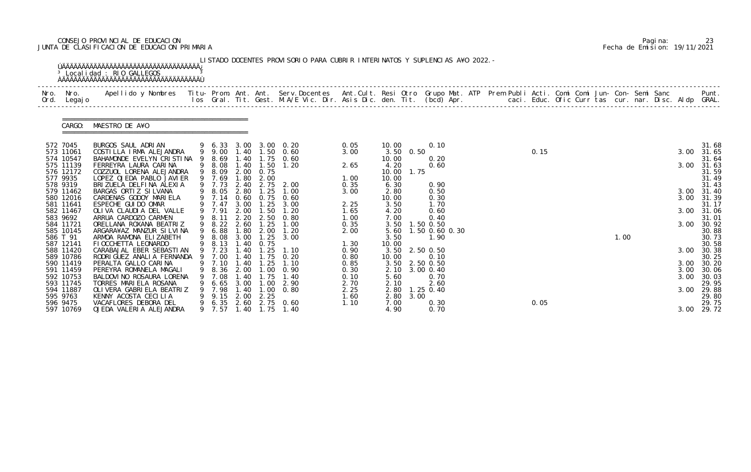CONSEJO PROVINCIAL DE EDUCACION
JUNTA DE CLASIFICACION DE EDUCACION PRIMARIA

Pagina: 23
Fecha de Emision: 19/11/2021

LISTADO DOCENTES PROVISORIO PARA CUBRIR INTERINATOS Y SUPLENCIAS A¥O 2022.-

Localidad : RIO GALLEGOS

CARGO: MAESTRO DE A¥O

| Nro. Ord. | Nro. Legajo | Apellido y Nombres | Titu-los | Prom. Gral. | Ant. Tit. | Ant. Gest. | Serv.Docentes M.A/E Vic. Dir. | Ant.Cult. Asis Dic. | Resi den. | Otro Tit. | Grupo Mat. (bcd) Apr. | ATP | Prem Publi caci. | Acti. Educ. | Comi Ofic | Comi Curr | Jun- tas | Con- cur. | Semi nar. | Sanc Disc. | Aldp | Punt. GRAL. |
|---|---|---|---|---|---|---|---|---|---|---|---|---|---|---|---|---|---|---|---|---|---|---|
| 572 | 7045 | BURGOS SAUL ADRIAN | 9 | 6.33 | 3.00 | 3.00 | 0.20 | 0.05 | 10.00 | | 0.10 | | | | | | | | | | | 31.68 |
| 573 | 11061 | COSTILLA IRMA ALEJANDRA | 9 | 9.00 | 1.40 | 1.50 | 0.60 | 3.00 | 3.50 | 0.50 | | | | 0.15 | | | | | | | 3.00 | 31.65 |
| 574 | 10547 | BAHAMONDE EVELYN CRISTINA | 9 | 8.69 | 1.40 | 1.75 | 0.60 | | 10.00 | | 0.20 | | | | | | | | | | | 31.64 |
| 575 | 11139 | FERREYRA LAURA CARINA | 9 | 8.08 | 1.40 | 1.50 | 1.20 | 2.65 | 4.20 | | 0.60 | | | | | | | | | | 3.00 | 31.63 |
| 576 | 12172 | COZZUOL LORENA ALEJANDRA | 9 | 8.09 | 2.00 | 0.75 | | | 10.00 | 1.75 | | | | | | | | | | | | 31.59 |
| 577 | 9935 | LOPEZ OJEDA PABLO JAVIER | 9 | 7.69 | 1.80 | 2.00 | | 1.00 | 10.00 | | | | | | | | | | | | | 31.49 |
| 578 | 9319 | BRIZUELA DELFINA ALEXIA | 9 | 7.73 | 2.40 | 2.75 | 2.00 | 0.35 | 6.30 | | 0.90 | | | | | | | | | | | 31.43 |
| 579 | 11462 | BARGAS ORTIZ SILVANA | 9 | 8.05 | 2.80 | 1.25 | 1.00 | 3.00 | 2.80 | | 0.50 | | | | | | | | | | 3.00 | 31.40 |
| 580 | 12016 | CARDENAS GODOY MARIELA | 9 | 7.14 | 0.60 | 0.75 | 0.60 | | 10.00 | | 0.30 | | | | | | | | | | 3.00 | 31.39 |
| 581 | 11641 | ESPECHE GUIDO OMAR | 9 | 7.47 | 3.00 | 1.25 | 3.00 | 2.25 | 3.50 | | 1.70 | | | | | | | | | | | 31.17 |
| 582 | 11467 | OLIVA CLAUDIA DEL VALLE | 9 | 7.91 | 2.00 | 1.50 | 1.20 | 1.65 | 4.20 | | 0.60 | | | | | | | | | | 3.00 | 31.06 |
| 583 | 9692 | ARRUA CARDOZO CARMEN | 9 | 8.11 | 2.20 | 2.50 | 0.80 | 1.00 | 7.00 | | 0.40 | | | | | | | | | | | 31.01 |
| 584 | 11721 | ORELLANA ROXANA BEATRIZ | 9 | 8.22 | 2.60 | 1.25 | 1.00 | 0.35 | 3.50 | 1.50 | 0.50 | | | | | | | | | | 3.00 | 30.92 |
| 585 | 10145 | ARGARA¥AZ MANZUR SILVINA | 9 | 6.88 | 1.80 | 2.00 | 1.20 | 2.00 | 5.60 | 1.50 | 0.60 0.30 | | | | | | | | | | | 30.88 |
| 586 | T 91 | ARMOA RAMONA ELIZABETH | 9 | 8.08 | 3.00 | 1.25 | 3.00 | | 3.50 | | 1.90 | | | | | | 1.00 | | | | | 30.73 |
| 587 | 12141 | FIOCCHETTA LEONARDO | 9 | 8.13 | 1.40 | 0.75 | | 1.30 | 10.00 | | | | | | | | | | | | | 30.58 |
| 588 | 11420 | CARABAJAL EBER SEBASTIAN | 9 | 7.23 | 1.40 | 1.25 | 1.10 | 0.90 | 3.50 | 2.50 | 0.50 | | | | | | | | | | 3.00 | 30.38 |
| 589 | 10786 | RODRIGUEZ ANALIA FERNANDA | 9 | 7.00 | 1.40 | 1.75 | 0.20 | 0.80 | 10.00 | | 0.10 | | | | | | | | | | | 30.25 |
| 590 | 11419 | PERALTA GALLO CARINA | 9 | 7.10 | 1.40 | 1.25 | 1.10 | 0.85 | 3.50 | 2.50 | 0.50 | | | | | | | | | | 3.00 | 30.20 |
| 591 | 11459 | PEREYRA ROMANELA MAGALI | 9 | 8.36 | 2.00 | 1.00 | 0.90 | 0.30 | 2.10 | 3.00 | 0.40 | | | | | | | | | | 3.00 | 30.06 |
| 592 | 10753 | BALDOVINO ROSAURA LORENA | 9 | 7.08 | 1.40 | 1.75 | 1.40 | 0.10 | 5.60 | | 0.70 | | | | | | | | | | 3.00 | 30.03 |
| 593 | 11745 | TORRES MARIELA ROSANA | 9 | 6.65 | 3.00 | 1.00 | 2.90 | 2.70 | 2.10 | | 2.60 | | | | | | | | | | | 29.95 |
| 594 | 11887 | OLIVERA GABRIELA BEATRIZ | 9 | 7.98 | 1.40 | 1.00 | 0.80 | 2.25 | 2.80 | 1.25 | 0.40 | | | | | | | | | | 3.00 | 29.88 |
| 595 | 9763 | KENNY ACOSTA CECILIA | 9 | 9.15 | 2.00 | 2.25 | | 1.60 | 2.80 | 3.00 | | | | | | | | | | | | 29.80 |
| 596 | 9475 | VACAFLORES DEBORA DEL | 9 | 6.35 | 2.60 | 2.75 | 0.60 | 1.10 | 7.00 | | 0.30 | | | 0.05 | | | | | | | | 29.75 |
| 597 | 10769 | OJEDA VALERIA ALEJANDRA | 9 | 7.57 | 1.40 | 1.75 | 1.40 | | 4.90 | | 0.70 | | | | | | | | | | 3.00 | 29.72 |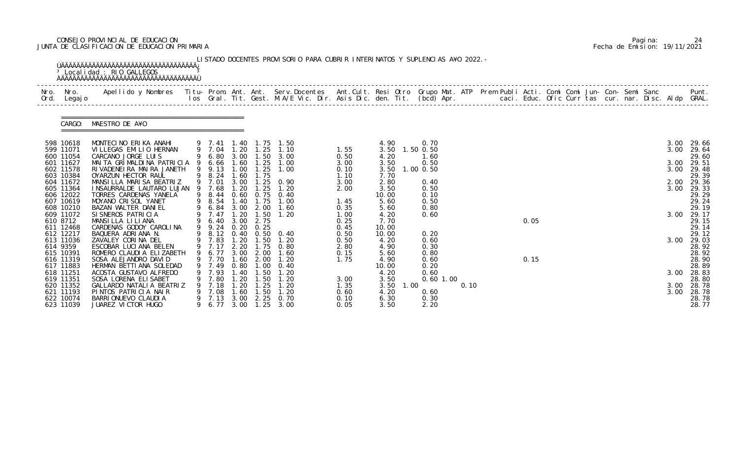CONSEJO PROVINCIAL DE EDUCACION
JUNTA DE CLASIFICACION DE EDUCACION PRIMARIA

Pagina: 24
Fecha de Emision: 19/11/2021

LISTADO DOCENTES PROVISORIO PARA CUBRIR INTERINATOS Y SUPLENCIAS A¥O 2022.-

Localidad : RIO GALLEGOS

CARGO: MAESTRO DE A¥O

| Nro. Ord. | Nro. Legajo | Apellido y Nombres | Titu- los | Prom. Gral. | Ant. Tit. | Ant. Gest. | Serv.Docentes M.A/E Vic. Dir. | Ant.Cult. Asis Dic. | Resi den. | Otro Tit. | Grupo Mat. (bcd) Apr. | ATP | Prem Publi caci. | Acti. Educ. | Comi Ofic | Comi Curr | Jun- tas | Con- cur. | Semi nar. | Sanc Disc. | Aldp | Punt. GRAL. |
|---|---|---|---|---|---|---|---|---|---|---|---|---|---|---|---|---|---|---|---|---|---|---|
| 598 | 10618 | MONTECINO ERIKA ANAHI | 9 | 7.41 | 1.40 | 1.75 | 1.50 | | 4.90 | | 0.70 | | | | | | | | | | 3.00 | 29.66 |
| 599 | 11071 | VILLEGAS EMILIO HERNAN | 9 | 7.04 | 1.20 | 1.25 | 1.10 | 1.55 | 3.50 | 1.50 | 0.50 | | | | | | | | | | 3.00 | 29.64 |
| 600 | 11054 | CARCANO JORGE LUIS | 9 | 6.80 | 3.00 | 1.50 | 3.00 | 0.50 | 4.20 | | 1.60 | | | | | | | | | | | 29.60 |
| 601 | 11627 | MAITA GRIMALDINA PATRICIA | 9 | 6.66 | 1.60 | 1.25 | 1.00 | 3.00 | 3.50 | | 0.50 | | | | | | | | | | 3.00 | 29.51 |
| 602 | 11578 | RIVADENEIRA MAIRA JANETH | 9 | 9.13 | 1.00 | 1.25 | 1.00 | 0.10 | 3.50 | 1.00 | 0.50 | | | | | | | | | | 3.00 | 29.48 |
| 603 | 10384 | OYARZUN HECTOR RAUL | 9 | 8.24 | 1.60 | 1.75 | | 1.10 | 7.70 | | | | | | | | | | | | | 29.39 |
| 604 | 11672 | MANSILLA MARISA BEATRIZ | 9 | 7.01 | 3.00 | 1.25 | 0.90 | 3.00 | 2.80 | | 0.40 | | | | | | | | | | 2.00 | 29.36 |
| 605 | 11364 | INSAURRALDE LAUTARO LUJAN | 9 | 7.68 | 1.20 | 1.25 | 1.20 | 2.00 | 3.50 | | 0.50 | | | | | | | | | | 3.00 | 29.33 |
| 606 | 12022 | TORRES CARDENAS YANELA | 9 | 8.44 | 0.60 | 0.75 | 0.40 | | 10.00 | | 0.10 | | | | | | | | | | | 29.29 |
| 607 | 10619 | MOYANO CRISOL YANET | 9 | 8.54 | 1.40 | 1.75 | 1.00 | 1.45 | 5.60 | | 0.50 | | | | | | | | | | | 29.24 |
| 608 | 10210 | BAZAN WALTER DANIEL | 9 | 6.84 | 3.00 | 2.00 | 1.60 | 0.35 | 5.60 | | 0.80 | | | | | | | | | | | 29.19 |
| 609 | 11072 | SISNEROS PATRICIA | 9 | 7.47 | 1.20 | 1.50 | 1.20 | 1.00 | 4.20 | | 0.60 | | | | | | | | | | 3.00 | 29.17 |
| 610 | 8712 | MANSILLA LILIANA | 9 | 6.40 | 3.00 | 2.75 | | 0.25 | 7.70 | | | | | 0.05 | | | | | | | | 29.15 |
| 611 | 12468 | CARDENAS GODOY CAROLINA | 9 | 9.24 | 0.20 | 0.25 | | 0.45 | 10.00 | | | | | | | | | | | | | 29.14 |
| 612 | 12217 | BAQUERA ADRIANA N. | 9 | 8.12 | 0.40 | 0.50 | 0.40 | 0.50 | 10.00 | | 0.20 | | | | | | | | | | | 29.12 |
| 613 | 11036 | ZAVALEY CORINA DEL | 9 | 7.83 | 1.20 | 1.50 | 1.20 | 0.50 | 4.20 | | 0.60 | | | | | | | | | | 3.00 | 29.03 |
| 614 | 9359 | ESCOBAR LUCIANA BELEN | 9 | 7.17 | 2.20 | 1.75 | 0.80 | 2.80 | 4.90 | | 0.30 | | | | | | | | | | | 28.92 |
| 615 | 10391 | ROMERO CLAUDIA ELIZABETH | 9 | 6.77 | 3.00 | 2.00 | 1.60 | 0.15 | 5.60 | | 0.80 | | | | | | | | | | | 28.92 |
| 616 | 11319 | SOSA ALEJANDRO DAVID | 9 | 7.70 | 1.60 | 2.00 | 1.20 | 1.75 | 4.90 | | 0.60 | | | 0.15 | | | | | | | | 28.90 |
| 617 | 11883 | HERMAN BETTIANA SOLEDAD | 9 | 7.49 | 0.80 | 1.00 | 0.40 | | 10.00 | | 0.20 | | | | | | | | | | | 28.89 |
| 618 | 11251 | ACOSTA GUSTAVO ALFREDO | 9 | 7.93 | 1.40 | 1.50 | 1.20 | | 4.20 | | 0.60 | | | | | | | | | | 3.00 | 28.83 |
| 619 | 11351 | SOSA LORENA ELISABET | 9 | 7.80 | 1.20 | 1.50 | 1.20 | 3.00 | 3.50 | | 0.60 1.00 | | | | | | | | | | | 28.80 |
| 620 | 11352 | GALLARDO NATALIA BEATRIZ | 9 | 7.18 | 1.20 | 1.25 | 1.20 | 1.35 | 3.50 | 1.00 | | 0.10 | | | | | | | | | 3.00 | 28.78 |
| 621 | 11193 | PINTOS PATRICIA NAIR | 9 | 7.08 | 1.60 | 1.50 | 1.20 | 0.60 | 4.20 | | 0.60 | | | | | | | | | | 3.00 | 28.78 |
| 622 | 10074 | BARRIONUEVO CLAUDIA | 9 | 7.13 | 3.00 | 2.25 | 0.70 | 0.10 | 6.30 | | 0.30 | | | | | | | | | | | 28.78 |
| 623 | 11039 | JUAREZ VICTOR HUGO | 9 | 6.77 | 3.00 | 1.25 | 3.00 | 0.05 | 3.50 | | 2.20 | | | | | | | | | | | 28.77 |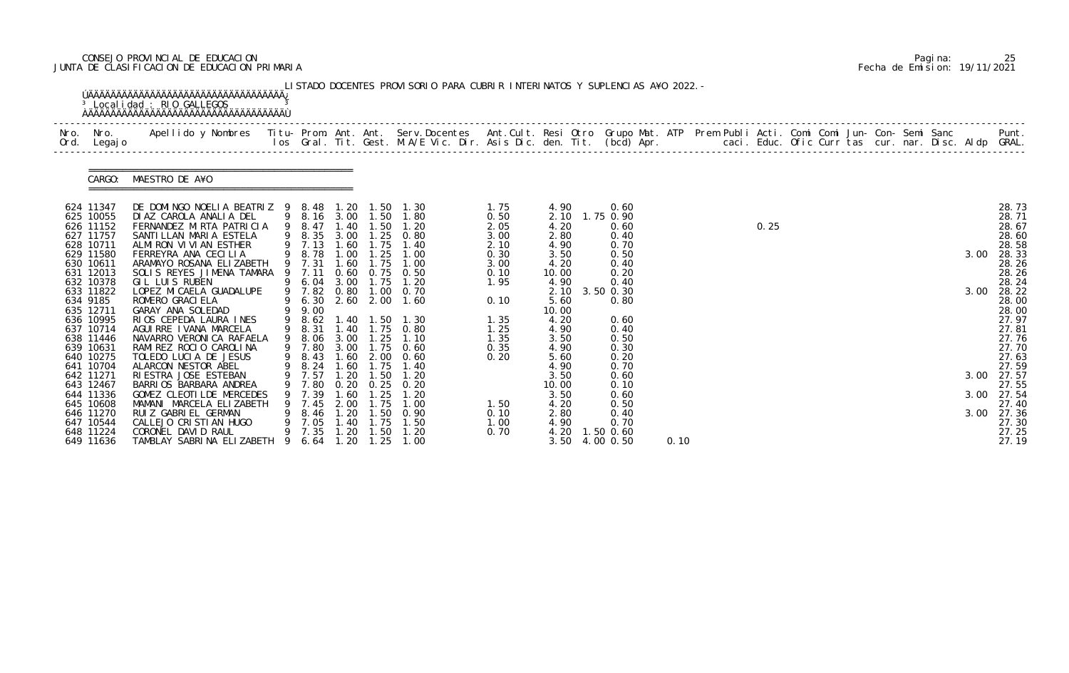CONSEJO PROVINCIAL DE EDUCACION
JUNTA DE CLASIFICACION DE EDUCACION PRIMARIA

Pagina: 25
Fecha de Emision: 19/11/2021

LISTADO DOCENTES PROVISORIO PARA CUBRIR INTERINATOS Y SUPLENCIAS A¥O 2022.-

Localidad : RIO GALLEGOS

CARGO: MAESTRO DE A¥O

| Nro. Ord. | Nro. Legajo | Apellido y Nombres | Titu- los | Prom. Gral. | Ant. Tit. | Ant. Gest. | Serv.Docentes M.A/E Vic. Dir. | Ant.Cult. Asis Dic. | Resi den. | Otro Tit. | Grupo Mat. (bcd) | ATP Apr. | Prem Publi caci. | Acti. Educ. | Comi Ofic | Comi Curr | Jun- tas | Con- cur. | Semi nar. | Sanc Disc. | Aldp | Punt. GRAL. |
|---|---|---|---|---|---|---|---|---|---|---|---|---|---|---|---|---|---|---|---|---|---|---|
| 624 | 11347 | DE DOMINGO NOELIA BEATRIZ | 9 | 8.48 | 1.20 | 1.50 | 1.30 | 1.75 | 4.90 | | 0.60 | | | | | | | | | | | 28.73 |
| 625 | 10055 | DIAZ CAROLA ANALIA DEL | 9 | 8.16 | 3.00 | 1.50 | 1.80 | 0.50 | 2.10 | 1.75 | 0.90 | | | | | | | | | | | 28.71 |
| 626 | 11152 | FERNANDEZ MIRTA PATRICIA | 9 | 8.47 | 1.40 | 1.50 | 1.20 | 2.05 | 4.20 | | 0.60 | | | 0.25 | | | | | | | | 28.67 |
| 627 | 11757 | SANTILLAN MARIA ESTELA | 9 | 8.35 | 3.00 | 1.25 | 0.80 | 3.00 | 2.80 | | 0.40 | | | | | | | | | | | 28.60 |
| 628 | 10711 | ALMIRON VIVIAN ESTHER | 9 | 7.13 | 1.60 | 1.75 | 1.40 | 2.10 | 4.90 | | 0.70 | | | | | | | | | | | 28.58 |
| 629 | 11580 | FERREYRA ANA CECILIA | 9 | 8.78 | 1.00 | 1.25 | 1.00 | 0.30 | 3.50 | | 0.50 | | | | | | | | | | 3.00 | 28.33 |
| 630 | 10611 | ARAMAYO ROSANA ELIZABETH | 9 | 7.31 | 1.60 | 1.75 | 1.00 | 3.00 | 4.20 | | 0.40 | | | | | | | | | | | 28.26 |
| 631 | 12013 | SOLIS REYES JIMENA TAMARA | 9 | 7.11 | 0.60 | 0.75 | 0.50 | 0.10 | 10.00 | | 0.20 | | | | | | | | | | | 28.26 |
| 632 | 10378 | GIL LUIS RUBEN | 9 | 6.04 | 3.00 | 1.75 | 1.20 | 1.95 | 4.90 | | 0.40 | | | | | | | | | | | 28.24 |
| 633 | 11822 | LOPEZ MICAELA GUADALUPE | 9 | 7.82 | 0.80 | 1.00 | 0.70 | | 2.10 | 3.50 | 0.30 | | | | | | | | | | 3.00 | 28.22 |
| 634 | 9185 | ROMERO GRACIELA | 9 | 6.30 | 2.60 | 2.00 | 1.60 | 0.10 | 5.60 | | 0.80 | | | | | | | | | | | 28.00 |
| 635 | 12711 | GARAY ANA SOLEDAD | 9 | 9.00 | | | | | 10.00 | | | | | | | | | | | | | 28.00 |
| 636 | 10995 | RIOS CEPEDA LAURA INES | 9 | 8.62 | 1.40 | 1.50 | 1.30 | 1.35 | 4.20 | | 0.60 | | | | | | | | | | | 27.97 |
| 637 | 10714 | AGUIRRE IVANA MARCELA | 9 | 8.31 | 1.40 | 1.75 | 0.80 | 1.25 | 4.90 | | 0.40 | | | | | | | | | | | 27.81 |
| 638 | 11446 | NAVARRO VERONICA RAFAELA | 9 | 8.06 | 3.00 | 1.25 | 1.10 | 1.35 | 3.50 | | 0.50 | | | | | | | | | | | 27.76 |
| 639 | 10631 | RAMIREZ ROCIO CAROLINA | 9 | 7.80 | 3.00 | 1.75 | 0.60 | 0.35 | 4.90 | | 0.30 | | | | | | | | | | | 27.70 |
| 640 | 10275 | TOLEDO LUCIA DE JESUS | 9 | 8.43 | 1.60 | 2.00 | 0.60 | 0.20 | 5.60 | | 0.20 | | | | | | | | | | | 27.63 |
| 641 | 10704 | ALARCON NESTOR ABEL | 9 | 8.24 | 1.60 | 1.75 | 1.40 | | 4.90 | | 0.70 | | | | | | | | | | | 27.59 |
| 642 | 11271 | RIESTRA JOSE ESTEBAN | 9 | 7.57 | 1.20 | 1.50 | 1.20 | | 3.50 | | 0.60 | | | | | | | | | | 3.00 | 27.57 |
| 643 | 12467 | BARRIOS BARBARA ANDREA | 9 | 7.80 | 0.20 | 0.25 | 0.20 | | 10.00 | | 0.10 | | | | | | | | | | | 27.55 |
| 644 | 11336 | GOMEZ CLEOTILDE MERCEDES | 9 | 7.39 | 1.60 | 1.25 | 1.20 | | 3.50 | | 0.60 | | | | | | | | | | 3.00 | 27.54 |
| 645 | 10608 | MAMANI MARCELA ELIZABETH | 9 | 7.45 | 2.00 | 1.75 | 1.00 | 1.50 | 4.20 | | 0.50 | | | | | | | | | | | 27.40 |
| 646 | 11270 | RUIZ GABRIEL GERMAN | 9 | 8.46 | 1.20 | 1.50 | 0.90 | 0.10 | 2.80 | | 0.40 | | | | | | | | | | 3.00 | 27.36 |
| 647 | 10544 | CALLEJO CRISTIAN HUGO | 9 | 7.05 | 1.40 | 1.75 | 1.50 | 1.00 | 4.90 | | 0.70 | | | | | | | | | | | 27.30 |
| 648 | 11224 | CORONEL DAVID RAUL | 9 | 7.35 | 1.20 | 1.50 | 1.20 | 0.70 | 4.20 | 1.50 | 0.60 | | | | | | | | | | | 27.25 |
| 649 | 11636 | TAMBLAY SABRINA ELIZABETH | 9 | 6.64 | 1.20 | 1.25 | 1.00 | | 3.50 | 4.00 | 0.50 | 0.10 | | | | | | | | | | 27.19 |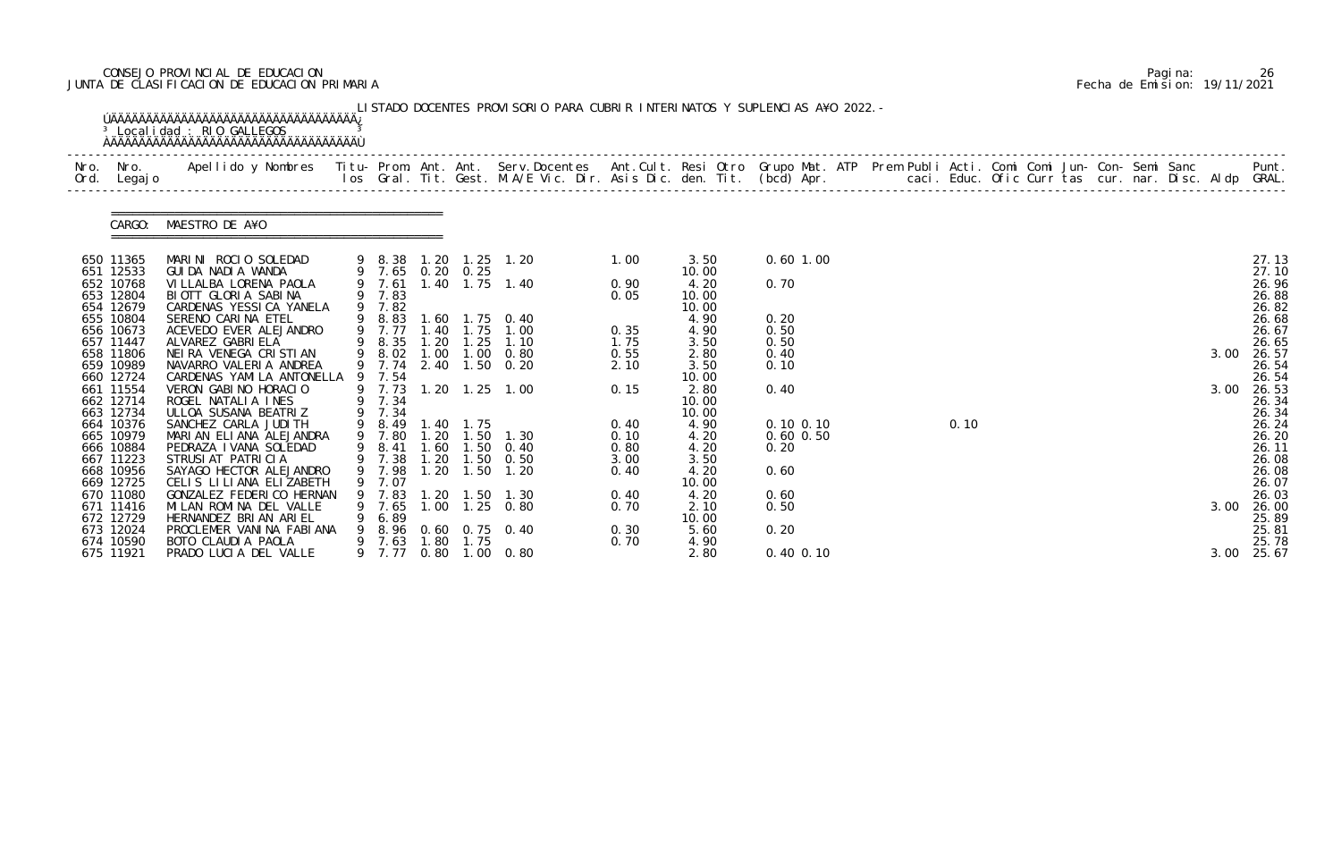CONSEJO PROVINCIAL DE EDUCACION
JUNTA DE CLASIFICACION DE EDUCACION PRIMARIA

Pagina: 26
Fecha de Emision: 19/11/2021

LISTADO DOCENTES PROVISORIO PARA CUBRIR INTERINATOS Y SUPLENCIAS A¥O 2022.-

Localidad : RIO GALLEGOS

CARGO: MAESTRO DE A¥O

| Nro. Ord. | Nro. Legajo | Apellido y Nombres | Titu-los | Prom. Gral. | Ant. Tit. | Ant. Gest. | Serv.Docentes M.A/E Vic. Dir. | Ant.Cult. Asis Dic. | Resi den. | Otro Tit. | Grupo Mat. (bcd) | ATP Apr. | Prem Publi caci. | Acti. Educ. | Comi Ofic | Comi Curr | Jun- tas | Con- cur. | Semi nar. | Sanc Disc. | Aldp | Punt. GRAL. |
|---|---|---|---|---|---|---|---|---|---|---|---|---|---|---|---|---|---|---|---|---|---|---|
| 650 | 11365 | MARINI ROCIO SOLEDAD | 9 | 8.38 | 1.20 | 1.25 | 1.20 | 1.00 | 3.50 | | 0.60 | 1.00 | | | | | | | | | | 27.13 |
| 651 | 12533 | GUIDA NADIA WANDA | 9 | 7.65 | 0.20 | 0.25 | | | 10.00 | | | | | | | | | | | | | 27.10 |
| 652 | 10768 | VILLALBA LORENA PAOLA | 9 | 7.61 | 1.40 | 1.75 | 1.40 | 0.90 | 4.20 | | 0.70 | | | | | | | | | | | 26.96 |
| 653 | 12804 | BIOTT GLORIA SABINA | 9 | 7.83 | | | | 0.05 | 10.00 | | | | | | | | | | | | | 26.88 |
| 654 | 12679 | CARDENAS YESSICA YANELA | 9 | 7.82 | | | | | 10.00 | | | | | | | | | | | | | 26.82 |
| 655 | 10804 | SERENO CARINA ETEL | 9 | 8.83 | 1.60 | 1.75 | 0.40 | | 4.90 | | 0.20 | | | | | | | | | | | 26.68 |
| 656 | 10673 | ACEVEDO EVER ALEJANDRO | 9 | 7.77 | 1.40 | 1.75 | 1.00 | 0.35 | 4.90 | | 0.50 | | | | | | | | | | | 26.67 |
| 657 | 11447 | ALVAREZ GABRIELA | 9 | 8.35 | 1.20 | 1.25 | 1.10 | 1.75 | 3.50 | | 0.50 | | | | | | | | | | | 26.65 |
| 658 | 11806 | NEIRA VENEGA CRISTIAN | 9 | 8.02 | 1.00 | 1.00 | 0.80 | 0.55 | 2.80 | | 0.40 | | | | | | | | | | 3.00 | 26.57 |
| 659 | 10989 | NAVARRO VALERIA ANDREA | 9 | 7.74 | 2.40 | 1.50 | 0.20 | 2.10 | 3.50 | | 0.10 | | | | | | | | | | | 26.54 |
| 660 | 12724 | CARDENAS YAMILA ANTONELLA | 9 | 7.54 | | | | | 10.00 | | | | | | | | | | | | | 26.54 |
| 661 | 11554 | VERON GABINO HORACIO | 9 | 7.73 | 1.20 | 1.25 | 1.00 | 0.15 | 2.80 | | 0.40 | | | | | | | | | | 3.00 | 26.53 |
| 662 | 12714 | ROGEL NATALIA INES | 9 | 7.34 | | | | | 10.00 | | | | | | | | | | | | | 26.34 |
| 663 | 12734 | ULLOA SUSANA BEATRIZ | 9 | 7.34 | | | | | 10.00 | | | | | | | | | | | | | 26.34 |
| 664 | 10376 | SANCHEZ CARLA JUDITH | 9 | 8.49 | 1.40 | 1.75 | | 0.40 | 4.90 | | 0.10 | 0.10 | | 0.10 | | | | | | | | 26.24 |
| 665 | 10979 | MARIAN ELIANA ALEJANDRA | 9 | 7.80 | 1.20 | 1.50 | 1.30 | 0.10 | 4.20 | | 0.60 | 0.50 | | | | | | | | | | 26.20 |
| 666 | 10884 | PEDRAZA IVANA SOLEDAD | 9 | 8.41 | 1.60 | 1.50 | 0.40 | 0.80 | 4.20 | | 0.20 | | | | | | | | | | | 26.11 |
| 667 | 11223 | STRUSIAT PATRICIA | 9 | 7.38 | 1.20 | 1.50 | 0.50 | 3.00 | 3.50 | | | | | | | | | | | | | 26.08 |
| 668 | 10956 | SAYAGO HECTOR ALEJANDRO | 9 | 7.98 | 1.20 | 1.50 | 1.20 | 0.40 | 4.20 | | 0.60 | | | | | | | | | | | 26.08 |
| 669 | 12725 | CELIS LILIANA ELIZABETH | 9 | 7.07 | | | | | 10.00 | | | | | | | | | | | | | 26.07 |
| 670 | 11080 | GONZALEZ FEDERICO HERNAN | 9 | 7.83 | 1.20 | 1.50 | 1.30 | 0.40 | 4.20 | | 0.60 | | | | | | | | | | | 26.03 |
| 671 | 11416 | MILAN ROMINA DEL VALLE | 9 | 7.65 | 1.00 | 1.25 | 0.80 | 0.70 | 2.10 | | 0.50 | | | | | | | | | | 3.00 | 26.00 |
| 672 | 12729 | HERNANDEZ BRIAN ARIEL | 9 | 6.89 | | | | | 10.00 | | | | | | | | | | | | | 25.89 |
| 673 | 12024 | PROCLEMER VANINA FABIANA | 9 | 8.96 | 0.60 | 0.75 | 0.40 | 0.30 | 5.60 | | 0.20 | | | | | | | | | | | 25.81 |
| 674 | 10590 | BOTO CLAUDIA PAOLA | 9 | 7.63 | 1.80 | 1.75 | | 0.70 | 4.90 | | | | | | | | | | | | | 25.78 |
| 675 | 11921 | PRADO LUCIA DEL VALLE | 9 | 7.77 | 0.80 | 1.00 | 0.80 | | 2.80 | | 0.40 | 0.10 | | | | | | | | | 3.00 | 25.67 |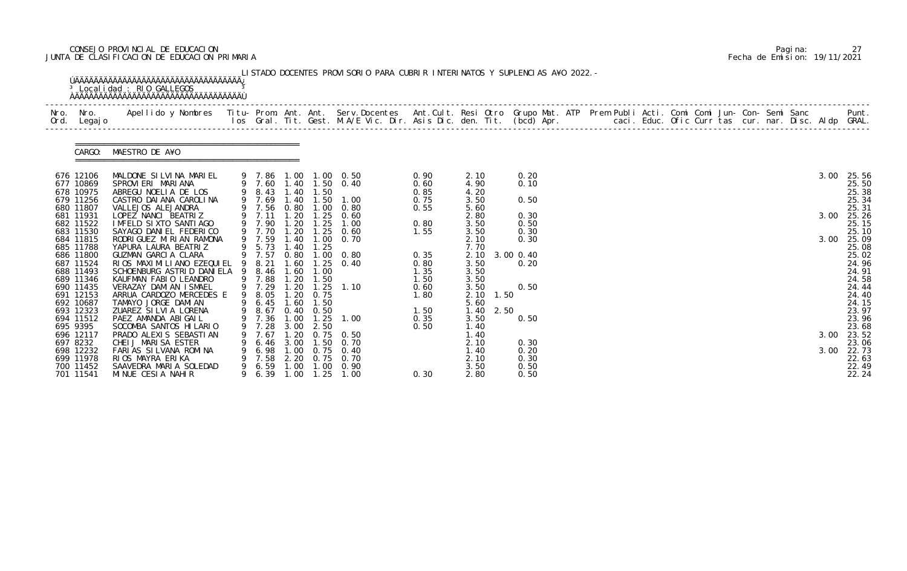CONSEJO PROVINCIAL DE EDUCACION
JUNTA DE CLASIFICACION DE EDUCACION PRIMARIA

Pagina: 27
Fecha de Emision: 19/11/2021

LISTADO DOCENTES PROVISORIO PARA CUBRIR INTERINATOS Y SUPLENCIAS A¥O 2022.-

Localidad : RIO GALLEGOS

CARGO: MAESTRO DE A¥O

| Nro. Ord. | Nro. Legajo | Apellido y Nombres | Titu- los | Prom. Gral. | Ant. Tit. | Ant. Gest. | Serv.Docentes M.A/E Vic. Dir. | Ant.Cult. Asis Dic. | Resi den. | Otro Tit. | Grupo Mat. (bcd) | ATP Apr. | Prem Publi caci. | Acti. Educ. | Comi Ofic | Comi Curr | Jun- tas | Con- cur. | Semi nar. | Sanc Disc. | Aldp | Punt. GRAL. |
|---|---|---|---|---|---|---|---|---|---|---|---|---|---|---|---|---|---|---|---|---|---|---|
| 676 | 12106 | MALDONE SILVINA MARIEL | 9 | 7.86 | 1.00 | 1.00 | 0.50 | 0.90 | 2.10 | | 0.20 | | | | | | | | | | 3.00 | 25.56 |
| 677 | 10869 | SPROVIERI MARIANA | 9 | 7.60 | 1.40 | 1.50 | 0.40 | 0.60 | 4.90 | | 0.10 | | | | | | | | | | | 25.50 |
| 678 | 10975 | ABREGU NOELIA DE LOS | 9 | 8.43 | 1.40 | 1.50 | | 0.85 | 4.20 | | | | | | | | | | | | | 25.38 |
| 679 | 11256 | CASTRO DAIANA CAROLINA | 9 | 7.69 | 1.40 | 1.50 | 1.00 | 0.75 | 3.50 | | 0.50 | | | | | | | | | | | 25.34 |
| 680 | 11807 | VALLEJOS ALEJANDRA | 9 | 7.56 | 0.80 | 1.00 | 0.80 | 0.55 | 5.60 | | | | | | | | | | | | | 25.31 |
| 681 | 11931 | LOPEZ NANCI BEATRIZ | 9 | 7.11 | 1.20 | 1.25 | 0.60 | | 2.80 | | 0.30 | | | | | | | | | | 3.00 | 25.26 |
| 682 | 11522 | IMFELD SIXTO SANTIAGO | 9 | 7.90 | 1.20 | 1.25 | 1.00 | 0.80 | 3.50 | | 0.50 | | | | | | | | | | | 25.15 |
| 683 | 11530 | SAYAGO DANIEL FEDERICO | 9 | 7.70 | 1.20 | 1.25 | 0.60 | 1.55 | 3.50 | | 0.30 | | | | | | | | | | | 25.10 |
| 684 | 11815 | RODRIGUEZ MIRIAN RAMONA | 9 | 7.59 | 1.40 | 1.00 | 0.70 | | 2.10 | | 0.30 | | | | | | | | | | 3.00 | 25.09 |
| 685 | 11788 | YAPURA LAURA BEATRIZ | 9 | 5.73 | 1.40 | 1.25 | | | 7.70 | | | | | | | | | | | | | 25.08 |
| 686 | 11800 | GUZMAN GARCIA CLARA | 9 | 7.57 | 0.80 | 1.00 | 0.80 | 0.35 | 2.10 | 3.00 | 0.40 | | | | | | | | | | | 25.02 |
| 687 | 11524 | RIOS MAXIMILIANO EZEQUIEL | 9 | 8.21 | 1.60 | 1.25 | 0.40 | 0.80 | 3.50 | | 0.20 | | | | | | | | | | | 24.96 |
| 688 | 11493 | SCHOENBURG ASTRID DANIELA | 9 | 8.46 | 1.60 | 1.00 | | 1.35 | 3.50 | | | | | | | | | | | | | 24.91 |
| 689 | 11346 | KAUFMAN FABIO LEANDRO | 9 | 7.88 | 1.20 | 1.50 | | 1.50 | 3.50 | | | | | | | | | | | | | 24.58 |
| 690 | 11435 | VERAZAY DAMIAN ISMAEL | 9 | 7.29 | 1.20 | 1.25 | 1.10 | 0.60 | 3.50 | | 0.50 | | | | | | | | | | | 24.44 |
| 691 | 12153 | ARRUA CARDOZO MERCEDES E | 9 | 8.05 | 1.20 | 0.75 | | 1.80 | 2.10 | 1.50 | | | | | | | | | | | | 24.40 |
| 692 | 10687 | TAMAYO JORGE DAMIAN | 9 | 6.45 | 1.60 | 1.50 | | | 5.60 | | | | | | | | | | | | | 24.15 |
| 693 | 12323 | ZUAREZ SILVIA LORENA | 9 | 8.67 | 0.40 | 0.50 | | 1.50 | 1.40 | 2.50 | | | | | | | | | | | | 23.97 |
| 694 | 11512 | PAEZ AMANDA ABIGAIL | 9 | 7.36 | 1.00 | 1.25 | 1.00 | 0.35 | 3.50 | | 0.50 | | | | | | | | | | | 23.96 |
| 695 | 9395 | SOCOMBA SANTOS HILARIO | 9 | 7.28 | 3.00 | 2.50 | | 0.50 | 1.40 | | | | | | | | | | | | | 23.68 |
| 696 | 12117 | PRADO ALEXIS SEBASTIAN | 9 | 7.67 | 1.20 | 0.75 | 0.50 | | 1.40 | | | | | | | | | | | | 3.00 | 23.52 |
| 697 | 8232 | CHEIJ MARISA ESTER | 9 | 6.46 | 3.00 | 1.50 | 0.70 | | 2.10 | | 0.30 | | | | | | | | | | | 23.06 |
| 698 | 12232 | FARIAS SILVANA ROMINA | 9 | 6.98 | 1.00 | 0.75 | 0.40 | | 1.40 | | 0.20 | | | | | | | | | | 3.00 | 22.73 |
| 699 | 11978 | RIOS MAYRA ERIKA | 9 | 7.58 | 2.20 | 0.75 | 0.70 | | 2.10 | | 0.30 | | | | | | | | | | | 22.63 |
| 700 | 11452 | SAAVEDRA MARIA SOLEDAD | 9 | 6.59 | 1.00 | 1.00 | 0.90 | | 3.50 | | 0.50 | | | | | | | | | | | 22.49 |
| 701 | 11541 | MINUE CESIA NAHIR | 9 | 6.39 | 1.00 | 1.25 | 1.00 | 0.30 | 2.80 | | 0.50 | | | | | | | | | | | 22.24 |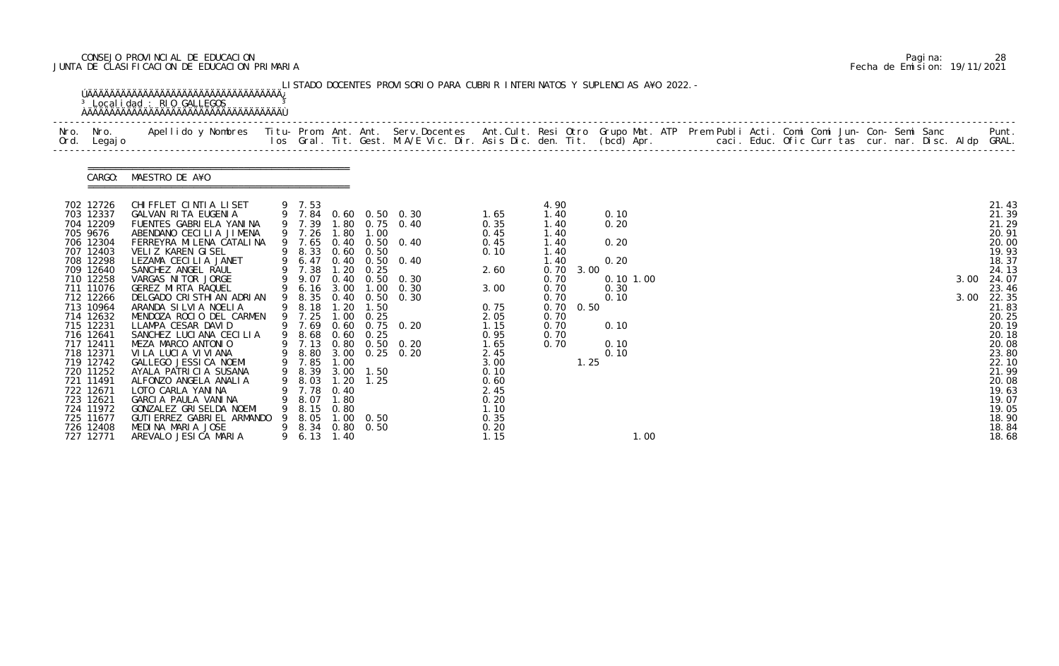CONSEJO PROVINCIAL DE EDUCACION
JUNTA DE CLASIFICACION DE EDUCACION PRIMARIA

Pagina: 28
Fecha de Emision: 19/11/2021

LISTADO DOCENTES PROVISORIO PARA CUBRIR INTERINATOS Y SUPLENCIAS A¥O 2022.-

Localidad : RIO GALLEGOS

CARGO: MAESTRO DE A¥O

| Nro. Ord. | Nro. Legajo | Apellido y Nombres | Titu- los | Prom. Gral. | Ant. Tit. | Ant. Gest. | Serv.Docentes M.A/E Vic. Dir. | Ant.Cult. Asis Dic. | Resi den. | Otro Tit. | Grupo Mat. (bcd) Apr. | ATP | Prem Publi caci. | Acti. Educ. | Comi Ofic | Comi Curr | Jun- tas | Con- cur. | Semi nar. | Sanc Disc. | Aldp | Punt. GRAL. |
|---|---|---|---|---|---|---|---|---|---|---|---|---|---|---|---|---|---|---|---|---|---|---|
| 702 | 12726 | CHIFFLET CINTIA LISET | 9 | 7.53 | | | | | 4.90 | | | | | | | | | | | | | 21.43 |
| 703 | 12337 | GALVAN RITA EUGENIA | 9 | 7.84 | 0.60 | 0.50 | 0.30 | 1.65 | 1.40 | | 0.10 | | | | | | | | | | | 21.39 |
| 704 | 12209 | FUENTES GABRIELA YANINA | 9 | 7.39 | 1.80 | 0.75 | 0.40 | 0.35 | 1.40 | | 0.20 | | | | | | | | | | | 21.29 |
| 705 | 9676 | ABENDANO CECILIA JIMENA | 9 | 7.26 | 1.80 | 1.00 | | 0.45 | 1.40 | | | | | | | | | | | | | 20.91 |
| 706 | 12304 | FERREYRA MILENA CATALINA | 9 | 7.65 | 0.40 | 0.50 | 0.40 | 0.45 | 1.40 | | 0.20 | | | | | | | | | | | 20.00 |
| 707 | 12403 | VELIZ KAREN GISEL | 9 | 8.33 | 0.60 | 0.50 | | 0.10 | 1.40 | | | | | | | | | | | | | 19.93 |
| 708 | 12298 | LEZAMA CECILIA JANET | 9 | 6.47 | 0.40 | 0.50 | 0.40 | | 1.40 | | 0.20 | | | | | | | | | | | 18.37 |
| 709 | 12640 | SANCHEZ ANGEL RAUL | 9 | 7.38 | 1.20 | 0.25 | | 2.60 | 0.70 | 3.00 | | | | | | | | | | | | 24.13 |
| 710 | 12258 | VARGAS NITOR JORGE | 9 | 9.07 | 0.40 | 0.50 | 0.30 | | 0.70 | | 0.10 1.00 | | | | | | | | | | 3.00 | 24.07 |
| 711 | 11076 | GEREZ MIRTA RAQUEL | 9 | 6.16 | 3.00 | 1.00 | 0.30 | 3.00 | 0.70 | | 0.30 | | | | | | | | | | | 23.46 |
| 712 | 12266 | DELGADO CRISTHIAN ADRIAN | 9 | 8.35 | 0.40 | 0.50 | 0.30 | | 0.70 | | 0.10 | | | | | | | | | | 3.00 | 22.35 |
| 713 | 10964 | ARANDA SILVIA NOELIA | 9 | 8.18 | 1.20 | 1.50 | | 0.75 | 0.70 | 0.50 | | | | | | | | | | | | 21.83 |
| 714 | 12632 | MENDOZA ROCIO DEL CARMEN | 9 | 7.25 | 1.00 | 0.25 | | 2.05 | 0.70 | | | | | | | | | | | | | 20.25 |
| 715 | 12231 | LLAMPA CESAR DAVID | 9 | 7.69 | 0.60 | 0.75 | 0.20 | 1.15 | 0.70 | | 0.10 | | | | | | | | | | | 20.19 |
| 716 | 12641 | SANCHEZ LUCIANA CECILIA | 9 | 8.68 | 0.60 | 0.25 | | 0.95 | 0.70 | | | | | | | | | | | | | 20.18 |
| 717 | 12411 | MEZA MARCO ANTONIO | 9 | 7.13 | 0.80 | 0.50 | 0.20 | 1.65 | 0.70 | | 0.10 | | | | | | | | | | | 20.08 |
| 718 | 12371 | VILA LUCIA VIVIANA | 9 | 8.80 | 3.00 | 0.25 | 0.20 | 2.45 | | | 0.10 | | | | | | | | | | | 23.80 |
| 719 | 12742 | GALLEGO JESSICA NOEMI | 9 | 7.85 | 1.00 | | | 3.00 | | 1.25 | | | | | | | | | | | | 22.10 |
| 720 | 11252 | AYALA PATRICIA SUSANA | 9 | 8.39 | 3.00 | 1.50 | | 0.10 | | | | | | | | | | | | | | 21.99 |
| 721 | 11491 | ALFONZO ANGELA ANALIA | 9 | 8.03 | 1.20 | 1.25 | | 0.60 | | | | | | | | | | | | | | 20.08 |
| 722 | 12671 | LOTO CARLA YANINA | 9 | 7.78 | 0.40 | | | 2.45 | | | | | | | | | | | | | | 19.63 |
| 723 | 12621 | GARCIA PAULA VANINA | 9 | 8.07 | 1.80 | | | 0.20 | | | | | | | | | | | | | | 19.07 |
| 724 | 11972 | GONZALEZ GRISELDA NOEMI | 9 | 8.15 | 0.80 | | | 1.10 | | | | | | | | | | | | | | 19.05 |
| 725 | 11677 | GUTIERREZ GABRIEL ARMANDO | 9 | 8.05 | 1.00 | 0.50 | | 0.35 | | | | | | | | | | | | | | 18.90 |
| 726 | 12408 | MEDINA MARIA JOSE | 9 | 8.34 | 0.80 | 0.50 | | 0.20 | | | | | | | | | | | | | | 18.84 |
| 727 | 12771 | AREVALO JESICA MARIA | 9 | 6.13 | 1.40 | | | 1.15 | | | 1.00 | | | | | | | | | | | 18.68 |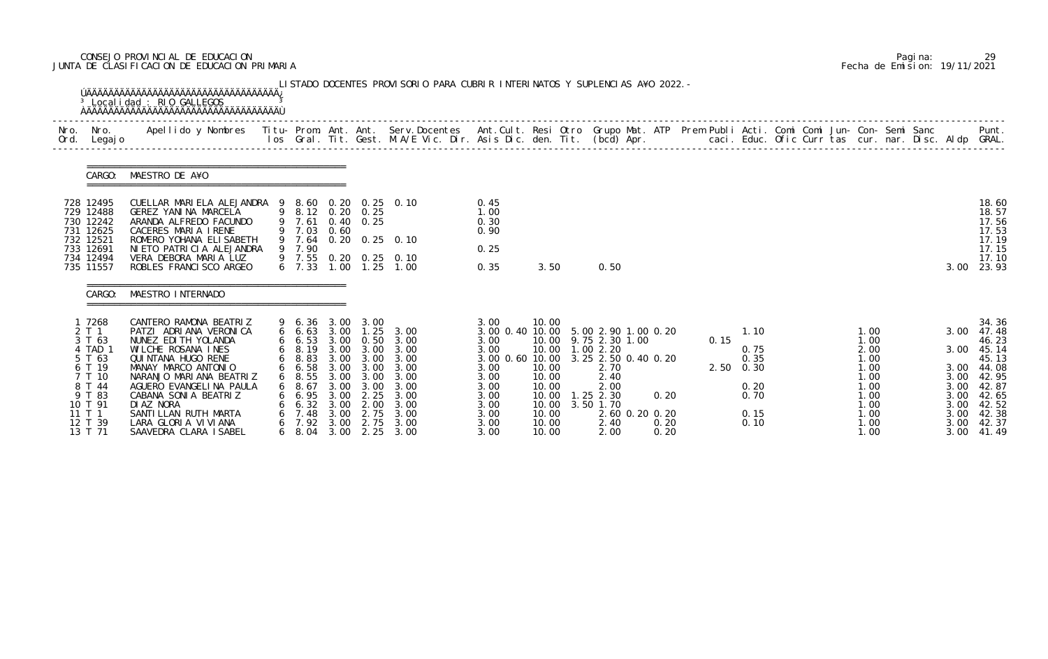CONSEJO PROVINCIAL DE EDUCACION
JUNTA DE CLASIFICACION DE EDUCACION PRIMARIA

Fecha de Emision: 19/11/2021

LISTADO DOCENTES PROVISORIO PARA CUBRIR INTERINATOS Y SUPLENCIAS A¥O 2022.-

Localidad : RIO GALLEGOS

| Nro. Ord. | Nro. Legajo | Apellido y Nombres | Titu- los | Prom. Gral. | Ant. Tit. | Ant. Gest. | Serv.Docentes M.A/E Vic. Dir. | Ant.Cult. Asis Dic. | Resi den. | Otro Tit. | Grupo Mat. (bcd) | ATP Apr. | Prem Publi caci. | Acti. Educ. | Comi Ofic | Comi Curr | Jun- tas | Con- cur. | Semi nar. | Sanc Disc. | Aldp | Punt. GRAL. |
|---|---|---|---|---|---|---|---|---|---|---|---|---|---|---|---|---|---|---|---|---|---|---|
| **CARGO: MAESTRO DE A¥O** | | | | | | | | | | | | | | | | | | | | | | |
| 728 | 12495 | CUELLAR MARIELA ALEJANDRA | 9 | 8.60 | 0.20 | 0.25 | 0.10 | 0.45 | | | | | | | | | | | | | | 18.60 |
| 729 | 12488 | GEREZ YANINA MARCELA | 9 | 8.12 | 0.20 | 0.25 | | 1.00 | | | | | | | | | | | | | | 18.57 |
| 730 | 12242 | ARANDA ALFREDO FACUNDO | 9 | 7.61 | 0.40 | 0.25 | | 0.30 | | | | | | | | | | | | | | 17.56 |
| 731 | 12625 | CACERES MARIA IRENE | 9 | 7.03 | 0.60 | | | 0.90 | | | | | | | | | | | | | | 17.53 |
| 732 | 12521 | ROMERO YOHANA ELISABETH | 9 | 7.64 | 0.20 | 0.25 | 0.10 | | | | | | | | | | | | | | | 17.19 |
| 733 | 12691 | NIETO PATRICIA ALEJANDRA | 9 | 7.90 | | | | 0.25 | | | | | | | | | | | | | | 17.15 |
| 734 | 12494 | VERA DEBORA MARIA LUZ | 9 | 7.55 | 0.20 | 0.25 | 0.10 | | | | | | | | | | | | | | | 17.10 |
| 735 | 11557 | ROBLES FRANCISCO ARGEO | 6 | 7.33 | 1.00 | 1.25 | 1.00 | 0.35 | 3.50 | | 0.50 | | | | | | | | | | 3.00 | 23.93 |
| **CARGO: MAESTRO INTERNADO** | | | | | | | | | | | | | | | | | | | | | | |
| 1 | 7268 | CANTERO RAMONA BEATRIZ | 9 | 6.36 | 3.00 | 3.00 | | 3.00 | 10.00 | | | | | | | | | | | | | 34.36 |
| 2 | T 1 | PATZI ADRIANA VERONICA | 6 | 6.63 | 3.00 | 1.25 | 3.00 | 3.00 0.40 | 10.00 | 5.00 | 2.90 1.00 | 0.20 | | 1.10 | | | | 1.00 | | | 3.00 | 47.48 |
| 3 | T 63 | NUNEZ EDITH YOLANDA | 6 | 6.53 | 3.00 | 0.50 | 3.00 | 3.00 | 10.00 | 9.75 | 2.30 1.00 | | 0.15 | | | | | 1.00 | | | | 46.23 |
| 4 | TAD 1 | WILCHE ROSANA INES | 6 | 8.19 | 3.00 | 3.00 | 3.00 | 3.00 | 10.00 | 1.00 | 2.20 | | | 0.75 | | | | 2.00 | | | 3.00 | 45.14 |
| 5 | T 63 | QUINTANA HUGO RENE | 6 | 8.83 | 3.00 | 3.00 | 3.00 | 3.00 0.60 | 10.00 | 3.25 | 2.50 0.40 | 0.20 | | 0.35 | | | | 1.00 | | | | 45.13 |
| 6 | T 19 | MANAY MARCO ANTONIO | 6 | 6.58 | 3.00 | 3.00 | 3.00 | 3.00 | 10.00 | | 2.70 | | 2.50 | 0.30 | | | | 1.00 | | | 3.00 | 44.08 |
| 7 | T 10 | NARANJO MARIANA BEATRIZ | 6 | 8.55 | 3.00 | 3.00 | 3.00 | 3.00 | 10.00 | | 2.40 | | | | | | | 1.00 | | | 3.00 | 42.95 |
| 8 | T 44 | AGUERO EVANGELINA PAULA | 6 | 8.67 | 3.00 | 3.00 | 3.00 | 3.00 | 10.00 | | 2.00 | | | 0.20 | | | | 1.00 | | | 3.00 | 42.87 |
| 9 | T 83 | CABANA SONIA BEATRIZ | 6 | 6.95 | 3.00 | 2.25 | 3.00 | 3.00 | 10.00 | 1.25 | 2.30 | 0.20 | | 0.70 | | | | 1.00 | | | 3.00 | 42.65 |
| 10 | T 91 | DIAZ NORA | 6 | 6.32 | 3.00 | 2.00 | 3.00 | 3.00 | 10.00 | 3.50 | 1.70 | | | | | | | 1.00 | | | 3.00 | 42.52 |
| 11 | T 1 | SANTILLAN RUTH MARTA | 6 | 7.48 | 3.00 | 2.75 | 3.00 | 3.00 | 10.00 | | 2.60 0.20 | 0.20 | | 0.15 | | | | 1.00 | | | 3.00 | 42.38 |
| 12 | T 39 | LARA GLORIA VIVIANA | 6 | 7.92 | 3.00 | 2.75 | 3.00 | 3.00 | 10.00 | | 2.40 | 0.20 | | 0.10 | | | | 1.00 | | | 3.00 | 42.37 |
| 13 | T 71 | SAAVEDRA CLARA ISABEL | 6 | 8.04 | 3.00 | 2.25 | 3.00 | 3.00 | 10.00 | | 2.00 | 0.20 | | | | | | 1.00 | | | 3.00 | 41.49 |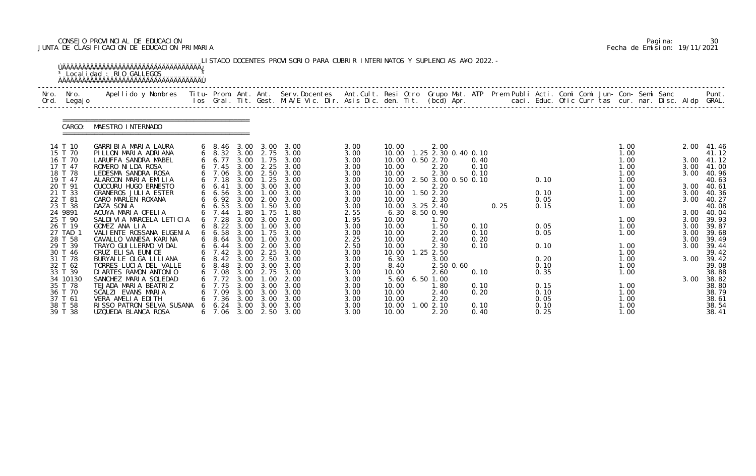CONSEJO PROVINCIAL DE EDUCACION
JUNTA DE CLASIFICACION DE EDUCACION PRIMARIA

Fecha de Emision: 19/11/2021

LISTADO DOCENTES PROVISORIO PARA CUBRIR INTERINATOS Y SUPLENCIAS A¥O 2022.-

Localidad : RIO GALLEGOS

CARGO: MAESTRO INTERNADO

| Nro. Ord. | Nro. Legajo | Apellido y Nombres | Titu- los | Prom. Gral. | Ant. Tit. | Ant. Gest. | Serv.Docentes M.A/E Vic. Dir. | Ant.Cult. Asis Dic. | Resi den. | Otro Tit. | Grupo Mat. (bcd) | ATP Apr. | Prem Publi caci. | Acti. Educ. | Comi Ofic | Comi Curr | Jun- tas | Con- cur. | Semi nar. | Sanc Disc. | Aldp | Punt. GRAL. |
|---|---|---|---|---|---|---|---|---|---|---|---|---|---|---|---|---|---|---|---|---|---|---|
| 14 | T 10 | GARRIBIA MARIA LAURA | 6 | 8.46 | 3.00 | 3.00 | 3.00 | 3.00 | 10.00 | | 2.00 | | | | | | | 1.00 | | | 2.00 | 41.46 |
| 15 | T 70 | PILLON MARIA ADRIANA | 6 | 8.32 | 3.00 | 2.75 | 3.00 | 3.00 | 10.00 | 1.25 | 2.30 0.40 | 0.10 | | | | | | 1.00 | | | | 41.12 |
| 16 | T 70 | LARUFFA SANDRA MABEL | 6 | 6.77 | 3.00 | 1.75 | 3.00 | 3.00 | 10.00 | 0.50 | 2.70 | 0.40 | | | | | | 1.00 | | | 3.00 | 41.12 |
| 17 | T 47 | ROMERO NILDA ROSA | 6 | 7.45 | 3.00 | 2.25 | 3.00 | 3.00 | 10.00 | | 2.20 | 0.10 | | | | | | 1.00 | | | 3.00 | 41.00 |
| 18 | T 78 | LEDESMA SANDRA ROSA | 6 | 7.06 | 3.00 | 2.50 | 3.00 | 3.00 | 10.00 | | 2.30 | 0.10 | | | | | | 1.00 | | | 3.00 | 40.96 |
| 19 | T 47 | ALARCON MARIA EMILIA | 6 | 7.18 | 3.00 | 1.25 | 3.00 | 3.00 | 10.00 | 2.50 | 3.00 0.50 | 0.10 | | 0.10 | | | | 1.00 | | | | 40.63 |
| 20 | T 91 | CUCCURU HUGO ERNESTO | 6 | 6.41 | 3.00 | 3.00 | 3.00 | 3.00 | 10.00 | | 2.20 | | | | | | | 1.00 | | | 3.00 | 40.61 |
| 21 | T 33 | GRANEROS JULIA ESTER | 6 | 6.56 | 3.00 | 1.00 | 3.00 | 3.00 | 10.00 | 1.50 | 2.20 | | | 0.10 | | | | 1.00 | | | 3.00 | 40.36 |
| 22 | T 81 | CARO MARLEN ROXANA | 6 | 6.92 | 3.00 | 2.00 | 3.00 | 3.00 | 10.00 | | 2.30 | | | 0.05 | | | | 1.00 | | | 3.00 | 40.27 |
| 23 | T 38 | DAZA SONIA | 6 | 6.53 | 3.00 | 1.50 | 3.00 | 3.00 | 10.00 | 3.25 | 2.40 | | 0.25 | 0.15 | | | | 1.00 | | | | 40.08 |
| 24 | 9891 | ACU¥A MARIA OFELIA | 6 | 7.44 | 1.80 | 1.75 | 1.80 | 2.55 | 6.30 | 8.50 | 0.90 | | | | | | | | | | 3.00 | 40.04 |
| 25 | T 90 | SALDIVIA MARCELA LETICIA | 6 | 7.28 | 3.00 | 3.00 | 3.00 | 1.95 | 10.00 | | 1.70 | | | | | | | 1.00 | | | 3.00 | 39.93 |
| 26 | T 19 | GOMEZ ANA LIA | 6 | 8.22 | 3.00 | 1.00 | 3.00 | 3.00 | 10.00 | | 1.50 | 0.10 | | 0.05 | | | | 1.00 | | | 3.00 | 39.87 |
| 27 | TAD 1 | VALIENTE ROSSANA EUGENIA | 6 | 6.58 | 3.00 | 1.75 | 3.00 | 3.00 | 10.00 | | 2.20 | 0.10 | | 0.05 | | | | 1.00 | | | 3.00 | 39.68 |
| 28 | T 58 | CAVALLO VANESA KARINA | 6 | 8.64 | 3.00 | 1.00 | 3.00 | 2.25 | 10.00 | | 2.40 | 0.20 | | | | | | | | | 3.00 | 39.49 |
| 29 | T 39 | TRAYO GUILLERMO VIDAL | 6 | 6.44 | 3.00 | 2.00 | 3.00 | 2.50 | 10.00 | | 2.30 | 0.10 | | 0.10 | | | | 1.00 | | | 3.00 | 39.44 |
| 30 | T 46 | CRUZ ELISA EUNICE | 6 | 7.42 | 3.00 | 2.25 | 3.00 | 3.00 | 10.00 | 1.25 | 2.50 | | | | | | | 1.00 | | | | 39.42 |
| 31 | T 78 | BURYAILE OLGA LILIANA | 6 | 8.42 | 3.00 | 2.50 | 3.00 | 3.00 | 6.30 | | 3.00 | | | 0.20 | | | | 1.00 | | | 3.00 | 39.42 |
| 32 | T 62 | TORRES LUCIA DEL VALLE | 6 | 8.48 | 3.00 | 3.00 | 3.00 | 3.00 | 8.40 | | 2.50 0.60 | | | 0.10 | | | | 1.00 | | | | 39.08 |
| 33 | T 39 | DIARTES RAMON ANTONIO | 6 | 7.08 | 3.00 | 2.75 | 3.00 | 3.00 | 10.00 | | 2.60 | 0.10 | | 0.35 | | | | 1.00 | | | | 38.88 |
| 34 | 10130 | SANCHEZ MARIA SOLEDAD | 6 | 7.72 | 3.00 | 1.00 | 2.00 | 3.00 | 5.60 | 6.50 | 1.00 | | | | | | | | | | 3.00 | 38.82 |
| 35 | T 78 | TEJADA MARIA BEATRIZ | 6 | 7.75 | 3.00 | 3.00 | 3.00 | 3.00 | 10.00 | | 1.80 | 0.10 | | 0.15 | | | | 1.00 | | | | 38.80 |
| 36 | T 70 | SCALZI EVANS MARIA | 6 | 7.09 | 3.00 | 3.00 | 3.00 | 3.00 | 10.00 | | 2.40 | 0.20 | | 0.10 | | | | 1.00 | | | | 38.79 |
| 37 | T 61 | VERA AMELIA EDITH | 6 | 7.36 | 3.00 | 3.00 | 3.00 | 3.00 | 10.00 | | 2.20 | | | 0.05 | | | | 1.00 | | | | 38.61 |
| 38 | T 58 | RISSO PATRON SELVA SUSANA | 6 | 6.24 | 3.00 | 3.00 | 3.00 | 3.00 | 10.00 | 1.00 | 2.10 | 0.10 | | 0.10 | | | | 1.00 | | | | 38.54 |
| 39 | T 38 | UZQUEDA BLANCA ROSA | 6 | 7.06 | 3.00 | 2.50 | 3.00 | 3.00 | 10.00 | | 2.20 | 0.40 | | 0.25 | | | | 1.00 | | | | 38.41 |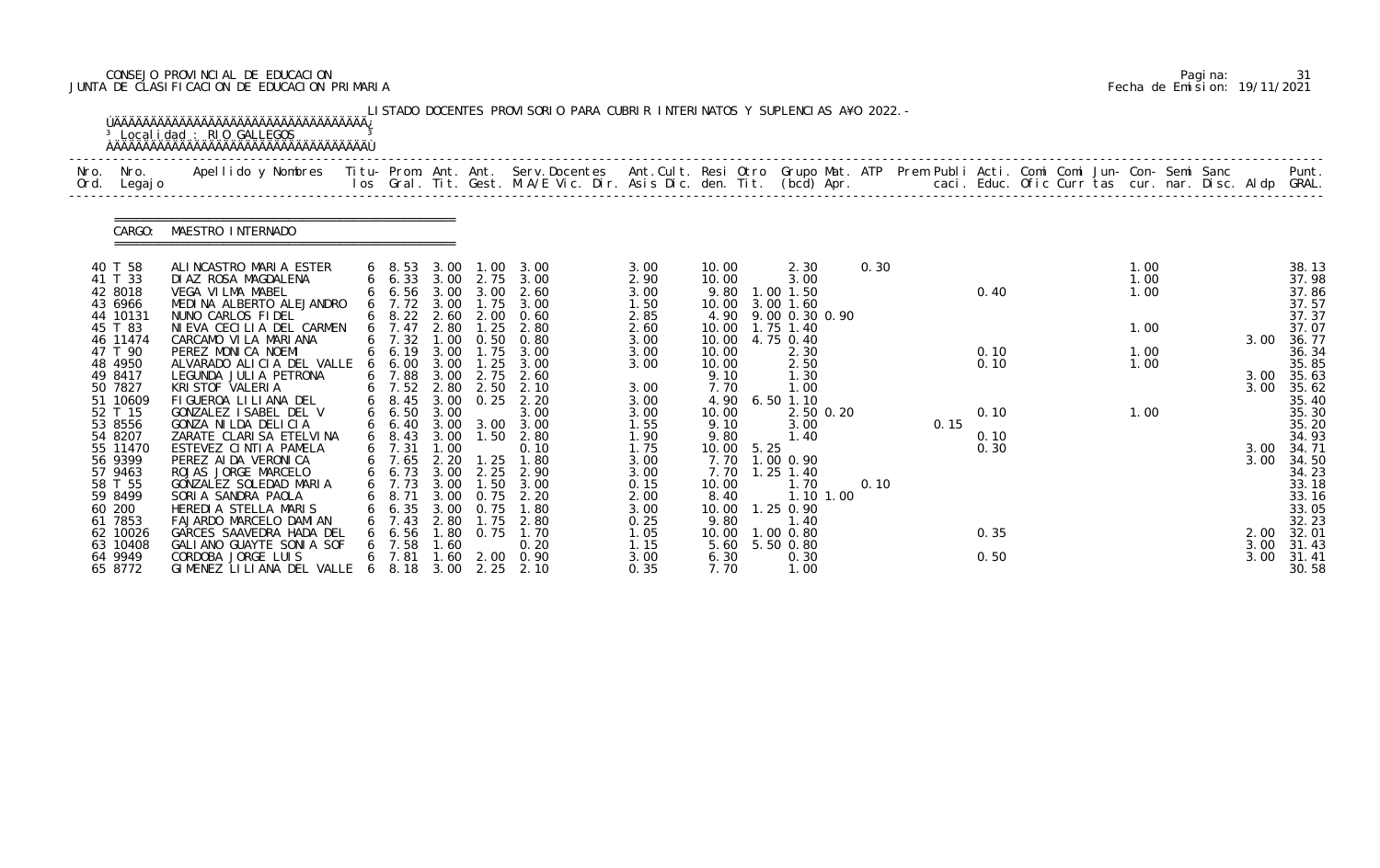CONSEJO PROVINCIAL DE EDUCACION
JUNTA DE CLASIFICACION DE EDUCACION PRIMARIA

Pagina: 31
Fecha de Emision: 19/11/2021

LISTADO DOCENTES PROVISORIO PARA CUBRIR INTERINATOS Y SUPLENCIAS A¥O 2022.-

Localidad : RIO GALLEGOS

CARGO: MAESTRO INTERNADO

| Nro. Ord. | Nro. Legajo | Apellido y Nombres | Titu- los | Prom. Gral. | Ant. Tit. | Ant. Gest. | Serv.Docentes M.A/E Vic. Dir. | Ant.Cult. Asis Dic. | Resi den. | Otro Tit. | Grupo Mat. (bcd) Apr. | ATP | Prem Publi caci. | Acti. Educ. | Comi Ofic | Comi Curr | Jun- tas | Con- cur. | Semi nar. | Sanc Disc. | Aldp | Punt. GRAL. |
|---|---|---|---|---|---|---|---|---|---|---|---|---|---|---|---|---|---|---|---|---|---|---|
| 40 | T 58 | ALINCASTRO MARIA ESTER | 6 | 8.53 | 3.00 | 1.00 | 3.00 | 3.00 | 10.00 | | 2.30 | 0.30 | | | | | | 1.00 | | | | 38.13 |
| 41 | T 33 | DIAZ ROSA MAGDALENA | 6 | 6.33 | 3.00 | 2.75 | 3.00 | 2.90 | 10.00 | | 3.00 | | | | | | | 1.00 | | | | 37.98 |
| 42 | 8018 | VEGA VILMA MABEL | 6 | 6.56 | 3.00 | 3.00 | 2.60 | 3.00 | 9.80 | 1.00 | 1.50 | | | 0.40 | | | | 1.00 | | | | 37.86 |
| 43 | 6966 | MEDINA ALBERTO ALEJANDRO | 6 | 7.72 | 3.00 | 1.75 | 3.00 | 1.50 | 10.00 | 3.00 | 1.60 | | | | | | | | | | | 37.57 |
| 44 | 10131 | NUNO CARLOS FIDEL | 6 | 8.22 | 2.60 | 2.00 | 0.60 | 2.85 | 4.90 | 9.00 | 0.30 0.90 | | | | | | | | | | | 37.37 |
| 45 | T 83 | NIEVA CECILIA DEL CARMEN | 6 | 7.47 | 2.80 | 1.25 | 2.80 | 2.60 | 10.00 | 1.75 | 1.40 | | | | | | | 1.00 | | | | 37.07 |
| 46 | 11474 | CARCAMO VILA MARIANA | 6 | 7.32 | 1.00 | 0.50 | 0.80 | 3.00 | 10.00 | 4.75 | 0.40 | | | | | | | | | | 3.00 | 36.77 |
| 47 | T 90 | PEREZ MONICA NOEMI | 6 | 6.19 | 3.00 | 1.75 | 3.00 | 3.00 | 10.00 | | 2.30 | | | 0.10 | | | | 1.00 | | | | 36.34 |
| 48 | 4950 | ALVARADO ALICIA DEL VALLE | 6 | 6.00 | 3.00 | 1.25 | 3.00 | 3.00 | 10.00 | | 2.50 | | | 0.10 | | | | 1.00 | | | | 35.85 |
| 49 | 8417 | LEGUNDA JULIA PETRONA | 6 | 7.88 | 3.00 | 2.75 | 2.60 | | 9.10 | | 1.30 | | | | | | | | | | 3.00 | 35.63 |
| 50 | 7827 | KRISTOF VALERIA | 6 | 7.52 | 2.80 | 2.50 | 2.10 | 3.00 | 7.70 | | 1.00 | | | | | | | | | | 3.00 | 35.62 |
| 51 | 10609 | FIGUEROA LILIANA DEL | 6 | 8.45 | 3.00 | 0.25 | 2.20 | 3.00 | 4.90 | 6.50 | 1.10 | | | | | | | | | | | 35.40 |
| 52 | T 15 | GONZALEZ ISABEL DEL V | 6 | 6.50 | 3.00 | | 3.00 | 3.00 | 10.00 | | 2.50 0.20 | | | 0.10 | | | | 1.00 | | | | 35.30 |
| 53 | 8556 | GONZA NILDA DELICIA | 6 | 6.40 | 3.00 | 3.00 | 3.00 | 1.55 | 9.10 | | 3.00 | | 0.15 | | | | | | | | | 35.20 |
| 54 | 8207 | ZARATE CLARISA ETELVINA | 6 | 8.43 | 3.00 | 1.50 | 2.80 | 1.90 | 9.80 | | 1.40 | | | 0.10 | | | | | | | | 34.93 |
| 55 | 11470 | ESTEVEZ CINTIA PAMELA | 6 | 7.31 | 1.00 | | 0.10 | 1.75 | 10.00 | 5.25 | | | | 0.30 | | | | | | | 3.00 | 34.71 |
| 56 | 9399 | PEREZ AIDA VERONICA | 6 | 7.65 | 2.20 | 1.25 | 1.80 | 3.00 | 7.70 | 1.00 | 0.90 | | | | | | | | | | 3.00 | 34.50 |
| 57 | 9463 | ROJAS JORGE MARCELO | 6 | 6.73 | 3.00 | 2.25 | 2.90 | 3.00 | 7.70 | 1.25 | 1.40 | | | | | | | | | | | 34.23 |
| 58 | T 55 | GONZALEZ SOLEDAD MARIA | 6 | 7.73 | 3.00 | 1.50 | 3.00 | 0.15 | 10.00 | | 1.70 | 0.10 | | | | | | | | | | 33.18 |
| 59 | 8499 | SORIA SANDRA PAOLA | 6 | 8.71 | 3.00 | 0.75 | 2.20 | 2.00 | 8.40 | | 1.10 1.00 | | | | | | | | | | | 33.16 |
| 60 | 200 | HEREDIA STELLA MARIS | 6 | 6.35 | 3.00 | 0.75 | 1.80 | 3.00 | 10.00 | 1.25 | 0.90 | | | | | | | | | | | 33.05 |
| 61 | 7853 | FAJARDO MARCELO DAMIAN | 6 | 7.43 | 2.80 | 1.75 | 2.80 | 0.25 | 9.80 | | 1.40 | | | | | | | | | | | 32.23 |
| 62 | 10026 | GARCES SAAVEDRA HADA DEL | 6 | 6.56 | 1.80 | 0.75 | 1.70 | 1.05 | 10.00 | 1.00 | 0.80 | | | 0.35 | | | | | | | 2.00 | 32.01 |
| 63 | 10408 | GALIANO GUAYTE SONIA SOF | 6 | 7.58 | 1.60 | | 0.20 | 1.15 | 5.60 | 5.50 | 0.80 | | | | | | | | | | 3.00 | 31.43 |
| 64 | 9949 | CORDOBA JORGE LUIS | 6 | 7.81 | 1.60 | 2.00 | 0.90 | 3.00 | 6.30 | | 0.30 | | | 0.50 | | | | | | | 3.00 | 31.41 |
| 65 | 8772 | GIMENEZ LILIANA DEL VALLE | 6 | 8.18 | 3.00 | 2.25 | 2.10 | 0.35 | 7.70 | | 1.00 | | | | | | | | | | | 30.58 |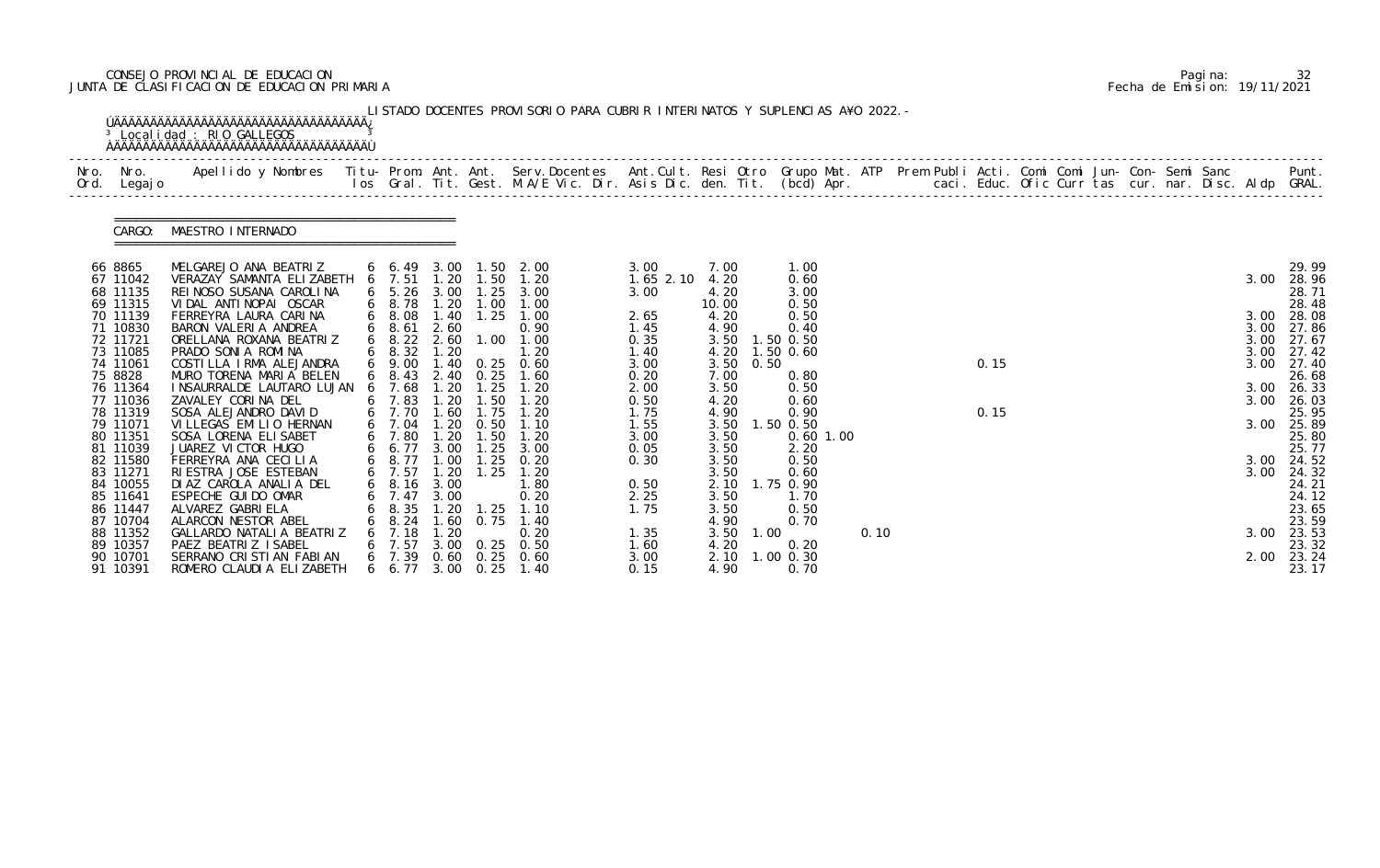CONSEJO PROVINCIAL DE EDUCACION
JUNTA DE CLASIFICACION DE EDUCACION PRIMARIA

LISTADO DOCENTES PROVISORIO PARA CUBRIR INTERINATOS Y SUPLENCIAS A¥O 2022.-

Localidad : RIO GALLEGOS

CARGO: MAESTRO INTERNADO

| Nro. Ord. | Nro. Legajo | Apellido y Nombres | Titu- los | Prom. Gral. | Ant. Tit. | Ant. Gest. | Serv.Docentes M.A/E Vic. Dir. | Ant.Cult. Asis Dic. | Resi den. | Otro Tit. | Grupo Mat. (bcd) | ATP Apr. | Prem Publi caci. | Acti. Educ. | Comi Ofic | Comi Curr | Jun- tas | Con- cur. | Semi nar. | Sanc Disc. | Aldp | Punt. GRAL. |
|---|---|---|---|---|---|---|---|---|---|---|---|---|---|---|---|---|---|---|---|---|---|---|
| 66 | 8865 | MELGAREJO ANA BEATRIZ | 6 | 6.49 | 3.00 | 1.50 | 2.00 | 3.00 | 7.00 | | 1.00 | | | | | | | | | | | 29.99 |
| 67 | 11042 | VERAZAY SAMANTA ELIZABETH | 6 | 7.51 | 1.20 | 1.50 | 1.20 | 1.65 2.10 | 4.20 | | 0.60 | | | | | | | | | | 3.00 | 28.96 |
| 68 | 11135 | REINOSO SUSANA CAROLINA | 6 | 5.26 | 3.00 | 1.25 | 3.00 | 3.00 | 4.20 | | 3.00 | | | | | | | | | | | 28.71 |
| 69 | 11315 | VIDAL ANTINOPAI OSCAR | 6 | 8.78 | 1.20 | 1.00 | 1.00 | | 10.00 | | 0.50 | | | | | | | | | | | 28.48 |
| 70 | 11139 | FERREYRA LAURA CARINA | 6 | 8.08 | 1.40 | 1.25 | 1.00 | 2.65 | 4.20 | | 0.50 | | | | | | | | | | 3.00 | 28.08 |
| 71 | 10830 | BARON VALERIA ANDREA | 6 | 8.61 | 2.60 | | 0.90 | 1.45 | 4.90 | | 0.40 | | | | | | | | | | 3.00 | 27.86 |
| 72 | 11721 | ORELLANA ROXANA BEATRIZ | 6 | 8.22 | 2.60 | 1.00 | 1.00 | 0.35 | 3.50 | 1.50 | 0.50 | | | | | | | | | | 3.00 | 27.67 |
| 73 | 11085 | PRADO SONIA ROMINA | 6 | 8.32 | 1.20 | | 1.20 | 1.40 | 4.20 | 1.50 | 0.60 | | | | | | | | | | 3.00 | 27.42 |
| 74 | 11061 | COSTILLA IRMA ALEJANDRA | 6 | 9.00 | 1.40 | 0.25 | 0.60 | 3.00 | 3.50 | 0.50 | | | | 0.15 | | | | | | | 3.00 | 27.40 |
| 75 | 8828 | MURO TORENA MARIA BELEN | 6 | 8.43 | 2.40 | 0.25 | 1.60 | 0.20 | 7.00 | | 0.80 | | | | | | | | | | | 26.68 |
| 76 | 11364 | INSAURRALDE LAUTARO LUJAN | 6 | 7.68 | 1.20 | 1.25 | 1.20 | 2.00 | 3.50 | | 0.50 | | | | | | | | | | 3.00 | 26.33 |
| 77 | 11036 | ZAVALEY CORINA DEL | 6 | 7.83 | 1.20 | 1.50 | 1.20 | 0.50 | 4.20 | | 0.60 | | | | | | | | | | 3.00 | 26.03 |
| 78 | 11319 | SOSA ALEJANDRO DAVID | 6 | 7.70 | 1.60 | 1.75 | 1.20 | 1.75 | 4.90 | | 0.90 | | | 0.15 | | | | | | | | 25.95 |
| 79 | 11071 | VILLEGAS EMILIO HERNAN | 6 | 7.04 | 1.20 | 0.50 | 1.10 | 1.55 | 3.50 | 1.50 | 0.50 | | | | | | | | | | 3.00 | 25.89 |
| 80 | 11351 | SOSA LORENA ELISABET | 6 | 7.80 | 1.20 | 1.50 | 1.20 | 3.00 | 3.50 | | 0.60 | 1.00 | | | | | | | | | | 25.80 |
| 81 | 11039 | JUAREZ VICTOR HUGO | 6 | 6.77 | 3.00 | 1.25 | 3.00 | 0.05 | 3.50 | | 2.20 | | | | | | | | | | | 25.77 |
| 82 | 11580 | FERREYRA ANA CECILIA | 6 | 8.77 | 1.00 | 1.25 | 0.20 | 0.30 | 3.50 | | 0.50 | | | | | | | | | | 3.00 | 24.52 |
| 83 | 11271 | RIESTRA JOSE ESTEBAN | 6 | 7.57 | 1.20 | 1.25 | 1.20 | | 3.50 | | 0.60 | | | | | | | | | | 3.00 | 24.32 |
| 84 | 10055 | DIAZ CAROLA ANALIA DEL | 6 | 8.16 | 3.00 | | 1.80 | 0.50 | 2.10 | 1.75 | 0.90 | | | | | | | | | | | 24.21 |
| 85 | 11641 | ESPECHE GUIDO OMAR | 6 | 7.47 | 3.00 | | 0.20 | 2.25 | 3.50 | | 1.70 | | | | | | | | | | | 24.12 |
| 86 | 11447 | ALVAREZ GABRIELA | 6 | 8.35 | 1.20 | 1.25 | 1.10 | 1.75 | 3.50 | | 0.50 | | | | | | | | | | | 23.65 |
| 87 | 10704 | ALARCON NESTOR ABEL | 6 | 8.24 | 1.60 | 0.75 | 1.40 | | 4.90 | | 0.70 | | | | | | | | | | | 23.59 |
| 88 | 11352 | GALLARDO NATALIA BEATRIZ | 6 | 7.18 | 1.20 | | 0.20 | 1.35 | 3.50 | 1.00 | | 0.10 | | | | | | | | | 3.00 | 23.53 |
| 89 | 10357 | PAEZ BEATRIZ ISABEL | 6 | 7.57 | 3.00 | 0.25 | 0.50 | 1.60 | 4.20 | | 0.20 | | | | | | | | | | | 23.32 |
| 90 | 10701 | SERRANO CRISTIAN FABIAN | 6 | 7.39 | 0.60 | 0.25 | 0.60 | 3.00 | 2.10 | 1.00 | 0.30 | | | | | | | | | | 2.00 | 23.24 |
| 91 | 10391 | ROMERO CLAUDIA ELIZABETH | 6 | 6.77 | 3.00 | 0.25 | 1.40 | 0.15 | 4.90 | | 0.70 | | | | | | | | | | | 23.17 |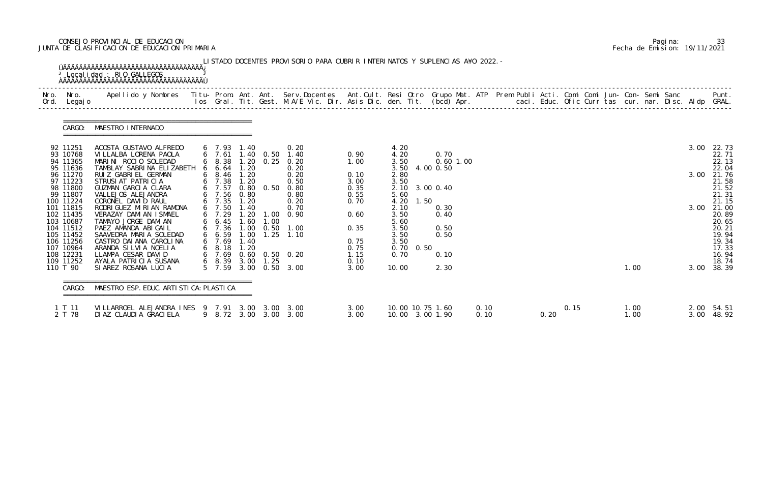CONSEJO PROVINCIAL DE EDUCACION
JUNTA DE CLASIFICACION DE EDUCACION PRIMARIA

Pagina: 33
Fecha de Emision: 19/11/2021

LISTADO DOCENTES PROVISORIO PARA CUBRIR INTERINATOS Y SUPLENCIAS AÑO 2022.-

Localidad : RIO GALLEGOS

CARGO: MAESTRO INTERNADO

| Nro. Ord. | Nro. Legajo | Apellido y Nombres | Titu- los | Prom. Gral. | Ant. Tit. | Ant. Gest. | Serv.Docentes M.A/E Vic. Dir. | Ant.Cult. Asis Dic. | Resi den. | Otro Tit. | Grupo Mat. (bcd) | ATP Apr. | Prem Publi caci. | Acti. Educ. | Comi Ofic | Comi Curr | Jun- tas | Con- cur. | Semi nar. | Sanc Disc. | Aldp | Punt. GRAL. |
|---|---|---|---|---|---|---|---|---|---|---|---|---|---|---|---|---|---|---|---|---|---|---|
| 92 | 11251 | ACOSTA GUSTAVO ALFREDO | 6 | 7.93 | 1.40 | | 0.20 | | 4.20 | | | | | | | | | | | | 3.00 | 22.73 |
| 93 | 10768 | VILLALBA LORENA PAOLA | 6 | 7.61 | 1.40 | 0.50 | 1.40 | 0.90 | 4.20 | | 0.70 | | | | | | | | | | | 22.71 |
| 94 | 11365 | MARINI ROCIO SOLEDAD | 6 | 8.38 | 1.20 | 0.25 | 0.20 | 1.00 | 3.50 | | 0.60 | 1.00 | | | | | | | | | | 22.13 |
| 95 | 11636 | TAMBLAY SABRINA ELIZABETH | 6 | 6.64 | 1.20 | | 0.20 | | 3.50 | 4.00 | 0.50 | | | | | | | | | | | 22.04 |
| 96 | 11270 | RUIZ GABRIEL GERMAN | 6 | 8.46 | 1.20 | | 0.20 | 0.10 | 2.80 | | | | | | | | | | | | 3.00 | 21.76 |
| 97 | 11223 | STRUSIAT PATRICIA | 6 | 7.38 | 1.20 | | 0.50 | 3.00 | 3.50 | | | | | | | | | | | | | 21.58 |
| 98 | 11800 | GUZMAN GARCIA CLARA | 6 | 7.57 | 0.80 | 0.50 | 0.80 | 0.35 | 2.10 | 3.00 | 0.40 | | | | | | | | | | | 21.52 |
| 99 | 11807 | VALLEJOS ALEJANDRA | 6 | 7.56 | 0.80 | | 0.80 | 0.55 | 5.60 | | | | | | | | | | | | | 21.31 |
| 100 | 11224 | CORONEL DAVID RAUL | 6 | 7.35 | 1.20 | | 0.20 | 0.70 | 4.20 | 1.50 | | | | | | | | | | | | 21.15 |
| 101 | 11815 | RODRIGUEZ MIRIAN RAMONA | 6 | 7.50 | 1.40 | | 0.70 | | 2.10 | | 0.30 | | | | | | | | | | 3.00 | 21.00 |
| 102 | 11435 | VERAZAY DAMIAN ISMAEL | 6 | 7.29 | 1.20 | 1.00 | 0.90 | 0.60 | 3.50 | | 0.40 | | | | | | | | | | | 20.89 |
| 103 | 10687 | TAMAYO JORGE DAMIAN | 6 | 6.45 | 1.60 | 1.00 | | | 5.60 | | | | | | | | | | | | | 20.65 |
| 104 | 11512 | PAEZ AMANDA ABIGAIL | 6 | 7.36 | 1.00 | 0.50 | 1.00 | 0.35 | 3.50 | | 0.50 | | | | | | | | | | | 20.21 |
| 105 | 11452 | SAAVEDRA MARIA SOLEDAD | 6 | 6.59 | 1.00 | 1.25 | 1.10 | | 3.50 | | 0.50 | | | | | | | | | | | 19.94 |
| 106 | 11256 | CASTRO DAIANA CAROLINA | 6 | 7.69 | 1.40 | | | 0.75 | 3.50 | | | | | | | | | | | | | 19.34 |
| 107 | 10964 | ARANDA SILVIA NOELIA | 6 | 8.18 | 1.20 | | | 0.75 | 0.70 | 0.50 | | | | | | | | | | | | 17.33 |
| 108 | 12231 | LLAMPA CESAR DAVID | 6 | 7.69 | 0.60 | 0.50 | 0.20 | 1.15 | 0.70 | | 0.10 | | | | | | | | | | | 16.94 |
| 109 | 11252 | AYALA PATRICIA SUSANA | 6 | 8.39 | 3.00 | 1.25 | | 0.10 | | | | | | | | | | | | | | 18.74 |
| 110 | T 90 | SIAREZ ROSANA LUCIA | 5 | 7.59 | 3.00 | 0.50 | 3.00 | 3.00 | 10.00 | | 2.30 | | | | | | | 1.00 | | | 3.00 | 38.39 |

CARGO: MAESTRO ESP. EDUC. ARTISTICA: PLASTICA

| Nro. Ord. | Nro. Legajo | Apellido y Nombres | Titu- los | Prom. Gral. | Ant. Tit. | Ant. Gest. | Serv.Docentes M.A/E Vic. Dir. | Ant.Cult. Asis Dic. | Resi den. | Otro Tit. | Grupo Mat. (bcd) | ATP Apr. | Prem Publi caci. | Acti. Educ. | Comi Ofic | Comi Curr | Jun- tas | Con- cur. | Semi nar. | Sanc Disc. | Aldp | Punt. GRAL. |
|---|---|---|---|---|---|---|---|---|---|---|---|---|---|---|---|---|---|---|---|---|---|---|
| 1 | T 11 | VILLARROEL ALEJANDRA INES | 9 | 7.91 | 3.00 | 3.00 | 3.00 | 3.00 | 10.00 | 10.75 | 1.60 | 0.10 | | | 0.15 | | | 1.00 | | | 2.00 | 54.51 |
| 2 | T 78 | DIAZ CLAUDIA GRACIELA | 9 | 8.72 | 3.00 | 3.00 | 3.00 | 3.00 | 10.00 | 3.00 | 1.90 | 0.10 | | 0.20 | | | | 1.00 | | | 3.00 | 48.92 |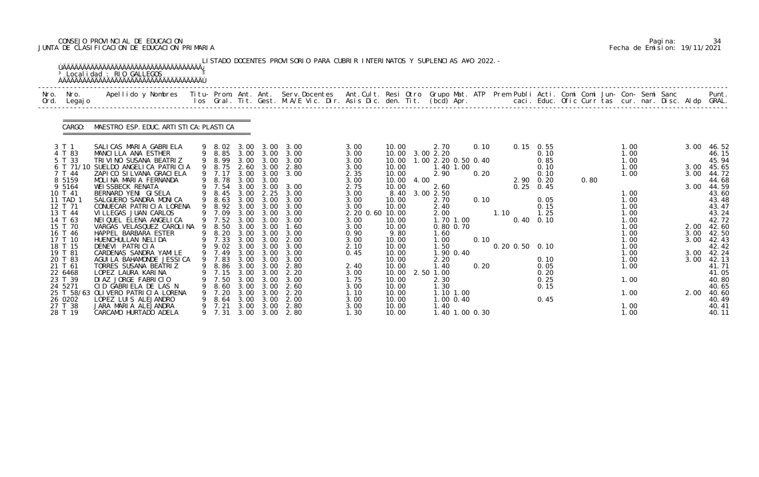CONSEJO PROVINCIAL DE EDUCACION
JUNTA DE CLASIFICACION DE EDUCACION PRIMARIA

Pagina: 34
Fecha de Emision: 19/11/2021

LISTADO DOCENTES PROVISORIO PARA CUBRIR INTERINATOS Y SUPLENCIAS A¥O 2022.-

Localidad : RIO GALLEGOS

CARGO: MAESTRO ESP. EDUC. ARTISTICA: PLASTICA

| Nro. Ord. | Nro. Legajo | Apellido y Nombres | Titu-los | Prom. Gral. | Ant. Tit. | Ant. Gest. | Serv.Docentes M.A/E Vic. Dir. | Ant.Cult. Asis Dic. | Resi den. | Otro Tit. | Grupo Mat. (bcd) | ATP Apr. | Prem Publi caci. | Acti. Educ. | Comi Ofic | Comi Curr | Jun- tas | Con- cur. | Semi nar. | Sanc Disc. | Aldp | Punt. GRAL. |
|---|---|---|---|---|---|---|---|---|---|---|---|---|---|---|---|---|---|---|---|---|---|---|
| 3 | T 1 | SALICAS MARIA GABRIELA | 9 | 8.02 | 3.00 | 3.00 | 3.00 | 3.00 | 10.00 | | 2.70 | 0.10 | 0.15 | 0.55 | | | | 1.00 | | | 3.00 | 46.52 |
| 4 | T 83 | MANCILLA ANA ESTHER | 9 | 8.85 | 3.00 | 3.00 | 3.00 | 3.00 | 10.00 | 3.00 | 2.20 | | | 0.10 | | | | 1.00 | | | | 46.15 |
| 5 | T 33 | TRIVINO SUSANA BEATRIZ | 9 | 8.99 | 3.00 | 3.00 | 3.00 | 3.00 | 10.00 | 1.00 | 2.20 0.50 | 0.40 | | 0.85 | | | | 1.00 | | | | 45.94 |
| 6 | T 71/10 | SUELDO ANGELICA PATRICIA | 9 | 8.75 | 2.60 | 3.00 | 2.80 | 3.00 | 10.00 | | 1.40 1.00 | | | 0.10 | | | | 1.00 | | | 3.00 | 45.65 |
| 7 | T 44 | ZAPICO SILVANA GRACIELA | 9 | 7.17 | 3.00 | 3.00 | 3.00 | 2.35 | 10.00 | | 2.90 | 0.20 | | 0.10 | | | | 1.00 | | | 3.00 | 44.72 |
| 8 | 5159 | MOLINA MARIA FERNANDA | 9 | 8.78 | 3.00 | 3.00 | | 3.00 | 10.00 | 4.00 | | | 2.90 | 0.20 | 0.80 | | | | | | | 44.68 |
| 9 | 5164 | WEISSBECK RENATA | 9 | 7.54 | 3.00 | 3.00 | 3.00 | 2.75 | 10.00 | | 2.60 | | 0.25 | 0.45 | | | | | | | 3.00 | 44.59 |
| 10 | T 41 | BERNARD YENI GISELA | 9 | 8.45 | 3.00 | 2.25 | 3.00 | 3.00 | 8.40 | 3.00 | 2.50 | | | | | | | 1.00 | | | | 43.60 |
| 11 | TAD 1 | SALGUERO SANDRA MONICA | 9 | 8.63 | 3.00 | 3.00 | 3.00 | 3.00 | 10.00 | | 2.70 | 0.10 | | 0.05 | | | | 1.00 | | | | 43.48 |
| 12 | T 71 | CONUECAR PATRICIA LORENA | 9 | 8.92 | 3.00 | 3.00 | 3.00 | 3.00 | 10.00 | | 2.40 | | | 0.15 | | | | 1.00 | | | | 43.47 |
| 13 | T 44 | VILLEGAS JUAN CARLOS | 9 | 7.09 | 3.00 | 3.00 | 3.00 | 2.20 0.60 | 10.00 | | 2.00 | | 1.10 | 1.25 | | | | 1.00 | | | | 43.24 |
| 14 | T 63 | NEIQUEL ELENA ANGELICA | 9 | 7.52 | 3.00 | 3.00 | 3.00 | 3.00 | 10.00 | | 1.70 1.00 | | 0.40 | 0.10 | | | | 1.00 | | | | 42.72 |
| 15 | T 70 | VARGAS VELASQUEZ CAROLINA | 9 | 8.50 | 3.00 | 3.00 | 1.60 | 3.00 | 10.00 | | 0.80 0.70 | | | | | | | 1.00 | | | 2.00 | 42.60 |
| 16 | T 46 | HAPPEL BARBARA ESTER | 9 | 8.20 | 3.00 | 3.00 | 3.00 | 0.90 | 9.80 | | 1.60 | | | | | | | 1.00 | | | 3.00 | 42.50 |
| 17 | T 10 | HUENCHULLAN NELIDA | 9 | 7.33 | 3.00 | 3.00 | 2.00 | 3.00 | 10.00 | | 1.00 | 0.10 | | | | | | 1.00 | | | 3.00 | 42.43 |
| 18 | T 15 | DENEVI PATRICIA | 9 | 9.02 | 3.00 | 3.00 | 3.00 | 2.10 | 10.00 | | 1.50 | | 0.20 0.50 | 0.10 | | | | 1.00 | | | | 42.42 |
| 19 | T 81 | CARDENAS SANDRA YAMILE | 9 | 7.49 | 3.00 | 3.00 | 3.00 | 0.45 | 10.00 | | 1.90 0.40 | | | | | | | 1.00 | | | 3.00 | 42.24 |
| 20 | T 83 | AGUILA BAHAMONDE JESSICA | 9 | 7.83 | 3.00 | 3.00 | 3.00 | | 10.00 | | 2.20 | | | 0.10 | | | | 1.00 | | | 3.00 | 42.13 |
| 21 | T 61 | TORRES SUSANA BEATRIZ | 9 | 8.86 | 3.00 | 3.00 | 2.80 | 2.40 | 10.00 | | 1.40 | 0.20 | | 0.05 | | | | 1.00 | | | | 41.71 |
| 22 | 6468 | LOPEZ LAURA KARINA | 9 | 7.15 | 3.00 | 3.00 | 2.20 | 3.00 | 10.00 | 2.50 | 1.00 | | | 0.20 | | | | | | | | 41.05 |
| 23 | T 39 | DIAZ JORGE FABRICIO | 9 | 7.50 | 3.00 | 3.00 | 3.00 | 1.75 | 10.00 | | 2.30 | | | 0.25 | | | | 1.00 | | | | 40.80 |
| 24 | 5271 | CID GABRIELA DE LAS N | 9 | 8.60 | 3.00 | 3.00 | 2.60 | 3.00 | 10.00 | | 1.30 | | | 0.15 | | | | | | | | 40.65 |
| 25 | T 58/63 | OLIVERO PATRICIA LORENA | 9 | 7.20 | 3.00 | 3.00 | 2.20 | 1.10 | 10.00 | | 1.10 1.00 | | | | | | | 1.00 | | | 2.00 | 40.60 |
| 26 | 0202 | LOPEZ LUIS ALEJANDRO | 9 | 8.64 | 3.00 | 3.00 | 2.00 | 3.00 | 10.00 | | 1.00 0.40 | | | 0.45 | | | | | | | | 40.49 |
| 27 | T 38 | JARA MARIA ALEJANDRA | 9 | 7.21 | 3.00 | 3.00 | 2.80 | 3.00 | 10.00 | | 1.40 | | | | | | | 1.00 | | | | 40.41 |
| 28 | T 19 | CARCAMO HURTADO ADELA | 9 | 7.31 | 3.00 | 3.00 | 2.80 | 1.30 | 10.00 | | 1.40 1.00 0.30 | | | | | | | 1.00 | | | | 40.11 |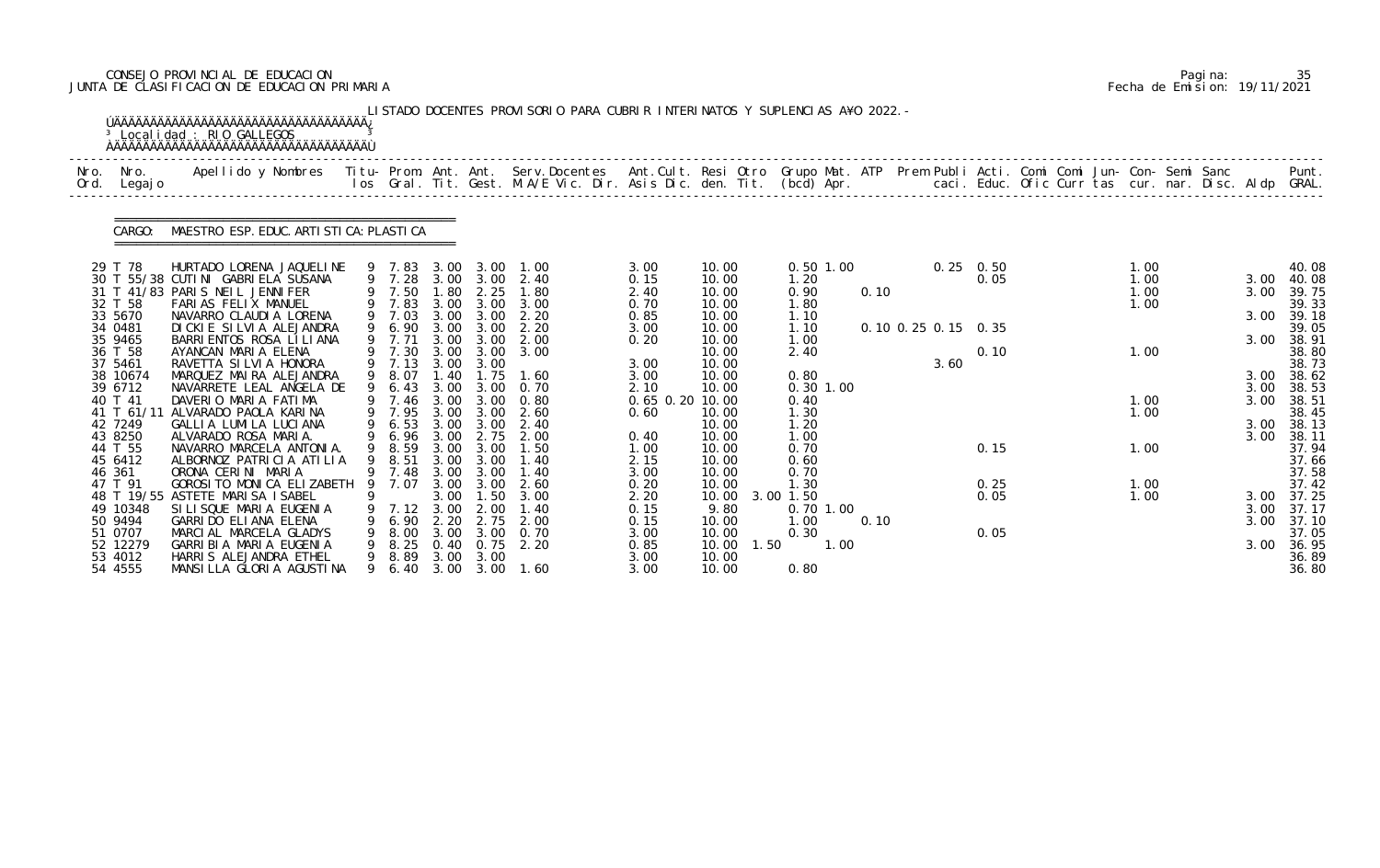CONSEJO PROVINCIAL DE EDUCACION
JUNTA DE CLASIFICACION DE EDUCACION PRIMARIA

Pagina: 35
Fecha de Emision: 19/11/2021

LISTADO DOCENTES PROVISORIO PARA CUBRIR INTERINATOS Y SUPLENCIAS A¥O 2022.-

Localidad : RIO GALLEGOS

CARGO: MAESTRO ESP. EDUC. ARTISTICA: PLASTICA

| Nro. Ord. | Nro. Legajo | Apellido y Nombres | Titu-los | Prom. Gral. | Ant. Tit. | Ant. Gest. | Serv. Docentes M.A/E Vic. Dir. | Ant. Cult. Asis Dic. | Resi den. | Otro Tit. | Grupo Mat. (bcd) | ATP Apr. | Prem Publi caci. | Acti. Educ. | Comi Ofic | Comi Curr | Jun- tas | Con- cur. | Semi nar. | Sanc Disc. | Aldp | Punt. GRAL. |
|---|---|---|---|---|---|---|---|---|---|---|---|---|---|---|---|---|---|---|---|---|---|---|
| 29 | T 78 | HURTADO LORENA JAQUELINE | 9 | 7.83 | 3.00 | 3.00 | 1.00 | 3.00 | 10.00 | | 0.50 1.00 | | 0.25 | 0.50 | | | | 1.00 | | | | 40.08 |
| 30 | T 55/38 | CUTINI GABRIELA SUSANA | 9 | 7.28 | 3.00 | 3.00 | 2.40 | 0.15 | 10.00 | | 1.20 | | | 0.05 | | | | 1.00 | | | 3.00 | 40.08 |
| 31 | T 41/83 | PARIS NEIL JENNIFER | 9 | 7.50 | 1.80 | 2.25 | 1.80 | 2.40 | 10.00 | | 0.90 | 0.10 | | | | | | 1.00 | | | 3.00 | 39.75 |
| 32 | T 58 | FARIAS FELIX MANUEL | 9 | 7.83 | 3.00 | 3.00 | 3.00 | 0.70 | 10.00 | | 1.80 | | | | | | | 1.00 | | | | 39.33 |
| 33 | 5670 | NAVARRO CLAUDIA LORENA | 9 | 7.03 | 3.00 | 3.00 | 2.20 | 0.85 | 10.00 | | 1.10 | | | | | | | | | | 3.00 | 39.18 |
| 34 | 0481 | DICKIE SILVIA ALEJANDRA | 9 | 6.90 | 3.00 | 3.00 | 2.20 | 3.00 | 10.00 | | 1.10 | | 0.10 0.25 0.15 | 0.35 | | | | | | | | 39.05 |
| 35 | 9465 | BARRIENTOS ROSA LILIANA | 9 | 7.71 | 3.00 | 3.00 | 2.00 | 0.20 | 10.00 | | 1.00 | | | | | | | | | | 3.00 | 38.91 |
| 36 | T 58 | AYANCAN MARIA ELENA | 9 | 7.30 | 3.00 | 3.00 | 3.00 | | 10.00 | | 2.40 | | | 0.10 | | | | 1.00 | | | | 38.80 |
| 37 | 5461 | RAVETTA SILVIA HONORA | 9 | 7.13 | 3.00 | 3.00 | | 3.00 | 10.00 | | | | 3.60 | | | | | | | | | 38.73 |
| 38 | 10674 | MARQUEZ MAIRA ALEJANDRA | 9 | 8.07 | 1.40 | 1.75 | 1.60 | 3.00 | 10.00 | | 0.80 | | | | | | | | | | 3.00 | 38.62 |
| 39 | 6712 | NAVARRETE LEAL ANGELA DE | 9 | 6.43 | 3.00 | 3.00 | 0.70 | 2.10 | 10.00 | | 0.30 1.00 | | | | | | | | | | 3.00 | 38.53 |
| 40 | T 41 | DAVERIO MARIA FATIMA | 9 | 7.46 | 3.00 | 3.00 | 0.80 | 0.65 0.20 | 10.00 | | 0.40 | | | | | | | 1.00 | | | 3.00 | 38.51 |
| 41 | T 61/11 | ALVARADO PAOLA KARINA | 9 | 7.95 | 3.00 | 3.00 | 2.60 | 0.60 | 10.00 | | 1.30 | | | | | | | 1.00 | | | | 38.45 |
| 42 | 7249 | GALLIA LUMILA LUCIANA | 9 | 6.53 | 3.00 | 3.00 | 2.40 | | 10.00 | | 1.20 | | | | | | | | | | 3.00 | 38.13 |
| 43 | 8250 | ALVARADO ROSA MARIA. | 9 | 6.96 | 3.00 | 2.75 | 2.00 | 0.40 | 10.00 | | 1.00 | | | | | | | | | | 3.00 | 38.11 |
| 44 | T 55 | NAVARRO MARCELA ANTONIA. | 9 | 8.59 | 3.00 | 3.00 | 1.50 | 1.00 | 10.00 | | 0.70 | | | 0.15 | | | | 1.00 | | | | 37.94 |
| 45 | 6412 | ALBORNOZ PATRICIA ATILIA | 9 | 8.51 | 3.00 | 3.00 | 1.40 | 2.15 | 10.00 | | 0.60 | | | | | | | | | | | 37.66 |
| 46 | 361 | ORONA CERINI MARIA | 9 | 7.48 | 3.00 | 3.00 | 1.40 | 3.00 | 10.00 | | 0.70 | | | | | | | | | | | 37.58 |
| 47 | T 91 | GOROSITO MONICA ELIZABETH | 9 | 7.07 | 3.00 | 3.00 | 2.60 | 0.20 | 10.00 | | 1.30 | | | 0.25 | | | | 1.00 | | | | 37.42 |
| 48 | T 19/55 | ASTETE MARISA ISABEL | 9 | | 3.00 | 1.50 | 3.00 | 2.20 | 10.00 | 3.00 | 1.50 | | | 0.05 | | | | 1.00 | | | 3.00 | 37.25 |
| 49 | 10348 | SILISQUE MARIA EUGENIA | 9 | 7.12 | 3.00 | 2.00 | 1.40 | 0.15 | 9.80 | | 0.70 1.00 | | | | | | | | | | 3.00 | 37.17 |
| 50 | 9494 | GARRIDO ELIANA ELENA | 9 | 6.90 | 2.20 | 2.75 | 2.00 | 0.15 | 10.00 | | 1.00 | 0.10 | | | | | | | | | 3.00 | 37.10 |
| 51 | 0707 | MARCIAL MARCELA GLADYS | 9 | 8.00 | 3.00 | 3.00 | 0.70 | 3.00 | 10.00 | | 0.30 | | | 0.05 | | | | | | | | 37.05 |
| 52 | 12279 | GARRIBIA MARIA EUGENIA | 9 | 8.25 | 0.40 | 0.75 | 2.20 | 0.85 | 10.00 | 1.50 | 1.00 | | | | | | | | | | 3.00 | 36.95 |
| 53 | 4012 | HARRIS ALEJANDRA ETHEL | 9 | 8.89 | 3.00 | 3.00 | | 3.00 | 10.00 | | | | | | | | | | | | | 36.89 |
| 54 | 4555 | MANSILLA GLORIA AGUSTINA | 9 | 6.40 | 3.00 | 3.00 | 1.60 | 3.00 | 10.00 | | 0.80 | | | | | | | | | | | 36.80 |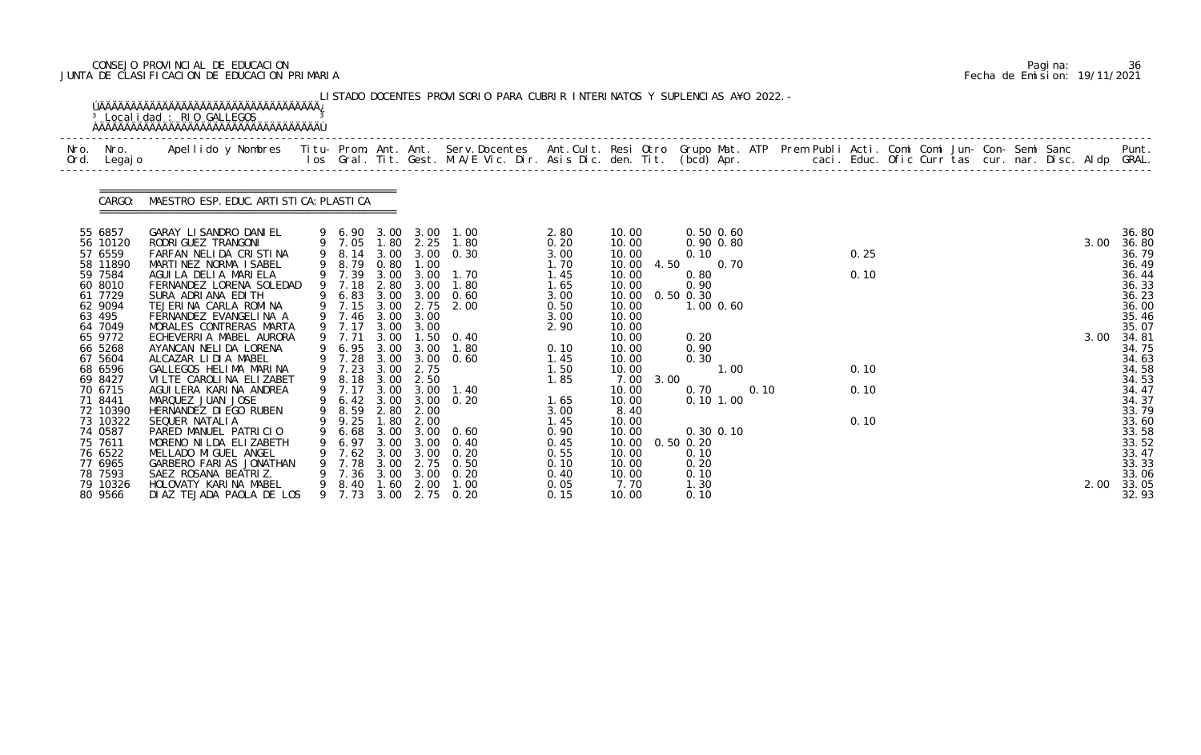CONSEJO PROVINCIAL DE EDUCACION
JUNTA DE CLASIFICACION DE EDUCACION PRIMARIA

Pagina: 36
Fecha de Emision: 19/11/2021

LISTADO DOCENTES PROVISORIO PARA CUBRIR INTERINATOS Y SUPLENCIAS A¥O 2022.-

Localidad : RIO GALLEGOS

CARGO: MAESTRO ESP. EDUC. ARTISTICA: PLASTICA

| Nro. Ord. | Nro. Legajo | Apellido y Nombres | Titu-los | Prom. Gral. | Ant. Tit. | Ant. Gest. | Serv. Docentes M.A/E Vic. Dir. | Ant. Cult. Asis Dic. | Resi den. | Otro Tit. | Grupo Mat. (bcd) | ATP Apr. | Prem caci. | Publi Educ. | Acti. Ofic | Comi Curr | Comi tas | Jun- cur. | Con- nar. | Semi Disc. | Sanc Aldp | Punt. GRAL. |
|---|---|---|---|---|---|---|---|---|---|---|---|---|---|---|---|---|---|---|---|---|---|---|
| 55 | 6857 | GARAY LISANDRO DANIEL | 9 | 6.90 | 3.00 | 3.00 | 1.00 | 2.80 | 10.00 | | 0.50 0.60 | | | | | | | | | | | 36.80 |
| 56 | 10120 | RODRIGUEZ TRANGONI | 9 | 7.05 | 1.80 | 2.25 | 1.80 | 0.20 | 10.00 | | 0.90 0.80 | | | | | | | | | | 3.00 | 36.80 |
| 57 | 6559 | FARFAN NELIDA CRISTINA | 9 | 8.14 | 3.00 | 3.00 | 0.30 | 3.00 | 10.00 | | 0.10 | | | | 0.25 | | | | | | | 36.79 |
| 58 | 11890 | MARTINEZ NORMA ISABEL | 9 | 8.79 | 0.80 | 1.00 | | 1.70 | 10.00 | 4.50 | 0.70 | | | | | | | | | | | 36.49 |
| 59 | 7584 | AGUILA DELIA MARIELA | 9 | 7.39 | 3.00 | 3.00 | 1.70 | 1.45 | 10.00 | | 0.80 | | | | 0.10 | | | | | | | 36.44 |
| 60 | 8010 | FERNANDEZ LORENA SOLEDAD | 9 | 7.18 | 2.80 | 3.00 | 1.80 | 1.65 | 10.00 | | 0.90 | | | | | | | | | | | 36.33 |
| 61 | 7729 | SURA ADRIANA EDITH | 9 | 6.83 | 3.00 | 3.00 | 0.60 | 3.00 | 10.00 | 0.50 | 0.30 | | | | | | | | | | | 36.23 |
| 62 | 9094 | TEJERINA CARLA ROMINA | 9 | 7.15 | 3.00 | 2.75 | 2.00 | 0.50 | 10.00 | | 1.00 0.60 | | | | | | | | | | | 36.00 |
| 63 | 495 | FERNANDEZ EVANGELINA A | 9 | 7.46 | 3.00 | 3.00 | | 3.00 | 10.00 | | | | | | | | | | | | | 35.46 |
| 64 | 7049 | MORALES CONTRERAS MARTA | 9 | 7.17 | 3.00 | 3.00 | | 2.90 | 10.00 | | | | | | | | | | | | | 35.07 |
| 65 | 9772 | ECHEVERRIA MABEL AURORA | 9 | 7.71 | 3.00 | 1.50 | 0.40 | | 10.00 | | 0.20 | | | | | | | | | | 3.00 | 34.81 |
| 66 | 5268 | AYANCAN NELIDA LORENA | 9 | 6.95 | 3.00 | 3.00 | 1.80 | 0.10 | 10.00 | | 0.90 | | | | | | | | | | | 34.75 |
| 67 | 5604 | ALCAZAR LIDIA MABEL | 9 | 7.28 | 3.00 | 3.00 | 0.60 | 1.45 | 10.00 | | 0.30 | | | | | | | | | | | 34.63 |
| 68 | 6596 | GALLEGOS HELIMA MARINA | 9 | 7.23 | 3.00 | 2.75 | | 1.50 | 10.00 | | 1.00 | | | | 0.10 | | | | | | | 34.58 |
| 69 | 8427 | VILTE CAROLINA ELIZABET | 9 | 8.18 | 3.00 | 2.50 | | 1.85 | 7.00 | 3.00 | | | | | | | | | | | | 34.53 |
| 70 | 6715 | AGUILERA KARINA ANDREA | 9 | 7.17 | 3.00 | 3.00 | 1.40 | | 10.00 | | 0.70 | 0.10 | | | 0.10 | | | | | | | 34.47 |
| 71 | 8441 | MARQUEZ JUAN JOSE | 9 | 6.42 | 3.00 | 3.00 | 0.20 | 1.65 | 10.00 | | 0.10 1.00 | | | | | | | | | | | 34.37 |
| 72 | 10390 | HERNANDEZ DIEGO RUBEN | 9 | 8.59 | 2.80 | 2.00 | | 3.00 | 8.40 | | | | | | | | | | | | | 33.79 |
| 73 | 10322 | SEQUER NATALIA | 9 | 9.25 | 1.80 | 2.00 | | 1.45 | 10.00 | | | | | | 0.10 | | | | | | | 33.60 |
| 74 | 0587 | PARED MANUEL PATRICIO | 9 | 6.68 | 3.00 | 3.00 | 0.60 | 0.90 | 10.00 | | 0.30 0.10 | | | | | | | | | | | 33.58 |
| 75 | 7611 | MORENO NILDA ELIZABETH | 9 | 6.97 | 3.00 | 3.00 | 0.40 | 0.45 | 10.00 | 0.50 | 0.20 | | | | | | | | | | | 33.52 |
| 76 | 6522 | MELLADO MIGUEL ANGEL | 9 | 7.62 | 3.00 | 3.00 | 0.20 | 0.55 | 10.00 | | 0.10 | | | | | | | | | | | 33.47 |
| 77 | 6965 | GARBERO FARIAS JONATHAN | 9 | 7.78 | 3.00 | 2.75 | 0.50 | 0.10 | 10.00 | | 0.20 | | | | | | | | | | | 33.33 |
| 78 | 7593 | SAEZ ROSANA BEATRIZ. | 9 | 7.36 | 3.00 | 3.00 | 0.20 | 0.40 | 10.00 | | 0.10 | | | | | | | | | | | 33.06 |
| 79 | 10326 | HOLOVATY KARINA MABEL | 9 | 8.40 | 1.60 | 2.00 | 1.00 | 0.05 | 7.70 | | 1.30 | | | | | | | | | | 2.00 | 33.05 |
| 80 | 9566 | DIAZ TEJADA PAOLA DE LOS | 9 | 7.73 | 3.00 | 2.75 | 0.20 | 0.15 | 10.00 | | 0.10 | | | | | | | | | | | 32.93 |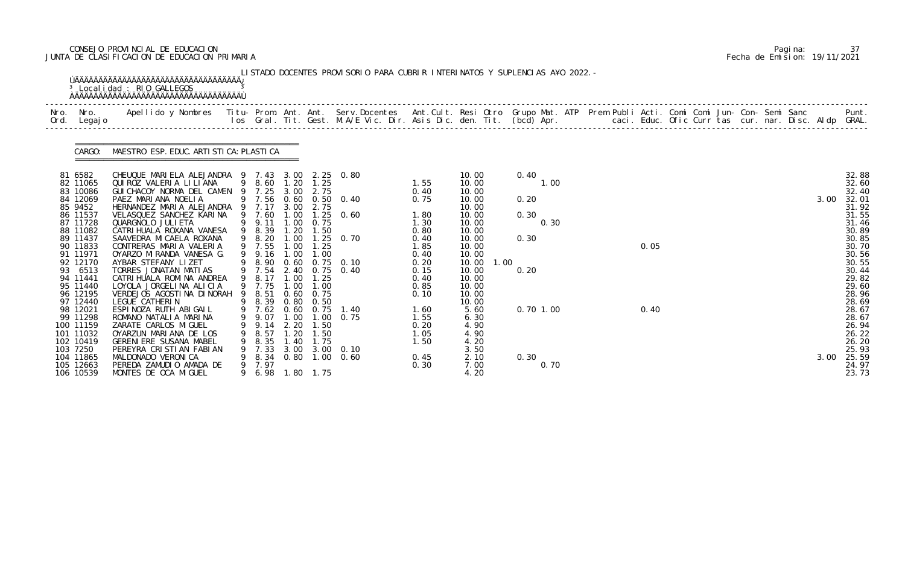CONSEJO PROVINCIAL DE EDUCACION
JUNTA DE CLASIFICACION DE EDUCACION PRIMARIA

Pagina: 37
Fecha de Emision: 19/11/2021

LISTADO DOCENTES PROVISORIO PARA CUBRIR INTERINATOS Y SUPLENCIAS A¥O 2022.-

Localidad : RIO GALLEGOS

CARGO: MAESTRO ESP. EDUC. ARTISTICA: PLASTICA

| Nro. Ord. | Nro. Legajo | Apellido y Nombres | Titu-los | Prom. Gral. | Ant. Tit. | Ant. Gest. | Serv.Docentes M.A/E Vic. Dir. | Ant.Cult. Asis Dic. | Resi den. | Otro Tit. | Grupo Mat. (bcd) | ATP Apr. | Prem Publi caci. | Acti. Educ. | Comi Ofic | Comi Curr | Jun- tas | Con- cur. | Semi nar. | Sanc Disc. | Aldp | Punt. GRAL. |
|---|---|---|---|---|---|---|---|---|---|---|---|---|---|---|---|---|---|---|---|---|---|---|
| 81 | 6582 | CHEUQUE MARIELA ALEJANDRA | 9 | 7.43 | 3.00 | 2.25 | 0.80 | | 10.00 | | 0.40 | | | | | | | | | | | 32.88 |
| 82 | 11065 | QUIROZ VALERIA LILIANA | 9 | 8.60 | 1.20 | 1.25 | | 1.55 | 10.00 | | | 1.00 | | | | | | | | | | 32.60 |
| 83 | 10086 | GUICHACOY NORMA DEL CAMEN | 9 | 7.25 | 3.00 | 2.75 | | 0.40 | 10.00 | | | | | | | | | | | | | 32.40 |
| 84 | 12069 | PAEZ MARIANA NOELIA | 9 | 7.56 | 0.60 | 0.50 | 0.40 | 0.75 | 10.00 | | 0.20 | | | | | | | | | | 3.00 | 32.01 |
| 85 | 9452 | HERNANDEZ MARIA ALEJANDRA | 9 | 7.17 | 3.00 | 2.75 | | | 10.00 | | | | | | | | | | | | | 31.92 |
| 86 | 11537 | VELASQUEZ SANCHEZ KARINA | 9 | 7.60 | 1.00 | 1.25 | 0.60 | 1.80 | 10.00 | | 0.30 | | | | | | | | | | | 31.55 |
| 87 | 11728 | QUARGNOLO JULIETA | 9 | 9.11 | 1.00 | 0.75 | | 1.30 | 10.00 | | | 0.30 | | | | | | | | | | 31.46 |
| 88 | 11082 | CATRIHUALA ROXANA VANESA | 9 | 8.39 | 1.20 | 1.50 | | 0.80 | 10.00 | | | | | | | | | | | | | 30.89 |
| 89 | 11437 | SAAVEDRA MICAELA ROXANA | 9 | 8.20 | 1.00 | 1.25 | 0.70 | 0.40 | 10.00 | | 0.30 | | | | | | | | | | | 30.85 |
| 90 | 11833 | CONTRERAS MARIA VALERIA | 9 | 7.55 | 1.00 | 1.25 | | 1.85 | 10.00 | | | | | | 0.05 | | | | | | | 30.70 |
| 91 | 11971 | OYARZO MIRANDA VANESA G. | 9 | 9.16 | 1.00 | 1.00 | | 0.40 | 10.00 | | | | | | | | | | | | | 30.56 |
| 92 | 12170 | AYBAR STEFANY LIZET | 9 | 8.90 | 0.60 | 0.75 | 0.10 | 0.20 | 10.00 | 1.00 | | | | | | | | | | | | 30.55 |
| 93 | 6513 | TORRES JONATAN MATIAS | 9 | 7.54 | 2.40 | 0.75 | 0.40 | 0.15 | 10.00 | | 0.20 | | | | | | | | | | | 30.44 |
| 94 | 11441 | CATRIHUALA ROMINA ANDREA | 9 | 8.17 | 1.00 | 1.25 | | 0.40 | 10.00 | | | | | | | | | | | | | 29.82 |
| 95 | 11440 | LOYOLA JORGELINA ALICIA | 9 | 7.75 | 1.00 | 1.00 | | 0.85 | 10.00 | | | | | | | | | | | | | 29.60 |
| 96 | 12195 | VERDEJOS AGOSTINA DINORAH | 9 | 8.51 | 0.60 | 0.75 | | 0.10 | 10.00 | | | | | | | | | | | | | 28.96 |
| 97 | 12440 | LEGUE CATHERIN | 9 | 8.39 | 0.80 | 0.50 | | | 10.00 | | | | | | | | | | | | | 28.69 |
| 98 | 12021 | ESPINOZA RUTH ABIGAIL | 9 | 7.62 | 0.60 | 0.75 | 1.40 | 1.60 | 5.60 | | 0.70 | 1.00 | | | 0.40 | | | | | | | 28.67 |
| 99 | 11298 | ROMANO NATALIA MARINA | 9 | 9.07 | 1.00 | 1.00 | 0.75 | 1.55 | 6.30 | | | | | | | | | | | | | 28.67 |
| 100 | 11159 | ZARATE CARLOS MIGUEL | 9 | 9.14 | 2.20 | 1.50 | | 0.20 | 4.90 | | | | | | | | | | | | | 26.94 |
| 101 | 11032 | OYARZUN MARIANA DE LOS | 9 | 8.57 | 1.20 | 1.50 | | 1.05 | 4.90 | | | | | | | | | | | | | 26.22 |
| 102 | 10419 | GERENIERE SUSANA MABEL | 9 | 8.35 | 1.40 | 1.75 | | 1.50 | 4.20 | | | | | | | | | | | | | 26.20 |
| 103 | 7250 | PEREYRA CRISTIAN FABIAN | 9 | 7.33 | 3.00 | 3.00 | 0.10 | | 3.50 | | | | | | | | | | | | | 25.93 |
| 104 | 11865 | MALDONADO VERONICA | 9 | 8.34 | 0.80 | 1.00 | 0.60 | 0.45 | 2.10 | | 0.30 | | | | | | | | | | 3.00 | 25.59 |
| 105 | 12663 | PEREDA ZAMUDIO AMADA DE | 9 | 7.97 | | | | 0.30 | 7.00 | | | 0.70 | | | | | | | | | | 24.97 |
| 106 | 10539 | MONTES DE OCA MIGUEL | 9 | 6.98 | 1.80 | 1.75 | | | 4.20 | | | | | | | | | | | | | 23.73 |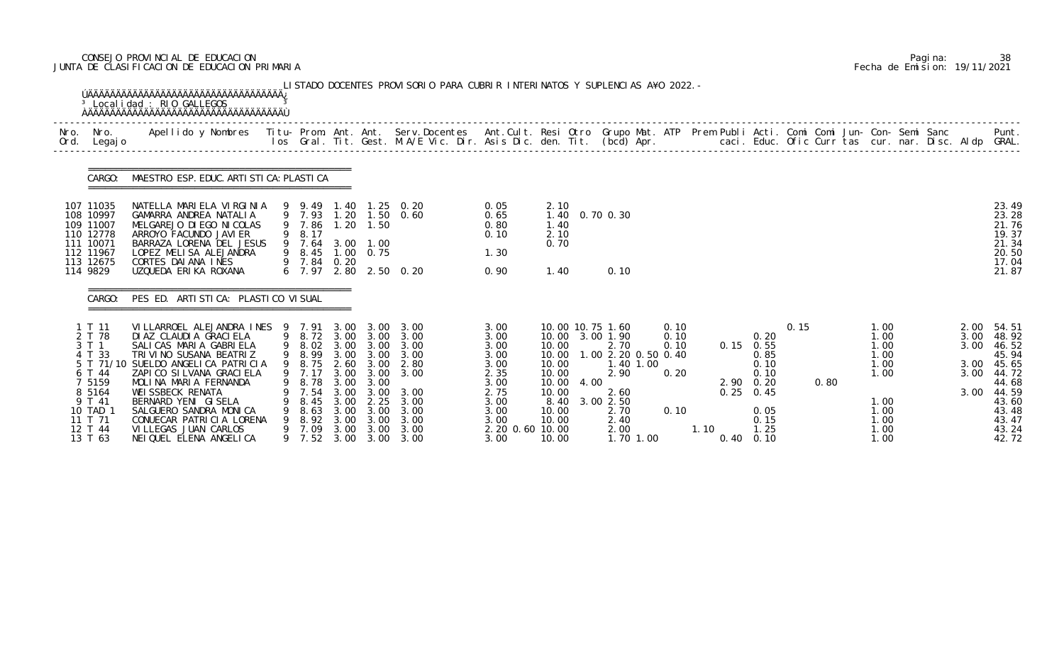CONSEJO PROVINCIAL DE EDUCACION
JUNTA DE CLASIFICACION DE EDUCACION PRIMARIA

Pagina: 38
Fecha de Emision: 19/11/2021

LISTADO DOCENTES PROVISORIO PARA CUBRIR INTERINATOS Y SUPLENCIAS A¥O 2022.-

Localidad : RIO GALLEGOS

CARGO: MAESTRO ESP. EDUC. ARTISTICA: PLASTICA

| Nro. Ord. | Nro. Legajo | Apellido y Nombres | Titu-los | Prom. Gral. | Ant. Tit. | Ant. Gest. | Serv.Docentes M.A/E Vic. Dir. | Ant.Cult. Asis Dic. | Resi den. | Otro Tit. | Grupo Mat. (bcd) | ATP Apr. | Prem | Publi caci. | Acti. Educ. | Comi Ofic | Comi Curr | Jun-tas | Con- cur. | Semi nar. | Sanc Disc. | Aldp | Punt. GRAL. |
|---|---|---|---|---|---|---|---|---|---|---|---|---|---|---|---|---|---|---|---|---|---|---|---|
| 107 | 11035 | NATELLA MARIELA VIRGINIA | 9 | 9.49 | 1.40 | 1.25 | 0.20 | 0.05 | 2.10 | | | | | | | | | | | | | | 23.49 |
| 108 | 10997 | GAMARRA ANDREA NATALIA | 9 | 7.93 | 1.20 | 1.50 | 0.60 | 0.65 | 1.40 | | 0.70 0.30 | | | | | | | | | | | | 23.28 |
| 109 | 11007 | MELGAREJO DIEGO NICOLAS | 9 | 7.86 | 1.20 | 1.50 | | 0.80 | 1.40 | | | | | | | | | | | | | | 21.76 |
| 110 | 12778 | ARROYO FACUNDO JAVIER | 9 | 8.17 | | | | 0.10 | 2.10 | | | | | | | | | | | | | | 19.37 |
| 111 | 10071 | BARRAZA LORENA DEL JESUS | 9 | 7.64 | 3.00 | 1.00 | | | 0.70 | | | | | | | | | | | | | | 21.34 |
| 112 | 11967 | LOPEZ MELISA ALEJANDRA | 9 | 8.45 | 1.00 | 0.75 | | 1.30 | | | | | | | | | | | | | | | 20.50 |
| 113 | 12675 | CORTES DAIANA INES | 9 | 7.84 | 0.20 | | | | | | | | | | | | | | | | | | 17.04 |
| 114 | 9829 | UZQUEDA ERIKA ROXANA | 6 | 7.97 | 2.80 | 2.50 | 0.20 | 0.90 | 1.40 | | 0.10 | | | | | | | | | | | | 21.87 |

CARGO: PES ED. ARTISTICA: PLASTICO VISUAL

| Nro. Ord. | Nro. Legajo | Apellido y Nombres | Titu-los | Prom. Gral. | Ant. Tit. | Ant. Gest. | Serv.Docentes M.A/E Vic. Dir. | Ant.Cult. Asis Dic. | Resi den. | Otro Tit. | Grupo Mat. (bcd) | ATP Apr. | Prem | Publi caci. | Acti. Educ. | Comi Ofic | Comi Curr | Jun-tas | Con- cur. | Semi nar. | Sanc Disc. | Aldp | Punt. GRAL. |
|---|---|---|---|---|---|---|---|---|---|---|---|---|---|---|---|---|---|---|---|---|---|---|---|
| 1 | T 11 | VILLARROEL ALEJANDRA INES | 9 | 7.91 | 3.00 | 3.00 | 3.00 | 3.00 | 10.00 | 10.75 | 1.60 | 0.10 | | | | 0.15 | | | 1.00 | | | 2.00 | 54.51 |
| 2 | T 78 | DIAZ CLAUDIA GRACIELA | 9 | 8.72 | 3.00 | 3.00 | 3.00 | 3.00 | 10.00 | 3.00 | 1.90 | 0.10 | | | 0.20 | | | | 1.00 | | | 3.00 | 48.92 |
| 3 | T 1 | SALICAS MARIA GABRIELA | 9 | 8.02 | 3.00 | 3.00 | 3.00 | 3.00 | 10.00 | | 2.70 | 0.10 | | 0.15 | 0.55 | | | | 1.00 | | | 3.00 | 46.52 |
| 4 | T 33 | TRIVINO SUSANA BEATRIZ | 9 | 8.99 | 3.00 | 3.00 | 3.00 | 3.00 | 10.00 | 1.00 | 2.20 0.50 | 0.40 | | | 0.85 | | | | 1.00 | | | | 45.94 |
| 5 | T 71/10 | SUELDO ANGELICA PATRICIA | 9 | 8.75 | 2.60 | 3.00 | 2.80 | 3.00 | 10.00 | | 1.40 1.00 | | | | 0.10 | | | | 1.00 | | | 3.00 | 45.65 |
| 6 | T 44 | ZAPICO SILVANA GRACIELA | 9 | 7.17 | 3.00 | 3.00 | 3.00 | 2.35 | 10.00 | | 2.90 | 0.20 | | | 0.10 | | | | 1.00 | | | 3.00 | 44.72 |
| 7 | 5159 | MOLINA MARIA FERNANDA | 9 | 8.78 | 3.00 | 3.00 | | 3.00 | 10.00 | 4.00 | | | | 2.90 | 0.20 | | 0.80 | | | | | | 44.68 |
| 8 | 5164 | WEISSBECK RENATA | 9 | 7.54 | 3.00 | 3.00 | 3.00 | 2.75 | 10.00 | | 2.60 | | | 0.25 | 0.45 | | | | | | | 3.00 | 44.59 |
| 9 | T 41 | BERNARD YENI GISELA | 9 | 8.45 | 3.00 | 2.25 | 3.00 | 3.00 | 8.40 | 3.00 | 2.50 | | | | | | | | 1.00 | | | | 43.60 |
| 10 | TAD 1 | SALGUERO SANDRA MONICA | 9 | 8.63 | 3.00 | 3.00 | 3.00 | 3.00 | 10.00 | | 2.70 | 0.10 | | | 0.05 | | | | 1.00 | | | | 43.48 |
| 11 | T 71 | CONUECAR PATRICIA LORENA | 9 | 8.92 | 3.00 | 3.00 | 3.00 | 3.00 | 10.00 | | 2.40 | | | | 0.15 | | | | 1.00 | | | | 43.47 |
| 12 | T 44 | VILLEGAS JUAN CARLOS | 9 | 7.09 | 3.00 | 3.00 | 3.00 | 2.20 0.60 | 10.00 | | 2.00 | | 1.10 | | 1.25 | | | | 1.00 | | | | 43.24 |
| 13 | T 63 | NEIQUEL ELENA ANGELICA | 9 | 7.52 | 3.00 | 3.00 | 3.00 | 3.00 | 10.00 | | 1.70 1.00 | | | 0.40 | 0.10 | | | | 1.00 | | | | 42.72 |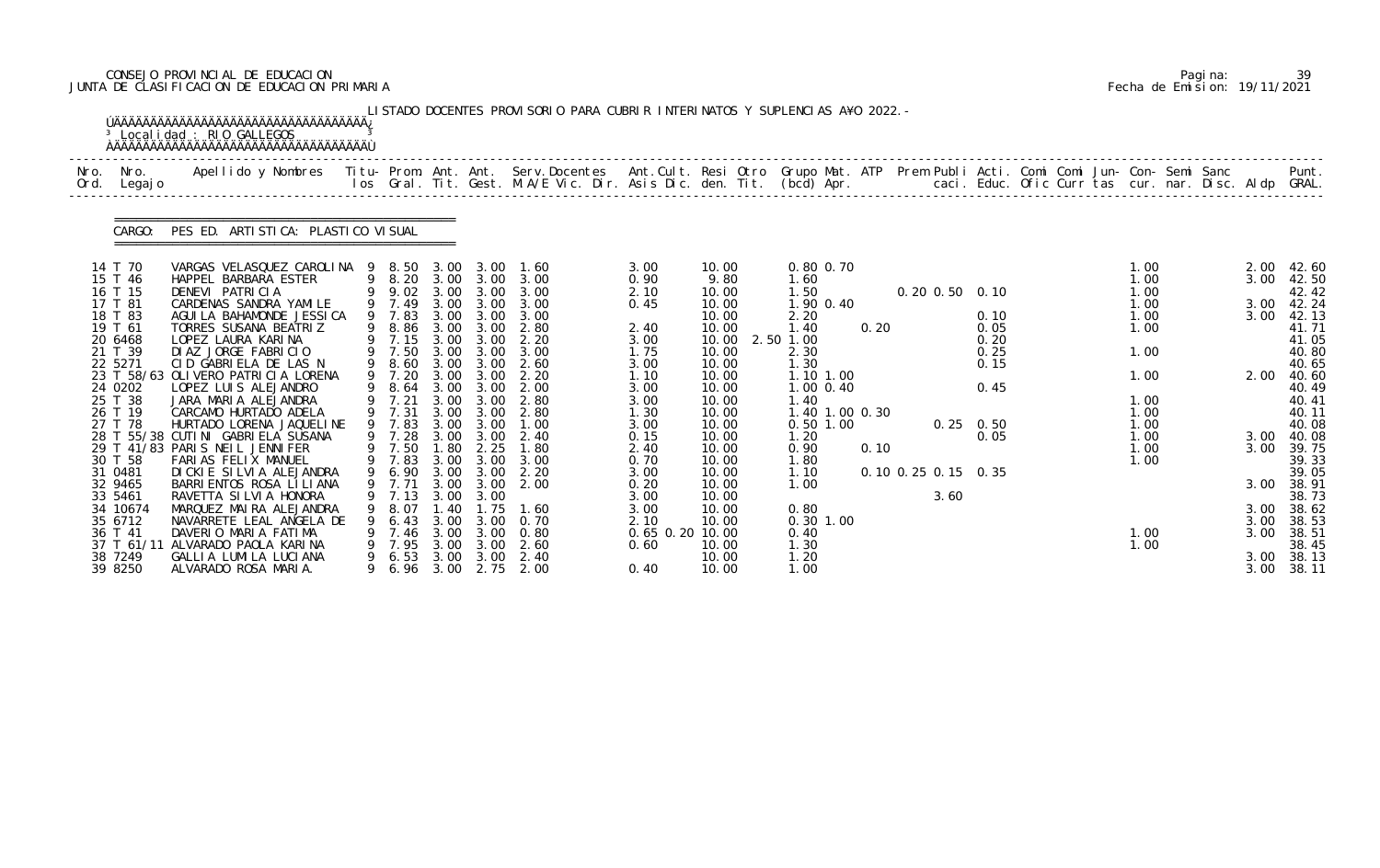CONSEJO PROVINCIAL DE EDUCACION
JUNTA DE CLASIFICACION DE EDUCACION PRIMARIA

Pagina: 39
Fecha de Emision: 19/11/2021

LISTADO DOCENTES PROVISORIO PARA CUBRIR INTERINATOS Y SUPLENCIAS A¥O 2022.-

Localidad : RIO GALLEGOS

CARGO: PES ED. ARTISTICA: PLASTICO VISUAL

| Nro. Ord. | Nro. Legajo | Apellido y Nombres | Titu. los | Prom. Gral. | Ant. Tit. | Ant. Gest. | Serv.Docentes M.A/E Vic. Dir. | Ant.Cult. Asis Dic. | Resi den. | Otro Tit. | Grupo Mat. (bcd) | ATP Apr. | Prem Publi caci. | Acti. Educ. | Comi Ofic | Comi Curr | Jun- tas | Con- cur. | Semi nar. | Sanc Disc. | Aldp | Punt. GRAL. |
|---|---|---|---|---|---|---|---|---|---|---|---|---|---|---|---|---|---|---|---|---|---|---|
| 14 | T 70 | VARGAS VELASQUEZ CAROLINA | 9 | 8.50 | 3.00 | 3.00 | 1.60 | 3.00 | 10.00 | | 0.80 0.70 | | | | | | | 1.00 | | | 2.00 | 42.60 |
| 15 | T 46 | HAPPEL BARBARA ESTER | 9 | 8.20 | 3.00 | 3.00 | 3.00 | 0.90 | 9.80 | | 1.60 | | | | | | | 1.00 | | | 3.00 | 42.50 |
| 16 | T 15 | DENEVI PATRICIA | 9 | 9.02 | 3.00 | 3.00 | 3.00 | 2.10 | 10.00 | | 1.50 | | 0.20 0.50 | 0.10 | | | | 1.00 | | | | 42.42 |
| 17 | T 81 | CARDENAS SANDRA YAMILE | 9 | 7.49 | 3.00 | 3.00 | 3.00 | 0.45 | 10.00 | | 1.90 0.40 | | | | | | | 1.00 | | | 3.00 | 42.24 |
| 18 | T 83 | AGUILA BAHAMONDE JESSICA | 9 | 7.83 | 3.00 | 3.00 | 3.00 | | 10.00 | | 2.20 | | | 0.10 | | | | 1.00 | | | 3.00 | 42.13 |
| 19 | T 61 | TORRES SUSANA BEATRIZ | 9 | 8.86 | 3.00 | 3.00 | 2.80 | 2.40 | 10.00 | | 1.40 | 0.20 | | 0.05 | | | | 1.00 | | | | 41.71 |
| 20 | 6468 | LOPEZ LAURA KARINA | 9 | 7.15 | 3.00 | 3.00 | 2.20 | 3.00 | 10.00 | 2.50 | 1.00 | | | 0.20 | | | | | | | | 41.05 |
| 21 | T 39 | DIAZ JORGE FABRICIO | 9 | 7.50 | 3.00 | 3.00 | 3.00 | 1.75 | 10.00 | | 2.30 | | | 0.25 | | | | 1.00 | | | | 40.80 |
| 22 | 5271 | CID GABRIELA DE LAS N | 9 | 8.60 | 3.00 | 3.00 | 2.60 | 3.00 | 10.00 | | 1.30 | | | 0.15 | | | | | | | | 40.65 |
| 23 | T 58/63 | OLIVERO PATRICIA LORENA | 9 | 7.20 | 3.00 | 3.00 | 2.20 | 1.10 | 10.00 | | 1.10 1.00 | | | | | | | 1.00 | | | 2.00 | 40.60 |
| 24 | 0202 | LOPEZ LUIS ALEJANDRO | 9 | 8.64 | 3.00 | 3.00 | 2.00 | 3.00 | 10.00 | | 1.00 0.40 | | | 0.45 | | | | | | | | 40.49 |
| 25 | T 38 | JARA MARIA ALEJANDRA | 9 | 7.21 | 3.00 | 3.00 | 2.80 | 3.00 | 10.00 | | 1.40 | | | | | | | 1.00 | | | | 40.41 |
| 26 | T 19 | CARCAMO HURTADO ADELA | 9 | 7.31 | 3.00 | 3.00 | 2.80 | 1.30 | 10.00 | | 1.40 1.00 0.30 | | | | | | | 1.00 | | | | 40.11 |
| 27 | T 78 | HURTADO LORENA JAQUELINE | 9 | 7.83 | 3.00 | 3.00 | 1.00 | 3.00 | 10.00 | | 0.50 1.00 | | 0.25 | 0.50 | | | | 1.00 | | | | 40.08 |
| 28 | T 55/38 | CUTINI GABRIELA SUSANA | 9 | 7.28 | 3.00 | 3.00 | 2.40 | 0.15 | 10.00 | | 1.20 | | | 0.05 | | | | 1.00 | | | 3.00 | 40.08 |
| 29 | T 41/83 | PARIS NEIL JENNIFER | 9 | 7.50 | 1.80 | 2.25 | 1.80 | 2.40 | 10.00 | | 0.90 | 0.10 | | | | | | 1.00 | | | 3.00 | 39.75 |
| 30 | T 58 | FARIAS FELIX MANUEL | 9 | 7.83 | 3.00 | 3.00 | 3.00 | 0.70 | 10.00 | | 1.80 | | | | | | | 1.00 | | | | 39.33 |
| 31 | 0481 | DICKIE SILVIA ALEJANDRA | 9 | 6.90 | 3.00 | 3.00 | 2.20 | 3.00 | 10.00 | | 1.10 | | 0.10 0.25 0.15 | 0.35 | | | | | | | | 39.05 |
| 32 | 9465 | BARRIENTOS ROSA LILIANA | 9 | 7.71 | 3.00 | 3.00 | 2.00 | 0.20 | 10.00 | | 1.00 | | | | | | | | | | 3.00 | 38.91 |
| 33 | 5461 | RAVETTA SILVIA HONORA | 9 | 7.13 | 3.00 | 3.00 | | 3.00 | 10.00 | | | | 3.60 | | | | | | | | | 38.73 |
| 34 | 10674 | MARQUEZ MAIRA ALEJANDRA | 9 | 8.07 | 1.40 | 1.75 | 1.60 | 3.00 | 10.00 | | 0.80 | | | | | | | | | | 3.00 | 38.62 |
| 35 | 6712 | NAVARRETE LEAL ANGELA DE | 9 | 6.43 | 3.00 | 3.00 | 0.70 | 2.10 | 10.00 | | 0.30 1.00 | | | | | | | | | | 3.00 | 38.53 |
| 36 | T 41 | DAVERIO MARIA FATIMA | 9 | 7.46 | 3.00 | 3.00 | 0.80 | 0.65 0.20 | 10.00 | | 0.40 | | | | | | | 1.00 | | | 3.00 | 38.51 |
| 37 | T 61/11 | ALVARADO PAOLA KARINA | 9 | 7.95 | 3.00 | 3.00 | 2.60 | 0.60 | 10.00 | | 1.30 | | | | | | | 1.00 | | | | 38.45 |
| 38 | 7249 | GALLIA LUMILA LUCIANA | 9 | 6.53 | 3.00 | 3.00 | 2.40 | | 10.00 | | 1.20 | | | | | | | | | | 3.00 | 38.13 |
| 39 | 8250 | ALVARADO ROSA MARIA. | 9 | 6.96 | 3.00 | 2.75 | 2.00 | 0.40 | 10.00 | | 1.00 | | | | | | | | | | 3.00 | 38.11 |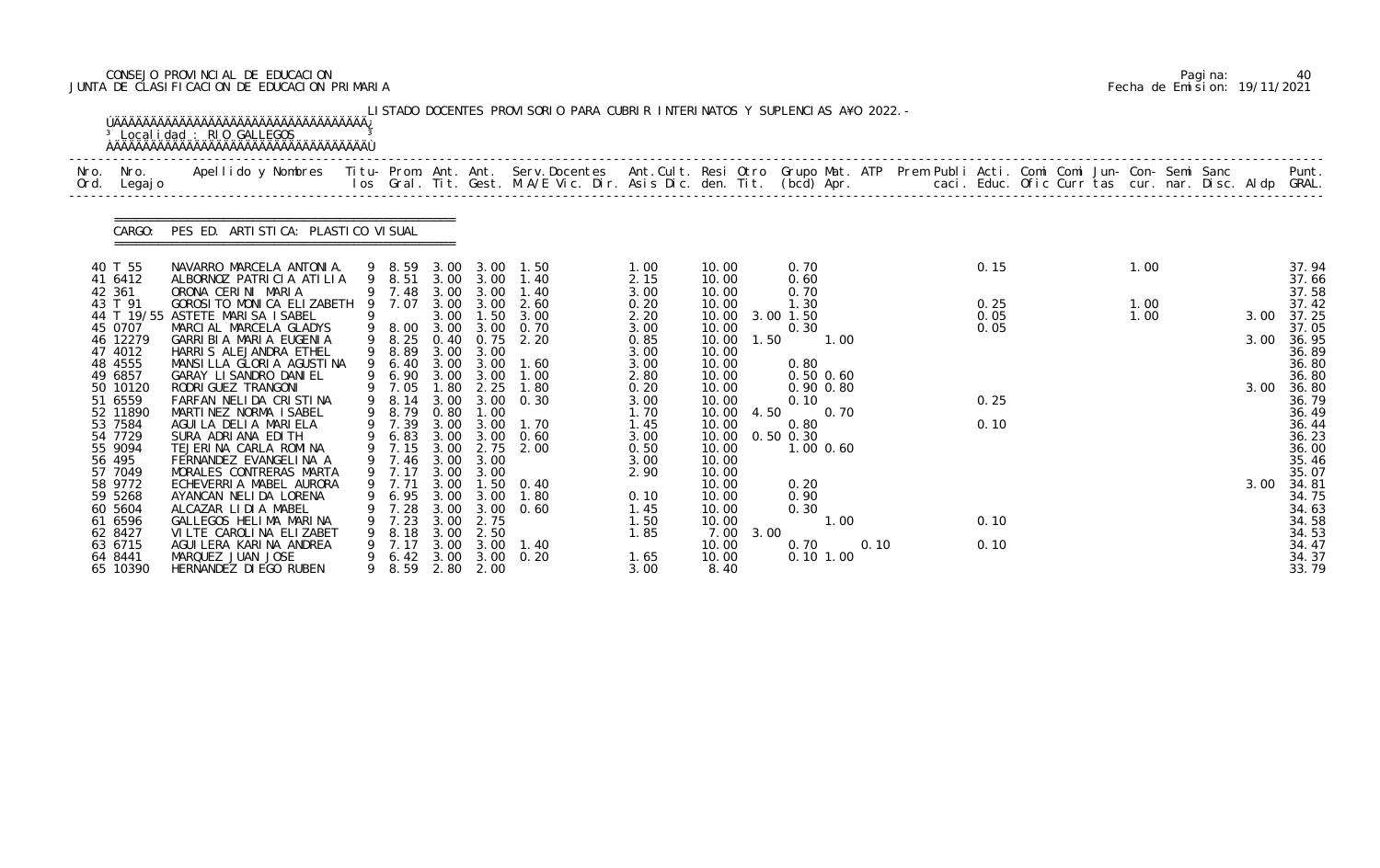CONSEJO PROVINCIAL DE EDUCACION
JUNTA DE CLASIFICACION DE EDUCACION PRIMARIA

Pagina: 40
Fecha de Emision: 19/11/2021

LISTADO DOCENTES PROVISORIO PARA CUBRIR INTERINATOS Y SUPLENCIAS A¥O 2022.-

Localidad : RIO GALLEGOS

CARGO: PES ED. ARTISTICA: PLASTICO VISUAL

| Nro. Ord. | Nro. Legajo | Apellido y Nombres | Titu- los | Prom. Gral. | Ant. Tit. | Ant. Gest. | Serv.Docentes M.A/E Vic. Dir. | Ant.Cult. Asis Dic. | Resi den. | Otro Tit. | Grupo Mat. (bcd) | ATP Apr. | Prem Publi caci. | Acti. Educ. | Comi Ofic | Comi Curr | Jun- tas | Con- cur. | Semi nar. | Sanc Disc. | Aldp | Punt. GRAL. |
|---|---|---|---|---|---|---|---|---|---|---|---|---|---|---|---|---|---|---|---|---|---|---|
| 40 | T 55 | NAVARRO MARCELA ANTONIA. | 9 | 8.59 | 3.00 | 3.00 | 1.50 | 1.00 | 10.00 | | 0.70 | | | 0.15 | | | | 1.00 | | | | 37.94 |
| 41 | 6412 | ALBORNOZ PATRICIA ATILIA | 9 | 8.51 | 3.00 | 3.00 | 1.40 | 2.15 | 10.00 | | 0.60 | | | | | | | | | | | 37.66 |
| 42 | 361 | ORONA CERINI MARIA | 9 | 7.48 | 3.00 | 3.00 | 1.40 | 3.00 | 10.00 | | 0.70 | | | | | | | | | | | 37.58 |
| 43 | T 91 | GOROSITO MONICA ELIZABETH | 9 | 7.07 | 3.00 | 3.00 | 2.60 | 0.20 | 10.00 | | 1.30 | | | 0.25 | | | | 1.00 | | | | 37.42 |
| 44 | T 19/55 | ASTETE MARISA ISABEL | 9 | | 3.00 | 1.50 | 3.00 | 2.20 | 10.00 | 3.00 | 1.50 | | | 0.05 | | | | 1.00 | | | 3.00 | 37.25 |
| 45 | 0707 | MARCIAL MARCELA GLADYS | 9 | 8.00 | 3.00 | 3.00 | 0.70 | 3.00 | 10.00 | | 0.30 | | | 0.05 | | | | | | | | 37.05 |
| 46 | 12279 | GARRIBIA MARIA EUGENIA | 9 | 8.25 | 0.40 | 0.75 | 2.20 | 0.85 | 10.00 | 1.50 | | 1.00 | | | | | | | | | 3.00 | 36.95 |
| 47 | 4012 | HARRIS ALEJANDRA ETHEL | 9 | 8.89 | 3.00 | 3.00 | | 3.00 | 10.00 | | | | | | | | | | | | | 36.89 |
| 48 | 4555 | MANSILLA GLORIA AGUSTINA | 9 | 6.40 | 3.00 | 3.00 | 1.60 | 3.00 | 10.00 | | 0.80 | | | | | | | | | | | 36.80 |
| 49 | 6857 | GARAY LISANDRO DANIEL | 9 | 6.90 | 3.00 | 3.00 | 1.00 | 2.80 | 10.00 | | 0.50 | 0.60 | | | | | | | | | | 36.80 |
| 50 | 10120 | RODRIGUEZ TRANGONI | 9 | 7.05 | 1.80 | 2.25 | 1.80 | 0.20 | 10.00 | | 0.90 | 0.80 | | | | | | | | | 3.00 | 36.80 |
| 51 | 6559 | FARFAN NELIDA CRISTINA | 9 | 8.14 | 3.00 | 3.00 | 0.30 | 3.00 | 10.00 | | 0.10 | | | 0.25 | | | | | | | | 36.79 |
| 52 | 11890 | MARTINEZ NORMA ISABEL | 9 | 8.79 | 0.80 | 1.00 | | 1.70 | 10.00 | 4.50 | | 0.70 | | | | | | | | | | 36.49 |
| 53 | 7584 | AGUILA DELIA MARIELA | 9 | 7.39 | 3.00 | 3.00 | 1.70 | 1.45 | 10.00 | | 0.80 | | | 0.10 | | | | | | | | 36.44 |
| 54 | 7729 | SURA ADRIANA EDITH | 9 | 6.83 | 3.00 | 3.00 | 0.60 | 3.00 | 10.00 | 0.50 | 0.30 | | | | | | | | | | | 36.23 |
| 55 | 9094 | TEJERINA CARLA ROMINA | 9 | 7.15 | 3.00 | 2.75 | 2.00 | 0.50 | 10.00 | | 1.00 | 0.60 | | | | | | | | | | 36.00 |
| 56 | 495 | FERNANDEZ EVANGELINA A | 9 | 7.46 | 3.00 | 3.00 | | 3.00 | 10.00 | | | | | | | | | | | | | 35.46 |
| 57 | 7049 | MORALES CONTRERAS MARTA | 9 | 7.17 | 3.00 | 3.00 | | 2.90 | 10.00 | | | | | | | | | | | | | 35.07 |
| 58 | 9772 | ECHEVERRIA MABEL AURORA | 9 | 7.71 | 3.00 | 1.50 | 0.40 | | 10.00 | | 0.20 | | | | | | | | | | 3.00 | 34.81 |
| 59 | 5268 | AYANCAN NELIDA LORENA | 9 | 6.95 | 3.00 | 3.00 | 1.80 | 0.10 | 10.00 | | 0.90 | | | | | | | | | | | 34.75 |
| 60 | 5604 | ALCAZAR LIDIA MABEL | 9 | 7.28 | 3.00 | 3.00 | 0.60 | 1.45 | 10.00 | | 0.30 | | | | | | | | | | | 34.63 |
| 61 | 6596 | GALLEGOS HELIMA MARINA | 9 | 7.23 | 3.00 | 2.75 | | 1.50 | 10.00 | | | 1.00 | | 0.10 | | | | | | | | 34.58 |
| 62 | 8427 | VILTE CAROLINA ELIZABET | 9 | 8.18 | 3.00 | 2.50 | | 1.85 | 7.00 | 3.00 | | | | | | | | | | | | 34.53 |
| 63 | 6715 | AGUILERA KARINA ANDREA | 9 | 7.17 | 3.00 | 3.00 | 1.40 | | 10.00 | | 0.70 | | 0.10 | 0.10 | | | | | | | | 34.47 |
| 64 | 8441 | MARQUEZ JUAN JOSE | 9 | 6.42 | 3.00 | 3.00 | 0.20 | 1.65 | 10.00 | | 0.10 | 1.00 | | | | | | | | | | 34.37 |
| 65 | 10390 | HERNANDEZ DIEGO RUBEN | 9 | 8.59 | 2.80 | 2.00 | | 3.00 | 8.40 | | | | | | | | | | | | | 33.79 |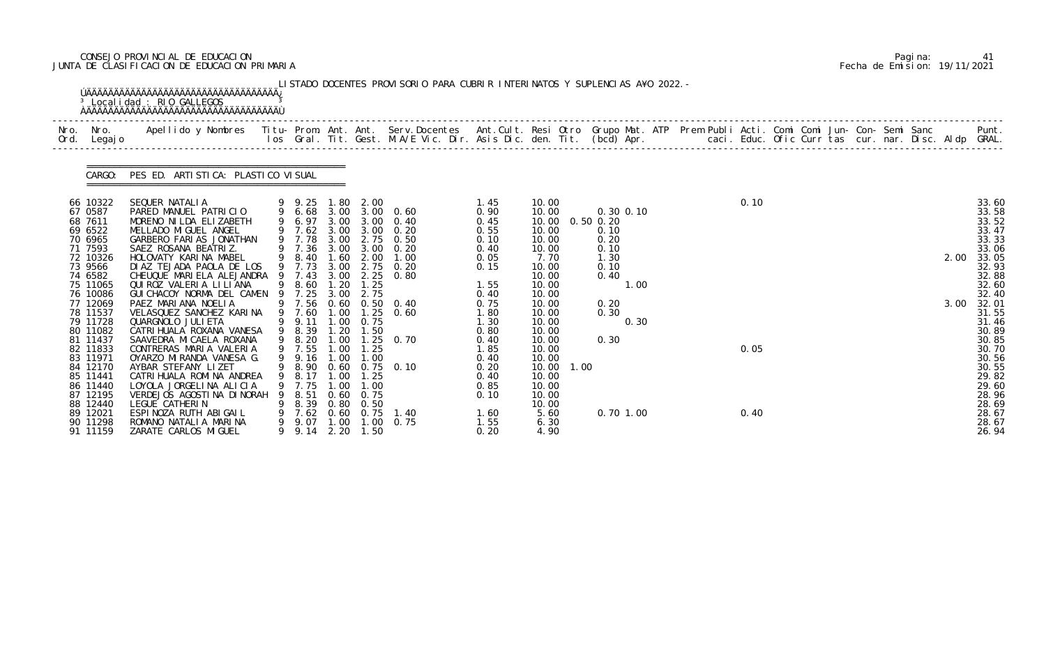CONSEJO PROVINCIAL DE EDUCACION
JUNTA DE CLASIFICACION DE EDUCACION PRIMARIA

Fecha de Emision: 19/11/2021

LISTADO DOCENTES PROVISORIO PARA CUBRIR INTERINATOS Y SUPLENCIAS A¥O 2022.-

Localidad : RIO GALLEGOS

CARGO: PES ED. ARTISTICA: PLASTICO VISUAL

| Nro. Ord. | Nro. Legajo | Apellido y Nombres | Titu- los | Prom. Gral. | Ant. Tit. | Ant. Gest. | Serv.Docentes M.A/E Vic. Dir. | Ant.Cult. Asis Dic. | Resi den. | Otro Tit. | Grupo Mat. (bcd) | ATP Apr. | Prem Publi caci. | Acti. Educ. | Comi Ofic | Comi Curr | Jun- tas | Con- cur. | Semi nar. | Sanc Disc. | Aldp | Punt. GRAL. |
|---|---|---|---|---|---|---|---|---|---|---|---|---|---|---|---|---|---|---|---|---|---|---|
| 66 | 10322 | SEQUER NATALIA | 9 | 9.25 | 1.80 | 2.00 | | 1.45 | 10.00 | | | | | 0.10 | | | | | | | | 33.60 |
| 67 | 0587 | PARED MANUEL PATRICIO | 9 | 6.68 | 3.00 | 3.00 | 0.60 | 0.90 | 10.00 | | 0.30 0.10 | | | | | | | | | | | 33.58 |
| 68 | 7611 | MORENO NILDA ELIZABETH | 9 | 6.97 | 3.00 | 3.00 | 0.40 | 0.45 | 10.00 | 0.50 | 0.20 | | | | | | | | | | | 33.52 |
| 69 | 6522 | MELLADO MIGUEL ANGEL | 9 | 7.62 | 3.00 | 3.00 | 0.20 | 0.55 | 10.00 | | 0.10 | | | | | | | | | | | 33.47 |
| 70 | 6965 | GARBERO FARIAS JONATHAN | 9 | 7.78 | 3.00 | 2.75 | 0.50 | 0.10 | 10.00 | | 0.20 | | | | | | | | | | | 33.33 |
| 71 | 7593 | SAEZ ROSANA BEATRIZ. | 9 | 7.36 | 3.00 | 3.00 | 0.20 | 0.40 | 10.00 | | 0.10 | | | | | | | | | | | 33.06 |
| 72 | 10326 | HOLOVATY KARINA MABEL | 9 | 8.40 | 1.60 | 2.00 | 1.00 | 0.05 | 7.70 | | 1.30 | | | | | | | | | | 2.00 | 33.05 |
| 73 | 9566 | DIAZ TEJADA PAOLA DE LOS | 9 | 7.73 | 3.00 | 2.75 | 0.20 | 0.15 | 10.00 | | 0.10 | | | | | | | | | | | 32.93 |
| 74 | 6582 | CHEUQUE MARIELA ALEJANDRA | 9 | 7.43 | 3.00 | 2.25 | 0.80 | | 10.00 | | 0.40 | | | | | | | | | | | 32.88 |
| 75 | 11065 | QUIROZ VALERIA LILIANA | 9 | 8.60 | 1.20 | 1.25 | | 1.55 | 10.00 | | 1.00 | | | | | | | | | | | 32.60 |
| 76 | 10086 | GUICHACOY NORMA DEL CAMEN | 9 | 7.25 | 3.00 | 2.75 | | 0.40 | 10.00 | | | | | | | | | | | | | 32.40 |
| 77 | 12069 | PAEZ MARIANA NOELIA | 9 | 7.56 | 0.60 | 0.50 | 0.40 | 0.75 | 10.00 | | 0.20 | | | | | | | | | | 3.00 | 32.01 |
| 78 | 11537 | VELASQUEZ SANCHEZ KARINA | 9 | 7.60 | 1.00 | 1.25 | 0.60 | 1.80 | 10.00 | | 0.30 | | | | | | | | | | | 31.55 |
| 79 | 11728 | QUARGNOLO JULIETA | 9 | 9.11 | 1.00 | 0.75 | | 1.30 | 10.00 | | 0.30 | | | | | | | | | | | 31.46 |
| 80 | 11082 | CATRIHUALA ROXANA VANESA | 9 | 8.39 | 1.20 | 1.50 | | 0.80 | 10.00 | | | | | | | | | | | | | 30.89 |
| 81 | 11437 | SAAVEDRA MICAELA ROXANA | 9 | 8.20 | 1.00 | 1.25 | 0.70 | 0.40 | 10.00 | | 0.30 | | | | | | | | | | | 30.85 |
| 82 | 11833 | CONTRERAS MARIA VALERIA | 9 | 7.55 | 1.00 | 1.25 | | 1.85 | 10.00 | | | | | 0.05 | | | | | | | | 30.70 |
| 83 | 11971 | OYARZO MIRANDA VANESA G. | 9 | 9.16 | 1.00 | 1.00 | | 0.40 | 10.00 | | | | | | | | | | | | | 30.56 |
| 84 | 12170 | AYBAR STEFANY LIZET | 9 | 8.90 | 0.60 | 0.75 | 0.10 | 0.20 | 10.00 | 1.00 | | | | | | | | | | | | 30.55 |
| 85 | 11441 | CATRIHUALA ROMINA ANDREA | 9 | 8.17 | 1.00 | 1.25 | | 0.40 | 10.00 | | | | | | | | | | | | | 29.82 |
| 86 | 11440 | LOYOLA JORGELINA ALICIA | 9 | 7.75 | 1.00 | 1.00 | | 0.85 | 10.00 | | | | | | | | | | | | | 29.60 |
| 87 | 12195 | VERDEJOS AGOSTINA DINORAH | 9 | 8.51 | 0.60 | 0.75 | | 0.10 | 10.00 | | | | | | | | | | | | | 28.96 |
| 88 | 12440 | LEGUE CATHERIN | 9 | 8.39 | 0.80 | 0.50 | | | 10.00 | | | | | | | | | | | | | 28.69 |
| 89 | 12021 | ESPINOZA RUTH ABIGAIL | 9 | 7.62 | 0.60 | 0.75 | 1.40 | 1.60 | 5.60 | | 0.70 1.00 | | | 0.40 | | | | | | | | 28.67 |
| 90 | 11298 | ROMANO NATALIA MARINA | 9 | 9.07 | 1.00 | 1.00 | 0.75 | 1.55 | 6.30 | | | | | | | | | | | | | 28.67 |
| 91 | 11159 | ZARATE CARLOS MIGUEL | 9 | 9.14 | 2.20 | 1.50 | | 0.20 | 4.90 | | | | | | | | | | | | | 26.94 |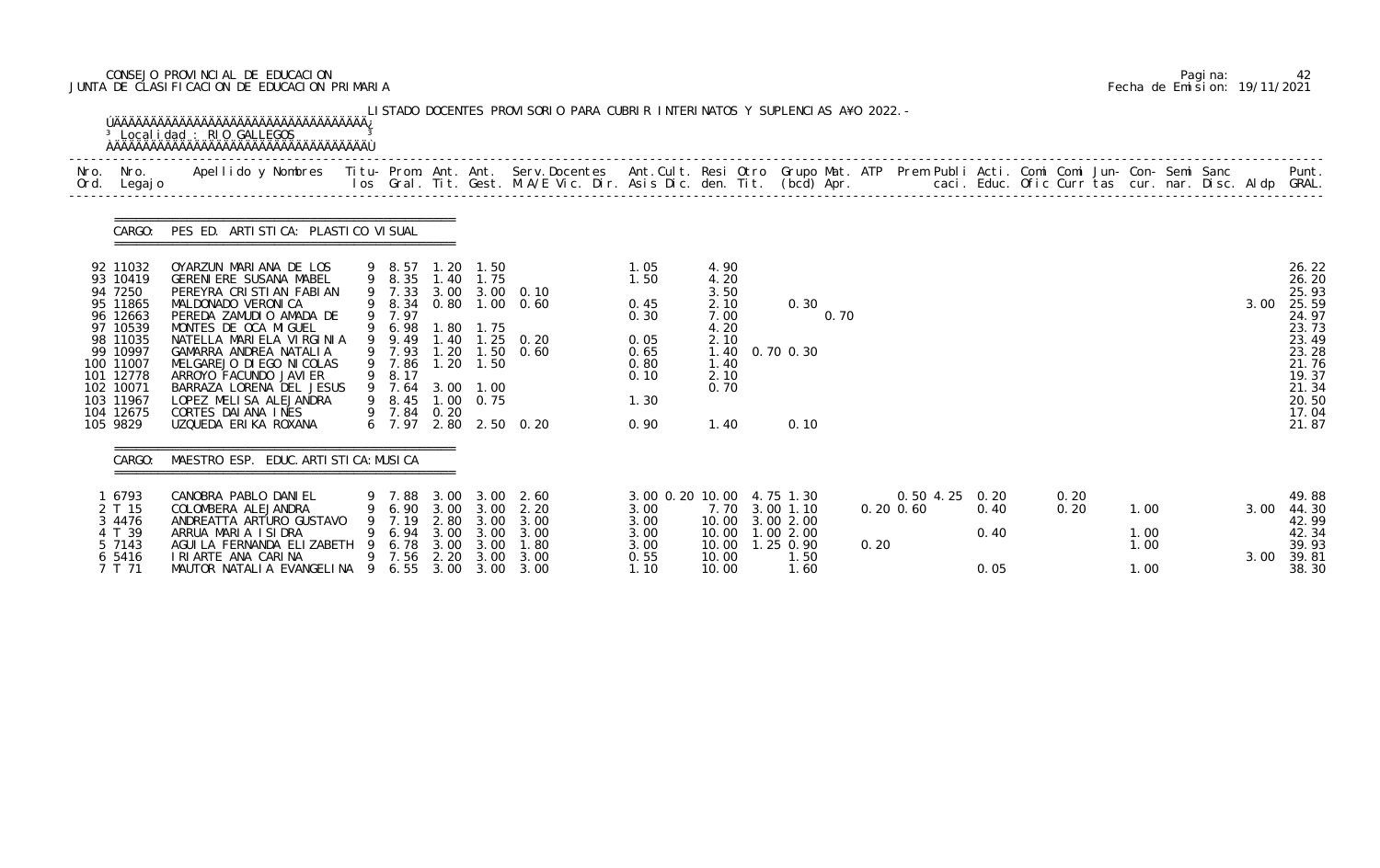CONSEJO PROVINCIAL DE EDUCACION
JUNTA DE CLASIFICACION DE EDUCACION PRIMARIA

LISTADO DOCENTES PROVISORIO PARA CUBRIR INTERINATOS Y SUPLENCIAS AÑO 2022.-

Localidad : RIO GALLEGOS

CARGO: PES ED. ARTISTICA: PLASTICO VISUAL

| Nro. Ord. | Nro. Legajo | Apellido y Nombres | Titu-los | Prom. Gral. | Ant. Tit. | Ant. Gest. | Serv.Docentes M.A/E Vic. Dir. | Ant.Cult. Asis Dic. | Resi den. | Otro Tit. | Grupo Mat. (bcd) | ATP Apr. | Prem Publi caci. | Acti. Educ. | Comi Ofic | Comi Curr | Jun-tas | Con-cur. | Semi nar. | Sanc Disc. | Aldp | Punt. GRAL. |
|---|---|---|---|---|---|---|---|---|---|---|---|---|---|---|---|---|---|---|---|---|---|---|
| 92 | 11032 | OYARZUN MARIANA DE LOS | 9 | 8.57 | 1.20 | 1.50 | | 1.05 | 4.90 | | | | | | | | | | | | | 26.22 |
| 93 | 10419 | GERENIERE SUSANA MABEL | 9 | 8.35 | 1.40 | 1.75 | | 1.50 | 4.20 | | | | | | | | | | | | | 26.20 |
| 94 | 7250 | PEREYRA CRISTIAN FABIAN | 9 | 7.33 | 3.00 | 3.00 | 0.10 | | 3.50 | | | | | | | | | | | | | 25.93 |
| 95 | 11865 | MALDONADO VERONICA | 9 | 8.34 | 0.80 | 1.00 | 0.60 | 0.45 | 2.10 | | 0.30 | | | | | | | | | | 3.00 | 25.59 |
| 96 | 12663 | PEREDA ZAMUDIO AMADA DE | 9 | 7.97 | | | | 0.30 | 7.00 | | | 0.70 | | | | | | | | | | 24.97 |
| 97 | 10539 | MONTES DE OCA MIGUEL | 9 | 6.98 | 1.80 | 1.75 | | | 4.20 | | | | | | | | | | | | | 23.73 |
| 98 | 11035 | NATELLA MARIELA VIRGINIA | 9 | 9.49 | 1.40 | 1.25 | 0.20 | 0.05 | 2.10 | | | | | | | | | | | | | 23.49 |
| 99 | 10997 | GAMARRA ANDREA NATALIA | 9 | 7.93 | 1.20 | 1.50 | 0.60 | 0.65 | 1.40 | 0.70 | 0.30 | | | | | | | | | | | 23.28 |
| 100 | 11007 | MELGAREJO DIEGO NICOLAS | 9 | 7.86 | 1.20 | 1.50 | | 0.80 | 1.40 | | | | | | | | | | | | | 21.76 |
| 101 | 12778 | ARROYO FACUNDO JAVIER | 9 | 8.17 | | | | 0.10 | 2.10 | | | | | | | | | | | | | 19.37 |
| 102 | 10071 | BARRAZA LORENA DEL JESUS | 9 | 7.64 | 3.00 | 1.00 | | | 0.70 | | | | | | | | | | | | | 21.34 |
| 103 | 11967 | LOPEZ MELISA ALEJANDRA | 9 | 8.45 | 1.00 | 0.75 | | 1.30 | | | | | | | | | | | | | | 20.50 |
| 104 | 12675 | CORTES DAIANA INES | 9 | 7.84 | 0.20 | | | | | | | | | | | | | | | | | 17.04 |
| 105 | 9829 | UZQUEDA ERIKA ROXANA | 6 | 7.97 | 2.80 | 2.50 | 0.20 | 0.90 | 1.40 | | 0.10 | | | | | | | | | | | 21.87 |

CARGO: MAESTRO ESP. EDUC. ARTISTICA: MUSICA

| Nro. Ord. | Nro. Legajo | Apellido y Nombres | Titu-los | Prom. Gral. | Ant. Tit. | Ant. Gest. | Serv.Docentes M.A/E Vic. Dir. | Ant.Cult. Asis Dic. | Resi den. | Otro Tit. | Grupo Mat. (bcd) | ATP Apr. | Prem Publi caci. | Acti. Educ. | Comi Ofic | Comi Curr | Jun-tas | Con-cur. | Semi nar. | Sanc Disc. | Aldp | Punt. GRAL. |
|---|---|---|---|---|---|---|---|---|---|---|---|---|---|---|---|---|---|---|---|---|---|---|
| 1 | 6793 | CANOBRA PABLO DANIEL | 9 | 7.88 | 3.00 | 3.00 | 2.60 | 3.00 0.20 | 10.00 | 4.75 | 1.30 | | 0.50 4.25 | 0.20 | | 0.20 | | | | | | 49.88 |
| 2 | T 15 | COLOMBERA ALEJANDRA | 9 | 6.90 | 3.00 | 3.00 | 2.20 | 3.00 | 7.70 | 3.00 | 1.10 | | 0.20 0.60 | 0.40 | | 0.20 | 1.00 | | | | 3.00 | 44.30 |
| 3 | 4476 | ANDREATTA ARTURO GUSTAVO | 9 | 7.19 | 2.80 | 3.00 | 3.00 | 3.00 | 10.00 | 3.00 | 2.00 | | | | | | | | | | | 42.99 |
| 4 | T 39 | ARRUA MARIA ISIDRA | 9 | 6.94 | 3.00 | 3.00 | 3.00 | 3.00 | 10.00 | 1.00 | 2.00 | | | 0.40 | | | 1.00 | | | | | 42.34 |
| 5 | 7143 | AGUILA FERNANDA ELIZABETH | 9 | 6.78 | 3.00 | 3.00 | 1.80 | 3.00 | 10.00 | 1.25 | 0.90 | 0.20 | | | | | 1.00 | | | | | 39.93 |
| 6 | 5416 | IRIARTE ANA CARINA | 9 | 7.56 | 2.20 | 3.00 | 3.00 | 0.55 | 10.00 | | 1.50 | | | | | | | | | | 3.00 | 39.81 |
| 7 | T 71 | MAUTOR NATALIA EVANGELINA | 9 | 6.55 | 3.00 | 3.00 | 3.00 | 1.10 | 10.00 | | 1.60 | | | 0.05 | | | 1.00 | | | | | 38.30 |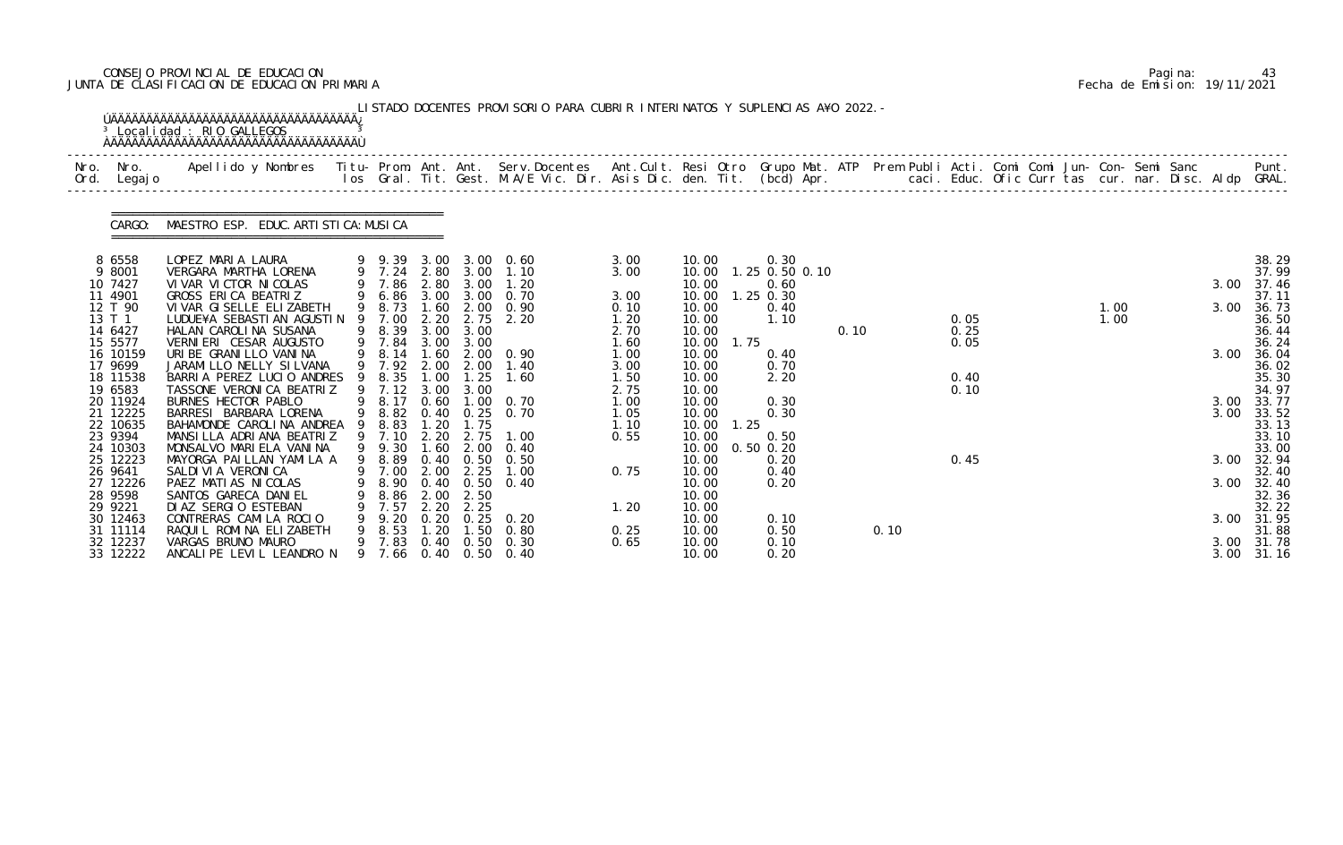CONSEJO PROVINCIAL DE EDUCACION
JUNTA DE CLASIFICACION DE EDUCACION PRIMARIA

Pagina: 43
Fecha de Emision: 19/11/2021

LISTADO DOCENTES PROVISORIO PARA CUBRIR INTERINATOS Y SUPLENCIAS A¥O 2022.-

Localidad : RIO GALLEGOS

CARGO: MAESTRO ESP. EDUC. ARTISTICA: MUSICA

| Nro. Ord. | Nro. Legajo | Apellido y Nombres | Titu- los | Prom. Gral. | Ant. Tit. | Ant. Gest. | Serv. Docentes M.A/E Vic. Dir. | Ant. Cult. Asis | Resi Dic. | Otro den. | Grupo Mat. Tit. (bcd) | ATP Apr. | Prem caci. | Publi Educ. | Acti. Ofic | Comi Curr | Comi tas | Jun- cur. | Con- nar. | Semi Disc. | Sanc Aldp | Punt. GRAL. |
|---|---|---|---|---|---|---|---|---|---|---|---|---|---|---|---|---|---|---|---|---|---|---|
| 8 | 6558 | LOPEZ MARIA LAURA | 9 | 9.39 | 3.00 | 3.00 | 0.60 | 3.00 | 10.00 | | 0.30 | | | | | | | | | | | 38.29 |
| 9 | 8001 | VERGARA MARTHA LORENA | 9 | 7.24 | 2.80 | 3.00 | 1.10 | 3.00 | 10.00 | 1.25 | 0.50 0.10 | | | | | | | | | | | 37.99 |
| 10 | 7427 | VIVAR VICTOR NICOLAS | 9 | 7.86 | 2.80 | 3.00 | 1.20 | | 10.00 | | 0.60 | | | | | | | | | | 3.00 | 37.46 |
| 11 | 4901 | GROSS ERICA BEATRIZ | 9 | 6.86 | 3.00 | 3.00 | 0.70 | 3.00 | 10.00 | 1.25 | 0.30 | | | | | | | | | | | 37.11 |
| 12 | T 90 | VIVAR GISELLE ELIZABETH | 9 | 8.73 | 1.60 | 2.00 | 0.90 | 0.10 | 10.00 | | 0.40 | | | | | | | 1.00 | | | 3.00 | 36.73 |
| 13 | T 1 | LUDUE¥A SEBASTIAN AGUSTIN | 9 | 7.00 | 2.20 | 2.75 | 2.20 | 1.20 | 10.00 | | 1.10 | | | 0.05 | | | | 1.00 | | | | 36.50 |
| 14 | 6427 | HALAN CAROLINA SUSANA | 9 | 8.39 | 3.00 | 3.00 | | 2.70 | 10.00 | | | 0.10 | | 0.25 | | | | | | | | 36.44 |
| 15 | 5577 | VERNIERI CESAR AUGUSTO | 9 | 7.84 | 3.00 | 3.00 | | 1.60 | 10.00 | 1.75 | | | | 0.05 | | | | | | | | 36.24 |
| 16 | 10159 | URIBE GRANILLO VANINA | 9 | 8.14 | 1.60 | 2.00 | 0.90 | 1.00 | 10.00 | | 0.40 | | | | | | | | | | 3.00 | 36.04 |
| 17 | 9699 | JARAMILLO NELLY SILVANA | 9 | 7.92 | 2.00 | 2.00 | 1.40 | 3.00 | 10.00 | | 0.70 | | | | | | | | | | | 36.02 |
| 18 | 11538 | BARRIA PEREZ LUCIO ANDRES | 9 | 8.35 | 1.00 | 1.25 | 1.60 | 1.50 | 10.00 | | 2.20 | | | 0.40 | | | | | | | | 35.30 |
| 19 | 6583 | TASSONE VERONICA BEATRIZ | 9 | 7.12 | 3.00 | 3.00 | | 2.75 | 10.00 | | | | | 0.10 | | | | | | | | 34.97 |
| 20 | 11924 | BURNES HECTOR PABLO | 9 | 8.17 | 0.60 | 1.00 | 0.70 | 1.00 | 10.00 | | 0.30 | | | | | | | | | | 3.00 | 33.77 |
| 21 | 12225 | BARRESI BARBARA LORENA | 9 | 8.82 | 0.40 | 0.25 | 0.70 | 1.05 | 10.00 | | 0.30 | | | | | | | | | | 3.00 | 33.52 |
| 22 | 10635 | BAHAMONDE CAROLINA ANDREA | 9 | 8.83 | 1.20 | 1.75 | | 1.10 | 10.00 | 1.25 | | | | | | | | | | | | 33.13 |
| 23 | 9394 | MANSILLA ADRIANA BEATRIZ | 9 | 7.10 | 2.20 | 2.75 | 1.00 | 0.55 | 10.00 | | 0.50 | | | | | | | | | | | 33.10 |
| 24 | 10303 | MONSALVO MARIELA VANINA | 9 | 9.30 | 1.60 | 2.00 | 0.40 | | 10.00 | 0.50 | 0.20 | | | | | | | | | | | 33.00 |
| 25 | 12223 | MAYORGA PAILLAN YAMILA A | 9 | 8.89 | 0.40 | 0.50 | 0.50 | | 10.00 | | 0.20 | | | 0.45 | | | | | | | 3.00 | 32.94 |
| 26 | 9641 | SALDIVIA VERONICA | 9 | 7.00 | 2.00 | 2.25 | 1.00 | 0.75 | 10.00 | | 0.40 | | | | | | | | | | | 32.40 |
| 27 | 12226 | PAEZ MATIAS NICOLAS | 9 | 8.90 | 0.40 | 0.50 | 0.40 | | 10.00 | | 0.20 | | | | | | | | | | 3.00 | 32.40 |
| 28 | 9598 | SANTOS GARECA DANIEL | 9 | 8.86 | 2.00 | 2.50 | | | 10.00 | | | | | | | | | | | | | 32.36 |
| 29 | 9221 | DIAZ SERGIO ESTEBAN | 9 | 7.57 | 2.20 | 2.25 | | 1.20 | 10.00 | | | | | | | | | | | | | 32.22 |
| 30 | 12463 | CONTRERAS CAMILA ROCIO | 9 | 9.20 | 0.20 | 0.25 | 0.20 | | 10.00 | | 0.10 | | | | | | | | | | 3.00 | 31.95 |
| 31 | 11114 | RAQUIL ROMINA ELIZABETH | 9 | 8.53 | 1.20 | 1.50 | 0.80 | 0.25 | 10.00 | | 0.50 | | 0.10 | | | | | | | | | 31.88 |
| 32 | 12237 | VARGAS BRUNO MAURO | 9 | 7.83 | 0.40 | 0.50 | 0.30 | 0.65 | 10.00 | | 0.10 | | | | | | | | | | 3.00 | 31.78 |
| 33 | 12222 | ANCALIPE LEVIL LEANDRO N | 9 | 7.66 | 0.40 | 0.50 | 0.40 | | 10.00 | | 0.20 | | | | | | | | | | 3.00 | 31.16 |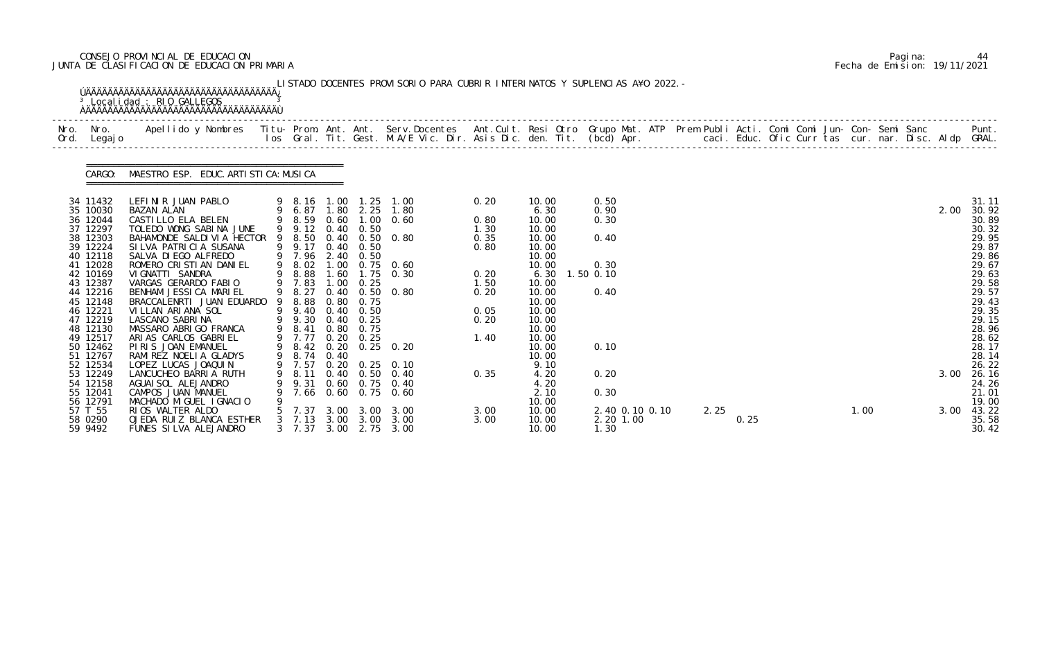CONSEJO PROVINCIAL DE EDUCACION
JUNTA DE CLASIFICACION DE EDUCACION PRIMARIA

Pagina: 44
Fecha de Emision: 19/11/2021

LISTADO DOCENTES PROVISORIO PARA CUBRIR INTERINATOS Y SUPLENCIAS A¥O 2022.-

Localidad : RIO GALLEGOS

CARGO: MAESTRO ESP. EDUC. ARTISTICA: MUSICA

| Nro. Ord. | Nro. Legajo | Apellido y Nombres | Titu- los | Prom. Gral. | Ant. Tit. | Ant. Gest. | Serv.Docentes M.A/E Vic. Dir. | Ant.Cult. Asis Dic. | Resi den. | Otro Tit. | Grupo Mat. (bcd) | ATP Apr. | Prem caci. | Publi Educ. | Acti. Ofic | Comi Curr | Comi tas | Jun- cur. | Con- nar. | Semi Disc. | Sanc | Aldp | Punt. GRAL. |
|---|---|---|---|---|---|---|---|---|---|---|---|---|---|---|---|---|---|---|---|---|---|---|---|
| 34 | 11432 | LEFINIR JUAN PABLO | 9 | 8.16 | 1.00 | 1.25 | 1.00 | 0.20 | 10.00 | | 0.50 | | | | | | | | | | | | 31.11 |
| 35 | 10030 | BAZAN ALAN | 9 | 6.87 | 1.80 | 2.25 | 1.80 | | 6.30 | | 0.90 | | | | | | | | | | | 2.00 | 30.92 |
| 36 | 12044 | CASTILLO ELA BELEN | 9 | 8.59 | 0.60 | 1.00 | 0.60 | 0.80 | 10.00 | | 0.30 | | | | | | | | | | | | 30.89 |
| 37 | 12297 | TOLEDO WONG SABINA JUNE | 9 | 9.12 | 0.40 | 0.50 | | 1.30 | 10.00 | | | | | | | | | | | | | | 30.32 |
| 38 | 12303 | BAHAMONDE SALDIVIA HECTOR | 9 | 8.50 | 0.40 | 0.50 | 0.80 | 0.35 | 10.00 | | 0.40 | | | | | | | | | | | | 29.95 |
| 39 | 12224 | SILVA PATRICIA SUSANA | 9 | 9.17 | 0.40 | 0.50 | | 0.80 | 10.00 | | | | | | | | | | | | | | 29.87 |
| 40 | 12118 | SALVA DIEGO ALFREDO | 9 | 7.96 | 2.40 | 0.50 | | | 10.00 | | | | | | | | | | | | | | 29.86 |
| 41 | 12028 | ROMERO CRISTIAN DANIEL | 9 | 8.02 | 1.00 | 0.75 | 0.60 | | 10.00 | | 0.30 | | | | | | | | | | | | 29.67 |
| 42 | 10169 | VIGNATTI SANDRA | 9 | 8.88 | 1.60 | 1.75 | 0.30 | 0.20 | 6.30 | 1.50 | 0.10 | | | | | | | | | | | | 29.63 |
| 43 | 12387 | VARGAS GERARDO FABIO | 9 | 7.83 | 1.00 | 0.25 | | 1.50 | 10.00 | | | | | | | | | | | | | | 29.58 |
| 44 | 12216 | BENHAM JESSICA MARIEL | 9 | 8.27 | 0.40 | 0.50 | 0.80 | 0.20 | 10.00 | | 0.40 | | | | | | | | | | | | 29.57 |
| 45 | 12148 | BRACCALENRTI JUAN EDUARDO | 9 | 8.88 | 0.80 | 0.75 | | | 10.00 | | | | | | | | | | | | | | 29.43 |
| 46 | 12221 | VILLAN ARIANA SOL | 9 | 9.40 | 0.40 | 0.50 | | 0.05 | 10.00 | | | | | | | | | | | | | | 29.35 |
| 47 | 12219 | LASCANO SABRINA | 9 | 9.30 | 0.40 | 0.25 | | 0.20 | 10.00 | | | | | | | | | | | | | | 29.15 |
| 48 | 12130 | MASSARO ABRIGO FRANCA | 9 | 8.41 | 0.80 | 0.75 | | | 10.00 | | | | | | | | | | | | | | 28.96 |
| 49 | 12517 | ARIAS CARLOS GABRIEL | 9 | 7.77 | 0.20 | 0.25 | | 1.40 | 10.00 | | | | | | | | | | | | | | 28.62 |
| 50 | 12462 | PIRIS JOAN EMANUEL | 9 | 8.42 | 0.20 | 0.25 | 0.20 | | 10.00 | | 0.10 | | | | | | | | | | | | 28.17 |
| 51 | 12767 | RAMIREZ NOELIA GLADYS | 9 | 8.74 | 0.40 | | | | 10.00 | | | | | | | | | | | | | | 28.14 |
| 52 | 12534 | LOPEZ LUCAS JOAQUIN | 9 | 7.57 | 0.20 | 0.25 | 0.10 | | 9.10 | | | | | | | | | | | | | | 26.22 |
| 53 | 12249 | LANCUCHEO BARRIA RUTH | 9 | 8.11 | 0.40 | 0.50 | 0.40 | 0.35 | 4.20 | | 0.20 | | | | | | | | | | | 3.00 | 26.16 |
| 54 | 12158 | AGUAISOL ALEJANDRO | 9 | 9.31 | 0.60 | 0.75 | 0.40 | | 4.20 | | | | | | | | | | | | | | 24.26 |
| 55 | 12041 | CAMPOS JUAN MANUEL | 9 | 7.66 | 0.60 | 0.75 | 0.60 | | 2.10 | | 0.30 | | | | | | | | | | | | 21.01 |
| 56 | 12791 | MACHADO MIGUEL IGNACIO | 9 | | | | | | 10.00 | | | | | | | | | | | | | | 19.00 |
| 57 | T 55 | RIOS WALTER ALDO | 5 | 7.37 | 3.00 | 3.00 | 3.00 | 3.00 | 10.00 | | 2.40 | 0.10 0.10 | 2.25 | | | | | 1.00 | | | | 3.00 | 43.22 |
| 58 | 0290 | OJEDA RUIZ BLANCA ESTHER | 3 | 7.13 | 3.00 | 3.00 | 3.00 | 3.00 | 10.00 | | 2.20 | 1.00 | | 0.25 | | | | | | | | | 35.58 |
| 59 | 9492 | FUNES SILVA ALEJANDRO | 3 | 7.37 | 3.00 | 2.75 | 3.00 | | 10.00 | | 1.30 | | | | | | | | | | | | 30.42 |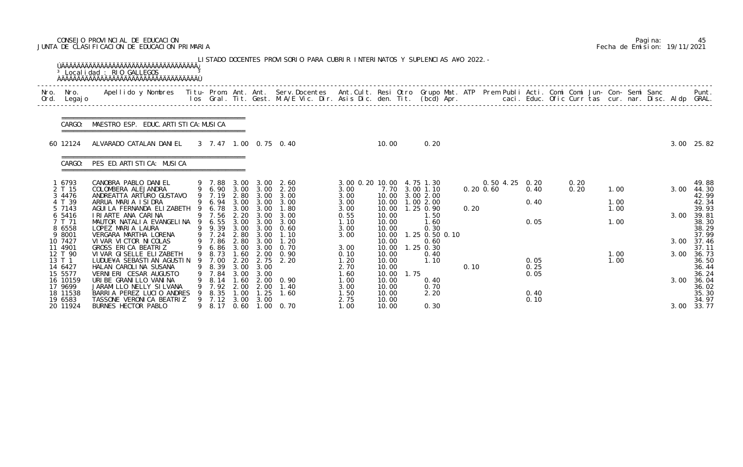CONSEJO PROVINCIAL DE EDUCACION
JUNTA DE CLASIFICACION DE EDUCACION PRIMARIA

Pagina: 45
Fecha de Emision: 19/11/2021

LISTADO DOCENTES PROVISORIO PARA CUBRIR INTERINATOS Y SUPLENCIAS A¥O 2022.-

Localidad : RIO GALLEGOS

CARGO: MAESTRO ESP. EDUC. ARTISTICA: MUSICA

| Nro. Ord. | Nro. Legajo | Apellido y Nombres | Titu- los | Prom. Gral. | Ant. Tit. | Ant. Gest. | Serv. Docentes M.A/E Vic. Dir. | Ant. Cult. Asis Dic. | Resi den. | Otro Tit. | Grupo Mat. (bcd) | ATP Apr. | Prem Publi caci. | Acti. Educ. | Comi Ofic | Comi Curr | Jun- tas | Con- cur. | Semi nar. | Sanc Disc. | Aldp | Punt. GRAL. |
|---|---|---|---|---|---|---|---|---|---|---|---|---|---|---|---|---|---|---|---|---|---|---|
| 60 | 12124 | ALVARADO CATALAN DANIEL | 3 | 7.47 | 1.00 | 0.75 | 0.40 | | 10.00 | | 0.20 | | | | | | | | | | 3.00 | 25.82 |

CARGO: PES ED. ARTISTICA: MUSICA

| Nro. Ord. | Nro. Legajo | Apellido y Nombres | Titu- los | Prom. Gral. | Ant. Tit. | Ant. Gest. | Serv. Docentes M.A/E Vic. Dir. | Ant. Cult. Asis Dic. | Resi den. | Otro Tit. | Grupo Mat. (bcd) | ATP Apr. | Prem Publi caci. | Acti. Educ. | Comi Ofic | Comi Curr | Jun- tas | Con- cur. | Semi nar. | Sanc Disc. | Aldp | Punt. GRAL. |
|---|---|---|---|---|---|---|---|---|---|---|---|---|---|---|---|---|---|---|---|---|---|---|
| 1 | 6793 | CANOBRA PABLO DANIEL | 9 | 7.88 | 3.00 | 3.00 | 2.60 | 3.00 0.20 | 10.00 | 4.75 | 1.30 | | 0.50 4.25 | 0.20 | | 0.20 | | | | | | 49.88 |
| 2 | T 15 | COLOMBERA ALEJANDRA | 9 | 6.90 | 3.00 | 3.00 | 2.20 | 3.00 | 7.70 | 3.00 | 1.10 | | 0.20 0.60 | 0.40 | | 0.20 | 1.00 | | | | 3.00 | 44.30 |
| 3 | 4476 | ANDREATTA ARTURO GUSTAVO | 9 | 7.19 | 2.80 | 3.00 | 3.00 | 3.00 | 10.00 | 3.00 | 2.00 | | | | | | | | | | | 42.99 |
| 4 | T 39 | ARRUA MARIA ISIDRA | 9 | 6.94 | 3.00 | 3.00 | 3.00 | 3.00 | 10.00 | 1.00 | 2.00 | | | 0.40 | | | 1.00 | | | | | 42.34 |
| 5 | 7143 | AGUILA FERNANDA ELIZABETH | 9 | 6.78 | 3.00 | 3.00 | 1.80 | 3.00 | 10.00 | 1.25 | 0.90 | 0.20 | | | | | 1.00 | | | | | 39.93 |
| 6 | 5416 | IRIARTE ANA CARINA | 9 | 7.56 | 2.20 | 3.00 | 3.00 | 0.55 | 10.00 | | 1.50 | | | | | | | | | | 3.00 | 39.81 |
| 7 | T 71 | MAUTOR NATALIA EVANGELINA | 9 | 6.55 | 3.00 | 3.00 | 3.00 | 1.10 | 10.00 | | 1.60 | | | 0.05 | | | 1.00 | | | | | 38.30 |
| 8 | 6558 | LOPEZ MARIA LAURA | 9 | 9.39 | 3.00 | 3.00 | 0.60 | 3.00 | 10.00 | | 0.30 | | | | | | | | | | | 38.29 |
| 9 | 8001 | VERGARA MARTHA LORENA | 9 | 7.24 | 2.80 | 3.00 | 1.10 | 3.00 | 10.00 | 1.25 | 0.50 0.10 | | | | | | | | | | | 37.99 |
| 10 | 7427 | VIVAR VICTOR NICOLAS | 9 | 7.86 | 2.80 | 3.00 | 1.20 | | 10.00 | | 0.60 | | | | | | | | | | 3.00 | 37.46 |
| 11 | 4901 | GROSS ERICA BEATRIZ | 9 | 6.86 | 3.00 | 3.00 | 0.70 | 3.00 | 10.00 | 1.25 | 0.30 | | | | | | | | | | | 37.11 |
| 12 | T 90 | VIVAR GISELLE ELIZABETH | 9 | 8.73 | 1.60 | 2.00 | 0.90 | 0.10 | 10.00 | | 0.40 | | | | | | 1.00 | | | | 3.00 | 36.73 |
| 13 | T 1 | LUDUE¥A SEBASTIAN AGUSTIN | 9 | 7.00 | 2.20 | 2.75 | 2.20 | 1.20 | 10.00 | | 1.10 | | | 0.05 | | | 1.00 | | | | | 36.50 |
| 14 | 6427 | HALAN CAROLINA SUSANA | 9 | 8.39 | 3.00 | 3.00 | | 2.70 | 10.00 | | | 0.10 | | 0.25 | | | | | | | | 36.44 |
| 15 | 5577 | VERNIERI CESAR AUGUSTO | 9 | 7.84 | 3.00 | 3.00 | | 1.60 | 10.00 | 1.75 | | | | 0.05 | | | | | | | | 36.24 |
| 16 | 10159 | URIBE GRANILLO VANINA | 9 | 8.14 | 1.60 | 2.00 | 0.90 | 1.00 | 10.00 | | 0.40 | | | | | | | | | | 3.00 | 36.04 |
| 17 | 9699 | JARAMILLO NELLY SILVANA | 9 | 7.92 | 2.00 | 2.00 | 1.40 | 3.00 | 10.00 | | 0.70 | | | | | | | | | | | 36.02 |
| 18 | 11538 | BARRIA PEREZ LUCIO ANDRES | 9 | 8.35 | 1.00 | 1.25 | 1.60 | 1.50 | 10.00 | | 2.20 | | | 0.40 | | | | | | | | 35.30 |
| 19 | 6583 | TASSONE VERONICA BEATRIZ | 9 | 7.12 | 3.00 | 3.00 | | 2.75 | 10.00 | | | | | 0.10 | | | | | | | | 34.97 |
| 20 | 11924 | BURNES HECTOR PABLO | 9 | 8.17 | 0.60 | 1.00 | 0.70 | 1.00 | 10.00 | | 0.30 | | | | | | | | | | 3.00 | 33.77 |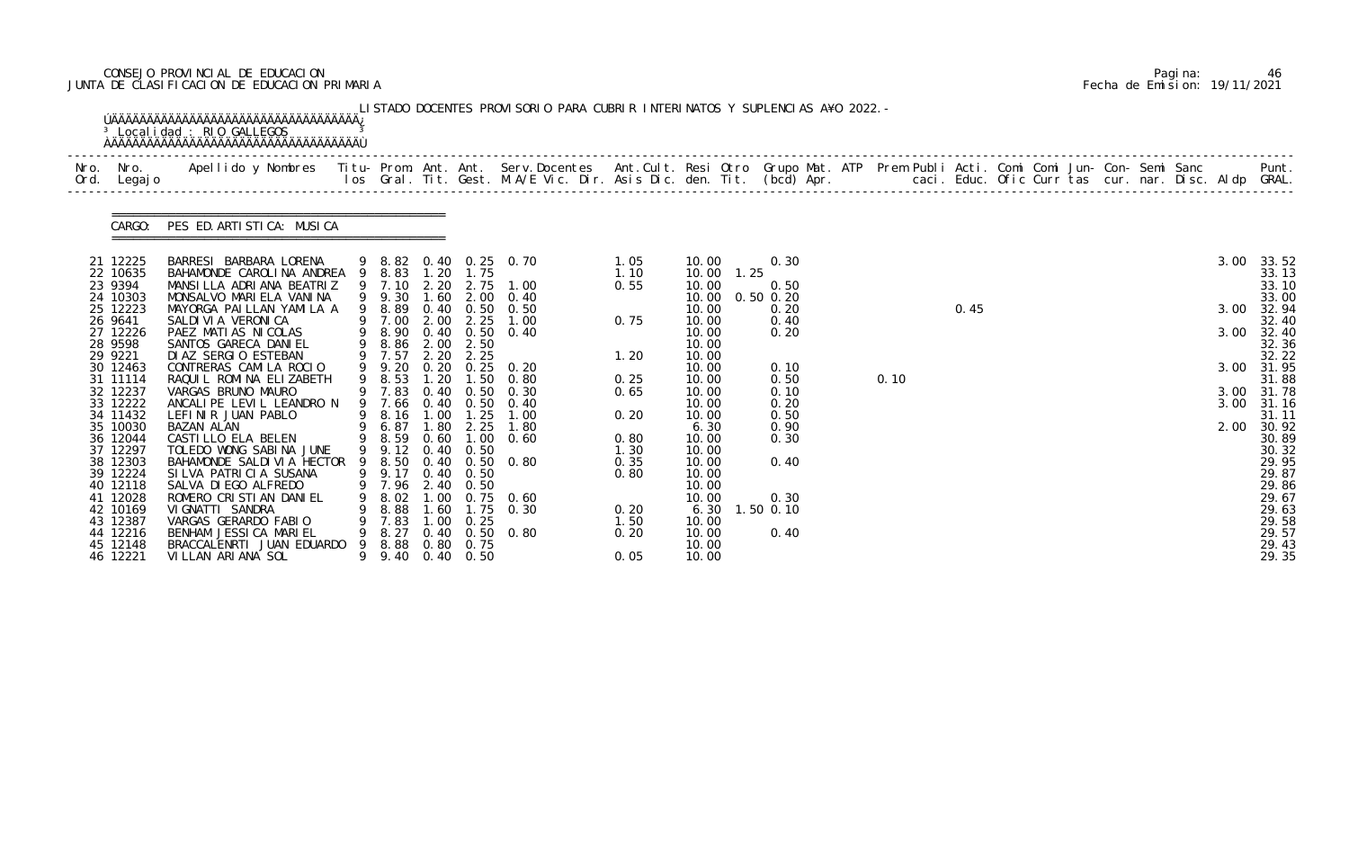CONSEJO PROVINCIAL DE EDUCACION
JUNTA DE CLASIFICACION DE EDUCACION PRIMARIA

Pagina: 46
Fecha de Emision: 19/11/2021

LISTADO DOCENTES PROVISORIO PARA CUBRIR INTERINATOS Y SUPLENCIAS AÑO 2022.-

Localidad : RIO GALLEGOS

CARGO: PES ED. ARTISTICA: MUSICA

| Nro. Ord. | Nro. Legajo | Apellido y Nombres | Titu-los | Prom. Gral. | Ant. Tit. | Ant. Gest. | Serv.Docentes M.A/E Vic. Dir. | Ant.Cult. Asis Dic. | Resi den. | Otro Tit. | Grupo Mat. (bcd) | ATP Apr. | Prem Publi caci. | Acti. Educ. | Comi Ofic | Comi Curr | Jun- tas | Con- cur. | Semi nar. | Sanc Disc. | Aldp | Punt. GRAL. |
|---|---|---|---|---|---|---|---|---|---|---|---|---|---|---|---|---|---|---|---|---|---|---|
| 21 | 12225 | BARRESI BARBARA LORENA | 9 | 8.82 | 0.40 | 0.25 | 0.70 | 1.05 | 10.00 | | 0.30 | | | | | | | | | | 3.00 | 33.52 |
| 22 | 10635 | BAHAMONDE CAROLINA ANDREA | 9 | 8.83 | 1.20 | 1.75 | | 1.10 | 10.00 | 1.25 | | | | | | | | | | | | 33.13 |
| 23 | 9394 | MANSILLA ADRIANA BEATRIZ | 9 | 7.10 | 2.20 | 2.75 | 1.00 | 0.55 | 10.00 | | 0.50 | | | | | | | | | | | 33.10 |
| 24 | 10303 | MONSALVO MARIELA VANINA | 9 | 9.30 | 1.60 | 2.00 | 0.40 | | 10.00 | 0.50 | 0.20 | | | | | | | | | | | 33.00 |
| 25 | 12223 | MAYORGA PAILLAN YAMILA A | 9 | 8.89 | 0.40 | 0.50 | 0.50 | | 10.00 | | 0.20 | | | 0.45 | | | | | | | 3.00 | 32.94 |
| 26 | 9641 | SALDIVIA VERONICA | 9 | 7.00 | 2.00 | 2.25 | 1.00 | 0.75 | 10.00 | | 0.40 | | | | | | | | | | | 32.40 |
| 27 | 12226 | PAEZ MATIAS NICOLAS | 9 | 8.90 | 0.40 | 0.50 | 0.40 | | 10.00 | | 0.20 | | | | | | | | | | 3.00 | 32.40 |
| 28 | 9598 | SANTOS GARECA DANIEL | 9 | 8.86 | 2.00 | 2.50 | | | 10.00 | | | | | | | | | | | | | 32.36 |
| 29 | 9221 | DIAZ SERGIO ESTEBAN | 9 | 7.57 | 2.20 | 2.25 | | 1.20 | 10.00 | | | | | | | | | | | | | 32.22 |
| 30 | 12463 | CONTRERAS CAMILA ROCIO | 9 | 9.20 | 0.20 | 0.25 | 0.20 | | 10.00 | | 0.10 | | | | | | | | | | 3.00 | 31.95 |
| 31 | 11114 | RAQUIL ROMINA ELIZABETH | 9 | 8.53 | 1.20 | 1.50 | 0.80 | 0.25 | 10.00 | | 0.50 | | 0.10 | | | | | | | | | 31.88 |
| 32 | 12237 | VARGAS BRUNO MAURO | 9 | 7.83 | 0.40 | 0.50 | 0.30 | 0.65 | 10.00 | | 0.10 | | | | | | | | | | 3.00 | 31.78 |
| 33 | 12222 | ANCALIPE LEVIL LEANDRO N | 9 | 7.66 | 0.40 | 0.50 | 0.40 | | 10.00 | | 0.20 | | | | | | | | | | 3.00 | 31.16 |
| 34 | 11432 | LEFINIR JUAN PABLO | 9 | 8.16 | 1.00 | 1.25 | 1.00 | 0.20 | 10.00 | | 0.50 | | | | | | | | | | | 31.11 |
| 35 | 10030 | BAZAN ALAN | 9 | 6.87 | 1.80 | 2.25 | 1.80 | | 6.30 | | 0.90 | | | | | | | | | | 2.00 | 30.92 |
| 36 | 12044 | CASTILLO ELA BELEN | 9 | 8.59 | 0.60 | 1.00 | 0.60 | 0.80 | 10.00 | | 0.30 | | | | | | | | | | | 30.89 |
| 37 | 12297 | TOLEDO WONG SABINA JUNE | 9 | 9.12 | 0.40 | 0.50 | | 1.30 | 10.00 | | | | | | | | | | | | | 30.32 |
| 38 | 12303 | BAHAMONDE SALDIVIA HECTOR | 9 | 8.50 | 0.40 | 0.50 | 0.80 | 0.35 | 10.00 | | 0.40 | | | | | | | | | | | 29.95 |
| 39 | 12224 | SILVA PATRICIA SUSANA | 9 | 9.17 | 0.40 | 0.50 | | 0.80 | 10.00 | | | | | | | | | | | | | 29.87 |
| 40 | 12118 | SALVA DIEGO ALFREDO | 9 | 7.96 | 2.40 | 0.50 | | | 10.00 | | | | | | | | | | | | | 29.86 |
| 41 | 12028 | ROMERO CRISTIAN DANIEL | 9 | 8.02 | 1.00 | 0.75 | 0.60 | | 10.00 | | 0.30 | | | | | | | | | | | 29.67 |
| 42 | 10169 | VIGNATTI SANDRA | 9 | 8.88 | 1.60 | 1.75 | 0.30 | 0.20 | 6.30 | 1.50 | 0.10 | | | | | | | | | | | 29.63 |
| 43 | 12387 | VARGAS GERARDO FABIO | 9 | 7.83 | 1.00 | 0.25 | | 1.50 | 10.00 | | | | | | | | | | | | | 29.58 |
| 44 | 12216 | BENHAM JESSICA MARIEL | 9 | 8.27 | 0.40 | 0.50 | 0.80 | 0.20 | 10.00 | | 0.40 | | | | | | | | | | | 29.57 |
| 45 | 12148 | BRACCALENRTI JUAN EDUARDO | 9 | 8.88 | 0.80 | 0.75 | | | 10.00 | | | | | | | | | | | | | 29.43 |
| 46 | 12221 | VILLAN ARIANA SOL | 9 | 9.40 | 0.40 | 0.50 | | 0.05 | 10.00 | | | | | | | | | | | | | 29.35 |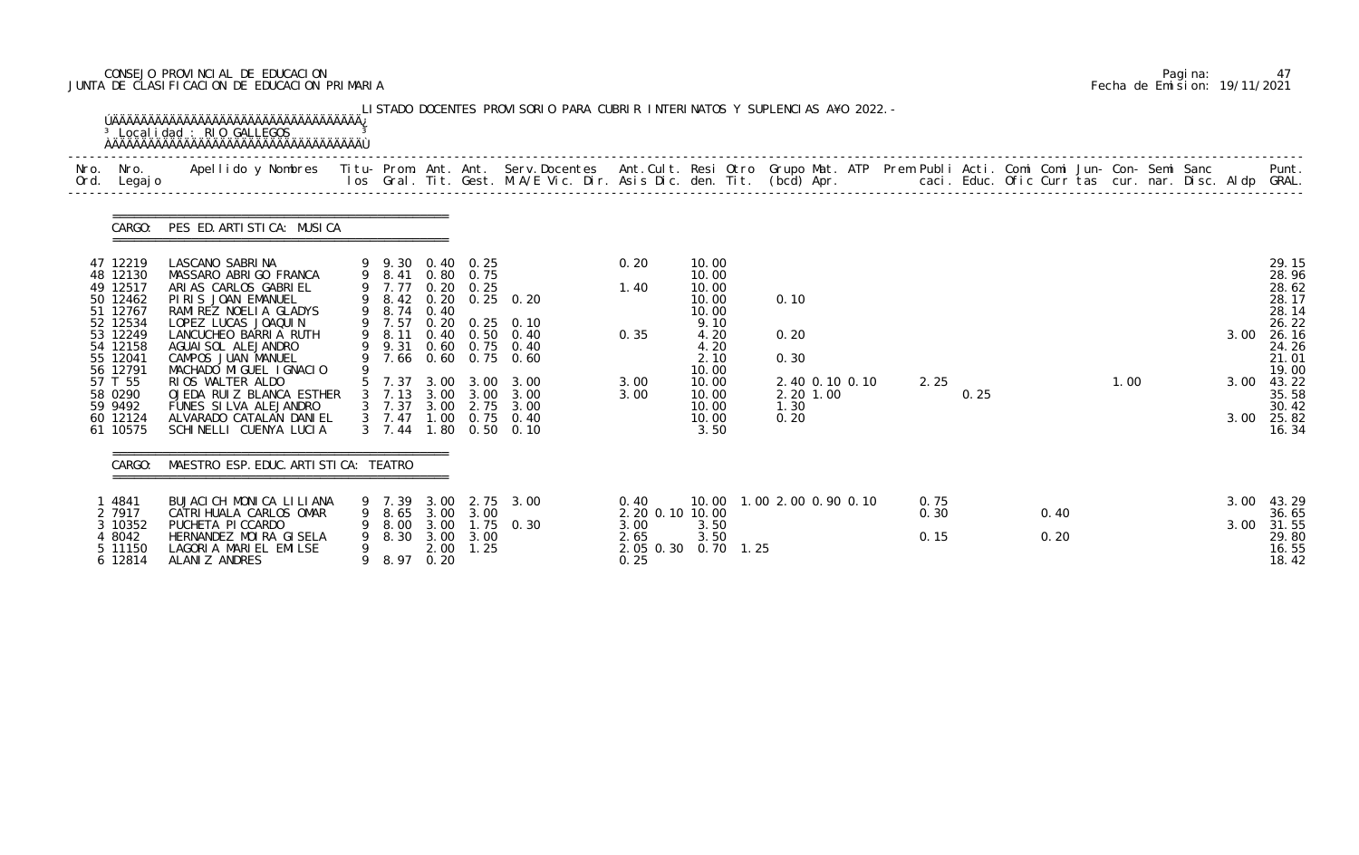CONSEJO PROVINCIAL DE EDUCACION
JUNTA DE CLASIFICACION DE EDUCACION PRIMARIA

Pagina: 47
Fecha de Emision: 19/11/2021

LISTADO DOCENTES PROVISORIO PARA CUBRIR INTERINATOS Y SUPLENCIAS A¥O 2022.-

Localidad : RIO GALLEGOS

CARGO: PES ED.ARTISTICA: MUSICA

| Nro. Ord. | Nro. Legajo | Apellido y Nombres | Titu- los | Prom. Gral. | Ant. Tit. | Ant. Gest. | Serv.Docentes M.A/E Vic. Dir. | Ant.Cult. Asis Dic. | Resi den. | Otro Tit. | Grupo Mat. (bcd) | ATP Apr. | Prem Publi caci. | Acti. Educ. | Comi Ofic | Comi Curr | Jun- tas | Con- cur. | Semi nar. | Sanc Disc. | Aldp | Punt. GRAL. |
|---|---|---|---|---|---|---|---|---|---|---|---|---|---|---|---|---|---|---|---|---|---|---|
| 47 | 12219 | LASCANO SABRINA | 9 | 9.30 | 0.40 | 0.25 | | 0.20 | 10.00 | | | | | | | | | | | | | 29.15 |
| 48 | 12130 | MASSARO ABRIGO FRANCA | 9 | 8.41 | 0.80 | 0.75 | | | 10.00 | | | | | | | | | | | | | 28.96 |
| 49 | 12517 | ARIAS CARLOS GABRIEL | 9 | 7.77 | 0.20 | 0.25 | | 1.40 | 10.00 | | | | | | | | | | | | | 28.62 |
| 50 | 12462 | PIRIS JOAN EMANUEL | 9 | 8.42 | 0.20 | 0.25 | 0.20 | | 10.00 | | 0.10 | | | | | | | | | | | 28.17 |
| 51 | 12767 | RAMIREZ NOELIA GLADYS | 9 | 8.74 | 0.40 | | | | 10.00 | | | | | | | | | | | | | 28.14 |
| 52 | 12534 | LOPEZ LUCAS JOAQUIN | 9 | 7.57 | 0.20 | 0.25 | 0.10 | | 9.10 | | | | | | | | | | | | | 26.22 |
| 53 | 12249 | LANCUCHEO BARRIA RUTH | 9 | 8.11 | 0.40 | 0.50 | 0.40 | 0.35 | 4.20 | | 0.20 | | | | | | | | | | 3.00 | 26.16 |
| 54 | 12158 | AGUAISOL ALEJANDRO | 9 | 9.31 | 0.60 | 0.75 | 0.40 | | 4.20 | | | | | | | | | | | | | 24.26 |
| 55 | 12041 | CAMPOS JUAN MANUEL | 9 | 7.66 | 0.60 | 0.75 | 0.60 | | 2.10 | | 0.30 | | | | | | | | | | | 21.01 |
| 56 | 12791 | MACHADO MIGUEL IGNACIO | 9 | | | | | | 10.00 | | | | | | | | | | | | | 19.00 |
| 57 | T 55 | RIOS WALTER ALDO | 5 | 7.37 | 3.00 | 3.00 | 3.00 | 3.00 | 10.00 | | 2.40 0.10 0.10 | | 2.25 | | | | 1.00 | | | | 3.00 | 43.22 |
| 58 | 0290 | OJEDA RUIZ BLANCA ESTHER | 3 | 7.13 | 3.00 | 3.00 | 3.00 | 3.00 | 10.00 | | 2.20 1.00 | | | 0.25 | | | | | | | | 35.58 |
| 59 | 9492 | FUNES SILVA ALEJANDRO | 3 | 7.37 | 3.00 | 2.75 | 3.00 | | 10.00 | | 1.30 | | | | | | | | | | | 30.42 |
| 60 | 12124 | ALVARADO CATALAN DANIEL | 3 | 7.47 | 1.00 | 0.75 | 0.40 | | 10.00 | | 0.20 | | | | | | | | | | 3.00 | 25.82 |
| 61 | 10575 | SCHINELLI CUENYA LUCIA | 3 | 7.44 | 1.80 | 0.50 | 0.10 | | 3.50 | | | | | | | | | | | | | 16.34 |

CARGO: MAESTRO ESP.EDUC.ARTISTICA: TEATRO

| Nro. Ord. | Nro. Legajo | Apellido y Nombres | Titu- los | Prom. Gral. | Ant. Tit. | Ant. Gest. | Serv.Docentes M.A/E Vic. Dir. | Ant.Cult. Asis Dic. | Resi den. | Otro Tit. | Grupo Mat. (bcd) | ATP Apr. | Prem Publi caci. | Acti. Educ. | Comi Ofic | Comi Curr | Jun- tas | Con- cur. | Semi nar. | Sanc Disc. | Aldp | Punt. GRAL. |
|---|---|---|---|---|---|---|---|---|---|---|---|---|---|---|---|---|---|---|---|---|---|---|
| 1 | 4841 | BUJACICH MONICA LILIANA | 9 | 7.39 | 3.00 | 2.75 | 3.00 | 0.40 | 10.00 | 1.00 | 2.00 0.90 0.10 | | 0.75 | | | 0.40 | | | | | 3.00 | 43.29 |
| 2 | 7917 | CATRIHUALA CARLOS OMAR | 9 | 8.65 | 3.00 | 3.00 | | 2.20 0.10 | 10.00 | | | | 0.30 | | | 0.40 | | | | | | 36.65 |
| 3 | 10352 | PUCHETA PICCARDO | 9 | 8.00 | 3.00 | 1.75 | 0.30 | 3.00 | 3.50 | | | | | | | | | | | | 3.00 | 31.55 |
| 4 | 8042 | HERNANDEZ MOIRA GISELA | 9 | 8.30 | 3.00 | 3.00 | | 2.65 | 3.50 | | | | 0.15 | | | 0.20 | | | | | | 29.80 |
| 5 | 11150 | LAGORIA MARIEL EMILSE | 9 | | 2.00 | 1.25 | | 2.05 0.30 | 0.70 | 1.25 | | | | | | | | | | | | 16.55 |
| 6 | 12814 | ALANIZ ANDRES | 9 | 8.97 | 0.20 | | | 0.25 | | | | | | | | | | | | | | 18.42 |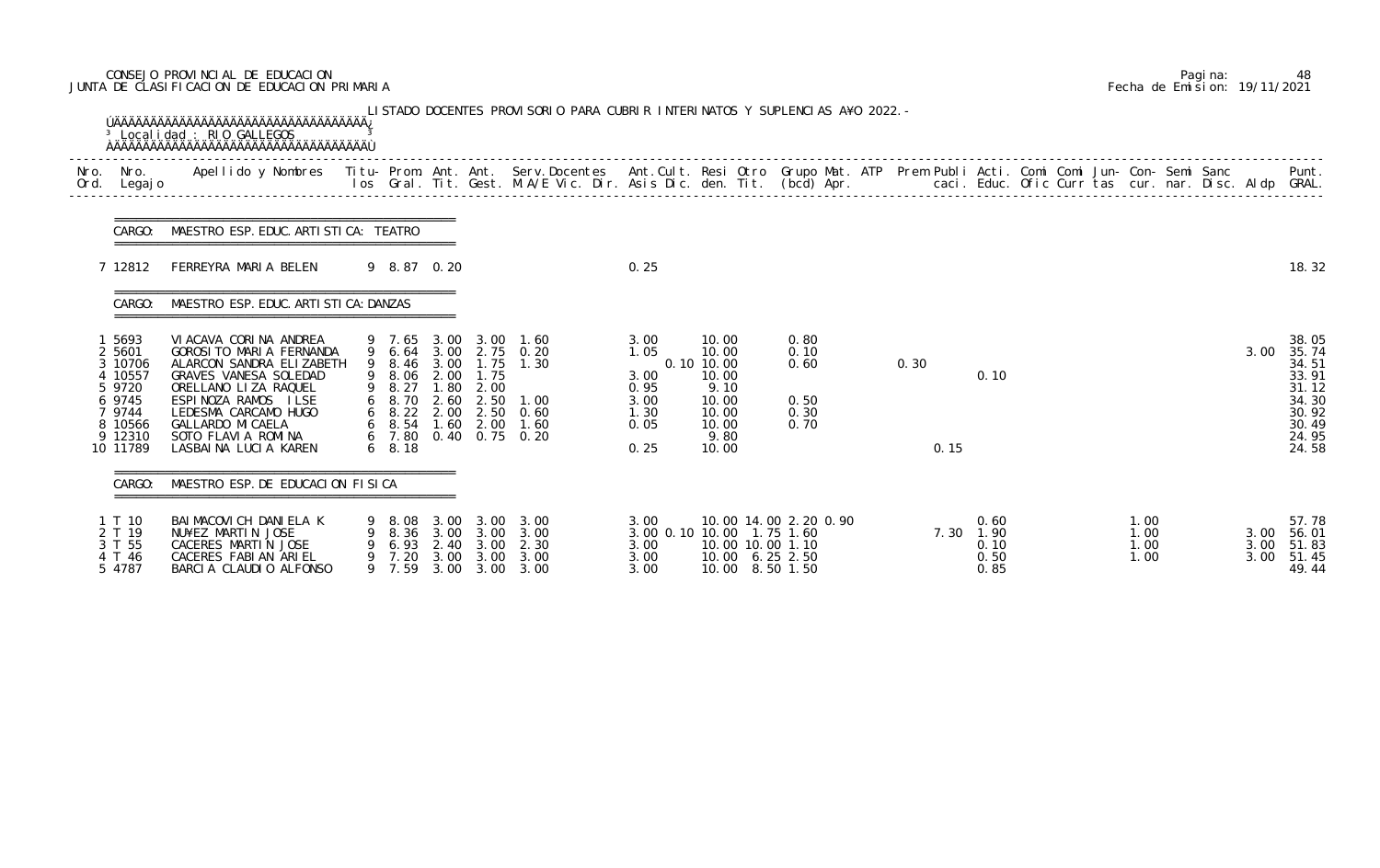CONSEJO PROVINCIAL DE EDUCACION
JUNTA DE CLASIFICACION DE EDUCACION PRIMARIA

Pagina: 48
Fecha de Emision: 19/11/2021

LISTADO DOCENTES PROVISORIO PARA CUBRIR INTERINATOS Y SUPLENCIAS A¥O 2022.-

Localidad : RIO GALLEGOS

| Nro. Ord. | Nro. Legajo | Apellido y Nombres | Titu- los | Prom. Gral. | Ant. Tit. | Ant. Gest. | Serv.Docentes M.A/E Vic. Dir. | Ant.Cult. Asis Dic. | Resi den. | Otro Tit. | Grupo Mat. (bcd) | ATP Apr. | Prem caci. | Publi Educ. | Acti. Ofic | Comi Curr | Comi tas | Jun- cur. | Con- nar. | Semi Disc. | Sanc Aldp | Punt. GRAL. |
|---|---|---|---|---|---|---|---|---|---|---|---|---|---|---|---|---|---|---|---|---|---|---|
| **CARGO: MAESTRO ESP. EDUC. ARTISTICA: TEATRO** | | | | | | | | | | | | | | | | | | | | | | |
| 7 | 12812 | FERREYRA MARIA BELEN | 9 | 8.87 | 0.20 | | | 0.25 | | | | | | | | | | | | | | 18.32 |
| **CARGO: MAESTRO ESP. EDUC. ARTISTICA: DANZAS** | | | | | | | | | | | | | | | | | | | | | | |
| 1 | 5693 | VIACAVA CORINA ANDREA | 9 | 7.65 | 3.00 | 3.00 | 1.60 | 3.00 | 10.00 | | 0.80 | | | | | | | | | | | 38.05 |
| 2 | 5601 | GOROSITO MARIA FERNANDA | 9 | 6.64 | 3.00 | 2.75 | 0.20 | 1.05 | 10.00 | | 0.10 | | | | | | | | | | 3.00 | 35.74 |
| 3 | 10706 | ALARCON SANDRA ELIZABETH | 9 | 8.46 | 3.00 | 1.75 | 1.30 | 0.10 | 10.00 | | 0.60 | | 0.30 | | | | | | | | | 34.51 |
| 4 | 10557 | GRAVES VANESA SOLEDAD | 9 | 8.06 | 2.00 | 1.75 | | 3.00 | 10.00 | | | | | 0.10 | | | | | | | | 33.91 |
| 5 | 9720 | ORELLANO LIZA RAQUEL | 9 | 8.27 | 1.80 | 2.00 | | 0.95 | 9.10 | | | | | | | | | | | | | 31.12 |
| 6 | 9745 | ESPINOZA RAMOS ILSE | 6 | 8.70 | 2.60 | 2.50 | 1.00 | 3.00 | 10.00 | | 0.50 | | | | | | | | | | | 34.30 |
| 7 | 9744 | LEDESMA CARCAMO HUGO | 6 | 8.22 | 2.00 | 2.50 | 0.60 | 1.30 | 10.00 | | 0.30 | | | | | | | | | | | 30.92 |
| 8 | 10566 | GALLARDO MICAELA | 6 | 8.54 | 1.60 | 2.00 | 1.60 | 0.05 | 10.00 | | 0.70 | | | | | | | | | | | 30.49 |
| 9 | 12310 | SOTO FLAVIA ROMINA | 6 | 7.80 | 0.40 | 0.75 | 0.20 | | 9.80 | | | | | | | | | | | | | 24.95 |
| 10 | 11789 | LASBAINA LUCIA KAREN | 6 | 8.18 | | | | 0.25 | 10.00 | | | | 0.15 | | | | | | | | | 24.58 |
| **CARGO: MAESTRO ESP. DE EDUCACION FISICA** | | | | | | | | | | | | | | | | | | | | | | |
| 1 | T 10 | BAIMACOVICH DANIELA K | 9 | 8.08 | 3.00 | 3.00 | 3.00 | 3.00 | 10.00 | 14.00 | 2.20 | 0.90 | | 0.60 | | | | 1.00 | | | | 57.78 |
| 2 | T 19 | NU¥EZ MARTIN JOSE | 9 | 8.36 | 3.00 | 3.00 | 3.00 | 3.00 0.10 | 10.00 | 1.75 | 1.60 | | 7.30 | 1.90 | | | | 1.00 | | | 3.00 | 56.01 |
| 3 | T 55 | CACERES MARTIN JOSE | 9 | 6.93 | 2.40 | 3.00 | 2.30 | 3.00 | 10.00 | 10.00 | 1.10 | | | 0.10 | | | | 1.00 | | | 3.00 | 51.83 |
| 4 | T 46 | CACERES FABIAN ARIEL | 9 | 7.20 | 3.00 | 3.00 | 3.00 | 3.00 | 10.00 | 6.25 | 2.50 | | | 0.50 | | | | 1.00 | | | 3.00 | 51.45 |
| 5 | 4787 | BARCIA CLAUDIO ALFONSO | 9 | 7.59 | 3.00 | 3.00 | 3.00 | 3.00 | 10.00 | 8.50 | 1.50 | | | 0.85 | | | | | | | | 49.44 |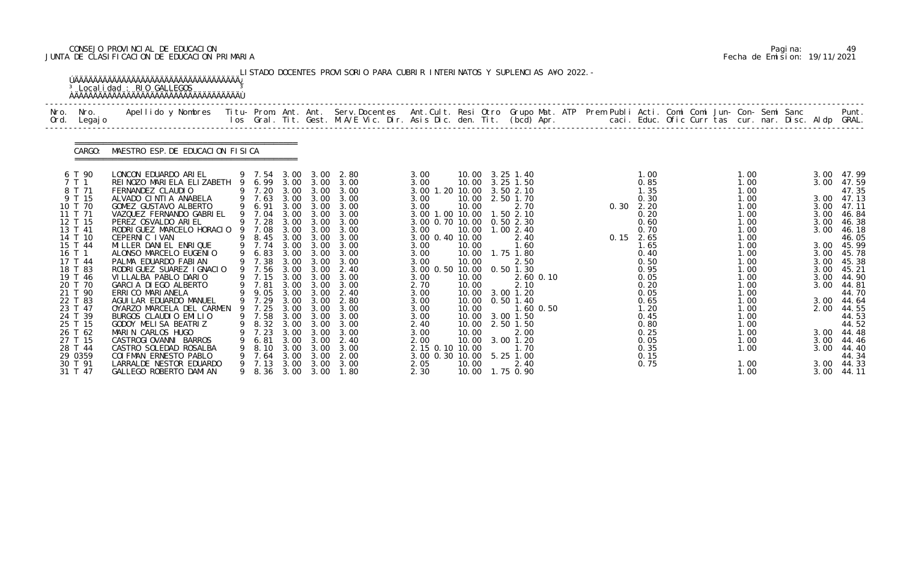CONSEJO PROVINCIAL DE EDUCACION
JUNTA DE CLASIFICACION DE EDUCACION PRIMARIA

Pagina: 49
Fecha de Emision: 19/11/2021

LISTADO DOCENTES PROVISORIO PARA CUBRIR INTERINATOS Y SUPLENCIAS A¥O 2022.-

Localidad : RIO GALLEGOS

CARGO: MAESTRO ESP. DE EDUCACION FISICA

| Nro. Ord. | Nro. Legajo | Apellido y Nombres | Titu- los | Prom. Gral. | Ant. Tit. | Ant. Gest. | Serv. Docentes M.A/E Vic. Dir. | Ant. Cult. Asis Dic. | Resi den. | Otro Tit. | Grupo Mat. (bcd) | ATP Apr. | Prem Publi caci. | Acti. Educ. | Comi Ofic | Comi Curr | Jun- tas | Con- cur. | Semi nar. | Sanc Disc. | Aldp | Punt. GRAL. |
|---|---|---|---|---|---|---|---|---|---|---|---|---|---|---|---|---|---|---|---|---|---|---|
| 6 | T 90 | LONCON EDUARDO ARIEL | 9 | 7.54 | 3.00 | 3.00 | 2.80 | 3.00 | 10.00 | 3.25 | 1.40 | | | 1.00 | | | | 1.00 | | | 3.00 | 47.99 |
| 7 | T 1 | REINOZO MARIELA ELIZABETH | 9 | 6.99 | 3.00 | 3.00 | 3.00 | 3.00 | 10.00 | 3.25 | 1.50 | | | 0.85 | | | | 1.00 | | | 3.00 | 47.59 |
| 8 | T 71 | FERNANDEZ CLAUDIO | 9 | 7.20 | 3.00 | 3.00 | 3.00 | 3.00 1.20 | 10.00 | 3.50 | 2.10 | | | 1.35 | | | | 1.00 | | | | 47.35 |
| 9 | T 15 | ALVADO CINTIA ANABELA | 9 | 7.63 | 3.00 | 3.00 | 3.00 | 3.00 | 10.00 | 2.50 | 1.70 | | | 0.30 | | | | 1.00 | | | 3.00 | 47.13 |
| 10 | T 70 | GOMEZ GUSTAVO ALBERTO | 9 | 6.91 | 3.00 | 3.00 | 3.00 | 3.00 | 10.00 | | 2.70 | | 0.30 | 2.20 | | | | 1.00 | | | 3.00 | 47.11 |
| 11 | T 71 | VAZQUEZ FERNANDO GABRIEL | 9 | 7.04 | 3.00 | 3.00 | 3.00 | 3.00 1.00 | 10.00 | 1.50 | 2.10 | | | 0.20 | | | | 1.00 | | | 3.00 | 46.84 |
| 12 | T 15 | PEREZ OSVALDO ARIEL | 9 | 7.28 | 3.00 | 3.00 | 3.00 | 3.00 0.70 | 10.00 | 0.50 | 2.30 | | | 0.60 | | | | 1.00 | | | 3.00 | 46.38 |
| 13 | T 41 | RODRIGUEZ MARCELO HORACIO | 9 | 7.08 | 3.00 | 3.00 | 3.00 | 3.00 | 10.00 | 1.00 | 2.40 | | | 0.70 | | | | 1.00 | | | 3.00 | 46.18 |
| 14 | T 10 | CEPERNIC IVAN | 9 | 8.45 | 3.00 | 3.00 | 3.00 | 3.00 0.40 | 10.00 | | 2.40 | | 0.15 | 2.65 | | | | 1.00 | | | | 46.05 |
| 15 | T 44 | MILLER DANIEL ENRIQUE | 9 | 7.74 | 3.00 | 3.00 | 3.00 | 3.00 | 10.00 | | 1.60 | | | 1.65 | | | | 1.00 | | | 3.00 | 45.99 |
| 16 | T 1 | ALONSO MARCELO EUGENIO | 9 | 6.83 | 3.00 | 3.00 | 3.00 | 3.00 | 10.00 | 1.75 | 1.80 | | | 0.40 | | | | 1.00 | | | 3.00 | 45.78 |
| 17 | T 44 | PALMA EDUARDO FABIAN | 9 | 7.38 | 3.00 | 3.00 | 3.00 | 3.00 | 10.00 | | 2.50 | | | 0.50 | | | | 1.00 | | | 3.00 | 45.38 |
| 18 | T 83 | RODRIGUEZ SUAREZ IGNACIO | 9 | 7.56 | 3.00 | 3.00 | 2.40 | 3.00 0.50 | 10.00 | 0.50 | 1.30 | | | 0.95 | | | | 1.00 | | | 3.00 | 45.21 |
| 19 | T 46 | VILLALBA PABLO DARIO | 9 | 7.15 | 3.00 | 3.00 | 3.00 | 3.00 | 10.00 | | 2.60 0.10 | | | 0.05 | | | | 1.00 | | | 3.00 | 44.90 |
| 20 | T 70 | GARCIA DIEGO ALBERTO | 9 | 7.81 | 3.00 | 3.00 | 3.00 | 2.70 | 10.00 | | 2.10 | | | 0.20 | | | | 1.00 | | | 3.00 | 44.81 |
| 21 | T 90 | ERRICO MARIANELA | 9 | 9.05 | 3.00 | 3.00 | 2.40 | 3.00 | 10.00 | 3.00 | 1.20 | | | 0.05 | | | | 1.00 | | | | 44.70 |
| 22 | T 83 | AGUILAR EDUARDO MANUEL | 9 | 7.29 | 3.00 | 3.00 | 2.80 | 3.00 | 10.00 | 0.50 | 1.40 | | | 0.65 | | | | 1.00 | | | 3.00 | 44.64 |
| 23 | T 47 | OYARZO MARCELA DEL CARMEN | 9 | 7.25 | 3.00 | 3.00 | 3.00 | 3.00 | 10.00 | | 1.60 0.50 | | | 1.20 | | | | 1.00 | | | 2.00 | 44.55 |
| 24 | T 39 | BURGOS CLAUDIO EMILIO | 9 | 7.58 | 3.00 | 3.00 | 3.00 | 3.00 | 10.00 | 3.00 | 1.50 | | | 0.45 | | | | 1.00 | | | | 44.53 |
| 25 | T 15 | GODOY MELISA BEATRIZ | 9 | 8.32 | 3.00 | 3.00 | 3.00 | 2.40 | 10.00 | 2.50 | 1.50 | | | 0.80 | | | | 1.00 | | | | 44.52 |
| 26 | T 62 | MARIN CARLOS HUGO | 9 | 7.23 | 3.00 | 3.00 | 3.00 | 3.00 | 10.00 | | 2.00 | | | 0.25 | | | | 1.00 | | | 3.00 | 44.48 |
| 27 | T 15 | CASTROGIOVANNI BARROS | 9 | 6.81 | 3.00 | 3.00 | 2.40 | 2.00 | 10.00 | 3.00 | 1.20 | | | 0.05 | | | | 1.00 | | | 3.00 | 44.46 |
| 28 | T 44 | CASTRO SOLEDAD ROSALBA | 9 | 8.10 | 3.00 | 3.00 | 3.00 | 2.15 0.10 | 10.00 | | 1.70 | | | 0.35 | | | | 1.00 | | | 3.00 | 44.40 |
| 29 | 0359 | COIFMAN ERNESTO PABLO | 9 | 7.64 | 3.00 | 3.00 | 2.00 | 3.00 0.30 | 10.00 | 5.25 | 1.00 | | | 0.15 | | | | | | | | 44.34 |
| 30 | T 91 | LARRALDE NESTOR EDUARDO | 9 | 7.13 | 3.00 | 3.00 | 3.00 | 2.05 | 10.00 | | 2.40 | | | 0.75 | | | | 1.00 | | | 3.00 | 44.33 |
| 31 | T 47 | GALLEGO ROBERTO DAMIAN | 9 | 8.36 | 3.00 | 3.00 | 1.80 | 2.30 | 10.00 | 1.75 | 0.90 | | | | | | | 1.00 | | | 3.00 | 44.11 |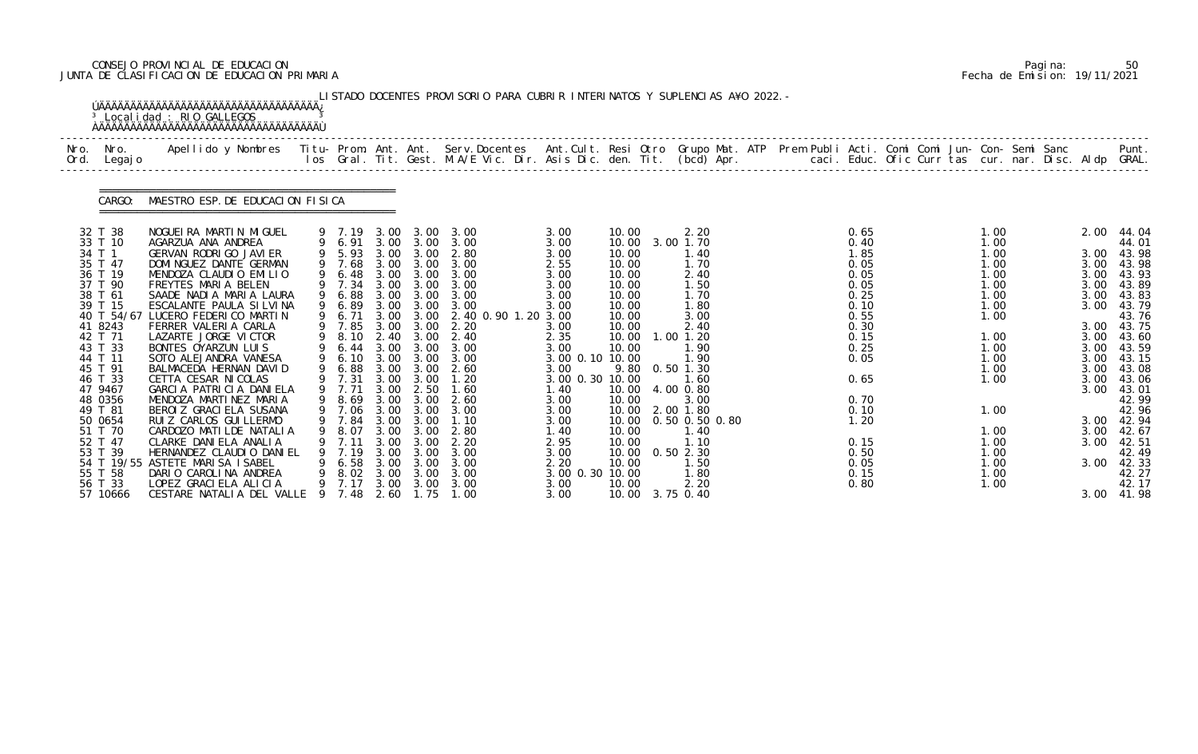CONSEJO PROVINCIAL DE EDUCACION
JUNTA DE CLASIFICACION DE EDUCACION PRIMARIA

Pagina: 50
Fecha de Emision: 19/11/2021

LISTADO DOCENTES PROVISORIO PARA CUBRIR INTERINATOS Y SUPLENCIAS A¥O 2022.-

Localidad : RIO GALLEGOS

CARGO: MAESTRO ESP. DE EDUCACION FISICA

| Nro. Ord. | Nro. Legajo | Apellido y Nombres | Titu- los | Prom. Gral. | Ant. Tit. | Ant. Gest. | Serv.Docentes M.A/E Vic. Dir. | Ant.Cult. Asis Dic. | Resi den. | Otro Tit. | Grupo Mat. (bcd) | ATP Apr. | Prem Publi caci. | Acti. Educ. | Comi Ofic | Comi Curr | Jun- tas | Con- cur. | Semi nar. | Sanc Disc. | Aldp | Punt. GRAL. |
|---|---|---|---|---|---|---|---|---|---|---|---|---|---|---|---|---|---|---|---|---|---|---|
| 32 | T 38 | NOGUEIRA MARTIN MIGUEL | 9 | 7.19 | 3.00 | 3.00 | 3.00 | 3.00 | 10.00 | | 2.20 | | | 0.65 | | | | 1.00 | | | 2.00 | 44.04 |
| 33 | T 10 | AGARZUA ANA ANDREA | 9 | 6.91 | 3.00 | 3.00 | 3.00 | 3.00 | 10.00 | 3.00 | 1.70 | | | 0.40 | | | | 1.00 | | | | 44.01 |
| 34 | T 1 | GERVAN RODRIGO JAVIER | 9 | 5.93 | 3.00 | 3.00 | 2.80 | 3.00 | 10.00 | | 1.40 | | | 1.85 | | | | 1.00 | | | 3.00 | 43.98 |
| 35 | T 47 | DOMINGUEZ DANTE GERMAN | 9 | 7.68 | 3.00 | 3.00 | 3.00 | 2.55 | 10.00 | | 1.70 | | | 0.05 | | | | 1.00 | | | 3.00 | 43.98 |
| 36 | T 19 | MENDOZA CLAUDIO EMILIO | 9 | 6.48 | 3.00 | 3.00 | 3.00 | 3.00 | 10.00 | | 2.40 | | | 0.05 | | | | 1.00 | | | 3.00 | 43.93 |
| 37 | T 90 | FREYTES MARIA BELEN | 9 | 7.34 | 3.00 | 3.00 | 3.00 | 3.00 | 10.00 | | 1.50 | | | 0.05 | | | | 1.00 | | | 3.00 | 43.89 |
| 38 | T 61 | SAADE NADIA MARIA LAURA | 9 | 6.88 | 3.00 | 3.00 | 3.00 | 3.00 | 10.00 | | 1.70 | | | 0.25 | | | | 1.00 | | | 3.00 | 43.83 |
| 39 | T 15 | ESCALANTE PAULA SILVINA | 9 | 6.89 | 3.00 | 3.00 | 3.00 | 3.00 | 10.00 | | 1.80 | | | 0.10 | | | | 1.00 | | | 3.00 | 43.79 |
| 40 | T 54/67 | LUCERO FEDERICO MARTIN | 9 | 6.71 | 3.00 | 3.00 | 2.40 0.90 1.20 | 3.00 | 10.00 | | 3.00 | | | 0.55 | | | | 1.00 | | | | 43.76 |
| 41 | 8243 | FERRER VALERIA CARLA | 9 | 7.85 | 3.00 | 3.00 | 2.20 | 3.00 | 10.00 | | 2.40 | | | 0.30 | | | | | | | 3.00 | 43.75 |
| 42 | T 71 | LAZARTE JORGE VICTOR | 9 | 8.10 | 2.40 | 3.00 | 2.40 | 2.35 | 10.00 | 1.00 | 1.20 | | | 0.15 | | | | 1.00 | | | 3.00 | 43.60 |
| 43 | T 33 | BONTES OYARZUN LUIS | 9 | 6.44 | 3.00 | 3.00 | 3.00 | 3.00 | 10.00 | | 1.90 | | | 0.25 | | | | 1.00 | | | 3.00 | 43.59 |
| 44 | T 11 | SOTO ALEJANDRA VANESA | 9 | 6.10 | 3.00 | 3.00 | 3.00 | 3.00 0.10 | 10.00 | | 1.90 | | | 0.05 | | | | 1.00 | | | 3.00 | 43.15 |
| 45 | T 91 | BALMACEDA HERNAN DAVID | 9 | 6.88 | 3.00 | 3.00 | 2.60 | 3.00 | 9.80 | 0.50 | 1.30 | | | | | | | 1.00 | | | 3.00 | 43.08 |
| 46 | T 33 | CETTA CESAR NICOLAS | 9 | 7.31 | 3.00 | 3.00 | 1.20 | 3.00 0.30 | 10.00 | | 1.60 | | | 0.65 | | | | 1.00 | | | 3.00 | 43.06 |
| 47 | 9467 | GARCIA PATRICIA DANIELA | 9 | 7.71 | 3.00 | 2.50 | 1.60 | 1.40 | 10.00 | 4.00 | 0.80 | | | | | | | | | | 3.00 | 43.01 |
| 48 | 0356 | MENDOZA MARTINEZ MARIA | 9 | 8.69 | 3.00 | 3.00 | 2.60 | 3.00 | 10.00 | | 3.00 | | | 0.70 | | | | | | | | 42.99 |
| 49 | T 81 | BEROIZ GRACIELA SUSANA | 9 | 7.06 | 3.00 | 3.00 | 3.00 | 3.00 | 10.00 | 2.00 | 1.80 | | | 0.10 | | | | 1.00 | | | | 42.96 |
| 50 | 0654 | RUIZ CARLOS GUILLERMO | 9 | 7.84 | 3.00 | 3.00 | 1.10 | 3.00 | 10.00 | 0.50 | 0.50 0.80 | | | 1.20 | | | | | | | 3.00 | 42.94 |
| 51 | T 70 | CARDOZO MATILDE NATALIA | 9 | 8.07 | 3.00 | 3.00 | 2.80 | 1.40 | 10.00 | | 1.40 | | | | | | | 1.00 | | | 3.00 | 42.67 |
| 52 | T 47 | CLARKE DANIELA ANALIA | 9 | 7.11 | 3.00 | 3.00 | 2.20 | 2.95 | 10.00 | | 1.10 | | | 0.15 | | | | 1.00 | | | 3.00 | 42.51 |
| 53 | T 39 | HERNANDEZ CLAUDIO DANIEL | 9 | 7.19 | 3.00 | 3.00 | 3.00 | 3.00 | 10.00 | 0.50 | 2.30 | | | 0.50 | | | | 1.00 | | | | 42.49 |
| 54 | T 19/55 | ASTETE MARISA ISABEL | 9 | 6.58 | 3.00 | 3.00 | 3.00 | 2.20 | 10.00 | | 1.50 | | | 0.05 | | | | 1.00 | | | 3.00 | 42.33 |
| 55 | T 58 | DARIO CAROLINA ANDREA | 9 | 8.02 | 3.00 | 3.00 | 3.00 | 3.00 0.30 | 10.00 | | 1.80 | | | 0.15 | | | | 1.00 | | | | 42.27 |
| 56 | T 33 | LOPEZ GRACIELA ALICIA | 9 | 7.17 | 3.00 | 3.00 | 3.00 | 3.00 | 10.00 | | 2.20 | | | 0.80 | | | | 1.00 | | | | 42.17 |
| 57 | 10666 | CESTARE NATALIA DEL VALLE | 9 | 7.48 | 2.60 | 1.75 | 1.00 | 3.00 | 10.00 | 3.75 | 0.40 | | | | | | | | | | 3.00 | 41.98 |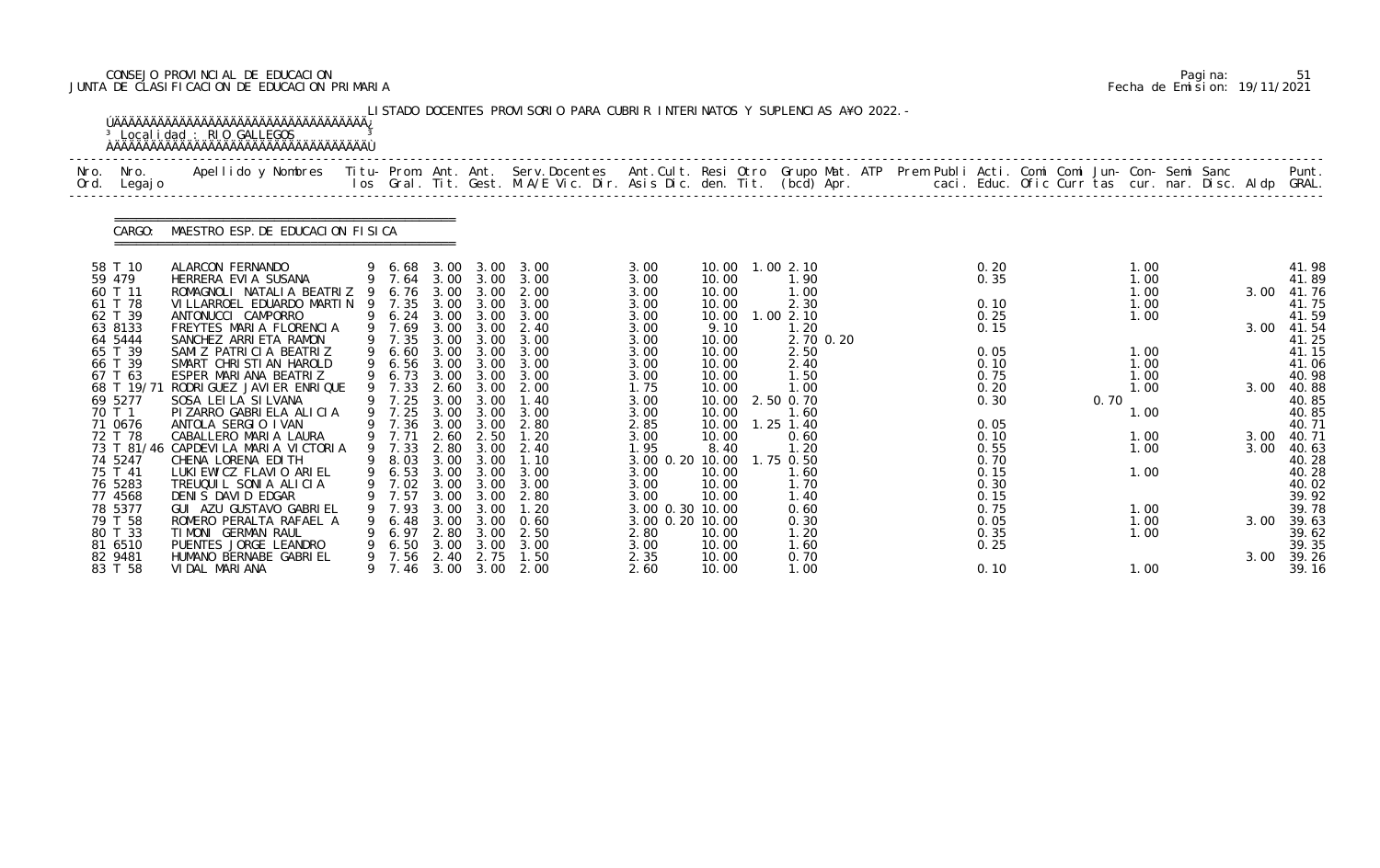CONSEJO PROVINCIAL DE EDUCACION
JUNTA DE CLASIFICACION DE EDUCACION PRIMARIA

Pagina: 51
Fecha de Emision: 19/11/2021

LISTADO DOCENTES PROVISORIO PARA CUBRIR INTERINATOS Y SUPLENCIAS A¥O 2022.-

Localidad : RIO GALLEGOS

CARGO: MAESTRO ESP. DE EDUCACION FISICA

| Nro. Ord. | Nro. Legajo | Apellido y Nombres | Titu- los | Prom. Gral. | Ant. Tit. | Ant. Gest. | Serv. Docentes M.A/E Vic. Dir. | Ant. Cult. Asis Dic. | Resi den. | Otro Tit. | Grupo Mat. (bcd) | ATP Apr. | Prem Publi caci. | Acti. Educ. | Comi Ofic | Comi Curr | Jun- tas | Con- cur. | Semi nar. | Sanc Disc. | Aldp | Punt. GRAL. |
|---|---|---|---|---|---|---|---|---|---|---|---|---|---|---|---|---|---|---|---|---|---|---|
| 58 | T 10 | ALARCON FERNANDO | 9 | 6.68 | 3.00 | 3.00 | 3.00 | 3.00 | 10.00 | 1.00 | 2.10 | | | 0.20 | | | | 1.00 | | | | 41.98 |
| 59 | 479 | HERRERA EVIA SUSANA | 9 | 7.64 | 3.00 | 3.00 | 3.00 | 3.00 | 10.00 | | 1.90 | | | 0.35 | | | | 1.00 | | | | 41.89 |
| 60 | T 11 | ROMAGNOLI NATALIA BEATRIZ | 9 | 6.76 | 3.00 | 3.00 | 2.00 | 3.00 | 10.00 | | 1.00 | | | | | | | 1.00 | | | 3.00 | 41.76 |
| 61 | T 78 | VILLARROEL EDUARDO MARTIN | 9 | 7.35 | 3.00 | 3.00 | 3.00 | 3.00 | 10.00 | | 2.30 | | | 0.10 | | | | 1.00 | | | | 41.75 |
| 62 | T 39 | ANTONUCCI CAMPORRO | 9 | 6.24 | 3.00 | 3.00 | 3.00 | 3.00 | 10.00 | 1.00 | 2.10 | | | 0.25 | | | | 1.00 | | | | 41.59 |
| 63 | 8133 | FREYTES MARIA FLORENCIA | 9 | 7.69 | 3.00 | 3.00 | 2.40 | 3.00 | 9.10 | | 1.20 | | | 0.15 | | | | | | | 3.00 | 41.54 |
| 64 | 5444 | SANCHEZ ARRIETA RAMON | 9 | 7.35 | 3.00 | 3.00 | 3.00 | 3.00 | 10.00 | | 2.70 | 0.20 | | | | | | | | | | 41.25 |
| 65 | T 39 | SAMIZ PATRICIA BEATRIZ | 9 | 6.60 | 3.00 | 3.00 | 3.00 | 3.00 | 10.00 | | 2.50 | | | 0.05 | | | | 1.00 | | | | 41.15 |
| 66 | T 39 | SMART CHRISTIAN HAROLD | 9 | 6.56 | 3.00 | 3.00 | 3.00 | 3.00 | 10.00 | | 2.40 | | | 0.10 | | | | 1.00 | | | | 41.06 |
| 67 | T 63 | ESPER MARIANA BEATRIZ | 9 | 6.73 | 3.00 | 3.00 | 3.00 | 3.00 | 10.00 | | 1.50 | | | 0.75 | | | | 1.00 | | | | 40.98 |
| 68 | T 19/71 | RODRIGUEZ JAVIER ENRIQUE | 9 | 7.33 | 2.60 | 3.00 | 2.00 | 1.75 | 10.00 | | 1.00 | | | 0.20 | | | | 1.00 | | | 3.00 | 40.88 |
| 69 | 5277 | SOSA LEILA SILVANA | 9 | 7.25 | 3.00 | 3.00 | 1.40 | 3.00 | 10.00 | 2.50 | 0.70 | | | 0.30 | | | 0.70 | | | | | 40.85 |
| 70 | T 1 | PIZARRO GABRIELA ALICIA | 9 | 7.25 | 3.00 | 3.00 | 3.00 | 3.00 | 10.00 | | 1.60 | | | | | | | 1.00 | | | | 40.85 |
| 71 | 0676 | ANTOLA SERGIO IVAN | 9 | 7.36 | 3.00 | 3.00 | 2.80 | 2.85 | 10.00 | 1.25 | 1.40 | | | 0.05 | | | | | | | | 40.71 |
| 72 | T 78 | CABALLERO MARIA LAURA | 9 | 7.71 | 2.60 | 2.50 | 1.20 | 3.00 | 10.00 | | 0.60 | | | 0.10 | | | | 1.00 | | | 3.00 | 40.71 |
| 73 | T 81/46 | CAPDEVILA MARIA VICTORIA | 9 | 7.33 | 2.80 | 3.00 | 2.40 | 1.95 | 8.40 | | 1.20 | | | 0.55 | | | | 1.00 | | | 3.00 | 40.63 |
| 74 | 5247 | CHENA LORENA EDITH | 9 | 8.03 | 3.00 | 3.00 | 1.10 | 3.00 0.20 | 10.00 | 1.75 | 0.50 | | | 0.70 | | | | | | | | 40.28 |
| 75 | T 41 | LUKIEWICZ FLAVIO ARIEL | 9 | 6.53 | 3.00 | 3.00 | 3.00 | 3.00 | 10.00 | | 1.60 | | | 0.15 | | | | 1.00 | | | | 40.28 |
| 76 | 5283 | TREUQUIL SONIA ALICIA | 9 | 7.02 | 3.00 | 3.00 | 3.00 | 3.00 | 10.00 | | 1.70 | | | 0.30 | | | | | | | | 40.02 |
| 77 | 4568 | DENIS DAVID EDGAR | 9 | 7.57 | 3.00 | 3.00 | 2.80 | 3.00 | 10.00 | | 1.40 | | | 0.15 | | | | | | | | 39.92 |
| 78 | 5377 | GUI AZU GUSTAVO GABRIEL | 9 | 7.93 | 3.00 | 3.00 | 1.20 | 3.00 0.30 | 10.00 | | 0.60 | | | 0.75 | | | | 1.00 | | | | 39.78 |
| 79 | T 58 | ROMERO PERALTA RAFAEL A | 9 | 6.48 | 3.00 | 3.00 | 0.60 | 3.00 0.20 | 10.00 | | 0.30 | | | 0.05 | | | | 1.00 | | | 3.00 | 39.63 |
| 80 | T 33 | TIMONI GERMAN RAUL | 9 | 6.97 | 2.80 | 3.00 | 2.50 | 2.80 | 10.00 | | 1.20 | | | 0.35 | | | | 1.00 | | | | 39.62 |
| 81 | 6510 | PUENTES JORGE LEANDRO | 9 | 6.50 | 3.00 | 3.00 | 3.00 | 3.00 | 10.00 | | 1.60 | | | 0.25 | | | | | | | | 39.35 |
| 82 | 9481 | HUMANO BERNABE GABRIEL | 9 | 7.56 | 2.40 | 2.75 | 1.50 | 2.35 | 10.00 | | 0.70 | | | | | | | | | | 3.00 | 39.26 |
| 83 | T 58 | VIDAL MARIANA | 9 | 7.46 | 3.00 | 3.00 | 2.00 | 2.60 | 10.00 | | 1.00 | | | 0.10 | | | | 1.00 | | | | 39.16 |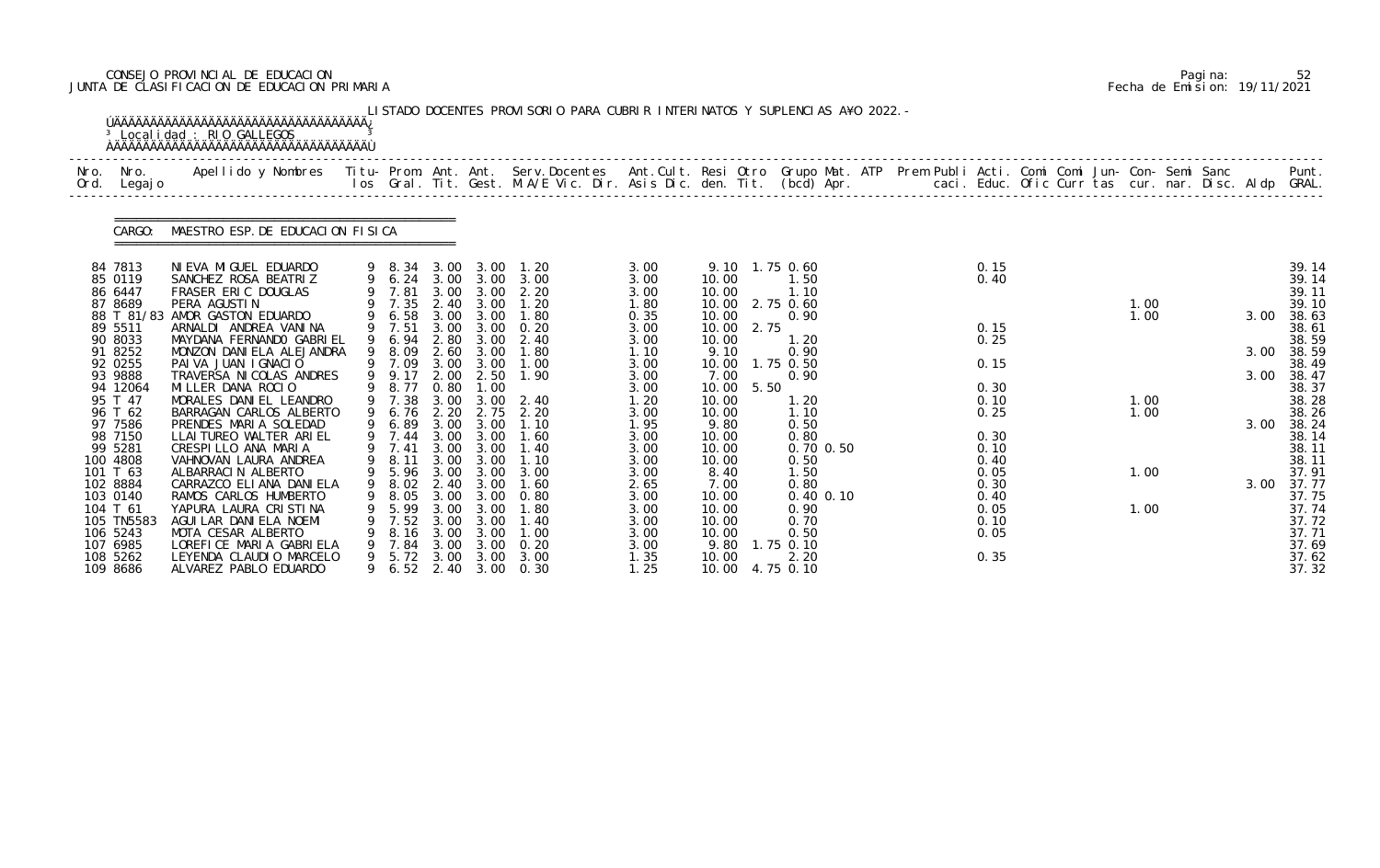CONSEJO PROVINCIAL DE EDUCACION
JUNTA DE CLASIFICACION DE EDUCACION PRIMARIA

Fecha de Emision: 19/11/2021

LISTADO DOCENTES PROVISORIO PARA CUBRIR INTERINATOS Y SUPLENCIAS AÑO 2022.-

Localidad : RIO GALLEGOS

CARGO: MAESTRO ESP. DE EDUCACION FISICA

| Nro. Ord. | Nro. Legajo | Apellido y Nombres | Titu- los | Prom. Gral. | Ant. Tit. | Ant. Gest. | Serv.Docentes M.A/E Vic. Dir. | Ant.Cult. Asis Dic. | Resi den. | Otro Tit. | Grupo Mat. (bcd) Apr. | ATP | Prem Publi caci. | Acti. Educ. | Comi Ofic | Comi Curr | Jun- tas | Con- cur. | Semi nar. | Sanc Disc. | Aldp | Punt. GRAL. |
|---|---|---|---|---|---|---|---|---|---|---|---|---|---|---|---|---|---|---|---|---|---|---|
| 84 | 7813 | NIEVA MIGUEL EDUARDO | 9 | 8.34 | 3.00 | 3.00 | 1.20 | 3.00 | 9.10 | 1.75 | 0.60 | | | 0.15 | | | | | | | | 39.14 |
| 85 | 0119 | SANCHEZ ROSA BEATRIZ | 9 | 6.24 | 3.00 | 3.00 | 3.00 | 3.00 | 10.00 | | 1.50 | | | 0.40 | | | | | | | | 39.14 |
| 86 | 6447 | FRASER ERIC DOUGLAS | 9 | 7.81 | 3.00 | 3.00 | 2.20 | 3.00 | 10.00 | | 1.10 | | | | | | | | | | | 39.11 |
| 87 | 8689 | PERA AGUSTIN | 9 | 7.35 | 2.40 | 3.00 | 1.20 | 1.80 | 10.00 | 2.75 | 0.60 | | | | | | | 1.00 | | | | 39.10 |
| 88 | T 81/83 | AMOR GASTON EDUARDO | 9 | 6.58 | 3.00 | 3.00 | 1.80 | 0.35 | 10.00 | | 0.90 | | | | | | | 1.00 | | | 3.00 | 38.63 |
| 89 | 5511 | ARNALDI ANDREA VANINA | 9 | 7.51 | 3.00 | 3.00 | 0.20 | 3.00 | 10.00 | 2.75 | | | | 0.15 | | | | | | | | 38.61 |
| 90 | 8033 | MAYDANA FERNANDO GABRIEL | 9 | 6.94 | 2.80 | 3.00 | 2.40 | 3.00 | 10.00 | | 1.20 | | | 0.25 | | | | | | | | 38.59 |
| 91 | 8252 | MONZON DANIELA ALEJANDRA | 9 | 8.09 | 2.60 | 3.00 | 1.80 | 1.10 | 9.10 | | 0.90 | | | | | | | | | | 3.00 | 38.59 |
| 92 | 0255 | PAIVA JUAN IGNACIO | 9 | 7.09 | 3.00 | 3.00 | 1.00 | 3.00 | 10.00 | 1.75 | 0.50 | | | 0.15 | | | | | | | | 38.49 |
| 93 | 9888 | TRAVERSA NICOLAS ANDRES | 9 | 9.17 | 2.00 | 2.50 | 1.90 | 3.00 | 7.00 | | 0.90 | | | | | | | | | | 3.00 | 38.47 |
| 94 | 12064 | MILLER DANA ROCIO | 9 | 8.77 | 0.80 | 1.00 | | 3.00 | 10.00 | 5.50 | | | | 0.30 | | | | | | | | 38.37 |
| 95 | T 47 | MORALES DANIEL LEANDRO | 9 | 7.38 | 3.00 | 3.00 | 2.40 | 1.20 | 10.00 | | 1.20 | | | 0.10 | | | | 1.00 | | | | 38.28 |
| 96 | T 62 | BARRAGAN CARLOS ALBERTO | 9 | 6.76 | 2.20 | 2.75 | 2.20 | 3.00 | 10.00 | | 1.10 | | | 0.25 | | | | 1.00 | | | | 38.26 |
| 97 | 7586 | PRENDES MARIA SOLEDAD | 9 | 6.89 | 3.00 | 3.00 | 1.10 | 1.95 | 9.80 | | 0.50 | | | | | | | | | | 3.00 | 38.24 |
| 98 | 7150 | LLAITUREO WALTER ARIEL | 9 | 7.44 | 3.00 | 3.00 | 1.60 | 3.00 | 10.00 | | 0.80 | | | 0.30 | | | | | | | | 38.14 |
| 99 | 5281 | CRESPILLO ANA MARIA | 9 | 7.41 | 3.00 | 3.00 | 1.40 | 3.00 | 10.00 | | 0.70 0.50 | | | 0.10 | | | | | | | | 38.11 |
| 100 | 4808 | VAHNOVAN LAURA ANDREA | 9 | 8.11 | 3.00 | 3.00 | 1.10 | 3.00 | 10.00 | | 0.50 | | | 0.40 | | | | | | | | 38.11 |
| 101 | T 63 | ALBARRACIN ALBERTO | 9 | 5.96 | 3.00 | 3.00 | 3.00 | 3.00 | 8.40 | | 1.50 | | | 0.05 | | | | 1.00 | | | | 37.91 |
| 102 | 8884 | CARRAZCO ELIANA DANIELA | 9 | 8.02 | 2.40 | 3.00 | 1.60 | 2.65 | 7.00 | | 0.80 | | | 0.30 | | | | | | | 3.00 | 37.77 |
| 103 | 0140 | RAMOS CARLOS HUMBERTO | 9 | 8.05 | 3.00 | 3.00 | 0.80 | 3.00 | 10.00 | | 0.40 0.10 | | | 0.40 | | | | | | | | 37.75 |
| 104 | T 61 | YAPURA LAURA CRISTINA | 9 | 5.99 | 3.00 | 3.00 | 1.80 | 3.00 | 10.00 | | 0.90 | | | 0.05 | | | | 1.00 | | | | 37.74 |
| 105 | TN5583 | AGUILAR DANIELA NOEMI | 9 | 7.52 | 3.00 | 3.00 | 1.40 | 3.00 | 10.00 | | 0.70 | | | 0.10 | | | | | | | | 37.72 |
| 106 | 5243 | MOTA CESAR ALBERTO | 9 | 8.16 | 3.00 | 3.00 | 1.00 | 3.00 | 10.00 | | 0.50 | | | 0.05 | | | | | | | | 37.71 |
| 107 | 6985 | LOREFICE MARIA GABRIELA | 9 | 7.84 | 3.00 | 3.00 | 0.20 | 3.00 | 9.80 | 1.75 | 0.10 | | | | | | | | | | | 37.69 |
| 108 | 5262 | LEYENDA CLAUDIO MARCELO | 9 | 5.72 | 3.00 | 3.00 | 3.00 | 1.35 | 10.00 | | 2.20 | | | 0.35 | | | | | | | | 37.62 |
| 109 | 8686 | ALVAREZ PABLO EDUARDO | 9 | 6.52 | 2.40 | 3.00 | 0.30 | 1.25 | 10.00 | 4.75 | 0.10 | | | | | | | | | | | 37.32 |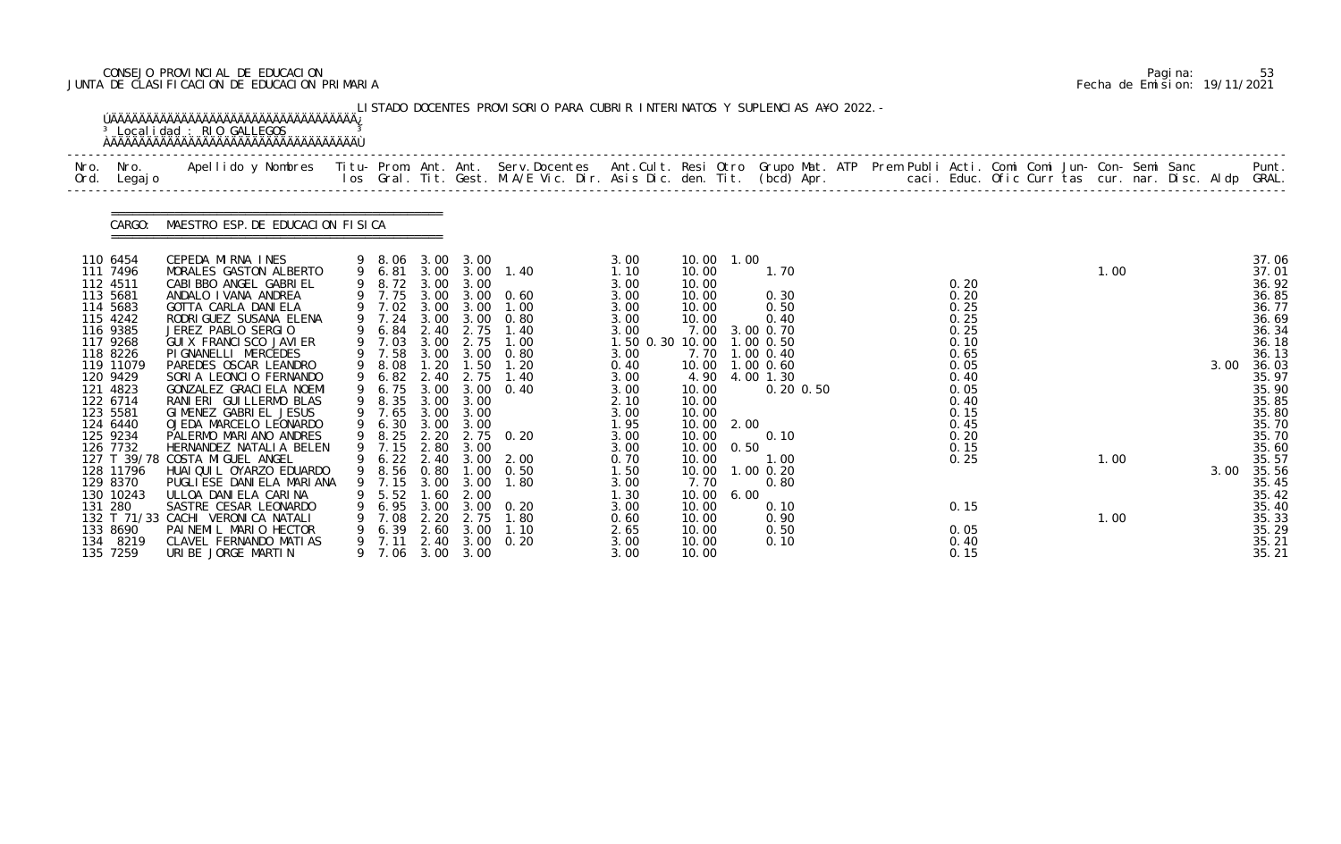CONSEJO PROVINCIAL DE EDUCACION
JUNTA DE CLASIFICACION DE EDUCACION PRIMARIA

LISTADO DOCENTES PROVISORIO PARA CUBRIR INTERINATOS Y SUPLENCIAS AÑO 2022.-

Localidad : RIO GALLEGOS

CARGO: MAESTRO ESP. DE EDUCACION FISICA

| Nro. Ord. | Nro. Legajo | Apellido y Nombres | Titu-los | Prom. Gral. | Ant. Tit. | Ant. Gest. | Serv. Docentes M.A/E Vic. Dir. | Ant. Cult. Asis Dic. | Resi den. | Otro Tit. | Grupo Mat. (bcd) | ATP Apr. | Prem Publi caci. | Acti. Educ. | Comi Ofic | Comi Curr | Jun- tas | Con- cur. | Semi nar. | Sanc Disc. | Aldp | Punt. GRAL. |
|---|---|---|---|---|---|---|---|---|---|---|---|---|---|---|---|---|---|---|---|---|---|---|
| 110 | 6454 | CEPEDA MIRNA INES | 9 | 8.06 | 3.00 | 3.00 | | 3.00 | 10.00 | 1.00 | | | | | | | | | | | | 37.06 |
| 111 | 7496 | MORALES GASTON ALBERTO | 9 | 6.81 | 3.00 | 3.00 | 1.40 | 1.10 | 10.00 | | 1.70 | | | | | | | 1.00 | | | | 37.01 |
| 112 | 4511 | CABIBBO ANGEL GABRIEL | 9 | 8.72 | 3.00 | 3.00 | | 3.00 | 10.00 | | | | | 0.20 | | | | | | | | 36.92 |
| 113 | 5681 | ANDALO IVANA ANDREA | 9 | 7.75 | 3.00 | 3.00 | 0.60 | 3.00 | 10.00 | | 0.30 | | | 0.20 | | | | | | | | 36.85 |
| 114 | 5683 | GOTTA CARLA DANIELA | 9 | 7.02 | 3.00 | 3.00 | 1.00 | 3.00 | 10.00 | | 0.50 | | | 0.25 | | | | | | | | 36.77 |
| 115 | 4242 | RODRIGUEZ SUSANA ELENA | 9 | 7.24 | 3.00 | 3.00 | 0.80 | 3.00 | 10.00 | | 0.40 | | | 0.25 | | | | | | | | 36.69 |
| 116 | 9385 | JEREZ PABLO SERGIO | 9 | 6.84 | 2.40 | 2.75 | 1.40 | 3.00 | 7.00 | 3.00 | 0.70 | | | 0.25 | | | | | | | | 36.34 |
| 117 | 9268 | GUIX FRANCISCO JAVIER | 9 | 7.03 | 3.00 | 2.75 | 1.00 | 1.50 0.30 | 10.00 | 1.00 | 0.50 | | | 0.10 | | | | | | | | 36.18 |
| 118 | 8226 | PIGNANELLI MERCEDES | 9 | 7.58 | 3.00 | 3.00 | 0.80 | 3.00 | 7.70 | 1.00 | 0.40 | | | 0.65 | | | | | | | | 36.13 |
| 119 | 11079 | PAREDES OSCAR LEANDRO | 9 | 8.08 | 1.20 | 1.50 | 1.20 | 0.40 | 10.00 | 1.00 | 0.60 | | | 0.05 | | | | | | | 3.00 | 36.03 |
| 120 | 9429 | SORIA LEONCIO FERNANDO | 9 | 6.82 | 2.40 | 2.75 | 1.40 | 3.00 | 4.90 | 4.00 | 1.30 | | | 0.40 | | | | | | | | 35.97 |
| 121 | 4823 | GONZALEZ GRACIELA NOEMI | 9 | 6.75 | 3.00 | 3.00 | 0.40 | 3.00 | 10.00 | | 0.20 | 0.50 | | 0.05 | | | | | | | | 35.90 |
| 122 | 6714 | RANIERI GUILLERMO BLAS | 9 | 8.35 | 3.00 | 3.00 | | 2.10 | 10.00 | | | | | 0.40 | | | | | | | | 35.85 |
| 123 | 5581 | GIMENEZ GABRIEL JESUS | 9 | 7.65 | 3.00 | 3.00 | | 3.00 | 10.00 | | | | | 0.15 | | | | | | | | 35.80 |
| 124 | 6440 | OJEDA MARCELO LEONARDO | 9 | 6.30 | 3.00 | 3.00 | | 1.95 | 10.00 | 2.00 | | | | 0.45 | | | | | | | | 35.70 |
| 125 | 9234 | PALERMO MARIANO ANDRES | 9 | 8.25 | 2.20 | 2.75 | 0.20 | 3.00 | 10.00 | | 0.10 | | | 0.20 | | | | | | | | 35.70 |
| 126 | 7732 | HERNANDEZ NATALIA BELEN | 9 | 7.15 | 2.80 | 3.00 | | 3.00 | 10.00 | 0.50 | | | | 0.15 | | | | | | | | 35.60 |
| 127 | T 39/78 | COSTA MIGUEL ANGEL | 9 | 6.22 | 2.40 | 3.00 | 2.00 | 0.70 | 10.00 | | 1.00 | | | 0.25 | | | | 1.00 | | | | 35.57 |
| 128 | 11796 | HUAIQUIL OYARZO EDUARDO | 9 | 8.56 | 0.80 | 1.00 | 0.50 | 1.50 | 10.00 | 1.00 | 0.20 | | | | | | | | | | 3.00 | 35.56 |
| 129 | 8370 | PUGLIESE DANIELA MARIANA | 9 | 7.15 | 3.00 | 3.00 | 1.80 | 3.00 | 7.70 | | 0.80 | | | | | | | | | | | 35.45 |
| 130 | 10243 | ULLOA DANIELA CARINA | 9 | 5.52 | 1.60 | 2.00 | | 1.30 | 10.00 | 6.00 | | | | | | | | | | | | 35.42 |
| 131 | 280 | SASTRE CESAR LEONARDO | 9 | 6.95 | 3.00 | 3.00 | 0.20 | 3.00 | 10.00 | | 0.10 | | | 0.15 | | | | | | | | 35.40 |
| 132 | T 71/33 | CACHI VERONICA NATALI | 9 | 7.08 | 2.20 | 2.75 | 1.80 | 0.60 | 10.00 | | 0.90 | | | | | | | 1.00 | | | | 35.33 |
| 133 | 8690 | PAINEMIL MARIO HECTOR | 9 | 6.39 | 2.60 | 3.00 | 1.10 | 2.65 | 10.00 | | 0.50 | | | 0.05 | | | | | | | | 35.29 |
| 134 | 8219 | CLAVEL FERNANDO MATIAS | 9 | 7.11 | 2.40 | 3.00 | 0.20 | 3.00 | 10.00 | | 0.10 | | | 0.40 | | | | | | | | 35.21 |
| 135 | 7259 | URIBE JORGE MARTIN | 9 | 7.06 | 3.00 | 3.00 | | 3.00 | 10.00 | | | | | 0.15 | | | | | | | | 35.21 |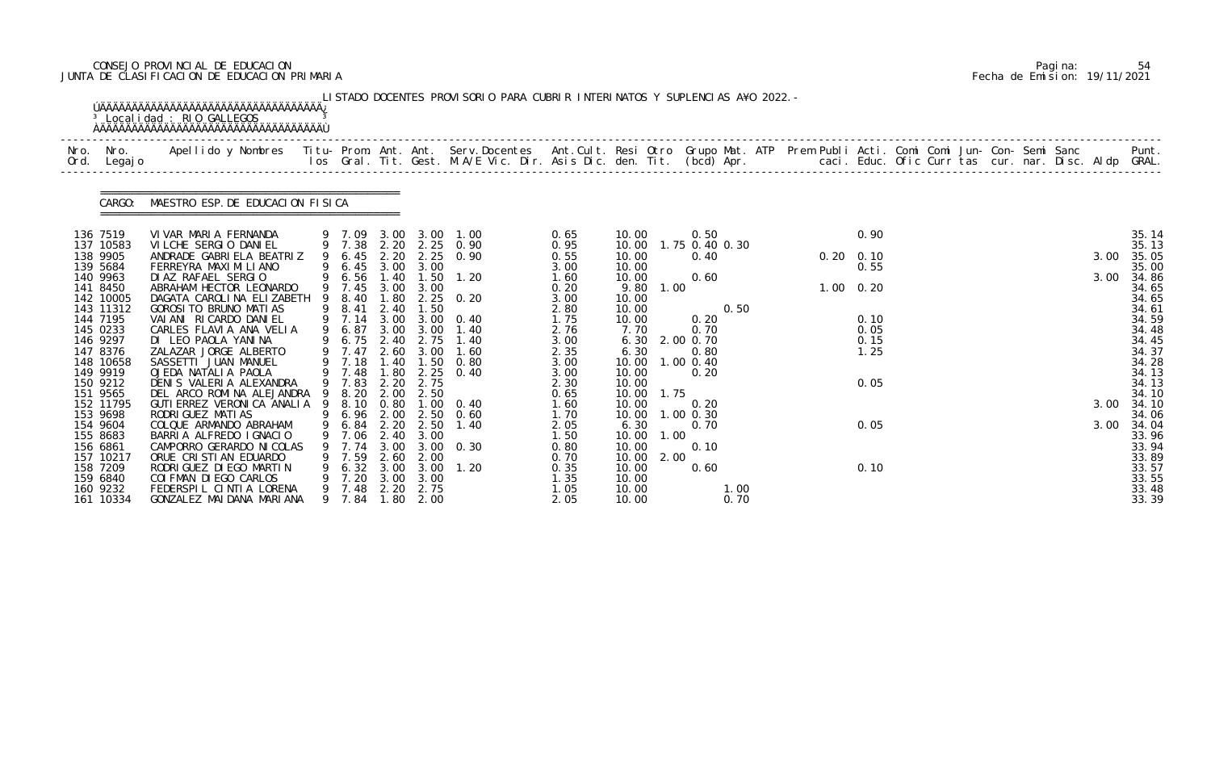CONSEJO PROVINCIAL DE EDUCACION
JUNTA DE CLASIFICACION DE EDUCACION PRIMARIA

Fecha de Emision: 19/11/2021

LISTADO DOCENTES PROVISORIO PARA CUBRIR INTERINATOS Y SUPLENCIAS A¥O 2022.-

Localidad : RIO GALLEGOS

CARGO: MAESTRO ESP. DE EDUCACION FISICA

| Nro. Ord. | Nro. Legajo | Apellido y Nombres | Titu- los | Prom. Gral. | Ant. Tit. | Ant. Gest. | Serv. Docentes M.A/E Vic. Dir. | Ant. Cult. Asis Dic. | Resi den. | Otro Tit. | Grupo Mat. (bcd) | ATP Apr. | Prem Publi caci. | Acti. Educ. | Comi Ofic | Comi Curr | Jun- tas | Con- cur. | Semi nar. | Sanc Disc. | Aldp | Punt. GRAL. |
|---|---|---|---|---|---|---|---|---|---|---|---|---|---|---|---|---|---|---|---|---|---|---|
| 136 | 7519 | VIVAR MARIA FERNANDA | 9 | 7.09 | 3.00 | 3.00 | 1.00 | 0.65 | 10.00 | | 0.50 | | | 0.90 | | | | | | | | 35.14 |
| 137 | 10583 | VILCHE SERGIO DANIEL | 9 | 7.38 | 2.20 | 2.25 | 0.90 | 0.95 | 10.00 | 1.75 | 0.40 0.30 | | | | | | | | | | | 35.13 |
| 138 | 9905 | ANDRADE GABRIELA BEATRIZ | 9 | 6.45 | 2.20 | 2.25 | 0.90 | 0.55 | 10.00 | | 0.40 | | 0.20 | 0.10 | | | | | | | 3.00 | 35.05 |
| 139 | 5684 | FERREYRA MAXIMILIANO | 9 | 6.45 | 3.00 | 3.00 | | 3.00 | 10.00 | | | | | 0.55 | | | | | | | | 35.00 |
| 140 | 9963 | DIAZ RAFAEL SERGIO | 9 | 6.56 | 1.40 | 1.50 | 1.20 | 1.60 | 10.00 | | 0.60 | | | | | | | | | | 3.00 | 34.86 |
| 141 | 8450 | ABRAHAM HECTOR LEONARDO | 9 | 7.45 | 3.00 | 3.00 | | 0.20 | 9.80 | 1.00 | | | 1.00 | 0.20 | | | | | | | | 34.65 |
| 142 | 10005 | DAGATA CAROLINA ELIZABETH | 9 | 8.40 | 1.80 | 2.25 | 0.20 | 3.00 | 10.00 | | | | | | | | | | | | | 34.65 |
| 143 | 11312 | GOROSITO BRUNO MATIAS | 9 | 8.41 | 2.40 | 1.50 | | 2.80 | 10.00 | | 0.50 | | | | | | | | | | | 34.61 |
| 144 | 7195 | VAIANI RICARDO DANIEL | 9 | 7.14 | 3.00 | 3.00 | 0.40 | 1.75 | 10.00 | | 0.20 | | | 0.10 | | | | | | | | 34.59 |
| 145 | 0233 | CARLES FLAVIA ANA VELIA | 9 | 6.87 | 3.00 | 3.00 | 1.40 | 2.76 | 7.70 | | 0.70 | | | 0.05 | | | | | | | | 34.48 |
| 146 | 9297 | DI LEO PAOLA YANINA | 9 | 6.75 | 2.40 | 2.75 | 1.40 | 3.00 | 6.30 | 2.00 | 0.70 | | | 0.15 | | | | | | | | 34.45 |
| 147 | 8376 | ZALAZAR JORGE ALBERTO | 9 | 7.47 | 2.60 | 3.00 | 1.60 | 2.35 | 6.30 | | 0.80 | | | 1.25 | | | | | | | | 34.37 |
| 148 | 10658 | SASSETTI JUAN MANUEL | 9 | 7.18 | 1.40 | 1.50 | 0.80 | 3.00 | 10.00 | 1.00 | 0.40 | | | | | | | | | | | 34.28 |
| 149 | 9919 | OJEDA NATALIA PAOLA | 9 | 7.48 | 1.80 | 2.25 | 0.40 | 3.00 | 10.00 | | 0.20 | | | | | | | | | | | 34.13 |
| 150 | 9212 | DENIS VALERIA ALEXANDRA | 9 | 7.83 | 2.20 | 2.75 | | 2.30 | 10.00 | | | | | 0.05 | | | | | | | | 34.13 |
| 151 | 9565 | DEL ARCO ROMINA ALEJANDRA | 9 | 8.20 | 2.00 | 2.50 | | 0.65 | 10.00 | 1.75 | | | | | | | | | | | | 34.10 |
| 152 | 11795 | GUTIERREZ VERONICA ANALIA | 9 | 8.10 | 0.80 | 1.00 | 0.40 | 1.60 | 10.00 | | 0.20 | | | | | | | | | | 3.00 | 34.10 |
| 153 | 9698 | RODRIGUEZ MATIAS | 9 | 6.96 | 2.00 | 2.50 | 0.60 | 1.70 | 10.00 | 1.00 | 0.30 | | | | | | | | | | | 34.06 |
| 154 | 9604 | COLQUE ARMANDO ABRAHAM | 9 | 6.84 | 2.20 | 2.50 | 1.40 | 2.05 | 6.30 | | 0.70 | | | 0.05 | | | | | | | 3.00 | 34.04 |
| 155 | 8683 | BARRIA ALFREDO IGNACIO | 9 | 7.06 | 2.40 | 3.00 | | 1.50 | 10.00 | 1.00 | | | | | | | | | | | | 33.96 |
| 156 | 6861 | CAMPORRO GERARDO NICOLAS | 9 | 7.74 | 3.00 | 3.00 | 0.30 | 0.80 | 10.00 | | 0.10 | | | | | | | | | | | 33.94 |
| 157 | 10217 | ORUE CRISTIAN EDUARDO | 9 | 7.59 | 2.60 | 2.00 | | 0.70 | 10.00 | 2.00 | | | | | | | | | | | | 33.89 |
| 158 | 7209 | RODRIGUEZ DIEGO MARTIN | 9 | 6.32 | 3.00 | 3.00 | 1.20 | 0.35 | 10.00 | | 0.60 | | | 0.10 | | | | | | | | 33.57 |
| 159 | 6840 | COIFMAN DIEGO CARLOS | 9 | 7.20 | 3.00 | 3.00 | | 1.35 | 10.00 | | | | | | | | | | | | | 33.55 |
| 160 | 9232 | FEDERSPIL CINTIA LORENA | 9 | 7.48 | 2.20 | 2.75 | | 1.05 | 10.00 | | 1.00 | | | | | | | | | | | 33.48 |
| 161 | 10334 | GONZALEZ MAIDANA MARIANA | 9 | 7.84 | 1.80 | 2.00 | | 2.05 | 10.00 | | 0.70 | | | | | | | | | | | 33.39 |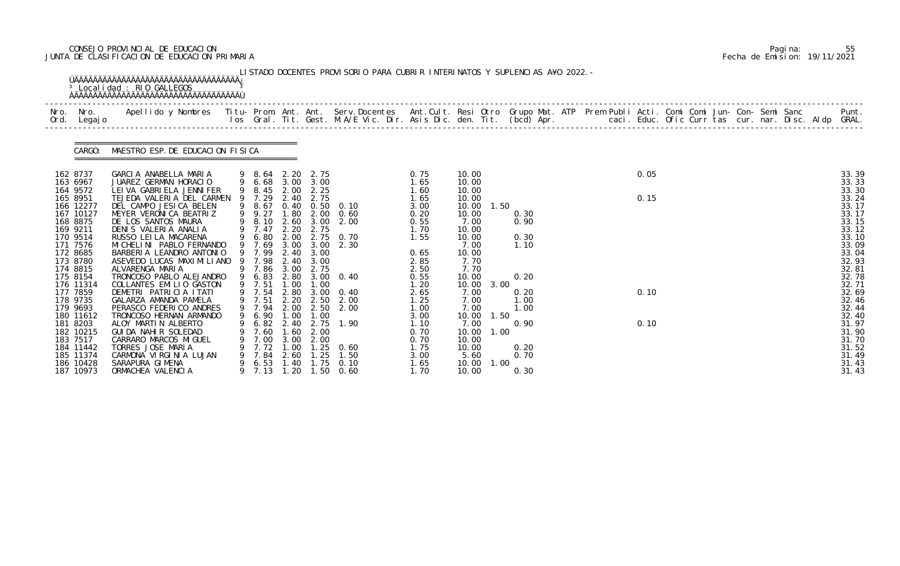CONSEJO PROVINCIAL DE EDUCACION
JUNTA DE CLASIFICACION DE EDUCACION PRIMARIA

Pagina: 55
Fecha de Emision: 19/11/2021

LISTADO DOCENTES PROVISORIO PARA CUBRIR INTERINATOS Y SUPLENCIAS A¥O 2022.-

Localidad : RIO GALLEGOS

CARGO: MAESTRO ESP. DE EDUCACION FISICA

| Nro. Ord. | Nro. Legajo | Apellido y Nombres | Titu- los | Prom. Gral. | Ant. Tit. | Ant. Gest. | Serv. Docentes M.A/E Vic. Dir. | Ant. Cult. Asis Dic. | Resi den. | Otro Tit. | Grupo Mat. (bcd) | ATP Apr. | Prem Publi caci. | Acti. Educ. | Comi Ofic | Comi Curr | Jun- tas | Con- cur. | Semi nar. | Sanc Disc. | Aldp | Punt. GRAL. |
|---|---|---|---|---|---|---|---|---|---|---|---|---|---|---|---|---|---|---|---|---|---|---|
| 162 | 8737 | GARCIA ANABELLA MARIA | 9 | 8.64 | 2.20 | 2.75 | | 0.75 | 10.00 | | | | | 0.05 | | | | | | | | 33.39 |
| 163 | 6967 | JUAREZ GERMAN HORACIO | 9 | 6.68 | 3.00 | 3.00 | | 1.65 | 10.00 | | | | | | | | | | | | | 33.33 |
| 164 | 9572 | LEIVA GABRIELA JENNIFER | 9 | 8.45 | 2.00 | 2.25 | | 1.60 | 10.00 | | | | | | | | | | | | | 33.30 |
| 165 | 8951 | TEJEDA VALERIA DEL CARMEN | 9 | 7.29 | 2.40 | 2.75 | | 1.65 | 10.00 | | | | | 0.15 | | | | | | | | 33.24 |
| 166 | 12277 | DEL CAMPO JESICA BELEN | 9 | 8.67 | 0.40 | 0.50 | 0.10 | 3.00 | 10.00 | 1.50 | | | | | | | | | | | | 33.17 |
| 167 | 10127 | MEYER VERONICA BEATRIZ | 9 | 9.27 | 1.80 | 2.00 | 0.60 | 0.20 | 10.00 | | 0.30 | | | | | | | | | | | 33.17 |
| 168 | 8875 | DE LOS SANTOS MAURA | 9 | 8.10 | 2.60 | 3.00 | 2.00 | 0.55 | 7.00 | | 0.90 | | | | | | | | | | | 33.15 |
| 169 | 9211 | DENIS VALERIA ANALIA | 9 | 7.47 | 2.20 | 2.75 | | 1.70 | 10.00 | | | | | | | | | | | | | 33.12 |
| 170 | 9514 | RUSSO LEILA MACARENA | 9 | 6.80 | 2.00 | 2.75 | 0.70 | 1.55 | 10.00 | | 0.30 | | | | | | | | | | | 33.10 |
| 171 | 7576 | MICHELINI PABLO FERNANDO | 9 | 7.69 | 3.00 | 3.00 | 2.30 | | 7.00 | | 1.10 | | | | | | | | | | | 33.09 |
| 172 | 8685 | BARBERIA LEANDRO ANTONIO | 9 | 7.99 | 2.40 | 3.00 | | 0.65 | 10.00 | | | | | | | | | | | | | 33.04 |
| 173 | 8780 | ASEVEDO LUCAS MAXIMILIANO | 9 | 7.98 | 2.40 | 3.00 | | 2.85 | 7.70 | | | | | | | | | | | | | 32.93 |
| 174 | 8815 | ALVARENGA MARIA | 9 | 7.86 | 3.00 | 2.75 | | 2.50 | 7.70 | | | | | | | | | | | | | 32.81 |
| 175 | 8154 | TRONCOSO PABLO ALEJANDRO | 9 | 6.83 | 2.80 | 3.00 | 0.40 | 0.55 | 10.00 | | 0.20 | | | | | | | | | | | 32.78 |
| 176 | 11314 | COLLANTES EMILIO GASTON | 9 | 7.51 | 1.00 | 1.00 | | 1.20 | 10.00 | 3.00 | | | | | | | | | | | | 32.71 |
| 177 | 7859 | DEMETRI PATRICIA ITATI | 9 | 7.54 | 2.80 | 3.00 | 0.40 | 2.65 | 7.00 | | 0.20 | | | 0.10 | | | | | | | | 32.69 |
| 178 | 9735 | GALARZA AMANDA PAMELA | 9 | 7.51 | 2.20 | 2.50 | 2.00 | 1.25 | 7.00 | | 1.00 | | | | | | | | | | | 32.46 |
| 179 | 9693 | PERASCO FEDERICO ANDRES | 9 | 7.94 | 2.00 | 2.50 | 2.00 | 1.00 | 7.00 | | 1.00 | | | | | | | | | | | 32.44 |
| 180 | 11612 | TRONCOSO HERNAN ARMANDO | 9 | 6.90 | 1.00 | 1.00 | | 3.00 | 10.00 | 1.50 | | | | | | | | | | | | 32.40 |
| 181 | 8203 | ALOY MARTIN ALBERTO | 9 | 6.82 | 2.40 | 2.75 | 1.90 | 1.10 | 7.00 | | 0.90 | | | 0.10 | | | | | | | | 31.97 |
| 182 | 10215 | GUIDA NAHIR SOLEDAD | 9 | 7.60 | 1.60 | 2.00 | | 0.70 | 10.00 | 1.00 | | | | | | | | | | | | 31.90 |
| 183 | 7517 | CARRARO MARCOS MIGUEL | 9 | 7.00 | 3.00 | 2.00 | | 0.70 | 10.00 | | | | | | | | | | | | | 31.70 |
| 184 | 11442 | TORRES JOSE MARIA | 9 | 7.72 | 1.00 | 1.25 | 0.60 | 1.75 | 10.00 | | 0.20 | | | | | | | | | | | 31.52 |
| 185 | 11374 | CARMONA VIRGINIA LUJAN | 9 | 7.84 | 2.60 | 1.25 | 1.50 | 3.00 | 5.60 | | 0.70 | | | | | | | | | | | 31.49 |
| 186 | 10428 | SARAPURA GIMENA | 9 | 6.53 | 1.40 | 1.75 | 0.10 | 1.65 | 10.00 | 1.00 | | | | | | | | | | | | 31.43 |
| 187 | 10973 | ORMACHEA VALENCIA | 9 | 7.13 | 1.20 | 1.50 | 0.60 | 1.70 | 10.00 | | 0.30 | | | | | | | | | | | 31.43 |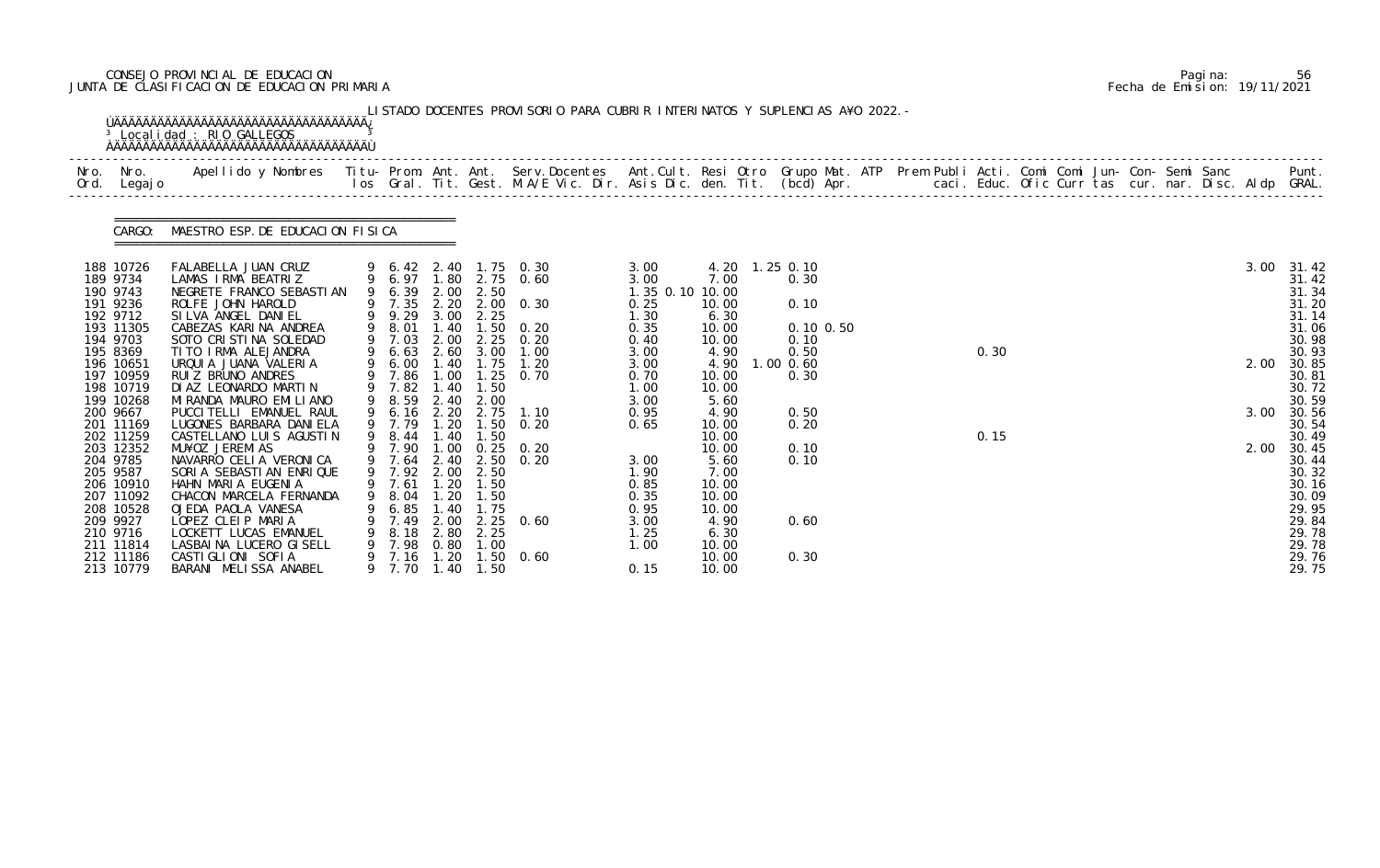CONSEJO PROVINCIAL DE EDUCACION
JUNTA DE CLASIFICACION DE EDUCACION PRIMARIA

Pagina: 56
Fecha de Emision: 19/11/2021

LISTADO DOCENTES PROVISORIO PARA CUBRIR INTERINATOS Y SUPLENCIAS A¥O 2022.-

Localidad : RIO GALLEGOS

CARGO: MAESTRO ESP. DE EDUCACION FISICA

| Nro. Ord. | Nro. Legajo | Apellido y Nombres | Titu- los | Prom. Gral. | Ant. Tit. | Ant. Gest. | Serv.Docentes M.A/E Vic. Dir. | Ant.Cult. Asis Dic. | Resi den. | Otro Tit. | Grupo Mat. (bcd) | ATP Apr. | Prem Publi caci. | Acti. Educ. | Comi Ofic | Comi Curr | Jun- tas | Con- cur. | Semi nar. | Sanc Disc. | Aldp | Punt. GRAL. |
|---|---|---|---|---|---|---|---|---|---|---|---|---|---|---|---|---|---|---|---|---|---|---|
| 188 | 10726 | FALABELLA JUAN CRUZ | 9 | 6.42 | 2.40 | 1.75 | 0.30 | 3.00 | 4.20 | 1.25 | 0.10 | | | | | | | | | | 3.00 | 31.42 |
| 189 | 9734 | LAMAS IRMA BEATRIZ | 9 | 6.97 | 1.80 | 2.75 | 0.60 | 3.00 | 7.00 | | 0.30 | | | | | | | | | | | 31.42 |
| 190 | 9743 | NEGRETE FRANCO SEBASTIAN | 9 | 6.39 | 2.00 | 2.50 | | 1.35 0.10 | 10.00 | | | | | | | | | | | | | 31.34 |
| 191 | 9236 | ROLFE JOHN HAROLD | 9 | 7.35 | 2.20 | 2.00 | 0.30 | 0.25 | 10.00 | | 0.10 | | | | | | | | | | | 31.20 |
| 192 | 9712 | SILVA ANGEL DANIEL | 9 | 9.29 | 3.00 | 2.25 | | 1.30 | 6.30 | | | | | | | | | | | | | 31.14 |
| 193 | 11305 | CABEZAS KARINA ANDREA | 9 | 8.01 | 1.40 | 1.50 | 0.20 | 0.35 | 10.00 | | 0.10 | 0.50 | | | | | | | | | | 31.06 |
| 194 | 9703 | SOTO CRISTINA SOLEDAD | 9 | 7.03 | 2.00 | 2.25 | 0.20 | 0.40 | 10.00 | | 0.10 | | | | | | | | | | | 30.98 |
| 195 | 8369 | TITO IRMA ALEJANDRA | 9 | 6.63 | 2.60 | 3.00 | 1.00 | 3.00 | 4.90 | | 0.50 | | | 0.30 | | | | | | | | 30.93 |
| 196 | 10651 | URQUIA JUANA VALERIA | 9 | 6.00 | 1.40 | 1.75 | 1.20 | 3.00 | 4.90 | 1.00 | 0.60 | | | | | | | | | | 2.00 | 30.85 |
| 197 | 10959 | RUIZ BRUNO ANDRES | 9 | 7.86 | 1.00 | 1.25 | 0.70 | 0.70 | 10.00 | | 0.30 | | | | | | | | | | | 30.81 |
| 198 | 10719 | DIAZ LEONARDO MARTIN | 9 | 7.82 | 1.40 | 1.50 | | 1.00 | 10.00 | | | | | | | | | | | | | 30.72 |
| 199 | 10268 | MIRANDA MAURO EMILIANO | 9 | 8.59 | 2.40 | 2.00 | | 3.00 | 5.60 | | | | | | | | | | | | | 30.59 |
| 200 | 9667 | PUCCITELLI EMANUEL RAUL | 9 | 6.16 | 2.20 | 2.75 | 1.10 | 0.95 | 4.90 | | 0.50 | | | | | | | | | | 3.00 | 30.56 |
| 201 | 11169 | LUGONES BARBARA DANIELA | 9 | 7.79 | 1.20 | 1.50 | 0.20 | 0.65 | 10.00 | | 0.20 | | | | | | | | | | | 30.54 |
| 202 | 11259 | CASTELLANO LUIS AGUSTIN | 9 | 8.44 | 1.40 | 1.50 | | | 10.00 | | | | | 0.15 | | | | | | | | 30.49 |
| 203 | 12352 | MU¥OZ JEREMIAS | 9 | 7.90 | 1.00 | 0.25 | 0.20 | | 10.00 | | 0.10 | | | | | | | | | | 2.00 | 30.45 |
| 204 | 9785 | NAVARRO CELIA VERONICA | 9 | 7.64 | 2.40 | 2.50 | 0.20 | 3.00 | 5.60 | | 0.10 | | | | | | | | | | | 30.44 |
| 205 | 9587 | SORIA SEBASTIAN ENRIQUE | 9 | 7.92 | 2.00 | 2.50 | | 1.90 | 7.00 | | | | | | | | | | | | | 30.32 |
| 206 | 10910 | HAHN MARIA EUGENIA | 9 | 7.61 | 1.20 | 1.50 | | 0.85 | 10.00 | | | | | | | | | | | | | 30.16 |
| 207 | 11092 | CHACON MARCELA FERNANDA | 9 | 8.04 | 1.20 | 1.50 | | 0.35 | 10.00 | | | | | | | | | | | | | 30.09 |
| 208 | 10528 | OJEDA PAOLA VANESA | 9 | 6.85 | 1.40 | 1.75 | | 0.95 | 10.00 | | | | | | | | | | | | | 29.95 |
| 209 | 9927 | LOPEZ CLEIP MARIA | 9 | 7.49 | 2.00 | 2.25 | 0.60 | 3.00 | 4.90 | | 0.60 | | | | | | | | | | | 29.84 |
| 210 | 9716 | LOCKETT LUCAS EMANUEL | 9 | 8.18 | 2.80 | 2.25 | | 1.25 | 6.30 | | | | | | | | | | | | | 29.78 |
| 211 | 11814 | LASBAINA LUCERO GISELL | 9 | 7.98 | 0.80 | 1.00 | | 1.00 | 10.00 | | | | | | | | | | | | | 29.78 |
| 212 | 11186 | CASTIGLIONI SOFIA | 9 | 7.16 | 1.20 | 1.50 | 0.60 | | 10.00 | | 0.30 | | | | | | | | | | | 29.76 |
| 213 | 10779 | BARANI MELISSA ANABEL | 9 | 7.70 | 1.40 | 1.50 | | 0.15 | 10.00 | | | | | | | | | | | | | 29.75 |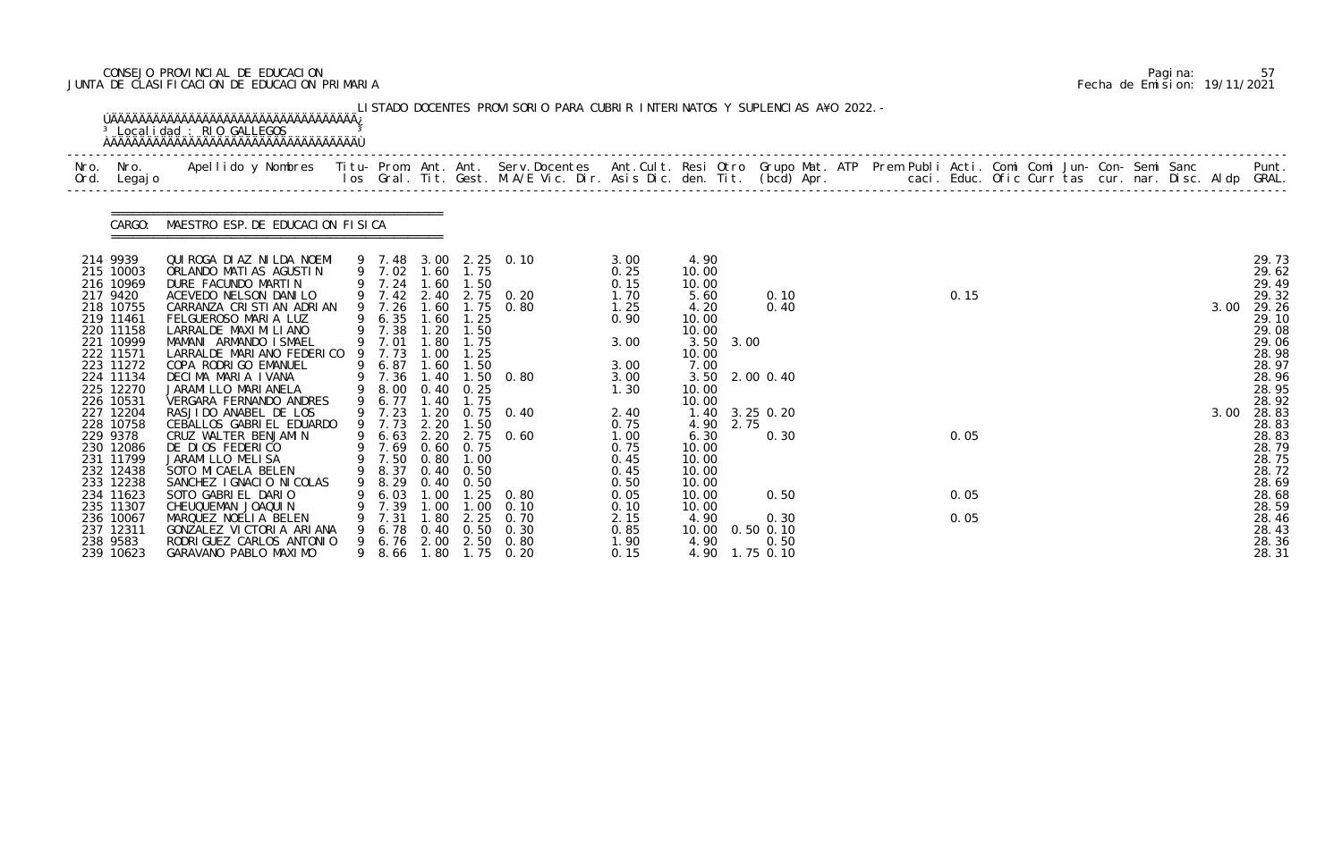CONSEJO PROVINCIAL DE EDUCACION
JUNTA DE CLASIFICACION DE EDUCACION PRIMARIA

LISTADO DOCENTES PROVISORIO PARA CUBRIR INTERINATOS Y SUPLENCIAS AÑO 2022.-

Localidad : RIO GALLEGOS

CARGO: MAESTRO ESP. DE EDUCACION FISICA

| Nro. Ord. | Nro. Legajo | Apellido y Nombres | Titu- los | Prom. Gral. | Ant. Tit. | Ant. Gest. | Serv. Docentes M.A/E Vic. Dir. | Ant. Cult. Asis Dic. | Resi den. | Otro Tit. | Grupo Mat. (bcd) | ATP Apr. | Prem Publi caci. | Acti. Educ. | Comi Ofic | Comi Curr | Jun- tas | Con- cur. | Semi nar. | Sanc Disc. | Aldp | Punt. GRAL. |
|---|---|---|---|---|---|---|---|---|---|---|---|---|---|---|---|---|---|---|---|---|---|---|
| 214 | 9939 | QUIROGA DIAZ NILDA NOEMI | 9 | 7.48 | 3.00 | 2.25 | 0.10 | 3.00 | 4.90 | | | | | | | | | | | | | 29.73 |
| 215 | 10003 | ORLANDO MATIAS AGUSTIN | 9 | 7.02 | 1.60 | 1.75 | | 0.25 | 10.00 | | | | | | | | | | | | | 29.62 |
| 216 | 10969 | DURE FACUNDO MARTIN | 9 | 7.24 | 1.60 | 1.50 | | 0.15 | 10.00 | | | | | | | | | | | | | 29.49 |
| 217 | 9420 | ACEVEDO NELSON DANILO | 9 | 7.42 | 2.40 | 2.75 | 0.20 | 1.70 | 5.60 | | 0.10 | | | 0.15 | | | | | | | | 29.32 |
| 218 | 10755 | CARRANZA CRISTIAN ADRIAN | 9 | 7.26 | 1.60 | 1.75 | 0.80 | 1.25 | 4.20 | | 0.40 | | | | | | | | | | 3.00 | 29.26 |
| 219 | 11461 | FELGUEROSO MARIA LUZ | 9 | 6.35 | 1.60 | 1.25 | | 0.90 | 10.00 | | | | | | | | | | | | | 29.10 |
| 220 | 11158 | LARRALDE MAXIMILIANO | 9 | 7.38 | 1.20 | 1.50 | | | 10.00 | | | | | | | | | | | | | 29.08 |
| 221 | 10999 | MAMANI ARMANDO ISMAEL | 9 | 7.01 | 1.80 | 1.75 | | 3.00 | 3.50 | 3.00 | | | | | | | | | | | | 29.06 |
| 222 | 11571 | LARRALDE MARIANO FEDERICO | 9 | 7.73 | 1.00 | 1.25 | | | 10.00 | | | | | | | | | | | | | 28.98 |
| 223 | 11272 | COPA RODRIGO EMANUEL | 9 | 6.87 | 1.60 | 1.50 | | 3.00 | 7.00 | | | | | | | | | | | | | 28.97 |
| 224 | 11134 | DECIMA MARIA IVANA | 9 | 7.36 | 1.40 | 1.50 | 0.80 | 3.00 | 3.50 | 2.00 | 0.40 | | | | | | | | | | | 28.96 |
| 225 | 12270 | JARAMILLO MARIANELA | 9 | 8.00 | 0.40 | 0.25 | | 1.30 | 10.00 | | | | | | | | | | | | | 28.95 |
| 226 | 10531 | VERGARA FERNANDO ANDRES | 9 | 6.77 | 1.40 | 1.75 | | | 10.00 | | | | | | | | | | | | | 28.92 |
| 227 | 12204 | RASJIDO ANABEL DE LOS | 9 | 7.23 | 1.20 | 0.75 | 0.40 | 2.40 | 1.40 | 3.25 | 0.20 | | | | | | | | | | 3.00 | 28.83 |
| 228 | 10758 | CEBALLOS GABRIEL EDUARDO | 9 | 7.73 | 2.20 | 1.50 | | 0.75 | 4.90 | 2.75 | | | | | | | | | | | | 28.83 |
| 229 | 9378 | CRUZ WALTER BENJAMIN | 9 | 6.63 | 2.20 | 2.75 | 0.60 | 1.00 | 6.30 | | 0.30 | | | 0.05 | | | | | | | | 28.83 |
| 230 | 12086 | DE DIOS FEDERICO | 9 | 7.69 | 0.60 | 0.75 | | 0.75 | 10.00 | | | | | | | | | | | | | 28.79 |
| 231 | 11799 | JARAMILLO MELISA | 9 | 7.50 | 0.80 | 1.00 | | 0.45 | 10.00 | | | | | | | | | | | | | 28.75 |
| 232 | 12438 | SOTO MICAELA BELEN | 9 | 8.37 | 0.40 | 0.50 | | 0.45 | 10.00 | | | | | | | | | | | | | 28.72 |
| 233 | 12238 | SANCHEZ IGNACIO NICOLAS | 9 | 8.29 | 0.40 | 0.50 | | 0.50 | 10.00 | | | | | | | | | | | | | 28.69 |
| 234 | 11623 | SOTO GABRIEL DARIO | 9 | 6.03 | 1.00 | 1.25 | 0.80 | 0.05 | 10.00 | | 0.50 | | | 0.05 | | | | | | | | 28.68 |
| 235 | 11307 | CHEUQUEMAN JOAQUIN | 9 | 7.39 | 1.00 | 1.00 | 0.10 | 0.10 | 10.00 | | | | | | | | | | | | | 28.59 |
| 236 | 10067 | MARQUEZ NOELIA BELEN | 9 | 7.31 | 1.80 | 2.25 | 0.70 | 2.15 | 4.90 | | 0.30 | | | 0.05 | | | | | | | | 28.46 |
| 237 | 12311 | GONZALEZ VICTORIA ARIANA | 9 | 6.78 | 0.40 | 0.50 | 0.30 | 0.85 | 10.00 | 0.50 | 0.10 | | | | | | | | | | | 28.43 |
| 238 | 9583 | RODRIGUEZ CARLOS ANTONIO | 9 | 6.76 | 2.00 | 2.50 | 0.80 | 1.90 | 4.90 | | 0.50 | | | | | | | | | | | 28.36 |
| 239 | 10623 | GARAVANO PABLO MAXIMO | 9 | 8.66 | 1.80 | 1.75 | 0.20 | 0.15 | 4.90 | 1.75 | 0.10 | | | | | | | | | | | 28.31 |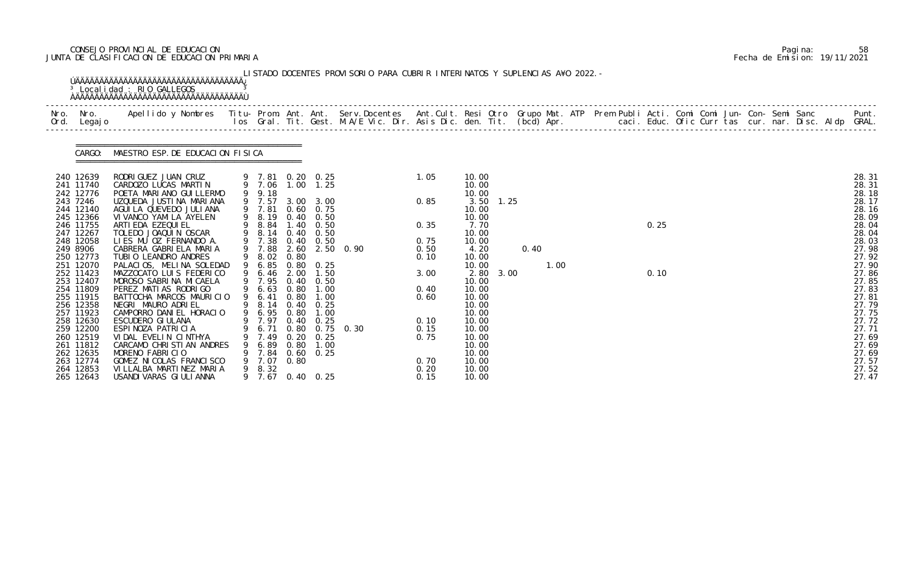CONSEJO PROVINCIAL DE EDUCACION
JUNTA DE CLASIFICACION DE EDUCACION PRIMARIA

Pagina: 58
Fecha de Emision: 19/11/2021

LISTADO DOCENTES PROVISORIO PARA CUBRIR INTERINATOS Y SUPLENCIAS A¥O 2022.-

Localidad : RIO GALLEGOS

CARGO: MAESTRO ESP. DE EDUCACION FISICA

| Nro. Ord. | Nro. Legajo | Apellido y Nombres | Titu- los | Prom. Gral. | Ant. Tit. | Ant. Gest. | Serv. Docentes M.A/E Vic. Dir. | Ant. Cult. Asis Dic. | Resi den. | Otro Tit. | Grupo (bcd) | Mat. Apr. | ATP | Prem Publi caci. | Acti. Educ. | Comi Ofic | Comi Curr | Jun- tas | Con- cur. | Semi nar. | Sanc Disc. | Aldp | Punt. GRAL. |
|---|---|---|---|---|---|---|---|---|---|---|---|---|---|---|---|---|---|---|---|---|---|---|---|
| 240 | 12639 | RODRIGUEZ JUAN CRUZ | 9 | 7.81 | 0.20 | 0.25 | | 1.05 | 10.00 | | | | | | | | | | | | | | 28.31 |
| 241 | 11740 | CARDOZO LUCAS MARTIN | 9 | 7.06 | 1.00 | 1.25 | | | 10.00 | | | | | | | | | | | | | | 28.31 |
| 242 | 12776 | POETA MARIANO GUILLERMO | 9 | 9.18 | | | | | 10.00 | | | | | | | | | | | | | | 28.18 |
| 243 | 7246 | UZQUEDA JUSTINA MARIANA | 9 | 7.57 | 3.00 | 3.00 | | 0.85 | 3.50 | 1.25 | | | | | | | | | | | | | 28.17 |
| 244 | 12140 | AGUILA QUEVEDO JULIANA | 9 | 7.81 | 0.60 | 0.75 | | | 10.00 | | | | | | | | | | | | | | 28.16 |
| 245 | 12366 | VIVANCO YAMILA AYELEN | 9 | 8.19 | 0.40 | 0.50 | | | 10.00 | | | | | | | | | | | | | | 28.09 |
| 246 | 11755 | ARTIEDA EZEQUIEL | 9 | 8.84 | 1.40 | 0.50 | | 0.35 | 7.70 | | | | | | 0.25 | | | | | | | | 28.04 |
| 247 | 12267 | TOLEDO JOAQUIN OSCAR | 9 | 8.14 | 0.40 | 0.50 | | | 10.00 | | | | | | | | | | | | | | 28.04 |
| 248 | 12058 | LIES MU OZ FERNANDO A. | 9 | 7.38 | 0.40 | 0.50 | | 0.75 | 10.00 | | | | | | | | | | | | | | 28.03 |
| 249 | 8906 | CABRERA GABRIELA MARIA | 9 | 7.88 | 2.60 | 2.50 | 0.90 | 0.50 | 4.20 | | 0.40 | | | | | | | | | | | | 27.98 |
| 250 | 12773 | TUBIO LEANDRO ANDRES | 9 | 8.02 | 0.80 | | | 0.10 | 10.00 | | | | | | | | | | | | | | 27.92 |
| 251 | 12070 | PALACIOS, MELINA SOLEDAD | 9 | 6.85 | 0.80 | 0.25 | | | 10.00 | | | 1.00 | | | | | | | | | | | 27.90 |
| 252 | 11423 | MAZZOCATO LUIS FEDERICO | 9 | 6.46 | 2.00 | 1.50 | | 3.00 | 2.80 | 3.00 | | | | | 0.10 | | | | | | | | 27.86 |
| 253 | 12407 | MOROSO SABRINA MICAELA | 9 | 7.95 | 0.40 | 0.50 | | | 10.00 | | | | | | | | | | | | | | 27.85 |
| 254 | 11809 | PEREZ MATIAS RODRIGO | 9 | 6.63 | 0.80 | 1.00 | | 0.40 | 10.00 | | | | | | | | | | | | | | 27.83 |
| 255 | 11915 | BATTOCHA MARCOS MAURICIO | 9 | 6.41 | 0.80 | 1.00 | | 0.60 | 10.00 | | | | | | | | | | | | | | 27.81 |
| 256 | 12358 | NEGRI MAURO ADRIEL | 9 | 8.14 | 0.40 | 0.25 | | | 10.00 | | | | | | | | | | | | | | 27.79 |
| 257 | 11923 | CAMPORRO DANIEL HORACIO | 9 | 6.95 | 0.80 | 1.00 | | | 10.00 | | | | | | | | | | | | | | 27.75 |
| 258 | 12630 | ESCUDERO GIULANA | 9 | 7.97 | 0.40 | 0.25 | | 0.10 | 10.00 | | | | | | | | | | | | | | 27.72 |
| 259 | 12200 | ESPINOZA PATRICIA | 9 | 6.71 | 0.80 | 0.75 | 0.30 | 0.15 | 10.00 | | | | | | | | | | | | | | 27.71 |
| 260 | 12519 | VIDAL EVELIN CINTHYA | 9 | 7.49 | 0.20 | 0.25 | | 0.75 | 10.00 | | | | | | | | | | | | | | 27.69 |
| 261 | 11812 | CARCAMO CHRISTIAN ANDRES | 9 | 6.89 | 0.80 | 1.00 | | | 10.00 | | | | | | | | | | | | | | 27.69 |
| 262 | 12635 | MORENO FABRICIO | 9 | 7.84 | 0.60 | 0.25 | | | 10.00 | | | | | | | | | | | | | | 27.69 |
| 263 | 12774 | GOMEZ NICOLAS FRANCISCO | 9 | 7.07 | 0.80 | | | 0.70 | 10.00 | | | | | | | | | | | | | | 27.57 |
| 264 | 12853 | VILLALBA MARTINEZ MARIA | 9 | 8.32 | | | | 0.20 | 10.00 | | | | | | | | | | | | | | 27.52 |
| 265 | 12643 | USANDIVARAS GIULIANNA | 9 | 7.67 | 0.40 | 0.25 | | 0.15 | 10.00 | | | | | | | | | | | | | | 27.47 |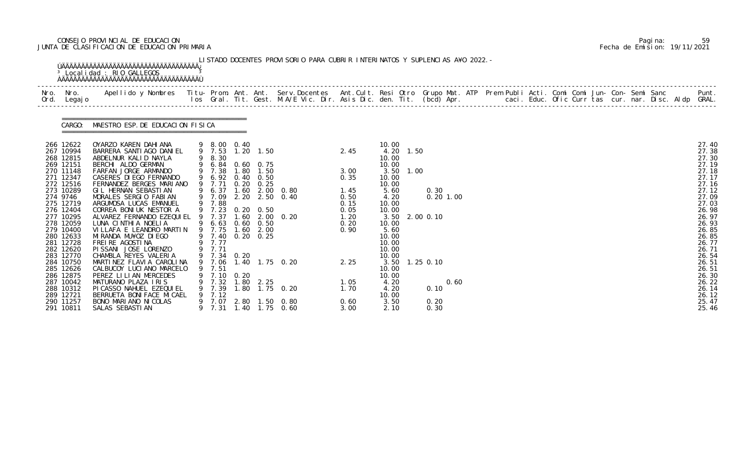CONSEJO PROVINCIAL DE EDUCACION
JUNTA DE CLASIFICACION DE EDUCACION PRIMARIA

Pagina: 59
Fecha de Emision: 19/11/2021

LISTADO DOCENTES PROVISORIO PARA CUBRIR INTERINATOS Y SUPLENCIAS AÑO 2022.-

Localidad : RIO GALLEGOS

CARGO: MAESTRO ESP. DE EDUCACION FISICA

| Nro. Ord. | Nro. Legajo | Apellido y Nombres | Titu-los | Prom. Gral. | Ant. Tit. | Ant. Gest. | Serv. Docentes M.A/E Vic. Dir. | Ant. Cult. Asis Dic. | Resi den. | Otro Tit. | Grupo Mat. (bcd) | ATP Apr. | Prem Publi caci. | Acti. Educ. | Comi Ofic | Comi Curr | Jun-tas | Con-cur. | Semi nar. | Sanc Disc. | Aldp | Punt. GRAL. |
|---|---|---|---|---|---|---|---|---|---|---|---|---|---|---|---|---|---|---|---|---|---|---|
| 266 | 12622 | OYARZO KAREN DAHIANA | 9 | 8.00 | 0.40 | | | | 10.00 | | | | | | | | | | | | | 27.40 |
| 267 | 10994 | BARRERA SANTIAGO DANIEL | 9 | 7.53 | 1.20 | 1.50 | | 2.45 | 4.20 | 1.50 | | | | | | | | | | | | 27.38 |
| 268 | 12815 | ABDELNUR KALID NAYLA | 9 | 8.30 | | | | | 10.00 | | | | | | | | | | | | | 27.30 |
| 269 | 12151 | BERCHI ALDO GERMAN | 9 | 6.84 | 0.60 | 0.75 | | | 10.00 | | | | | | | | | | | | | 27.19 |
| 270 | 11148 | FARFAN JORGE ARMANDO | 9 | 7.38 | 1.80 | 1.50 | | 3.00 | 3.50 | 1.00 | | | | | | | | | | | | 27.18 |
| 271 | 12347 | CASERES DIEGO FERNANDO | 9 | 6.92 | 0.40 | 0.50 | | 0.35 | 10.00 | | | | | | | | | | | | | 27.17 |
| 272 | 12516 | FERNANDEZ BERGES MARIANO | 9 | 7.71 | 0.20 | 0.25 | | | 10.00 | | | | | | | | | | | | | 27.16 |
| 273 | 10289 | GIL HERNAN SEBASTIAN | 9 | 6.37 | 1.60 | 2.00 | 0.80 | 1.45 | 5.60 | | 0.30 | | | | | | | | | | | 27.12 |
| 274 | 9746 | MORALES SERGIO FABIAN | 9 | 7.09 | 2.20 | 2.50 | 0.40 | 0.50 | 4.20 | | 0.20 | 1.00 | | | | | | | | | | 27.09 |
| 275 | 12719 | ARGUMOSA LUCAS EMANUEL | 9 | 7.88 | | | | 0.15 | 10.00 | | | | | | | | | | | | | 27.03 |
| 276 | 12404 | CORREA BONIUK NESTOR A | 9 | 7.23 | 0.20 | 0.50 | | 0.05 | 10.00 | | | | | | | | | | | | | 26.98 |
| 277 | 10295 | ALVAREZ FERNANDO EZEQUIEL | 9 | 7.37 | 1.60 | 2.00 | 0.20 | 1.20 | 3.50 | 2.00 | 0.10 | | | | | | | | | | | 26.97 |
| 278 | 12059 | LUNA CINTHIA NOELIA | 9 | 6.63 | 0.60 | 0.50 | | 0.20 | 10.00 | | | | | | | | | | | | | 26.93 |
| 279 | 10400 | VILLAFA E LEANDRO MARTIN | 9 | 7.75 | 1.60 | 2.00 | | 0.90 | 5.60 | | | | | | | | | | | | | 26.85 |
| 280 | 12633 | MIRANDA MU¥OZ DIEGO | 9 | 7.40 | 0.20 | 0.25 | | | 10.00 | | | | | | | | | | | | | 26.85 |
| 281 | 12728 | FREIRE AGOSTINA | 9 | 7.77 | | | | | 10.00 | | | | | | | | | | | | | 26.77 |
| 282 | 12620 | PISSANI JOSE LORENZO | 9 | 7.71 | | | | | 10.00 | | | | | | | | | | | | | 26.71 |
| 283 | 12770 | CHAMBLA REYES VALERIA | 9 | 7.34 | 0.20 | | | | 10.00 | | | | | | | | | | | | | 26.54 |
| 284 | 10750 | MARTINEZ FLAVIA CAROLINA | 9 | 7.06 | 1.40 | 1.75 | 0.20 | 2.25 | 3.50 | 1.25 | 0.10 | | | | | | | | | | | 26.51 |
| 285 | 12626 | CALBUCOY LUCIANO MARCELO | 9 | 7.51 | | | | | 10.00 | | | | | | | | | | | | | 26.51 |
| 286 | 12875 | PEREZ LILIAN MERCEDES | 9 | 7.10 | 0.20 | | | | 10.00 | | | | | | | | | | | | | 26.30 |
| 287 | 10042 | MATURANO PLAZA IRIS | 9 | 7.32 | 1.80 | 2.25 | | 1.05 | 4.20 | | | 0.60 | | | | | | | | | | 26.22 |
| 288 | 10312 | PICASSO NAHUEL EZEQUIEL | 9 | 7.39 | 1.80 | 1.75 | 0.20 | 1.70 | 4.20 | | 0.10 | | | | | | | | | | | 26.14 |
| 289 | 12721 | BERRUETA BONIFACE MICAEL | 9 | 7.12 | | | | | 10.00 | | | | | | | | | | | | | 26.12 |
| 290 | 11257 | BONO MARIANO NICOLAS | 9 | 7.07 | 2.80 | 1.50 | 0.80 | 0.60 | 3.50 | | 0.20 | | | | | | | | | | | 25.47 |
| 291 | 10811 | SALAS SEBASTIAN | 9 | 7.31 | 1.40 | 1.75 | 0.60 | 3.00 | 2.10 | | 0.30 | | | | | | | | | | | 25.46 |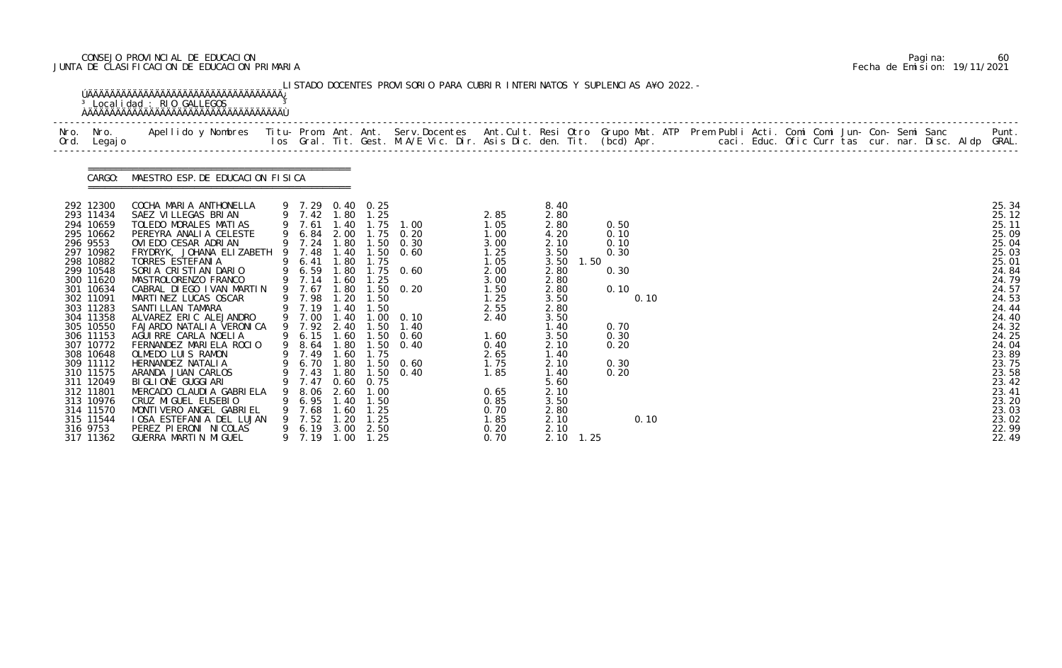CONSEJO PROVINCIAL DE EDUCACION
JUNTA DE CLASIFICACION DE EDUCACION PRIMARIA

Fecha de Emision: 19/11/2021

LISTADO DOCENTES PROVISORIO PARA CUBRIR INTERINATOS Y SUPLENCIAS A¥O 2022.-

Localidad : RIO GALLEGOS

CARGO: MAESTRO ESP. DE EDUCACION FISICA

| Nro. Ord. | Nro. Legajo | Apellido y Nombres | Titu- los | Prom. Gral. | Ant. Tit. | Ant. Gest. | Serv.Docentes M.A/E Vic. Dir. | Ant.Cult. Asis Dic. | Resi den. | Otro Tit. | Grupo Mat. (bcd) | ATP Apr. | Punt. GRAL. |
|---|---|---|---|---|---|---|---|---|---|---|---|---|---|
| 292 | 12300 | COCHA MARIA ANTHONELLA | 9 | 7.29 | 0.40 | 0.25 | | | 8.40 | | | | 25.34 |
| 293 | 11434 | SAEZ VILLEGAS BRIAN | 9 | 7.42 | 1.80 | 1.25 | | 2.85 | 2.80 | | | | 25.12 |
| 294 | 10659 | TOLEDO MORALES MATIAS | 9 | 7.61 | 1.40 | 1.75 | 1.00 | 1.05 | 2.80 | | 0.50 | | 25.11 |
| 295 | 10662 | PEREYRA ANALIA CELESTE | 9 | 6.84 | 2.00 | 1.75 | 0.20 | 1.00 | 4.20 | | 0.10 | | 25.09 |
| 296 | 9553 | OVIEDO CESAR ADRIAN | 9 | 7.24 | 1.80 | 1.50 | 0.30 | 3.00 | 2.10 | | 0.10 | | 25.04 |
| 297 | 10982 | FRYDRYK, JOHANA ELIZABETH | 9 | 7.48 | 1.40 | 1.50 | 0.60 | 1.25 | 3.50 | | 0.30 | | 25.03 |
| 298 | 10882 | TORRES ESTEFANIA | 9 | 6.41 | 1.80 | 1.75 | | 1.05 | 3.50 | 1.50 | | | 25.01 |
| 299 | 10548 | SORIA CRISTIAN DARIO | 9 | 6.59 | 1.80 | 1.75 | 0.60 | 2.00 | 2.80 | | 0.30 | | 24.84 |
| 300 | 11620 | MASTROLORENZO FRANCO | 9 | 7.14 | 1.60 | 1.25 | | 3.00 | 2.80 | | | | 24.79 |
| 301 | 10634 | CABRAL DIEGO IVAN MARTIN | 9 | 7.67 | 1.80 | 1.50 | 0.20 | 1.50 | 2.80 | | 0.10 | | 24.57 |
| 302 | 11091 | MARTINEZ LUCAS OSCAR | 9 | 7.98 | 1.20 | 1.50 | | 1.25 | 3.50 | | | 0.10 | 24.53 |
| 303 | 11283 | SANTILLAN TAMARA | 9 | 7.19 | 1.40 | 1.50 | | 2.55 | 2.80 | | | | 24.44 |
| 304 | 11358 | ALVAREZ ERIC ALEJANDRO | 9 | 7.00 | 1.40 | 1.00 | 0.10 | 2.40 | 3.50 | | | | 24.40 |
| 305 | 10550 | FAJARDO NATALIA VERONICA | 9 | 7.92 | 2.40 | 1.50 | 1.40 | | 1.40 | | 0.70 | | 24.32 |
| 306 | 11153 | AGUIRRE CARLA NOELIA | 9 | 6.15 | 1.60 | 1.50 | 0.60 | 1.60 | 3.50 | | 0.30 | | 24.25 |
| 307 | 10772 | FERNANDEZ MARIELA ROCIO | 9 | 8.64 | 1.80 | 1.50 | 0.40 | 0.40 | 2.10 | | 0.20 | | 24.04 |
| 308 | 10648 | OLMEDO LUIS RAMON | 9 | 7.49 | 1.60 | 1.75 | | 2.65 | 1.40 | | | | 23.89 |
| 309 | 11112 | HERNANDEZ NATALIA | 9 | 6.70 | 1.80 | 1.50 | 0.60 | 1.75 | 2.10 | | 0.30 | | 23.75 |
| 310 | 11575 | ARANDA JUAN CARLOS | 9 | 7.43 | 1.80 | 1.50 | 0.40 | 1.85 | 1.40 | | 0.20 | | 23.58 |
| 311 | 12049 | BIGLIONE GUGGIARI | 9 | 7.47 | 0.60 | 0.75 | | | 5.60 | | | | 23.42 |
| 312 | 11801 | MERCADO CLAUDIA GABRIELA | 9 | 8.06 | 2.60 | 1.00 | | 0.65 | 2.10 | | | | 23.41 |
| 313 | 10976 | CRUZ MIGUEL EUSEBIO | 9 | 6.95 | 1.40 | 1.50 | | 0.85 | 3.50 | | | | 23.20 |
| 314 | 11570 | MONTIVERO ANGEL GABRIEL | 9 | 7.68 | 1.60 | 1.25 | | 0.70 | 2.80 | | | | 23.03 |
| 315 | 11544 | IOSA ESTEFANIA DEL LUJAN | 9 | 7.52 | 1.20 | 1.25 | | 1.85 | 2.10 | | | 0.10 | 23.02 |
| 316 | 9753 | PEREZ PIERONI NICOLAS | 9 | 6.19 | 3.00 | 2.50 | | 0.20 | 2.10 | | | | 22.99 |
| 317 | 11362 | GUERRA MARTIN MIGUEL | 9 | 7.19 | 1.00 | 1.25 | | 0.70 | 2.10 | 1.25 | | | 22.49 |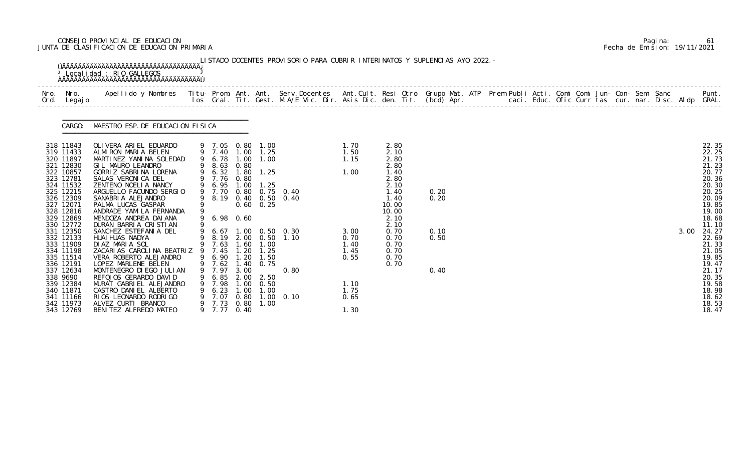CONSEJO PROVINCIAL DE EDUCACION
JUNTA DE CLASIFICACION DE EDUCACION PRIMARIA

Pagina: 61
Fecha de Emision: 19/11/2021

LISTADO DOCENTES PROVISORIO PARA CUBRIR INTERINATOS Y SUPLENCIAS A¥O 2022.-

Localidad : RIO GALLEGOS

CARGO: MAESTRO ESP. DE EDUCACION FISICA

| Nro. Ord. | Nro. Legajo | Apellido y Nombres | Titu- los | Prom. Gral. | Ant. Tit. | Ant. Gest. | Serv. Docentes M.A/E Vic. Dir. | Ant. Cult. Asis | Resi Dic. | Otro den. Tit. | Grupo Mat. (bcd) | ATP Apr. | Prem Publi caci. | Acti. Educ. | Comi Ofic | Comi Curr | Jun- tas | Con- cur. | Semi nar. | Sanc Disc. | Aldp | Punt. GRAL. |
|---|---|---|---|---|---|---|---|---|---|---|---|---|---|---|---|---|---|---|---|---|---|---|
| 318 | 11843 | OLIVERA ARIEL EDUARDO | 9 | 7.05 | 0.80 | 1.00 | | 1.70 | | 2.80 | | | | | | | | | | | | 22.35 |
| 319 | 11433 | ALMIRON MARIA BELEN | 9 | 7.40 | 1.00 | 1.25 | | 1.50 | | 2.10 | | | | | | | | | | | | 22.25 |
| 320 | 11897 | MARTINEZ YANINA SOLEDAD | 9 | 6.78 | 1.00 | 1.00 | | 1.15 | | 2.80 | | | | | | | | | | | | 21.73 |
| 321 | 12830 | GIL MAURO LEANDRO | 9 | 8.63 | 0.80 | | | | | 2.80 | | | | | | | | | | | | 21.23 |
| 322 | 10857 | GORRIZ SABRINA LORENA | 9 | 6.32 | 1.80 | 1.25 | | 1.00 | | 1.40 | | | | | | | | | | | | 20.77 |
| 323 | 12781 | SALAS VERONICA DEL | 9 | 7.76 | 0.80 | | | | | 2.80 | | | | | | | | | | | | 20.36 |
| 324 | 11532 | ZENTENO NOELIA NANCY | 9 | 6.95 | 1.00 | 1.25 | | | | 2.10 | | | | | | | | | | | | 20.30 |
| 325 | 12215 | ARGUELLO FACUNDO SERGIO | 9 | 7.70 | 0.80 | 0.75 | 0.40 | | | 1.40 | 0.20 | | | | | | | | | | | 20.25 |
| 326 | 12309 | SANABRIA ALEJANDRO | 9 | 8.19 | 0.40 | 0.50 | 0.40 | | | 1.40 | 0.20 | | | | | | | | | | | 20.09 |
| 327 | 12071 | PALMA LUCAS GASPAR | 9 | | 0.60 | 0.25 | | | | 10.00 | | | | | | | | | | | | 19.85 |
| 328 | 12816 | ANDRADE YAMILA FERNANDA | 9 | | | | | | | 10.00 | | | | | | | | | | | | 19.00 |
| 329 | 12869 | MENDOZA ANDREA DAIANA | 9 | 6.98 | 0.60 | | | | | 2.10 | | | | | | | | | | | | 18.68 |
| 330 | 12772 | DURAN BARRIA CRISTIAN | 9 | | | | | | | 2.10 | | | | | | | | | | | | 11.10 |
| 331 | 12350 | SANCHEZ ESTEFANIA DEL | 9 | 6.67 | 1.00 | 0.50 | 0.30 | 3.00 | | 0.70 | 0.10 | | | | | | | | | | 3.00 | 24.27 |
| 332 | 12133 | HUAIHUAS NADYA | 9 | 8.19 | 2.00 | 0.50 | 1.10 | 0.70 | | 0.70 | 0.50 | | | | | | | | | | | 22.69 |
| 333 | 11909 | DIAZ MARIA SOL | 9 | 7.63 | 1.60 | 1.00 | | 1.40 | | 0.70 | | | | | | | | | | | | 21.33 |
| 334 | 11198 | ZACARIAS CAROLINA BEATRIZ | 9 | 7.45 | 1.20 | 1.25 | | 1.45 | | 0.70 | | | | | | | | | | | | 21.05 |
| 335 | 11514 | VERA ROBERTO ALEJANDRO | 9 | 6.90 | 1.20 | 1.50 | | 0.55 | | 0.70 | | | | | | | | | | | | 19.85 |
| 336 | 12191 | LOPEZ MARLENE BELEN | 9 | 7.62 | 1.40 | 0.75 | | | | 0.70 | | | | | | | | | | | | 19.47 |
| 337 | 12634 | MONTENEGRO DIEGO JULIAN | 9 | 7.97 | 3.00 | | 0.80 | | | | 0.40 | | | | | | | | | | | 21.17 |
| 338 | 9690 | REFOJOS GERARDO DAVID | 9 | 6.85 | 2.00 | 2.50 | | | | | | | | | | | | | | | | 20.35 |
| 339 | 12384 | MURAT GABRIEL ALEJANDRO | 9 | 7.98 | 1.00 | 0.50 | | 1.10 | | | | | | | | | | | | | | 19.58 |
| 340 | 11871 | CASTRO DANIEL ALBERTO | 9 | 6.23 | 1.00 | 1.00 | | 1.75 | | | | | | | | | | | | | | 18.98 |
| 341 | 11166 | RIOS LEONARDO RODRIGO | 9 | 7.07 | 0.80 | 1.00 | 0.10 | 0.65 | | | | | | | | | | | | | | 18.62 |
| 342 | 11973 | ALVEZ CURTI BRANCO | 9 | 7.73 | 0.80 | 1.00 | | | | | | | | | | | | | | | | 18.53 |
| 343 | 12769 | BENITEZ ALFREDO MATEO | 9 | 7.77 | 0.40 | | | 1.30 | | | | | | | | | | | | | | 18.47 |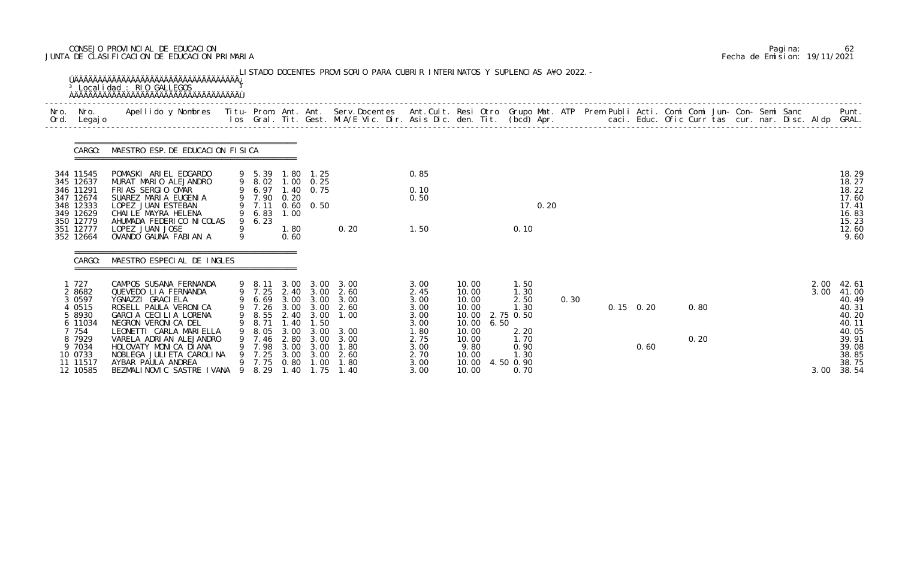CONSEJO PROVINCIAL DE EDUCACION
JUNTA DE CLASIFICACION DE EDUCACION PRIMARIA

Pagina: 62
Fecha de Emision: 19/11/2021

LISTADO DOCENTES PROVISORIO PARA CUBRIR INTERINATOS Y SUPLENCIAS A¥O 2022.-

Localidad : RIO GALLEGOS

CARGO: MAESTRO ESP. DE EDUCACION FISICA

| Nro. | Nro. Legajo | Apellido y Nombres | Titu-los | Prom. Gral. | Ant. Tit. | Ant. Gest. | Serv. Docentes M.A/E Vic. Dir. | Ant. Cult. Asis Dic. | Resi den. | Otro Tit. | Grupo Mat. (bcd) | ATP Apr. | Prem Publi caci. | Acti. Educ. | Comi Ofic | Comi Curr | Jun- tas | Con- cur. | Semi nar. | Sanc Disc. | Aldp | Punt. GRAL. |
|---|---|---|---|---|---|---|---|---|---|---|---|---|---|---|---|---|---|---|---|---|---|---|
| 344 | 11545 | POMASKI ARIEL EDGARDO | 9 | 5.39 | 1.80 | 1.25 | | 0.85 | | | | | | | | | | | | | | 18.29 |
| 345 | 12637 | MURAT MARIO ALEJANDRO | 9 | 8.02 | 1.00 | 0.25 | | | | | | | | | | | | | | | | 18.27 |
| 346 | 11291 | FRIAS SERGIO OMAR | 9 | 6.97 | 1.40 | 0.75 | | 0.10 | | | | | | | | | | | | | | 18.22 |
| 347 | 12674 | SUAREZ MARIA EUGENIA | 9 | 7.90 | 0.20 | | | 0.50 | | | | | | | | | | | | | | 17.60 |
| 348 | 12333 | LOPEZ JUAN ESTEBAN | 9 | 7.11 | 0.60 | 0.50 | | | | | | 0.20 | | | | | | | | | | 17.41 |
| 349 | 12629 | CHAILE MAYRA HELENA | 9 | 6.83 | 1.00 | | | | | | | | | | | | | | | | | 16.83 |
| 350 | 12779 | AHUMADA FEDERICO NICOLAS | 9 | 6.23 | | | | | | | | | | | | | | | | | | 15.23 |
| 351 | 12777 | LOPEZ JUAN JOSE | 9 | | 1.80 | | 0.20 | 1.50 | | | 0.10 | | | | | | | | | | | 12.60 |
| 352 | 12664 | OVANDO GAUNA FABIAN A | 9 | | 0.60 | | | | | | | | | | | | | | | | | 9.60 |

CARGO: MAESTRO ESPECIAL DE INGLES

| Nro. | Nro. Legajo | Apellido y Nombres | Titu-los | Prom. Gral. | Ant. Tit. | Ant. Gest. | Serv. Docentes M.A/E Vic. Dir. | Ant. Cult. Asis Dic. | Resi den. | Otro Tit. | Grupo Mat. (bcd) | ATP Apr. | Prem Publi caci. | Acti. Educ. | Comi Ofic | Comi Curr | Jun- tas | Con- cur. | Semi nar. | Sanc Disc. | Aldp | Punt. GRAL. |
|---|---|---|---|---|---|---|---|---|---|---|---|---|---|---|---|---|---|---|---|---|---|---|
| 1 | 727 | CAMPOS SUSANA FERNANDA | 9 | 8.11 | 3.00 | 3.00 | 3.00 | 3.00 | 10.00 | | 1.50 | | | | | | | | | | 2.00 | 42.61 |
| 2 | 8682 | QUEVEDO LIA FERNANDA | 9 | 7.25 | 2.40 | 3.00 | 2.60 | 2.45 | 10.00 | | 1.30 | | | | | | | | | | 3.00 | 41.00 |
| 3 | 0597 | YGNAZZI GRACIELA | 9 | 6.69 | 3.00 | 3.00 | 3.00 | 3.00 | 10.00 | | 2.50 | 0.30 | | | | | | | | | | 40.49 |
| 4 | 0515 | ROSELL PAULA VERONICA | 9 | 7.26 | 3.00 | 3.00 | 2.60 | 3.00 | 10.00 | | 1.30 | | | 0.15 | 0.20 | | 0.80 | | | | | 40.31 |
| 5 | 8930 | GARCIA CECILIA LORENA | 9 | 8.55 | 2.40 | 3.00 | 1.00 | 3.00 | 10.00 | 2.75 | 0.50 | | | | | | | | | | | 40.20 |
| 6 | 11034 | NEGRON VERONICA DEL | 9 | 8.71 | 1.40 | 1.50 | | 3.00 | 10.00 | 6.50 | | | | | | | | | | | | 40.11 |
| 7 | 754 | LEONETTI CARLA MARIELLA | 9 | 8.05 | 3.00 | 3.00 | 3.00 | 1.80 | 10.00 | | 2.20 | | | | | | | | | | | 40.05 |
| 8 | 7929 | VARELA ADRIAN ALEJANDRO | 9 | 7.46 | 2.80 | 3.00 | 3.00 | 2.75 | 10.00 | | 1.70 | | | | | | 0.20 | | | | | 39.91 |
| 9 | 7034 | HOLOVATY MONICA DIANA | 9 | 7.98 | 3.00 | 3.00 | 1.80 | 3.00 | 9.80 | | 0.90 | | | | 0.60 | | | | | | | 39.08 |
| 10 | 0733 | NOBLEGA JULIETA CAROLINA | 9 | 7.25 | 3.00 | 3.00 | 2.60 | 2.70 | 10.00 | | 1.30 | | | | | | | | | | | 38.85 |
| 11 | 11517 | AYBAR PAULA ANDREA | 9 | 7.75 | 0.80 | 1.00 | 1.80 | 3.00 | 10.00 | 4.50 | 0.90 | | | | | | | | | | | 38.75 |
| 12 | 10585 | BEZMALINOVIC SASTRE IVANA | 9 | 8.29 | 1.40 | 1.75 | 1.40 | 3.00 | 10.00 | | 0.70 | | | | | | | | | | 3.00 | 38.54 |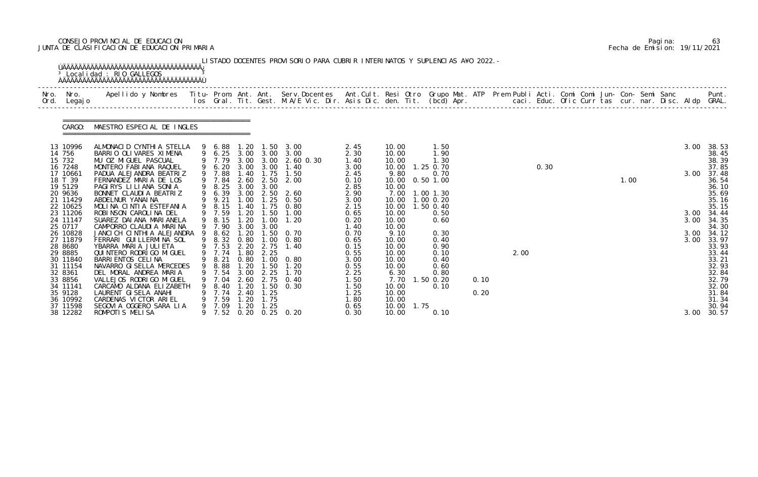CONSEJO PROVINCIAL DE EDUCACION
JUNTA DE CLASIFICACION DE EDUCACION PRIMARIA

Pagina: 63
Fecha de Emision: 19/11/2021

LISTADO DOCENTES PROVISORIO PARA CUBRIR INTERINATOS Y SUPLENCIAS A¥O 2022.-

Localidad : RIO GALLEGOS

CARGO: MAESTRO ESPECIAL DE INGLES

| Nro. Ord. | Nro. Legajo | Apellido y Nombres | Titu- los | Prom. Gral. | Ant. Tit. | Ant. Gest. | Serv.Docentes M.A/E Vic. Dir. | Ant.Cult. Asis Dic. | Resi den. | Otro Tit. | Grupo Mat. (bcd) Apr. | ATP | Prem Publi caci. | Acti. Educ. | Comi Ofic | Comi Curr | Jun- tas | Con- cur. | Semi nar. | Sanc Disc. | Aldp | Punt. GRAL. |
|---|---|---|---|---|---|---|---|---|---|---|---|---|---|---|---|---|---|---|---|---|---|---|
| 13 | 10996 | ALMONACID CYNTHIA STELLA | 9 | 6.88 | 1.20 | 1.50 | 3.00 | 2.45 | 10.00 | | 1.50 | | | | | | | | | | 3.00 | 38.53 |
| 14 | 756 | BARRIO OLIVARES XIMENA | 9 | 6.25 | 3.00 | 3.00 | 3.00 | 2.30 | 10.00 | | 1.90 | | | | | | | | | | | 38.45 |
| 15 | 732 | MU OZ MIGUEL PASCUAL | 9 | 7.79 | 3.00 | 3.00 | 2.60 0.30 | 1.40 | 10.00 | | 1.30 | | | | | | | | | | | 38.39 |
| 16 | 7248 | MONTERO FABIANA RAQUEL | 9 | 6.20 | 3.00 | 3.00 | 1.40 | 3.00 | 10.00 | 1.25 | 0.70 | | | 0.30 | | | | | | | | 37.85 |
| 17 | 10661 | PADUA ALEJANDRA BEATRIZ | 9 | 7.88 | 1.40 | 1.75 | 1.50 | 2.45 | 9.80 | | 0.70 | | | | | | | | | | 3.00 | 37.48 |
| 18 | T 39 | FERNANDEZ MARIA DE LOS | 9 | 7.84 | 2.60 | 2.50 | 2.00 | 0.10 | 10.00 | 0.50 | 1.00 | | | | | | 1.00 | | | | | 36.54 |
| 19 | 5129 | PAGIRYS LILIANA SONIA | 9 | 8.25 | 3.00 | 3.00 | | 2.85 | 10.00 | | | | | | | | | | | | | 36.10 |
| 20 | 9636 | BONNET CLAUDIA BEATRIZ | 9 | 6.39 | 3.00 | 2.50 | 2.60 | 2.90 | 7.00 | 1.00 | 1.30 | | | | | | | | | | | 35.69 |
| 21 | 11429 | ABDELNUR YANAINA | 9 | 9.21 | 1.00 | 1.25 | 0.50 | 3.00 | 10.00 | 1.00 | 0.20 | | | | | | | | | | | 35.16 |
| 22 | 10625 | MOLINA CINTIA ESTEFANIA | 9 | 8.15 | 1.40 | 1.75 | 0.80 | 2.15 | 10.00 | 1.50 | 0.40 | | | | | | | | | | | 35.15 |
| 23 | 11206 | ROBINSON CAROLINA DEL | 9 | 7.59 | 1.20 | 1.50 | 1.00 | 0.65 | 10.00 | | 0.50 | | | | | | | | | | 3.00 | 34.44 |
| 24 | 11147 | SUAREZ DAIANA MARIANELA | 9 | 8.15 | 1.20 | 1.00 | 1.20 | 0.20 | 10.00 | | 0.60 | | | | | | | | | | 3.00 | 34.35 |
| 25 | 0717 | CAMPORRO CLAUDIA MARINA | 9 | 7.90 | 3.00 | 3.00 | | 1.40 | 10.00 | | | | | | | | | | | | | 34.30 |
| 26 | 10828 | JANCICH CINTHIA ALEJANDRA | 9 | 8.62 | 1.20 | 1.50 | 0.70 | 0.70 | 9.10 | | 0.30 | | | | | | | | | | 3.00 | 34.12 |
| 27 | 11879 | FERRARI GUILLERMINA SOL | 9 | 8.32 | 0.80 | 1.00 | 0.80 | 0.65 | 10.00 | | 0.40 | | | | | | | | | | 3.00 | 33.97 |
| 28 | 8680 | YBARRA MARIA JULIETA | 9 | 7.53 | 2.20 | 2.75 | 1.40 | 0.15 | 10.00 | | 0.90 | | | | | | | | | | | 33.93 |
| 29 | 8885 | QUINTERO RODRIGO MIGUEL | 9 | 7.74 | 1.80 | 2.25 | | 0.55 | 10.00 | | 0.10 | | 2.00 | | | | | | | | | 33.44 |
| 30 | 11840 | BARRIENTOS CELINA | 9 | 8.21 | 0.80 | 1.00 | 0.80 | 3.00 | 10.00 | | 0.40 | | | | | | | | | | | 33.21 |
| 31 | 11154 | NAVARRO GISELLA MERCEDES | 9 | 8.88 | 1.20 | 1.50 | 1.20 | 0.55 | 10.00 | | 0.60 | | | | | | | | | | | 32.93 |
| 32 | 8361 | DEL MORAL ANDREA MARIA | 9 | 7.54 | 3.00 | 2.25 | 1.70 | 2.25 | 6.30 | | 0.80 | | | | | | | | | | | 32.84 |
| 33 | 8856 | VALLEJOS RODRIGO MIGUEL | 9 | 7.04 | 2.60 | 2.75 | 0.40 | 1.50 | 7.70 | 1.50 | 0.20 | 0.10 | | | | | | | | | | 32.79 |
| 34 | 11141 | CARCAMO ALDANA ELIZABETH | 9 | 8.40 | 1.20 | 1.50 | 0.30 | 1.50 | 10.00 | | 0.10 | | | | | | | | | | | 32.00 |
| 35 | 9128 | LAURENT GISELA ANAHI | 9 | 7.74 | 2.40 | 1.25 | | 1.25 | 10.00 | | | 0.20 | | | | | | | | | | 31.84 |
| 36 | 10992 | CARDENAS VICTOR ARIEL | 9 | 7.59 | 1.20 | 1.75 | | 1.80 | 10.00 | | | | | | | | | | | | | 31.34 |
| 37 | 11598 | SEGOVIA OGGERO SARA LIA | 9 | 7.09 | 1.20 | 1.25 | | 0.65 | 10.00 | 1.75 | | | | | | | | | | | | 30.94 |
| 38 | 12282 | ROMPOTIS MELISA | 9 | 7.52 | 0.20 | 0.25 | 0.20 | 0.30 | 10.00 | | 0.10 | | | | | | | | | | 3.00 | 30.57 |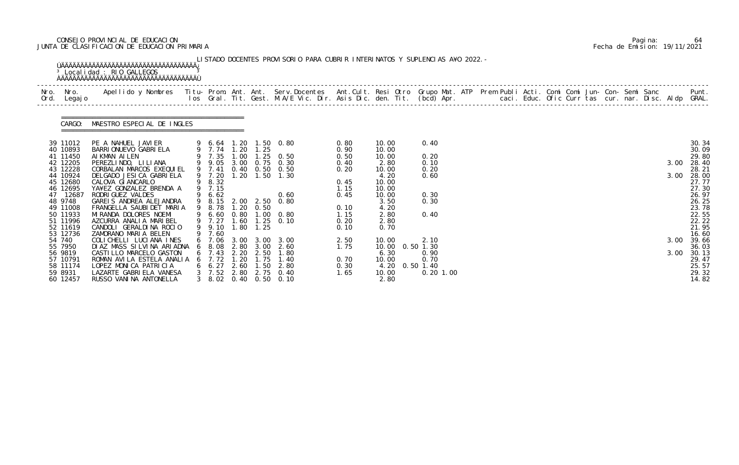CONSEJO PROVINCIAL DE EDUCACION
JUNTA DE CLASIFICACION DE EDUCACION PRIMARIA

Pagina: 64
Fecha de Emision: 19/11/2021

LISTADO DOCENTES PROVISORIO PARA CUBRIR INTERINATOS Y SUPLENCIAS A¥O 2022.-

Localidad : RIO GALLEGOS

CARGO: MAESTRO ESPECIAL DE INGLES

| Nro. Ord. | Nro. Legajo | Apellido y Nombres | Titu-los | Prom. Gral. | Ant. Tit. | Ant. Gest. | Serv.Docentes M.A/E Vic. Dir. | Ant.Cult. Asis Dic. | Resi den. | Otro Tit. | Grupo Mat. (bcd) | ATP Apr. | Prem Publi caci. | Acti. Educ. | Comi Ofic | Comi Curr | Jun-tas | Con-cur. | Semi nar. | Sanc Disc. | Aldp | Punt. GRAL. |
|---|---|---|---|---|---|---|---|---|---|---|---|---|---|---|---|---|---|---|---|---|---|---|
| 39 | 11012 | PE A NAHUEL JAVIER | 9 | 6.64 | 1.20 | 1.50 | 0.80 | 0.80 | 10.00 | | 0.40 | | | | | | | | | | | 30.34 |
| 40 | 10893 | BARRIONUEVO GABRIELA | 9 | 7.74 | 1.20 | 1.25 | | 0.90 | 10.00 | | | | | | | | | | | | | 30.09 |
| 41 | 11450 | AIKMAN AILEN | 9 | 7.35 | 1.00 | 1.25 | 0.50 | 0.50 | 10.00 | | 0.20 | | | | | | | | | | | 29.80 |
| 42 | 12205 | PEREZLINDO, LILIANA | 9 | 9.05 | 3.00 | 0.75 | 0.30 | 0.40 | 2.80 | | 0.10 | | | | | | | | | | 3.00 | 28.40 |
| 43 | 12228 | CORBALAN MARCOS EXEQUIEL | 9 | 7.41 | 0.40 | 0.50 | 0.50 | 0.20 | 10.00 | | 0.20 | | | | | | | | | | | 28.21 |
| 44 | 10924 | DELGADO JESICA GABRIELA | 9 | 7.20 | 1.20 | 1.50 | 1.30 | | 4.20 | | 0.60 | | | | | | | | | | 3.00 | 28.00 |
| 45 | 12680 | CALOVA GIANCARLO | 9 | 8.32 | | | | 0.45 | 10.00 | | | | | | | | | | | | | 27.77 |
| 46 | 12695 | YA¥EZ GONZALEZ BRENDA A | 9 | 7.15 | | | | 1.15 | 10.00 | | | | | | | | | | | | | 27.30 |
| 47 | 12687 | RODRIGUEZ VALDES | 9 | 6.62 | | | 0.60 | 0.45 | 10.00 | | 0.30 | | | | | | | | | | | 26.97 |
| 48 | 9748 | GAREIS ANDREA ALEJANDRA | 9 | 8.15 | 2.00 | 2.50 | 0.80 | | 3.50 | | 0.30 | | | | | | | | | | | 26.25 |
| 49 | 11008 | FRANGELLA SAUBIDET MARIA | 9 | 8.78 | 1.20 | 0.50 | | 0.10 | 4.20 | | | | | | | | | | | | | 23.78 |
| 50 | 11933 | MIRANDA DOLORES NOEMI | 9 | 6.60 | 0.80 | 1.00 | 0.80 | 1.15 | 2.80 | | 0.40 | | | | | | | | | | | 22.55 |
| 51 | 11996 | AZCURRA ANALIA MARIBEL | 9 | 7.27 | 1.60 | 1.25 | 0.10 | 0.20 | 2.80 | | | | | | | | | | | | | 22.22 |
| 52 | 11619 | CANDOLI GERALDINA ROCIO | 9 | 9.10 | 1.80 | 1.25 | | 0.10 | 0.70 | | | | | | | | | | | | | 21.95 |
| 53 | 12736 | ZAMORANO MARIA BELEN | 9 | 7.60 | | | | | | | | | | | | | | | | | | 16.60 |
| 54 | 740 | COLICHELLI LUCIANA INES | 6 | 7.06 | 3.00 | 3.00 | 3.00 | 2.50 | 10.00 | | 2.10 | | | | | | | | | | 3.00 | 39.66 |
| 55 | 7950 | DIAZ MASS SILVINA ARIADNA | 6 | 8.08 | 2.80 | 3.00 | 2.60 | 1.75 | 10.00 | 0.50 | 1.30 | | | | | | | | | | | 36.03 |
| 56 | 9819 | CASTILLO MARCELO GASTON | 6 | 7.43 | 2.20 | 2.50 | 1.80 | | 6.30 | | 0.90 | | | | | | | | | | 3.00 | 30.13 |
| 57 | 10791 | ROMAN AVILA ESTELA ANALIA | 6 | 7.72 | 1.20 | 1.75 | 1.40 | 0.70 | 10.00 | | 0.70 | | | | | | | | | | | 29.47 |
| 58 | 11174 | LOPEZ MONICA PATRICIA | 6 | 6.27 | 2.60 | 1.50 | 2.80 | 0.30 | 4.20 | 0.50 | 1.40 | | | | | | | | | | | 25.57 |
| 59 | 8931 | LAZARTE GABRIELA VANESA | 3 | 7.52 | 2.80 | 2.75 | 0.40 | 1.65 | 10.00 | | 0.20 | 1.00 | | | | | | | | | | 29.32 |
| 60 | 12457 | RUSSO VANINA ANTONELLA | 3 | 8.02 | 0.40 | 0.50 | 0.10 | | 2.80 | | | | | | | | | | | | | 14.82 |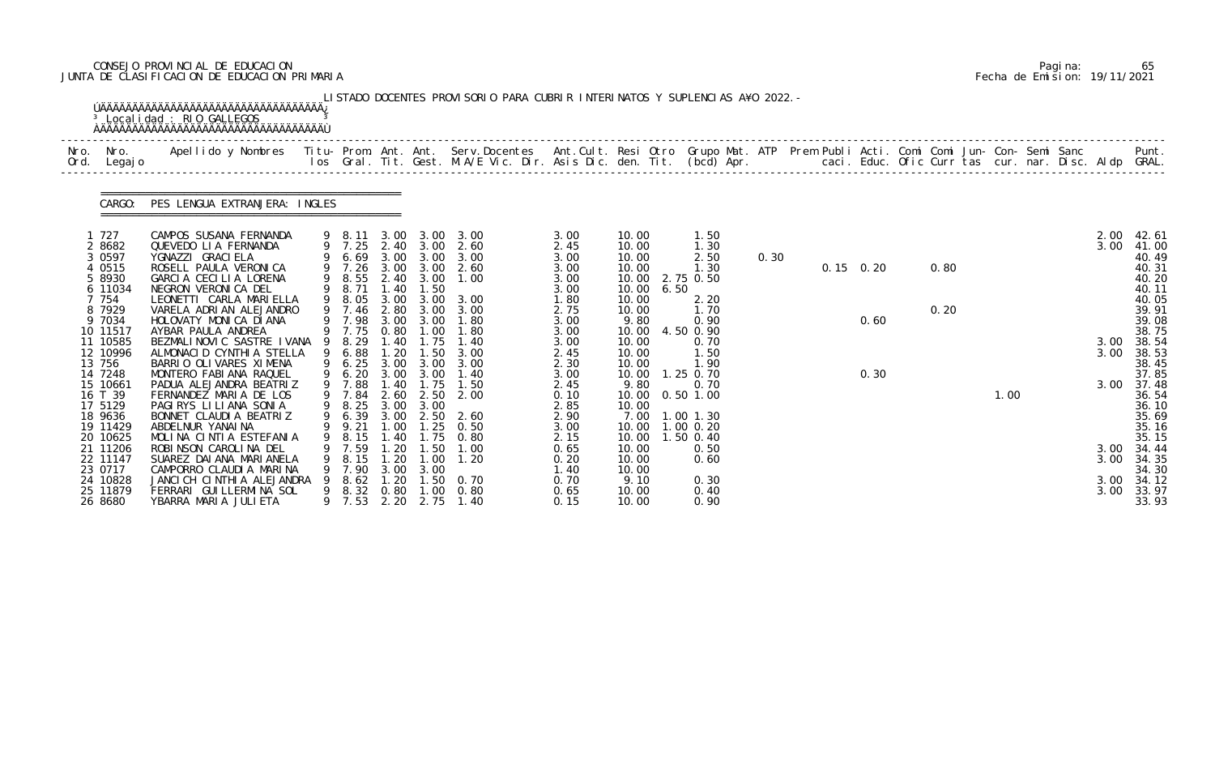CONSEJO PROVINCIAL DE EDUCACION
JUNTA DE CLASIFICACION DE EDUCACION PRIMARIA

Fecha de Emision: 19/11/2021

LISTADO DOCENTES PROVISORIO PARA CUBRIR INTERINATOS Y SUPLENCIAS AÑO 2022.-

Localidad : RIO GALLEGOS

CARGO: PES LENGUA EXTRANJERA: INGLES

| Nro. Ord. | Nro. Legajo | Apellido y Nombres | Titu- los | Prom. Gral. | Ant. Tit. | Ant. Gest. | Serv. Docentes M.A/E Vic. Dir. | Ant. Cult. Asis Dic. | Resi den. | Otro Tit. | Grupo Mat. (bcd) | ATP Apr. | Prem | Publi caci. | Acti. Educ. | Comi Ofic | Comi Curr | Jun- tas | Con- cur. | Semi nar. | Sanc Disc. | Aldp | Punt. GRAL. |
|---|---|---|---|---|---|---|---|---|---|---|---|---|---|---|---|---|---|---|---|---|---|---|---|
| 1 | 727 | CAMPOS SUSANA FERNANDA | 9 | 8.11 | 3.00 | 3.00 | 3.00 | 3.00 | 10.00 | | 1.50 | | | | | | | | | | | 2.00 | 42.61 |
| 2 | 8682 | QUEVEDO LIA FERNANDA | 9 | 7.25 | 2.40 | 3.00 | 2.60 | 2.45 | 10.00 | | 1.30 | | | | | | | | | | | 3.00 | 41.00 |
| 3 | 0597 | YGNAZZI GRACIELA | 9 | 6.69 | 3.00 | 3.00 | 3.00 | 3.00 | 10.00 | | 2.50 | 0.30 | | | | | | | | | | | 40.49 |
| 4 | 0515 | ROSELL PAULA VERONICA | 9 | 7.26 | 3.00 | 3.00 | 2.60 | 3.00 | 10.00 | | 1.30 | | | 0.15 | 0.20 | | 0.80 | | | | | | 40.31 |
| 5 | 8930 | GARCIA CECILIA LORENA | 9 | 8.55 | 2.40 | 3.00 | 1.00 | 3.00 | 10.00 | 2.75 | 0.50 | | | | | | | | | | | | 40.20 |
| 6 | 11034 | NEGRON VERONICA DEL | 9 | 8.71 | 1.40 | 1.50 | | 3.00 | 10.00 | 6.50 | | | | | | | | | | | | | 40.11 |
| 7 | 754 | LEONETTI CARLA MARIELLA | 9 | 8.05 | 3.00 | 3.00 | 3.00 | 1.80 | 10.00 | | 2.20 | | | | | | | | | | | | 40.05 |
| 8 | 7929 | VARELA ADRIAN ALEJANDRO | 9 | 7.46 | 2.80 | 3.00 | 3.00 | 2.75 | 10.00 | | 1.70 | | | | | | 0.20 | | | | | | 39.91 |
| 9 | 7034 | HOLOVATY MONICA DIANA | 9 | 7.98 | 3.00 | 3.00 | 1.80 | 3.00 | 9.80 | | 0.90 | | | | 0.60 | | | | | | | | 39.08 |
| 10 | 11517 | AYBAR PAULA ANDREA | 9 | 7.75 | 0.80 | 1.00 | 1.80 | 3.00 | 10.00 | 4.50 | 0.90 | | | | | | | | | | | | 38.75 |
| 11 | 10585 | BEZMALINOVIC SASTRE IVANA | 9 | 8.29 | 1.40 | 1.75 | 1.40 | 3.00 | 10.00 | | 0.70 | | | | | | | | | | | 3.00 | 38.54 |
| 12 | 10996 | ALMONACID CYNTHIA STELLA | 9 | 6.88 | 1.20 | 1.50 | 3.00 | 2.45 | 10.00 | | 1.50 | | | | | | | | | | | 3.00 | 38.53 |
| 13 | 756 | BARRIO OLIVARES XIMENA | 9 | 6.25 | 3.00 | 3.00 | 3.00 | 2.30 | 10.00 | | 1.90 | | | | | | | | | | | | 38.45 |
| 14 | 7248 | MONTERO FABIANA RAQUEL | 9 | 6.20 | 3.00 | 3.00 | 1.40 | 3.00 | 10.00 | 1.25 | 0.70 | | | | 0.30 | | | | | | | | 37.85 |
| 15 | 10661 | PADUA ALEJANDRA BEATRIZ | 9 | 7.88 | 1.40 | 1.75 | 1.50 | 2.45 | 9.80 | | 0.70 | | | | | | | | | | | 3.00 | 37.48 |
| 16 | T 39 | FERNANDEZ MARIA DE LOS | 9 | 7.84 | 2.60 | 2.50 | 2.00 | 0.10 | 10.00 | 0.50 | 1.00 | | | | | | | | 1.00 | | | | 36.54 |
| 17 | 5129 | PAGIRYS LILIANA SONIA | 9 | 8.25 | 3.00 | 3.00 | | 2.85 | 10.00 | | | | | | | | | | | | | | 36.10 |
| 18 | 9636 | BONNET CLAUDIA BEATRIZ | 9 | 6.39 | 3.00 | 2.50 | 2.60 | 2.90 | 7.00 | 1.00 | 1.30 | | | | | | | | | | | | 35.69 |
| 19 | 11429 | ABDELNUR YANAINA | 9 | 9.21 | 1.00 | 1.25 | 0.50 | 3.00 | 10.00 | 1.00 | 0.20 | | | | | | | | | | | | 35.16 |
| 20 | 10625 | MOLINA CINTIA ESTEFANIA | 9 | 8.15 | 1.40 | 1.75 | 0.80 | 2.15 | 10.00 | 1.50 | 0.40 | | | | | | | | | | | | 35.15 |
| 21 | 11206 | ROBINSON CAROLINA DEL | 9 | 7.59 | 1.20 | 1.50 | 1.00 | 0.65 | 10.00 | | 0.50 | | | | | | | | | | | 3.00 | 34.44 |
| 22 | 11147 | SUAREZ DAIANA MARIANELA | 9 | 8.15 | 1.20 | 1.00 | 1.20 | 0.20 | 10.00 | | 0.60 | | | | | | | | | | | 3.00 | 34.35 |
| 23 | 0717 | CAMPORRO CLAUDIA MARINA | 9 | 7.90 | 3.00 | 3.00 | | 1.40 | 10.00 | | | | | | | | | | | | | | 34.30 |
| 24 | 10828 | JANCICH CINTHIA ALEJANDRA | 9 | 8.62 | 1.20 | 1.50 | 0.70 | 0.70 | 9.10 | | 0.30 | | | | | | | | | | | 3.00 | 34.12 |
| 25 | 11879 | FERRARI GUILLERMINA SOL | 9 | 8.32 | 0.80 | 1.00 | 0.80 | 0.65 | 10.00 | | 0.40 | | | | | | | | | | | 3.00 | 33.97 |
| 26 | 8680 | YBARRA MARIA JULIETA | 9 | 7.53 | 2.20 | 2.75 | 1.40 | 0.15 | 10.00 | | 0.90 | | | | | | | | | | | | 33.93 |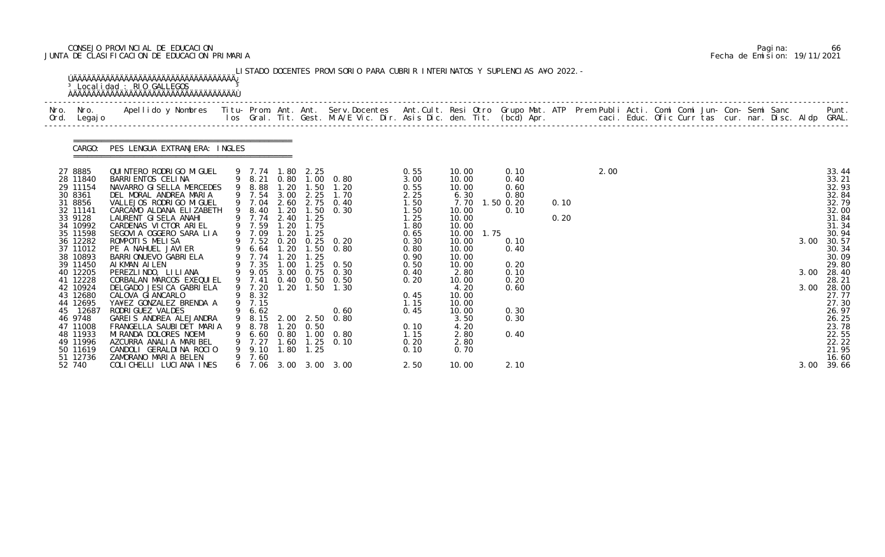CONSEJO PROVINCIAL DE EDUCACION
JUNTA DE CLASIFICACION DE EDUCACION PRIMARIA

Pagina: 66
Fecha de Emision: 19/11/2021

LISTADO DOCENTES PROVISORIO PARA CUBRIR INTERINATOS Y SUPLENCIAS A¥O 2022.-

Localidad : RIO GALLEGOS

CARGO: PES LENGUA EXTRANJERA: INGLES

| Nro. Ord. | Nro. Legajo | Apellido y Nombres | Titu-los | Prom. Gral. | Ant. Tit. | Ant. Gest. | Serv.Docentes M.A/E Vic. Dir. | Ant.Cult. Asis Dic. | Resi den. | Otro Tit. | Grupo Mat. (bcd) Apr. | ATP | Prem Publi caci. | Acti. Educ. | Comi Ofic | Comi Curr | Jun-tas | Con-cur. | Semi nar. | Sanc Disc. | Aldp | Punt. GRAL. |
|---|---|---|---|---|---|---|---|---|---|---|---|---|---|---|---|---|---|---|---|---|---|---|
| 27 | 8885 | QUINTERO RODRIGO MIGUEL | 9 | 7.74 | 1.80 | 2.25 | | 0.55 | 10.00 | | 0.10 | | 2.00 | | | | | | | | | 33.44 |
| 28 | 11840 | BARRIENTOS CELINA | 9 | 8.21 | 0.80 | 1.00 | 0.80 | 3.00 | 10.00 | | 0.40 | | | | | | | | | | | 33.21 |
| 29 | 11154 | NAVARRO GISELLA MERCEDES | 9 | 8.88 | 1.20 | 1.50 | 1.20 | 0.55 | 10.00 | | 0.60 | | | | | | | | | | | 32.93 |
| 30 | 8361 | DEL MORAL ANDREA MARIA | 9 | 7.54 | 3.00 | 2.25 | 1.70 | 2.25 | 6.30 | | 0.80 | | | | | | | | | | | 32.84 |
| 31 | 8856 | VALLEJOS RODRIGO MIGUEL | 9 | 7.04 | 2.60 | 2.75 | 0.40 | 1.50 | 7.70 | 1.50 | 0.20 | 0.10 | | | | | | | | | | 32.79 |
| 32 | 11141 | CARCAMO ALDANA ELIZABETH | 9 | 8.40 | 1.20 | 1.50 | 0.30 | 1.50 | 10.00 | | 0.10 | | | | | | | | | | | 32.00 |
| 33 | 9128 | LAURENT GISELA ANAHI | 9 | 7.74 | 2.40 | 1.25 | | 1.25 | 10.00 | | | 0.20 | | | | | | | | | | 31.84 |
| 34 | 10992 | CARDENAS VICTOR ARIEL | 9 | 7.59 | 1.20 | 1.75 | | 1.80 | 10.00 | | | | | | | | | | | | | 31.34 |
| 35 | 11598 | SEGOVIA OGGERO SARA LIA | 9 | 7.09 | 1.20 | 1.25 | | 0.65 | 10.00 | 1.75 | | | | | | | | | | | | 30.94 |
| 36 | 12282 | ROMPOTIS MELISA | 9 | 7.52 | 0.20 | 0.25 | 0.20 | 0.30 | 10.00 | | 0.10 | | | | | | | | | | 3.00 | 30.57 |
| 37 | 11012 | PE A NAHUEL JAVIER | 9 | 6.64 | 1.20 | 1.50 | 0.80 | 0.80 | 10.00 | | 0.40 | | | | | | | | | | | 30.34 |
| 38 | 10893 | BARRIONUEVO GABRIELA | 9 | 7.74 | 1.20 | 1.25 | | 0.90 | 10.00 | | | | | | | | | | | | | 30.09 |
| 39 | 11450 | AIKMAN AILEN | 9 | 7.35 | 1.00 | 1.25 | 0.50 | 0.50 | 10.00 | | 0.20 | | | | | | | | | | | 29.80 |
| 40 | 12205 | PEREZLINDO, LILIANA | 9 | 9.05 | 3.00 | 0.75 | 0.30 | 0.40 | 2.80 | | 0.10 | | | | | | | | | | 3.00 | 28.40 |
| 41 | 12228 | CORBALAN MARCOS EXEQUIEL | 9 | 7.41 | 0.40 | 0.50 | 0.50 | 0.20 | 10.00 | | 0.20 | | | | | | | | | | | 28.21 |
| 42 | 10924 | DELGADO JESICA GABRIELA | 9 | 7.20 | 1.20 | 1.50 | 1.30 | | 4.20 | | 0.60 | | | | | | | | | | 3.00 | 28.00 |
| 43 | 12680 | CALOVA GIANCARLO | 9 | 8.32 | | | | 0.45 | 10.00 | | | | | | | | | | | | | 27.77 |
| 44 | 12695 | YA¥EZ GONZALEZ BRENDA A | 9 | 7.15 | | | | 1.15 | 10.00 | | | | | | | | | | | | | 27.30 |
| 45 | 12687 | RODRIGUEZ VALDES | 9 | 6.62 | | | 0.60 | 0.45 | 10.00 | | 0.30 | | | | | | | | | | | 26.97 |
| 46 | 9748 | GAREIS ANDREA ALEJANDRA | 9 | 8.15 | 2.00 | 2.50 | 0.80 | | 3.50 | | 0.30 | | | | | | | | | | | 26.25 |
| 47 | 11008 | FRANGELLA SAUBIDET MARIA | 9 | 8.78 | 1.20 | 0.50 | | 0.10 | 4.20 | | | | | | | | | | | | | 23.78 |
| 48 | 11933 | MIRANDA DOLORES NOEMI | 9 | 6.60 | 0.80 | 1.00 | 0.80 | 1.15 | 2.80 | | 0.40 | | | | | | | | | | | 22.55 |
| 49 | 11996 | AZCURRA ANALIA MARIBEL | 9 | 7.27 | 1.60 | 1.25 | 0.10 | 0.20 | 2.80 | | | | | | | | | | | | | 22.22 |
| 50 | 11619 | CANDOLI GERALDINA ROCIO | 9 | 9.10 | 1.80 | 1.25 | | 0.10 | 0.70 | | | | | | | | | | | | | 21.95 |
| 51 | 12736 | ZAMORANO MARIA BELEN | 9 | 7.60 | | | | | | | | | | | | | | | | | | 16.60 |
| 52 | 740 | COLICHELLI LUCIANA INES | 6 | 7.06 | 3.00 | 3.00 | 3.00 | 2.50 | 10.00 | | 2.10 | | | | | | | | | | 3.00 | 39.66 |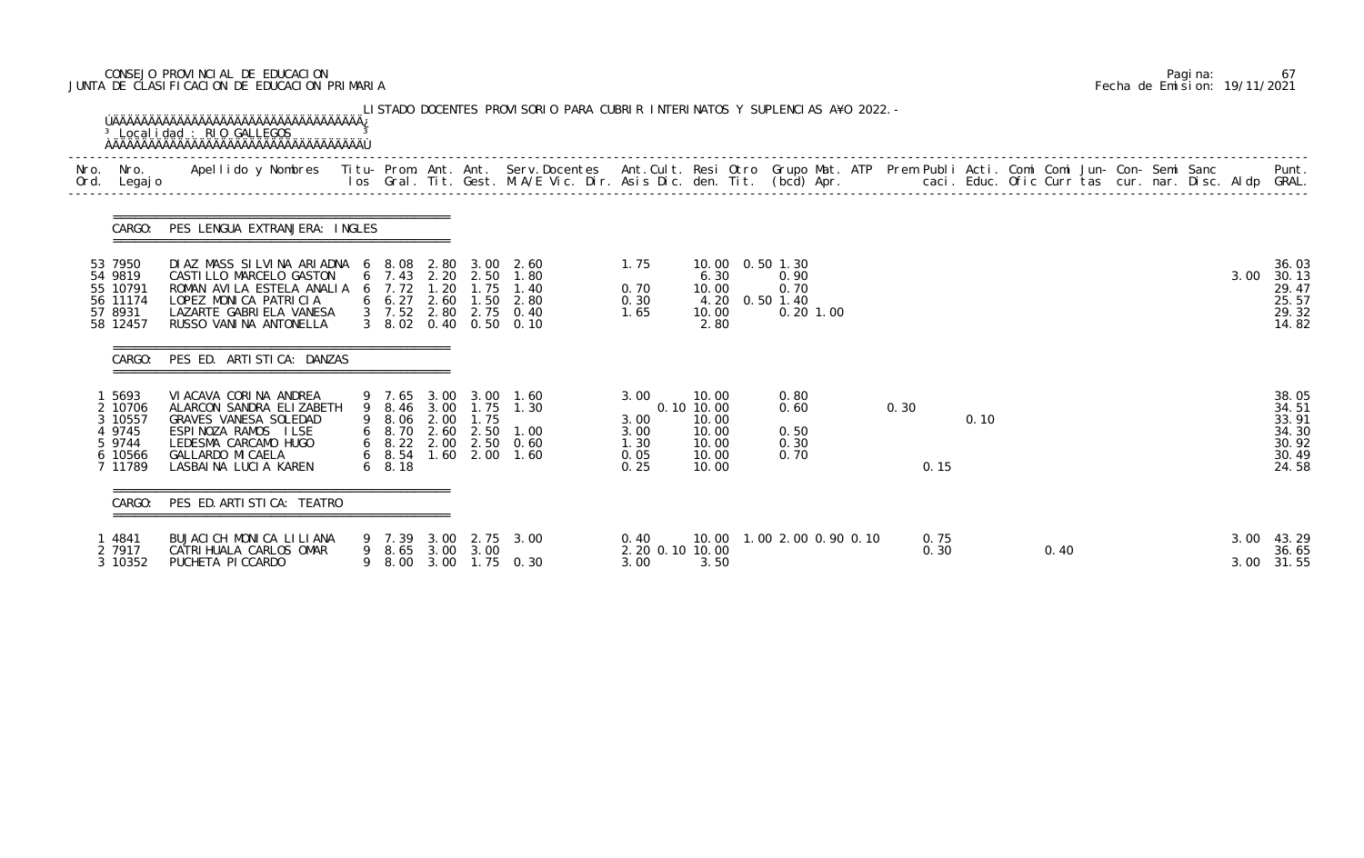CONSEJO PROVINCIAL DE EDUCACION
JUNTA DE CLASIFICACION DE EDUCACION PRIMARIA

Pagina: 67
Fecha de Emision: 19/11/2021

LISTADO DOCENTES PROVISORIO PARA CUBRIR INTERINATOS Y SUPLENCIAS A¥O 2022.-

Localidad : RIO GALLEGOS

| Nro. Ord. | Nro. Legajo | Apellido y Nombres | Titu- los | Prom. Gral. | Ant. Tit. | Ant. Gest. | Serv.Docentes M.A/E Vic. Dir. | Ant.Cult. Asis Dic. | Resi den. | Otro Tit. | Grupo Mat. (bcd) | ATP Apr. | Prem | Publi caci. | Acti. Educ. | Comi Ofic | Comi Curr | Jun- tas | Con- cur. | Semi nar. | Sanc Disc. | Aldp | Punt. GRAL. |
|---|---|---|---|---|---|---|---|---|---|---|---|---|---|---|---|---|---|---|---|---|---|---|---|
| **CARGO: PES LENGUA EXTRANJERA: INGLES** | | | | | | | | | | | | | | | | | | | | | | | |
| 53 | 7950 | DIAZ MASS SILVINA ARIADNA | 6 | 8.08 | 2.80 | 3.00 | 2.60 | 1.75 | 10.00 | 0.50 | 1.30 | | | | | | | | | | | | 36.03 |
| 54 | 9819 | CASTILLO MARCELO GASTON | 6 | 7.43 | 2.20 | 2.50 | 1.80 | | 6.30 | | 0.90 | | | | | | | | | | | 3.00 | 30.13 |
| 55 | 10791 | ROMAN AVILA ESTELA ANALIA | 6 | 7.72 | 1.20 | 1.75 | 1.40 | 0.70 | 10.00 | | 0.70 | | | | | | | | | | | | 29.47 |
| 56 | 11174 | LOPEZ MONICA PATRICIA | 6 | 6.27 | 2.60 | 1.50 | 2.80 | 0.30 | 4.20 | 0.50 | 1.40 | | | | | | | | | | | | 25.57 |
| 57 | 8931 | LAZARTE GABRIELA VANESA | 3 | 7.52 | 2.80 | 2.75 | 0.40 | 1.65 | 10.00 | | 0.20 | 1.00 | | | | | | | | | | | 29.32 |
| 58 | 12457 | RUSSO VANINA ANTONELLA | 3 | 8.02 | 0.40 | 0.50 | 0.10 | | 2.80 | | | | | | | | | | | | | | 14.82 |
| **CARGO: PES ED. ARTISTICA: DANZAS** | | | | | | | | | | | | | | | | | | | | | | | |
| 1 | 5693 | VIACAVA CORINA ANDREA | 9 | 7.65 | 3.00 | 3.00 | 1.60 | 3.00 | 10.00 | | 0.80 | | | | | | | | | | | | 38.05 |
| 2 | 10706 | ALARCON SANDRA ELIZABETH | 9 | 8.46 | 3.00 | 1.75 | 1.30 | 0.10 | 10.00 | | 0.60 | | 0.30 | | 0.10 | | | | | | | | 34.51 |
| 3 | 10557 | GRAVES VANESA SOLEDAD | 9 | 8.06 | 2.00 | 1.75 | | 3.00 | 10.00 | | | | | | | | | | | | | | 33.91 |
| 4 | 9745 | ESPINOZA RAMOS ILSE | 6 | 8.70 | 2.60 | 2.50 | 1.00 | 3.00 | 10.00 | | 0.50 | | | | | | | | | | | | 34.30 |
| 5 | 9744 | LEDESMA CARCAMO HUGO | 6 | 8.22 | 2.00 | 2.50 | 0.60 | 1.30 | 10.00 | | 0.30 | | | | | | | | | | | | 30.92 |
| 6 | 10566 | GALLARDO MICAELA | 6 | 8.54 | 1.60 | 2.00 | 1.60 | 0.05 | 10.00 | | 0.70 | | | | | | | | | | | | 30.49 |
| 7 | 11789 | LASBAINA LUCIA KAREN | 6 | 8.18 | | | | 0.25 | 10.00 | | | | | 0.15 | | | | | | | | | 24.58 |
| **CARGO: PES ED.ARTISTICA: TEATRO** | | | | | | | | | | | | | | | | | | | | | | | |
| 1 | 4841 | BUJACICH MONICA LILIANA | 9 | 7.39 | 3.00 | 2.75 | 3.00 | 0.40 | 10.00 | 1.00 | 2.00 | 0.90 0.10 | | 0.75 | | | | | | | | 3.00 | 43.29 |
| 2 | 7917 | CATRIHUALA CARLOS OMAR | 9 | 8.65 | 3.00 | 3.00 | | 2.20 0.10 | 10.00 | | | | | 0.30 | | | 0.40 | | | | | | 36.65 |
| 3 | 10352 | PUCHETA PICCARDO | 9 | 8.00 | 3.00 | 1.75 | 0.30 | 3.00 | 3.50 | | | | | | | | | | | | | 3.00 | 31.55 |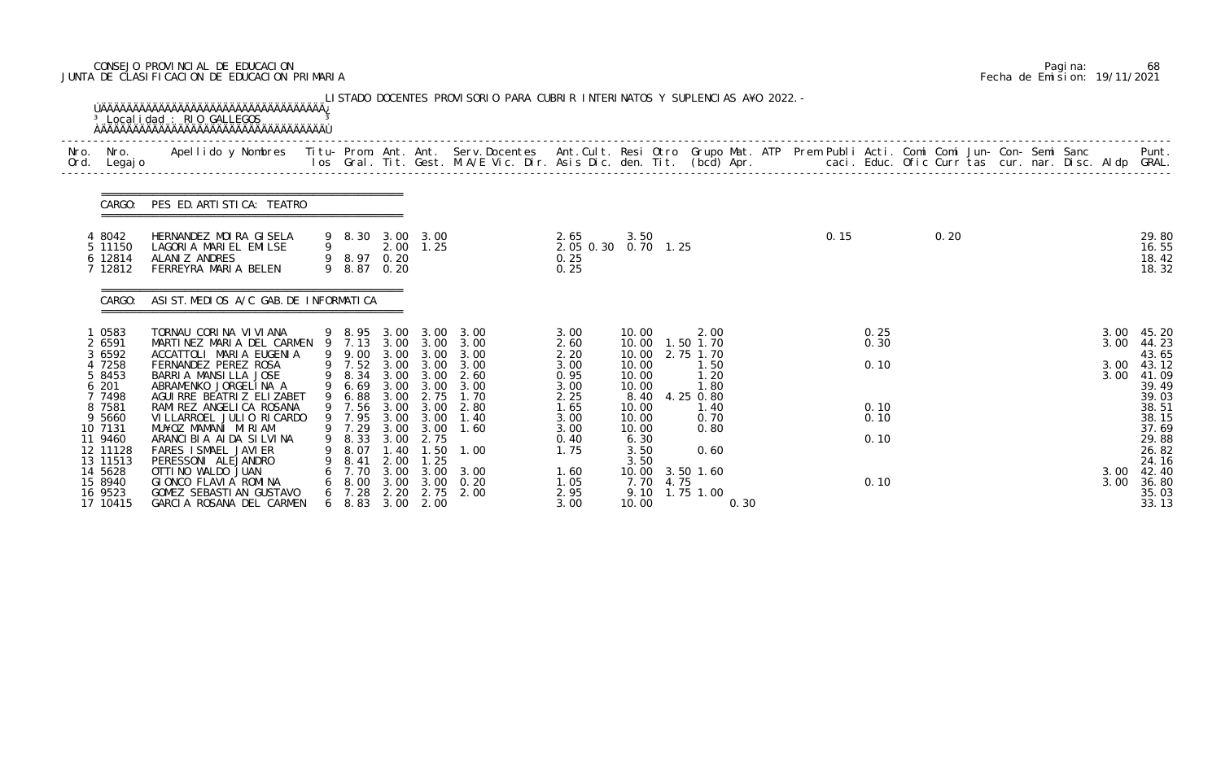CONSEJO PROVINCIAL DE EDUCACION
JUNTA DE CLASIFICACION DE EDUCACION PRIMARIA

Pagina: 68
Fecha de Emision: 19/11/2021

LISTADO DOCENTES PROVISORIO PARA CUBRIR INTERINATOS Y SUPLENCIAS A¥O 2022.-

Localidad : RIO GALLEGOS

CARGO: PES ED. ARTISTICA: TEATRO

| Nro. Ord. | Nro. Legajo | Apellido y Nombres | Titu- los | Prom. Gral. | Ant. Tit. | Ant. Gest. | Serv. Docentes M.A/E Vic. Dir. | Ant. Cult. Asis Dic. | Resi den. | Otro Tit. | Grupo Mat. (bcd) | ATP Apr. | Prem Publi caci. | Acti. Educ. | Comi Ofic | Comi Curr | Jun- tas | Con- cur. | Semi nar. | Sanc Disc. | Aldp | Punt. GRAL. |
|---|---|---|---|---|---|---|---|---|---|---|---|---|---|---|---|---|---|---|---|---|---|---|
| 4 | 8042 | HERNANDEZ MOIRA GISELA | 9 | 8.30 | 3.00 | 3.00 | | 2.65 | 3.50 | | | | 0.15 | | | 0.20 | | | | | | 29.80 |
| 5 | 11150 | LAGORIA MARIEL EMILSE | 9 | | 2.00 | 1.25 | | 2.05 0.30 | 0.70 | 1.25 | | | | | | | | | | | | 16.55 |
| 6 | 12814 | ALANIZ ANDRES | 9 | 8.97 | 0.20 | | | 0.25 | | | | | | | | | | | | | | 18.42 |
| 7 | 12812 | FERREYRA MARIA BELEN | 9 | 8.87 | 0.20 | | | 0.25 | | | | | | | | | | | | | | 18.32 |

CARGO: ASIST. MEDIOS A/C GAB. DE INFORMATICA

| Nro. Ord. | Nro. Legajo | Apellido y Nombres | Titu- los | Prom. Gral. | Ant. Tit. | Ant. Gest. | Serv. Docentes M.A/E Vic. Dir. | Ant. Cult. Asis Dic. | Resi den. | Otro Tit. | Grupo Mat. (bcd) | ATP Apr. | Prem Publi caci. | Acti. Educ. | Comi Ofic | Comi Curr | Jun- tas | Con- cur. | Semi nar. | Sanc Disc. | Aldp | Punt. GRAL. |
|---|---|---|---|---|---|---|---|---|---|---|---|---|---|---|---|---|---|---|---|---|---|---|
| 1 | 0583 | TORNAU CORINA VIVIANA | 9 | 8.95 | 3.00 | 3.00 | 3.00 | 3.00 | 10.00 | | 2.00 | | | 0.25 | | | | | | | 3.00 | 45.20 |
| 2 | 6591 | MARTINEZ MARIA DEL CARMEN | 9 | 7.13 | 3.00 | 3.00 | 3.00 | 2.60 | 10.00 | 1.50 | 1.70 | | | 0.30 | | | | | | | 3.00 | 44.23 |
| 3 | 6592 | ACCATTOLI MARIA EUGENIA | 9 | 9.00 | 3.00 | 3.00 | 3.00 | 2.20 | 10.00 | 2.75 | 1.70 | | | | | | | | | | | 43.65 |
| 4 | 7258 | FERNANDEZ PEREZ ROSA | 9 | 7.52 | 3.00 | 3.00 | 3.00 | 3.00 | 10.00 | | 1.50 | | | 0.10 | | | | | | | 3.00 | 43.12 |
| 5 | 8453 | BARRIA MANSILLA JOSE | 9 | 8.34 | 3.00 | 3.00 | 2.60 | 0.95 | 10.00 | | 1.20 | | | | | | | | | | 3.00 | 41.09 |
| 6 | 201 | ABRAMENKO JORGELINA A | 9 | 6.69 | 3.00 | 3.00 | 3.00 | 3.00 | 10.00 | | 1.80 | | | | | | | | | | | 39.49 |
| 7 | 7498 | AGUIRRE BEATRIZ ELIZABET | 9 | 6.88 | 3.00 | 2.75 | 1.70 | 2.25 | 8.40 | 4.25 | 0.80 | | | | | | | | | | | 39.03 |
| 8 | 7581 | RAMIREZ ANGELICA ROSANA | 9 | 7.56 | 3.00 | 3.00 | 2.80 | 1.65 | 10.00 | | 1.40 | | | 0.10 | | | | | | | | 38.51 |
| 9 | 5660 | VILLARROEL JULIO RICARDO | 9 | 7.95 | 3.00 | 3.00 | 1.40 | 3.00 | 10.00 | | 0.70 | | | 0.10 | | | | | | | | 38.15 |
| 10 | 7131 | MU¥OZ MAMANÍ MIRIAM | 9 | 7.29 | 3.00 | 3.00 | 1.60 | 3.00 | 10.00 | | 0.80 | | | | | | | | | | | 37.69 |
| 11 | 9460 | ARANCIBIA AIDA SILVINA | 9 | 8.33 | 3.00 | 2.75 | | 0.40 | 6.30 | | | | | 0.10 | | | | | | | | 29.88 |
| 12 | 11128 | FARES ISMAEL JAVIER | 9 | 8.07 | 1.40 | 1.50 | 1.00 | 1.75 | 3.50 | | 0.60 | | | | | | | | | | | 26.82 |
| 13 | 11513 | PERESSONI ALEJANDRO | 9 | 8.41 | 2.00 | 1.25 | | | 3.50 | | | | | | | | | | | | | 24.16 |
| 14 | 5628 | OTTINO WALDO JUAN | 6 | 7.70 | 3.00 | 3.00 | 3.00 | 1.60 | 10.00 | 3.50 | 1.60 | | | | | | | | | | 3.00 | 42.40 |
| 15 | 8940 | GIONCO FLAVIA ROMINA | 6 | 8.00 | 3.00 | 3.00 | 0.20 | 1.05 | 7.70 | 4.75 | | | | 0.10 | | | | | | | 3.00 | 36.80 |
| 16 | 9523 | GOMEZ SEBASTIAN GUSTAVO | 6 | 7.28 | 2.20 | 2.75 | 2.00 | 2.95 | 9.10 | 1.75 | 1.00 | | | | | | | | | | | 35.03 |
| 17 | 10415 | GARCIA ROSANA DEL CARMEN | 6 | 8.83 | 3.00 | 2.00 | | 3.00 | 10.00 | | | 0.30 | | | | | | | | | | 33.13 |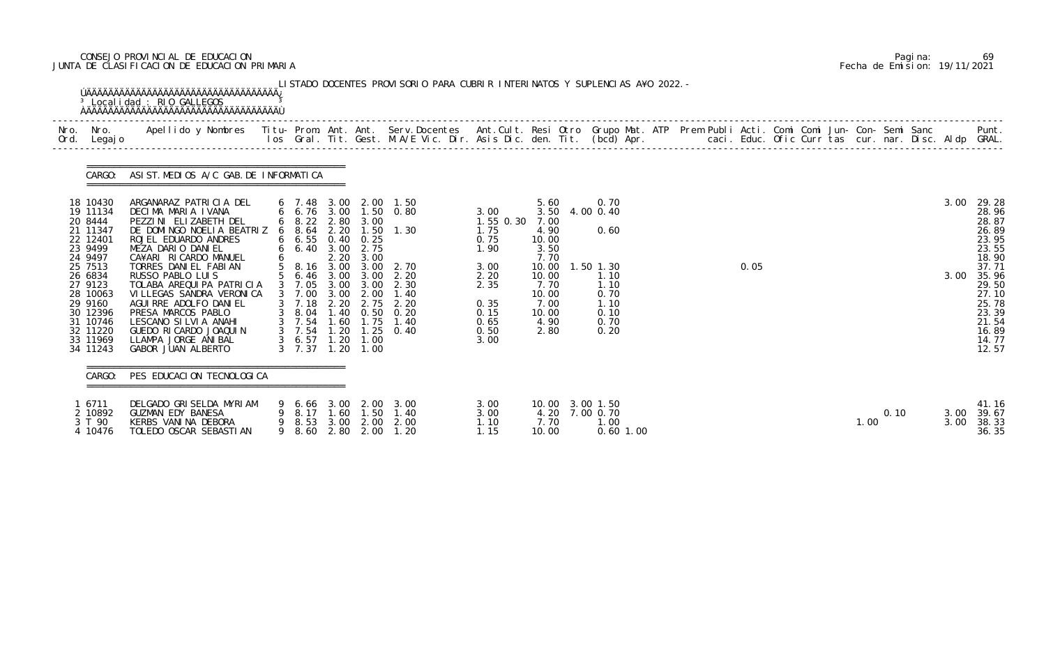CONSEJO PROVINCIAL DE EDUCACION
JUNTA DE CLASIFICACION DE EDUCACION PRIMARIA

Fecha de Emision: 19/11/2021

LISTADO DOCENTES PROVISORIO PARA CUBRIR INTERINATOS Y SUPLENCIAS A¥O 2022.-

Localidad : RIO GALLEGOS

## CARGO: ASIST.MEDIOS A/C GAB.DE INFORMATICA

| Nro. Ord. | Nro. Legajo | Apellido y Nombres | Titu-los | Prom. Gral. | Ant. Tit. | Ant. Gest. | Serv.Docentes M.A/E Vic. Dir. | Ant.Cult. Asis Dic. | Resi den. | Otro Tit. | Grupo Mat. (bcd) | ATP Apr. | Prem caci. | Publi Educ. | Acti. Ofic | Comi Curr | Comi tas | Jun- cur. | Con- nar. | Semi Disc. | Sanc | Aldp | Punt. GRAL. |
|---|---|---|---|---|---|---|---|---|---|---|---|---|---|---|---|---|---|---|---|---|---|---|---|
| 18 | 10430 | ARGANARAZ PATRICIA DEL | 6 | 7.48 | 3.00 | 2.00 | 1.50 | | 5.60 | | 0.70 | | | | | | | | | | | 3.00 | 29.28 |
| 19 | 11134 | DECIMA MARIA IVANA | 6 | 6.76 | 3.00 | 1.50 | 0.80 | 3.00 | 3.50 | 4.00 | 0.40 | | | | | | | | | | | | 28.96 |
| 20 | 8444 | PEZZINI ELIZABETH DEL | 6 | 8.22 | 2.80 | 3.00 | | 1.55 0.30 | 7.00 | | | | | | | | | | | | | | 28.87 |
| 21 | 11347 | DE DOMINGO NOELIA BEATRIZ | 6 | 8.64 | 2.20 | 1.50 | 1.30 | 1.75 | 4.90 | | 0.60 | | | | | | | | | | | | 26.89 |
| 22 | 12401 | ROJEL EDUARDO ANDRES | 6 | 6.55 | 0.40 | 0.25 | | 0.75 | 10.00 | | | | | | | | | | | | | | 23.95 |
| 23 | 9499 | MEZA DARIO DANIEL | 6 | 6.40 | 3.00 | 2.75 | | 1.90 | 3.50 | | | | | | | | | | | | | | 23.55 |
| 24 | 9497 | CA¥ARI RICARDO MANUEL | 6 | | 2.20 | 3.00 | | | 7.70 | | | | | | | | | | | | | | 18.90 |
| 25 | 7513 | TORRES DANIEL FABIAN | 5 | 8.16 | 3.00 | 3.00 | 2.70 | 3.00 | 10.00 | 1.50 | 1.30 | | | | 0.05 | | | | | | | | 37.71 |
| 26 | 6834 | RUSSO PABLO LUIS | 5 | 6.46 | 3.00 | 3.00 | 2.20 | 2.20 | 10.00 | | 1.10 | | | | | | | | | | | 3.00 | 35.96 |
| 27 | 9123 | TOLABA AREQUIPA PATRICIA | 3 | 7.05 | 3.00 | 3.00 | 2.30 | 2.35 | 7.70 | | 1.10 | | | | | | | | | | | | 29.50 |
| 28 | 10063 | VILLEGAS SANDRA VERONICA | 3 | 7.00 | 3.00 | 2.00 | 1.40 | | 10.00 | | 0.70 | | | | | | | | | | | | 27.10 |
| 29 | 9160 | AGUIRRE ADOLFO DANIEL | 3 | 7.18 | 2.20 | 2.75 | 2.20 | 0.35 | 7.00 | | 1.10 | | | | | | | | | | | | 25.78 |
| 30 | 12396 | PRESA MARCOS PABLO | 3 | 8.04 | 1.40 | 0.50 | 0.20 | 0.15 | 10.00 | | 0.10 | | | | | | | | | | | | 23.39 |
| 31 | 10746 | LESCANO SILVIA ANAHI | 3 | 7.54 | 1.60 | 1.75 | 1.40 | 0.65 | 4.90 | | 0.70 | | | | | | | | | | | | 21.54 |
| 32 | 11220 | GUEDO RICARDO JOAQUIN | 3 | 7.54 | 1.20 | 1.25 | 0.40 | 0.50 | 2.80 | | 0.20 | | | | | | | | | | | | 16.89 |
| 33 | 11969 | LLAMPA JORGE ANIBAL | 3 | 6.57 | 1.20 | 1.00 | | 3.00 | | | | | | | | | | | | | | | 14.77 |
| 34 | 11243 | GABOR JUAN ALBERTO | 3 | 7.37 | 1.20 | 1.00 | | | | | | | | | | | | | | | | | 12.57 |

## CARGO: PES EDUCACION TECNOLOGICA

| Nro. Ord. | Nro. Legajo | Apellido y Nombres | Titu-los | Prom. Gral. | Ant. Tit. | Ant. Gest. | Serv.Docentes M.A/E Vic. Dir. | Ant.Cult. Asis Dic. | Resi den. | Otro Tit. | Grupo Mat. (bcd) | ATP Apr. | Prem caci. | Publi Educ. | Acti. Ofic | Comi Curr | Comi tas | Jun- cur. | Con- nar. | Semi Disc. | Sanc | Aldp | Punt. GRAL. |
|---|---|---|---|---|---|---|---|---|---|---|---|---|---|---|---|---|---|---|---|---|---|---|---|
| 1 | 6711 | DELGADO GRISELDA MYRIAM | 9 | 6.66 | 3.00 | 2.00 | 3.00 | 3.00 | 10.00 | 3.00 | 1.50 | | | | | | | | | | | | 41.16 |
| 2 | 10892 | GUZMAN EDY BANESA | 9 | 8.17 | 1.60 | 1.50 | 1.40 | 3.00 | 4.20 | 7.00 | 0.70 | | | | | | | | | 0.10 | | 3.00 | 39.67 |
| 3 | T 90 | KERBS VANINA DEBORA | 9 | 8.53 | 3.00 | 2.00 | 2.00 | 1.10 | 7.70 | | 1.00 | | | | | | | 1.00 | | | | 3.00 | 38.33 |
| 4 | 10476 | TOLEDO OSCAR SEBASTIAN | 9 | 8.60 | 2.80 | 2.00 | 1.20 | 1.15 | 10.00 | | 0.60 | 1.00 | | | | | | | | | | | 36.35 |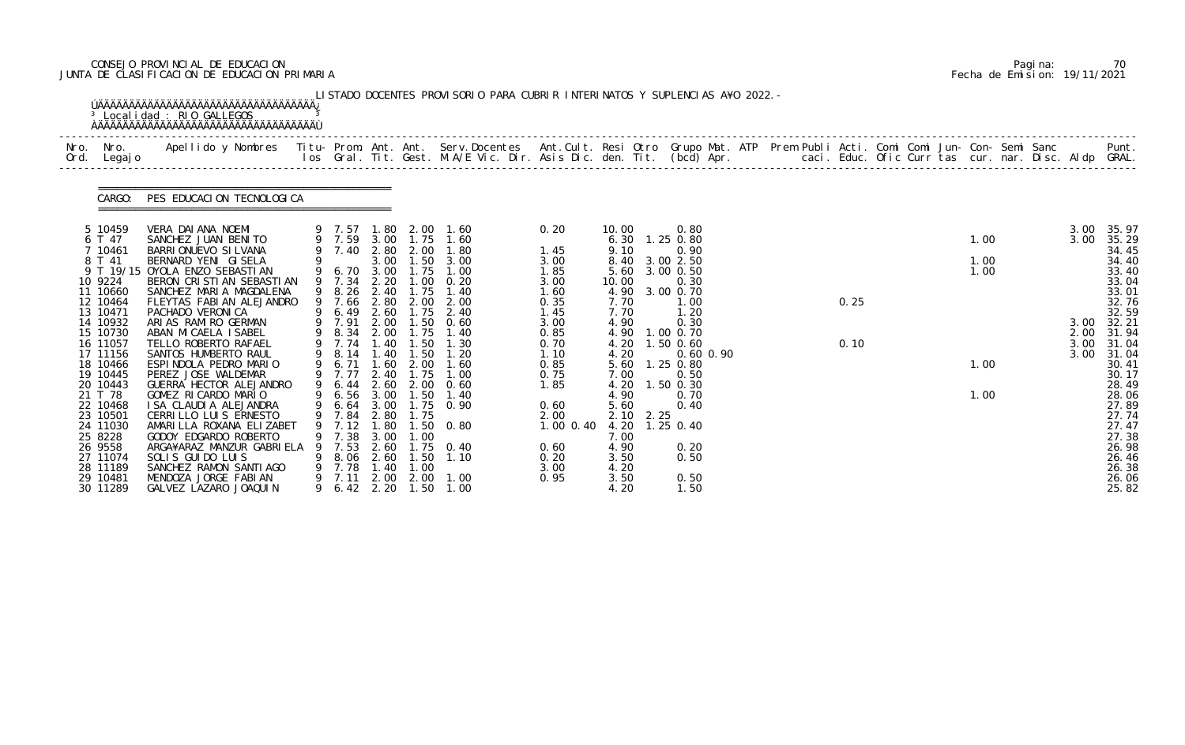CONSEJO PROVINCIAL DE EDUCACION
JUNTA DE CLASIFICACION DE EDUCACION PRIMARIA

Pagina: 70
Fecha de Emision: 19/11/2021

LISTADO DOCENTES PROVISORIO PARA CUBRIR INTERINATOS Y SUPLENCIAS A¥O 2022.-

Localidad : RIO GALLEGOS

CARGO: PES EDUCACION TECNOLOGICA

| Nro. Ord. | Nro. Legajo | Apellido y Nombres | Titu- los | Prom. Gral. | Ant. Tit. | Ant. Gest. | Serv.Docentes M.A/E Vic. Dir. | Ant.Cult. Asis Dic. | Resi den. | Otro Tit. | Grupo Mat. (bcd) | ATP Apr. | Prem Publi caci. | Acti. Educ. | Comi Ofic | Comi Curr | Jun- tas | Con- cur. | Semi nar. | Sanc Disc. | Aldp | Punt. GRAL. |
|---|---|---|---|---|---|---|---|---|---|---|---|---|---|---|---|---|---|---|---|---|---|---|
| 5 | 10459 | VERA DAIANA NOEMI | 9 | 7.57 | 1.80 | 2.00 | 1.60 | 0.20 | 10.00 | | 0.80 | | | | | | | | | | 3.00 | 35.97 |
| 6 | T 47 | SANCHEZ JUAN BENITO | 9 | 7.59 | 3.00 | 1.75 | 1.60 | | 6.30 | 1.25 | 0.80 | | | | | | | 1.00 | | | 3.00 | 35.29 |
| 7 | 10461 | BARRIONUEVO SILVANA | 9 | 7.40 | 2.80 | 2.00 | 1.80 | 1.45 | 9.10 | | 0.90 | | | | | | | | | | | 34.45 |
| 8 | T 41 | BERNARD YENI GISELA | 9 | | 3.00 | 1.50 | 3.00 | 3.00 | 8.40 | 3.00 | 2.50 | | | | | | | 1.00 | | | | 34.40 |
| 9 | T 19/15 | OYOLA ENZO SEBASTIAN | 9 | 6.70 | 3.00 | 1.75 | 1.00 | 1.85 | 5.60 | 3.00 | 0.50 | | | | | | | 1.00 | | | | 33.40 |
| 10 | 9224 | BERON CRISTIAN SEBASTIAN | 9 | 7.34 | 2.20 | 1.00 | 0.20 | 3.00 | 10.00 | | 0.30 | | | | | | | | | | | 33.04 |
| 11 | 10660 | SANCHEZ MARIA MAGDALENA | 9 | 8.26 | 2.40 | 1.75 | 1.40 | 1.60 | 4.90 | 3.00 | 0.70 | | | | | | | | | | | 33.01 |
| 12 | 10464 | FLEYTAS FABIAN ALEJANDRO | 9 | 7.66 | 2.80 | 2.00 | 2.00 | 0.35 | 7.70 | | 1.00 | | | 0.25 | | | | | | | | 32.76 |
| 13 | 10471 | PACHADO VERONICA | 9 | 6.49 | 2.60 | 1.75 | 2.40 | 1.45 | 7.70 | | 1.20 | | | | | | | | | | | 32.59 |
| 14 | 10932 | ARIAS RAMIRO GERMAN | 9 | 7.91 | 2.00 | 1.50 | 0.60 | 3.00 | 4.90 | | 0.30 | | | | | | | | | | 3.00 | 32.21 |
| 15 | 10730 | ABAN MICAELA ISABEL | 9 | 8.34 | 2.00 | 1.75 | 1.40 | 0.85 | 4.90 | 1.00 | 0.70 | | | | | | | | | | 2.00 | 31.94 |
| 16 | 11057 | TELLO ROBERTO RAFAEL | 9 | 7.74 | 1.40 | 1.50 | 1.30 | 0.70 | 4.20 | 1.50 | 0.60 | | | 0.10 | | | | | | | 3.00 | 31.04 |
| 17 | 11156 | SANTOS HUMBERTO RAUL | 9 | 8.14 | 1.40 | 1.50 | 1.20 | 1.10 | 4.20 | | 0.60 | 0.90 | | | | | | | | | 3.00 | 31.04 |
| 18 | 10466 | ESPINDOLA PEDRO MARIO | 9 | 6.71 | 1.60 | 2.00 | 1.60 | 0.85 | 5.60 | 1.25 | 0.80 | | | | | | | 1.00 | | | | 30.41 |
| 19 | 10445 | PEREZ JOSE WALDEMAR | 9 | 7.77 | 2.40 | 1.75 | 1.00 | 0.75 | 7.00 | | 0.50 | | | | | | | | | | | 30.17 |
| 20 | 10443 | GUERRA HECTOR ALEJANDRO | 9 | 6.44 | 2.60 | 2.00 | 0.60 | 1.85 | 4.20 | 1.50 | 0.30 | | | | | | | | | | | 28.49 |
| 21 | T 78 | GOMEZ RICARDO MARIO | 9 | 6.56 | 3.00 | 1.50 | 1.40 | | 4.90 | | 0.70 | | | | | | | 1.00 | | | | 28.06 |
| 22 | 10468 | ISA CLAUDIA ALEJANDRA | 9 | 6.64 | 3.00 | 1.75 | 0.90 | 0.60 | 5.60 | | 0.40 | | | | | | | | | | | 27.89 |
| 23 | 10501 | CERRILLO LUIS ERNESTO | 9 | 7.84 | 2.80 | 1.75 | | 2.00 | 2.10 | 2.25 | | | | | | | | | | | | 27.74 |
| 24 | 11030 | AMARILLA ROXANA ELIZABET | 9 | 7.12 | 1.80 | 1.50 | 0.80 | 1.00 0.40 | 4.20 | 1.25 | 0.40 | | | | | | | | | | | 27.47 |
| 25 | 8228 | GODOY EDGARDO ROBERTO | 9 | 7.38 | 3.00 | 1.00 | | | 7.00 | | | | | | | | | | | | | 27.38 |
| 26 | 9558 | ARGA¥ARAZ MANZUR GABRIELA | 9 | 7.53 | 2.60 | 1.75 | 0.40 | 0.60 | 4.90 | | 0.20 | | | | | | | | | | | 26.98 |
| 27 | 11074 | SOLIS GUIDO LUIS | 9 | 8.06 | 2.60 | 1.50 | 1.10 | 0.20 | 3.50 | | 0.50 | | | | | | | | | | | 26.46 |
| 28 | 11189 | SANCHEZ RAMON SANTIAGO | 9 | 7.78 | 1.40 | 1.00 | | 3.00 | 4.20 | | | | | | | | | | | | | 26.38 |
| 29 | 10481 | MENDOZA JORGE FABIAN | 9 | 7.11 | 2.00 | 2.00 | 1.00 | 0.95 | 3.50 | | 0.50 | | | | | | | | | | | 26.06 |
| 30 | 11289 | GALVEZ LAZARO JOAQUIN | 9 | 6.42 | 2.20 | 1.50 | 1.00 | | 4.20 | | 1.50 | | | | | | | | | | | 25.82 |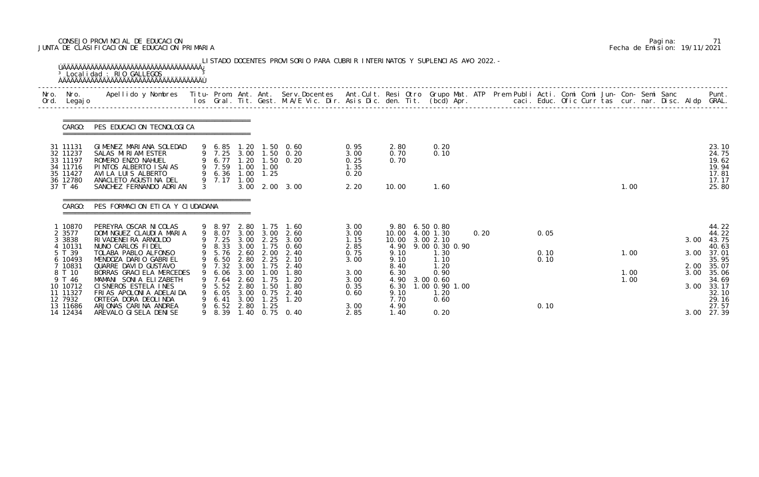CONSEJO PROVINCIAL DE EDUCACION
JUNTA DE CLASIFICACION DE EDUCACION PRIMARIA

Pagina: 71
Fecha de Emision: 19/11/2021

LISTADO DOCENTES PROVISORIO PARA CUBRIR INTERINATOS Y SUPLENCIAS A¥O 2022.-

Localidad : RIO GALLEGOS

## CARGO: PES EDUCACION TECNOLOGICA

| Nro. Ord. | Nro. Legajo | Apellido y Nombres | Titu-los | Prom. Gral. | Ant. Tit. | Ant. Gest. | Serv.Docentes M.A/E Vic. Dir. | Ant.Cult. Asis Dic. | Resi den. | Otro Tit. | Grupo Mat. (bcd) | ATP Apr. | Prem Publi caci. | Acti. Educ. | Comi Ofic | Comi Curr | Jun-tas | Con-cur. | Semi nar. | Sanc Disc. | Aldp | Punt. GRAL. |
|---|---|---|---|---|---|---|---|---|---|---|---|---|---|---|---|---|---|---|---|---|---|---|
| 31 | 11131 | GIMENEZ MARIANA SOLEDAD | 9 | 6.85 | 1.20 | 1.50 | 0.60 | 0.95 | 2.80 | | 0.20 | | | | | | | | | | | 23.10 |
| 32 | 11237 | SALAS MIRIAM ESTER | 9 | 7.25 | 3.00 | 1.50 | 0.20 | 3.00 | 0.70 | | 0.10 | | | | | | | | | | | 24.75 |
| 33 | 11197 | ROMERO ENZO NAHUEL | 9 | 6.77 | 1.20 | 1.50 | 0.20 | 0.25 | 0.70 | | | | | | | | | | | | | 19.62 |
| 34 | 11716 | PINTOS ALBERTO ISAIAS | 9 | 7.59 | 1.00 | 1.00 | | 1.35 | | | | | | | | | | | | | | 19.94 |
| 35 | 11427 | AVILA LUIS ALBERTO | 9 | 6.36 | 1.00 | 1.25 | | 0.20 | | | | | | | | | | | | | | 17.81 |
| 36 | 12780 | ANACLETO AGUSTINA DEL | 9 | 7.17 | 1.00 | | | | | | | | | | | | | | | | | 17.17 |
| 37 | T 46 | SANCHEZ FERNANDO ADRIAN | 3 | | 3.00 | 2.00 | 3.00 | 2.20 | 10.00 | | 1.60 | | | | | | | 1.00 | | | | 25.80 |

## CARGO: PES FORMACION ETICA Y CIUDADANA

| Nro. Ord. | Nro. Legajo | Apellido y Nombres | Titu-los | Prom. Gral. | Ant. Tit. | Ant. Gest. | Serv.Docentes M.A/E Vic. Dir. | Ant.Cult. Asis Dic. | Resi den. | Otro Tit. | Grupo Mat. (bcd) | ATP Apr. | Prem Publi caci. | Acti. Educ. | Comi Ofic | Comi Curr | Jun-tas | Con-cur. | Semi nar. | Sanc Disc. | Aldp | Punt. GRAL. |
|---|---|---|---|---|---|---|---|---|---|---|---|---|---|---|---|---|---|---|---|---|---|---|
| 1 | 10870 | PEREYRA OSCAR NICOLAS | 9 | 8.97 | 2.80 | 1.75 | 1.60 | 3.00 | 9.80 | 6.50 | 0.80 | | | | | | | | | | | 44.22 |
| 2 | 3577 | DOMINGUEZ CLAUDIA MARIA | 9 | 8.07 | 3.00 | 3.00 | 2.60 | 3.00 | 10.00 | 4.00 | 1.30 | 0.20 | | 0.05 | | | | | | | | 44.22 |
| 3 | 3838 | RIVADENEIRA ARNOLDO | 9 | 7.25 | 3.00 | 2.25 | 3.00 | 1.15 | 10.00 | 3.00 | 2.10 | | | | | | | | | | 3.00 | 43.75 |
| 4 | 10131 | NUNO CARLOS FIDEL | 9 | 8.33 | 3.00 | 1.75 | 0.60 | 2.85 | 4.90 | 9.00 | 0.30 0.90 | | | | | | | | | | | 40.63 |
| 5 | T 39 | TOLABA PABLO ALFONSO | 9 | 5.76 | 2.60 | 2.00 | 2.40 | 0.75 | 9.10 | | 1.30 | | | 0.10 | | | | 1.00 | | | 3.00 | 37.01 |
| 6 | 10493 | MENDOZA DARIO GABRIEL | 9 | 6.50 | 2.80 | 2.25 | 2.10 | 3.00 | 9.10 | | 1.10 | | | 0.10 | | | | | | | | 35.95 |
| 7 | 10831 | QUARRE DAVID GUSTAVO | 9 | 7.32 | 3.00 | 1.75 | 2.40 | | 8.40 | | 1.20 | | | | | | | | | | 2.00 | 35.07 |
| 8 | T 10 | BORRAS GRACIELA MERCEDES | 9 | 6.06 | 3.00 | 1.00 | 1.80 | 3.00 | 6.30 | | 0.90 | | | | | | | 1.00 | | | 3.00 | 35.06 |
| 9 | T 46 | MAMANI SONIA ELIZABETH | 9 | 7.64 | 2.60 | 1.75 | 1.20 | 3.00 | 4.90 | 3.00 | 0.60 | | | | | | | 1.00 | | | | 34.69 |
| 10 | 10712 | CISNEROS ESTELA INES | 9 | 5.52 | 2.80 | 1.50 | 1.80 | 0.35 | 6.30 | 1.00 | 0.90 1.00 | | | | | | | | | | 3.00 | 33.17 |
| 11 | 11327 | FRIAS APOLONIA ADELAIDA | 9 | 6.05 | 3.00 | 0.75 | 2.40 | 0.60 | 9.10 | | 1.20 | | | | | | | | | | | 32.10 |
| 12 | 7932 | ORTEGA DORA DEOLINDA | 9 | 6.41 | 3.00 | 1.25 | 1.20 | | 7.70 | | 0.60 | | | | | | | | | | | 29.16 |
| 13 | 11686 | ARJONAS CARINA ANDREA | 9 | 6.52 | 2.80 | 1.25 | | 3.00 | 4.90 | | | | | 0.10 | | | | | | | | 27.57 |
| 14 | 12434 | AREVALO GISELA DENISE | 9 | 8.39 | 1.40 | 0.75 | 0.40 | 2.85 | 1.40 | | 0.20 | | | | | | | | | | 3.00 | 27.39 |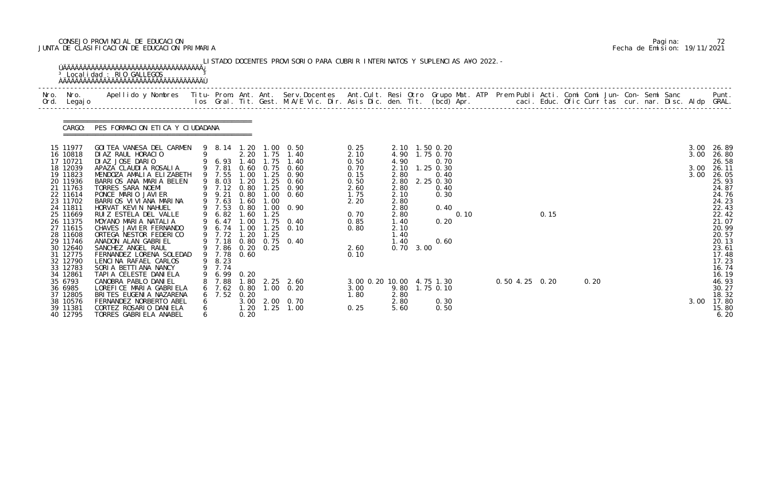CONSEJO PROVINCIAL DE EDUCACION
JUNTA DE CLASIFICACION DE EDUCACION PRIMARIA

Pagina: 72
Fecha de Emision: 19/11/2021

LISTADO DOCENTES PROVISORIO PARA CUBRIR INTERINATOS Y SUPLENCIAS A¥O 2022.-

Localidad : RIO GALLEGOS

CARGO: PES FORMACION ETICA Y CIUDADANA

| Nro. Ord. | Nro. Legajo | Apellido y Nombres | Titu-los | Prom. Gral. | Ant. Tit. | Ant. Gest. | Serv.Docentes M.A/E Vic. Dir. | Ant.Cult. Asis Dic. | Resi den. | Otro Tit. | Grupo Mat. (bcd) | ATP Apr. | Prem Publi caci. | Acti. Educ. | Comi Ofic | Comi Curr | Jun-tas | Con-cur. | Semi nar. | Sanc Disc. | Aldp | Punt. GRAL. |
|---|---|---|---|---|---|---|---|---|---|---|---|---|---|---|---|---|---|---|---|---|---|---|
| 15 | 11977 | GOITEA VANESA DEL CARMEN | 9 | 8.14 | 1.20 | 1.00 | 0.50 | 0.25 | 2.10 | 1.50 | 0.20 | | | | | | | | | | 3.00 | 26.89 |
| 16 | 10818 | DIAZ RAUL HORACIO | 9 | | 2.20 | 1.75 | 1.40 | 2.10 | 4.90 | 1.75 | 0.70 | | | | | | | | | | 3.00 | 26.80 |
| 17 | 10721 | DIAZ JOSE DARIO | 9 | 6.93 | 1.40 | 1.75 | 1.40 | 0.50 | 4.90 | | 0.70 | | | | | | | | | | | 26.58 |
| 18 | 12039 | APAZA CLAUDIA ROSALIA | 9 | 7.81 | 0.60 | 0.75 | 0.60 | 0.70 | 2.10 | 1.25 | 0.30 | | | | | | | | | | 3.00 | 26.11 |
| 19 | 11823 | MENDOZA AMALIA ELIZABETH | 9 | 7.55 | 1.00 | 1.25 | 0.90 | 0.15 | 2.80 | | 0.40 | | | | | | | | | | 3.00 | 26.05 |
| 20 | 11936 | BARRIOS ANA MARIA BELEN | 9 | 8.03 | 1.20 | 1.25 | 0.60 | 0.50 | 2.80 | 2.25 | 0.30 | | | | | | | | | | | 25.93 |
| 21 | 11763 | TORRES SARA NOEMI | 9 | 7.12 | 0.80 | 1.25 | 0.90 | 2.60 | 2.80 | | 0.40 | | | | | | | | | | | 24.87 |
| 22 | 11614 | PONCE MARIO JAVIER | 9 | 9.21 | 0.80 | 1.00 | 0.60 | 1.75 | 2.10 | | 0.30 | | | | | | | | | | | 24.76 |
| 23 | 11702 | BARRIOS VIVIANA MARINA | 9 | 7.63 | 1.60 | 1.00 | | 2.20 | 2.80 | | | | | | | | | | | | | 24.23 |
| 24 | 11811 | HORVAT KEVIN NAHUEL | 9 | 7.53 | 0.80 | 1.00 | 0.90 | | 2.80 | | 0.40 | | | | | | | | | | | 22.43 |
| 25 | 11669 | RUIZ ESTELA DEL VALLE | 9 | 6.82 | 1.60 | 1.25 | | 0.70 | 2.80 | | | 0.10 | | 0.15 | | | | | | | | 22.42 |
| 26 | 11375 | MOYANO MARIA NATALIA | 9 | 6.47 | 1.00 | 1.75 | 0.40 | 0.85 | 1.40 | | 0.20 | | | | | | | | | | | 21.07 |
| 27 | 11615 | CHAVES JAVIER FERNANDO | 9 | 6.74 | 1.00 | 1.25 | 0.10 | 0.80 | 2.10 | | | | | | | | | | | | | 20.99 |
| 28 | 11608 | ORTEGA NESTOR FEDERICO | 9 | 7.72 | 1.20 | 1.25 | | | 1.40 | | | | | | | | | | | | | 20.57 |
| 29 | 11746 | ANADON ALAN GABRIEL | 9 | 7.18 | 0.80 | 0.75 | 0.40 | | 1.40 | | 0.60 | | | | | | | | | | | 20.13 |
| 30 | 12640 | SANCHEZ ANGEL RAUL | 9 | 7.86 | 0.20 | 0.25 | | 2.60 | 0.70 | 3.00 | | | | | | | | | | | | 23.61 |
| 31 | 12775 | FERNANDEZ LORENA SOLEDAD | 9 | 7.78 | 0.60 | | | 0.10 | | | | | | | | | | | | | | 17.48 |
| 32 | 12790 | LENCINA RAFAEL CARLOS | 9 | 8.23 | | | | | | | | | | | | | | | | | | 17.23 |
| 33 | 12783 | SORIA BETTIANA NANCY | 9 | 7.74 | | | | | | | | | | | | | | | | | | 16.74 |
| 34 | 12861 | TAPIA CELESTE DANIELA | 9 | 6.99 | 0.20 | | | | | | | | | | | | | | | | | 16.19 |
| 35 | 6793 | CANOBRA PABLO DANIEL | 8 | 7.88 | 1.80 | 2.25 | 2.60 | 3.00 0.20 | 10.00 | 4.75 | 1.30 | | 0.50 4.25 | 0.20 | | 0.20 | | | | | | 46.93 |
| 36 | 6985 | LOREFICE MARIA GABRIELA | 6 | 7.62 | 0.80 | 1.00 | 0.20 | 3.00 | 9.80 | 1.75 | 0.10 | | | | | | | | | | | 30.27 |
| 37 | 12805 | BRITES EUGENIA NAZARENA | 6 | 7.52 | 0.20 | | | 1.80 | 2.80 | | | | | | | | | | | | | 18.32 |
| 38 | 10576 | FERNANDEZ NORBERTO ABEL | 6 | | 3.00 | 2.00 | 0.70 | | 2.80 | | 0.30 | | | | | | | | | | 3.00 | 17.80 |
| 39 | 11381 | CORTEZ ROSARIO DANIELA | 6 | | 1.20 | 1.25 | 1.00 | 0.25 | 5.60 | | 0.50 | | | | | | | | | | | 15.80 |
| 40 | 12795 | TORRES GABRIELA ANABEL | 6 | | 0.20 | | | | | | | | | | | | | | | | | 6.20 |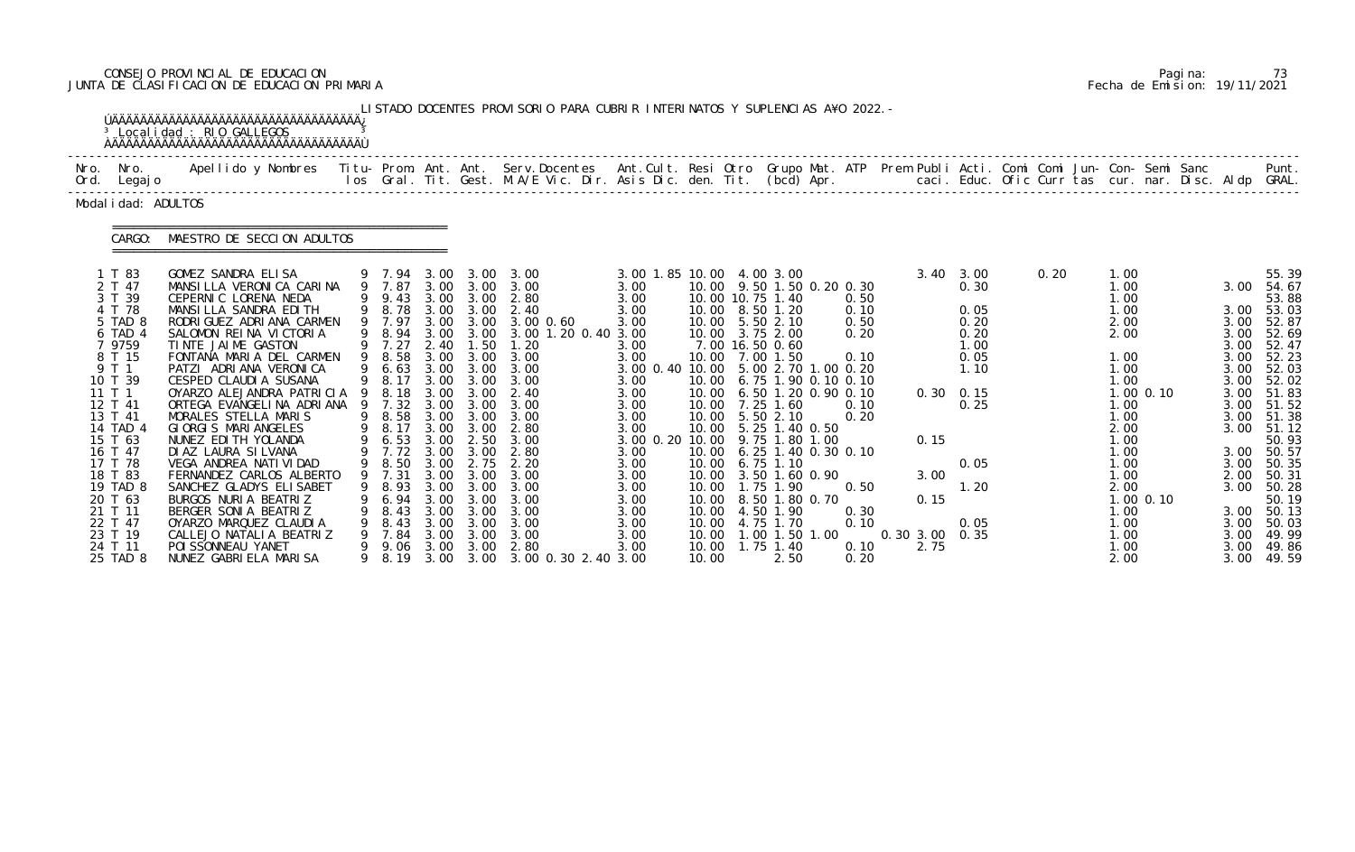CONSEJO PROVINCIAL DE EDUCACION
JUNTA DE CLASIFICACION DE EDUCACION PRIMARIA

Pagina: 73
Fecha de Emision: 19/11/2021

LISTADO DOCENTES PROVISORIO PARA CUBRIR INTERINATOS Y SUPLENCIAS A¥O 2022.-

Localidad : RIO GALLEGOS

Modalidad: ADULTOS

CARGO: MAESTRO DE SECCION ADULTOS

| Nro. Ord. | Nro. Legajo | Apellido y Nombres | Titu-los | Prom. Gral. | Ant. Tit. | Ant. Gest. | Serv.Docentes M.A/E Vic. Dir. | Ant.Cult. Asis Dic. | Resi den. | Otro Tit. | Grupo Mat. (bcd) Apr. | ATP | Prem | Publi caci. | Acti. Educ. | Comi Ofic | Comi Curr | Jun-tas | Con-cur. | Semi nar. | Sanc Disc. | Aldp | Punt. GRAL. |
|---|---|---|---|---|---|---|---|---|---|---|---|---|---|---|---|---|---|---|---|---|---|---|---|
| 1 | T 83 | GOMEZ SANDRA ELISA | 9 | 7.94 | 3.00 | 3.00 | 3.00 | 3.00 1.85 | 10.00 | 4.00 | 3.00 | | | 3.40 | 3.00 | | 0.20 | | 1.00 | | | | 55.39 |
| 2 | T 47 | MANSILLA VERONICA CARINA | 9 | 7.87 | 3.00 | 3.00 | 3.00 | 3.00 | 10.00 | 9.50 | 1.50 0.20 | 0.30 | | | 0.30 | | | | 1.00 | | | 3.00 | 54.67 |
| 3 | T 39 | CEPERNIC LORENA NEDA | 9 | 9.43 | 3.00 | 3.00 | 2.80 | 3.00 | 10.00 | 10.75 | 1.40 | 0.50 | | | | | | | 1.00 | | | | 53.88 |
| 4 | T 78 | MANSILLA SANDRA EDITH | 9 | 8.78 | 3.00 | 3.00 | 2.40 | 3.00 | 10.00 | 8.50 | 1.20 | 0.10 | | | 0.05 | | | | 1.00 | | | 3.00 | 53.03 |
| 5 | TAD 8 | RODRIGUEZ ADRIANA CARMEN | 9 | 7.97 | 3.00 | 3.00 | 3.00 0.60 | 3.00 | 10.00 | 5.50 | 2.10 | 0.50 | | | 0.20 | | | | 2.00 | | | 3.00 | 52.87 |
| 6 | TAD 4 | SALOMON REINA VICTORIA | 9 | 8.94 | 3.00 | 3.00 | 3.00 1.20 0.40 | 3.00 | 10.00 | 3.75 | 2.00 | 0.20 | | | 0.20 | | | | 2.00 | | | 3.00 | 52.69 |
| 7 | 9759 | TINTE JAIME GASTON | 9 | 7.27 | 2.40 | 1.50 | 1.20 | 3.00 | 7.00 | 16.50 | 0.60 | | | | 1.00 | | | | | | | 3.00 | 52.47 |
| 8 | T 15 | FONTANA MARIA DEL CARMEN | 9 | 8.58 | 3.00 | 3.00 | 3.00 | 3.00 | 10.00 | 7.00 | 1.50 | 0.10 | | | 0.05 | | | | 1.00 | | | 3.00 | 52.23 |
| 9 | T 1 | PATZI ADRIANA VERONICA | 9 | 6.63 | 3.00 | 3.00 | 3.00 | 3.00 0.40 | 10.00 | 5.00 | 2.70 1.00 | 0.20 | | | 1.10 | | | | 1.00 | | | 3.00 | 52.03 |
| 10 | T 39 | CESPED CLAUDIA SUSANA | 9 | 8.17 | 3.00 | 3.00 | 3.00 | 3.00 | 10.00 | 6.75 | 1.90 0.10 | 0.10 | | | | | | | 1.00 | | | 3.00 | 52.02 |
| 11 | T 1 | OYARZO ALEJANDRA PATRICIA | 9 | 8.18 | 3.00 | 3.00 | 2.40 | 3.00 | 10.00 | 6.50 | 1.20 0.90 | 0.10 | | 0.30 | 0.15 | | | | 1.00 | 0.10 | | 3.00 | 51.83 |
| 12 | T 41 | ORTEGA EVANGELINA ADRIANA | 9 | 7.32 | 3.00 | 3.00 | 3.00 | 3.00 | 10.00 | 7.25 | 1.60 | 0.10 | | | 0.25 | | | | 1.00 | | | 3.00 | 51.52 |
| 13 | T 41 | MORALES STELLA MARIS | 9 | 8.58 | 3.00 | 3.00 | 3.00 | 3.00 | 10.00 | 5.50 | 2.10 | 0.20 | | | | | | | 1.00 | | | 3.00 | 51.38 |
| 14 | TAD 4 | GIORGIS MARIANGELES | 9 | 8.17 | 3.00 | 3.00 | 2.80 | 3.00 | 10.00 | 5.25 | 1.40 0.50 | | | | | | | | 2.00 | | | 3.00 | 51.12 |
| 15 | T 63 | NUNEZ EDITH YOLANDA | 9 | 6.53 | 3.00 | 2.50 | 3.00 | 3.00 0.20 | 10.00 | 9.75 | 1.80 1.00 | | | 0.15 | | | | | 1.00 | | | | 50.93 |
| 16 | T 47 | DIAZ LAURA SILVANA | 9 | 7.72 | 3.00 | 3.00 | 2.80 | 3.00 | 10.00 | 6.25 | 1.40 0.30 | 0.10 | | | | | | | 1.00 | | | 3.00 | 50.57 |
| 17 | T 78 | VEGA ANDREA NATIVIDAD | 9 | 8.50 | 3.00 | 2.75 | 2.20 | 3.00 | 10.00 | 6.75 | 1.10 | | | | 0.05 | | | | 1.00 | | | 3.00 | 50.35 |
| 18 | T 83 | FERNANDEZ CARLOS ALBERTO | 9 | 7.31 | 3.00 | 3.00 | 3.00 | 3.00 | 10.00 | 3.50 | 1.60 0.90 | | | 3.00 | | | | | 1.00 | | | 2.00 | 50.31 |
| 19 | TAD 8 | SANCHEZ GLADYS ELISABET | 9 | 8.93 | 3.00 | 3.00 | 3.00 | 3.00 | 10.00 | 1.75 | 1.90 | 0.50 | | | 1.20 | | | | 2.00 | | | 3.00 | 50.28 |
| 20 | T 63 | BURGOS NURIA BEATRIZ | 9 | 6.94 | 3.00 | 3.00 | 3.00 | 3.00 | 10.00 | 8.50 | 1.80 0.70 | | | 0.15 | | | | | 1.00 | 0.10 | | | 50.19 |
| 21 | T 11 | BERGER SONIA BEATRIZ | 9 | 8.43 | 3.00 | 3.00 | 3.00 | 3.00 | 10.00 | 4.50 | 1.90 | 0.30 | | | | | | | 1.00 | | | 3.00 | 50.13 |
| 22 | T 47 | OYARZO MARQUEZ CLAUDIA | 9 | 8.43 | 3.00 | 3.00 | 3.00 | 3.00 | 10.00 | 4.75 | 1.70 | 0.10 | | | 0.05 | | | | 1.00 | | | 3.00 | 50.03 |
| 23 | T 19 | CALLEJO NATALIA BEATRIZ | 9 | 7.84 | 3.00 | 3.00 | 3.00 | 3.00 | 10.00 | 1.00 | 1.50 1.00 | | 0.30 | 3.00 | 0.35 | | | | 1.00 | | | 3.00 | 49.99 |
| 24 | T 11 | POISSONNEAU YANET | 9 | 9.06 | 3.00 | 3.00 | 2.80 | 3.00 | 10.00 | 1.75 | 1.40 | 0.10 | | 2.75 | | | | | 1.00 | | | 3.00 | 49.86 |
| 25 | TAD 8 | NUNEZ GABRIELA MARISA | 9 | 8.19 | 3.00 | 3.00 | 3.00 0.30 2.40 | 3.00 | 10.00 | | 2.50 | 0.20 | | | | | | | 2.00 | | | 3.00 | 49.59 |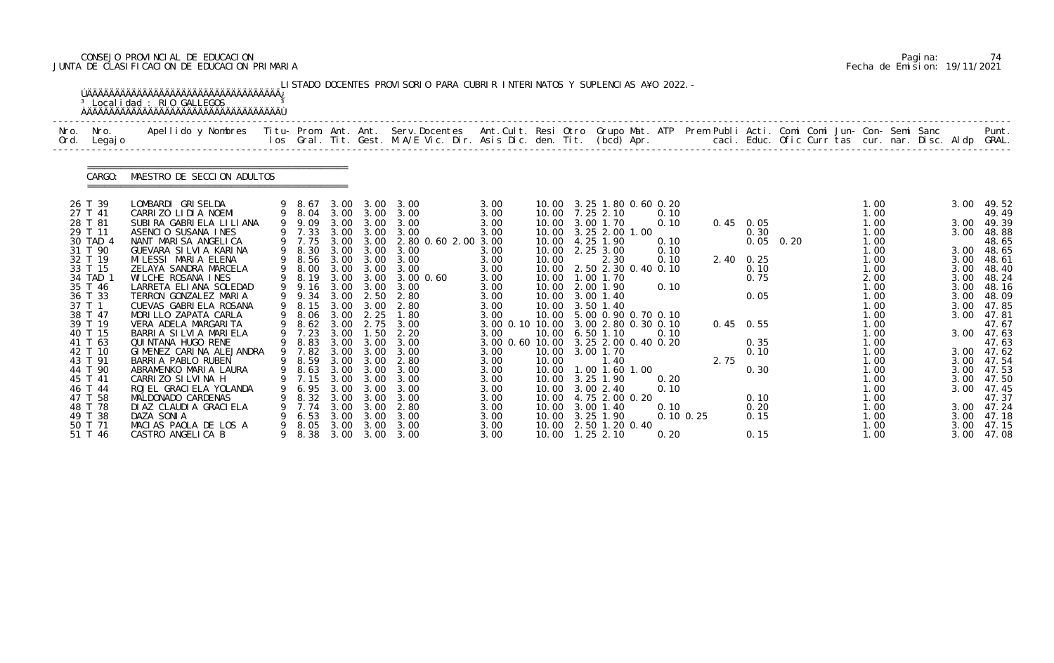CONSEJO PROVINCIAL DE EDUCACION
JUNTA DE CLASIFICACION DE EDUCACION PRIMARIA

Pagina: 74
Fecha de Emision: 19/11/2021

LISTADO DOCENTES PROVISORIO PARA CUBRIR INTERINATOS Y SUPLENCIAS A¥O 2022.-

Localidad : RIO GALLEGOS

CARGO: MAESTRO DE SECCION ADULTOS

| Nro. Ord. | Nro. Legajo | Apellido y Nombres | Titu- los | Prom. Gral. | Ant. Tit. | Ant. Gest. | Serv.Docentes M.A/E Vic. Dir. | Ant.Cult. Asis Dic. | Resi den. | Otro Tit. | Grupo Mat. (bcd) | ATP Apr. | Prem Publi caci. | Acti. Educ. | Comi Ofic | Comi Curr | Jun- tas | Con- cur. | Semi nar. | Sanc Disc. | Aldp | Punt. GRAL. |
|---|---|---|---|---|---|---|---|---|---|---|---|---|---|---|---|---|---|---|---|---|---|---|
| 26 | T 39 | LOMBARDI GRISELDA | 9 | 8.67 | 3.00 | 3.00 | 3.00 | 3.00 | 10.00 | 3.25 | 1.80 0.60 0.20 | | | | | | | 1.00 | | | 3.00 | 49.52 |
| 27 | T 41 | CARRIZO LIDIA NOEMI | 9 | 8.04 | 3.00 | 3.00 | 3.00 | 3.00 | 10.00 | 7.25 | 2.10 | 0.10 | | | | | | 1.00 | | | | 49.49 |
| 28 | T 81 | SUBIRA GABRIELA LILIANA | 9 | 9.09 | 3.00 | 3.00 | 3.00 | 3.00 | 10.00 | 3.00 | 1.70 | 0.10 | 0.45 | 0.05 | | | | 1.00 | | | 3.00 | 49.39 |
| 29 | T 11 | ASENCIO SUSANA INES | 9 | 7.33 | 3.00 | 3.00 | 3.00 | 3.00 | 10.00 | 3.25 | 2.00 1.00 | | | 0.30 | | | | 1.00 | | | 3.00 | 48.88 |
| 30 | TAD 4 | NANT MARISA ANGELICA | 9 | 7.75 | 3.00 | 3.00 | 2.80 0.60 2.00 | 3.00 | 10.00 | 4.25 | 1.90 | 0.10 | | 0.05 | 0.20 | | | 1.00 | | | | 48.65 |
| 31 | T 90 | GUEVARA SILVIA KARINA | 9 | 8.30 | 3.00 | 3.00 | 3.00 | 3.00 | 10.00 | 2.25 | 3.00 | 0.10 | | | | | | 1.00 | | | 3.00 | 48.65 |
| 32 | T 19 | MILESSI MARIA ELENA | 9 | 8.56 | 3.00 | 3.00 | 3.00 | 3.00 | 10.00 | | 2.30 | 0.10 | 2.40 | 0.25 | | | | 1.00 | | | 3.00 | 48.61 |
| 33 | T 15 | ZELAYA SANDRA MARCELA | 9 | 8.00 | 3.00 | 3.00 | 3.00 | 3.00 | 10.00 | 2.50 | 2.30 0.40 0.10 | | | 0.10 | | | | 1.00 | | | 3.00 | 48.40 |
| 34 | TAD 1 | WILCHE ROSANA INES | 9 | 8.19 | 3.00 | 3.00 | 3.00 0.60 | 3.00 | 10.00 | 1.00 | 1.70 | | | 0.75 | | | | 2.00 | | | 3.00 | 48.24 |
| 35 | T 46 | LARRETA ELIANA SOLEDAD | 9 | 9.16 | 3.00 | 3.00 | 3.00 | 3.00 | 10.00 | 2.00 | 1.90 | 0.10 | | | | | | 1.00 | | | 3.00 | 48.16 |
| 36 | T 33 | TERRON GONZALEZ MARIA | 9 | 9.34 | 3.00 | 2.50 | 2.80 | 3.00 | 10.00 | 3.00 | 1.40 | | | 0.05 | | | | 1.00 | | | 3.00 | 48.09 |
| 37 | T 1 | CUEVAS GABRIELA ROSANA | 9 | 8.15 | 3.00 | 3.00 | 2.80 | 3.00 | 10.00 | 3.50 | 1.40 | | | | | | | 1.00 | | | 3.00 | 47.85 |
| 38 | T 47 | MORILLO ZAPATA CARLA | 9 | 8.06 | 3.00 | 2.25 | 1.80 | 3.00 | 10.00 | 5.00 | 0.90 0.70 0.10 | | | | | | | 1.00 | | | 3.00 | 47.81 |
| 39 | T 19 | VERA ADELA MARGARITA | 9 | 8.62 | 3.00 | 2.75 | 3.00 | 3.00 0.10 | 10.00 | 3.00 | 2.80 0.30 0.10 | | 0.45 | 0.55 | | | | 1.00 | | | | 47.67 |
| 40 | T 15 | BARRIA SILVIA MARIELA | 9 | 7.23 | 3.00 | 1.50 | 2.20 | 3.00 | 10.00 | 6.50 | 1.10 | 0.10 | | | | | | 1.00 | | | 3.00 | 47.63 |
| 41 | T 63 | QUINTANA HUGO RENE | 9 | 8.83 | 3.00 | 3.00 | 3.00 | 3.00 0.60 | 10.00 | 3.25 | 2.00 0.40 0.20 | | | 0.35 | | | | 1.00 | | | | 47.63 |
| 42 | T 10 | GIMENEZ CARINA ALEJANDRA | 9 | 7.82 | 3.00 | 3.00 | 3.00 | 3.00 | 10.00 | 3.00 | 1.70 | | | 0.10 | | | | 1.00 | | | 3.00 | 47.62 |
| 43 | T 91 | BARRIA PABLO RUBEN | 9 | 8.59 | 3.00 | 3.00 | 2.80 | 3.00 | 10.00 | | 1.40 | | 2.75 | | | | | 1.00 | | | 3.00 | 47.54 |
| 44 | T 90 | ABRAMENKO MARIA LAURA | 9 | 8.63 | 3.00 | 3.00 | 3.00 | 3.00 | 10.00 | 1.00 | 1.60 1.00 | | | 0.30 | | | | 1.00 | | | 3.00 | 47.53 |
| 45 | T 41 | CARRIZO SILVINA H | 9 | 7.15 | 3.00 | 3.00 | 3.00 | 3.00 | 10.00 | 3.25 | 1.90 | 0.20 | | | | | | 1.00 | | | 3.00 | 47.50 |
| 46 | T 44 | ROJEL GRACIELA YOLANDA | 9 | 6.95 | 3.00 | 3.00 | 3.00 | 3.00 | 10.00 | 3.00 | 2.40 | 0.10 | | | | | | 1.00 | | | 3.00 | 47.45 |
| 47 | T 58 | MALDONADO CARDENAS | 9 | 8.32 | 3.00 | 3.00 | 3.00 | 3.00 | 10.00 | 4.75 | 2.00 0.20 | | | 0.10 | | | | 1.00 | | | | 47.37 |
| 48 | T 78 | DIAZ CLAUDIA GRACIELA | 9 | 7.74 | 3.00 | 3.00 | 2.80 | 3.00 | 10.00 | 3.00 | 1.40 | 0.10 | | 0.20 | | | | 1.00 | | | 3.00 | 47.24 |
| 49 | T 38 | DAZA SONIA | 9 | 6.53 | 3.00 | 3.00 | 3.00 | 3.00 | 10.00 | 3.25 | 1.90 | 0.10 0.25 | | 0.15 | | | | 1.00 | | | 3.00 | 47.18 |
| 50 | T 71 | MACIAS PAOLA DE LOS A | 9 | 8.05 | 3.00 | 3.00 | 3.00 | 3.00 | 10.00 | 2.50 | 1.20 0.40 | | | | | | | 1.00 | | | 3.00 | 47.15 |
| 51 | T 46 | CASTRO ANGELICA B | 9 | 8.38 | 3.00 | 3.00 | 3.00 | 3.00 | 10.00 | 1.25 | 2.10 | 0.20 | | 0.15 | | | | 1.00 | | | 3.00 | 47.08 |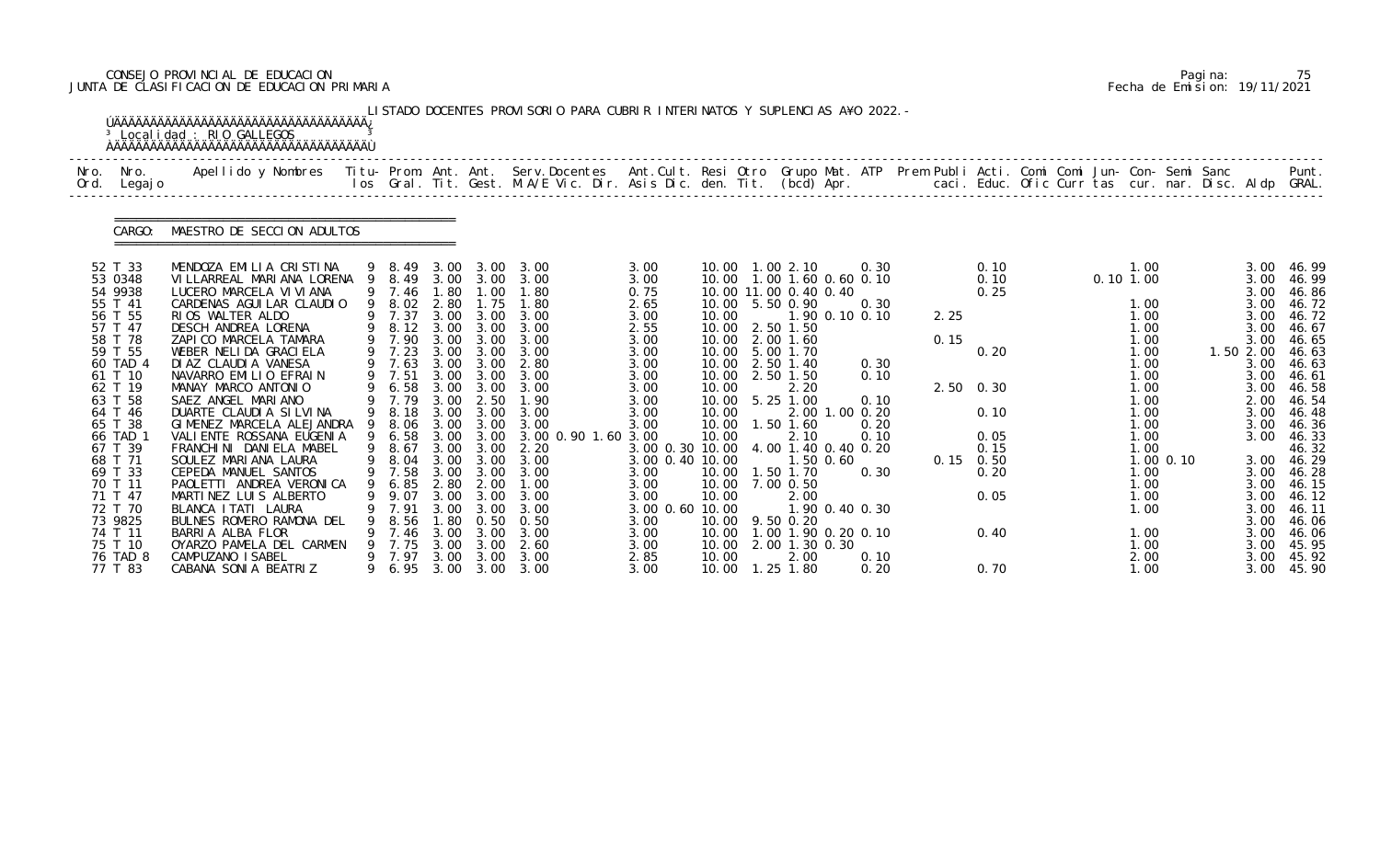CONSEJO PROVINCIAL DE EDUCACION
JUNTA DE CLASIFICACION DE EDUCACION PRIMARIA

Pagina: 75
Fecha de Emision: 19/11/2021

LISTADO DOCENTES PROVISORIO PARA CUBRIR INTERINATOS Y SUPLENCIAS A¥O 2022.-

Localidad : RIO GALLEGOS

CARGO: MAESTRO DE SECCION ADULTOS

| Nro. Ord. | Nro. Legajo | Apellido y Nombres | Titu-los | Prom. Gral. | Ant. Tit. | Ant. Gest. | Serv.Docentes M.A/E Vic. Dir. | Ant.Cult. Asis Dic. | Resi den. | Otro Tit. | Grupo Mat. (bcd) | ATP Apr. | Prem Publi caci. | Acti. Educ. | Comi Ofic | Comi Curr | Jun-tas | Con-cur. | Semi nar. | Sanc Disc. | Aldp | Punt. GRAL. |
|---|---|---|---|---|---|---|---|---|---|---|---|---|---|---|---|---|---|---|---|---|---|---|
| 52 | T 33 | MENDOZA EMILIA CRISTINA | 9 | 8.49 | 3.00 | 3.00 | 3.00 | 3.00 | 10.00 | 1.00 | 2.10 | 0.30 | | 0.10 | | | | 1.00 | | | 3.00 | 46.99 |
| 53 | 0348 | VILLARREAL MARIANA LORENA | 9 | 8.49 | 3.00 | 3.00 | 3.00 | 3.00 | 10.00 | 1.00 | 1.60 0.60 | 0.10 | | 0.10 | | | 0.10 | 1.00 | | | 3.00 | 46.99 |
| 54 | 9938 | LUCERO MARCELA VIVIANA | 9 | 7.46 | 1.80 | 1.00 | 1.80 | 0.75 | 10.00 | 11.00 | 0.40 0.40 | | | 0.25 | | | | | | | 3.00 | 46.86 |
| 55 | T 41 | CARDENAS AGUILAR CLAUDIO | 9 | 8.02 | 2.80 | 1.75 | 1.80 | 2.65 | 10.00 | 5.50 | 0.90 | 0.30 | | | | | | 1.00 | | | 3.00 | 46.72 |
| 56 | T 55 | RIOS WALTER ALDO | 9 | 7.37 | 3.00 | 3.00 | 3.00 | 3.00 | 10.00 | | 1.90 0.10 | 0.10 | 2.25 | | | | | 1.00 | | | 3.00 | 46.72 |
| 57 | T 47 | DESCH ANDREA LORENA | 9 | 8.12 | 3.00 | 3.00 | 3.00 | 2.55 | 10.00 | 2.50 | 1.50 | | | | | | | 1.00 | | | 3.00 | 46.67 |
| 58 | T 78 | ZAPICO MARCELA TAMARA | 9 | 7.90 | 3.00 | 3.00 | 3.00 | 3.00 | 10.00 | 2.00 | 1.60 | | 0.15 | | | | | 1.00 | | | 3.00 | 46.65 |
| 59 | T 55 | WEBER NELIDA GRACIELA | 9 | 7.23 | 3.00 | 3.00 | 3.00 | 3.00 | 10.00 | 5.00 | 1.70 | | | 0.20 | | | | 1.00 | | 1.50 | 2.00 | 46.63 |
| 60 | TAD 4 | DIAZ CLAUDIA VANESA | 9 | 7.63 | 3.00 | 3.00 | 2.80 | 3.00 | 10.00 | 2.50 | 1.40 | 0.30 | | | | | | 1.00 | | | 3.00 | 46.63 |
| 61 | T 10 | NAVARRO EMILIO EFRAIN | 9 | 7.51 | 3.00 | 3.00 | 3.00 | 3.00 | 10.00 | 2.50 | 1.50 | 0.10 | | | | | | 1.00 | | | 3.00 | 46.61 |
| 62 | T 19 | MANAY MARCO ANTONIO | 9 | 6.58 | 3.00 | 3.00 | 3.00 | 3.00 | 10.00 | | 2.20 | | 2.50 | 0.30 | | | | 1.00 | | | 3.00 | 46.58 |
| 63 | T 58 | SAEZ ANGEL MARIANO | 9 | 7.79 | 3.00 | 2.50 | 1.90 | 3.00 | 10.00 | 5.25 | 1.00 | 0.10 | | | | | | 1.00 | | | 2.00 | 46.54 |
| 64 | T 46 | DUARTE CLAUDIA SILVINA | 9 | 8.18 | 3.00 | 3.00 | 3.00 | 3.00 | 10.00 | | 2.00 1.00 | 0.20 | | 0.10 | | | | 1.00 | | | 3.00 | 46.48 |
| 65 | T 38 | GIMENEZ MARCELA ALEJANDRA | 9 | 8.06 | 3.00 | 3.00 | 3.00 | 3.00 | 10.00 | 1.50 | 1.60 | 0.20 | | | | | | 1.00 | | | 3.00 | 46.36 |
| 66 | TAD 1 | VALIENTE ROSSANA EUGENIA | 9 | 6.58 | 3.00 | 3.00 | 3.00 0.90 1.60 | 3.00 | 10.00 | | 2.10 | 0.10 | | 0.05 | | | | 1.00 | | | 3.00 | 46.33 |
| 67 | T 39 | FRANCHINI DANIELA MABEL | 9 | 8.67 | 3.00 | 3.00 | 2.20 | 3.00 0.30 | 10.00 | 4.00 | 1.40 0.40 | 0.20 | | 0.15 | | | | 1.00 | | | | 46.32 |
| 68 | T 71 | SOULEZ MARIANA LAURA | 9 | 8.04 | 3.00 | 3.00 | 3.00 | 3.00 0.40 | 10.00 | | 1.50 0.60 | | 0.15 | 0.50 | | | | 1.00 | 0.10 | | 3.00 | 46.29 |
| 69 | T 33 | CEPEDA MANUEL SANTOS | 9 | 7.58 | 3.00 | 3.00 | 3.00 | 3.00 | 10.00 | 1.50 | 1.70 | 0.30 | | 0.20 | | | | 1.00 | | | 3.00 | 46.28 |
| 70 | T 11 | PAOLETTI ANDREA VERONICA | 9 | 6.85 | 2.80 | 2.00 | 1.00 | 3.00 | 10.00 | 7.00 | 0.50 | | | | | | | 1.00 | | | 3.00 | 46.15 |
| 71 | T 47 | MARTINEZ LUIS ALBERTO | 9 | 9.07 | 3.00 | 3.00 | 3.00 | 3.00 | 10.00 | | 2.00 | | | 0.05 | | | | 1.00 | | | 3.00 | 46.12 |
| 72 | T 70 | BLANCA ITATI LAURA | 9 | 7.91 | 3.00 | 3.00 | 3.00 | 3.00 0.60 | 10.00 | | 1.90 0.40 | 0.30 | | | | | | 1.00 | | | 3.00 | 46.11 |
| 73 | 9825 | BULNES ROMERO RAMONA DEL | 9 | 8.56 | 1.80 | 0.50 | 0.50 | 3.00 | 10.00 | 9.50 | 0.20 | | | | | | | | | | 3.00 | 46.06 |
| 74 | T 11 | BARRIA ALBA FLOR | 9 | 7.46 | 3.00 | 3.00 | 3.00 | 3.00 | 10.00 | 1.00 | 1.90 0.20 | 0.10 | | 0.40 | | | | 1.00 | | | 3.00 | 46.06 |
| 75 | T 10 | OYARZO PAMELA DEL CARMEN | 9 | 7.75 | 3.00 | 3.00 | 2.60 | 3.00 | 10.00 | 2.00 | 1.30 0.30 | | | | | | | 1.00 | | | 3.00 | 45.95 |
| 76 | TAD 8 | CAMPUZANO ISABEL | 9 | 7.97 | 3.00 | 3.00 | 3.00 | 2.85 | 10.00 | | 2.00 | 0.10 | | | | | | 2.00 | | | 3.00 | 45.92 |
| 77 | T 83 | CABANA SONIA BEATRIZ | 9 | 6.95 | 3.00 | 3.00 | 3.00 | 3.00 | 10.00 | 1.25 | 1.80 | 0.20 | | 0.70 | | | | 1.00 | | | 3.00 | 45.90 |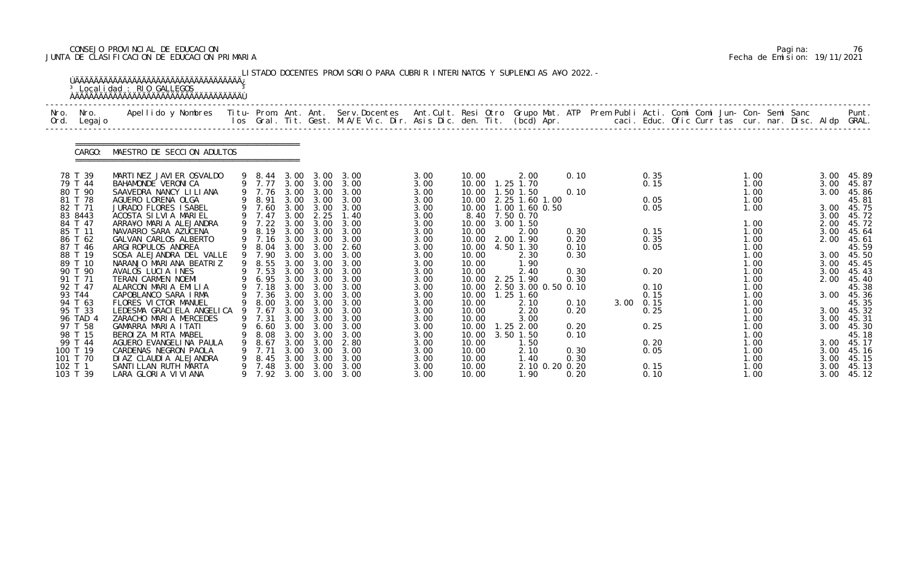CONSEJO PROVINCIAL DE EDUCACION
JUNTA DE CLASIFICACION DE EDUCACION PRIMARIA

Pagina: 76
Fecha de Emision: 19/11/2021

LISTADO DOCENTES PROVISORIO PARA CUBRIR INTERINATOS Y SUPLENCIAS A¥O 2022.-

Localidad : RIO GALLEGOS

CARGO: MAESTRO DE SECCION ADULTOS

| Nro. Ord. | Nro. Legajo | Apellido y Nombres | Titu-los | Prom. Gral. | Ant. Tit. | Ant. Gest. | Serv.Docentes M.A/E Vic. Dir. | Ant.Cult. Asis Dic. | Resi den. | Otro Tit. | Grupo Mat. (bcd) | ATP Apr. | Prem Publi caci. | Acti. Educ. | Comi Ofic | Comi Curr | Jun- tas | Con- cur. | Semi nar. | Sanc Disc. | Aldp | Punt. GRAL. |
|---|---|---|---|---|---|---|---|---|---|---|---|---|---|---|---|---|---|---|---|---|---|---|
| 78 | T 39 | MARTINEZ JAVIER OSVALDO | 9 | 8.44 | 3.00 | 3.00 | 3.00 | 3.00 | 10.00 | | 2.00 | 0.10 | | 0.35 | | | | 1.00 | | | 3.00 | 45.89 |
| 79 | T 44 | BAHAMONDE VERONICA | 9 | 7.77 | 3.00 | 3.00 | 3.00 | 3.00 | 10.00 | 1.25 | 1.70 | | | 0.15 | | | | 1.00 | | | 3.00 | 45.87 |
| 80 | T 90 | SAAVEDRA NANCY LILIANA | 9 | 7.76 | 3.00 | 3.00 | 3.00 | 3.00 | 10.00 | 1.50 | 1.50 | 0.10 | | | | | | 1.00 | | | 3.00 | 45.86 |
| 81 | T 78 | AGUERO LORENA OLGA | 9 | 8.91 | 3.00 | 3.00 | 3.00 | 3.00 | 10.00 | 2.25 | 1.60 1.00 | | | 0.05 | | | | 1.00 | | | | 45.81 |
| 82 | T 71 | JURADO FLORES ISABEL | 9 | 7.60 | 3.00 | 3.00 | 3.00 | 3.00 | 10.00 | 1.00 | 1.60 0.50 | | | 0.05 | | | | 1.00 | | | 3.00 | 45.75 |
| 83 | 8443 | ACOSTA SILVIA MARIEL | 9 | 7.47 | 3.00 | 2.25 | 1.40 | 3.00 | 8.40 | 7.50 | 0.70 | | | | | | | | | | 3.00 | 45.72 |
| 84 | T 47 | ARRA¥O MARIA ALEJANDRA | 9 | 7.22 | 3.00 | 3.00 | 3.00 | 3.00 | 10.00 | 3.00 | 1.50 | | | | | | | 1.00 | | | 2.00 | 45.72 |
| 85 | T 11 | NAVARRO SARA AZUCENA | 9 | 8.19 | 3.00 | 3.00 | 3.00 | 3.00 | 10.00 | | 2.00 | 0.30 | | 0.15 | | | | 1.00 | | | 3.00 | 45.64 |
| 86 | T 62 | GALVAN CARLOS ALBERTO | 9 | 7.16 | 3.00 | 3.00 | 3.00 | 3.00 | 10.00 | 2.00 | 1.90 | 0.20 | | 0.35 | | | | 1.00 | | | 2.00 | 45.61 |
| 87 | T 46 | ARGIROPULOS ANDREA | 9 | 8.04 | 3.00 | 3.00 | 2.60 | 3.00 | 10.00 | 4.50 | 1.30 | 0.10 | | 0.05 | | | | 1.00 | | | | 45.59 |
| 88 | T 19 | SOSA ALEJANDRA DEL VALLE | 9 | 7.90 | 3.00 | 3.00 | 3.00 | 3.00 | 10.00 | | 2.30 | 0.30 | | | | | | 1.00 | | | 3.00 | 45.50 |
| 89 | T 10 | NARANJO MARIANA BEATRIZ | 9 | 8.55 | 3.00 | 3.00 | 3.00 | 3.00 | 10.00 | | 1.90 | | | | | | | 1.00 | | | 3.00 | 45.45 |
| 90 | T 90 | AVALOS LUCIA INES | 9 | 7.53 | 3.00 | 3.00 | 3.00 | 3.00 | 10.00 | | 2.40 | 0.30 | | 0.20 | | | | 1.00 | | | 3.00 | 45.43 |
| 91 | T 71 | TERAN CARMEN NOEMI | 9 | 6.95 | 3.00 | 3.00 | 3.00 | 3.00 | 10.00 | 2.25 | 1.90 | 0.30 | | | | | | 1.00 | | | 2.00 | 45.40 |
| 92 | T 47 | ALARCON MARIA EMILIA | 9 | 7.18 | 3.00 | 3.00 | 3.00 | 3.00 | 10.00 | 2.50 | 3.00 0.50 0.10 | | | 0.10 | | | | 1.00 | | | | 45.38 |
| 93 | T44 | CAPOBLANCO SARA IRMA | 9 | 7.36 | 3.00 | 3.00 | 3.00 | 3.00 | 10.00 | 1.25 | 1.60 | | | 0.15 | | | | 1.00 | | | 3.00 | 45.36 |
| 94 | T 63 | FLORES VICTOR MANUEL | 9 | 8.00 | 3.00 | 3.00 | 3.00 | 3.00 | 10.00 | | 2.10 | 0.10 | 3.00 | 0.15 | | | | 1.00 | | | | 45.35 |
| 95 | T 33 | LEDESMA GRACIELA ANGELICA | 9 | 7.67 | 3.00 | 3.00 | 3.00 | 3.00 | 10.00 | | 2.20 | 0.20 | | 0.25 | | | | 1.00 | | | 3.00 | 45.32 |
| 96 | TAD 4 | ZARACHO MARIA MERCEDES | 9 | 7.31 | 3.00 | 3.00 | 3.00 | 3.00 | 10.00 | | 3.00 | | | | | | | 1.00 | | | 3.00 | 45.31 |
| 97 | T 58 | GAMARRA MARIA ITATI | 9 | 6.60 | 3.00 | 3.00 | 3.00 | 3.00 | 10.00 | 1.25 | 2.00 | 0.20 | | 0.25 | | | | 1.00 | | | 3.00 | 45.30 |
| 98 | T 15 | BEROIZA MIRTA MABEL | 9 | 8.08 | 3.00 | 3.00 | 3.00 | 3.00 | 10.00 | 3.50 | 1.50 | 0.10 | | | | | | 1.00 | | | | 45.18 |
| 99 | T 44 | AGUERO EVANGELINA PAULA | 9 | 8.67 | 3.00 | 3.00 | 2.80 | 3.00 | 10.00 | | 1.50 | | | 0.20 | | | | 1.00 | | | 3.00 | 45.17 |
| 100 | T 19 | CARDENAS NEGRON PAOLA | 9 | 7.71 | 3.00 | 3.00 | 3.00 | 3.00 | 10.00 | | 2.10 | 0.30 | | 0.05 | | | | 1.00 | | | 3.00 | 45.16 |
| 101 | T 70 | DIAZ CLAUDIA ALEJANDRA | 9 | 8.45 | 3.00 | 3.00 | 3.00 | 3.00 | 10.00 | | 1.40 | 0.30 | | | | | | 1.00 | | | 3.00 | 45.15 |
| 102 | T 1 | SANTILLAN RUTH MARTA | 9 | 7.48 | 3.00 | 3.00 | 3.00 | 3.00 | 10.00 | | 2.10 0.20 0.20 | | | 0.15 | | | | 1.00 | | | 3.00 | 45.13 |
| 103 | T 39 | LARA GLORIA VIVIANA | 9 | 7.92 | 3.00 | 3.00 | 3.00 | 3.00 | 10.00 | | 1.90 | 0.20 | | 0.10 | | | | 1.00 | | | 3.00 | 45.12 |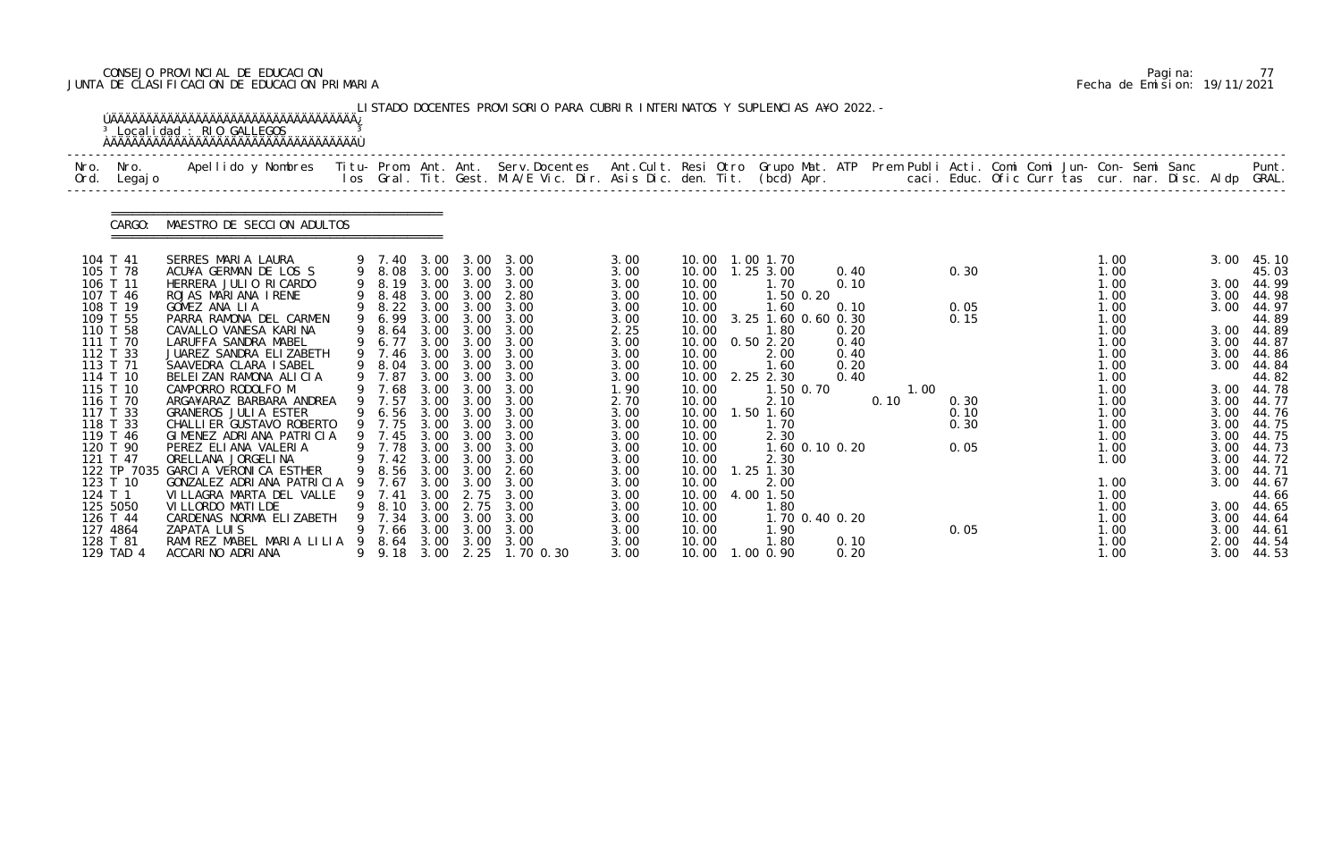CONSEJO PROVINCIAL DE EDUCACION
JUNTA DE CLASIFICACION DE EDUCACION PRIMARIA

Pagina: 77
Fecha de Emision: 19/11/2021

LISTADO DOCENTES PROVISORIO PARA CUBRIR INTERINATOS Y SUPLENCIAS A¥O 2022.-

Localidad : RIO GALLEGOS

CARGO: MAESTRO DE SECCION ADULTOS

| Nro. Ord. | Nro. Legajo | Apellido y Nombres | Titu- los | Prom. Gral. | Ant. Tit. | Ant. Gest. | Serv.Docentes M.A/E Vic. Dir. | Ant.Cult. Asis Dic. | Resi den. | Otro Tit. | Grupo Mat. (bcd) | ATP Apr. | Prem caci. | Publi Educ. | Acti. Ofic | Comi Curr | Comi tas | Jun- cur. | Con- nar. | Semi Disc. | Sanc Aldp | Punt. GRAL. |
|---|---|---|---|---|---|---|---|---|---|---|---|---|---|---|---|---|---|---|---|---|---|---|
| 104 | T 41 | SERRES MARIA LAURA | 9 | 7.40 | 3.00 | 3.00 | 3.00 | 3.00 | 10.00 | 1.00 | 1.70 | | | | | | | 1.00 | | | 3.00 | 45.10 |
| 105 | T 78 | ACU¥A GERMAN DE LOS S | 9 | 8.08 | 3.00 | 3.00 | 3.00 | 3.00 | 10.00 | 1.25 | 3.00 | 0.40 | | 0.30 | | | | 1.00 | | | | 45.03 |
| 106 | T 11 | HERRERA JULIO RICARDO | 9 | 8.19 | 3.00 | 3.00 | 3.00 | 3.00 | 10.00 | | 1.70 | 0.10 | | | | | | 1.00 | | | 3.00 | 44.99 |
| 107 | T 46 | ROJAS MARIANA IRENE | 9 | 8.48 | 3.00 | 3.00 | 2.80 | 3.00 | 10.00 | | 1.50 0.20 | | | | | | | 1.00 | | | 3.00 | 44.98 |
| 108 | T 19 | GOMEZ ANA LIA | 9 | 8.22 | 3.00 | 3.00 | 3.00 | 3.00 | 10.00 | | 1.60 | 0.10 | | 0.05 | | | | 1.00 | | | 3.00 | 44.97 |
| 109 | T 55 | PARRA RAMONA DEL CARMEN | 9 | 6.99 | 3.00 | 3.00 | 3.00 | 3.00 | 10.00 | 3.25 | 1.60 0.60 | 0.30 | | 0.15 | | | | 1.00 | | | | 44.89 |
| 110 | T 58 | CAVALLO VANESA KARINA | 9 | 8.64 | 3.00 | 3.00 | 3.00 | 2.25 | 10.00 | | 1.80 | 0.20 | | | | | | 1.00 | | | 3.00 | 44.89 |
| 111 | T 70 | LARUFFA SANDRA MABEL | 9 | 6.77 | 3.00 | 3.00 | 3.00 | 3.00 | 10.00 | 0.50 | 2.20 | 0.40 | | | | | | 1.00 | | | 3.00 | 44.87 |
| 112 | T 33 | JUAREZ SANDRA ELIZABETH | 9 | 7.46 | 3.00 | 3.00 | 3.00 | 3.00 | 10.00 | | 2.00 | 0.40 | | | | | | 1.00 | | | 3.00 | 44.86 |
| 113 | T 71 | SAAVEDRA CLARA ISABEL | 9 | 8.04 | 3.00 | 3.00 | 3.00 | 3.00 | 10.00 | | 1.60 | 0.20 | | | | | | 1.00 | | | 3.00 | 44.84 |
| 114 | T 10 | BELEIZAN RAMONA ALICIA | 9 | 7.87 | 3.00 | 3.00 | 3.00 | 3.00 | 10.00 | 2.25 | 2.30 | 0.40 | | | | | | 1.00 | | | | 44.82 |
| 115 | T 10 | CAMPORRO RODOLFO M | 9 | 7.68 | 3.00 | 3.00 | 3.00 | 1.90 | 10.00 | | 1.50 0.70 | | 1.00 | | | | | 1.00 | | | 3.00 | 44.78 |
| 116 | T 70 | ARGA¥ARAZ BARBARA ANDREA | 9 | 7.57 | 3.00 | 3.00 | 3.00 | 2.70 | 10.00 | | 2.10 | 0.10 | | 0.30 | | | | 1.00 | | | 3.00 | 44.77 |
| 117 | T 33 | GRANEROS JULIA ESTER | 9 | 6.56 | 3.00 | 3.00 | 3.00 | 3.00 | 10.00 | 1.50 | 1.60 | | | 0.10 | | | | 1.00 | | | 3.00 | 44.76 |
| 118 | T 33 | CHALLIER GUSTAVO ROBERTO | 9 | 7.75 | 3.00 | 3.00 | 3.00 | 3.00 | 10.00 | | 1.70 | | | 0.30 | | | | 1.00 | | | 3.00 | 44.75 |
| 119 | T 46 | GIMENEZ ADRIANA PATRICIA | 9 | 7.45 | 3.00 | 3.00 | 3.00 | 3.00 | 10.00 | | 2.30 | | | | | | | 1.00 | | | 3.00 | 44.75 |
| 120 | T 90 | PEREZ ELIANA VALERIA | 9 | 7.78 | 3.00 | 3.00 | 3.00 | 3.00 | 10.00 | | 1.60 0.10 | 0.20 | | 0.05 | | | | 1.00 | | | 3.00 | 44.73 |
| 121 | T 47 | ORELLANA JORGELINA | 9 | 7.42 | 3.00 | 3.00 | 3.00 | 3.00 | 10.00 | | 2.30 | | | | | | | 1.00 | | | 3.00 | 44.72 |
| 122 | TP 7035 | GARCIA VERONICA ESTHER | 9 | 8.56 | 3.00 | 3.00 | 2.60 | 3.00 | 10.00 | 1.25 | 1.30 | | | | | | | | | | 3.00 | 44.71 |
| 123 | T 10 | GONZALEZ ADRIANA PATRICIA | 9 | 7.67 | 3.00 | 3.00 | 3.00 | 3.00 | 10.00 | | 2.00 | | | | | | | 1.00 | | | 3.00 | 44.67 |
| 124 | T 1 | VILLAGRA MARTA DEL VALLE | 9 | 7.41 | 3.00 | 2.75 | 3.00 | 3.00 | 10.00 | 4.00 | 1.50 | | | | | | | 1.00 | | | | 44.66 |
| 125 | 5050 | VILLORDO MATILDE | 9 | 8.10 | 3.00 | 2.75 | 3.00 | 3.00 | 10.00 | | 1.80 | | | | | | | 1.00 | | | 3.00 | 44.65 |
| 126 | T 44 | CARDENAS NORMA ELIZABETH | 9 | 7.34 | 3.00 | 3.00 | 3.00 | 3.00 | 10.00 | | 1.70 0.40 | 0.20 | | | | | | 1.00 | | | 3.00 | 44.64 |
| 127 | 4864 | ZAPATA LUIS | 9 | 7.66 | 3.00 | 3.00 | 3.00 | 3.00 | 10.00 | | 1.90 | | | 0.05 | | | | 1.00 | | | 3.00 | 44.61 |
| 128 | T 81 | RAMIREZ MABEL MARIA LILIA | 9 | 8.64 | 3.00 | 3.00 | 3.00 | 3.00 | 10.00 | | 1.80 | 0.10 | | | | | | 1.00 | | | 2.00 | 44.54 |
| 129 | TAD 4 | ACCARINO ADRIANA | 9 | 9.18 | 3.00 | 2.25 | 1.70 0.30 | 3.00 | 10.00 | 1.00 | 0.90 | 0.20 | | | | | | 1.00 | | | 3.00 | 44.53 |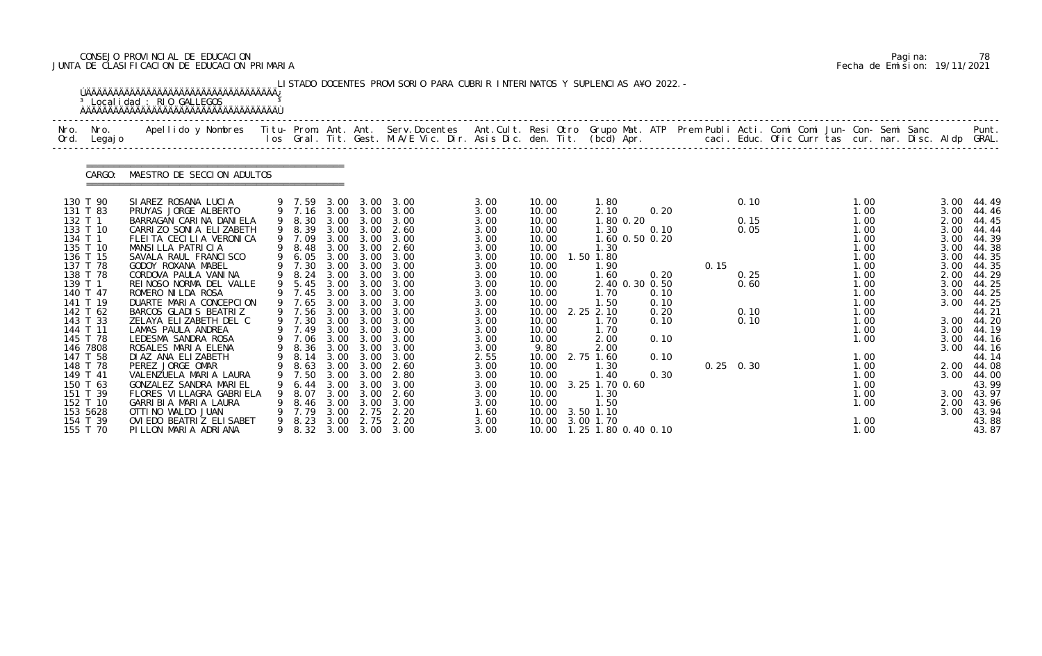CONSEJO PROVINCIAL DE EDUCACION
JUNTA DE CLASIFICACION DE EDUCACION PRIMARIA

Fecha de Emision: 19/11/2021

LISTADO DOCENTES PROVISORIO PARA CUBRIR INTERINATOS Y SUPLENCIAS A¥O 2022.-

Localidad : RIO GALLEGOS

CARGO: MAESTRO DE SECCION ADULTOS

| Nro. Ord. | Nro. Legajo | Apellido y Nombres | Titu- los | Prom. Gral. | Ant. Tit. | Ant. Gest. | Serv.Docentes M.A/E Vic. Dir. | Ant.Cult. Asis Dic. | Resi den. | Otro Tit. | Grupo Mat. (bcd) | ATP Apr. | Prem Publi caci. | Acti. Educ. | Comi Ofic | Comi Curr | Jun- tas | Con- cur. | Semi nar. | Sanc Disc. | Aldp | Punt. GRAL. |
|---|---|---|---|---|---|---|---|---|---|---|---|---|---|---|---|---|---|---|---|---|---|---|
| 130 | T 90 | SIAREZ ROSANA LUCIA | 9 | 7.59 | 3.00 | 3.00 | 3.00 | 3.00 | 10.00 | | 1.80 | | | 0.10 | | | | 1.00 | | | 3.00 | 44.49 |
| 131 | T 83 | PRUYAS JORGE ALBERTO | 9 | 7.16 | 3.00 | 3.00 | 3.00 | 3.00 | 10.00 | | 2.10 | 0.20 | | | | | | 1.00 | | | 3.00 | 44.46 |
| 132 | T 1 | BARRAGAN CARINA DANIELA | 9 | 8.30 | 3.00 | 3.00 | 3.00 | 3.00 | 10.00 | | 1.80 0.20 | | | 0.15 | | | | 1.00 | | | 2.00 | 44.45 |
| 133 | T 10 | CARRIZO SONIA ELIZABETH | 9 | 8.39 | 3.00 | 3.00 | 2.60 | 3.00 | 10.00 | | 1.30 | 0.10 | | 0.05 | | | | 1.00 | | | 3.00 | 44.44 |
| 134 | T 1 | FLEITA CECILIA VERONICA | 9 | 7.09 | 3.00 | 3.00 | 3.00 | 3.00 | 10.00 | | 1.60 0.50 0.20 | | | | | | | 1.00 | | | 3.00 | 44.39 |
| 135 | T 10 | MANSILLA PATRICIA | 9 | 8.48 | 3.00 | 3.00 | 2.60 | 3.00 | 10.00 | | 1.30 | | | | | | | 1.00 | | | 3.00 | 44.38 |
| 136 | T 15 | SAVALA RAUL FRANCISCO | 9 | 6.05 | 3.00 | 3.00 | 3.00 | 3.00 | 10.00 | 1.50 | 1.80 | | | | | | | 1.00 | | | 3.00 | 44.35 |
| 137 | T 78 | GODOY ROXANA MABEL | 9 | 7.30 | 3.00 | 3.00 | 3.00 | 3.00 | 10.00 | | 1.90 | | 0.15 | | | | | 1.00 | | | 3.00 | 44.35 |
| 138 | T 78 | CORDOVA PAULA VANINA | 9 | 8.24 | 3.00 | 3.00 | 3.00 | 3.00 | 10.00 | | 1.60 | 0.20 | | 0.25 | | | | 1.00 | | | 2.00 | 44.29 |
| 139 | T 1 | REINOSO NORMA DEL VALLE | 9 | 5.45 | 3.00 | 3.00 | 3.00 | 3.00 | 10.00 | | 2.40 0.30 0.50 | | | 0.60 | | | | 1.00 | | | 3.00 | 44.25 |
| 140 | T 47 | ROMERO NILDA ROSA | 9 | 7.45 | 3.00 | 3.00 | 3.00 | 3.00 | 10.00 | | 1.70 | 0.10 | | | | | | 1.00 | | | 3.00 | 44.25 |
| 141 | T 19 | DUARTE MARIA CONCEPCION | 9 | 7.65 | 3.00 | 3.00 | 3.00 | 3.00 | 10.00 | | 1.50 | 0.10 | | | | | | 1.00 | | | 3.00 | 44.25 |
| 142 | T 62 | BARCOS GLADIS BEATRIZ | 9 | 7.56 | 3.00 | 3.00 | 3.00 | 3.00 | 10.00 | 2.25 | 2.10 | 0.20 | | 0.10 | | | | 1.00 | | | | 44.21 |
| 143 | T 33 | ZELAYA ELIZABETH DEL C | 9 | 7.30 | 3.00 | 3.00 | 3.00 | 3.00 | 10.00 | | 1.70 | 0.10 | | 0.10 | | | | 1.00 | | | 3.00 | 44.20 |
| 144 | T 11 | LAMAS PAULA ANDREA | 9 | 7.49 | 3.00 | 3.00 | 3.00 | 3.00 | 10.00 | | 1.70 | | | | | | | 1.00 | | | 3.00 | 44.19 |
| 145 | T 78 | LEDESMA SANDRA ROSA | 9 | 7.06 | 3.00 | 3.00 | 3.00 | 3.00 | 10.00 | | 2.00 | 0.10 | | | | | | 1.00 | | | 3.00 | 44.16 |
| 146 | 7808 | ROSALES MARIA ELENA | 9 | 8.36 | 3.00 | 3.00 | 3.00 | 3.00 | 9.80 | | 2.00 | | | | | | | | | | 3.00 | 44.16 |
| 147 | T 58 | DIAZ ANA ELIZABETH | 9 | 8.14 | 3.00 | 3.00 | 3.00 | 2.55 | 10.00 | 2.75 | 1.60 | 0.10 | | | | | | 1.00 | | | | 44.14 |
| 148 | T 78 | PEREZ JORGE OMAR | 9 | 8.63 | 3.00 | 3.00 | 2.60 | 3.00 | 10.00 | | 1.30 | | 0.25 | 0.30 | | | | 1.00 | | | 2.00 | 44.08 |
| 149 | T 41 | VALENZUELA MARIA LAURA | 9 | 7.50 | 3.00 | 3.00 | 2.80 | 3.00 | 10.00 | | 1.40 | 0.30 | | | | | | 1.00 | | | 3.00 | 44.00 |
| 150 | T 63 | GONZALEZ SANDRA MARIEL | 9 | 6.44 | 3.00 | 3.00 | 3.00 | 3.00 | 10.00 | 3.25 | 1.70 0.60 | | | | | | | 1.00 | | | | 43.99 |
| 151 | T 39 | FLORES VILLAGRA GABRIELA | 9 | 8.07 | 3.00 | 3.00 | 2.60 | 3.00 | 10.00 | | 1.30 | | | | | | | 1.00 | | | 3.00 | 43.97 |
| 152 | T 10 | GARRIBIA MARIA LAURA | 9 | 8.46 | 3.00 | 3.00 | 3.00 | 3.00 | 10.00 | | 1.50 | | | | | | | 1.00 | | | 2.00 | 43.96 |
| 153 | 5628 | OTTINO WALDO JUAN | 9 | 7.79 | 3.00 | 2.75 | 2.20 | 1.60 | 10.00 | 3.50 | 1.10 | | | | | | | | | | 3.00 | 43.94 |
| 154 | T 39 | OVIEDO BEATRIZ ELISABET | 9 | 8.23 | 3.00 | 2.75 | 2.20 | 3.00 | 10.00 | 3.00 | 1.70 | | | | | | | 1.00 | | | | 43.88 |
| 155 | T 70 | PILLON MARIA ADRIANA | 9 | 8.32 | 3.00 | 3.00 | 3.00 | 3.00 | 10.00 | 1.25 | 1.80 0.40 0.10 | | | | | | | 1.00 | | | | 43.87 |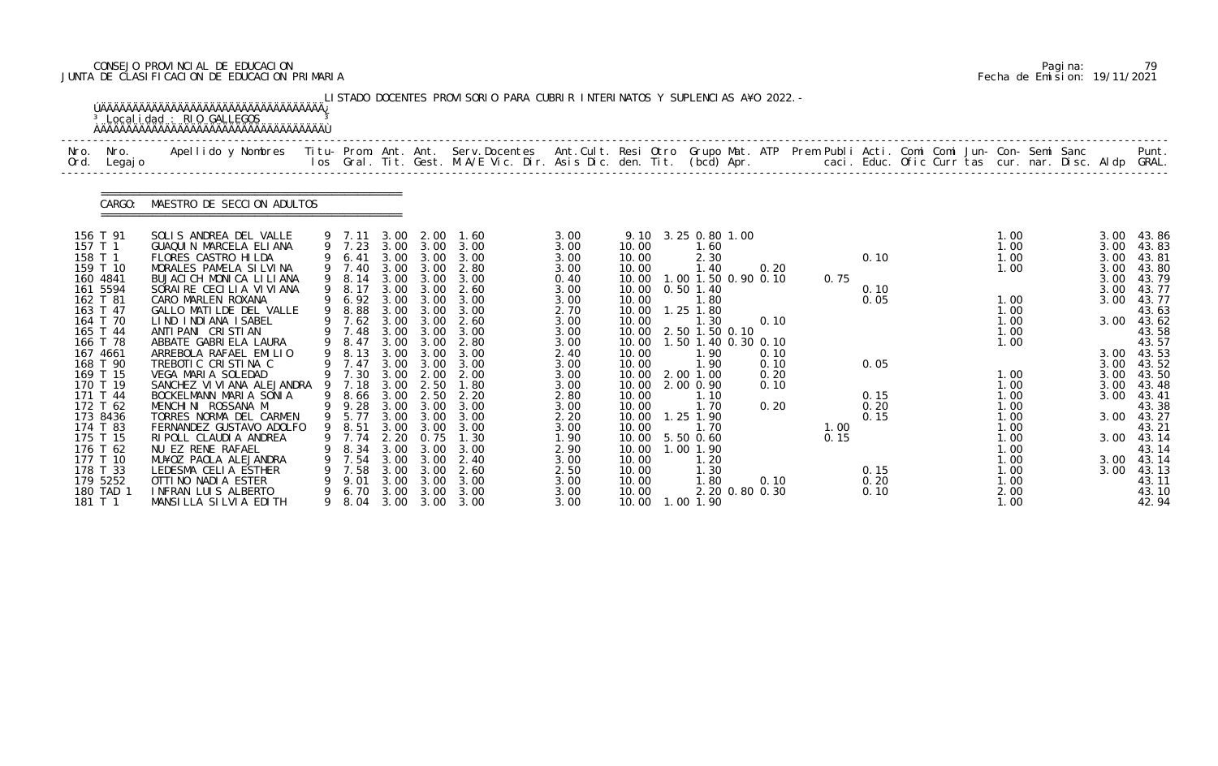CONSEJO PROVINCIAL DE EDUCACION
JUNTA DE CLASIFICACION DE EDUCACION PRIMARIA

Pagina: 79
Fecha de Emision: 19/11/2021

LISTADO DOCENTES PROVISORIO PARA CUBRIR INTERINATOS Y SUPLENCIAS A¥O 2022.-

Localidad : RIO GALLEGOS

CARGO: MAESTRO DE SECCION ADULTOS

| Nro. Ord. | Nro. Legajo | Apellido y Nombres | Titu- los | Prom. Gral. | Ant. Tit. | Ant. Gest. | Serv.Docentes M.A/E Vic. Dir. | Ant.Cult. Asis Dic. | Resi den. | Otro Tit. | Grupo (bcd) | Mat. Apr. | ATP | Prem | Publi caci. | Acti. Educ. | Comi Ofic | Comi Curr | Jun- tas | Con- cur. | Semi nar. | Sanc Disc. | Aldp | Punt. GRAL. |
|---|---|---|---|---|---|---|---|---|---|---|---|---|---|---|---|---|---|---|---|---|---|---|---|---|
| 156 | T 91 | SOLIS ANDREA DEL VALLE | 9 | 7.11 | 3.00 | 2.00 | 1.60 | 3.00 | 9.10 | 3.25 | 0.80 | 1.00 | | | | | | | | 1.00 | | | 3.00 | 43.86 |
| 157 | T 1 | GUAQUIN MARCELA ELIANA | 9 | 7.23 | 3.00 | 3.00 | 3.00 | 3.00 | 10.00 | | 1.60 | | | | | | | | | 1.00 | | | 3.00 | 43.83 |
| 158 | T 1 | FLORES CASTRO HILDA | 9 | 6.41 | 3.00 | 3.00 | 3.00 | 3.00 | 10.00 | | 2.30 | | | | | 0.10 | | | | 1.00 | | | 3.00 | 43.81 |
| 159 | T 10 | MORALES PAMELA SILVINA | 9 | 7.40 | 3.00 | 3.00 | 2.80 | 3.00 | 10.00 | | 1.40 | | 0.20 | | | | | | | 1.00 | | | 3.00 | 43.80 |
| 160 | 4841 | BUJACICH MONICA LILIANA | 9 | 8.14 | 3.00 | 3.00 | 3.00 | 0.40 | 10.00 | 1.00 | 1.50 | 0.90 | 0.10 | | 0.75 | | | | | | | | 3.00 | 43.79 |
| 161 | 5594 | SORAIRE CECILIA VIVIANA | 9 | 8.17 | 3.00 | 3.00 | 2.60 | 3.00 | 10.00 | 0.50 | 1.40 | | | | | 0.10 | | | | | | | 3.00 | 43.77 |
| 162 | T 81 | CARO MARLEN ROXANA | 9 | 6.92 | 3.00 | 3.00 | 3.00 | 3.00 | 10.00 | | 1.80 | | | | | 0.05 | | | | 1.00 | | | 3.00 | 43.77 |
| 163 | T 47 | GALLO MATILDE DEL VALLE | 9 | 8.88 | 3.00 | 3.00 | 3.00 | 2.70 | 10.00 | 1.25 | 1.80 | | | | | | | | | 1.00 | | | | 43.63 |
| 164 | T 70 | LIND INDIANA ISABEL | 9 | 7.62 | 3.00 | 3.00 | 2.60 | 3.00 | 10.00 | | 1.30 | | 0.10 | | | | | | | 1.00 | | | 3.00 | 43.62 |
| 165 | T 44 | ANTIPANI CRISTIAN | 9 | 7.48 | 3.00 | 3.00 | 3.00 | 3.00 | 10.00 | 2.50 | 1.50 | 0.10 | | | | | | | | 1.00 | | | | 43.58 |
| 166 | T 78 | ABBATE GABRIELA LAURA | 9 | 8.47 | 3.00 | 3.00 | 2.80 | 3.00 | 10.00 | 1.50 | 1.40 | 0.30 | 0.10 | | | | | | | 1.00 | | | | 43.57 |
| 167 | 4661 | ARREBOLA RAFAEL EMILIO | 9 | 8.13 | 3.00 | 3.00 | 3.00 | 2.40 | 10.00 | | 1.90 | | 0.10 | | | | | | | | | | 3.00 | 43.53 |
| 168 | T 90 | TREBOTIC CRISTINA C | 9 | 7.47 | 3.00 | 3.00 | 3.00 | 3.00 | 10.00 | | 1.90 | | 0.10 | | | 0.05 | | | | | | | 3.00 | 43.52 |
| 169 | T 15 | VEGA MARIA SOLEDAD | 9 | 7.30 | 3.00 | 2.00 | 2.00 | 3.00 | 10.00 | 2.00 | 1.00 | | 0.20 | | | | | | | 1.00 | | | 3.00 | 43.50 |
| 170 | T 19 | SANCHEZ VIVIANA ALEJANDRA | 9 | 7.18 | 3.00 | 2.50 | 1.80 | 3.00 | 10.00 | 2.00 | 0.90 | | 0.10 | | | | | | | 1.00 | | | 3.00 | 43.48 |
| 171 | T 44 | BOCKELMANN MARIA SONIA | 9 | 8.66 | 3.00 | 2.50 | 2.20 | 2.80 | 10.00 | | 1.10 | | | | | 0.15 | | | | 1.00 | | | 3.00 | 43.41 |
| 172 | T 62 | MENCHINI ROSSANA M | 9 | 9.28 | 3.00 | 3.00 | 3.00 | 3.00 | 10.00 | | 1.70 | | 0.20 | | | 0.20 | | | | 1.00 | | | | 43.38 |
| 173 | 8436 | TORRES NORMA DEL CARMEN | 9 | 5.77 | 3.00 | 3.00 | 3.00 | 2.20 | 10.00 | 1.25 | 1.90 | | | | | 0.15 | | | | 1.00 | | | 3.00 | 43.27 |
| 174 | T 83 | FERNANDEZ GUSTAVO ADOLFO | 9 | 8.51 | 3.00 | 3.00 | 3.00 | 3.00 | 10.00 | | 1.70 | | | | 1.00 | | | | | 1.00 | | | | 43.21 |
| 175 | T 15 | RIPOLL CLAUDIA ANDREA | 9 | 7.74 | 2.20 | 0.75 | 1.30 | 1.90 | 10.00 | 5.50 | 0.60 | | | | 0.15 | | | | | 1.00 | | | 3.00 | 43.14 |
| 176 | T 62 | NU EZ RENE RAFAEL | 9 | 8.34 | 3.00 | 3.00 | 3.00 | 2.90 | 10.00 | 1.00 | 1.90 | | | | | | | | | 1.00 | | | | 43.14 |
| 177 | T 10 | MU¥OZ PAOLA ALEJANDRA | 9 | 7.54 | 3.00 | 3.00 | 2.40 | 3.00 | 10.00 | | 1.20 | | | | | | | | | 1.00 | | | 3.00 | 43.14 |
| 178 | T 33 | LEDESMA CELIA ESTHER | 9 | 7.58 | 3.00 | 3.00 | 2.60 | 2.50 | 10.00 | | 1.30 | | | | | 0.15 | | | | 1.00 | | | 3.00 | 43.13 |
| 179 | 5252 | OTTINO NADIA ESTER | 9 | 9.01 | 3.00 | 3.00 | 3.00 | 3.00 | 10.00 | | 1.80 | | 0.10 | | | 0.20 | | | | 1.00 | | | | 43.11 |
| 180 | TAD 1 | INFRAN LUIS ALBERTO | 9 | 6.70 | 3.00 | 3.00 | 3.00 | 3.00 | 10.00 | | 2.20 | 0.80 | 0.30 | | | 0.10 | | | | 2.00 | | | | 43.10 |
| 181 | T 1 | MANSILLA SILVIA EDITH | 9 | 8.04 | 3.00 | 3.00 | 3.00 | 3.00 | 10.00 | 1.00 | 1.90 | | | | | | | | | 1.00 | | | | 42.94 |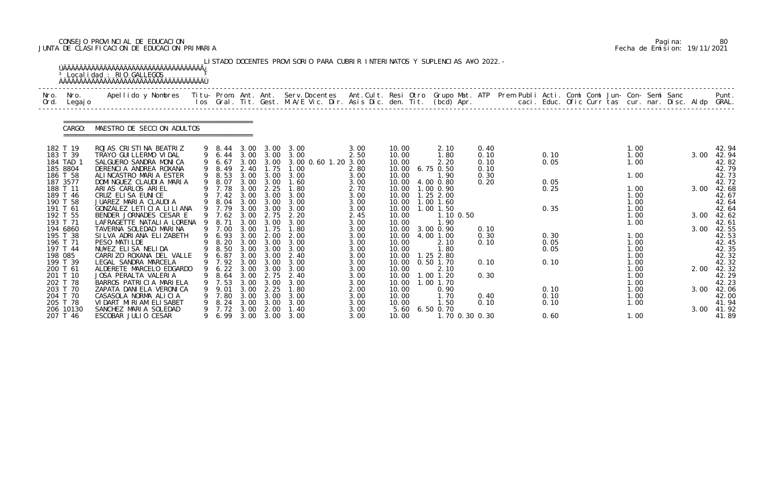CONSEJO PROVINCIAL DE EDUCACION
JUNTA DE CLASIFICACION DE EDUCACION PRIMARIA

Pagina: 80
Fecha de Emision: 19/11/2021

LISTADO DOCENTES PROVISORIO PARA CUBRIR INTERINATOS Y SUPLENCIAS A¥O 2022.-

Localidad : RIO GALLEGOS

CARGO: MAESTRO DE SECCION ADULTOS

| Nro. Ord. | Nro. Legajo | Apellido y Nombres | Titu- los | Prom. Gral. | Ant. Tit. | Ant. Gest. | Serv.Docentes M.A/E Vic. Dir. | Ant.Cult. Asis Dic. | Resi den. | Otro Tit. | Grupo Mat. (bcd) | ATP Apr. | Prem Publi caci. | Acti. Educ. | Comi Ofic | Comi Curr | Jun- tas | Con- cur. | Semi nar. | Sanc Disc. | Aldp | Punt. GRAL. |
|---|---|---|---|---|---|---|---|---|---|---|---|---|---|---|---|---|---|---|---|---|---|---|
| 182 | T 19 | ROJAS CRISTINA BEATRIZ | 9 | 8.44 | 3.00 | 3.00 | 3.00 | 3.00 | 10.00 | | 2.10 | 0.40 | | | | | | 1.00 | | | | 42.94 |
| 183 | T 39 | TRAYO GUILLERMO VIDAL | 9 | 6.44 | 3.00 | 3.00 | 3.00 | 2.50 | 10.00 | | 1.80 | 0.10 | | 0.10 | | | | 1.00 | | | 3.00 | 42.94 |
| 184 | TAD 1 | SALGUERO SANDRA MONICA | 9 | 6.67 | 3.00 | 3.00 | 3.00 0.60 1.20 | 3.00 | 10.00 | | 2.20 | 0.10 | | 0.05 | | | | 1.00 | | | | 42.82 |
| 185 | 8804 | DERENCIA ANDREA ROXANA | 9 | 8.49 | 2.40 | 1.75 | 1.00 | 2.80 | 10.00 | 6.75 | 0.50 | 0.10 | | | | | | | | | | 42.79 |
| 186 | T 58 | ALINCASTRO MARIA ESTER | 9 | 8.53 | 3.00 | 3.00 | 3.00 | 3.00 | 10.00 | | 1.90 | 0.30 | | | | | | 1.00 | | | | 42.73 |
| 187 | 3577 | DOMINGUEZ CLAUDIA MARIA | 9 | 8.07 | 3.00 | 3.00 | 1.60 | 3.00 | 10.00 | 4.00 | 0.80 | 0.20 | | 0.05 | | | | | | | | 42.72 |
| 188 | T 11 | ARIAS CARLOS ARIEL | 9 | 7.78 | 3.00 | 2.25 | 1.80 | 2.70 | 10.00 | 1.00 | 0.90 | | | 0.25 | | | | 1.00 | | | 3.00 | 42.68 |
| 189 | T 46 | CRUZ ELISA EUNICE | 9 | 7.42 | 3.00 | 3.00 | 3.00 | 3.00 | 10.00 | 1.25 | 2.00 | | | | | | | 1.00 | | | | 42.67 |
| 190 | T 58 | JUAREZ MARIA CLAUDIA | 9 | 8.04 | 3.00 | 3.00 | 3.00 | 3.00 | 10.00 | 1.00 | 1.60 | | | | | | | 1.00 | | | | 42.64 |
| 191 | T 61 | GONZALEZ LETICIA LILIANA | 9 | 7.79 | 3.00 | 3.00 | 3.00 | 3.00 | 10.00 | 1.00 | 1.50 | | | 0.35 | | | | 1.00 | | | | 42.64 |
| 192 | T 55 | BENDER JORNADES CESAR E | 9 | 7.62 | 3.00 | 2.75 | 2.20 | 2.45 | 10.00 | | 1.10 | 0.50 | | | | | | 1.00 | | | 3.00 | 42.62 |
| 193 | T 71 | LAFRAGETTE NATALIA LORENA | 9 | 8.71 | 3.00 | 3.00 | 3.00 | 3.00 | 10.00 | | 1.90 | | | | | | | 1.00 | | | | 42.61 |
| 194 | 6860 | TAVERNA SOLEDAD MARINA | 9 | 7.00 | 3.00 | 1.75 | 1.80 | 3.00 | 10.00 | 3.00 | 0.90 | 0.10 | | | | | | | | | 3.00 | 42.55 |
| 195 | T 38 | SILVA ADRIANA ELIZABETH | 9 | 6.93 | 3.00 | 2.00 | 2.00 | 3.00 | 10.00 | 4.00 | 1.00 | 0.30 | | 0.30 | | | | 1.00 | | | | 42.53 |
| 196 | T 71 | PESO MATILDE | 9 | 8.20 | 3.00 | 3.00 | 3.00 | 3.00 | 10.00 | | 2.10 | 0.10 | | 0.05 | | | | 1.00 | | | | 42.45 |
| 197 | T 44 | NU¥EZ ELISA NELIDA | 9 | 8.50 | 3.00 | 3.00 | 3.00 | 3.00 | 10.00 | | 1.80 | | | 0.05 | | | | 1.00 | | | | 42.35 |
| 198 | 085 | CARRIZO ROXANA DEL VALLE | 9 | 6.87 | 3.00 | 3.00 | 2.40 | 3.00 | 10.00 | 1.25 | 2.80 | | | | | | | 1.00 | | | | 42.32 |
| 199 | T 39 | LEGAL SANDRA MARCELA | 9 | 7.92 | 3.00 | 3.00 | 3.00 | 3.00 | 10.00 | 0.50 | 1.70 | 0.10 | | 0.10 | | | | 1.00 | | | | 42.32 |
| 200 | T 61 | ALDERETE MARCELO EDGARDO | 9 | 6.22 | 3.00 | 3.00 | 3.00 | 3.00 | 10.00 | | 2.10 | | | | | | | 1.00 | | | 2.00 | 42.32 |
| 201 | T 10 | JOSA PERALTA VALERIA | 9 | 8.64 | 3.00 | 2.75 | 2.40 | 3.00 | 10.00 | 1.00 | 1.20 | 0.30 | | | | | | 1.00 | | | | 42.29 |
| 202 | T 78 | BARROS PATRICIA MARIELA | 9 | 7.53 | 3.00 | 3.00 | 3.00 | 3.00 | 10.00 | 1.00 | 1.70 | | | | | | | 1.00 | | | | 42.23 |
| 203 | T 70 | ZAPATA DANIELA VERONICA | 9 | 9.01 | 3.00 | 2.25 | 1.80 | 2.00 | 10.00 | | 0.90 | | | 0.10 | | | | 1.00 | | | 3.00 | 42.06 |
| 204 | T 70 | CASASOLA NORMA ALICIA | 9 | 7.80 | 3.00 | 3.00 | 3.00 | 3.00 | 10.00 | | 1.70 | 0.40 | | 0.10 | | | | 1.00 | | | | 42.00 |
| 205 | T 78 | VIDART MIRIAM ELISABET | 9 | 8.24 | 3.00 | 3.00 | 3.00 | 3.00 | 10.00 | | 1.50 | 0.10 | | 0.10 | | | | 1.00 | | | | 41.94 |
| 206 | 10130 | SANCHEZ MARIA SOLEDAD | 9 | 7.72 | 3.00 | 2.00 | 1.40 | 3.00 | 5.60 | 6.50 | 0.70 | | | | | | | | | | 3.00 | 41.92 |
| 207 | T 46 | ESCOBAR JULIO CESAR | 9 | 6.99 | 3.00 | 3.00 | 3.00 | 3.00 | 10.00 | | 1.70 | 0.30 0.30 | | 0.60 | | | | 1.00 | | | | 41.89 |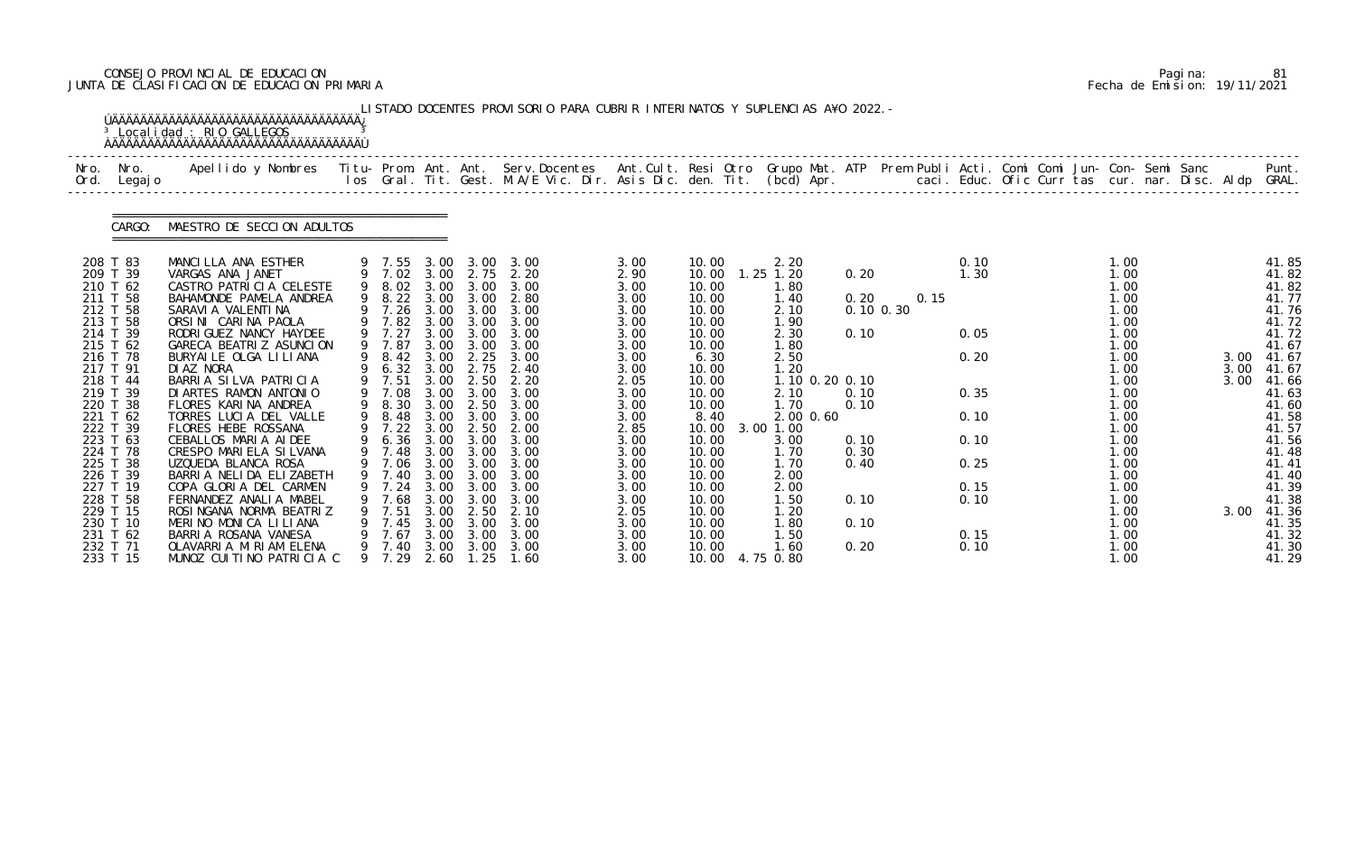CONSEJO PROVINCIAL DE EDUCACION
JUNTA DE CLASIFICACION DE EDUCACION PRIMARIA

Fecha de Emision: 19/11/2021

LISTADO DOCENTES PROVISORIO PARA CUBRIR INTERINATOS Y SUPLENCIAS A¥O 2022.-

Localidad : RIO GALLEGOS

CARGO: MAESTRO DE SECCION ADULTOS

| Nro. Ord. | Nro. Legajo | Apellido y Nombres | Titu- los | Prom. Gral. | Ant. Tit. | Ant. Gest. | Serv.Docentes M.A/E Vic. Dir. | Ant.Cult. Asis Dic. | Resi den. | Otro Tit. | Grupo Mat. (bcd) | ATP Apr. | Prem Publi caci. | Acti. Educ. | Comi Ofic | Comi Curr | Jun- tas | Con- cur. | Semi nar. | Sanc Disc. | Aldp | Punt. GRAL. |
|---|---|---|---|---|---|---|---|---|---|---|---|---|---|---|---|---|---|---|---|---|---|---|
| 208 | T 83 | MANCILLA ANA ESTHER | 9 | 7.55 | 3.00 | 3.00 | 3.00 | 3.00 | 10.00 | | 2.20 | | | 0.10 | | | | 1.00 | | | | 41.85 |
| 209 | T 39 | VARGAS ANA JANET | 9 | 7.02 | 3.00 | 2.75 | 2.20 | 2.90 | 10.00 | 1.25 | 1.20 | 0.20 | | 1.30 | | | | 1.00 | | | | 41.82 |
| 210 | T 62 | CASTRO PATRICIA CELESTE | 9 | 8.02 | 3.00 | 3.00 | 3.00 | 3.00 | 10.00 | | 1.80 | | | | | | | 1.00 | | | | 41.82 |
| 211 | T 58 | BAHAMONDE PAMELA ANDREA | 9 | 8.22 | 3.00 | 3.00 | 2.80 | 3.00 | 10.00 | | 1.40 | 0.20 | 0.15 | | | | | 1.00 | | | | 41.77 |
| 212 | T 58 | SARAVIA VALENTINA | 9 | 7.26 | 3.00 | 3.00 | 3.00 | 3.00 | 10.00 | | 2.10 | 0.10 0.30 | | | | | | 1.00 | | | | 41.76 |
| 213 | T 58 | ORSINI CARINA PAOLA | 9 | 7.82 | 3.00 | 3.00 | 3.00 | 3.00 | 10.00 | | 1.90 | | | | | | | 1.00 | | | | 41.72 |
| 214 | T 39 | RODRIGUEZ NANCY HAYDEE | 9 | 7.27 | 3.00 | 3.00 | 3.00 | 3.00 | 10.00 | | 2.30 | 0.10 | | 0.05 | | | | 1.00 | | | | 41.72 |
| 215 | T 62 | GARECA BEATRIZ ASUNCION | 9 | 7.87 | 3.00 | 3.00 | 3.00 | 3.00 | 10.00 | | 1.80 | | | | | | | 1.00 | | | | 41.67 |
| 216 | T 78 | BURYAILE OLGA LILIANA | 9 | 8.42 | 3.00 | 2.25 | 3.00 | 3.00 | 6.30 | | 2.50 | | | 0.20 | | | | 1.00 | | | 3.00 | 41.67 |
| 217 | T 91 | DIAZ NORA | 9 | 6.32 | 3.00 | 2.75 | 2.40 | 3.00 | 10.00 | | 1.20 | | | | | | | 1.00 | | | 3.00 | 41.67 |
| 218 | T 44 | BARRIA SILVA PATRICIA | 9 | 7.51 | 3.00 | 2.50 | 2.20 | 2.05 | 10.00 | | 1.10 0.20 | 0.10 | | | | | | 1.00 | | | 3.00 | 41.66 |
| 219 | T 39 | DIARTES RAMON ANTONIO | 9 | 7.08 | 3.00 | 3.00 | 3.00 | 3.00 | 10.00 | | 2.10 | 0.10 | | 0.35 | | | | 1.00 | | | | 41.63 |
| 220 | T 38 | FLORES KARINA ANDREA | 9 | 8.30 | 3.00 | 2.50 | 3.00 | 3.00 | 10.00 | | 1.70 | 0.10 | | | | | | 1.00 | | | | 41.60 |
| 221 | T 62 | TORRES LUCIA DEL VALLE | 9 | 8.48 | 3.00 | 3.00 | 3.00 | 3.00 | 8.40 | | 2.00 0.60 | | | 0.10 | | | | 1.00 | | | | 41.58 |
| 222 | T 39 | FLORES HEBE ROSSANA | 9 | 7.22 | 3.00 | 2.50 | 2.00 | 2.85 | 10.00 | 3.00 | 1.00 | | | | | | | 1.00 | | | | 41.57 |
| 223 | T 63 | CEBALLOS MARIA AIDEE | 9 | 6.36 | 3.00 | 3.00 | 3.00 | 3.00 | 10.00 | | 3.00 | 0.10 | | 0.10 | | | | 1.00 | | | | 41.56 |
| 224 | T 78 | CRESPO MARIELA SILVANA | 9 | 7.48 | 3.00 | 3.00 | 3.00 | 3.00 | 10.00 | | 1.70 | 0.30 | | | | | | 1.00 | | | | 41.48 |
| 225 | T 38 | UZQUEDA BLANCA ROSA | 9 | 7.06 | 3.00 | 3.00 | 3.00 | 3.00 | 10.00 | | 1.70 | 0.40 | | 0.25 | | | | 1.00 | | | | 41.41 |
| 226 | T 39 | BARRIA NELIDA ELIZABETH | 9 | 7.40 | 3.00 | 3.00 | 3.00 | 3.00 | 10.00 | | 2.00 | | | | | | | 1.00 | | | | 41.40 |
| 227 | T 19 | COPA GLORIA DEL CARMEN | 9 | 7.24 | 3.00 | 3.00 | 3.00 | 3.00 | 10.00 | | 2.00 | | | 0.15 | | | | 1.00 | | | | 41.39 |
| 228 | T 58 | FERNANDEZ ANALIA MABEL | 9 | 7.68 | 3.00 | 3.00 | 3.00 | 3.00 | 10.00 | | 1.50 | 0.10 | | 0.10 | | | | 1.00 | | | | 41.38 |
| 229 | T 15 | ROSINGANA NORMA BEATRIZ | 9 | 7.51 | 3.00 | 2.50 | 2.10 | 2.05 | 10.00 | | 1.20 | | | | | | | 1.00 | | | 3.00 | 41.36 |
| 230 | T 10 | MERINO MONICA LILIANA | 9 | 7.45 | 3.00 | 3.00 | 3.00 | 3.00 | 10.00 | | 1.80 | 0.10 | | | | | | 1.00 | | | | 41.35 |
| 231 | T 62 | BARRIA ROSANA VANESA | 9 | 7.67 | 3.00 | 3.00 | 3.00 | 3.00 | 10.00 | | 1.50 | | | 0.15 | | | | 1.00 | | | | 41.32 |
| 232 | T 71 | OLAVARRIA MIRIAM ELENA | 9 | 7.40 | 3.00 | 3.00 | 3.00 | 3.00 | 10.00 | | 1.60 | 0.20 | | 0.10 | | | | 1.00 | | | | 41.30 |
| 233 | T 15 | MUNOZ CUITINO PATRICIA C | 9 | 7.29 | 2.60 | 1.25 | 1.60 | 3.00 | 10.00 | 4.75 | 0.80 | | | | | | | 1.00 | | | | 41.29 |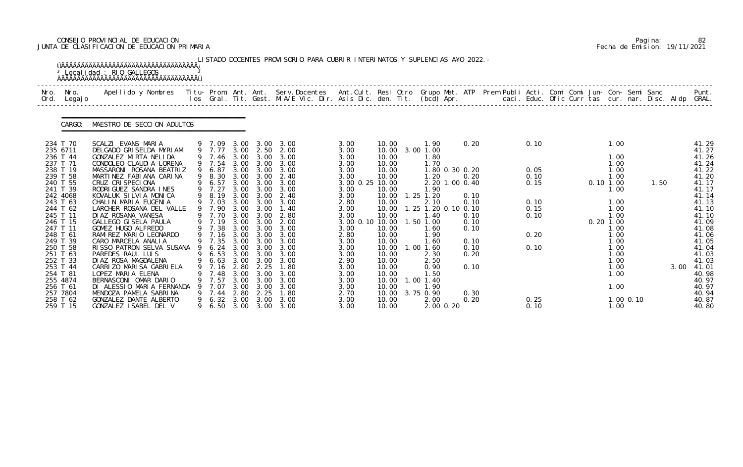CONSEJO PROVINCIAL DE EDUCACION
JUNTA DE CLASIFICACION DE EDUCACION PRIMARIA

Pagina: 82
Fecha de Emision: 19/11/2021

LISTADO DOCENTES PROVISORIO PARA CUBRIR INTERINATOS Y SUPLENCIAS A¥O 2022.-

Localidad : RIO GALLEGOS

CARGO: MAESTRO DE SECCION ADULTOS

| Nro. Ord. | Nro. Legajo | Apellido y Nombres | Titu- los | Prom. Gral. | Ant. Tit. | Ant. Gest. | Serv.Docentes M.A/E Vic. Dir. | Ant.Cult. Asis Dic. | Resi den. | Otro Tit. | Grupo Mat. (bcd) | ATP Apr. | Prem Publi caci. | Acti. Educ. | Comi Ofic | Comi Curr | Jun- tas | Con- cur. | Semi nar. | Sanc Disc. | Aldp | Punt. GRAL. |
|---|---|---|---|---|---|---|---|---|---|---|---|---|---|---|---|---|---|---|---|---|---|---|
| 234 | T 70 | SCALZI EVANS MARIA | 9 | 7.09 | 3.00 | 3.00 | 3.00 | 3.00 | 10.00 | | 1.90 | 0.20 | | 0.10 | | | | 1.00 | | | | 41.29 |
| 235 | 6711 | DELGADO GRISELDA MYRIAM | 9 | 7.77 | 3.00 | 2.50 | 2.00 | 3.00 | 10.00 | 3.00 | 1.00 | | | | | | | | | | | 41.27 |
| 236 | T 44 | GONZALEZ MIRTA NELIDA | 9 | 7.46 | 3.00 | 3.00 | 3.00 | 3.00 | 10.00 | | 1.80 | | | | | | | 1.00 | | | | 41.26 |
| 237 | T 71 | CONDOLEO CLAUDIA LORENA | 9 | 7.54 | 3.00 | 3.00 | 3.00 | 3.00 | 10.00 | | 1.70 | | | | | | | 1.00 | | | | 41.24 |
| 238 | T 19 | MASSARONI ROSANA BEATRIZ | 9 | 6.87 | 3.00 | 3.00 | 3.00 | 3.00 | 10.00 | | 1.80 0.30 | 0.20 | | 0.05 | | | | 1.00 | | | | 41.22 |
| 239 | T 58 | MARTINEZ FABIANA CARINA | 9 | 8.30 | 3.00 | 3.00 | 2.40 | 3.00 | 10.00 | | 1.20 | 0.20 | | 0.10 | | | | 1.00 | | | | 41.20 |
| 240 | T 55 | CRUZ CRISPECIONA | 9 | 6.57 | 3.00 | 3.00 | 3.00 | 3.00 0.25 | 10.00 | | 2.20 1.00 | 0.40 | | 0.15 | | | 0.10 | 1.00 | | 1.50 | | 41.17 |
| 241 | T 39 | RODRIGUEZ SANDRA INES | 9 | 7.27 | 3.00 | 3.00 | 3.00 | 3.00 | 10.00 | | 1.90 | | | | | | | 1.00 | | | | 41.17 |
| 242 | 4068 | KOVALUK SILVIA MONICA | 9 | 8.19 | 3.00 | 3.00 | 2.40 | 3.00 | 10.00 | 1.25 | 1.20 | 0.10 | | | | | | | | | | 41.14 |
| 243 | T 63 | CHALIN MARIA EUGENIA | 9 | 7.03 | 3.00 | 3.00 | 3.00 | 2.80 | 10.00 | | 2.10 | 0.10 | | 0.10 | | | | 1.00 | | | | 41.13 |
| 244 | T 62 | LARCHER ROSANA DEL VALLE | 9 | 7.90 | 3.00 | 3.00 | 1.40 | 3.00 | 10.00 | 1.25 | 1.20 0.10 | 0.10 | | 0.15 | | | | 1.00 | | | | 41.10 |
| 245 | T 11 | DIAZ ROSANA VANESA | 9 | 7.70 | 3.00 | 3.00 | 2.80 | 3.00 | 10.00 | | 1.40 | 0.10 | | 0.10 | | | | 1.00 | | | | 41.10 |
| 246 | T 15 | GALLEGO GISELA PAULA | 9 | 7.19 | 3.00 | 3.00 | 2.00 | 3.00 0.10 | 10.00 | 1.50 | 1.00 | 0.10 | | | | | 0.20 | 1.00 | | | | 41.09 |
| 247 | T 11 | GOMEZ HUGO ALFREDO | 9 | 7.38 | 3.00 | 3.00 | 3.00 | 3.00 | 10.00 | | 1.60 | 0.10 | | | | | | 1.00 | | | | 41.08 |
| 248 | T 61 | RAMIREZ MARIO LEONARDO | 9 | 7.16 | 3.00 | 3.00 | 3.00 | 2.80 | 10.00 | | 1.90 | | | 0.20 | | | | 1.00 | | | | 41.06 |
| 249 | T 39 | CARO MARCELA ANALIA | 9 | 7.35 | 3.00 | 3.00 | 3.00 | 3.00 | 10.00 | | 1.60 | 0.10 | | | | | | 1.00 | | | | 41.05 |
| 250 | T 58 | RISSO PATRON SELVA SUSANA | 9 | 6.24 | 3.00 | 3.00 | 3.00 | 3.00 | 10.00 | 1.00 | 1.60 | 0.10 | | 0.10 | | | | 1.00 | | | | 41.04 |
| 251 | T 63 | PAREDES RAUL LUIS | 9 | 6.53 | 3.00 | 3.00 | 3.00 | 3.00 | 10.00 | | 2.30 | 0.20 | | | | | | 1.00 | | | | 41.03 |
| 252 | T 33 | DIAZ ROSA MAGDALENA | 9 | 6.63 | 3.00 | 3.00 | 3.00 | 2.90 | 10.00 | | 2.50 | | | | | | | 1.00 | | | | 41.03 |
| 253 | T 44 | CARRIZO MARISA GABRIELA | 9 | 7.16 | 2.80 | 2.25 | 1.80 | 3.00 | 10.00 | | 0.90 | 0.10 | | | | | | 1.00 | | | 3.00 | 41.01 |
| 254 | T 81 | LOPEZ MARIA ELENA | 9 | 7.48 | 3.00 | 3.00 | 3.00 | 3.00 | 10.00 | | 1.50 | | | | | | | 1.00 | | | | 40.98 |
| 255 | 4874 | BERNASCONI OMAR DARIO | 9 | 7.57 | 3.00 | 3.00 | 3.00 | 3.00 | 10.00 | 1.00 | 1.40 | | | | | | | | | | | 40.97 |
| 256 | T 61 | DI ALESSIO MARIA FERNANDA | 9 | 7.07 | 3.00 | 3.00 | 3.00 | 3.00 | 10.00 | | 1.90 | | | | | | | 1.00 | | | | 40.97 |
| 257 | 7804 | MENDOZA PAMELA SABRINA | 9 | 7.44 | 2.80 | 2.25 | 1.80 | 2.70 | 10.00 | 3.75 | 0.90 | 0.30 | | | | | | | | | | 40.94 |
| 258 | T 62 | GONZALEZ DANTE ALBERTO | 9 | 6.32 | 3.00 | 3.00 | 3.00 | 3.00 | 10.00 | | 2.00 | 0.20 | | 0.25 | | | | 1.00 | 0.10 | | | 40.87 |
| 259 | T 15 | GONZALEZ ISABEL DEL V | 9 | 6.50 | 3.00 | 3.00 | 3.00 | 3.00 | 10.00 | | 2.00 0.20 | | | 0.10 | | | | 1.00 | | | | 40.80 |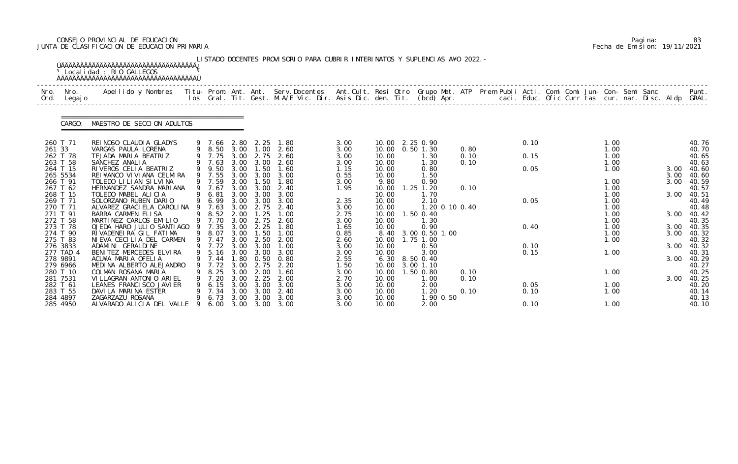CONSEJO PROVINCIAL DE EDUCACION
JUNTA DE CLASIFICACION DE EDUCACION PRIMARIA

Pagina: 83
Fecha de Emision: 19/11/2021

LISTADO DOCENTES PROVISORIO PARA CUBRIR INTERINATOS Y SUPLENCIAS A¥O 2022.-

Localidad : RIO GALLEGOS

CARGO: MAESTRO DE SECCION ADULTOS

| Nro. Ord. | Nro. Legajo | Apellido y Nombres | Titu- los | Prom. Gral. | Ant. Tit. | Ant. Gest. | Serv.Docentes M.A/E Vic. Dir. | Ant.Cult. Asis Dic. | Resi den. | Otro Tit. | Grupo Mat. (bcd) | ATP Apr. | Prem Publi caci. | Acti. Educ. | Comi Ofic | Comi Curr | Jun- tas | Con- cur. | Semi nar. | Sanc Disc. | Aldp | Punt. GRAL. |
|---|---|---|---|---|---|---|---|---|---|---|---|---|---|---|---|---|---|---|---|---|---|---|
| 260 | T 71 | REINOSO CLAUDIA GLADYS | 9 | 7.66 | 2.80 | 2.25 | 1.80 | 3.00 | 10.00 | 2.25 | 0.90 | | | 0.10 | | | | 1.00 | | | | 40.76 |
| 261 | 33 | VARGAS PAULA LORENA | 9 | 8.50 | 3.00 | 1.00 | 2.60 | 3.00 | 10.00 | 0.50 | 1.30 | 0.80 | | | | | | 1.00 | | | | 40.70 |
| 262 | T 78 | TEJADA MARIA BEATRIZ | 9 | 7.75 | 3.00 | 2.75 | 2.60 | 3.00 | 10.00 | | 1.30 | 0.10 | | 0.15 | | | | 1.00 | | | | 40.65 |
| 263 | T 58 | SANCHEZ ANALIA | 9 | 7.63 | 3.00 | 3.00 | 2.60 | 3.00 | 10.00 | | 1.30 | 0.10 | | | | | | 1.00 | | | | 40.63 |
| 264 | T 15 | RIVEROS CELIA BEATRIZ | 9 | 9.50 | 3.00 | 1.50 | 1.60 | 1.15 | 10.00 | | 0.80 | | | 0.05 | | | | 1.00 | | | 3.00 | 40.60 |
| 265 | 5534 | REI¥ANCO VIVIANA CELMIRA | 9 | 7.55 | 3.00 | 3.00 | 3.00 | 0.55 | 10.00 | | 1.50 | | | | | | | | | | 3.00 | 40.60 |
| 266 | T 91 | TOLEDO LILIAN SILVINA | 9 | 7.59 | 3.00 | 1.50 | 1.80 | 3.00 | 9.80 | | 0.90 | | | | | | | 1.00 | | | 3.00 | 40.59 |
| 267 | T 62 | HERNANDEZ SANDRA MARIANA | 9 | 7.67 | 3.00 | 3.00 | 2.40 | 1.95 | 10.00 | 1.25 | 1.20 | 0.10 | | | | | | 1.00 | | | | 40.57 |
| 268 | T 15 | TOLEDO MABEL ALICIA | 9 | 6.81 | 3.00 | 3.00 | 3.00 | | 10.00 | | 1.70 | | | | | | | 1.00 | | | 3.00 | 40.51 |
| 269 | T 71 | SOLORZANO RUBEN DARIO | 9 | 6.99 | 3.00 | 3.00 | 3.00 | 2.35 | 10.00 | | 2.10 | | | 0.05 | | | | 1.00 | | | | 40.49 |
| 270 | T 71 | ALVAREZ GRACIELA CAROLINA | 9 | 7.63 | 3.00 | 2.75 | 2.40 | 3.00 | 10.00 | | 1.20 | 0.10 0.40 | | | | | | 1.00 | | | | 40.48 |
| 271 | T 91 | BARRA CARMEN ELISA | 9 | 8.52 | 2.00 | 1.25 | 1.00 | 2.75 | 10.00 | 1.50 | 0.40 | | | | | | | 1.00 | | | 3.00 | 40.42 |
| 272 | T 58 | MARTINEZ CARLOS EMILIO | 9 | 7.70 | 3.00 | 2.75 | 2.60 | 3.00 | 10.00 | | 1.30 | | | | | | | 1.00 | | | | 40.35 |
| 273 | T 78 | OJEDA HARO JULIO SANTIAGO | 9 | 7.35 | 3.00 | 2.25 | 1.80 | 1.65 | 10.00 | | 0.90 | | | 0.40 | | | | 1.00 | | | 3.00 | 40.35 |
| 274 | T 90 | RIVADENEIRA GIL FATIMA | 9 | 8.07 | 3.00 | 1.50 | 1.00 | 0.85 | 8.40 | 3.00 | 0.50 | 1.00 | | | | | | 1.00 | | | 3.00 | 40.32 |
| 275 | T 83 | NIEVA CECILIA DEL CARMEN | 9 | 7.47 | 3.00 | 2.50 | 2.00 | 2.60 | 10.00 | 1.75 | 1.00 | | | | | | | 1.00 | | | | 40.32 |
| 276 | 3833 | ADAMINI GERALDINE | 9 | 7.72 | 3.00 | 3.00 | 1.00 | 3.00 | 10.00 | | 0.50 | | | 0.10 | | | | | | | 3.00 | 40.32 |
| 277 | TAD 4 | BENITEZ MERCEDES ELVIRA | 9 | 5.16 | 3.00 | 3.00 | 3.00 | 3.00 | 10.00 | | 3.00 | | | 0.15 | | | | 1.00 | | | | 40.31 |
| 278 | 9891 | ACU¥A MARIA OFELIA | 9 | 7.44 | 1.80 | 0.50 | 0.80 | 2.55 | 6.30 | 8.50 | 0.40 | | | | | | | | | | 3.00 | 40.29 |
| 279 | 6966 | MEDINA ALBERTO ALEJANDRO | 9 | 7.72 | 3.00 | 2.75 | 2.20 | 1.50 | 10.00 | 3.00 | 1.10 | | | | | | | | | | | 40.27 |
| 280 | T 10 | COLMAN ROSANA MARIA | 9 | 8.25 | 3.00 | 2.00 | 1.60 | 3.00 | 10.00 | 1.50 | 0.80 | 0.10 | | | | | | 1.00 | | | | 40.25 |
| 281 | 7531 | VILLAGRAN ANTONIO ARIEL | 9 | 7.20 | 3.00 | 2.25 | 2.00 | 2.70 | 10.00 | | 1.00 | 0.10 | | | | | | | | | 3.00 | 40.25 |
| 282 | T 61 | LEANES FRANCISCO JAVIER | 9 | 6.15 | 3.00 | 3.00 | 3.00 | 3.00 | 10.00 | | 2.00 | | | 0.05 | | | | 1.00 | | | | 40.20 |
| 283 | T 55 | DAVILA MARINA ESTER | 9 | 7.34 | 3.00 | 3.00 | 2.40 | 3.00 | 10.00 | | 1.20 | 0.10 | | 0.10 | | | | 1.00 | | | | 40.14 |
| 284 | 4897 | ZAGARZAZU ROSANA | 9 | 6.73 | 3.00 | 3.00 | 3.00 | 3.00 | 10.00 | | 1.90 | 0.50 | | | | | | | | | | 40.13 |
| 285 | 4950 | ALVARADO ALICIA DEL VALLE | 9 | 6.00 | 3.00 | 3.00 | 3.00 | 3.00 | 10.00 | | 2.00 | | | 0.10 | | | | 1.00 | | | | 40.10 |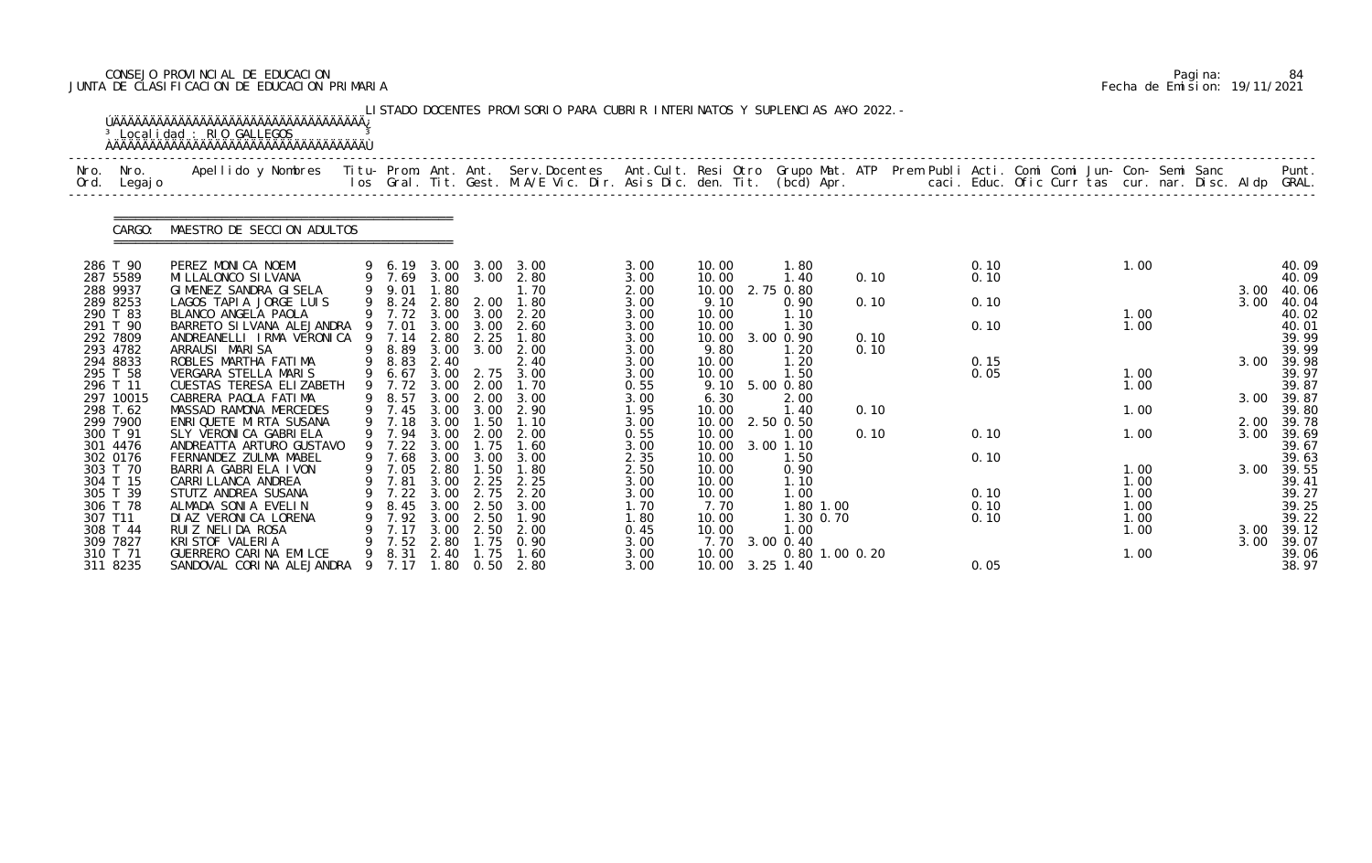CONSEJO PROVINCIAL DE EDUCACION
JUNTA DE CLASIFICACION DE EDUCACION PRIMARIA

Pagina: 84
Fecha de Emision: 19/11/2021

LISTADO DOCENTES PROVISORIO PARA CUBRIR INTERINATOS Y SUPLENCIAS A¥O 2022.-

Localidad : RIO GALLEGOS

CARGO: MAESTRO DE SECCION ADULTOS

| Nro. Ord. | Nro. Legajo | Apellido y Nombres | Titu-los | Prom. Gral. | Ant. Tit. | Ant. Gest. | Serv. Docentes M.A/E Vic. Dir. | Ant. Cult. Asis | Resi Dic. | Otro den. Tit. | Grupo (bcd) | Mat. Apr. | ATP | Prem Publi caci. | Acti. Educ. | Comi Ofic | Comi Curr | Jun-tas | Con-cur. | Semi nar. | Sanc Disc. | Aldp | Punt. GRAL. |
|---|---|---|---|---|---|---|---|---|---|---|---|---|---|---|---|---|---|---|---|---|---|---|---|
| 286 | T 90 | PEREZ MONICA NOEMI | 9 | 6.19 | 3.00 | 3.00 | 3.00 | 3.00 | 10.00 | | 1.80 | | | | 0.10 | | | | 1.00 | | | | 40.09 |
| 287 | 5589 | MILLALONCO SILVANA | 9 | 7.69 | 3.00 | 3.00 | 2.80 | 3.00 | 10.00 | | 1.40 | 0.10 | | | 0.10 | | | | | | | | 40.09 |
| 288 | 9937 | GIMENEZ SANDRA GISELA | 9 | 9.01 | 1.80 | | 1.70 | 2.00 | 10.00 | 2.75 | 0.80 | | | | | | | | | | | 3.00 | 40.06 |
| 289 | 8253 | LAGOS TAPIA JORGE LUIS | 9 | 8.24 | 2.80 | 2.00 | 1.80 | 3.00 | 9.10 | | 0.90 | 0.10 | | | 0.10 | | | | | | | 3.00 | 40.04 |
| 290 | T 83 | BLANCO ANGELA PAOLA | 9 | 7.72 | 3.00 | 3.00 | 2.20 | 3.00 | 10.00 | | 1.10 | | | | | | | | 1.00 | | | | 40.02 |
| 291 | T 90 | BARRETO SILVANA ALEJANDRA | 9 | 7.01 | 3.00 | 3.00 | 2.60 | 3.00 | 10.00 | | 1.30 | | | | 0.10 | | | | 1.00 | | | | 40.01 |
| 292 | 7809 | ANDREANELLI IRMA VERONICA | 9 | 7.14 | 2.80 | 2.25 | 1.80 | 3.00 | 10.00 | 3.00 | 0.90 | 0.10 | | | | | | | | | | | 39.99 |
| 293 | 4782 | ARRAUSI MARISA | 9 | 8.89 | 3.00 | 3.00 | 2.00 | 3.00 | 9.80 | | 1.20 | 0.10 | | | | | | | | | | | 39.99 |
| 294 | 8833 | ROBLES MARTHA FATIMA | 9 | 8.83 | 2.40 | | 2.40 | 3.00 | 10.00 | | 1.20 | | | | 0.15 | | | | | | | 3.00 | 39.98 |
| 295 | T 58 | VERGARA STELLA MARIS | 9 | 6.67 | 3.00 | 2.75 | 3.00 | 3.00 | 10.00 | | 1.50 | | | | 0.05 | | | | 1.00 | | | | 39.97 |
| 296 | T 11 | CUESTAS TERESA ELIZABETH | 9 | 7.72 | 3.00 | 2.00 | 1.70 | 0.55 | 9.10 | 5.00 | 0.80 | | | | | | | | 1.00 | | | | 39.87 |
| 297 | 10015 | CABRERA PAOLA FATIMA | 9 | 8.57 | 3.00 | 2.00 | 3.00 | 3.00 | 6.30 | | 2.00 | | | | | | | | | | | 3.00 | 39.87 |
| 298 | T. 62 | MASSAD RAMONA MERCEDES | 9 | 7.45 | 3.00 | 3.00 | 2.90 | 1.95 | 10.00 | | 1.40 | 0.10 | | | | | | | 1.00 | | | | 39.80 |
| 299 | 7900 | ENRIQUETE MIRTA SUSANA | 9 | 7.18 | 3.00 | 1.50 | 1.10 | 3.00 | 10.00 | 2.50 | 0.50 | | | | | | | | | | | 2.00 | 39.78 |
| 300 | T 91 | SLY VERONICA GABRIELA | 9 | 7.94 | 3.00 | 2.00 | 2.00 | 0.55 | 10.00 | | 1.00 | 0.10 | | | 0.10 | | | | 1.00 | | | 3.00 | 39.69 |
| 301 | 4476 | ANDREATTA ARTURO GUSTAVO | 9 | 7.22 | 3.00 | 1.75 | 1.60 | 3.00 | 10.00 | 3.00 | 1.10 | | | | | | | | | | | | 39.67 |
| 302 | 0176 | FERNANDEZ ZULMA MABEL | 9 | 7.68 | 3.00 | 3.00 | 3.00 | 2.35 | 10.00 | | 1.50 | | | | 0.10 | | | | | | | | 39.63 |
| 303 | T 70 | BARRIA GABRIELA IVON | 9 | 7.05 | 2.80 | 1.50 | 1.80 | 2.50 | 10.00 | | 0.90 | | | | | | | | 1.00 | | | 3.00 | 39.55 |
| 304 | T 15 | CARRILLANCA ANDREA | 9 | 7.81 | 3.00 | 2.25 | 2.25 | 3.00 | 10.00 | | 1.10 | | | | | | | | 1.00 | | | | 39.41 |
| 305 | T 39 | STUTZ ANDREA SUSANA | 9 | 7.22 | 3.00 | 2.75 | 2.20 | 3.00 | 10.00 | | 1.00 | | | | 0.10 | | | | 1.00 | | | | 39.27 |
| 306 | T 78 | ALMADA SONIA EVELIN | 9 | 8.45 | 3.00 | 2.50 | 3.00 | 1.70 | 7.70 | | 1.80 | 1.00 | | | 0.10 | | | | 1.00 | | | | 39.25 |
| 307 | T11 | DIAZ VERONICA LORENA | 9 | 7.92 | 3.00 | 2.50 | 1.90 | 1.80 | 10.00 | | 1.30 | 0.70 | | | 0.10 | | | | 1.00 | | | | 39.22 |
| 308 | T 44 | RUIZ NELIDA ROSA | 9 | 7.17 | 3.00 | 2.50 | 2.00 | 0.45 | 10.00 | | 1.00 | | | | | | | | 1.00 | | | 3.00 | 39.12 |
| 309 | 7827 | KRISTOF VALERIA | 9 | 7.52 | 2.80 | 1.75 | 0.90 | 3.00 | 7.70 | 3.00 | 0.40 | | | | | | | | | | | 3.00 | 39.07 |
| 310 | T 71 | GUERRERO CARINA EMILCE | 9 | 8.31 | 2.40 | 1.75 | 1.60 | 3.00 | 10.00 | | 0.80 | 1.00 | 0.20 | | | | | | 1.00 | | | | 39.06 |
| 311 | 8235 | SANDOVAL CORINA ALEJANDRA | 9 | 7.17 | 1.80 | 0.50 | 2.80 | 3.00 | 10.00 | 3.25 | 1.40 | | | | 0.05 | | | | | | | | 38.97 |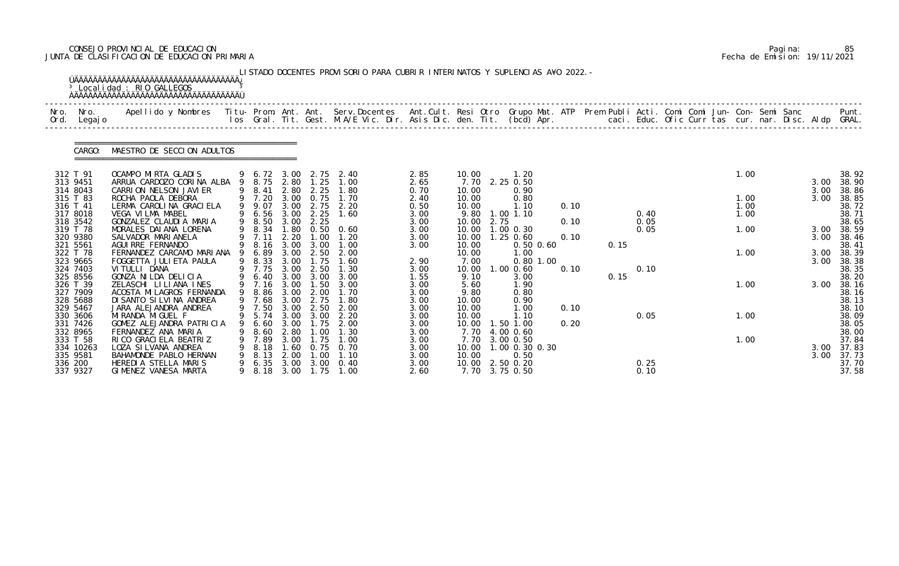CONSEJO PROVINCIAL DE EDUCACION
JUNTA DE CLASIFICACION DE EDUCACION PRIMARIA

Pagina: 85
Fecha de Emision: 19/11/2021

LISTADO DOCENTES PROVISORIO PARA CUBRIR INTERINATOS Y SUPLENCIAS A¥O 2022.-

Localidad : RIO GALLEGOS

CARGO: MAESTRO DE SECCION ADULTOS

| Nro. Ord. | Nro. Legajo | Apellido y Nombres | Titu- los | Prom. Gral. | Ant. Tit. | Ant. Gest. | Serv. Docentes M.A/E Vic. Dir. | Ant. Cult. Asis Dic. | Resi den. | Otro Tit. | Grupo Mat. (bcd) | ATP Apr. | Prem Publi caci. | Acti. Educ. | Comi Ofic | Comi Curr tas | Jun- cur. | Con- nar. | Semi Disc. | Sanc Aldp | Punt. GRAL. |
|---|---|---|---|---|---|---|---|---|---|---|---|---|---|---|---|---|---|---|---|---|---|
| 312 | T 91 | OCAMPO MIRTA GLADIS | 9 | 6.72 | 3.00 | 2.75 | 2.40 | 2.85 | 10.00 | | 1.20 | | | | | | 1.00 | | | | 38.92 |
| 313 | 9451 | ARRUA CARDOZO CORINA ALBA | 9 | 8.75 | 2.80 | 1.25 | 1.00 | 2.65 | 7.70 | 2.25 | 0.50 | | | | | | | | | 3.00 | 38.90 |
| 314 | 8043 | CARRION NELSON JAVIER | 9 | 8.41 | 2.80 | 2.25 | 1.80 | 0.70 | 10.00 | | 0.90 | | | | | | | | | 3.00 | 38.86 |
| 315 | T 83 | ROCHA PAOLA DEBORA | 9 | 7.20 | 3.00 | 0.75 | 1.70 | 2.40 | 10.00 | | 0.80 | | | | | | 1.00 | | | 3.00 | 38.85 |
| 316 | T 41 | LERMA CAROLINA GRACIELA | 9 | 9.07 | 3.00 | 2.75 | 2.20 | 0.50 | 10.00 | | 1.10 | 0.10 | | | | | 1.00 | | | | 38.72 |
| 317 | 8018 | VEGA VILMA MABEL | 9 | 6.56 | 3.00 | 2.25 | 1.60 | 3.00 | 9.80 | 1.00 | 1.10 | | | 0.40 | | | 1.00 | | | | 38.71 |
| 318 | 3542 | GONZALEZ CLAUDIA MARIA | 9 | 8.50 | 3.00 | 2.25 | | 3.00 | 10.00 | 2.75 | | 0.10 | | 0.05 | | | | | | | 38.65 |
| 319 | T 78 | MORALES DAIANA LORENA | 9 | 8.34 | 1.80 | 0.50 | 0.60 | 3.00 | 10.00 | 1.00 | 0.30 | | | 0.05 | | | 1.00 | | | 3.00 | 38.59 |
| 320 | 9380 | SALVADOR MARIANELA | 9 | 7.11 | 2.20 | 1.00 | 1.20 | 3.00 | 10.00 | 1.25 | 0.60 | 0.10 | | | | | | | | 3.00 | 38.46 |
| 321 | 5561 | AGUIRRE FERNANDO | 9 | 8.16 | 3.00 | 3.00 | 1.00 | 3.00 | 10.00 | | 0.50 0.60 | | 0.15 | | | | | | | | 38.41 |
| 322 | T 78 | FERNANDEZ CARCAMO MARIANA | 9 | 6.89 | 3.00 | 2.50 | 2.00 | | 10.00 | | 1.00 | | | | | | 1.00 | | | 3.00 | 38.39 |
| 323 | 9665 | FOGGETTA JULIETA PAULA | 9 | 8.33 | 3.00 | 1.75 | 1.60 | 2.90 | 7.00 | | 0.80 1.00 | | | | | | | | | 3.00 | 38.38 |
| 324 | 7403 | VITULLI DANA | 9 | 7.75 | 3.00 | 2.50 | 1.30 | 3.00 | 10.00 | 1.00 | 0.60 | 0.10 | | 0.10 | | | | | | | 38.35 |
| 325 | 8556 | GONZA NILDA DELICIA | 9 | 6.40 | 3.00 | 3.00 | 3.00 | 1.55 | 9.10 | | 3.00 | | 0.15 | | | | | | | | 38.20 |
| 326 | T 39 | ZELASCHI LILIANA INES | 9 | 7.16 | 3.00 | 1.50 | 3.00 | 3.00 | 5.60 | | 1.90 | | | | | | 1.00 | | | 3.00 | 38.16 |
| 327 | 7909 | ACOSTA MILAGROS FERNANDA | 9 | 8.86 | 3.00 | 2.00 | 1.70 | 3.00 | 9.80 | | 0.80 | | | | | | | | | | 38.16 |
| 328 | 5688 | DI SANTO SILVINA ANDREA | 9 | 7.68 | 3.00 | 2.75 | 1.80 | 3.00 | 10.00 | | 0.90 | | | | | | | | | | 38.13 |
| 329 | 5467 | JARA ALEJANDRA ANDREA | 9 | 7.50 | 3.00 | 2.50 | 2.00 | 3.00 | 10.00 | | 1.00 | 0.10 | | | | | | | | | 38.10 |
| 330 | 3606 | MIRANDA MIGUEL F | 9 | 5.74 | 3.00 | 3.00 | 2.20 | 3.00 | 10.00 | | 1.10 | | | 0.05 | | | 1.00 | | | | 38.09 |
| 331 | 7426 | GOMEZ ALEJANDRA PATRICIA | 9 | 6.60 | 3.00 | 1.75 | 2.00 | 3.00 | 10.00 | 1.50 | 1.00 | 0.20 | | | | | | | | | 38.05 |
| 332 | 8965 | FERNANDEZ ANA MARIA | 9 | 8.60 | 2.80 | 1.00 | 1.30 | 3.00 | 7.70 | 4.00 | 0.60 | | | | | | | | | | 38.00 |
| 333 | T 58 | RICO GRACIELA BEATRIZ | 9 | 7.89 | 3.00 | 1.75 | 1.00 | 3.00 | 7.70 | 3.00 | 0.50 | | | | | | 1.00 | | | | 37.84 |
| 334 | 10263 | LOZA SILVANA ANDREA | 9 | 8.18 | 1.60 | 0.75 | 0.70 | 3.00 | 10.00 | 1.00 | 0.30 0.30 | | | | | | | | | 3.00 | 37.83 |
| 335 | 9581 | BAHAMONDE PABLO HERNAN | 9 | 8.13 | 2.00 | 1.00 | 1.10 | 3.00 | 10.00 | | 0.50 | | | | | | | | | 3.00 | 37.73 |
| 336 | 200 | HEREDIA STELLA MARIS | 9 | 6.35 | 3.00 | 3.00 | 0.40 | 3.00 | 10.00 | 2.50 | 0.20 | | | 0.25 | | | | | | | 37.70 |
| 337 | 9327 | GIMENEZ VANESA MARTA | 9 | 8.18 | 3.00 | 1.75 | 1.00 | 2.60 | 7.70 | 3.75 | 0.50 | | | 0.10 | | | | | | | 37.58 |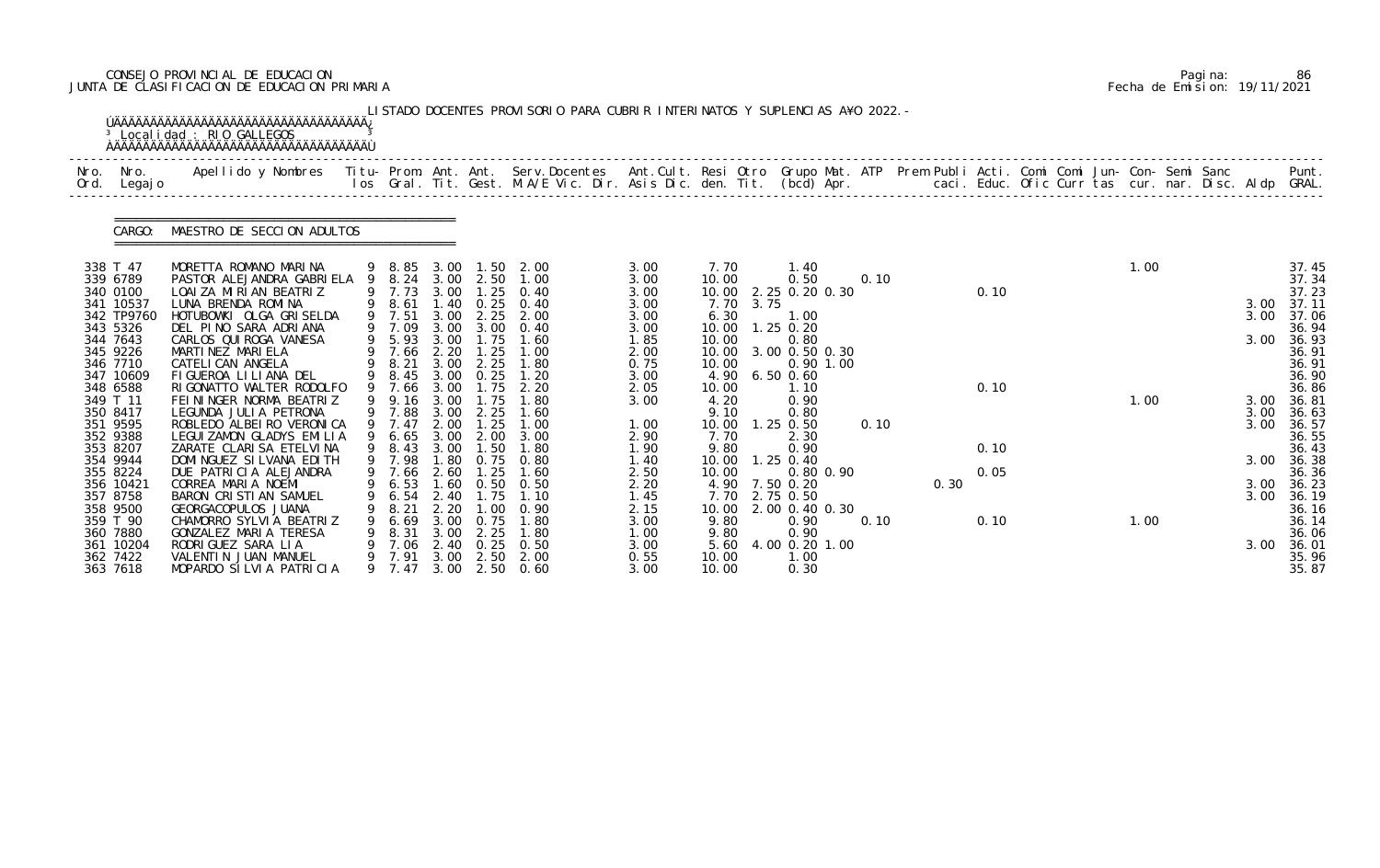CONSEJO PROVINCIAL DE EDUCACION
JUNTA DE CLASIFICACION DE EDUCACION PRIMARIA

Pagina: 86
Fecha de Emision: 19/11/2021

LISTADO DOCENTES PROVISORIO PARA CUBRIR INTERINATOS Y SUPLENCIAS A¥O 2022.-

Localidad : RIO GALLEGOS

CARGO: MAESTRO DE SECCION ADULTOS

| Nro. Ord. | Nro. Legajo | Apellido y Nombres | Titu- los | Prom. Gral. | Ant. Tit. | Ant. Gest. | Serv.Docentes M.A/E Vic. Dir. | Ant.Cult. Asis Dic. | Resi den. | Otro Tit. | Grupo Mat. (bcd) | ATP Apr. | Prem caci. | Publi Educ. | Acti. Ofic | Comi Curr | Comi tas | Jun- cur. | Con- nar. | Semi Disc. | Sanc Aldp | Punt. GRAL. |
|---|---|---|---|---|---|---|---|---|---|---|---|---|---|---|---|---|---|---|---|---|---|---|
| 338 | T 47 | MORETTA ROMANO MARINA | 9 | 8.85 | 3.00 | 1.50 | 2.00 | 3.00 | 7.70 | | 1.40 | | | | | | | 1.00 | | | | 37.45 |
| 339 | 6789 | PASTOR ALEJANDRA GABRIELA | 9 | 8.24 | 3.00 | 2.50 | 1.00 | 3.00 | 10.00 | | 0.50 | 0.10 | | | | | | | | | | 37.34 |
| 340 | 0100 | LOAIZA MIRIAN BEATRIZ | 9 | 7.73 | 3.00 | 1.25 | 0.40 | 3.00 | 10.00 | | 2.25 0.20 0.30 | | | | 0.10 | | | | | | | 37.23 |
| 341 | 10537 | LUNA BRENDA ROMINA | 9 | 8.61 | 1.40 | 0.25 | 0.40 | 3.00 | 7.70 | 3.75 | | | | | | | | | | | 3.00 | 37.11 |
| 342 | TP9760 | HOTUBOWKI OLGA GRISELDA | 9 | 7.51 | 3.00 | 2.25 | 2.00 | 3.00 | 6.30 | | 1.00 | | | | | | | | | | 3.00 | 37.06 |
| 343 | 5326 | DEL PINO SARA ADRIANA | 9 | 7.09 | 3.00 | 3.00 | 0.40 | 3.00 | 10.00 | | 1.25 0.20 | | | | | | | | | | | 36.94 |
| 344 | 7643 | CARLOS QUIROGA VANESA | 9 | 5.93 | 3.00 | 1.75 | 1.60 | 1.85 | 10.00 | | 0.80 | | | | | | | | | | 3.00 | 36.93 |
| 345 | 9226 | MARTINEZ MARIELA | 9 | 7.66 | 2.20 | 1.25 | 1.00 | 2.00 | 10.00 | | 3.00 0.50 0.30 | | | | | | | | | | | 36.91 |
| 346 | 7710 | CATELICAN ANGELA | 9 | 8.21 | 3.00 | 2.25 | 1.80 | 0.75 | 10.00 | | 0.90 1.00 | | | | | | | | | | | 36.91 |
| 347 | 10609 | FIGUEROA LILIANA DEL | 9 | 8.45 | 3.00 | 0.25 | 1.20 | 3.00 | 4.90 | | 6.50 0.60 | | | | | | | | | | | 36.90 |
| 348 | 6588 | RIGONATTO WALTER RODOLFO | 9 | 7.66 | 3.00 | 1.75 | 2.20 | 2.05 | 10.00 | | 1.10 | | | | 0.10 | | | | | | | 36.86 |
| 349 | T 11 | FEININGER NORMA BEATRIZ | 9 | 9.16 | 3.00 | 1.75 | 1.80 | 3.00 | 4.20 | | 0.90 | | | | | | | 1.00 | | | 3.00 | 36.81 |
| 350 | 8417 | LEGUNDA JULIA PETRONA | 9 | 7.88 | 3.00 | 2.25 | 1.60 | | 9.10 | | 0.80 | | | | | | | | | | 3.00 | 36.63 |
| 351 | 9595 | ROBLEDO ALBEIRO VERONICA | 9 | 7.47 | 2.00 | 1.25 | 1.00 | 1.00 | 10.00 | | 1.25 0.50 | 0.10 | | | | | | | | | 3.00 | 36.57 |
| 352 | 9388 | LEGUIZAMON GLADYS EMILIA | 9 | 6.65 | 3.00 | 2.00 | 3.00 | 2.90 | 7.70 | | 2.30 | | | | | | | | | | | 36.55 |
| 353 | 8207 | ZARATE CLARISA ETELVINA | 9 | 8.43 | 3.00 | 1.50 | 1.80 | 1.90 | 9.80 | | 0.90 | | | | 0.10 | | | | | | | 36.43 |
| 354 | 9944 | DOMINGUEZ SILVANA EDITH | 9 | 7.98 | 1.80 | 0.75 | 0.80 | 1.40 | 10.00 | | 1.25 0.40 | | | | | | | | | | 3.00 | 36.38 |
| 355 | 8224 | DUE PATRICIA ALEJANDRA | 9 | 7.66 | 2.60 | 1.25 | 1.60 | 2.50 | 10.00 | | 0.80 0.90 | | | | 0.05 | | | | | | | 36.36 |
| 356 | 10421 | CORREA MARIA NOEMI | 9 | 6.53 | 1.60 | 0.50 | 0.50 | 2.20 | 4.90 | | 7.50 0.20 | | 0.30 | | | | | | | | 3.00 | 36.23 |
| 357 | 8758 | BARON CRISTIAN SAMUEL | 9 | 6.54 | 2.40 | 1.75 | 1.10 | 1.45 | 7.70 | | 2.75 0.50 | | | | | | | | | | 3.00 | 36.19 |
| 358 | 9500 | GEORGACOPULOS JUANA | 9 | 8.21 | 2.20 | 1.00 | 0.90 | 2.15 | 10.00 | | 2.00 0.40 0.30 | | | | | | | | | | | 36.16 |
| 359 | T 90 | CHAMORRO SYLVIA BEATRIZ | 9 | 6.69 | 3.00 | 0.75 | 1.80 | 3.00 | 9.80 | | 0.90 | 0.10 | | | 0.10 | | | 1.00 | | | | 36.14 |
| 360 | 7880 | GONZALEZ MARIA TERESA | 9 | 8.31 | 3.00 | 2.25 | 1.80 | 1.00 | 9.80 | | 0.90 | | | | | | | | | | | 36.06 |
| 361 | 10204 | RODRIGUEZ SARA LIA | 9 | 7.06 | 2.40 | 0.25 | 0.50 | 3.00 | 5.60 | | 4.00 0.20 1.00 | | | | | | | | | | 3.00 | 36.01 |
| 362 | 7422 | VALENTIN JUAN MANUEL | 9 | 7.91 | 3.00 | 2.50 | 2.00 | 0.55 | 10.00 | | 1.00 | | | | | | | | | | | 35.96 |
| 363 | 7618 | MOPARDO SILVIA PATRICIA | 9 | 7.47 | 3.00 | 2.50 | 0.60 | 3.00 | 10.00 | | 0.30 | | | | | | | | | | | 35.87 |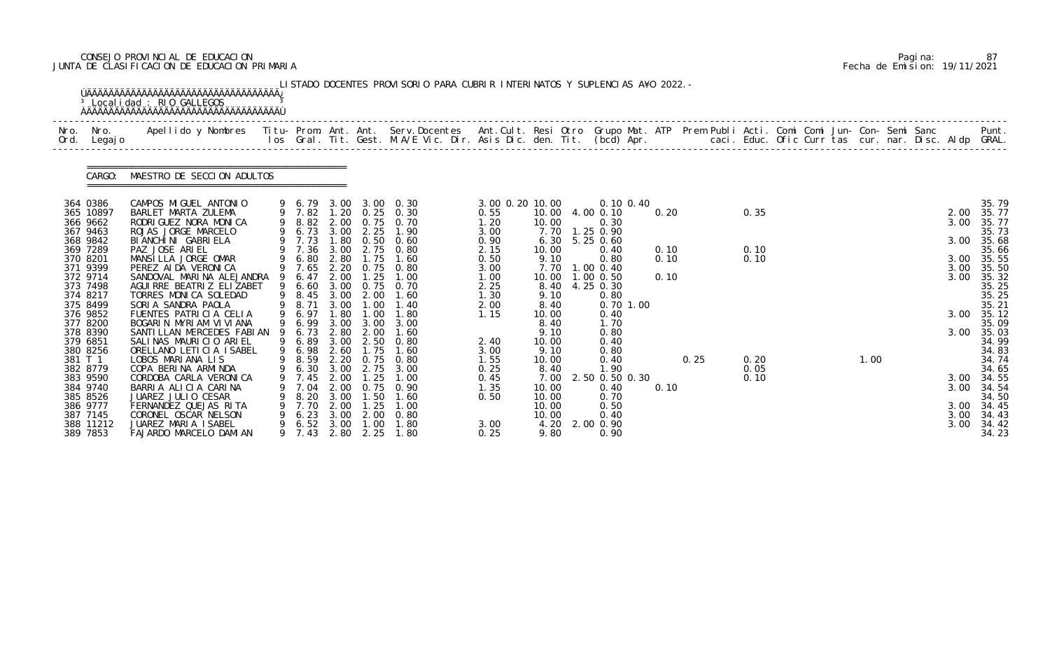CONSEJO PROVINCIAL DE EDUCACION
JUNTA DE CLASIFICACION DE EDUCACION PRIMARIA

Pagina: 87
Fecha de Emision: 19/11/2021

LISTADO DOCENTES PROVISORIO PARA CUBRIR INTERINATOS Y SUPLENCIAS A¥O 2022.-

Localidad : RIO GALLEGOS

CARGO: MAESTRO DE SECCION ADULTOS

| Nro. Ord. | Nro. Legajo | Apellido y Nombres | Titu- los | Prom. Gral. | Ant. Tit. | Ant. Gest. | Serv.Docentes M.A/E Vic. Dir. | Ant.Cult. Asis Dic. | Resi den. | Otro Tit. | Grupo Mat. (bcd) | ATP Apr. | Prem Publi caci. | Acti. Educ. | Comi Ofic | Comi Curr | Jun- tas | Con- cur. | Semi nar. | Sanc Disc. | Aldp | Punt. GRAL. |
|---|---|---|---|---|---|---|---|---|---|---|---|---|---|---|---|---|---|---|---|---|---|---|
| 364 | 0386 | CAMPOS MIGUEL ANTONIO | 9 | 6.79 | 3.00 | 3.00 | 0.30 | 3.00 0.20 | 10.00 | | 0.10 0.40 | | | | | | | | | | | 35.79 |
| 365 | 10897 | BARLET MARTA ZULEMA | 9 | 7.82 | 1.20 | 0.25 | 0.30 | 0.55 | 10.00 | 4.00 | 0.10 | 0.20 | | 0.35 | | | | | | | 2.00 | 35.77 |
| 366 | 9662 | RODRIGUEZ NORA MONICA | 9 | 8.82 | 2.00 | 0.75 | 0.70 | 1.20 | 10.00 | | 0.30 | | | | | | | | | | 3.00 | 35.77 |
| 367 | 9463 | ROJAS JORGE MARCELO | 9 | 6.73 | 3.00 | 2.25 | 1.90 | 3.00 | 7.70 | 1.25 | 0.90 | | | | | | | | | | | 35.73 |
| 368 | 9842 | BIANCHINI GABRIELA | 9 | 7.73 | 1.80 | 0.50 | 0.60 | 0.90 | 6.30 | 5.25 | 0.60 | | | | | | | | | | 3.00 | 35.68 |
| 369 | 7289 | PAZ JOSE ARIEL | 9 | 7.36 | 3.00 | 2.75 | 0.80 | 2.15 | 10.00 | | 0.40 | 0.10 | | 0.10 | | | | | | | | 35.66 |
| 370 | 8201 | MANSILLA JORGE OMAR | 9 | 6.80 | 2.80 | 1.75 | 1.60 | 0.50 | 9.10 | | 0.80 | 0.10 | | 0.10 | | | | | | | 3.00 | 35.55 |
| 371 | 9399 | PEREZ AIDA VERONICA | 9 | 7.65 | 2.20 | 0.75 | 0.80 | 3.00 | 7.70 | 1.00 | 0.40 | | | | | | | | | | 3.00 | 35.50 |
| 372 | 9714 | SANDOVAL MARINA ALEJANDRA | 9 | 6.47 | 2.00 | 1.25 | 1.00 | 1.00 | 10.00 | 1.00 | 0.50 | 0.10 | | | | | | | | | 3.00 | 35.32 |
| 373 | 7498 | AGUIRRE BEATRIZ ELIZABET | 9 | 6.60 | 3.00 | 0.75 | 0.70 | 2.25 | 8.40 | 4.25 | 0.30 | | | | | | | | | | | 35.25 |
| 374 | 8217 | TORRES MONICA SOLEDAD | 9 | 8.45 | 3.00 | 2.00 | 1.60 | 1.30 | 9.10 | | 0.80 | | | | | | | | | | | 35.25 |
| 375 | 8499 | SORIA SANDRA PAOLA | 9 | 8.71 | 3.00 | 1.00 | 1.40 | 2.00 | 8.40 | | 0.70 1.00 | | | | | | | | | | | 35.21 |
| 376 | 9852 | FUENTES PATRICIA CELIA | 9 | 6.97 | 1.80 | 1.00 | 1.80 | 1.15 | 10.00 | | 0.40 | | | | | | | | | | 3.00 | 35.12 |
| 377 | 8200 | BOGARIN MYRIAM VIVIANA | 9 | 6.99 | 3.00 | 3.00 | 3.00 | | 8.40 | | 1.70 | | | | | | | | | | | 35.09 |
| 378 | 8390 | SANTILLAN MERCEDES FABIAN | 9 | 6.73 | 2.80 | 2.00 | 1.60 | | 9.10 | | 0.80 | | | | | | | | | | 3.00 | 35.03 |
| 379 | 6851 | SALINAS MAURICIO ARIEL | 9 | 6.89 | 3.00 | 2.50 | 0.80 | 2.40 | 10.00 | | 0.40 | | | | | | | | | | | 34.99 |
| 380 | 8256 | ORELLANO LETICIA ISABEL | 9 | 6.98 | 2.60 | 1.75 | 1.60 | 3.00 | 9.10 | | 0.80 | | | | | | | | | | | 34.83 |
| 381 | T 1 | LOBOS MARIANA LIS | 9 | 8.59 | 2.20 | 0.75 | 0.80 | 1.55 | 10.00 | | 0.40 | | 0.25 | 0.20 | | | 1.00 | | | | | 34.74 |
| 382 | 8779 | COPA BERINA ARMINDA | 9 | 6.30 | 3.00 | 2.75 | 3.00 | 0.25 | 8.40 | | 1.90 | | | 0.05 | | | | | | | | 34.65 |
| 383 | 9590 | CORDOBA CARLA VERONICA | 9 | 7.45 | 2.00 | 1.25 | 1.00 | 0.45 | 7.00 | 2.50 | 0.50 0.30 | | | 0.10 | | | | | | | 3.00 | 34.55 |
| 384 | 9740 | BARRIA ALICIA CARINA | 9 | 7.04 | 2.00 | 0.75 | 0.90 | 1.35 | 10.00 | | 0.40 | 0.10 | | | | | | | | | 3.00 | 34.54 |
| 385 | 8526 | JUAREZ JULIO CESAR | 9 | 8.20 | 3.00 | 1.50 | 1.60 | 0.50 | 10.00 | | 0.70 | | | | | | | | | | | 34.50 |
| 386 | 9777 | FERNANDEZ QUEJAS RITA | 9 | 7.70 | 2.00 | 1.25 | 1.00 | | 10.00 | | 0.50 | | | | | | | | | | 3.00 | 34.45 |
| 387 | 7145 | CORONEL OSCAR NELSON | 9 | 6.23 | 3.00 | 2.00 | 0.80 | | 10.00 | | 0.40 | | | | | | | | | | 3.00 | 34.43 |
| 388 | 11212 | JUAREZ MARIA ISABEL | 9 | 6.52 | 3.00 | 1.00 | 1.80 | 3.00 | 4.20 | 2.00 | 0.90 | | | | | | | | | | 3.00 | 34.42 |
| 389 | 7853 | FAJARDO MARCELO DAMIAN | 9 | 7.43 | 2.80 | 2.25 | 1.80 | 0.25 | 9.80 | | 0.90 | | | | | | | | | | | 34.23 |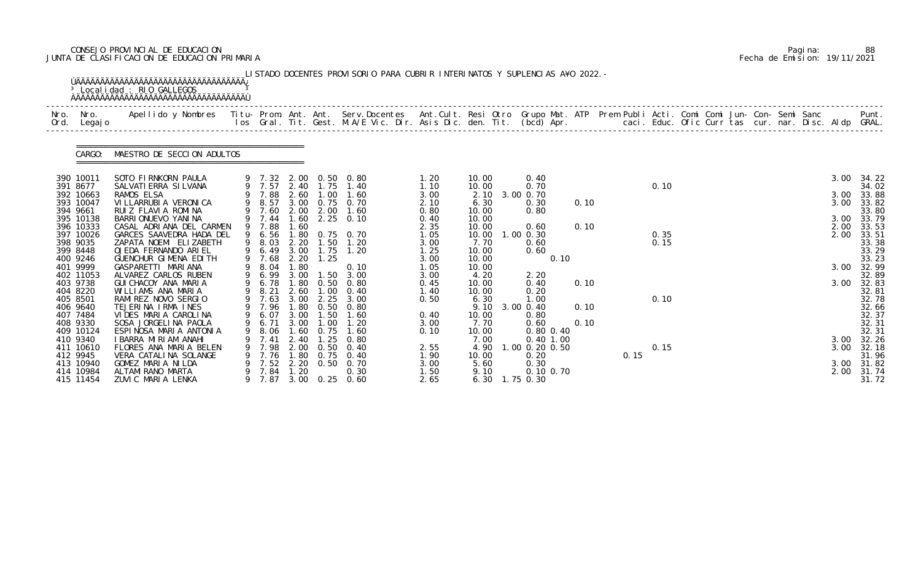CONSEJO PROVINCIAL DE EDUCACION
JUNTA DE CLASIFICACION DE EDUCACION PRIMARIA

Pagina: 88
Fecha de Emision: 19/11/2021

LISTADO DOCENTES PROVISORIO PARA CUBRIR INTERINATOS Y SUPLENCIAS A¥O 2022.-

Localidad : RIO GALLEGOS

CARGO: MAESTRO DE SECCION ADULTOS

| Nro. Ord. | Nro. Legajo | Apellido y Nombres | Titu- los | Prom. Gral. | Ant. Tit. | Ant. Gest. | Serv.Docentes M.A/E Vic. Dir. | Ant.Cult. Asis Dic. | Resi den. | Otro Tit. | Grupo Mat. (bcd) | ATP Apr. | Prem Publi caci. | Acti. Educ. | Comi Ofic | Comi Curr | Jun- tas | Con- cur. | Semi nar. | Sanc Disc. | Aldp | Punt. GRAL. |
|---|---|---|---|---|---|---|---|---|---|---|---|---|---|---|---|---|---|---|---|---|---|---|
| 390 | 10011 | SOTO FIRNKORN PAULA | 9 | 7.32 | 2.00 | 0.50 | 0.80 | 1.20 | 10.00 | | 0.40 | | | | | | | | | | 3.00 | 34.22 |
| 391 | 8677 | SALVATIERRA SILVANA | 9 | 7.57 | 2.40 | 1.75 | 1.40 | 1.10 | 10.00 | | 0.70 | | | 0.10 | | | | | | | | 34.02 |
| 392 | 10663 | RAMOS ELSA | 9 | 7.88 | 2.60 | 1.00 | 1.60 | 3.00 | 2.10 | 3.00 | 0.70 | | | | | | | | | | 3.00 | 33.88 |
| 393 | 10047 | VILLARRUBIA VERONICA | 9 | 8.57 | 3.00 | 0.75 | 0.70 | 2.10 | 6.30 | | 0.30 | 0.10 | | | | | | | | | 3.00 | 33.82 |
| 394 | 9661 | RUIZ FLAVIA ROMINA | 9 | 7.60 | 2.00 | 2.00 | 1.60 | 0.80 | 10.00 | | 0.80 | | | | | | | | | | | 33.80 |
| 395 | 10138 | BARRIONUEVO YANINA | 9 | 7.44 | 1.60 | 2.25 | 0.10 | 0.40 | 10.00 | | | | | | | | | | | | 3.00 | 33.79 |
| 396 | 10333 | CASAL ADRIANA DEL CARMEN | 9 | 7.88 | 1.60 | | | 2.35 | 10.00 | | 0.60 | 0.10 | | | | | | | | | 2.00 | 33.53 |
| 397 | 10026 | GARCES SAAVEDRA HADA DEL | 9 | 6.56 | 1.80 | 0.75 | 0.70 | 1.05 | 10.00 | 1.00 | 0.30 | | | 0.35 | | | | | | | 2.00 | 33.51 |
| 398 | 9035 | ZAPATA NOEMI ELIZABETH | 9 | 8.03 | 2.20 | 1.50 | 1.20 | 3.00 | 7.70 | | 0.60 | | | 0.15 | | | | | | | | 33.38 |
| 399 | 8448 | OJEDA FERNANDO ARIEL | 9 | 6.49 | 3.00 | 1.75 | 1.20 | 1.25 | 10.00 | | 0.60 | | | | | | | | | | | 33.29 |
| 400 | 9246 | GUENCHUR GIMENA EDITH | 9 | 7.68 | 2.20 | 1.25 | | 3.00 | 10.00 | | 0.10 | | | | | | | | | | | 33.23 |
| 401 | 9999 | GASPARETTI MARIANA | 9 | 8.04 | 1.80 | | 0.10 | 1.05 | 10.00 | | | | | | | | | | | | 3.00 | 32.99 |
| 402 | 11053 | ALVAREZ CARLOS RUBEN | 9 | 6.99 | 3.00 | 1.50 | 3.00 | 3.00 | 4.20 | | 2.20 | | | | | | | | | | | 32.89 |
| 403 | 9738 | GUICHACOY ANA MARIA | 9 | 6.78 | 1.80 | 0.50 | 0.80 | 0.45 | 10.00 | | 0.40 | 0.10 | | | | | | | | | 3.00 | 32.83 |
| 404 | 8220 | WILLIAMS ANA MARIA | 9 | 8.21 | 2.60 | 1.00 | 0.40 | 1.40 | 10.00 | | 0.20 | | | | | | | | | | | 32.81 |
| 405 | 8501 | RAMIREZ NOVO SERGIO | 9 | 7.63 | 3.00 | 2.25 | 3.00 | 0.50 | 6.30 | | 1.00 | | | 0.10 | | | | | | | | 32.78 |
| 406 | 9640 | TEJERINA IRMA INES | 9 | 7.96 | 1.80 | 0.50 | 0.80 | | 9.10 | 3.00 | 0.40 | 0.10 | | | | | | | | | | 32.66 |
| 407 | 7484 | VIDES MARIA CAROLINA | 9 | 6.07 | 3.00 | 1.50 | 1.60 | 0.40 | 10.00 | | 0.80 | | | | | | | | | | | 32.37 |
| 408 | 9330 | SOSA JORGELINA PAOLA | 9 | 6.71 | 3.00 | 1.00 | 1.20 | 3.00 | 7.70 | | 0.60 | 0.10 | | | | | | | | | | 32.31 |
| 409 | 10124 | ESPINOSA MARIA ANTONIA | 9 | 8.06 | 1.60 | 0.75 | 1.60 | 0.10 | 10.00 | | 0.80 0.40 | | | | | | | | | | | 32.31 |
| 410 | 9340 | IBARRA MIRIAM ANAHI | 9 | 7.41 | 2.40 | 1.25 | 0.80 | | 7.00 | | 0.40 1.00 | | | | | | | | | | 3.00 | 32.26 |
| 411 | 10610 | FLORES ANA MARIA BELEN | 9 | 7.98 | 2.00 | 0.50 | 0.40 | 2.55 | 4.90 | 1.00 | 0.20 0.50 | | | 0.15 | | | | | | | 3.00 | 32.18 |
| 412 | 9945 | VERA CATALINA SOLANGE | 9 | 7.76 | 1.80 | 0.75 | 0.40 | 1.90 | 10.00 | | 0.20 | | 0.15 | | | | | | | | | 31.96 |
| 413 | 10940 | GOMEZ MARIA NILDA | 9 | 7.52 | 2.20 | 0.50 | 0.70 | 3.00 | 5.60 | | 0.30 | | | | | | | | | | 3.00 | 31.82 |
| 414 | 10984 | ALTAMIRANO MARTA | 9 | 7.84 | 1.20 | | 0.30 | 1.50 | 9.10 | | 0.10 0.70 | | | | | | | | | | 2.00 | 31.74 |
| 415 | 11454 | ZUVIC MARIA LENKA | 9 | 7.87 | 3.00 | 0.25 | 0.60 | 2.65 | 6.30 | 1.75 | 0.30 | | | | | | | | | | | 31.72 |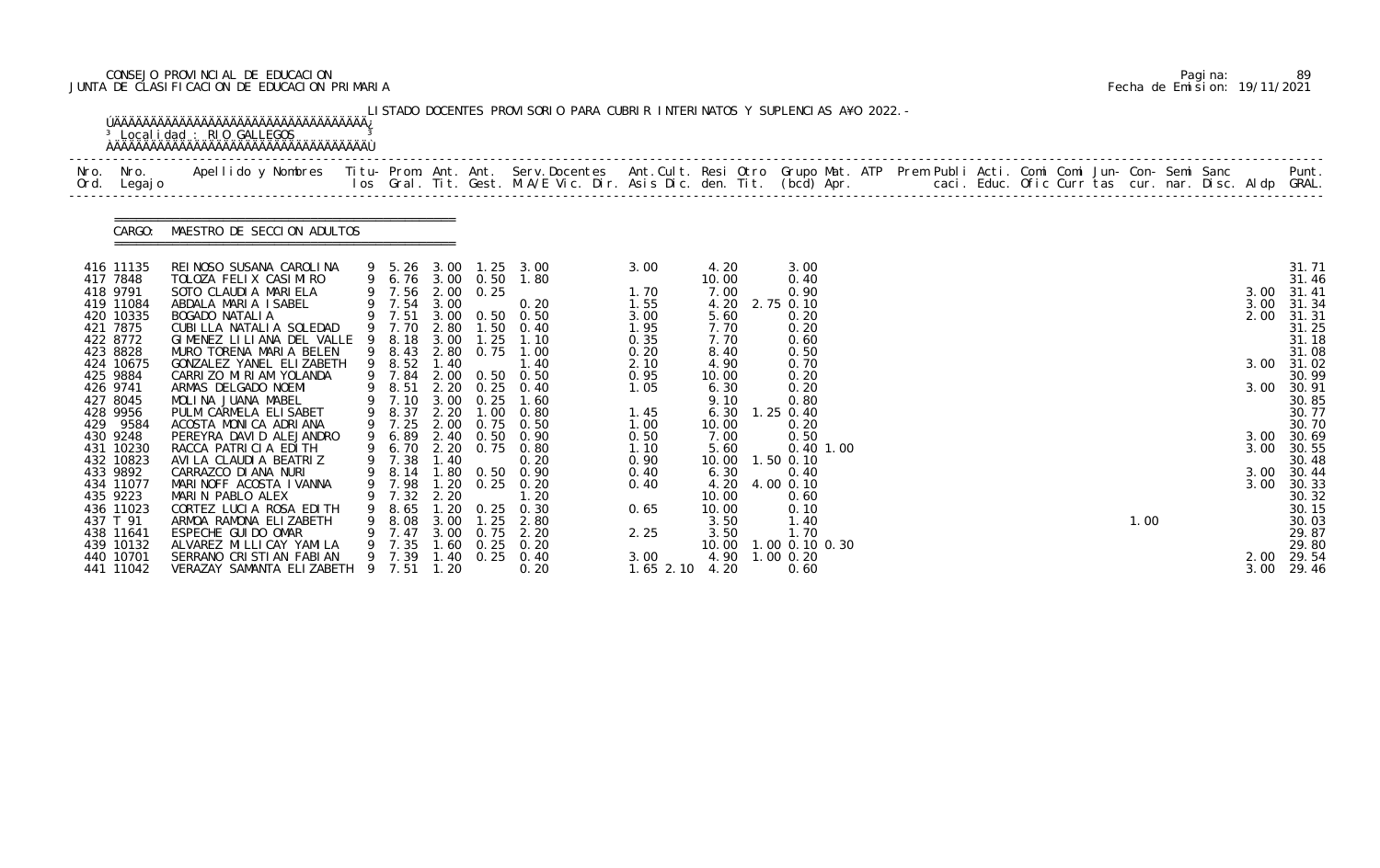CONSEJO PROVINCIAL DE EDUCACION
JUNTA DE CLASIFICACION DE EDUCACION PRIMARIA

Pagina: 89
Fecha de Emision: 19/11/2021

LISTADO DOCENTES PROVISORIO PARA CUBRIR INTERINATOS Y SUPLENCIAS A¥O 2022.-

Localidad : RIO GALLEGOS

CARGO: MAESTRO DE SECCION ADULTOS

| Nro. Ord. | Nro. Legajo | Apellido y Nombres | Titu- los | Prom. Gral. | Ant. Tit. | Ant. Gest. | Serv. Docentes M.A/E Vic. Dir. | Ant. Cult. Asis Dic. | Resi den. | Otro Tit. | Grupo Mat. (bcd) | ATP Apr. | Prem Publi caci. | Acti. Educ. | Comi Ofic | Comi Curr | Jun- tas | Con- cur. | Semi nar. | Sanc Disc. | Aldp | Punt. GRAL. |
|---|---|---|---|---|---|---|---|---|---|---|---|---|---|---|---|---|---|---|---|---|---|---|
| 416 | 11135 | REINOSO SUSANA CAROLINA | 9 | 5.26 | 3.00 | 1.25 | 3.00 | 3.00 | 4.20 | | 3.00 | | | | | | | | | | | 31.71 |
| 417 | 7848 | TOLOZA FELIX CASIMIRO | 9 | 6.76 | 3.00 | 0.50 | 1.80 | | 10.00 | | 0.40 | | | | | | | | | | | 31.46 |
| 418 | 9791 | SOTO CLAUDIA MARIELA | 9 | 7.56 | 2.00 | 0.25 | | 1.70 | 7.00 | | 0.90 | | | | | | | | | | 3.00 | 31.41 |
| 419 | 11084 | ABDALA MARIA ISABEL | 9 | 7.54 | 3.00 | | 0.20 | 1.55 | 4.20 | 2.75 | 0.10 | | | | | | | | | | 3.00 | 31.34 |
| 420 | 10335 | BOGADO NATALIA | 9 | 7.51 | 3.00 | 0.50 | 0.50 | 3.00 | 5.60 | | 0.20 | | | | | | | | | | 2.00 | 31.31 |
| 421 | 7875 | CUBILLA NATALIA SOLEDAD | 9 | 7.70 | 2.80 | 1.50 | 0.40 | 1.95 | 7.70 | | 0.20 | | | | | | | | | | | 31.25 |
| 422 | 8772 | GIMENEZ LILIANA DEL VALLE | 9 | 8.18 | 3.00 | 1.25 | 1.10 | 0.35 | 7.70 | | 0.60 | | | | | | | | | | | 31.18 |
| 423 | 8828 | MURO TORENA MARIA BELEN | 9 | 8.43 | 2.80 | 0.75 | 1.00 | 0.20 | 8.40 | | 0.50 | | | | | | | | | | | 31.08 |
| 424 | 10675 | GONZALEZ YANEL ELIZABETH | 9 | 8.52 | 1.40 | | 1.40 | 2.10 | 4.90 | | 0.70 | | | | | | | | | | 3.00 | 31.02 |
| 425 | 9884 | CARRIZO MIRIAM YOLANDA | 9 | 7.84 | 2.00 | 0.50 | 0.50 | 0.95 | 10.00 | | 0.20 | | | | | | | | | | | 30.99 |
| 426 | 9741 | ARMAS DELGADO NOEMI | 9 | 8.51 | 2.20 | 0.25 | 0.40 | 1.05 | 6.30 | | 0.20 | | | | | | | | | | 3.00 | 30.91 |
| 427 | 8045 | MOLINA JUANA MABEL | 9 | 7.10 | 3.00 | 0.25 | 1.60 | | 9.10 | | 0.80 | | | | | | | | | | | 30.85 |
| 428 | 9956 | PULM CARMELA ELISABET | 9 | 8.37 | 2.20 | 1.00 | 0.80 | 1.45 | 6.30 | 1.25 | 0.40 | | | | | | | | | | | 30.77 |
| 429 | 9584 | ACOSTA MONICA ADRIANA | 9 | 7.25 | 2.00 | 0.75 | 0.50 | 1.00 | 10.00 | | 0.20 | | | | | | | | | | | 30.70 |
| 430 | 9248 | PEREYRA DAVID ALEJANDRO | 9 | 6.89 | 2.40 | 0.50 | 0.90 | 0.50 | 7.00 | | 0.50 | | | | | | | | | | 3.00 | 30.69 |
| 431 | 10230 | RACCA PATRICIA EDITH | 9 | 6.70 | 2.20 | 0.75 | 0.80 | 1.10 | 5.60 | | 0.40 | 1.00 | | | | | | | | | 3.00 | 30.55 |
| 432 | 10823 | AVILA CLAUDIA BEATRIZ | 9 | 7.38 | 1.40 | | 0.20 | 0.90 | 10.00 | 1.50 | 0.10 | | | | | | | | | | | 30.48 |
| 433 | 9892 | CARRAZCO DIANA NURI | 9 | 8.14 | 1.80 | 0.50 | 0.90 | 0.40 | 6.30 | | 0.40 | | | | | | | | | | 3.00 | 30.44 |
| 434 | 11077 | MARINOFF ACOSTA IVANNA | 9 | 7.98 | 1.20 | 0.25 | 0.20 | 0.40 | 4.20 | 4.00 | 0.10 | | | | | | | | | | 3.00 | 30.33 |
| 435 | 9223 | MARIN PABLO ALEX | 9 | 7.32 | 2.20 | | 1.20 | | 10.00 | | 0.60 | | | | | | | | | | | 30.32 |
| 436 | 11023 | CORTEZ LUCIA ROSA EDITH | 9 | 8.65 | 1.20 | 0.25 | 0.30 | 0.65 | 10.00 | | 0.10 | | | | | | | | | | | 30.15 |
| 437 | T 91 | ARMOA RAMONA ELIZABETH | 9 | 8.08 | 3.00 | 1.25 | 2.80 | | 3.50 | | 1.40 | | | | | | 1.00 | | | | | 30.03 |
| 438 | 11641 | ESPECHE GUIDO OMAR | 9 | 7.47 | 3.00 | 0.75 | 2.20 | 2.25 | 3.50 | | 1.70 | | | | | | | | | | | 29.87 |
| 439 | 10132 | ALVAREZ MILLICAY YAMILA | 9 | 7.35 | 1.60 | 0.25 | 0.20 | | 10.00 | 1.00 | 0.10 | 0.30 | | | | | | | | | | 29.80 |
| 440 | 10701 | SERRANO CRISTIAN FABIAN | 9 | 7.39 | 1.40 | 0.25 | 0.40 | 3.00 | 4.90 | 1.00 | 0.20 | | | | | | | | | | 2.00 | 29.54 |
| 441 | 11042 | VERAZAY SAMANTA ELIZABETH | 9 | 7.51 | 1.20 | | 0.20 | 1.65 2.10 | 4.20 | | 0.60 | | | | | | | | | | 3.00 | 29.46 |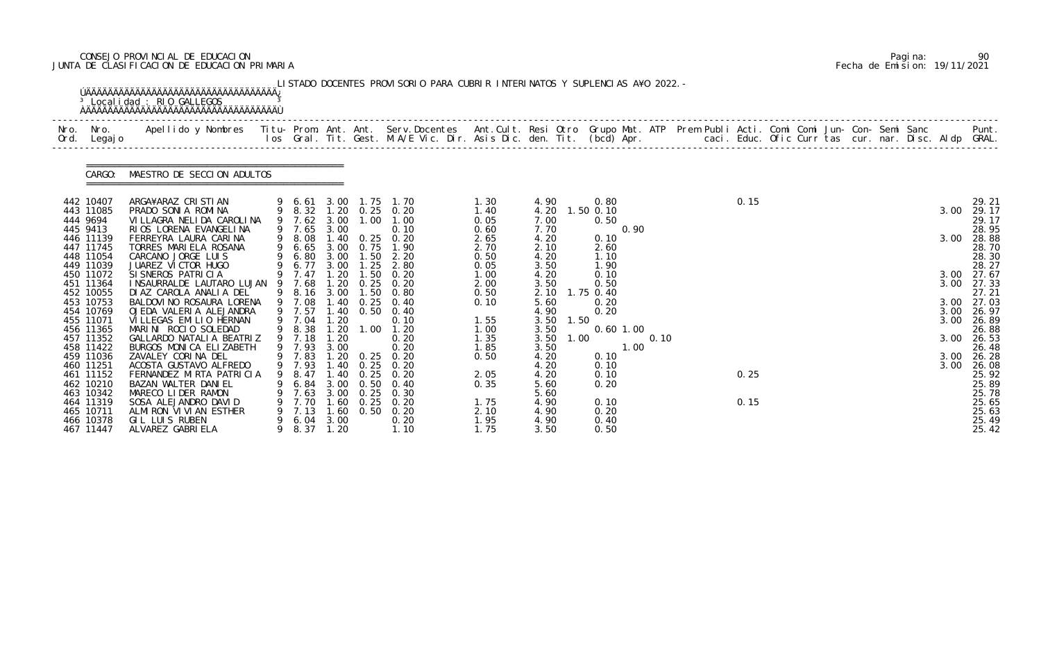CONSEJO PROVINCIAL DE EDUCACION
JUNTA DE CLASIFICACION DE EDUCACION PRIMARIA

Pagina: 90
Fecha de Emision: 19/11/2021

LISTADO DOCENTES PROVISORIO PARA CUBRIR INTERINATOS Y SUPLENCIAS A¥O 2022.-

Localidad : RIO GALLEGOS

CARGO: MAESTRO DE SECCION ADULTOS

| Nro. Ord. | Nro. Legajo | Apellido y Nombres | Titu-los | Prom. Gral. | Ant. Tit. | Ant. Gest. | Serv.Docentes M.A/E Vic. Dir. | Ant.Cult. Asis Dic. | Resi den. | Otro Tit. | Grupo Mat. (bcd) | ATP Apr. | Prem Publi caci. | Acti. Educ. | Comi Ofic | Comi Curr | Jun-tas | Con-cur. | Semi nar. | Sanc Disc. | Aldp | Punt. GRAL. |
|---|---|---|---|---|---|---|---|---|---|---|---|---|---|---|---|---|---|---|---|---|---|---|
| 442 | 10407 | ARGA¥ARAZ CRISTIAN | 9 | 6.61 | 3.00 | 1.75 | 1.70 | 1.30 | 4.90 | | 0.80 | | | 0.15 | | | | | | | | 29.21 |
| 443 | 11085 | PRADO SONIA ROMINA | 9 | 8.32 | 1.20 | 0.25 | 0.20 | 1.40 | 4.20 | 1.50 | 0.10 | | | | | | | | | | 3.00 | 29.17 |
| 444 | 9694 | VILLAGRA NELIDA CAROLINA | 9 | 7.62 | 3.00 | 1.00 | 1.00 | 0.05 | 7.00 | | 0.50 | | | | | | | | | | | 29.17 |
| 445 | 9413 | RIOS LORENA EVANGELINA | 9 | 7.65 | 3.00 | | 0.10 | 0.60 | 7.70 | | | 0.90 | | | | | | | | | | 28.95 |
| 446 | 11139 | FERREYRA LAURA CARINA | 9 | 8.08 | 1.40 | 0.25 | 0.20 | 2.65 | 4.20 | | 0.10 | | | | | | | | | | 3.00 | 28.88 |
| 447 | 11745 | TORRES MARIELA ROSANA | 9 | 6.65 | 3.00 | 0.75 | 1.90 | 2.70 | 2.10 | | 2.60 | | | | | | | | | | | 28.70 |
| 448 | 11054 | CARCANO JORGE LUIS | 9 | 6.80 | 3.00 | 1.50 | 2.20 | 0.50 | 4.20 | | 1.10 | | | | | | | | | | | 28.30 |
| 449 | 11039 | JUAREZ VICTOR HUGO | 9 | 6.77 | 3.00 | 1.25 | 2.80 | 0.05 | 3.50 | | 1.90 | | | | | | | | | | | 28.27 |
| 450 | 11072 | SISNEROS PATRICIA | 9 | 7.47 | 1.20 | 1.50 | 0.20 | 1.00 | 4.20 | | 0.10 | | | | | | | | | | 3.00 | 27.67 |
| 451 | 11364 | INSAURRALDE LAUTARO LUJAN | 9 | 7.68 | 1.20 | 0.25 | 0.20 | 2.00 | 3.50 | | 0.50 | | | | | | | | | | 3.00 | 27.33 |
| 452 | 10055 | DIAZ CAROLA ANALIA DEL | 9 | 8.16 | 3.00 | 1.50 | 0.80 | 0.50 | 2.10 | 1.75 | 0.40 | | | | | | | | | | | 27.21 |
| 453 | 10753 | BALDOVINO ROSAURA LORENA | 9 | 7.08 | 1.40 | 0.25 | 0.40 | 0.10 | 5.60 | | 0.20 | | | | | | | | | | 3.00 | 27.03 |
| 454 | 10769 | OJEDA VALERIA ALEJANDRA | 9 | 7.57 | 1.40 | 0.50 | 0.40 | | 4.90 | | 0.20 | | | | | | | | | | 3.00 | 26.97 |
| 455 | 11071 | VILLEGAS EMILIO HERNAN | 9 | 7.04 | 1.20 | | 0.10 | 1.55 | 3.50 | 1.50 | | | | | | | | | | | 3.00 | 26.89 |
| 456 | 11365 | MARINI ROCIO SOLEDAD | 9 | 8.38 | 1.20 | 1.00 | 1.20 | 1.00 | 3.50 | | 0.60 | 1.00 | | | | | | | | | | 26.88 |
| 457 | 11352 | GALLARDO NATALIA BEATRIZ | 9 | 7.18 | 1.20 | | 0.20 | 1.35 | 3.50 | 1.00 | | | 0.10 | | | | | | | | 3.00 | 26.53 |
| 458 | 11422 | BURGOS MONICA ELIZABETH | 9 | 7.93 | 3.00 | | 0.20 | 1.85 | 3.50 | | | 1.00 | | | | | | | | | | 26.48 |
| 459 | 11036 | ZAVALEY CORINA DEL | 9 | 7.83 | 1.20 | 0.25 | 0.20 | 0.50 | 4.20 | | 0.10 | | | | | | | | | | 3.00 | 26.28 |
| 460 | 11251 | ACOSTA GUSTAVO ALFREDO | 9 | 7.93 | 1.40 | 0.25 | 0.20 | | 4.20 | | 0.10 | | | | | | | | | | 3.00 | 26.08 |
| 461 | 11152 | FERNANDEZ MIRTA PATRICIA | 9 | 8.47 | 1.40 | 0.25 | 0.20 | 2.05 | 4.20 | | 0.10 | | | 0.25 | | | | | | | | 25.92 |
| 462 | 10210 | BAZAN WALTER DANIEL | 9 | 6.84 | 3.00 | 0.50 | 0.40 | 0.35 | 5.60 | | 0.20 | | | | | | | | | | | 25.89 |
| 463 | 10342 | MARECO LIDER RAMON | 9 | 7.63 | 3.00 | 0.25 | 0.30 | | 5.60 | | | | | | | | | | | | | 25.78 |
| 464 | 11319 | SOSA ALEJANDRO DAVID | 9 | 7.70 | 1.60 | 0.25 | 0.20 | 1.75 | 4.90 | | 0.10 | | | 0.15 | | | | | | | | 25.65 |
| 465 | 10711 | ALMIRON VIVIAN ESTHER | 9 | 7.13 | 1.60 | 0.50 | 0.20 | 2.10 | 4.90 | | 0.20 | | | | | | | | | | | 25.63 |
| 466 | 10378 | GIL LUIS RUBEN | 9 | 6.04 | 3.00 | | 0.20 | 1.95 | 4.90 | | 0.40 | | | | | | | | | | | 25.49 |
| 467 | 11447 | ALVAREZ GABRIELA | 9 | 8.37 | 1.20 | | 1.10 | 1.75 | 3.50 | | 0.50 | | | | | | | | | | | 25.42 |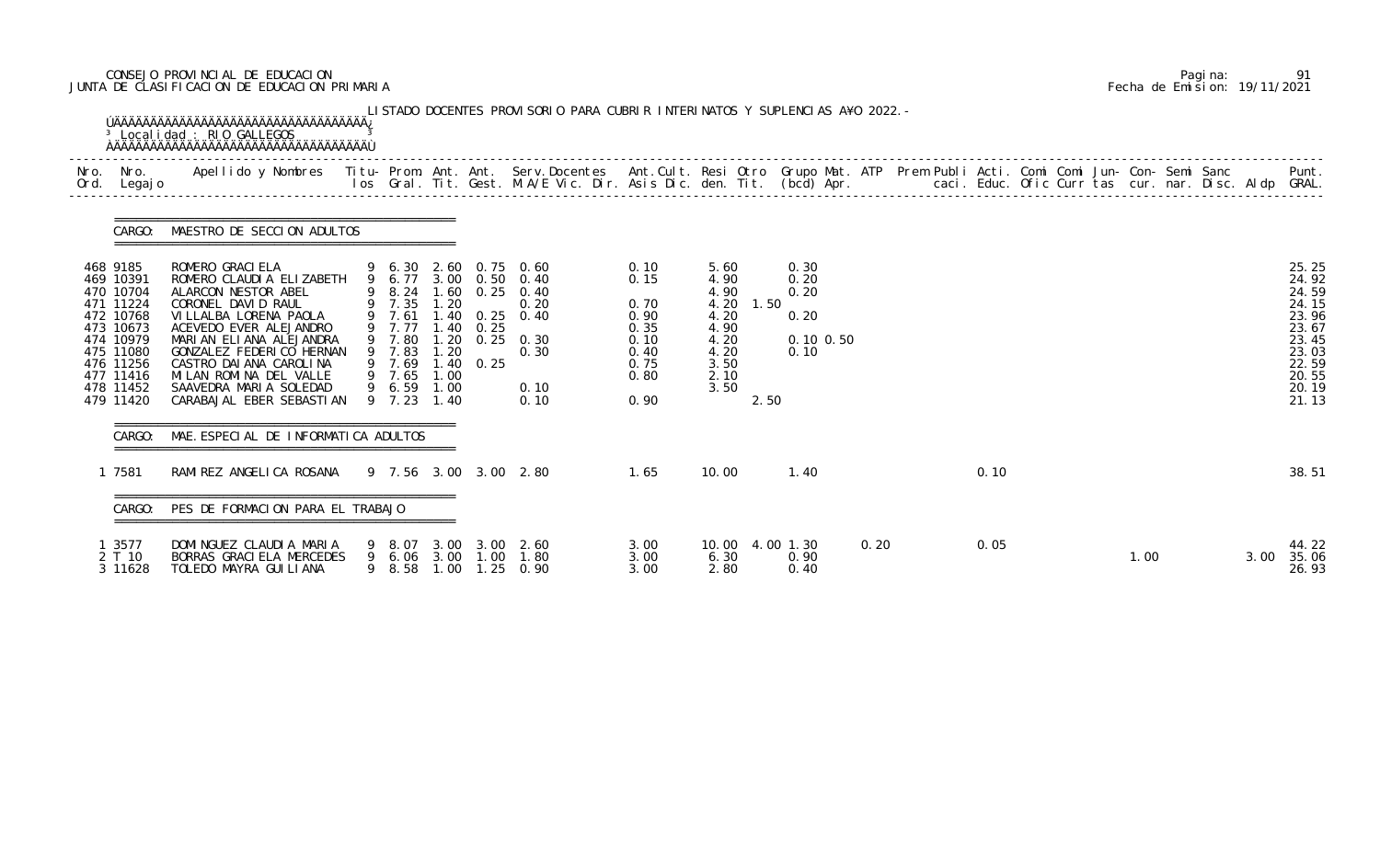CONSEJO PROVINCIAL DE EDUCACION
JUNTA DE CLASIFICACION DE EDUCACION PRIMARIA

Pagina: 91
Fecha de Emision: 19/11/2021

LISTADO DOCENTES PROVISORIO PARA CUBRIR INTERINATOS Y SUPLENCIAS A¥O 2022.-

Localidad : RIO GALLEGOS

| Nro. Ord. | Nro. Legajo | Apellido y Nombres | Titu-los | Prom. Gral. | Ant. Tit. | Ant. Gest. | Serv.Docentes M.A/E Vic. Dir. | Ant.Cult. Asis Dic. | Resi den. | Otro Tit. | Grupo Mat. (bcd) | ATP Apr. | Prem Publi caci. | Acti. Educ. | Comi Ofic | Comi Curr | Jun-tas | Con-cur. | Semi nar. | Sanc Disc. | Aldp | Punt. GRAL. |
|---|---|---|---|---|---|---|---|---|---|---|---|---|---|---|---|---|---|---|---|---|---|---|
| **CARGO: MAESTRO DE SECCION ADULTOS** | | | | | | | | | | | | | | | | | | | | | | |
| 468 | 9185 | ROMERO GRACIELA | 9 | 6.30 | 2.60 | 0.75 | 0.60 | 0.10 | 5.60 | | 0.30 | | | | | | | | | | | 25.25 |
| 469 | 10391 | ROMERO CLAUDIA ELIZABETH | 9 | 6.77 | 3.00 | 0.50 | 0.40 | 0.15 | 4.90 | | 0.20 | | | | | | | | | | | 24.92 |
| 470 | 10704 | ALARCON NESTOR ABEL | 9 | 8.24 | 1.60 | 0.25 | 0.40 | | 4.90 | | 0.20 | | | | | | | | | | | 24.59 |
| 471 | 11224 | CORONEL DAVID RAUL | 9 | 7.35 | 1.20 | | 0.20 | 0.70 | 4.20 | 1.50 | | | | | | | | | | | | 24.15 |
| 472 | 10768 | VILLALBA LORENA PAOLA | 9 | 7.61 | 1.40 | 0.25 | 0.40 | 0.90 | 4.20 | | 0.20 | | | | | | | | | | | 23.96 |
| 473 | 10673 | ACEVEDO EVER ALEJANDRO | 9 | 7.77 | 1.40 | 0.25 | | 0.35 | 4.90 | | | | | | | | | | | | | 23.67 |
| 474 | 10979 | MARIAN ELIANA ALEJANDRA | 9 | 7.80 | 1.20 | 0.25 | 0.30 | 0.10 | 4.20 | | 0.10 | 0.50 | | | | | | | | | | 23.45 |
| 475 | 11080 | GONZALEZ FEDERICO HERNAN | 9 | 7.83 | 1.20 | | 0.30 | 0.40 | 4.20 | | 0.10 | | | | | | | | | | | 23.03 |
| 476 | 11256 | CASTRO DAIANA CAROLINA | 9 | 7.69 | 1.40 | 0.25 | | 0.75 | 3.50 | | | | | | | | | | | | | 22.59 |
| 477 | 11416 | MILAN ROMINA DEL VALLE | 9 | 7.65 | 1.00 | | | 0.80 | 2.10 | | | | | | | | | | | | | 20.55 |
| 478 | 11452 | SAAVEDRA MARIA SOLEDAD | 9 | 6.59 | 1.00 | | 0.10 | | 3.50 | | | | | | | | | | | | | 20.19 |
| 479 | 11420 | CARABAJAL EBER SEBASTIAN | 9 | 7.23 | 1.40 | | 0.10 | 0.90 | | 2.50 | | | | | | | | | | | | 21.13 |
| **CARGO: MAE.ESPECIAL DE INFORMATICA ADULTOS** | | | | | | | | | | | | | | | | | | | | | | |
| 1 | 7581 | RAMIREZ ANGELICA ROSANA | 9 | 7.56 | 3.00 | 3.00 | 2.80 | 1.65 | 10.00 | | 1.40 | | | 0.10 | | | | | | | | 38.51 |
| **CARGO: PES DE FORMACION PARA EL TRABAJO** | | | | | | | | | | | | | | | | | | | | | | |
| 1 | 3577 | DOMINGUEZ CLAUDIA MARIA | 9 | 8.07 | 3.00 | 3.00 | 2.60 | 3.00 | 10.00 | 4.00 | 1.30 | 0.20 | | 0.05 | | | | | | | | 44.22 |
| 2 | T 10 | BORRAS GRACIELA MERCEDES | 9 | 6.06 | 3.00 | 1.00 | 1.80 | 3.00 | 6.30 | | 0.90 | | | | | | 1.00 | | | | 3.00 | 35.06 |
| 3 | 11628 | TOLEDO MAYRA GUILIANA | 9 | 8.58 | 1.00 | 1.25 | 0.90 | 3.00 | 2.80 | | 0.40 | | | | | | | | | | | 26.93 |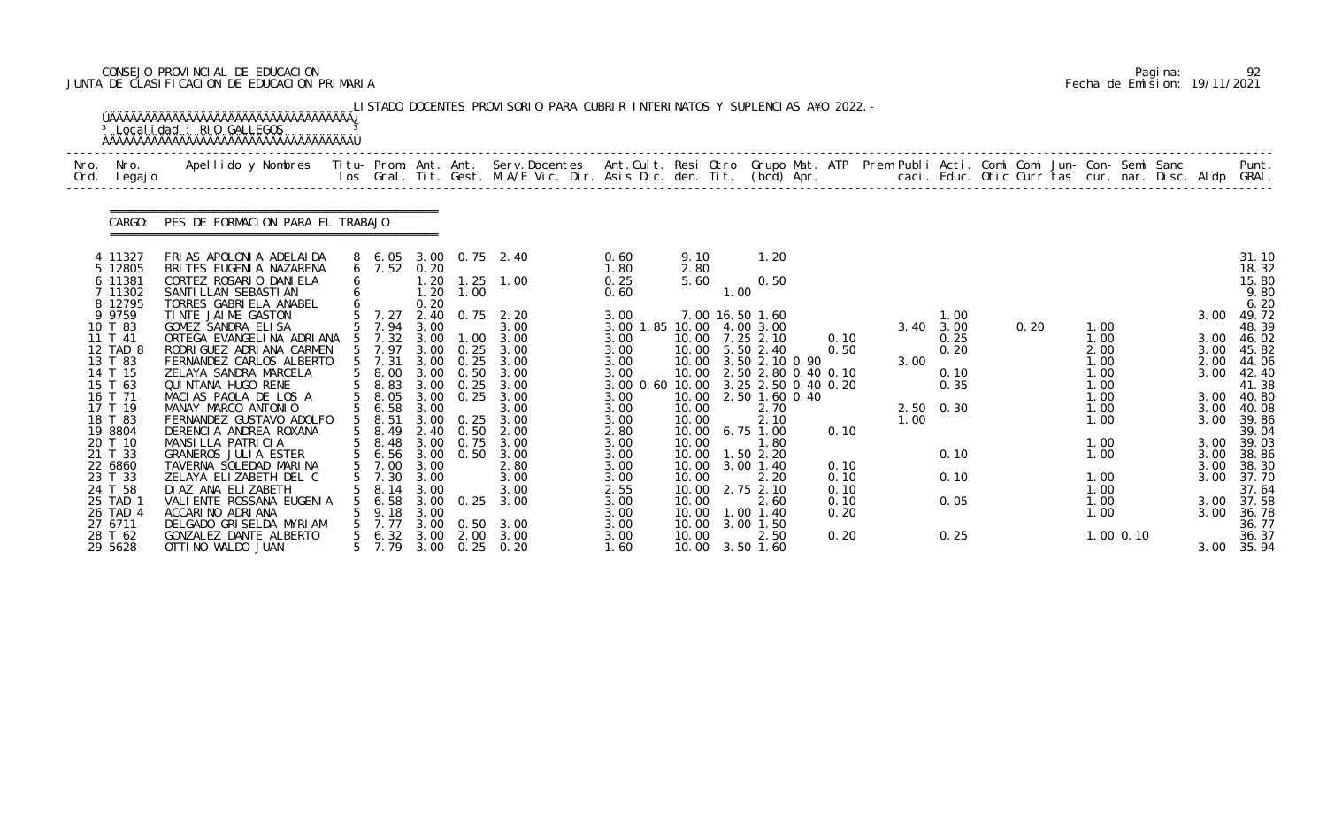CONSEJO PROVINCIAL DE EDUCACION
JUNTA DE CLASIFICACION DE EDUCACION PRIMARIA

Pagina: 92
Fecha de Emision: 19/11/2021

LISTADO DOCENTES PROVISORIO PARA CUBRIR INTERINATOS Y SUPLENCIAS A¥O 2022.-

Localidad : RIO GALLEGOS

CARGO: PES DE FORMACION PARA EL TRABAJO

| Nro. Ord. | Nro. Legajo | Apellido y Nombres | Titu- los | Prom. Gral. | Ant. Tit. | Ant. Gest. | Serv.Docentes M.A/E Vic. Dir. | Ant.Cult. Asis Dic. | Resi den. | Otro Tit. | Grupo Mat. (bcd) | ATP Apr. | Prem Publi caci. | Acti. Educ. | Comi Ofic | Comi Curr | Jun- tas | Con- cur. | Semi nar. | Sanc Disc. | Aldp | Punt. GRAL. |
|---|---|---|---|---|---|---|---|---|---|---|---|---|---|---|---|---|---|---|---|---|---|---|
| 4 | 11327 | FRIAS APOLONIA ADELAIDA | 8 | 6.05 | 3.00 | 0.75 | 2.40 | 0.60 | 9.10 | | 1.20 | | | | | | | | | | | 31.10 |
| 5 | 12805 | BRITES EUGENIA NAZARENA | 6 | 7.52 | 0.20 | | | 1.80 | 2.80 | | | | | | | | | | | | | 18.32 |
| 6 | 11381 | CORTEZ ROSARIO DANIELA | 6 | | 1.20 | 1.25 | 1.00 | 0.25 | 5.60 | | 0.50 | | | | | | | | | | | 15.80 |
| 7 | 11302 | SANTILLAN SEBASTIAN | 6 | | 1.20 | 1.00 | | 0.60 | | 1.00 | | | | | | | | | | | | 9.80 |
| 8 | 12795 | TORRES GABRIELA ANABEL | 6 | | 0.20 | | | | | | | | | | | | | | | | | 6.20 |
| 9 | 9759 | TINTE JAIME GASTON | 5 | 7.27 | 2.40 | 0.75 | 2.20 | 3.00 | 7.00 | 16.50 | 1.60 | | | 1.00 | | | | | | | 3.00 | 49.72 |
| 10 | T 83 | GOMEZ SANDRA ELISA | 5 | 7.94 | 3.00 | | 3.00 | 3.00 1.85 | 10.00 | 4.00 | 3.00 | | 3.40 | 3.00 | 0.20 | | 1.00 | | | | | 48.39 |
| 11 | T 41 | ORTEGA EVANGELINA ADRIANA | 5 | 7.32 | 3.00 | 1.00 | 3.00 | 3.00 | 10.00 | 7.25 | 2.10 | 0.10 | | 0.25 | | | 1.00 | | | | 3.00 | 46.02 |
| 12 | TAD 8 | RODRIGUEZ ADRIANA CARMEN | 5 | 7.97 | 3.00 | 0.25 | 3.00 | 3.00 | 10.00 | 5.50 | 2.40 | 0.50 | | 0.20 | | | 2.00 | | | | 3.00 | 45.82 |
| 13 | T 83 | FERNANDEZ CARLOS ALBERTO | 5 | 7.31 | 3.00 | 0.25 | 3.00 | 3.00 | 10.00 | 3.50 | 2.10 0.90 | | 3.00 | | | | 1.00 | | | | 2.00 | 44.06 |
| 14 | T 15 | ZELAYA SANDRA MARCELA | 5 | 8.00 | 3.00 | 0.50 | 3.00 | 3.00 | 10.00 | 2.50 | 2.80 0.40 | 0.10 | | 0.10 | | | 1.00 | | | | 3.00 | 42.40 |
| 15 | T 63 | QUINTANA HUGO RENE | 5 | 8.83 | 3.00 | 0.25 | 3.00 | 3.00 0.60 | 10.00 | 3.25 | 2.50 0.40 | 0.20 | | 0.35 | | | 1.00 | | | | | 41.38 |
| 16 | T 71 | MACIAS PAOLA DE LOS A | 5 | 8.05 | 3.00 | 0.25 | 3.00 | 3.00 | 10.00 | 2.50 | 1.60 0.40 | | | | | | 1.00 | | | | 3.00 | 40.80 |
| 17 | T 19 | MANAY MARCO ANTONIO | 5 | 6.58 | 3.00 | | 3.00 | 3.00 | 10.00 | | 2.70 | | 2.50 | 0.30 | | | 1.00 | | | | 3.00 | 40.08 |
| 18 | T 83 | FERNANDEZ GUSTAVO ADOLFO | 5 | 8.51 | 3.00 | 0.25 | 3.00 | 3.00 | 10.00 | | 2.10 | | 1.00 | | | | 1.00 | | | | 3.00 | 39.86 |
| 19 | 8804 | DERENCIA ANDREA ROXANA | 5 | 8.49 | 2.40 | 0.50 | 2.00 | 2.80 | 10.00 | 6.75 | 1.00 | 0.10 | | | | | | | | | | 39.04 |
| 20 | T 10 | MANSILLA PATRICIA | 5 | 8.48 | 3.00 | 0.75 | 3.00 | 3.00 | 10.00 | | 1.80 | | | | | | 1.00 | | | | 3.00 | 39.03 |
| 21 | T 33 | GRANEROS JULIA ESTER | 5 | 6.56 | 3.00 | 0.50 | 3.00 | 3.00 | 10.00 | 1.50 | 2.20 | | | 0.10 | | | 1.00 | | | | 3.00 | 38.86 |
| 22 | 6860 | TAVERNA SOLEDAD MARINA | 5 | 7.00 | 3.00 | | 2.80 | 3.00 | 10.00 | 3.00 | 1.40 | 0.10 | | | | | | | | | 3.00 | 38.30 |
| 23 | T 33 | ZELAYA ELIZABETH DEL C | 5 | 7.30 | 3.00 | | 3.00 | 3.00 | 10.00 | | 2.20 | 0.10 | | 0.10 | | | 1.00 | | | | 3.00 | 37.70 |
| 24 | T 58 | DIAZ ANA ELIZABETH | 5 | 8.14 | 3.00 | | 3.00 | 2.55 | 10.00 | 2.75 | 2.10 | 0.10 | | | | | 1.00 | | | | | 37.64 |
| 25 | TAD 1 | VALIENTE ROSSANA EUGENIA | 5 | 6.58 | 3.00 | 0.25 | 3.00 | 3.00 | 10.00 | | 2.60 | 0.10 | | 0.05 | | | 1.00 | | | | 3.00 | 37.58 |
| 26 | TAD 4 | ACCARINO ADRIANA | 5 | 9.18 | 3.00 | | | 3.00 | 10.00 | 1.00 | 1.40 | 0.20 | | | | | 1.00 | | | | 3.00 | 36.78 |
| 27 | 6711 | DELGADO GRISELDA MYRIAM | 5 | 7.77 | 3.00 | 0.50 | 3.00 | 3.00 | 10.00 | 3.00 | 1.50 | | | | | | | | | | | 36.77 |
| 28 | T 62 | GONZALEZ DANTE ALBERTO | 5 | 6.32 | 3.00 | 2.00 | 3.00 | 3.00 | 10.00 | | 2.50 | 0.20 | | 0.25 | | | 1.00 | 0.10 | | | | 36.37 |
| 29 | 5628 | OTTINO WALDO JUAN | 5 | 7.79 | 3.00 | 0.25 | 0.20 | 1.60 | 10.00 | 3.50 | 1.60 | | | | | | | | | | 3.00 | 35.94 |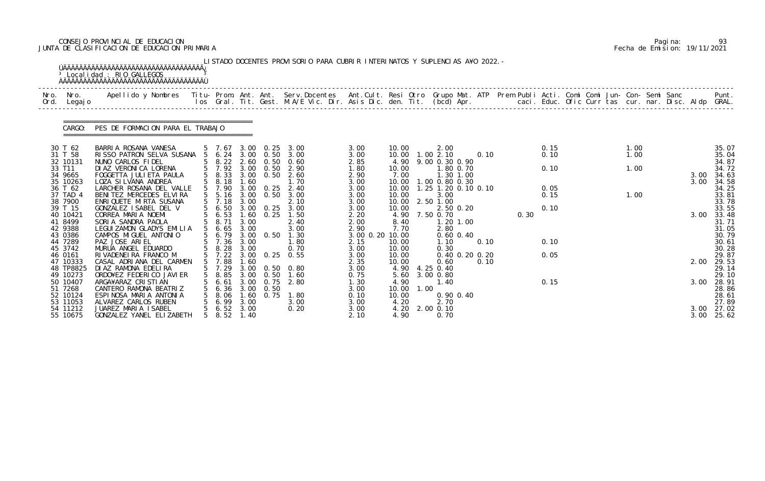CONSEJO PROVINCIAL DE EDUCACION
JUNTA DE CLASIFICACION DE EDUCACION PRIMARIA

Pagina: 93
Fecha de Emision: 19/11/2021

LISTADO DOCENTES PROVISORIO PARA CUBRIR INTERINATOS Y SUPLENCIAS A¥O 2022.-

Localidad : RIO GALLEGOS

CARGO: PES DE FORMACION PARA EL TRABAJO

| Nro. Ord. | Nro. Legajo | Apellido y Nombres | Titu- los | Prom. Gral. | Ant. Tit. | Ant. Gest. | Serv.Docentes M.A/E Vic. Dir. | Ant.Cult. Asis Dic. | Resi den. | Otro Tit. | Grupo Mat. (bcd) | ATP Apr. | Prem Publi caci. | Acti. Educ. | Comi Ofic | Comi Curr | Jun- tas | Con- cur. | Semi nar. | Sanc Disc. | Aldp | Punt. GRAL. |
|---|---|---|---|---|---|---|---|---|---|---|---|---|---|---|---|---|---|---|---|---|---|---|
| 30 | T 62 | BARRIA ROSANA VANESA | 5 | 7.67 | 3.00 | 0.25 | 3.00 | 3.00 | 10.00 | | 2.00 | | | 0.15 | | | 1.00 | | | | | 35.07 |
| 31 | T 58 | RISSO PATRON SELVA SUSANA | 5 | 6.24 | 3.00 | 0.50 | 3.00 | 3.00 | 10.00 | 1.00 | 2.10 | 0.10 | | 0.10 | | | 1.00 | | | | | 35.04 |
| 32 | 10131 | NUNO CARLOS FIDEL | 5 | 8.22 | 2.60 | 0.50 | 0.60 | 2.85 | 4.90 | 9.00 | 0.30 0.90 | | | | | | | | | | | 34.87 |
| 33 | T11 | DIAZ VERONICA LORENA | 5 | 7.92 | 3.00 | 0.50 | 2.90 | 1.80 | 10.00 | | 1.80 0.70 | | | 0.10 | | | 1.00 | | | | | 34.72 |
| 34 | 9665 | FOGGETTA JULIETA PAULA | 5 | 8.33 | 3.00 | 0.50 | 2.60 | 2.90 | 7.00 | | 1.30 1.00 | | | | | | | | | | 3.00 | 34.63 |
| 35 | 10263 | LOZA SILVANA ANDREA | 5 | 8.18 | 1.60 | | 1.70 | 3.00 | 10.00 | 1.00 | 0.80 0.30 | | | | | | | | | | 3.00 | 34.58 |
| 36 | T 62 | LARCHER ROSANA DEL VALLE | 5 | 7.90 | 3.00 | 0.25 | 2.40 | 3.00 | 10.00 | 1.25 | 1.20 0.10 | 0.10 | | 0.05 | | | | | | | | 34.25 |
| 37 | TAD 4 | BENITEZ MERCEDES ELVIRA | 5 | 5.16 | 3.00 | 0.50 | 3.00 | 3.00 | 10.00 | | 3.00 | | | 0.15 | | | 1.00 | | | | | 33.81 |
| 38 | 7900 | ENRIQUETE MIRTA SUSANA | 5 | 7.18 | 3.00 | | 2.10 | 3.00 | 10.00 | 2.50 | 1.00 | | | | | | | | | | | 33.78 |
| 39 | T 15 | GONZALEZ ISABEL DEL V | 5 | 6.50 | 3.00 | 0.25 | 3.00 | 3.00 | 10.00 | | 2.50 0.20 | | | 0.10 | | | | | | | | 33.55 |
| 40 | 10421 | CORREA MARIA NOEMI | 5 | 6.53 | 1.60 | 0.25 | 1.50 | 2.20 | 4.90 | 7.50 | 0.70 | | 0.30 | | | | | | | | 3.00 | 33.48 |
| 41 | 8499 | SORIA SANDRA PAOLA | 5 | 8.71 | 3.00 | | 2.40 | 2.00 | 8.40 | | 1.20 1.00 | | | | | | | | | | | 31.71 |
| 42 | 9388 | LEGUIZAMON GLADYS EMILIA | 5 | 6.65 | 3.00 | | 3.00 | 2.90 | 7.70 | | 2.80 | | | | | | | | | | | 31.05 |
| 43 | 0386 | CAMPOS MIGUEL ANTONIO | 5 | 6.79 | 3.00 | 0.50 | 1.30 | 3.00 0.20 | 10.00 | | 0.60 0.40 | | | | | | | | | | | 30.79 |
| 44 | 7289 | PAZ JOSE ARIEL | 5 | 7.36 | 3.00 | | 1.80 | 2.15 | 10.00 | | 1.10 | 0.10 | | 0.10 | | | | | | | | 30.61 |
| 45 | 3742 | MURUA ANGEL EDUARDO | 5 | 8.28 | 3.00 | | 0.70 | 3.00 | 10.00 | | 0.30 | | | | | | | | | | | 30.28 |
| 46 | 0161 | RIVADENEIRA FRANCO M | 5 | 7.22 | 3.00 | 0.25 | 0.55 | 3.00 | 10.00 | | 0.40 0.20 | 0.20 | | 0.05 | | | | | | | | 29.87 |
| 47 | 10333 | CASAL ADRIANA DEL CARMEN | 5 | 7.88 | 1.60 | | | 2.35 | 10.00 | | 0.60 | 0.10 | | | | | | | | | 2.00 | 29.53 |
| 48 | TP8825 | DIAZ RAMONA EDELIRA | 5 | 7.29 | 3.00 | 0.50 | 0.80 | 3.00 | 4.90 | 4.25 | 0.40 | | | | | | | | | | | 29.14 |
| 49 | 10273 | ORDO¥EZ FEDERICO JAVIER | 5 | 8.85 | 3.00 | 0.50 | 1.60 | 0.75 | 5.60 | 3.00 | 0.80 | | | | | | | | | | | 29.10 |
| 50 | 10407 | ARGA¥ARAZ CRISTIAN | 5 | 6.61 | 3.00 | 0.75 | 2.80 | 1.30 | 4.90 | | 1.40 | | | 0.15 | | | | | | | 3.00 | 28.91 |
| 51 | 7268 | CANTERO RAMONA BEATRIZ | 5 | 6.36 | 3.00 | 0.50 | | 3.00 | 10.00 | 1.00 | | | | | | | | | | | | 28.86 |
| 52 | 10124 | ESPINOSA MARIA ANTONIA | 5 | 8.06 | 1.60 | 0.75 | 1.80 | 0.10 | 10.00 | | 0.90 0.40 | | | | | | | | | | | 28.61 |
| 53 | 11053 | ALVAREZ CARLOS RUBEN | 5 | 6.99 | 3.00 | | 3.00 | 3.00 | 4.20 | | 2.70 | | | | | | | | | | | 27.89 |
| 54 | 11212 | JUAREZ MARIA ISABEL | 5 | 6.52 | 3.00 | | 0.20 | 3.00 | 4.20 | 2.00 | 0.10 | | | | | | | | | | 3.00 | 27.02 |
| 55 | 10675 | GONZALEZ YANEL ELIZABETH | 5 | 8.52 | 1.40 | | | 2.10 | 4.90 | | 0.70 | | | | | | | | | | 3.00 | 25.62 |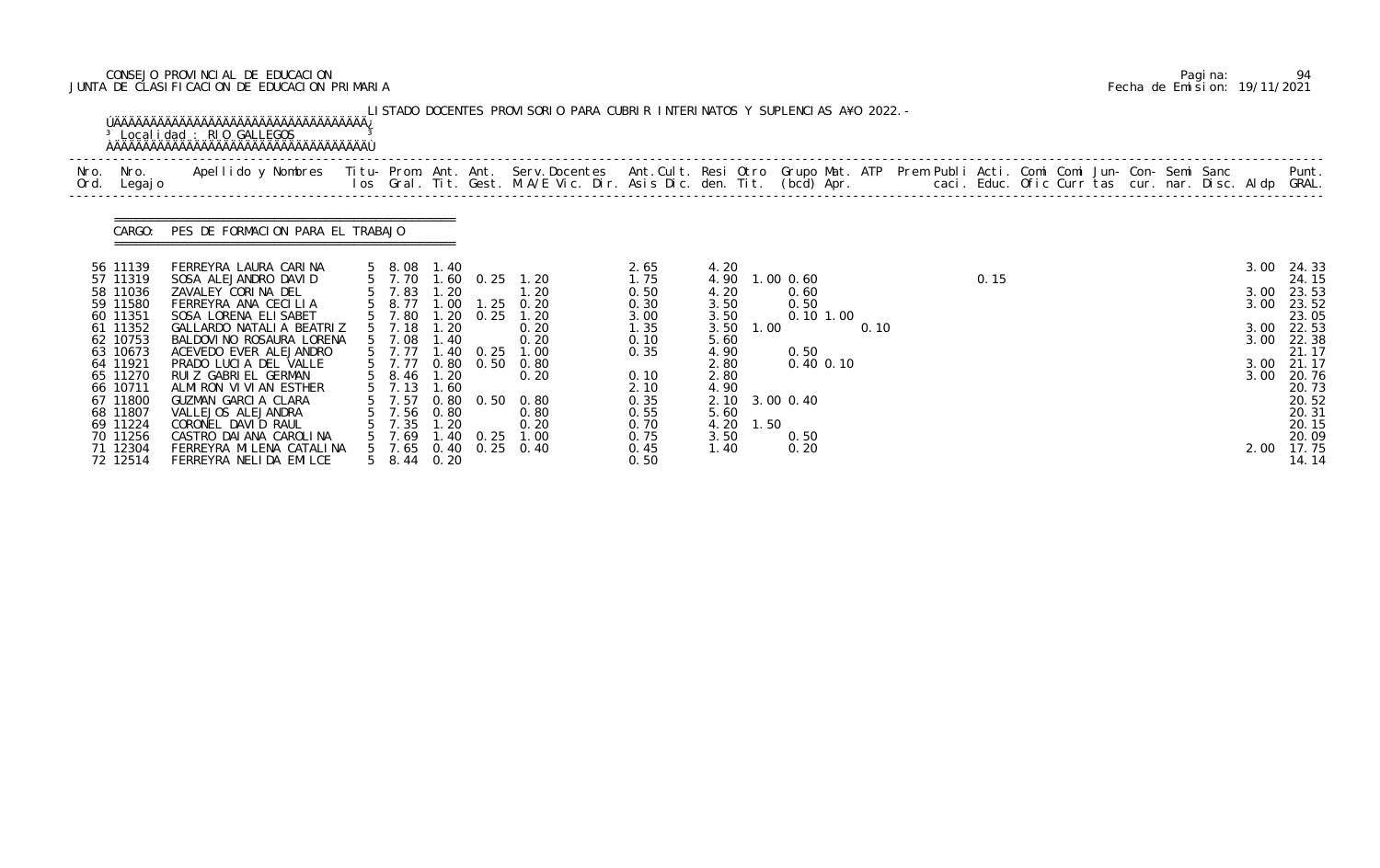CONSEJO PROVINCIAL DE EDUCACION
JUNTA DE CLASIFICACION DE EDUCACION PRIMARIA

Pagina: 94
Fecha de Emision: 19/11/2021

LISTADO DOCENTES PROVISORIO PARA CUBRIR INTERINATOS Y SUPLENCIAS A¥O 2022.-

Localidad : RIO GALLEGOS

CARGO: PES DE FORMACION PARA EL TRABAJO

| Nro. Ord. | Nro. Legajo | Apellido y Nombres | Titu- los | Prom. Gral. | Ant. Tit. | Ant. Gest. | Serv.Docentes M.A/E Vic. Dir. | Ant.Cult. Asis Dic. | Resi den. | Otro Tit. | Grupo Mat. (bcd) | ATP Apr. | Prem Publi caci. | Acti. Educ. | Comi Ofic | Comi Curr | Jun- tas | Con- cur. | Semi nar. | Sanc Disc. | Aldp | Punt. GRAL. |
|---|---|---|---|---|---|---|---|---|---|---|---|---|---|---|---|---|---|---|---|---|---|---|
| 56 | 11139 | FERREYRA LAURA CARINA | 5 | 8.08 | 1.40 | | | 2.65 | 4.20 | | | | | | | | | | | | 3.00 | 24.33 |
| 57 | 11319 | SOSA ALEJANDRO DAVID | 5 | 7.70 | 1.60 | 0.25 | 1.20 | 1.75 | 4.90 | 1.00 | 0.60 | | | 0.15 | | | | | | | | 24.15 |
| 58 | 11036 | ZAVALEY CORINA DEL | 5 | 7.83 | 1.20 | | 1.20 | 0.50 | 4.20 | | 0.60 | | | | | | | | | | 3.00 | 23.53 |
| 59 | 11580 | FERREYRA ANA CECILIA | 5 | 8.77 | 1.00 | 1.25 | 0.20 | 0.30 | 3.50 | | 0.50 | | | | | | | | | | 3.00 | 23.52 |
| 60 | 11351 | SOSA LORENA ELISABET | 5 | 7.80 | 1.20 | 0.25 | 1.20 | 3.00 | 3.50 | | 0.10 | 1.00 | | | | | | | | | | 23.05 |
| 61 | 11352 | GALLARDO NATALIA BEATRIZ | 5 | 7.18 | 1.20 | | 0.20 | 1.35 | 3.50 | 1.00 | | 0.10 | | | | | | | | | 3.00 | 22.53 |
| 62 | 10753 | BALDOVINO ROSAURA LORENA | 5 | 7.08 | 1.40 | | 0.20 | 0.10 | 5.60 | | | | | | | | | | | | 3.00 | 22.38 |
| 63 | 10673 | ACEVEDO EVER ALEJANDRO | 5 | 7.77 | 1.40 | 0.25 | 1.00 | 0.35 | 4.90 | | 0.50 | | | | | | | | | | | 21.17 |
| 64 | 11921 | PRADO LUCIA DEL VALLE | 5 | 7.77 | 0.80 | 0.50 | 0.80 | | 2.80 | | 0.40 | 0.10 | | | | | | | | | 3.00 | 21.17 |
| 65 | 11270 | RUIZ GABRIEL GERMAN | 5 | 8.46 | 1.20 | | 0.20 | 0.10 | 2.80 | | | | | | | | | | | | 3.00 | 20.76 |
| 66 | 10711 | ALMIRON VIVIAN ESTHER | 5 | 7.13 | 1.60 | | | 2.10 | 4.90 | | | | | | | | | | | | | 20.73 |
| 67 | 11800 | GUZMAN GARCIA CLARA | 5 | 7.57 | 0.80 | 0.50 | 0.80 | 0.35 | 2.10 | 3.00 | 0.40 | | | | | | | | | | | 20.52 |
| 68 | 11807 | VALLEJOS ALEJANDRA | 5 | 7.56 | 0.80 | | 0.80 | 0.55 | 5.60 | | | | | | | | | | | | | 20.31 |
| 69 | 11224 | CORONEL DAVID RAUL | 5 | 7.35 | 1.20 | | 0.20 | 0.70 | 4.20 | 1.50 | | | | | | | | | | | | 20.15 |
| 70 | 11256 | CASTRO DAIANA CAROLINA | 5 | 7.69 | 1.40 | 0.25 | 1.00 | 0.75 | 3.50 | | 0.50 | | | | | | | | | | | 20.09 |
| 71 | 12304 | FERREYRA MILENA CATALINA | 5 | 7.65 | 0.40 | 0.25 | 0.40 | 0.45 | 1.40 | | 0.20 | | | | | | | | | | 2.00 | 17.75 |
| 72 | 12514 | FERREYRA NELIDA EMILCE | 5 | 8.44 | 0.20 | | | 0.50 | | | | | | | | | | | | | | 14.14 |